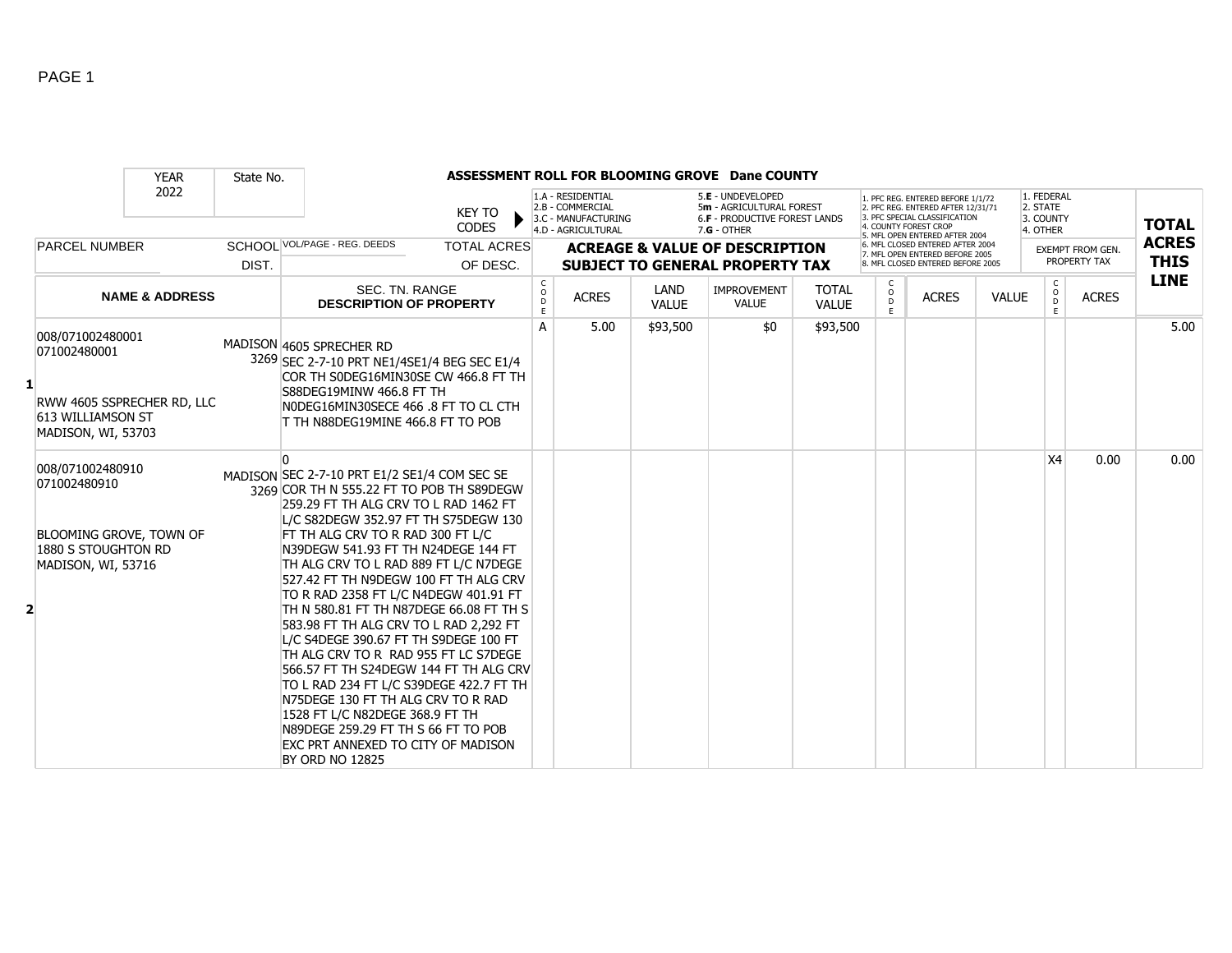# ASSESSMENT ROLL FOR BLOOMING GROVE Dane COUNTY

| YEAR | State No. |
|---|---|
| 2022 | |

KEY TO CODES:
- 1.A - RESIDENTIAL
- 2.B - COMMERCIAL
- 3.C - MANUFACTURING
- 4.D - AGRICULTURAL
- 5.E - UNDEVELOPED
- 5m - AGRICULTURAL FOREST
- 6.F - PRODUCTIVE FOREST LANDS
- 7.G - OTHER

- 1. PFC REG. ENTERED BEFORE 1/1/72
- 2. PFC REG. ENTERED AFTER 12/31/71
- 3. PFC SPECIAL CLASSIFICATION
- 4. COUNTY FOREST CROP
- 5. MFL OPEN ENTERED AFTER 2004
- 6. MFL CLOSED ENTERED AFTER 2004
- 7. MFL OPEN ENTERED BEFORE 2005
- 8. MFL CLOSED ENTERED BEFORE 2005

- 1. FEDERAL
- 2. STATE
- 3. COUNTY
- 4. OTHER

| | PARCEL NUMBER / NAME & ADDRESS | SCHOOL DIST. | VOL/PAGE - REG. DEEDS / SEC. TN. RANGE DESCRIPTION OF PROPERTY | ACREAGE & VALUE OF DESCRIPTION SUBJECT TO GENERAL PROPERTY TAX | | | | | | | | EXEMPT FROM GEN. PROPERTY TAX | | TOTAL ACRES THIS LINE |
|---|---|---|---|---|---|---|---|---|---|---|---|---|---|---|
| | | | | CODE | ACRES | LAND VALUE | IMPROVEMENT VALUE | TOTAL VALUE | CODE | ACRES | VALUE | CODE | ACRES | |
| 1 | 008/071002480001<br>071002480001<br><br>RWW 4605 SSPRECHER RD, LLC<br>613 WILLIAMSON ST<br>MADISON, WI, 53703 | MADISON<br>3269 | 4605 SPRECHER RD<br>SEC 2-7-10 PRT NE1/4SE1/4 BEG SEC E1/4 COR TH S0DEG16MIN30SE CW 466.8 FT TH S88DEG19MINW 466.8 FT TH N0DEG16MIN30SECE 466 .8 FT TO CL CTH T TH N88DEG19MINE 466.8 FT TO POB | A | 5.00 | $93,500 | $0 | $93,500 | | | | | | 5.00 |
| 2 | 008/071002480910<br>071002480910<br><br>BLOOMING GROVE, TOWN OF<br>1880 S STOUGHTON RD<br>MADISON, WI, 53716 | MADISON<br>3269 | 0<br>SEC 2-7-10 PRT E1/2 SE1/4 COM SEC SE COR TH N 555.22 FT TO POB TH S89DEGW 259.29 FT TH ALG CRV TO L RAD 1462 FT L/C S82DEGW 352.97 FT TH S75DEGW 130 FT TH ALG CRV TO R RAD 300 FT L/C N39DEGW 541.93 FT TH N24DEGE 144 FT TH ALG CRV TO L RAD 889 FT L/C N7DEGE 527.42 FT TH N9DEGW 100 FT TH ALG CRV TO R RAD 2358 FT L/C N4DEGW 401.91 FT TH N 580.81 FT TH N87DEGE 66.08 FT TH S 583.98 FT TH ALG CRV TO L RAD 2,292 FT L/C S4DEGE 390.67 FT TH S9DEGE 100 FT TH ALG CRV TO R RAD 955 FT LC S7DEGE 566.57 FT TH S24DEGW 144 FT TH ALG CRV TO L RAD 234 FT L/C S39DEGE 422.7 FT TH N75DEGE 130 FT TH ALG CRV TO R RAD 1528 FT L/C N82DEGE 368.9 FT TH N89DEGE 259.29 FT TH S 66 FT TO POB EXC PRT ANNEXED TO CITY OF MADISON BY ORD NO 12825 | | | | | | | | | X4 | 0.00 | 0.00 |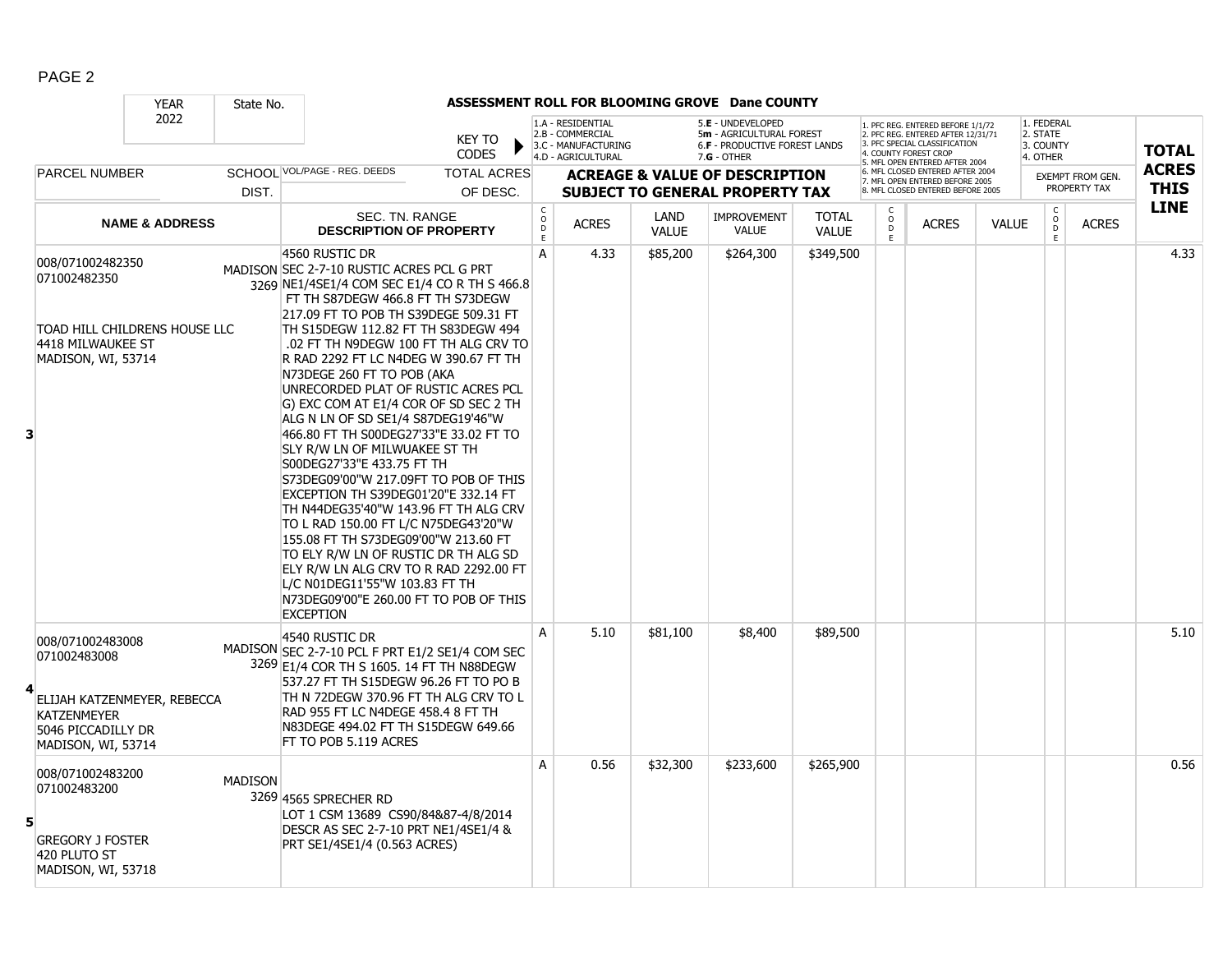## ASSESSMENT ROLL FOR BLOOMING GROVE Dane COUNTY

YEAR 2022 | State No.

KEY TO CODES:
1.A - RESIDENTIAL, 2.B - COMMERCIAL, 3.C - MANUFACTURING, 4.D - AGRICULTURAL, 5.E - UNDEVELOPED, 5m - AGRICULTURAL FOREST, 6.F - PRODUCTIVE FOREST LANDS, 7.G - OTHER

1. PFC REG. ENTERED BEFORE 1/1/72, 2. PFC REG. ENTERED AFTER 12/31/71, 3. PFC SPECIAL CLASSIFICATION, 4. COUNTY FOREST CROP, 5. MFL OPEN ENTERED AFTER 2004, 6. MFL CLOSED ENTERED AFTER 2004, 7. MFL OPEN ENTERED BEFORE 2005, 8. MFL CLOSED ENTERED BEFORE 2005

1. FEDERAL, 2. STATE, 3. COUNTY, 4. OTHER

| | PARCEL NUMBER / NAME & ADDRESS | SCHOOL DIST. | VOL/PAGE - REG. DEEDS / SEC. TN. RANGE / DESCRIPTION OF PROPERTY | CODE | ACRES | LAND VALUE | IMPROVEMENT VALUE | TOTAL VALUE | CODE | ACRES | VALUE | CODE | EXEMPT FROM GEN. PROPERTY TAX ACRES | TOTAL ACRES THIS LINE |
|---|---|---|---|---|---|---|---|---|---|---|---|---|---|---|
| 3 | 008/071002482350<br>071002482350<br><br>TOAD HILL CHILDRENS HOUSE LLC<br>4418 MILWAUKEE ST<br>MADISON, WI, 53714 | MADISON 3269 | 4560 RUSTIC DR<br>SEC 2-7-10 RUSTIC ACRES PCL G PRT NE1/4SE1/4 COM SEC E1/4 CO R TH S 466.8 FT TH S87DEGW 466.8 FT TH S73DEGW 217.09 FT TO POB TH S39DEGE 509.31 FT TH S15DEGW 112.82 FT TH S83DEGW 494 .02 FT TH N9DEGW 100 FT TH ALG CRV TO R RAD 2292 FT LC N4DEG W 390.67 FT TH N73DEGE 260 FT TO POB (AKA UNRECORDED PLAT OF RUSTIC ACRES PCL G) EXC COM AT E1/4 COR OF SD SEC 2 TH ALG N LN OF SD SE1/4 S87DEG19'46"W 466.80 FT TH S00DEG27'33"E 33.02 FT TO SLY R/W LN OF MILWUAKEE ST TH S00DEG27'33"E 433.75 FT TH S73DEG09'00"W 217.09FT TO POB OF THIS EXCEPTION TH S39DEG01'20"E 332.14 FT TH N44DEG35'40"W 143.96 FT TH ALG CRV TO L RAD 150.00 FT L/C N75DEG43'20"W 155.08 FT TH S73DEG09'00"W 213.60 FT TO ELY R/W LN OF RUSTIC DR TH ALG SD ELY R/W LN ALG CRV TO R RAD 2292.00 FT L/C N01DEG11'55"W 103.83 FT TH N73DEG09'00"E 260.00 FT TO POB OF THIS EXCEPTION | A | 4.33 | $85,200 | $264,300 | $349,500 | | | | | | 4.33 |
| 4 | 008/071002483008<br>071002483008<br><br>ELIJAH KATZENMEYER, REBECCA KATZENMEYER<br>5046 PICCADILLY DR<br>MADISON, WI, 53714 | MADISON 3269 | 4540 RUSTIC DR<br>SEC 2-7-10 PCL F PRT E1/2 SE1/4 COM SEC E1/4 COR TH S 1605. 14 FT TH N88DEGW 537.27 FT TH S15DEGW 96.26 FT TO PO B TH N 72DEGW 370.96 FT TH ALG CRV TO L RAD 955 FT LC N4DEGE 458.4 8 FT TH N83DEGE 494.02 FT TH S15DEGW 649.66 FT TO POB 5.119 ACRES | A | 5.10 | $81,100 | $8,400 | $89,500 | | | | | | 5.10 |
| 5 | 008/071002483200<br>071002483200<br><br>GREGORY J FOSTER<br>420 PLUTO ST<br>MADISON, WI, 53718 | MADISON 3269 | 4565 SPRECHER RD<br>LOT 1 CSM 13689 CS90/84&87-4/8/2014 DESCR AS SEC 2-7-10 PRT NE1/4SE1/4 & PRT SE1/4SE1/4 (0.563 ACRES) | A | 0.56 | $32,300 | $233,600 | $265,900 | | | | | | 0.56 |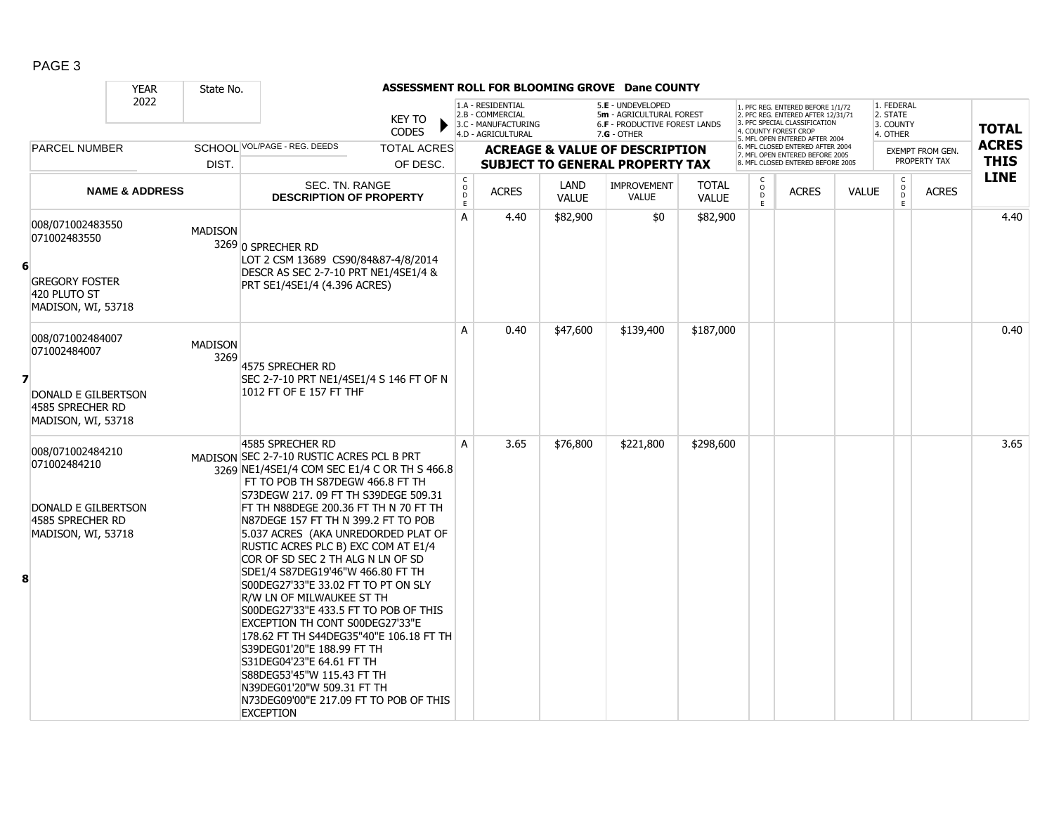# ASSESSMENT ROLL FOR BLOOMING GROVE Dane COUNTY

YEAR 2022 | State No.

KEY TO CODES:
- 1.A - RESIDENTIAL
- 2.B - COMMERCIAL
- 3.C - MANUFACTURING
- 4.D - AGRICULTURAL
- 5.E - UNDEVELOPED
- 5m - AGRICULTURAL FOREST
- 6.F - PRODUCTIVE FOREST LANDS
- 7.G - OTHER

- 1. PFC REG. ENTERED BEFORE 1/1/72
- 2. PFC REG. ENTERED AFTER 12/31/71
- 3. PFC SPECIAL CLASSIFICATION
- 4. COUNTY FOREST CROP
- 5. MFL OPEN ENTERED AFTER 2004
- 6. MFL CLOSED ENTERED AFTER 2004
- 7. MFL OPEN ENTERED BEFORE 2005
- 8. MFL CLOSED ENTERED BEFORE 2005

- 1. FEDERAL
- 2. STATE
- 3. COUNTY
- 4. OTHER

| LINE | PARCEL NUMBER / NAME & ADDRESS | SCHOOL DIST. | VOL/PAGE - REG. DEEDS / SEC. TN. RANGE / DESCRIPTION OF PROPERTY | CODE | ACRES | LAND VALUE | IMPROVEMENT VALUE | TOTAL VALUE | CODE | ACRES | VALUE | CODE | EXEMPT ACRES | TOTAL ACRES THIS LINE |
|---|---|---|---|---|---|---|---|---|---|---|---|---|---|---|
| 6 | 008/071002483550 071002483550 GREGORY FOSTER 420 PLUTO ST MADISON, WI, 53718 | MADISON 3269 | 0 SPRECHER RD LOT 2 CSM 13689 CS90/84&87-4/8/2014 DESCR AS SEC 2-7-10 PRT NE1/4SE1/4 & PRT SE1/4SE1/4 (4.396 ACRES) | A | 4.40 | $82,900 | $0 | $82,900 | | | | | | 4.40 |
| 7 | 008/071002484007 071002484007 DONALD E GILBERTSON 4585 SPRECHER RD MADISON, WI, 53718 | MADISON 3269 | 4575 SPRECHER RD SEC 2-7-10 PRT NE1/4SE1/4 S 146 FT OF N 1012 FT OF E 157 FT THF | A | 0.40 | $47,600 | $139,400 | $187,000 | | | | | | 0.40 |
| 8 | 008/071002484210 071002484210 DONALD E GILBERTSON 4585 SPRECHER RD MADISON, WI, 53718 | MADISON 3269 | 4585 SPRECHER RD SEC 2-7-10 RUSTIC ACRES PCL B PRT NE1/4SE1/4 COM SEC E1/4 C OR TH S 466.8 FT TO POB TH S87DEGW 466.8 FT TH S73DEGW 217. 09 FT TH S39DEGE 509.31 FT TH N88DEGE 200.36 FT TH N 70 FT TH N87DEGE 157 FT TH N 399.2 FT TO POB 5.037 ACRES (AKA UNREDORDED PLAT OF RUSTIC ACRES PLC B) EXC COM AT E1/4 COR OF SD SEC 2 TH ALG N LN OF SD SDE1/4 S87DEG19'46"W 466.80 FT TH S00DEG27'33"E 33.02 FT TO PT ON SLY R/W LN OF MILWAUKEE ST TH S00DEG27'33"E 433.5 FT TO POB OF THIS EXCEPTION TH CONT S00DEG27'33"E 178.62 FT TH S44DEG35"40"E 106.18 FT TH S39DEG01'20"E 188.99 FT TH S31DEG04'23"E 64.61 FT TH S88DEG53'45"W 115.43 FT TH N39DEG01'20"W 509.31 FT TH N73DEG09'00"E 217.09 FT TO POB OF THIS EXCEPTION | A | 3.65 | $76,800 | $221,800 | $298,600 | | | | | | 3.65 |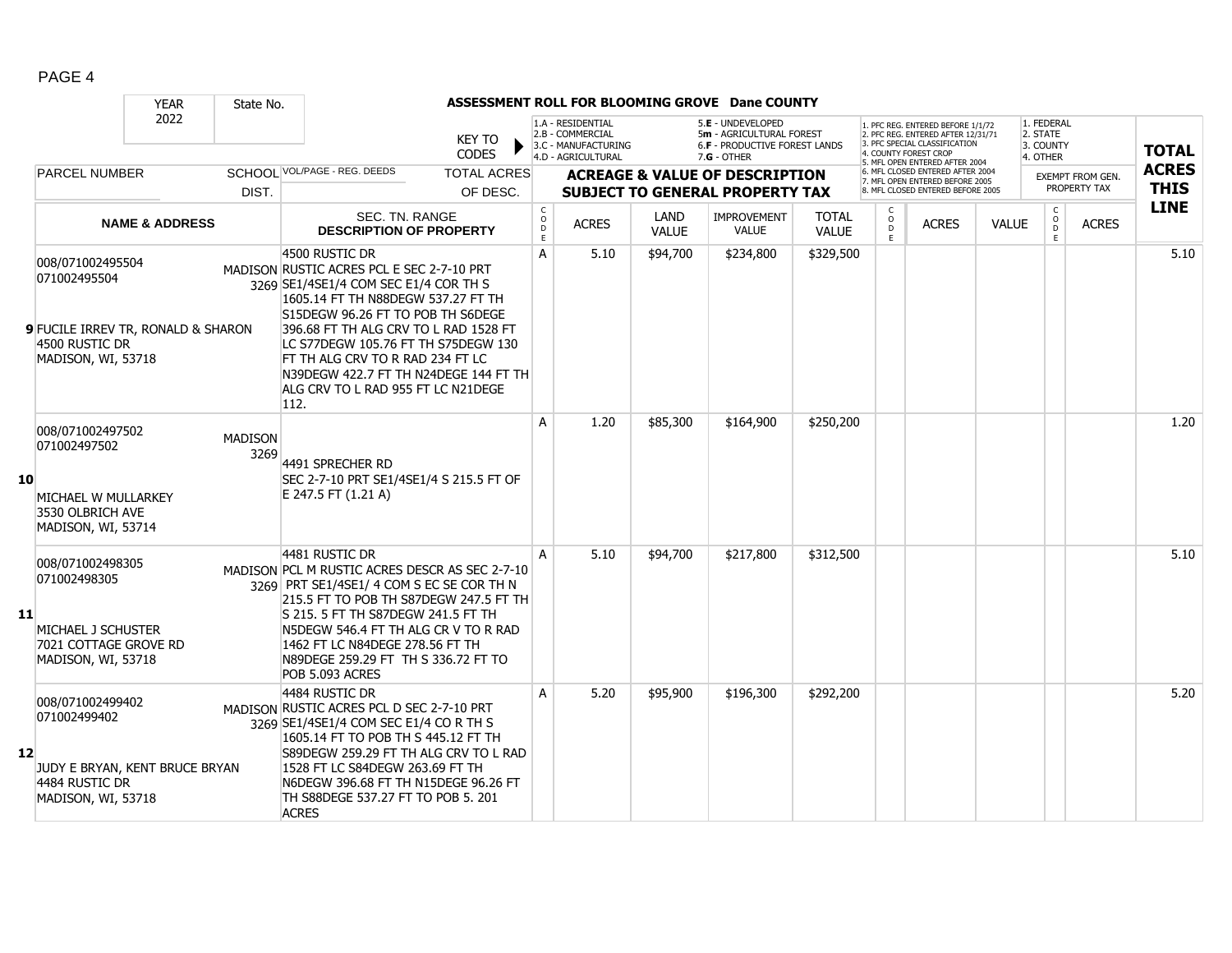**ASSESSMENT ROLL FOR BLOOMING GROVE Dane COUNTY**

YEAR 2022 | State No.

KEY TO CODES: 1.A - RESIDENTIAL, 2.B - COMMERCIAL, 3.C - MANUFACTURING, 4.D - AGRICULTURAL, 5.E - UNDEVELOPED, 5m - AGRICULTURAL FOREST, 6.F - PRODUCTIVE FOREST LANDS, 7.G - OTHER

1. PFC REG. ENTERED BEFORE 1/1/72, 2. PFC REG. ENTERED AFTER 12/31/71, 3. PFC SPECIAL CLASSIFICATION, 4. COUNTY FOREST CROP, 5. MFL OPEN ENTERED AFTER 2004, 6. MFL CLOSED ENTERED AFTER 2004, 7. MFL OPEN ENTERED BEFORE 2005, 8. MFL CLOSED ENTERED BEFORE 2005

1. FEDERAL, 2. STATE, 3. COUNTY, 4. OTHER

| LINE | PARCEL NUMBER / NAME & ADDRESS | SCHOOL DIST. | VOL/PAGE - REG. DEEDS / SEC. TN. RANGE DESCRIPTION OF PROPERTY | CODE | ACRES | LAND VALUE | IMPROVEMENT VALUE | TOTAL VALUE | CODE | ACRES | VALUE | CODE | EXEMPT ACRES | TOTAL ACRES THIS LINE |
|---|---|---|---|---|---|---|---|---|---|---|---|---|---|---|
| 9 | 008/071002495504<br>071002495504<br>FUCILE IRREV TR, RONALD & SHARON<br>4500 RUSTIC DR<br>MADISON, WI, 53718 | MADISON 3269 | 4500 RUSTIC DR<br>RUSTIC ACRES PCL E SEC 2-7-10 PRT SE1/4SE1/4 COM SEC E1/4 COR TH S 1605.14 FT TH N88DEGW 537.27 FT TH S15DEGW 96.26 FT TO POB TH S6DEGE 396.68 FT TH ALG CRV TO L RAD 1528 FT LC S77DEGW 105.76 FT TH S75DEGW 130 FT TH ALG CRV TO R RAD 234 FT LC N39DEGW 422.7 FT TH N24DEGE 144 FT TH ALG CRV TO L RAD 955 FT LC N21DEGE 112. | A | 5.10 | $94,700 | $234,800 | $329,500 | | | | | | 5.10 |
| 10 | 008/071002497502<br>071002497502<br>MICHAEL W MULLARKEY<br>3530 OLBRICH AVE<br>MADISON, WI, 53714 | MADISON 3269 | 4491 SPRECHER RD<br>SEC 2-7-10 PRT SE1/4SE1/4 S 215.5 FT OF E 247.5 FT (1.21 A) | A | 1.20 | $85,300 | $164,900 | $250,200 | | | | | | 1.20 |
| 11 | 008/071002498305<br>071002498305<br>MICHAEL J SCHUSTER<br>7021 COTTAGE GROVE RD<br>MADISON, WI, 53718 | MADISON 3269 | 4481 RUSTIC DR<br>PCL M RUSTIC ACRES DESCR AS SEC 2-7-10 PRT SE1/4SE1/ 4 COM S EC SE COR TH N 215.5 FT TO POB TH S87DEGW 247.5 FT TH S 215. 5 FT TH S87DEGW 241.5 FT TH N5DEGW 546.4 FT TH ALG CR V TO R RAD 1462 FT LC N84DEGE 278.56 FT TH N89DEGE 259.29 FT TH S 336.72 FT TO POB 5.093 ACRES | A | 5.10 | $94,700 | $217,800 | $312,500 | | | | | | 5.10 |
| 12 | 008/071002499402<br>071002499402<br>JUDY E BRYAN, KENT BRUCE BRYAN<br>4484 RUSTIC DR<br>MADISON, WI, 53718 | MADISON 3269 | 4484 RUSTIC DR<br>RUSTIC ACRES PCL D SEC 2-7-10 PRT SE1/4SE1/4 COM SEC E1/4 CO R TH S 1605.14 FT TO POB TH S 445.12 FT TH S89DEGW 259.29 FT TH ALG CRV TO L RAD 1528 FT LC S84DEGW 263.69 FT TH N6DEGW 396.68 FT TH N15DEGE 96.26 FT TH S88DEGE 537.27 FT TO POB 5. 201 ACRES | A | 5.20 | $95,900 | $196,300 | $292,200 | | | | | | 5.20 |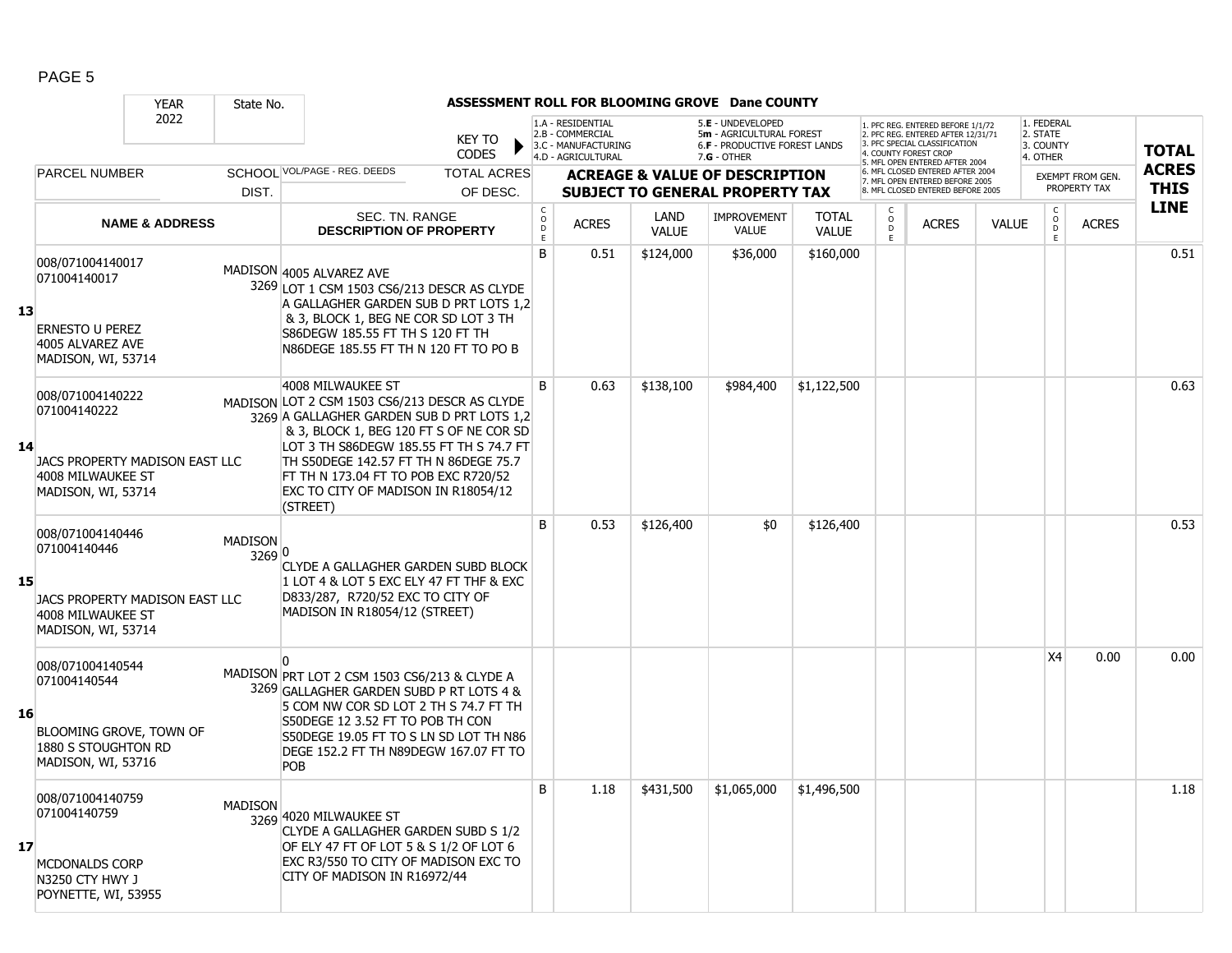PAGE 5

| YEAR 2022 | State No. | **ASSESSMENT ROLL FOR BLOOMING GROVE Dane COUNTY** | | | | | | | | | | | | | |
|---|---|---|---|---|---|---|---|---|---|---|---|---|---|---|---|

KEY TO CODES: 1.A - RESIDENTIAL, 2.B - COMMERCIAL, 3.C - MANUFACTURING, 4.D - AGRICULTURAL, 5.E - UNDEVELOPED, 5m - AGRICULTURAL FOREST, 6.F - PRODUCTIVE FOREST LANDS, 7.G - OTHER

1. PFC REG. ENTERED BEFORE 1/1/72, 2. PFC REG. ENTERED AFTER 12/31/71, 3. PFC SPECIAL CLASSIFICATION, 4. COUNTY FOREST CROP, 5. MFL OPEN ENTERED AFTER 2004, 6. MFL CLOSED ENTERED AFTER 2004, 7. MFL OPEN ENTERED BEFORE 2005, 8. MFL CLOSED ENTERED BEFORE 2005

1. FEDERAL, 2. STATE, 3. COUNTY, 4. OTHER

| | PARCEL NUMBER / NAME & ADDRESS | SCHOOL DIST. | VOL/PAGE - REG. DEEDS / SEC. TN. RANGE / DESCRIPTION OF PROPERTY | CODE | ACRES | LAND VALUE | IMPROVEMENT VALUE | TOTAL VALUE | CODE | ACRES | VALUE | CODE | ACRES (EXEMPT FROM GEN. PROPERTY TAX) | TOTAL ACRES THIS LINE |
|---|---|---|---|---|---|---|---|---|---|---|---|---|---|---|
| 13 | 008/071004140017<br>071004140017<br><br>ERNESTO U PEREZ<br>4005 ALVAREZ AVE<br>MADISON, WI, 53714 | MADISON 3269 | 4005 ALVAREZ AVE<br>LOT 1 CSM 1503 CS6/213 DESCR AS CLYDE A GALLAGHER GARDEN SUB D PRT LOTS 1,2 & 3, BLOCK 1, BEG NE COR SD LOT 3 TH S86DEGW 185.55 FT TH S 120 FT TH N86DEGE 185.55 FT TH N 120 FT TO PO B | B | 0.51 | $124,000 | $36,000 | $160,000 | | | | | | 0.51 |
| 14 | 008/071004140222<br>071004140222<br><br>JACS PROPERTY MADISON EAST LLC<br>4008 MILWAUKEE ST<br>MADISON, WI, 53714 | MADISON 3269 | 4008 MILWAUKEE ST<br>LOT 2 CSM 1503 CS6/213 DESCR AS CLYDE A GALLAGHER GARDEN SUB D PRT LOTS 1,2 & 3, BLOCK 1, BEG 120 FT S OF NE COR SD LOT 3 TH S86DEGW 185.55 FT TH S 74.7 FT TH S50DEGE 142.57 FT TH N 86DEGE 75.7 FT TH N 173.04 FT TO POB EXC R720/52 EXC TO CITY OF MADISON IN R18054/12 (STREET) | B | 0.63 | $138,100 | $984,400 | $1,122,500 | | | | | | 0.63 |
| 15 | 008/071004140446<br>071004140446<br><br>JACS PROPERTY MADISON EAST LLC<br>4008 MILWAUKEE ST<br>MADISON, WI, 53714 | MADISON 3269 | 0<br>CLYDE A GALLAGHER GARDEN SUBD BLOCK 1 LOT 4 & LOT 5 EXC ELY 47 FT THF & EXC D833/287, R720/52 EXC TO CITY OF MADISON IN R18054/12 (STREET) | B | 0.53 | $126,400 | $0 | $126,400 | | | | | | 0.53 |
| 16 | 008/071004140544<br>071004140544<br><br>BLOOMING GROVE, TOWN OF<br>1880 S STOUGHTON RD<br>MADISON, WI, 53716 | MADISON 3269 | 0<br>PRT LOT 2 CSM 1503 CS6/213 & CLYDE A GALLAGHER GARDEN SUBD P RT LOTS 4 & 5 COM NW COR SD LOT 2 TH S 74.7 FT TH S50DEGE 12 3.52 FT TO POB TH CON S50DEGE 19.05 FT TO S LN SD LOT TH N86 DEGE 152.2 FT TH N89DEGW 167.07 FT TO POB | | | | | | | | | X4 | 0.00 | 0.00 |
| 17 | 008/071004140759<br>071004140759<br><br>MCDONALDS CORP<br>N3250 CTY HWY J<br>POYNETTE, WI, 53955 | MADISON 3269 | 4020 MILWAUKEE ST<br>CLYDE A GALLAGHER GARDEN SUBD S 1/2 OF ELY 47 FT OF LOT 5 & S 1/2 OF LOT 6 EXC R3/550 TO CITY OF MADISON EXC TO CITY OF MADISON IN R16972/44 | B | 1.18 | $431,500 | $1,065,000 | $1,496,500 | | | | | | 1.18 |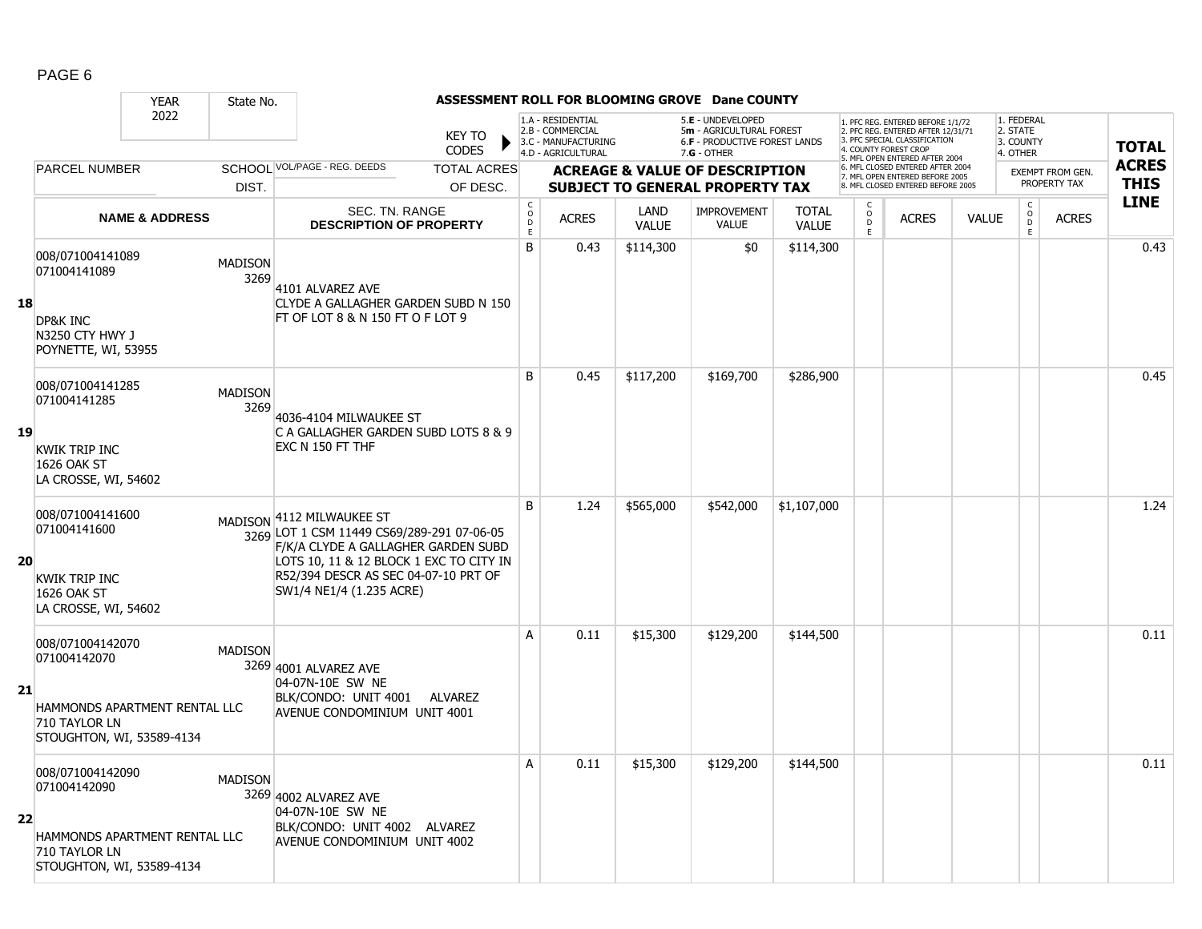# ASSESSMENT ROLL FOR BLOOMING GROVE Dane COUNTY

| YEAR | State No. |
|---|---|
| 2022 | |

KEY TO CODES:
1.A - RESIDENTIAL
2.B - COMMERCIAL
3.C - MANUFACTURING
4.D - AGRICULTURAL
5.E - UNDEVELOPED
5m - AGRICULTURAL FOREST
6.F - PRODUCTIVE FOREST LANDS
7.G - OTHER

1. PFC REG. ENTERED BEFORE 1/1/72
2. PFC REG. ENTERED AFTER 12/31/71
3. PFC SPECIAL CLASSIFICATION
4. COUNTY FOREST CROP
5. MFL OPEN ENTERED AFTER 2004
6. MFL CLOSED ENTERED AFTER 2004
7. MFL OPEN ENTERED BEFORE 2005
8. MFL CLOSED ENTERED BEFORE 2005

1. FEDERAL
2. STATE
3. COUNTY
4. OTHER

| LINE | PARCEL NUMBER / NAME & ADDRESS | SCHOOL DIST. | VOL/PAGE - REG. DEEDS / SEC. TN. RANGE / DESCRIPTION OF PROPERTY | CODE | ACRES | LAND VALUE | IMPROVEMENT VALUE | TOTAL VALUE | CODE | ACRES | VALUE | CODE | ACRES (EXEMPT) | TOTAL ACRES THIS LINE |
|---|---|---|---|---|---|---|---|---|---|---|---|---|---|---|
| 18 | 008/071004141089<br>071004141089<br><br>DP&K INC<br>N3250 CTY HWY J<br>POYNETTE, WI, 53955 | MADISON 3269 | 4101 ALVAREZ AVE<br>CLYDE A GALLAGHER GARDEN SUBD N 150 FT OF LOT 8 & N 150 FT O F LOT 9 | B | 0.43 | $114,300 | $0 | $114,300 | | | | | | 0.43 |
| 19 | 008/071004141285<br>071004141285<br><br>KWIK TRIP INC<br>1626 OAK ST<br>LA CROSSE, WI, 54602 | MADISON 3269 | 4036-4104 MILWAUKEE ST<br>C A GALLAGHER GARDEN SUBD LOTS 8 & 9 EXC N 150 FT THF | B | 0.45 | $117,200 | $169,700 | $286,900 | | | | | | 0.45 |
| 20 | 008/071004141600<br>071004141600<br><br>KWIK TRIP INC<br>1626 OAK ST<br>LA CROSSE, WI, 54602 | MADISON 3269 | 4112 MILWAUKEE ST<br>LOT 1 CSM 11449 CS69/289-291 07-06-05 F/K/A CLYDE A GALLAGHER GARDEN SUBD LOTS 10, 11 & 12 BLOCK 1 EXC TO CITY IN R52/394 DESCR AS SEC 04-07-10 PRT OF SW1/4 NE1/4 (1.235 ACRE) | B | 1.24 | $565,000 | $542,000 | $1,107,000 | | | | | | 1.24 |
| 21 | 008/071004142070<br>071004142070<br><br>HAMMONDS APARTMENT RENTAL LLC<br>710 TAYLOR LN<br>STOUGHTON, WI, 53589-4134 | MADISON 3269 | 4001 ALVAREZ AVE<br>04-07N-10E SW NE<br>BLK/CONDO: UNIT 4001 ALVAREZ AVENUE CONDOMINIUM UNIT 4001 | A | 0.11 | $15,300 | $129,200 | $144,500 | | | | | | 0.11 |
| 22 | 008/071004142090<br>071004142090<br><br>HAMMONDS APARTMENT RENTAL LLC<br>710 TAYLOR LN<br>STOUGHTON, WI, 53589-4134 | MADISON 3269 | 4002 ALVAREZ AVE<br>04-07N-10E SW NE<br>BLK/CONDO: UNIT 4002 ALVAREZ AVENUE CONDOMINIUM UNIT 4002 | A | 0.11 | $15,300 | $129,200 | $144,500 | | | | | | 0.11 |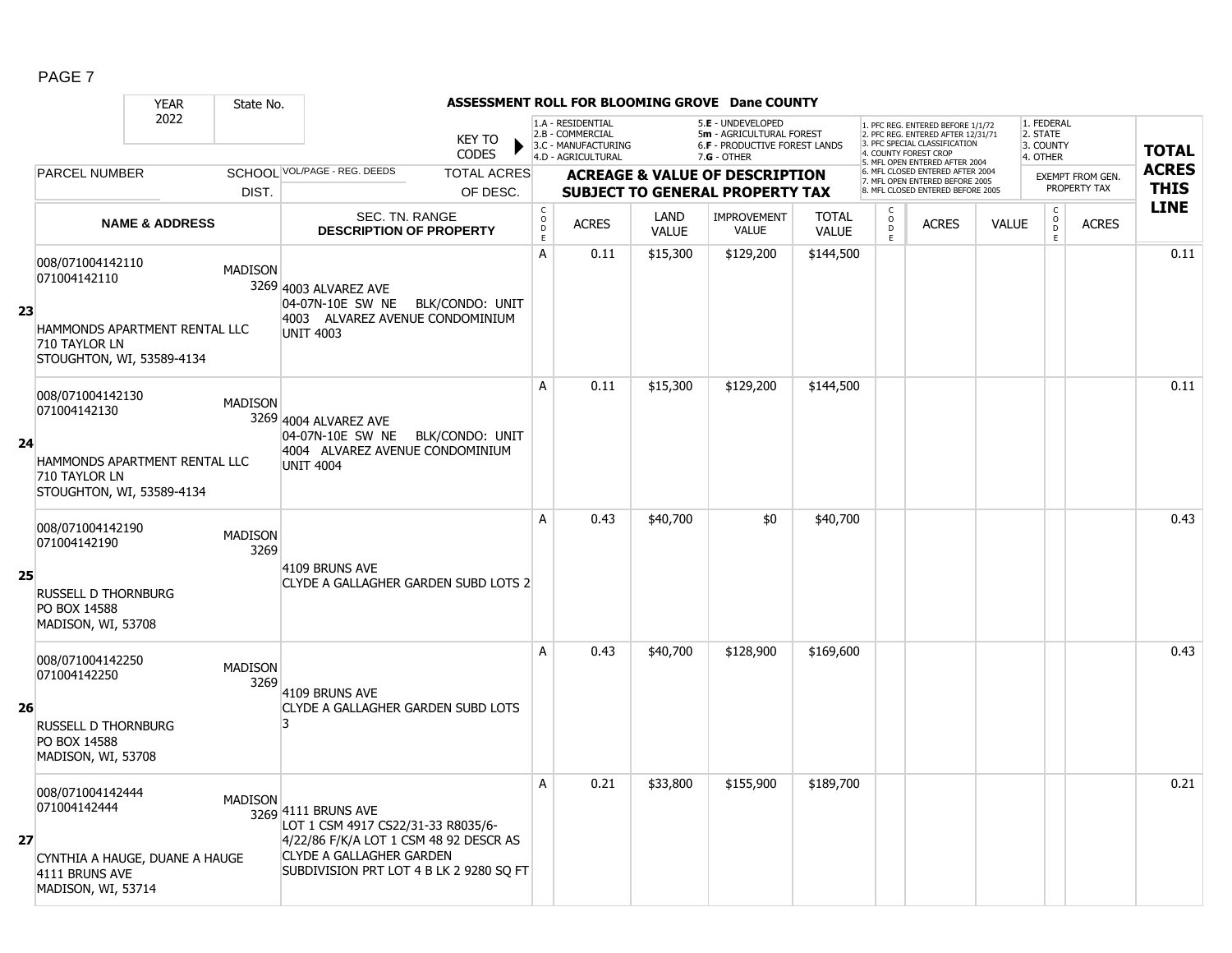## ASSESSMENT ROLL FOR BLOOMING GROVE Dane COUNTY

| YEAR 2022 | State No. | | KEY TO CODES: 1.A - RESIDENTIAL, 2.B - COMMERCIAL, 3.C - MANUFACTURING, 4.D - AGRICULTURAL, 5.E - UNDEVELOPED, 5m - AGRICULTURAL FOREST, 6.F - PRODUCTIVE FOREST LANDS, 7.G - OTHER | | | | | 1. PFC REG. ENTERED BEFORE 1/1/72, 2. PFC REG. ENTERED AFTER 12/31/71, 3. PFC SPECIAL CLASSIFICATION, 4. COUNTY FOREST CROP, 5. MFL OPEN ENTERED AFTER 2004, 6. MFL CLOSED ENTERED AFTER 2004, 7. MFL OPEN ENTERED BEFORE 2005, 8. MFL CLOSED ENTERED BEFORE 2005 | | | 1. FEDERAL, 2. STATE, 3. COUNTY, 4. OTHER | | |
|---|---|---|---|---|---|---|---|---|---|---|---|---|---|
| PARCEL NUMBER | SCHOOL DIST. | VOL/PAGE - REG. DEEDS / TOTAL ACRES OF DESC. | ACREAGE & VALUE OF DESCRIPTION SUBJECT TO GENERAL PROPERTY TAX | | | | | | | | EXEMPT FROM GEN. PROPERTY TAX | | TOTAL ACRES THIS LINE |
| NAME & ADDRESS | | SEC. TN. RANGE DESCRIPTION OF PROPERTY | CODE | ACRES | LAND VALUE | IMPROVEMENT VALUE | TOTAL VALUE | CODE | ACRES | VALUE | CODE | ACRES | |
| **23** 008/071004142110 071004142110 HAMMONDS APARTMENT RENTAL LLC 710 TAYLOR LN STOUGHTON, WI, 53589-4134 | MADISON 3269 | 4003 ALVAREZ AVE 04-07N-10E SW NE BLK/CONDO: UNIT 4003 ALVAREZ AVENUE CONDOMINIUM UNIT 4003 | A | 0.11 | $15,300 | $129,200 | $144,500 | | | | | | 0.11 |
| **24** 008/071004142130 071004142130 HAMMONDS APARTMENT RENTAL LLC 710 TAYLOR LN STOUGHTON, WI, 53589-4134 | MADISON 3269 | 4004 ALVAREZ AVE 04-07N-10E SW NE BLK/CONDO: UNIT 4004 ALVAREZ AVENUE CONDOMINIUM UNIT 4004 | A | 0.11 | $15,300 | $129,200 | $144,500 | | | | | | 0.11 |
| **25** 008/071004142190 071004142190 RUSSELL D THORNBURG PO BOX 14588 MADISON, WI, 53708 | MADISON 3269 | 4109 BRUNS AVE CLYDE A GALLAGHER GARDEN SUBD LOTS 2 | A | 0.43 | $40,700 | $0 | $40,700 | | | | | | 0.43 |
| **26** 008/071004142250 071004142250 RUSSELL D THORNBURG PO BOX 14588 MADISON, WI, 53708 | MADISON 3269 | 4109 BRUNS AVE CLYDE A GALLAGHER GARDEN SUBD LOTS 3 | A | 0.43 | $40,700 | $128,900 | $169,600 | | | | | | 0.43 |
| **27** 008/071004142444 071004142444 CYNTHIA A HAUGE, DUANE A HAUGE 4111 BRUNS AVE MADISON, WI, 53714 | MADISON 3269 | 4111 BRUNS AVE LOT 1 CSM 4917 CS22/31-33 R8035/6-4/22/86 F/K/A LOT 1 CSM 48 92 DESCR AS CLYDE A GALLAGHER GARDEN SUBDIVISION PRT LOT 4 B LK 2 9280 SQ FT | A | 0.21 | $33,800 | $155,900 | $189,700 | | | | | | 0.21 |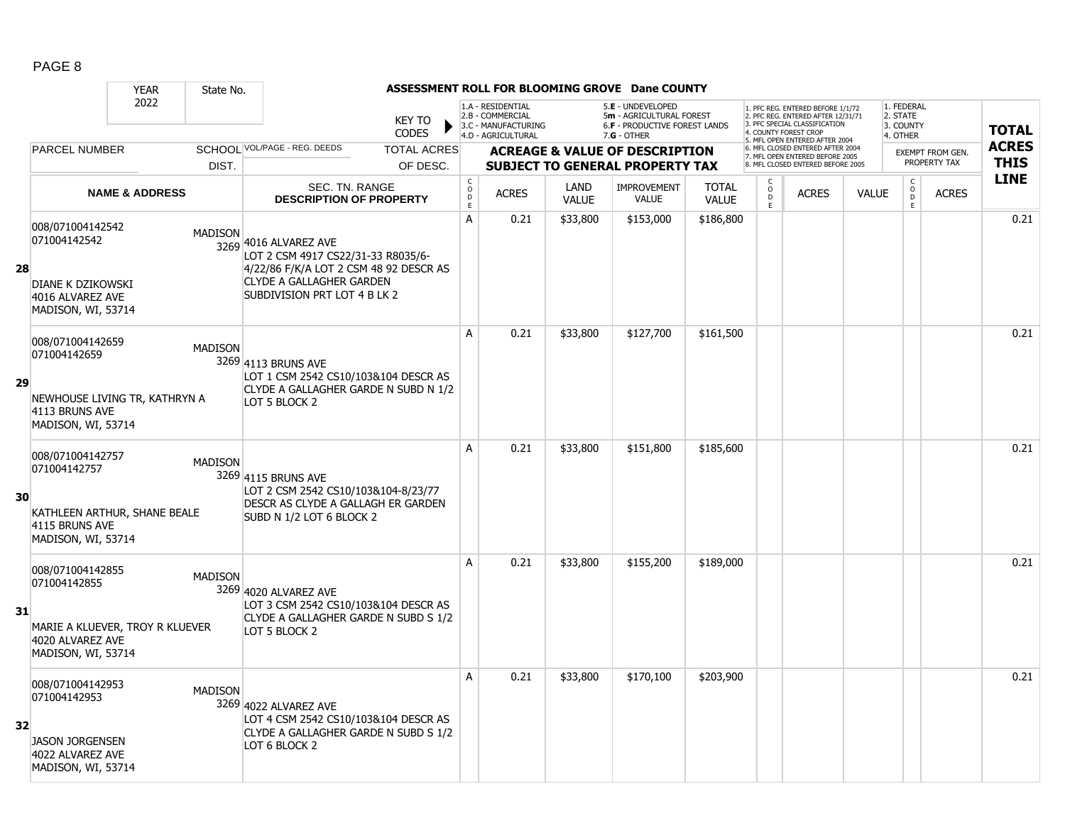# ASSESSMENT ROLL FOR BLOOMING GROVE Dane COUNTY

| YEAR | State No. |
|---|---|
| 2022 | |

KEY TO CODES:
- 1.A - RESIDENTIAL
- 2.B - COMMERCIAL
- 3.C - MANUFACTURING
- 4.D - AGRICULTURAL
- 5.E - UNDEVELOPED
- 5m - AGRICULTURAL FOREST
- 6.F - PRODUCTIVE FOREST LANDS
- 7.G - OTHER

- 1. PFC REG. ENTERED BEFORE 1/1/72
- 2. PFC REG. ENTERED AFTER 12/31/71
- 3. PFC SPECIAL CLASSIFICATION
- 4. COUNTY FOREST CROP
- 5. MFL OPEN ENTERED AFTER 2004
- 6. MFL CLOSED ENTERED AFTER 2004
- 7. MFL OPEN ENTERED BEFORE 2005
- 8. MFL CLOSED ENTERED BEFORE 2005

- 1. FEDERAL
- 2. STATE
- 3. COUNTY
- 4. OTHER

| | PARCEL NUMBER / NAME & ADDRESS | SCHOOL DIST. | VOL/PAGE - REG. DEEDS / SEC. TN. RANGE / DESCRIPTION OF PROPERTY | CODE | ACRES | LAND VALUE | IMPROVEMENT VALUE | TOTAL VALUE | CODE | ACRES | VALUE | CODE | EXEMPT FROM GEN. PROPERTY TAX ACRES | TOTAL ACRES THIS LINE |
|---|---|---|---|---|---|---|---|---|---|---|---|---|---|---|
| 28 | 008/071004142542 071004142542 DIANE K DZIKOWSKI 4016 ALVAREZ AVE MADISON, WI, 53714 | MADISON 3269 | 4016 ALVAREZ AVE LOT 2 CSM 4917 CS22/31-33 R8035/6-4/22/86 F/K/A LOT 2 CSM 48 92 DESCR AS CLYDE A GALLAGHER GARDEN SUBDIVISION PRT LOT 4 B LK 2 | A | 0.21 | $33,800 | $153,000 | $186,800 | | | | | | 0.21 |
| 29 | 008/071004142659 071004142659 NEWHOUSE LIVING TR, KATHRYN A 4113 BRUNS AVE MADISON, WI, 53714 | MADISON 3269 | 4113 BRUNS AVE LOT 1 CSM 2542 CS10/103&104 DESCR AS CLYDE A GALLAGHER GARDE N SUBD N 1/2 LOT 5 BLOCK 2 | A | 0.21 | $33,800 | $127,700 | $161,500 | | | | | | 0.21 |
| 30 | 008/071004142757 071004142757 KATHLEEN ARTHUR, SHANE BEALE 4115 BRUNS AVE MADISON, WI, 53714 | MADISON 3269 | 4115 BRUNS AVE LOT 2 CSM 2542 CS10/103&104-8/23/77 DESCR AS CLYDE A GALLAGH ER GARDEN SUBD N 1/2 LOT 6 BLOCK 2 | A | 0.21 | $33,800 | $151,800 | $185,600 | | | | | | 0.21 |
| 31 | 008/071004142855 071004142855 MARIE A KLUEVER, TROY R KLUEVER 4020 ALVAREZ AVE MADISON, WI, 53714 | MADISON 3269 | 4020 ALVAREZ AVE LOT 3 CSM 2542 CS10/103&104 DESCR AS CLYDE A GALLAGHER GARDE N SUBD S 1/2 LOT 5 BLOCK 2 | A | 0.21 | $33,800 | $155,200 | $189,000 | | | | | | 0.21 |
| 32 | 008/071004142953 071004142953 JASON JORGENSEN 4022 ALVAREZ AVE MADISON, WI, 53714 | MADISON 3269 | 4022 ALVAREZ AVE LOT 4 CSM 2542 CS10/103&104 DESCR AS CLYDE A GALLAGHER GARDE N SUBD S 1/2 LOT 6 BLOCK 2 | A | 0.21 | $33,800 | $170,100 | $203,900 | | | | | | 0.21 |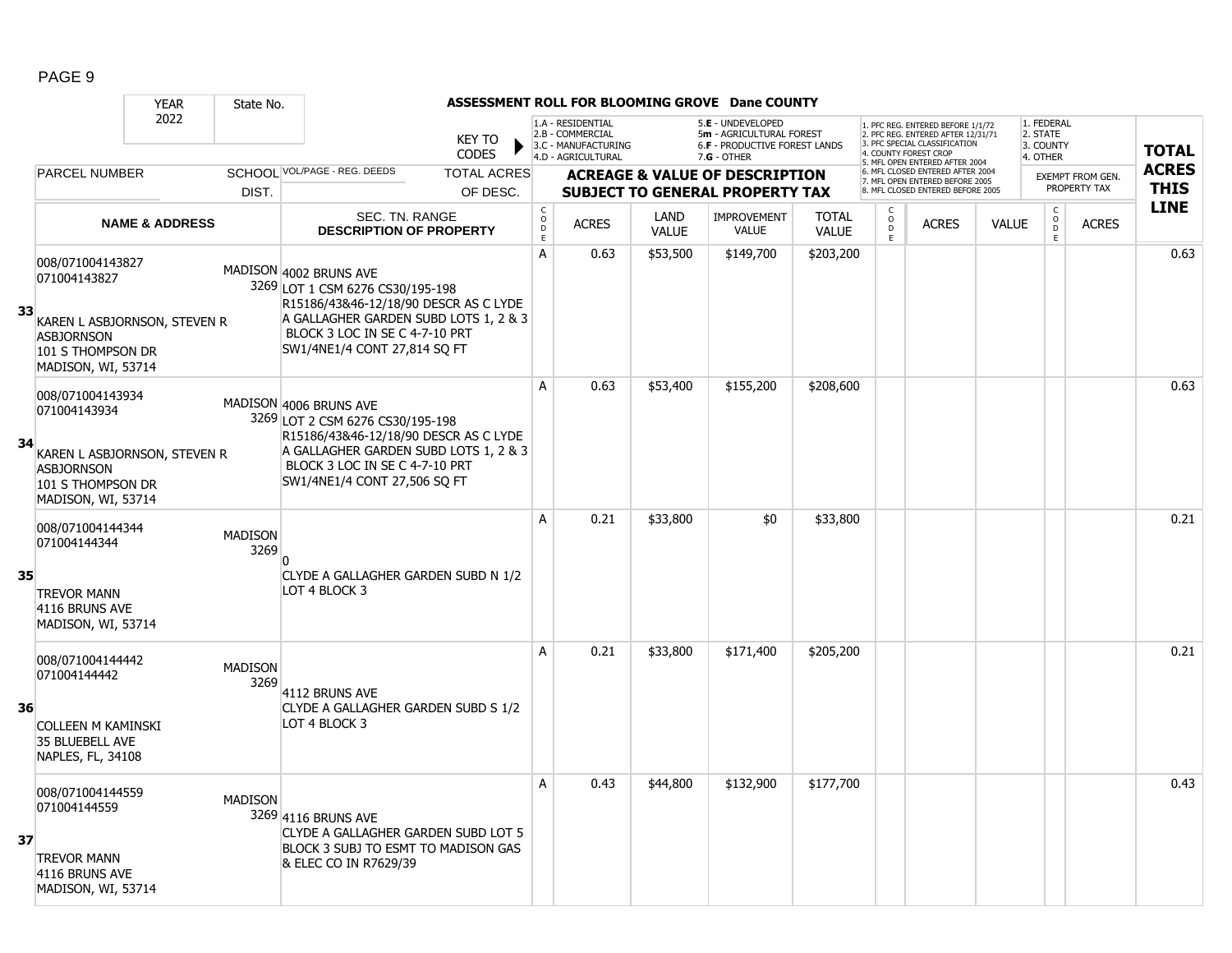# ASSESSMENT ROLL FOR BLOOMING GROVE Dane COUNTY

YEAR: 2022 | State No.

KEY TO CODES: 1.A - RESIDENTIAL, 2.B - COMMERCIAL, 3.C - MANUFACTURING, 4.D - AGRICULTURAL, 5.E - UNDEVELOPED, 5m - AGRICULTURAL FOREST, 6.F - PRODUCTIVE FOREST LANDS, 7.G - OTHER

1. PFC REG. ENTERED BEFORE 1/1/72, 2. PFC REG. ENTERED AFTER 12/31/71, 3. PFC SPECIAL CLASSIFICATION, 4. COUNTY FOREST CROP, 5. MFL OPEN ENTERED AFTER 2004, 6. MFL CLOSED ENTERED AFTER 2004, 7. MFL OPEN ENTERED BEFORE 2005, 8. MFL CLOSED ENTERED BEFORE 2005

1. FEDERAL, 2. STATE, 3. COUNTY, 4. OTHER

| LINE | PARCEL NUMBER / NAME & ADDRESS | SCHOOL DIST. | VOL/PAGE - REG. DEEDS / SEC. TN. RANGE / DESCRIPTION OF PROPERTY | CODE | ACRES | LAND VALUE | IMPROVEMENT VALUE | TOTAL VALUE | CODE | ACRES | VALUE | CODE | EXEMPT ACRES | TOTAL ACRES THIS LINE |
|---|---|---|---|---|---|---|---|---|---|---|---|---|---|---|
| 33 | 008/071004143827<br>071004143827<br>KAREN L ASBJORNSON, STEVEN R ASBJORNSON<br>101 S THOMPSON DR<br>MADISON, WI, 53714 | MADISON 3269 | 4002 BRUNS AVE<br>LOT 1 CSM 6276 CS30/195-198 R15186/43&46-12/18/90 DESCR AS C LYDE A GALLAGHER GARDEN SUBD LOTS 1, 2 & 3 BLOCK 3 LOC IN SE C 4-7-10 PRT SW1/4NE1/4 CONT 27,814 SQ FT | A | 0.63 | $53,500 | $149,700 | $203,200 | | | | | | 0.63 |
| 34 | 008/071004143934<br>071004143934<br>KAREN L ASBJORNSON, STEVEN R ASBJORNSON<br>101 S THOMPSON DR<br>MADISON, WI, 53714 | MADISON 3269 | 4006 BRUNS AVE<br>LOT 2 CSM 6276 CS30/195-198 R15186/43&46-12/18/90 DESCR AS C LYDE A GALLAGHER GARDEN SUBD LOTS 1, 2 & 3 BLOCK 3 LOC IN SE C 4-7-10 PRT SW1/4NE1/4 CONT 27,506 SQ FT | A | 0.63 | $53,400 | $155,200 | $208,600 | | | | | | 0.63 |
| 35 | 008/071004144344<br>071004144344<br>TREVOR MANN<br>4116 BRUNS AVE<br>MADISON, WI, 53714 | MADISON 3269 | 0<br>CLYDE A GALLAGHER GARDEN SUBD N 1/2 LOT 4 BLOCK 3 | A | 0.21 | $33,800 | $0 | $33,800 | | | | | | 0.21 |
| 36 | 008/071004144442<br>071004144442<br>COLLEEN M KAMINSKI<br>35 BLUEBELL AVE<br>NAPLES, FL, 34108 | MADISON 3269 | 4112 BRUNS AVE<br>CLYDE A GALLAGHER GARDEN SUBD S 1/2 LOT 4 BLOCK 3 | A | 0.21 | $33,800 | $171,400 | $205,200 | | | | | | 0.21 |
| 37 | 008/071004144559<br>071004144559<br>TREVOR MANN<br>4116 BRUNS AVE<br>MADISON, WI, 53714 | MADISON 3269 | 4116 BRUNS AVE<br>CLYDE A GALLAGHER GARDEN SUBD LOT 5 BLOCK 3 SUBJ TO ESMT TO MADISON GAS & ELEC CO IN R7629/39 | A | 0.43 | $44,800 | $132,900 | $177,700 | | | | | | 0.43 |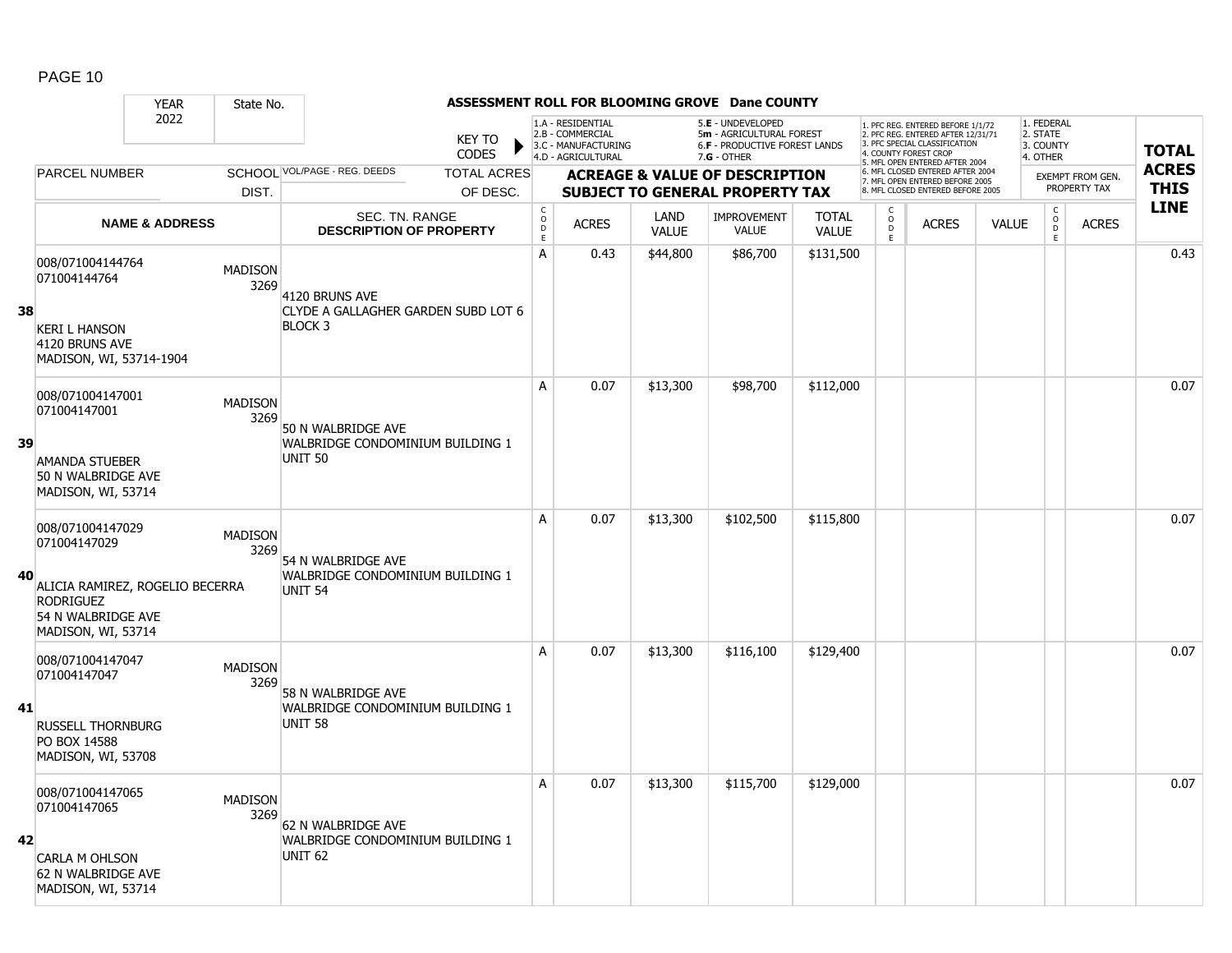# ASSESSMENT ROLL FOR BLOOMING GROVE Dane COUNTY

YEAR 2022 | State No.

KEY TO CODES:
- 1.A - RESIDENTIAL
- 2.B - COMMERCIAL
- 3.C - MANUFACTURING
- 4.D - AGRICULTURAL
- 5.E - UNDEVELOPED
- 5m - AGRICULTURAL FOREST
- 6.F - PRODUCTIVE FOREST LANDS
- 7.G - OTHER

Special classification codes:
1. PFC REG. ENTERED BEFORE 1/1/72
2. PFC REG. ENTERED AFTER 12/31/71
3. PFC SPECIAL CLASSIFICATION
4. COUNTY FOREST CROP
5. MFL OPEN ENTERED AFTER 2004
6. MFL CLOSED ENTERED AFTER 2004
7. MFL OPEN ENTERED BEFORE 2005
8. MFL CLOSED ENTERED BEFORE 2005

Exempt from gen. property tax:
1. FEDERAL
2. STATE
3. COUNTY
4. OTHER

| LINE | PARCEL NUMBER / NAME & ADDRESS | SCHOOL DIST. | VOL/PAGE - REG. DEEDS / SEC. TN. RANGE / DESCRIPTION OF PROPERTY | CODE | ACRES | LAND VALUE | IMPROVEMENT VALUE | TOTAL VALUE | CODE | ACRES | VALUE | CODE | ACRES | TOTAL ACRES THIS LINE |
|---|---|---|---|---|---|---|---|---|---|---|---|---|---|---|
| 38 | 008/071004144764<br>071004144764<br>KERI L HANSON<br>4120 BRUNS AVE<br>MADISON, WI, 53714-1904 | MADISON 3269 | 4120 BRUNS AVE<br>CLYDE A GALLAGHER GARDEN SUBD LOT 6 BLOCK 3 | A | 0.43 | $44,800 | $86,700 | $131,500 | | | | | | 0.43 |
| 39 | 008/071004147001<br>071004147001<br>AMANDA STUEBER<br>50 N WALBRIDGE AVE<br>MADISON, WI, 53714 | MADISON 3269 | 50 N WALBRIDGE AVE<br>WALBRIDGE CONDOMINIUM BUILDING 1 UNIT 50 | A | 0.07 | $13,300 | $98,700 | $112,000 | | | | | | 0.07 |
| 40 | 008/071004147029<br>071004147029<br>ALICIA RAMIREZ, ROGELIO BECERRA RODRIGUEZ<br>54 N WALBRIDGE AVE<br>MADISON, WI, 53714 | MADISON 3269 | 54 N WALBRIDGE AVE<br>WALBRIDGE CONDOMINIUM BUILDING 1 UNIT 54 | A | 0.07 | $13,300 | $102,500 | $115,800 | | | | | | 0.07 |
| 41 | 008/071004147047<br>071004147047<br>RUSSELL THORNBURG<br>PO BOX 14588<br>MADISON, WI, 53708 | MADISON 3269 | 58 N WALBRIDGE AVE<br>WALBRIDGE CONDOMINIUM BUILDING 1 UNIT 58 | A | 0.07 | $13,300 | $116,100 | $129,400 | | | | | | 0.07 |
| 42 | 008/071004147065<br>071004147065<br>CARLA M OHLSON<br>62 N WALBRIDGE AVE<br>MADISON, WI, 53714 | MADISON 3269 | 62 N WALBRIDGE AVE<br>WALBRIDGE CONDOMINIUM BUILDING 1 UNIT 62 | A | 0.07 | $13,300 | $115,700 | $129,000 | | | | | | 0.07 |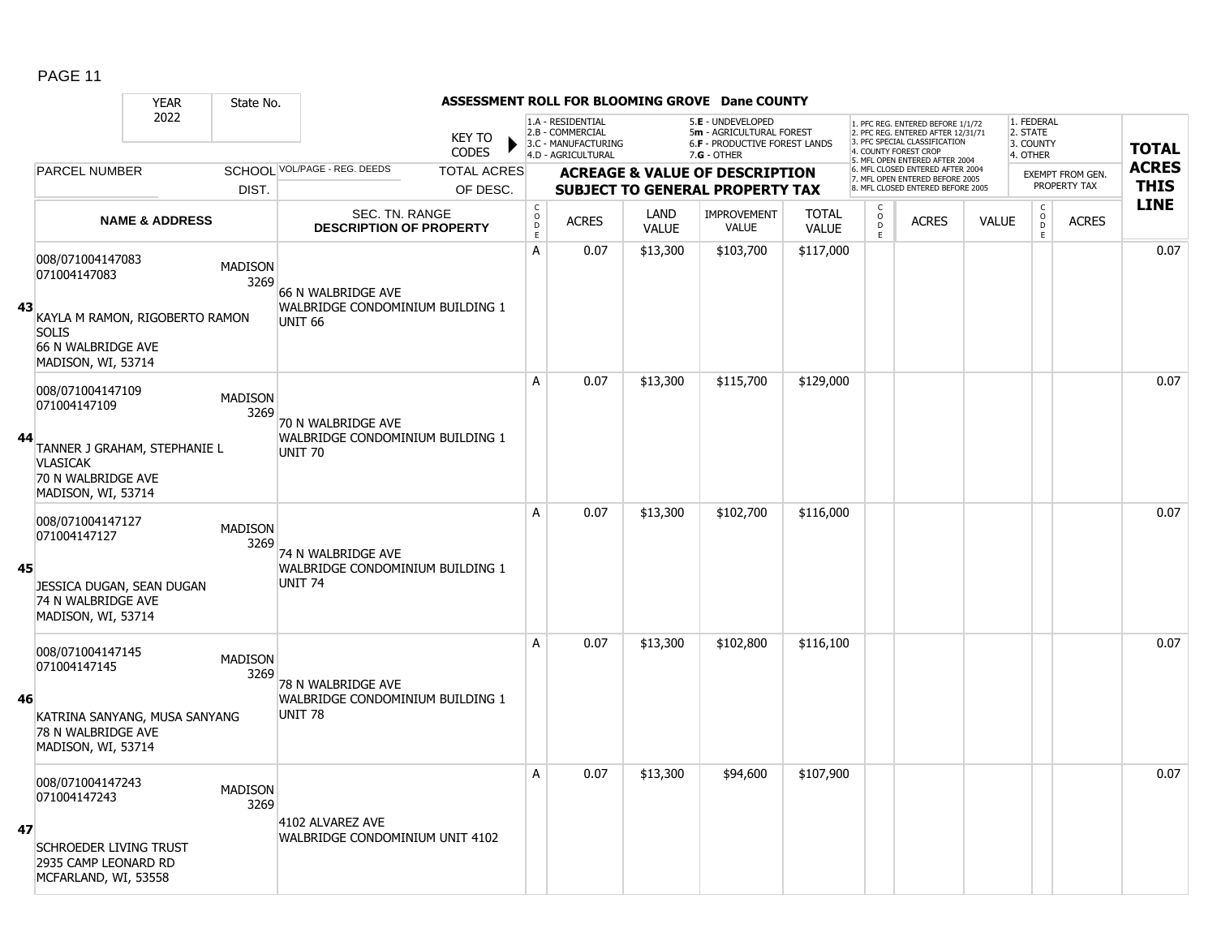**ASSESSMENT ROLL FOR BLOOMING GROVE Dane COUNTY**

| YEAR 2022 | State No. | KEY TO CODES: 1.A - RESIDENTIAL, 2.B - COMMERCIAL, 3.C - MANUFACTURING, 4.D - AGRICULTURAL, 5.E - UNDEVELOPED, 5m - AGRICULTURAL FOREST, 6.F - PRODUCTIVE FOREST LANDS, 7.G - OTHER | | | | | | 1. PFC REG. ENTERED BEFORE 1/1/72, 2. PFC REG. ENTERED AFTER 12/31/71, 3. PFC SPECIAL CLASSIFICATION, 4. COUNTY FOREST CROP, 5. MFL OPEN ENTERED AFTER 2004, 6. MFL CLOSED ENTERED AFTER 2004, 7. MFL OPEN ENTERED BEFORE 2005, 8. MFL CLOSED ENTERED BEFORE 2005 | | | 1. FEDERAL, 2. STATE, 3. COUNTY, 4. OTHER | | |
|---|---|---|---|---|---|---|---|---|---|---|---|---|---|
| PARCEL NUMBER / NAME & ADDRESS | SCHOOL DIST. | VOL/PAGE - REG. DEEDS / SEC. TN. RANGE / DESCRIPTION OF PROPERTY / TOTAL ACRES OF DESC. | ACREAGE & VALUE OF DESCRIPTION SUBJECT TO GENERAL PROPERTY TAX | | | | | | | | EXEMPT FROM GEN. PROPERTY TAX | | TOTAL ACRES THIS LINE |
| | | | CODE | ACRES | LAND VALUE | IMPROVEMENT VALUE | TOTAL VALUE | CODE | ACRES | VALUE | CODE | ACRES | |
| **43** 008/071004147083<br>071004147083<br>KAYLA M RAMON, RIGOBERTO RAMON SOLIS<br>66 N WALBRIDGE AVE<br>MADISON, WI, 53714 | MADISON 3269 | 66 N WALBRIDGE AVE<br>WALBRIDGE CONDOMINIUM BUILDING 1 UNIT 66 | A | 0.07 | $13,300 | $103,700 | $117,000 | | | | | | 0.07 |
| **44** 008/071004147109<br>071004147109<br>TANNER J GRAHAM, STEPHANIE L VLASICAK<br>70 N WALBRIDGE AVE<br>MADISON, WI, 53714 | MADISON 3269 | 70 N WALBRIDGE AVE<br>WALBRIDGE CONDOMINIUM BUILDING 1 UNIT 70 | A | 0.07 | $13,300 | $115,700 | $129,000 | | | | | | 0.07 |
| **45** 008/071004147127<br>071004147127<br>JESSICA DUGAN, SEAN DUGAN<br>74 N WALBRIDGE AVE<br>MADISON, WI, 53714 | MADISON 3269 | 74 N WALBRIDGE AVE<br>WALBRIDGE CONDOMINIUM BUILDING 1 UNIT 74 | A | 0.07 | $13,300 | $102,700 | $116,000 | | | | | | 0.07 |
| **46** 008/071004147145<br>071004147145<br>KATRINA SANYANG, MUSA SANYANG<br>78 N WALBRIDGE AVE<br>MADISON, WI, 53714 | MADISON 3269 | 78 N WALBRIDGE AVE<br>WALBRIDGE CONDOMINIUM BUILDING 1 UNIT 78 | A | 0.07 | $13,300 | $102,800 | $116,100 | | | | | | 0.07 |
| **47** 008/071004147243<br>071004147243<br>SCHROEDER LIVING TRUST<br>2935 CAMP LEONARD RD<br>MCFARLAND, WI, 53558 | MADISON 3269 | 4102 ALVAREZ AVE<br>WALBRIDGE CONDOMINIUM UNIT 4102 | A | 0.07 | $13,300 | $94,600 | $107,900 | | | | | | 0.07 |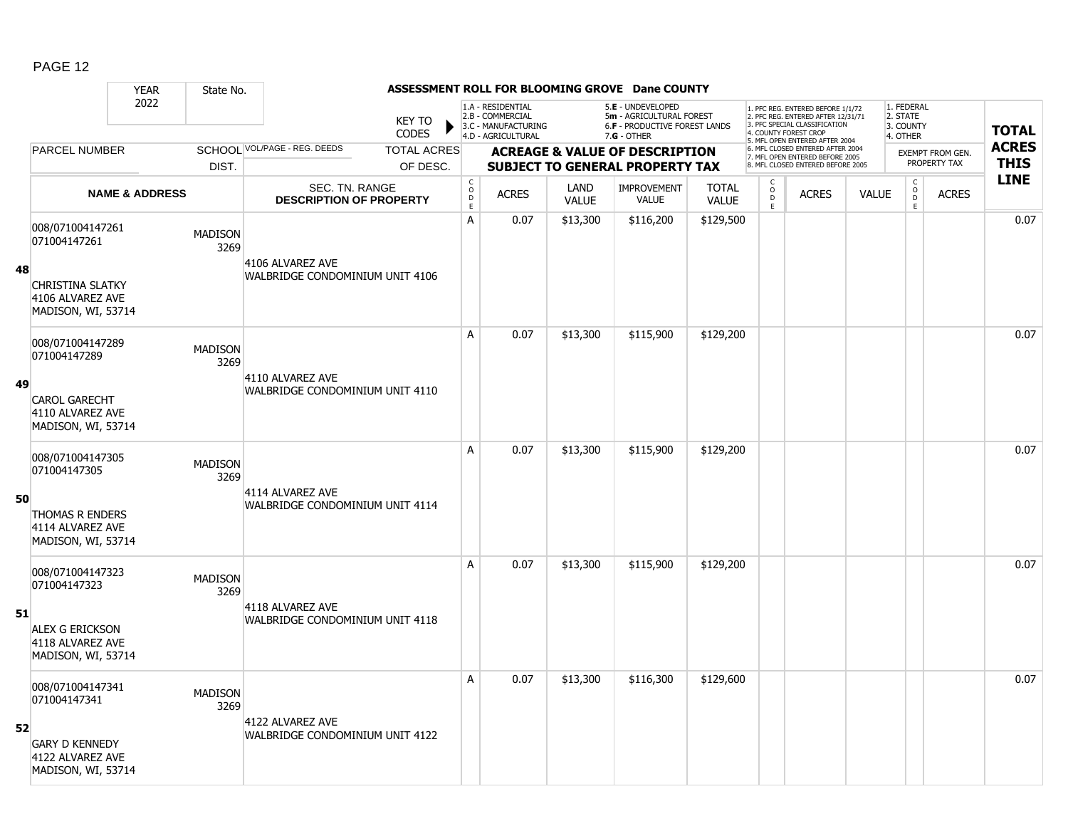## ASSESSMENT ROLL FOR BLOOMING GROVE Dane COUNTY

YEAR 2022 | State No.

KEY TO CODES:
- 1.A - RESIDENTIAL
- 2.B - COMMERCIAL
- 3.C - MANUFACTURING
- 4.D - AGRICULTURAL
- 5.E - UNDEVELOPED
- 5m - AGRICULTURAL FOREST
- 6.F - PRODUCTIVE FOREST LANDS
- 7.G - OTHER

Special classifications:
1. PFC REG. ENTERED BEFORE 1/1/72
2. PFC REG. ENTERED AFTER 12/31/71
3. PFC SPECIAL CLASSIFICATION
4. COUNTY FOREST CROP
5. MFL OPEN ENTERED AFTER 2004
6. MFL CLOSED ENTERED AFTER 2004
7. MFL OPEN ENTERED BEFORE 2005
8. MFL CLOSED ENTERED BEFORE 2005

Exempt from gen. property tax:
1. FEDERAL
2. STATE
3. COUNTY
4. OTHER

| Line | PARCEL NUMBER / NAME & ADDRESS | SCHOOL DIST. | VOL/PAGE - REG. DEEDS / SEC. TN. RANGE / DESCRIPTION OF PROPERTY | TOTAL ACRES OF DESC. | CODE | ACRES | LAND VALUE | IMPROVEMENT VALUE | TOTAL VALUE | CODE | ACRES | VALUE | CODE | ACRES (EXEMPT) | TOTAL ACRES THIS LINE |
|---|---|---|---|---|---|---|---|---|---|---|---|---|---|---|---|
| 48 | 008/071004147261<br>071004147261<br>CHRISTINA SLATKY<br>4106 ALVAREZ AVE<br>MADISON, WI, 53714 | MADISON 3269 | 4106 ALVAREZ AVE<br>WALBRIDGE CONDOMINIUM UNIT 4106 | | A | 0.07 | $13,300 | $116,200 | $129,500 | | | | | | 0.07 |
| 49 | 008/071004147289<br>071004147289<br>CAROL GARECHT<br>4110 ALVAREZ AVE<br>MADISON, WI, 53714 | MADISON 3269 | 4110 ALVAREZ AVE<br>WALBRIDGE CONDOMINIUM UNIT 4110 | | A | 0.07 | $13,300 | $115,900 | $129,200 | | | | | | 0.07 |
| 50 | 008/071004147305<br>071004147305<br>THOMAS R ENDERS<br>4114 ALVAREZ AVE<br>MADISON, WI, 53714 | MADISON 3269 | 4114 ALVAREZ AVE<br>WALBRIDGE CONDOMINIUM UNIT 4114 | | A | 0.07 | $13,300 | $115,900 | $129,200 | | | | | | 0.07 |
| 51 | 008/071004147323<br>071004147323<br>ALEX G ERICKSON<br>4118 ALVAREZ AVE<br>MADISON, WI, 53714 | MADISON 3269 | 4118 ALVAREZ AVE<br>WALBRIDGE CONDOMINIUM UNIT 4118 | | A | 0.07 | $13,300 | $115,900 | $129,200 | | | | | | 0.07 |
| 52 | 008/071004147341<br>071004147341<br>GARY D KENNEDY<br>4122 ALVAREZ AVE<br>MADISON, WI, 53714 | MADISON 3269 | 4122 ALVAREZ AVE<br>WALBRIDGE CONDOMINIUM UNIT 4122 | | A | 0.07 | $13,300 | $116,300 | $129,600 | | | | | | 0.07 |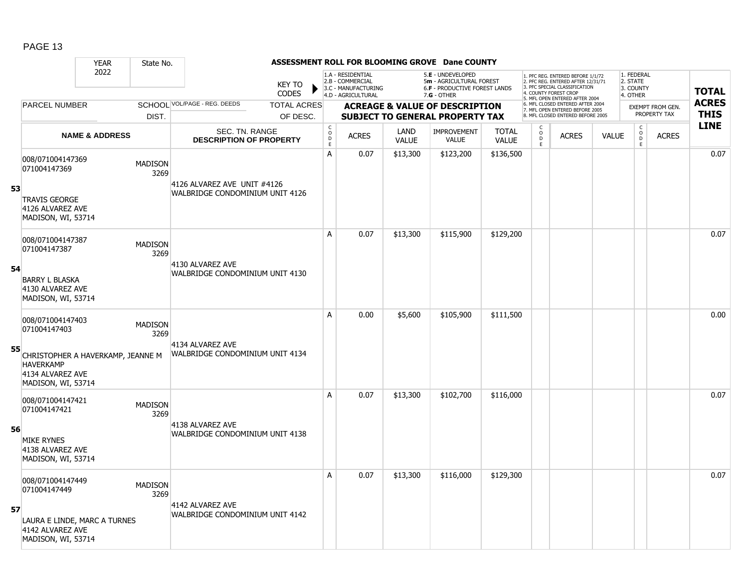# ASSESSMENT ROLL FOR BLOOMING GROVE Dane COUNTY

| YEAR | State No. | | |
|---|---|---|---|
| 2022 | | | |

KEY TO CODES:
- 1.A - RESIDENTIAL
- 2.B - COMMERCIAL
- 3.C - MANUFACTURING
- 4.D - AGRICULTURAL
- 5.E - UNDEVELOPED
- 5m - AGRICULTURAL FOREST
- 6.F - PRODUCTIVE FOREST LANDS
- 7.G - OTHER

- 1. PFC REG. ENTERED BEFORE 1/1/72
- 2. PFC REG. ENTERED AFTER 12/31/71
- 3. PFC SPECIAL CLASSIFICATION
- 4. COUNTY FOREST CROP
- 5. MFL OPEN ENTERED AFTER 2004
- 6. MFL CLOSED ENTERED AFTER 2004
- 7. MFL OPEN ENTERED BEFORE 2005
- 8. MFL CLOSED ENTERED BEFORE 2005

- 1. FEDERAL
- 2. STATE
- 3. COUNTY
- 4. OTHER

| | PARCEL NUMBER / NAME & ADDRESS | SCHOOL DIST. | VOL/PAGE - REG. DEEDS / SEC. TN. RANGE / DESCRIPTION OF PROPERTY | CODE | ACRES | LAND VALUE | IMPROVEMENT VALUE | TOTAL VALUE | CODE | ACRES | VALUE | CODE (EXEMPT) | ACRES (EXEMPT) | TOTAL ACRES THIS LINE |
|---|---|---|---|---|---|---|---|---|---|---|---|---|---|---|
| 53 | 008/071004147369<br>071004147369<br><br>TRAVIS GEORGE<br>4126 ALVAREZ AVE<br>MADISON, WI, 53714 | MADISON 3269 | 4126 ALVAREZ AVE UNIT #4126<br>WALBRIDGE CONDOMINIUM UNIT 4126 | A | 0.07 | $13,300 | $123,200 | $136,500 | | | | | | 0.07 |
| 54 | 008/071004147387<br>071004147387<br><br>BARRY L BLASKA<br>4130 ALVAREZ AVE<br>MADISON, WI, 53714 | MADISON 3269 | 4130 ALVAREZ AVE<br>WALBRIDGE CONDOMINIUM UNIT 4130 | A | 0.07 | $13,300 | $115,900 | $129,200 | | | | | | 0.07 |
| 55 | 008/071004147403<br>071004147403<br><br>CHRISTOPHER A HAVERKAMP, JEANNE M HAVERKAMP<br>4134 ALVAREZ AVE<br>MADISON, WI, 53714 | MADISON 3269 | 4134 ALVAREZ AVE<br>WALBRIDGE CONDOMINIUM UNIT 4134 | A | 0.00 | $5,600 | $105,900 | $111,500 | | | | | | 0.00 |
| 56 | 008/071004147421<br>071004147421<br><br>MIKE RYNES<br>4138 ALVAREZ AVE<br>MADISON, WI, 53714 | MADISON 3269 | 4138 ALVAREZ AVE<br>WALBRIDGE CONDOMINIUM UNIT 4138 | A | 0.07 | $13,300 | $102,700 | $116,000 | | | | | | 0.07 |
| 57 | 008/071004147449<br>071004147449<br><br>LAURA E LINDE, MARC A TURNES<br>4142 ALVAREZ AVE<br>MADISON, WI, 53714 | MADISON 3269 | 4142 ALVAREZ AVE<br>WALBRIDGE CONDOMINIUM UNIT 4142 | A | 0.07 | $13,300 | $116,000 | $129,300 | | | | | | 0.07 |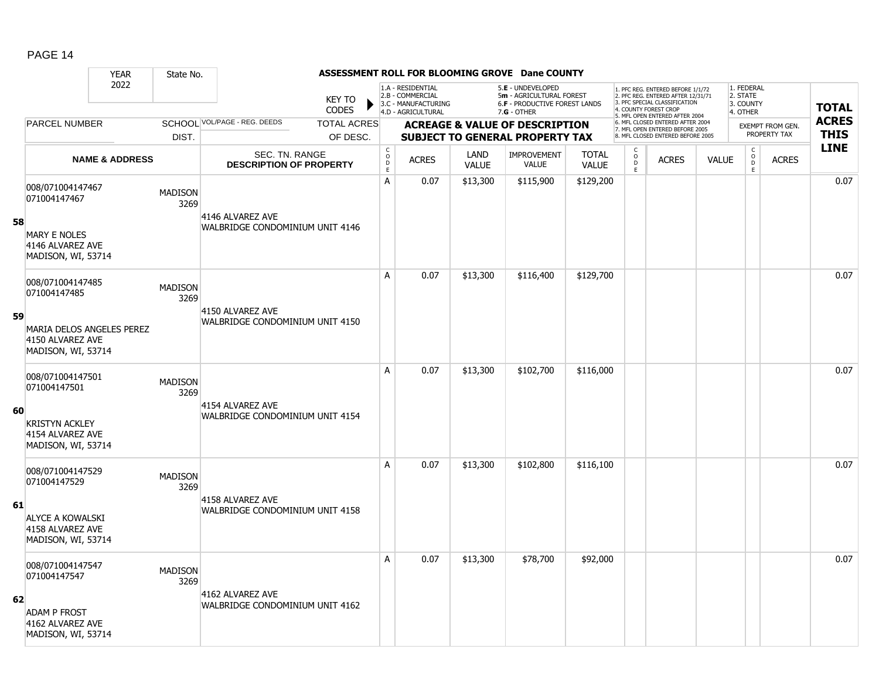## ASSESSMENT ROLL FOR BLOOMING GROVE Dane COUNTY

| YEAR | State No. | | | |
|---|---|---|---|---|
| 2022 | | | | |

KEY TO CODES:
- 1.A - RESIDENTIAL
- 2.B - COMMERCIAL
- 3.C - MANUFACTURING
- 4.D - AGRICULTURAL
- 5.E - UNDEVELOPED
- 5m - AGRICULTURAL FOREST
- 6.F - PRODUCTIVE FOREST LANDS
- 7.G - OTHER

- 1. PFC REG. ENTERED BEFORE 1/1/72
- 2. PFC REG. ENTERED AFTER 12/31/71
- 3. PFC SPECIAL CLASSIFICATION
- 4. COUNTY FOREST CROP
- 5. MFL OPEN ENTERED AFTER 2004
- 6. MFL CLOSED ENTERED AFTER 2004
- 7. MFL OPEN ENTERED BEFORE 2005
- 8. MFL CLOSED ENTERED BEFORE 2005

- 1. FEDERAL
- 2. STATE
- 3. COUNTY
- 4. OTHER

| LINE | PARCEL NUMBER / NAME & ADDRESS | SCHOOL DIST. | VOL/PAGE - REG. DEEDS / SEC. TN. RANGE / DESCRIPTION OF PROPERTY | TOTAL ACRES OF DESC. | CODE | ACRES | LAND VALUE | IMPROVEMENT VALUE | TOTAL VALUE | CODE | ACRES | VALUE | CODE | EXEMPT ACRES | TOTAL ACRES THIS LINE |
|---|---|---|---|---|---|---|---|---|---|---|---|---|---|---|---|
| 58 | 008/071004147467<br>071004147467<br><br>MARY E NOLES<br>4146 ALVAREZ AVE<br>MADISON, WI, 53714 | MADISON 3269 | 4146 ALVAREZ AVE<br>WALBRIDGE CONDOMINIUM UNIT 4146 | | A | 0.07 | $13,300 | $115,900 | $129,200 | | | | | | 0.07 |
| 59 | 008/071004147485<br>071004147485<br><br>MARIA DELOS ANGELES PEREZ<br>4150 ALVAREZ AVE<br>MADISON, WI, 53714 | MADISON 3269 | 4150 ALVAREZ AVE<br>WALBRIDGE CONDOMINIUM UNIT 4150 | | A | 0.07 | $13,300 | $116,400 | $129,700 | | | | | | 0.07 |
| 60 | 008/071004147501<br>071004147501<br><br>KRISTYN ACKLEY<br>4154 ALVAREZ AVE<br>MADISON, WI, 53714 | MADISON 3269 | 4154 ALVAREZ AVE<br>WALBRIDGE CONDOMINIUM UNIT 4154 | | A | 0.07 | $13,300 | $102,700 | $116,000 | | | | | | 0.07 |
| 61 | 008/071004147529<br>071004147529<br><br>ALYCE A KOWALSKI<br>4158 ALVAREZ AVE<br>MADISON, WI, 53714 | MADISON 3269 | 4158 ALVAREZ AVE<br>WALBRIDGE CONDOMINIUM UNIT 4158 | | A | 0.07 | $13,300 | $102,800 | $116,100 | | | | | | 0.07 |
| 62 | 008/071004147547<br>071004147547<br><br>ADAM P FROST<br>4162 ALVAREZ AVE<br>MADISON, WI, 53714 | MADISON 3269 | 4162 ALVAREZ AVE<br>WALBRIDGE CONDOMINIUM UNIT 4162 | | A | 0.07 | $13,300 | $78,700 | $92,000 | | | | | | 0.07 |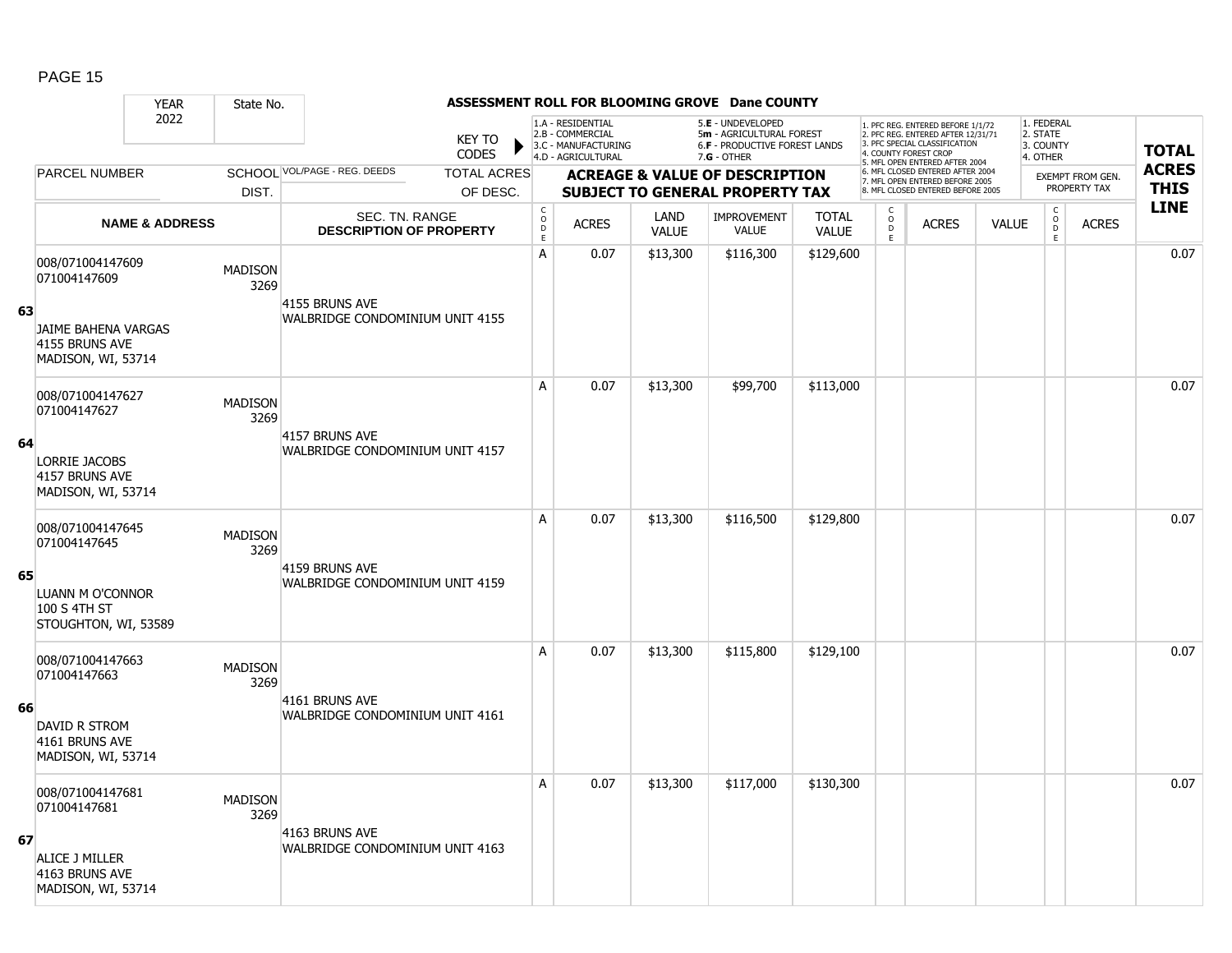# ASSESSMENT ROLL FOR BLOOMING GROVE Dane COUNTY

| YEAR 2022 | State No. | | KEY TO CODES | 1.A - RESIDENTIAL 2.B - COMMERCIAL 3.C - MANUFACTURING 4.D - AGRICULTURAL | | 5.E - UNDEVELOPED 5m - AGRICULTURAL FOREST 6.F - PRODUCTIVE FOREST LANDS 7.G - OTHER | | | 1. PFC REG. ENTERED BEFORE 1/1/72 2. PFC REG. ENTERED AFTER 12/31/71 3. PFC SPECIAL CLASSIFICATION 4. COUNTY FOREST CROP 5. MFL OPEN ENTERED AFTER 2004 6. MFL CLOSED ENTERED AFTER 2004 7. MFL OPEN ENTERED BEFORE 2005 8. MFL CLOSED ENTERED BEFORE 2005 | | | 1. FEDERAL 2. STATE 3. COUNTY 4. OTHER | | |
|---|---|---|---|---|---|---|---|---|---|---|---|---|---|---|
| PARCEL NUMBER | SCHOOL DIST. | VOL/PAGE - REG. DEEDS | TOTAL ACRES OF DESC. | ACREAGE & VALUE OF DESCRIPTION SUBJECT TO GENERAL PROPERTY TAX | | | | | | | | EXEMPT FROM GEN. PROPERTY TAX | | TOTAL ACRES THIS LINE |
| NAME & ADDRESS | | SEC. TN. RANGE DESCRIPTION OF PROPERTY | | CODE | ACRES | LAND VALUE | IMPROVEMENT VALUE | TOTAL VALUE | CODE | ACRES | VALUE | CODE | ACRES | |
| **63** 008/071004147609 071004147609 JAIME BAHENA VARGAS 4155 BRUNS AVE MADISON, WI, 53714 | MADISON 3269 | 4155 BRUNS AVE WALBRIDGE CONDOMINIUM UNIT 4155 | | A | 0.07 | $13,300 | $116,300 | $129,600 | | | | | | 0.07 |
| **64** 008/071004147627 071004147627 LORRIE JACOBS 4157 BRUNS AVE MADISON, WI, 53714 | MADISON 3269 | 4157 BRUNS AVE WALBRIDGE CONDOMINIUM UNIT 4157 | | A | 0.07 | $13,300 | $99,700 | $113,000 | | | | | | 0.07 |
| **65** 008/071004147645 071004147645 LUANN M O'CONNOR 100 S 4TH ST STOUGHTON, WI, 53589 | MADISON 3269 | 4159 BRUNS AVE WALBRIDGE CONDOMINIUM UNIT 4159 | | A | 0.07 | $13,300 | $116,500 | $129,800 | | | | | | 0.07 |
| **66** 008/071004147663 071004147663 DAVID R STROM 4161 BRUNS AVE MADISON, WI, 53714 | MADISON 3269 | 4161 BRUNS AVE WALBRIDGE CONDOMINIUM UNIT 4161 | | A | 0.07 | $13,300 | $115,800 | $129,100 | | | | | | 0.07 |
| **67** 008/071004147681 071004147681 ALICE J MILLER 4163 BRUNS AVE MADISON, WI, 53714 | MADISON 3269 | 4163 BRUNS AVE WALBRIDGE CONDOMINIUM UNIT 4163 | | A | 0.07 | $13,300 | $117,000 | $130,300 | | | | | | 0.07 |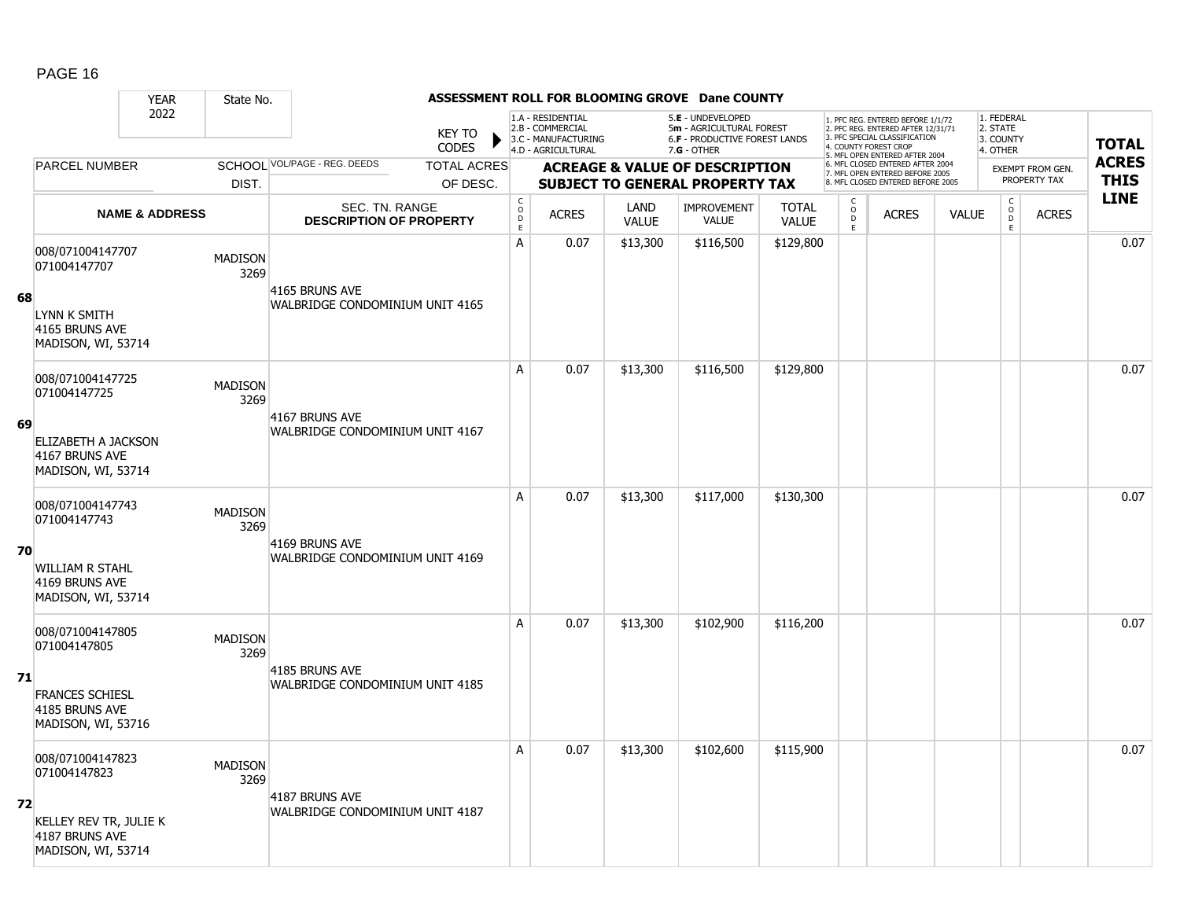| YEAR 2022 | State No. | ASSESSMENT ROLL FOR BLOOMING GROVE Dane COUNTY | | | | | | | | | | | | | |
|---|---|---|---|---|---|---|---|---|---|---|---|---|---|---|---|
| | | KEY TO CODES | 1.A - RESIDENTIAL 2.B - COMMERCIAL 3.C - MANUFACTURING 4.D - AGRICULTURAL | | 5.E - UNDEVELOPED 5m - AGRICULTURAL FOREST 6.F - PRODUCTIVE FOREST LANDS 7.G - OTHER | | | 1. PFC REG. ENTERED BEFORE 1/1/72 2. PFC REG. ENTERED AFTER 12/31/71 3. PFC SPECIAL CLASSIFICATION 4. COUNTY FOREST CROP 5. MFL OPEN ENTERED AFTER 2004 6. MFL CLOSED ENTERED AFTER 2004 7. MFL OPEN ENTERED BEFORE 2005 8. MFL CLOSED ENTERED BEFORE 2005 | | | 1. FEDERAL 2. STATE 3. COUNTY 4. OTHER | | | **TOTAL ACRES THIS LINE** |
| PARCEL NUMBER | SCHOOL DIST. | VOL/PAGE - REG. DEEDS / TOTAL ACRES OF DESC. | **ACREAGE & VALUE OF DESCRIPTION SUBJECT TO GENERAL PROPERTY TAX** | | | | | | | | EXEMPT FROM GEN. PROPERTY TAX | | | |
| **NAME & ADDRESS** | | SEC. TN. RANGE **DESCRIPTION OF PROPERTY** | CODE | ACRES | LAND VALUE | IMPROVEMENT VALUE | TOTAL VALUE | CODE | ACRES | VALUE | CODE | ACRES | | |
| **68** 008/071004147707 071004147707 LYNN K SMITH 4165 BRUNS AVE MADISON, WI, 53714 | MADISON 3269 | 4165 BRUNS AVE WALBRIDGE CONDOMINIUM UNIT 4165 | A | 0.07 | $13,300 | $116,500 | $129,800 | | | | | | | 0.07 |
| **69** 008/071004147725 071004147725 ELIZABETH A JACKSON 4167 BRUNS AVE MADISON, WI, 53714 | MADISON 3269 | 4167 BRUNS AVE WALBRIDGE CONDOMINIUM UNIT 4167 | A | 0.07 | $13,300 | $116,500 | $129,800 | | | | | | | 0.07 |
| **70** 008/071004147743 071004147743 WILLIAM R STAHL 4169 BRUNS AVE MADISON, WI, 53714 | MADISON 3269 | 4169 BRUNS AVE WALBRIDGE CONDOMINIUM UNIT 4169 | A | 0.07 | $13,300 | $117,000 | $130,300 | | | | | | | 0.07 |
| **71** 008/071004147805 071004147805 FRANCES SCHIESL 4185 BRUNS AVE MADISON, WI, 53716 | MADISON 3269 | 4185 BRUNS AVE WALBRIDGE CONDOMINIUM UNIT 4185 | A | 0.07 | $13,300 | $102,900 | $116,200 | | | | | | | 0.07 |
| **72** 008/071004147823 071004147823 KELLEY REV TR, JULIE K 4187 BRUNS AVE MADISON, WI, 53714 | MADISON 3269 | 4187 BRUNS AVE WALBRIDGE CONDOMINIUM UNIT 4187 | A | 0.07 | $13,300 | $102,600 | $115,900 | | | | | | | 0.07 |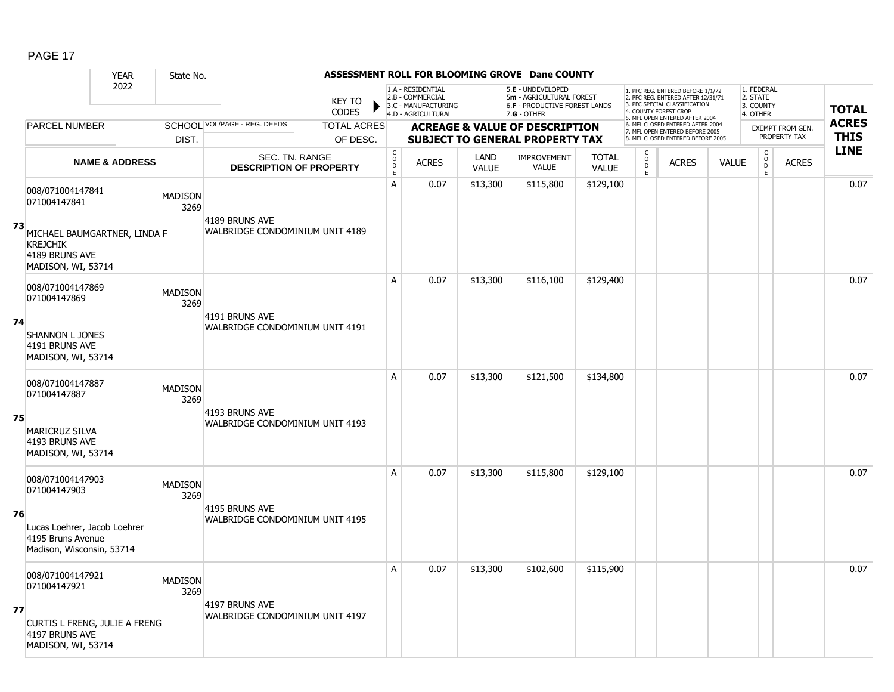## ASSESSMENT ROLL FOR BLOOMING GROVE Dane COUNTY

YEAR 2022 | State No.

KEY TO CODES:
- 1.A - RESIDENTIAL
- 2.B - COMMERCIAL
- 3.C - MANUFACTURING
- 4.D - AGRICULTURAL
- 5.E - UNDEVELOPED
- 5m - AGRICULTURAL FOREST
- 6.F - PRODUCTIVE FOREST LANDS
- 7.G - OTHER

- 1. PFC REG. ENTERED BEFORE 1/1/72
- 2. PFC REG. ENTERED AFTER 12/31/71
- 3. PFC SPECIAL CLASSIFICATION
- 4. COUNTY FOREST CROP
- 5. MFL OPEN ENTERED AFTER 2004
- 6. MFL CLOSED ENTERED AFTER 2004
- 7. MFL OPEN ENTERED BEFORE 2005
- 8. MFL CLOSED ENTERED BEFORE 2005

- 1. FEDERAL
- 2. STATE
- 3. COUNTY
- 4. OTHER

| | PARCEL NUMBER / NAME & ADDRESS | SCHOOL DIST. | VOL/PAGE - REG. DEEDS / SEC. TN. RANGE / DESCRIPTION OF PROPERTY | CODE | ACRES | LAND VALUE | IMPROVEMENT VALUE | TOTAL VALUE | CODE | ACRES | VALUE | CODE | EXEMPT ACRES | TOTAL ACRES THIS LINE |
|---|---|---|---|---|---|---|---|---|---|---|---|---|---|---|
| 73 | 008/071004147841<br>071004147841<br>MICHAEL BAUMGARTNER, LINDA F KREJCHIK<br>4189 BRUNS AVE<br>MADISON, WI, 53714 | MADISON 3269 | 4189 BRUNS AVE<br>WALBRIDGE CONDOMINIUM UNIT 4189 | A | 0.07 | $13,300 | $115,800 | $129,100 | | | | | | 0.07 |
| 74 | 008/071004147869<br>071004147869<br>SHANNON L JONES<br>4191 BRUNS AVE<br>MADISON, WI, 53714 | MADISON 3269 | 4191 BRUNS AVE<br>WALBRIDGE CONDOMINIUM UNIT 4191 | A | 0.07 | $13,300 | $116,100 | $129,400 | | | | | | 0.07 |
| 75 | 008/071004147887<br>071004147887<br>MARICRUZ SILVA<br>4193 BRUNS AVE<br>MADISON, WI, 53714 | MADISON 3269 | 4193 BRUNS AVE<br>WALBRIDGE CONDOMINIUM UNIT 4193 | A | 0.07 | $13,300 | $121,500 | $134,800 | | | | | | 0.07 |
| 76 | 008/071004147903<br>071004147903<br>Lucas Loehrer, Jacob Loehrer<br>4195 Bruns Avenue<br>Madison, Wisconsin, 53714 | MADISON 3269 | 4195 BRUNS AVE<br>WALBRIDGE CONDOMINIUM UNIT 4195 | A | 0.07 | $13,300 | $115,800 | $129,100 | | | | | | 0.07 |
| 77 | 008/071004147921<br>071004147921<br>CURTIS L FRENG, JULIE A FRENG<br>4197 BRUNS AVE<br>MADISON, WI, 53714 | MADISON 3269 | 4197 BRUNS AVE<br>WALBRIDGE CONDOMINIUM UNIT 4197 | A | 0.07 | $13,300 | $102,600 | $115,900 | | | | | | 0.07 |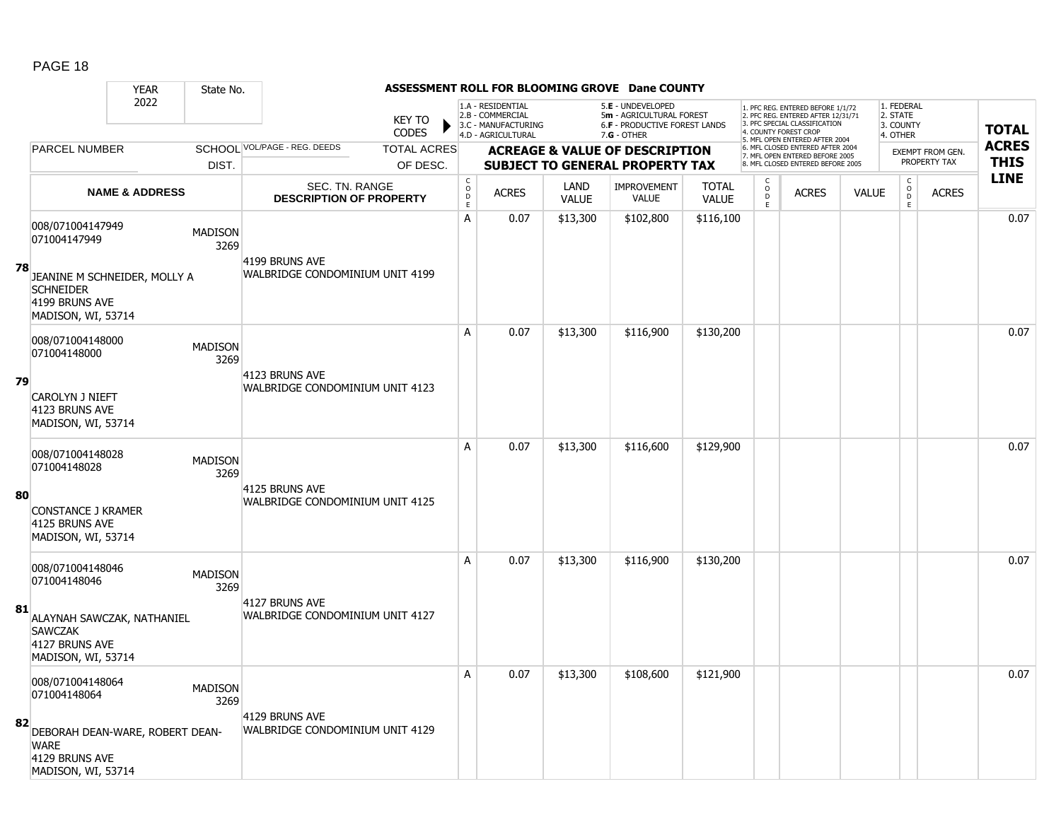# ASSESSMENT ROLL FOR BLOOMING GROVE Dane COUNTY

YEAR: 2022 | State No.

KEY TO CODES:
1.A - RESIDENTIAL, 2.B - COMMERCIAL, 3.C - MANUFACTURING, 4.D - AGRICULTURAL, 5.E - UNDEVELOPED, 5m - AGRICULTURAL FOREST, 6.F - PRODUCTIVE FOREST LANDS, 7.G - OTHER

1. PFC REG. ENTERED BEFORE 1/1/72, 2. PFC REG. ENTERED AFTER 12/31/71, 3. PFC SPECIAL CLASSIFICATION, 4. COUNTY FOREST CROP, 5. MFL OPEN ENTERED AFTER 2004, 6. MFL CLOSED ENTERED AFTER 2004, 7. MFL OPEN ENTERED BEFORE 2005, 8. MFL CLOSED ENTERED BEFORE 2005

1. FEDERAL, 2. STATE, 3. COUNTY, 4. OTHER

| Line | PARCEL NUMBER / NAME & ADDRESS | SCHOOL DIST. | VOL/PAGE - REG. DEEDS / SEC. TN. RANGE / DESCRIPTION OF PROPERTY | TOTAL ACRES OF DESC. | CODE | ACRES | LAND VALUE | IMPROVEMENT VALUE | TOTAL VALUE | CODE | ACRES | VALUE | CODE | ACRES (EXEMPT FROM GEN. PROPERTY TAX) | TOTAL ACRES THIS LINE |
|---|---|---|---|---|---|---|---|---|---|---|---|---|---|---|---|
| 78 | 008/071004147949<br>071004147949<br>JEANINE M SCHNEIDER, MOLLY A SCHNEIDER<br>4199 BRUNS AVE<br>MADISON, WI, 53714 | MADISON 3269 | 4199 BRUNS AVE<br>WALBRIDGE CONDOMINIUM UNIT 4199 | | A | 0.07 | $13,300 | $102,800 | $116,100 | | | | | | 0.07 |
| 79 | 008/071004148000<br>071004148000<br>CAROLYN J NIEFT<br>4123 BRUNS AVE<br>MADISON, WI, 53714 | MADISON 3269 | 4123 BRUNS AVE<br>WALBRIDGE CONDOMINIUM UNIT 4123 | | A | 0.07 | $13,300 | $116,900 | $130,200 | | | | | | 0.07 |
| 80 | 008/071004148028<br>071004148028<br>CONSTANCE J KRAMER<br>4125 BRUNS AVE<br>MADISON, WI, 53714 | MADISON 3269 | 4125 BRUNS AVE<br>WALBRIDGE CONDOMINIUM UNIT 4125 | | A | 0.07 | $13,300 | $116,600 | $129,900 | | | | | | 0.07 |
| 81 | 008/071004148046<br>071004148046<br>ALAYNAH SAWCZAK, NATHANIEL SAWCZAK<br>4127 BRUNS AVE<br>MADISON, WI, 53714 | MADISON 3269 | 4127 BRUNS AVE<br>WALBRIDGE CONDOMINIUM UNIT 4127 | | A | 0.07 | $13,300 | $116,900 | $130,200 | | | | | | 0.07 |
| 82 | 008/071004148064<br>071004148064<br>DEBORAH DEAN-WARE, ROBERT DEAN-WARE<br>4129 BRUNS AVE<br>MADISON, WI, 53714 | MADISON 3269 | 4129 BRUNS AVE<br>WALBRIDGE CONDOMINIUM UNIT 4129 | | A | 0.07 | $13,300 | $108,600 | $121,900 | | | | | | 0.07 |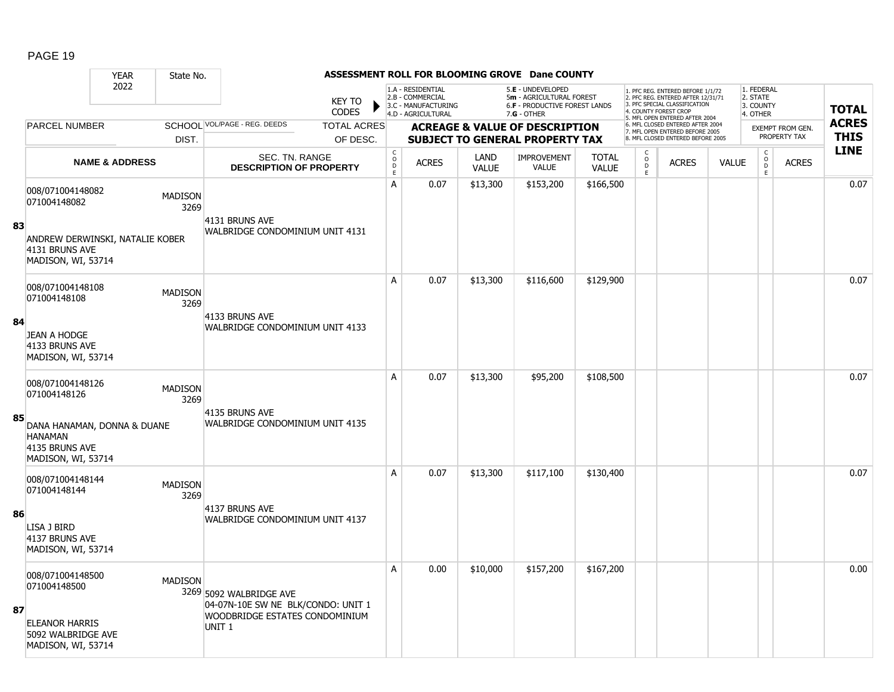# ASSESSMENT ROLL FOR BLOOMING GROVE Dane COUNTY

| YEAR | State No. |
|---|---|
| 2022 | |

KEY TO CODES:
- 1.A - RESIDENTIAL
- 2.B - COMMERCIAL
- 3.C - MANUFACTURING
- 4.D - AGRICULTURAL
- 5.E - UNDEVELOPED
- 5m - AGRICULTURAL FOREST
- 6.F - PRODUCTIVE FOREST LANDS
- 7.G - OTHER

1. PFC REG. ENTERED BEFORE 1/1/72
2. PFC REG. ENTERED AFTER 12/31/71
3. PFC SPECIAL CLASSIFICATION
4. COUNTY FOREST CROP
5. MFL OPEN ENTERED AFTER 2004
6. MFL CLOSED ENTERED AFTER 2004
7. MFL OPEN ENTERED BEFORE 2005
8. MFL CLOSED ENTERED BEFORE 2005

1. FEDERAL
2. STATE
3. COUNTY
4. OTHER

| | PARCEL NUMBER / NAME & ADDRESS | SCHOOL DIST. | VOL/PAGE - REG. DEEDS / SEC. TN. RANGE / DESCRIPTION OF PROPERTY | CODE | ACRES | LAND VALUE | IMPROVEMENT VALUE | TOTAL VALUE | CODE | ACRES | VALUE | CODE | ACRES (EXEMPT FROM GEN. PROPERTY TAX) | TOTAL ACRES THIS LINE |
|---|---|---|---|---|---|---|---|---|---|---|---|---|---|---|
| 83 | 008/071004148082<br>071004148082<br>ANDREW DERWINSKI, NATALIE KOBER<br>4131 BRUNS AVE<br>MADISON, WI, 53714 | MADISON 3269 | 4131 BRUNS AVE<br>WALBRIDGE CONDOMINIUM UNIT 4131 | A | 0.07 | $13,300 | $153,200 | $166,500 | | | | | | 0.07 |
| 84 | 008/071004148108<br>071004148108<br>JEAN A HODGE<br>4133 BRUNS AVE<br>MADISON, WI, 53714 | MADISON 3269 | 4133 BRUNS AVE<br>WALBRIDGE CONDOMINIUM UNIT 4133 | A | 0.07 | $13,300 | $116,600 | $129,900 | | | | | | 0.07 |
| 85 | 008/071004148126<br>071004148126<br>DANA HANAMAN, DONNA & DUANE HANAMAN<br>4135 BRUNS AVE<br>MADISON, WI, 53714 | MADISON 3269 | 4135 BRUNS AVE<br>WALBRIDGE CONDOMINIUM UNIT 4135 | A | 0.07 | $13,300 | $95,200 | $108,500 | | | | | | 0.07 |
| 86 | 008/071004148144<br>071004148144<br>LISA J BIRD<br>4137 BRUNS AVE<br>MADISON, WI, 53714 | MADISON 3269 | 4137 BRUNS AVE<br>WALBRIDGE CONDOMINIUM UNIT 4137 | A | 0.07 | $13,300 | $117,100 | $130,400 | | | | | | 0.07 |
| 87 | 008/071004148500<br>071004148500<br>ELEANOR HARRIS<br>5092 WALBRIDGE AVE<br>MADISON, WI, 53714 | MADISON 3269 | 5092 WALBRIDGE AVE<br>04-07N-10E SW NE BLK/CONDO: UNIT 1<br>WOODBRIDGE ESTATES CONDOMINIUM UNIT 1 | A | 0.00 | $10,000 | $157,200 | $167,200 | | | | | | 0.00 |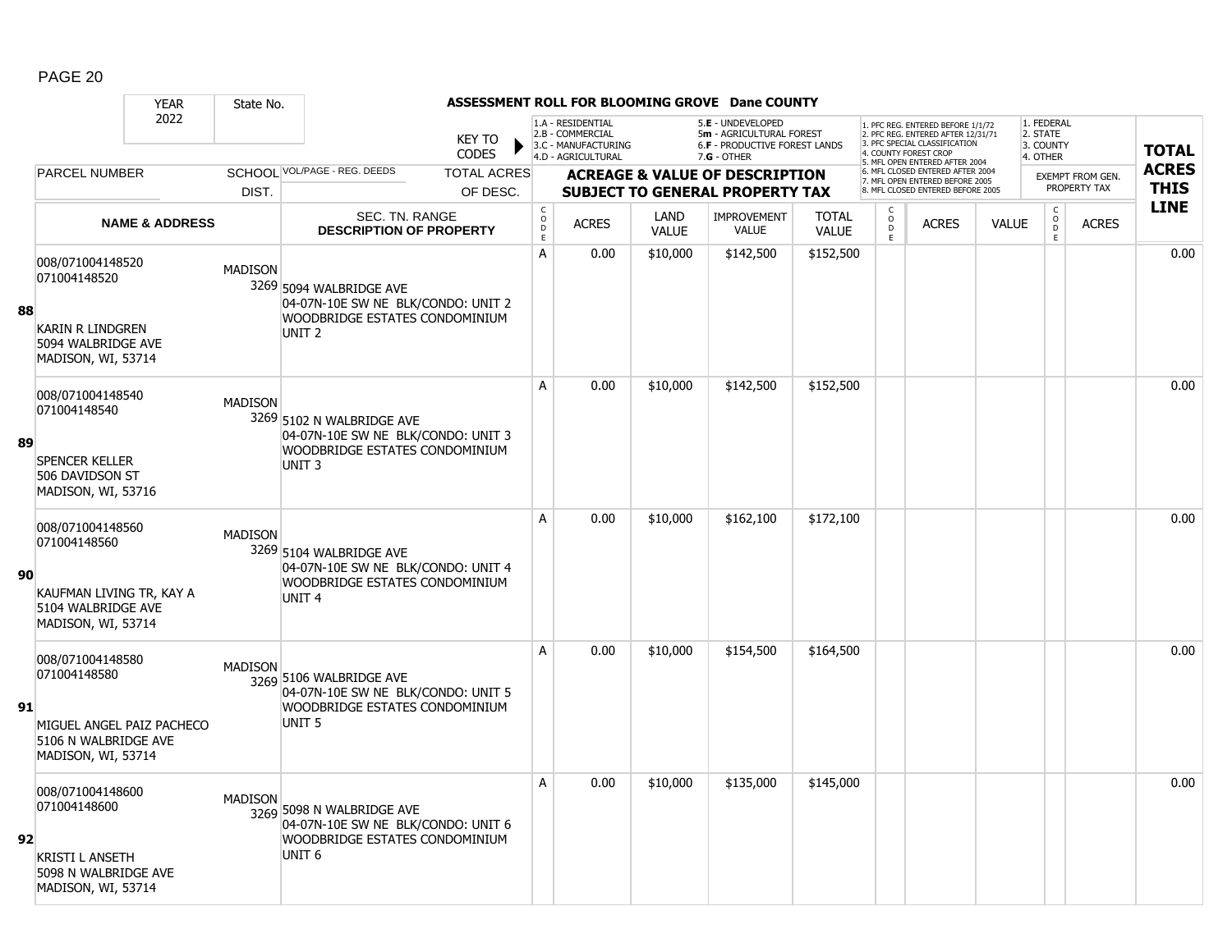## ASSESSMENT ROLL FOR BLOOMING GROVE Dane COUNTY

YEAR 2022 | State No.

KEY TO CODES:
- 1.A - RESIDENTIAL
- 2.B - COMMERCIAL
- 3.C - MANUFACTURING
- 4.D - AGRICULTURAL
- 5.E - UNDEVELOPED
- 5m - AGRICULTURAL FOREST
- 6.F - PRODUCTIVE FOREST LANDS
- 7.G - OTHER

Exempt codes:
1. PFC REG. ENTERED BEFORE 1/1/72
2. PFC REG. ENTERED AFTER 12/31/71
3. PFC SPECIAL CLASSIFICATION
4. COUNTY FOREST CROP
5. MFL OPEN ENTERED AFTER 2004
6. MFL CLOSED ENTERED AFTER 2004
7. MFL OPEN ENTERED BEFORE 2005
8. MFL CLOSED ENTERED BEFORE 2005

Exempt from gen. property tax: 1. FEDERAL 2. STATE 3. COUNTY 4. OTHER

| Line | PARCEL NUMBER / NAME & ADDRESS | SCHOOL DIST. | VOL/PAGE - REG. DEEDS / SEC. TN. RANGE / DESCRIPTION OF PROPERTY | TOTAL ACRES OF DESC. | CODE | ACRES | LAND VALUE | IMPROVEMENT VALUE | TOTAL VALUE | CODE | ACRES | VALUE | CODE | ACRES | TOTAL ACRES THIS LINE |
|---|---|---|---|---|---|---|---|---|---|---|---|---|---|---|---|
| 88 | 008/071004148520<br>071004148520<br>KARIN R LINDGREN<br>5094 WALBRIDGE AVE<br>MADISON, WI, 53714 | MADISON 3269 | 5094 WALBRIDGE AVE<br>04-07N-10E SW NE BLK/CONDO: UNIT 2<br>WOODBRIDGE ESTATES CONDOMINIUM UNIT 2 | | A | 0.00 | $10,000 | $142,500 | $152,500 | | | | | | 0.00 |
| 89 | 008/071004148540<br>071004148540<br>SPENCER KELLER<br>506 DAVIDSON ST<br>MADISON, WI, 53716 | MADISON 3269 | 5102 N WALBRIDGE AVE<br>04-07N-10E SW NE BLK/CONDO: UNIT 3<br>WOODBRIDGE ESTATES CONDOMINIUM UNIT 3 | | A | 0.00 | $10,000 | $142,500 | $152,500 | | | | | | 0.00 |
| 90 | 008/071004148560<br>071004148560<br>KAUFMAN LIVING TR, KAY A<br>5104 WALBRIDGE AVE<br>MADISON, WI, 53714 | MADISON 3269 | 5104 WALBRIDGE AVE<br>04-07N-10E SW NE BLK/CONDO: UNIT 4<br>WOODBRIDGE ESTATES CONDOMINIUM UNIT 4 | | A | 0.00 | $10,000 | $162,100 | $172,100 | | | | | | 0.00 |
| 91 | 008/071004148580<br>071004148580<br>MIGUEL ANGEL PAIZ PACHECO<br>5106 N WALBRIDGE AVE<br>MADISON, WI, 53714 | MADISON 3269 | 5106 WALBRIDGE AVE<br>04-07N-10E SW NE BLK/CONDO: UNIT 5<br>WOODBRIDGE ESTATES CONDOMINIUM UNIT 5 | | A | 0.00 | $10,000 | $154,500 | $164,500 | | | | | | 0.00 |
| 92 | 008/071004148600<br>071004148600<br>KRISTI L ANSETH<br>5098 N WALBRIDGE AVE<br>MADISON, WI, 53714 | MADISON 3269 | 5098 N WALBRIDGE AVE<br>04-07N-10E SW NE BLK/CONDO: UNIT 6<br>WOODBRIDGE ESTATES CONDOMINIUM UNIT 6 | | A | 0.00 | $10,000 | $135,000 | $145,000 | | | | | | 0.00 |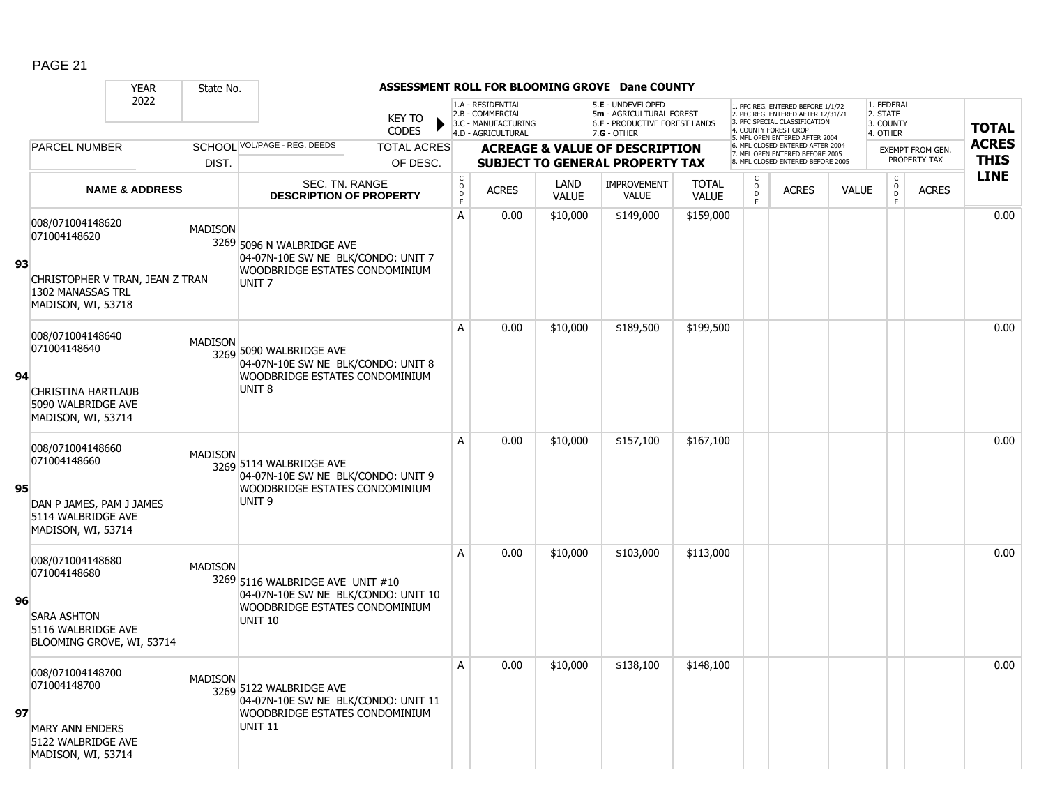# ASSESSMENT ROLL FOR BLOOMING GROVE Dane COUNTY

| YEAR 2022 | State No. | | KEY TO CODES | | | | | | | | | | | | | |
|---|---|---|---|---|---|---|---|---|---|---|---|---|---|---|---|---|
| PARCEL NUMBER | SCHOOL DIST. | VOL/PAGE - REG. DEEDS | TOTAL ACRES OF DESC. | ACREAGE & VALUE OF DESCRIPTION SUBJECT TO GENERAL PROPERTY TAX | | | | | | | | | EXEMPT FROM GEN. PROPERTY TAX | | | TOTAL ACRES THIS LINE |
| NAME & ADDRESS | | SEC. TN. RANGE DESCRIPTION OF PROPERTY | | CODE | ACRES | LAND VALUE | IMPROVEMENT VALUE | TOTAL VALUE | CODE | ACRES | VALUE | | CODE | ACRES | | |
| **93** 008/071004148620 071004148620 CHRISTOPHER V TRAN, JEAN Z TRAN 1302 MANASSAS TRL MADISON, WI, 53718 | MADISON 3269 | 5096 N WALBRIDGE AVE 04-07N-10E SW NE BLK/CONDO: UNIT 7 WOODBRIDGE ESTATES CONDOMINIUM UNIT 7 | | A | 0.00 | $10,000 | $149,000 | $159,000 | | | | | | | | 0.00 |
| **94** 008/071004148640 071004148640 CHRISTINA HARTLAUB 5090 WALBRIDGE AVE MADISON, WI, 53714 | MADISON 3269 | 5090 WALBRIDGE AVE 04-07N-10E SW NE BLK/CONDO: UNIT 8 WOODBRIDGE ESTATES CONDOMINIUM UNIT 8 | | A | 0.00 | $10,000 | $189,500 | $199,500 | | | | | | | | 0.00 |
| **95** 008/071004148660 071004148660 DAN P JAMES, PAM J JAMES 5114 WALBRIDGE AVE MADISON, WI, 53714 | MADISON 3269 | 5114 WALBRIDGE AVE 04-07N-10E SW NE BLK/CONDO: UNIT 9 WOODBRIDGE ESTATES CONDOMINIUM UNIT 9 | | A | 0.00 | $10,000 | $157,100 | $167,100 | | | | | | | | 0.00 |
| **96** 008/071004148680 071004148680 SARA ASHTON 5116 WALBRIDGE AVE BLOOMING GROVE, WI, 53714 | MADISON 3269 | 5116 WALBRIDGE AVE UNIT #10 04-07N-10E SW NE BLK/CONDO: UNIT 10 WOODBRIDGE ESTATES CONDOMINIUM UNIT 10 | | A | 0.00 | $10,000 | $103,000 | $113,000 | | | | | | | | 0.00 |
| **97** 008/071004148700 071004148700 MARY ANN ENDERS 5122 WALBRIDGE AVE MADISON, WI, 53714 | MADISON 3269 | 5122 WALBRIDGE AVE 04-07N-10E SW NE BLK/CONDO: UNIT 11 WOODBRIDGE ESTATES CONDOMINIUM UNIT 11 | | A | 0.00 | $10,000 | $138,100 | $148,100 | | | | | | | | 0.00 |

KEY TO CODES: 1.A - RESIDENTIAL, 2.B - COMMERCIAL, 3.C - MANUFACTURING, 4.D - AGRICULTURAL, 5.E - UNDEVELOPED, 5m - AGRICULTURAL FOREST, 6.F - PRODUCTIVE FOREST LANDS, 7.G - OTHER

1. PFC REG. ENTERED BEFORE 1/1/72, 2. PFC REG. ENTERED AFTER 12/31/71, 3. PFC SPECIAL CLASSIFICATION, 4. COUNTY FOREST CROP, 5. MFL OPEN ENTERED AFTER 2004, 6. MFL CLOSED ENTERED AFTER 2004, 7. MFL OPEN ENTERED BEFORE 2005, 8. MFL CLOSED ENTERED BEFORE 2005

1. FEDERAL, 2. STATE, 3. COUNTY, 4. OTHER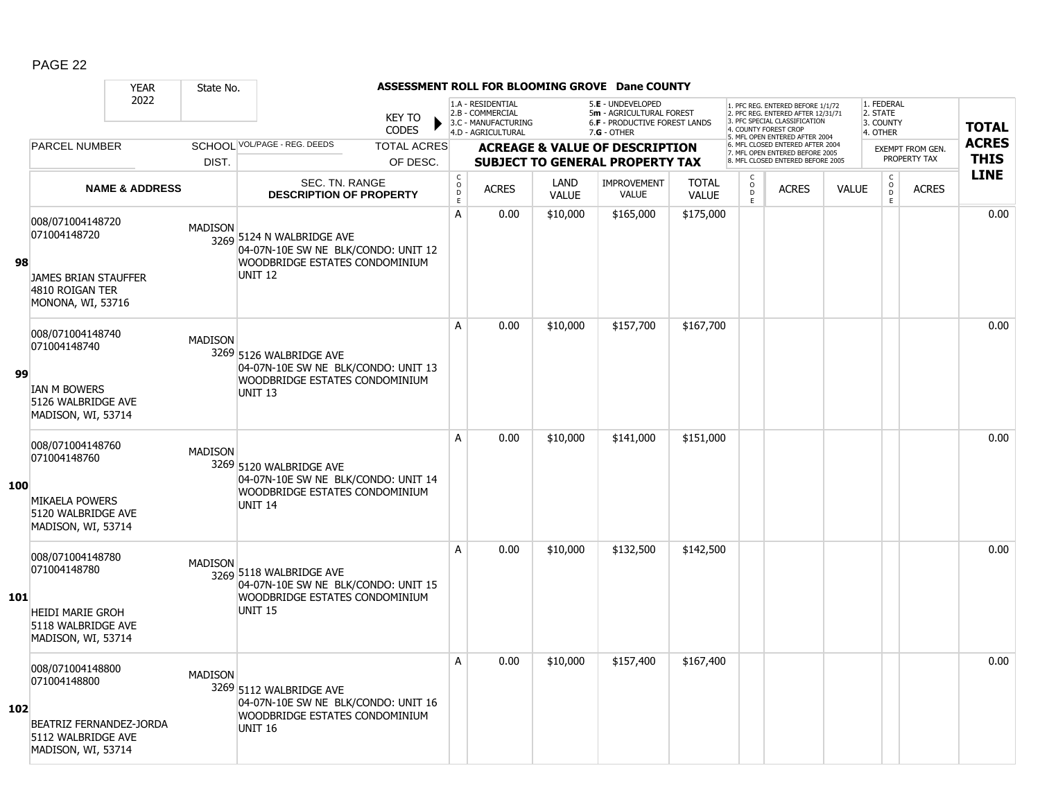# ASSESSMENT ROLL FOR BLOOMING GROVE Dane COUNTY

| YEAR | State No. |
|---|---|
| 2022 | |

KEY TO CODES:
- 1.A - RESIDENTIAL
- 2.B - COMMERCIAL
- 3.C - MANUFACTURING
- 4.D - AGRICULTURAL
- 5.E - UNDEVELOPED
- 5m - AGRICULTURAL FOREST
- 6.F - PRODUCTIVE FOREST LANDS
- 7.G - OTHER

- 1. PFC REG. ENTERED BEFORE 1/1/72
- 2. PFC REG. ENTERED AFTER 12/31/71
- 3. PFC SPECIAL CLASSIFICATION
- 4. COUNTY FOREST CROP
- 5. MFL OPEN ENTERED AFTER 2004
- 6. MFL CLOSED ENTERED AFTER 2004
- 7. MFL OPEN ENTERED BEFORE 2005
- 8. MFL CLOSED ENTERED BEFORE 2005

- 1. FEDERAL
- 2. STATE
- 3. COUNTY
- 4. OTHER

| | PARCEL NUMBER / NAME & ADDRESS | SCHOOL DIST. | VOL/PAGE - REG. DEEDS / SEC. TN. RANGE DESCRIPTION OF PROPERTY | CODE | ACRES | LAND VALUE | IMPROVEMENT VALUE | TOTAL VALUE | CODE | ACRES | VALUE | CODE | EXEMPT ACRES | TOTAL ACRES THIS LINE |
|---|---|---|---|---|---|---|---|---|---|---|---|---|---|---|
| 98 | 008/071004148720<br>071004148720<br>JAMES BRIAN STAUFFER<br>4810 ROIGAN TER<br>MONONA, WI, 53716 | MADISON 3269 | 5124 N WALBRIDGE AVE<br>04-07N-10E SW NE BLK/CONDO: UNIT 12 WOODBRIDGE ESTATES CONDOMINIUM UNIT 12 | A | 0.00 | $10,000 | $165,000 | $175,000 | | | | | | 0.00 |
| 99 | 008/071004148740<br>071004148740<br>IAN M BOWERS<br>5126 WALBRIDGE AVE<br>MADISON, WI, 53714 | MADISON 3269 | 5126 WALBRIDGE AVE<br>04-07N-10E SW NE BLK/CONDO: UNIT 13 WOODBRIDGE ESTATES CONDOMINIUM UNIT 13 | A | 0.00 | $10,000 | $157,700 | $167,700 | | | | | | 0.00 |
| 100 | 008/071004148760<br>071004148760<br>MIKAELA POWERS<br>5120 WALBRIDGE AVE<br>MADISON, WI, 53714 | MADISON 3269 | 5120 WALBRIDGE AVE<br>04-07N-10E SW NE BLK/CONDO: UNIT 14 WOODBRIDGE ESTATES CONDOMINIUM UNIT 14 | A | 0.00 | $10,000 | $141,000 | $151,000 | | | | | | 0.00 |
| 101 | 008/071004148780<br>071004148780<br>HEIDI MARIE GROH<br>5118 WALBRIDGE AVE<br>MADISON, WI, 53714 | MADISON 3269 | 5118 WALBRIDGE AVE<br>04-07N-10E SW NE BLK/CONDO: UNIT 15 WOODBRIDGE ESTATES CONDOMINIUM UNIT 15 | A | 0.00 | $10,000 | $132,500 | $142,500 | | | | | | 0.00 |
| 102 | 008/071004148800<br>071004148800<br>BEATRIZ FERNANDEZ-JORDA<br>5112 WALBRIDGE AVE<br>MADISON, WI, 53714 | MADISON 3269 | 5112 WALBRIDGE AVE<br>04-07N-10E SW NE BLK/CONDO: UNIT 16 WOODBRIDGE ESTATES CONDOMINIUM UNIT 16 | A | 0.00 | $10,000 | $157,400 | $167,400 | | | | | | 0.00 |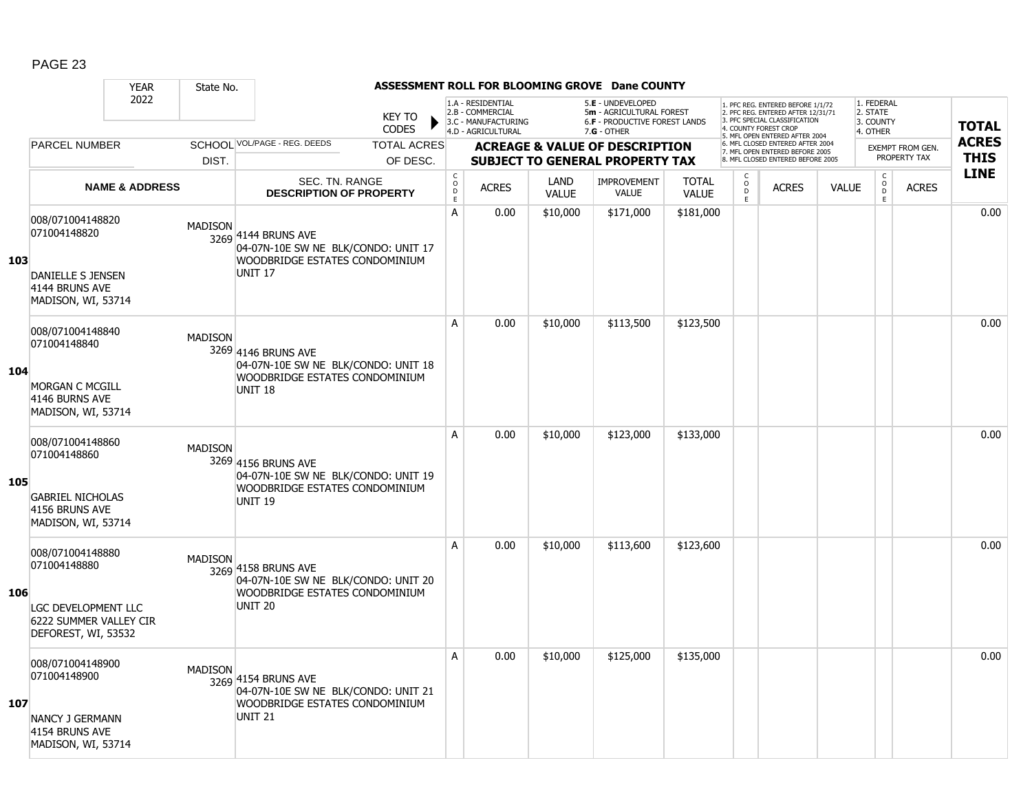# ASSESSMENT ROLL FOR BLOOMING GROVE Dane COUNTY

| | YEAR 2022 | State No. | | | KEY TO CODES: 1.A - RESIDENTIAL, 2.B - COMMERCIAL, 3.C - MANUFACTURING, 4.D - AGRICULTURAL, 5.E - UNDEVELOPED, 5m - AGRICULTURAL FOREST, 6.F - PRODUCTIVE FOREST LANDS, 7.G - OTHER | | | | | 1. PFC REG. ENTERED BEFORE 1/1/72, 2. PFC REG. ENTERED AFTER 12/31/71, 3. PFC SPECIAL CLASSIFICATION, 4. COUNTY FOREST CROP, 5. MFL OPEN ENTERED AFTER 2004, 6. MFL CLOSED ENTERED AFTER 2004, 7. MFL OPEN ENTERED BEFORE 2005, 8. MFL CLOSED ENTERED BEFORE 2005 | | | 1. FEDERAL, 2. STATE, 3. COUNTY, 4. OTHER | | |
|---|---|---|---|---|---|---|---|---|---|---|---|---|---|---|---|
| | PARCEL NUMBER | SCHOOL DIST. | VOL/PAGE - REG. DEEDS | TOTAL ACRES OF DESC. | ACREAGE & VALUE OF DESCRIPTION SUBJECT TO GENERAL PROPERTY TAX | | | | | | | | EXEMPT FROM GEN. PROPERTY TAX | | TOTAL ACRES THIS LINE |
| | NAME & ADDRESS | | SEC. TN. RANGE DESCRIPTION OF PROPERTY | | CODE | ACRES | LAND VALUE | IMPROVEMENT VALUE | TOTAL VALUE | CODE | ACRES | VALUE | CODE | ACRES | |
| 103 | 008/071004148820<br>071004148820<br><br>DANIELLE S JENSEN<br>4144 BRUNS AVE<br>MADISON, WI, 53714 | MADISON 3269 | 4144 BRUNS AVE<br>04-07N-10E SW NE BLK/CONDO: UNIT 17<br>WOODBRIDGE ESTATES CONDOMINIUM<br>UNIT 17 | | A | 0.00 | $10,000 | $171,000 | $181,000 | | | | | | 0.00 |
| 104 | 008/071004148840<br>071004148840<br><br>MORGAN C MCGILL<br>4146 BURNS AVE<br>MADISON, WI, 53714 | MADISON 3269 | 4146 BRUNS AVE<br>04-07N-10E SW NE BLK/CONDO: UNIT 18<br>WOODBRIDGE ESTATES CONDOMINIUM<br>UNIT 18 | | A | 0.00 | $10,000 | $113,500 | $123,500 | | | | | | 0.00 |
| 105 | 008/071004148860<br>071004148860<br><br>GABRIEL NICHOLAS<br>4156 BRUNS AVE<br>MADISON, WI, 53714 | MADISON 3269 | 4156 BRUNS AVE<br>04-07N-10E SW NE BLK/CONDO: UNIT 19<br>WOODBRIDGE ESTATES CONDOMINIUM<br>UNIT 19 | | A | 0.00 | $10,000 | $123,000 | $133,000 | | | | | | 0.00 |
| 106 | 008/071004148880<br>071004148880<br><br>LGC DEVELOPMENT LLC<br>6222 SUMMER VALLEY CIR<br>DEFOREST, WI, 53532 | MADISON 3269 | 4158 BRUNS AVE<br>04-07N-10E SW NE BLK/CONDO: UNIT 20<br>WOODBRIDGE ESTATES CONDOMINIUM<br>UNIT 20 | | A | 0.00 | $10,000 | $113,600 | $123,600 | | | | | | 0.00 |
| 107 | 008/071004148900<br>071004148900<br><br>NANCY J GERMANN<br>4154 BRUNS AVE<br>MADISON, WI, 53714 | MADISON 3269 | 4154 BRUNS AVE<br>04-07N-10E SW NE BLK/CONDO: UNIT 21<br>WOODBRIDGE ESTATES CONDOMINIUM<br>UNIT 21 | | A | 0.00 | $10,000 | $125,000 | $135,000 | | | | | | 0.00 |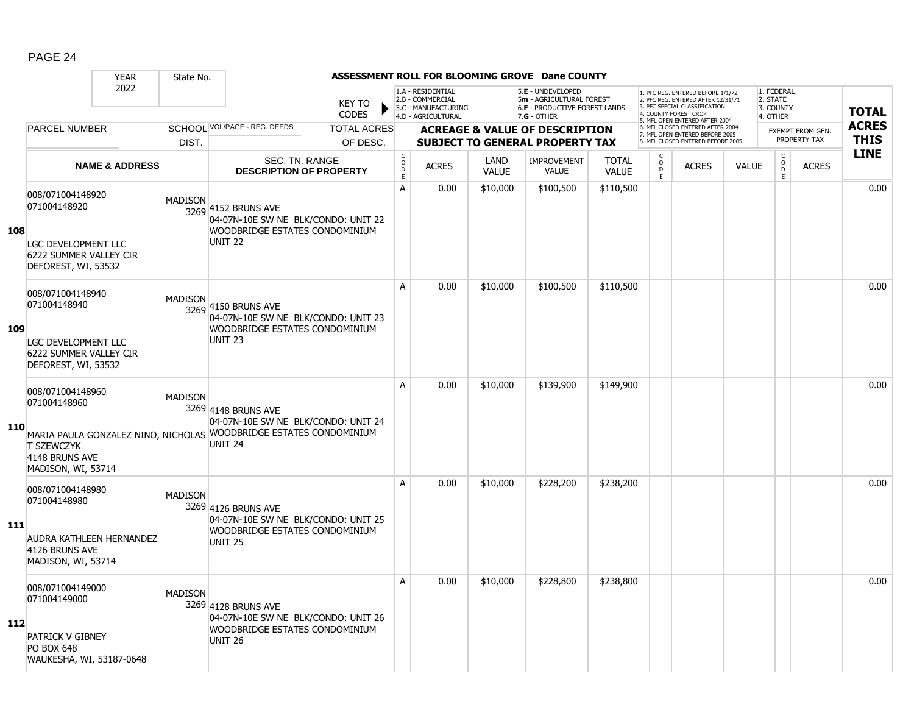**ASSESSMENT ROLL FOR BLOOMING GROVE Dane COUNTY**

YEAR 2022 | State No.

KEY TO CODES: 1.A - RESIDENTIAL, 2.B - COMMERCIAL, 3.C - MANUFACTURING, 4.D - AGRICULTURAL, 5.E - UNDEVELOPED, 5m - AGRICULTURAL FOREST, 6.F - PRODUCTIVE FOREST LANDS, 7.G - OTHER

1. PFC REG. ENTERED BEFORE 1/1/72, 2. PFC REG. ENTERED AFTER 12/31/71, 3. PFC SPECIAL CLASSIFICATION, 4. COUNTY FOREST CROP, 5. MFL OPEN ENTERED AFTER 2004, 6. MFL CLOSED ENTERED AFTER 2004, 7. MFL OPEN ENTERED BEFORE 2005, 8. MFL CLOSED ENTERED BEFORE 2005

1. FEDERAL, 2. STATE, 3. COUNTY, 4. OTHER — EXEMPT FROM GEN. PROPERTY TAX

ACREAGE & VALUE OF DESCRIPTION SUBJECT TO GENERAL PROPERTY TAX

| LINE | PARCEL NUMBER / NAME & ADDRESS | SCHOOL DIST. | VOL/PAGE - REG. DEEDS / SEC. TN. RANGE / DESCRIPTION OF PROPERTY | CODE | ACRES | LAND VALUE | IMPROVEMENT VALUE | TOTAL VALUE | CODE | ACRES | VALUE | CODE | ACRES | TOTAL ACRES THIS LINE |
|---|---|---|---|---|---|---|---|---|---|---|---|---|---|---|
| 108 | 008/071004148920<br>071004148920<br>LGC DEVELOPMENT LLC<br>6222 SUMMER VALLEY CIR<br>DEFOREST, WI, 53532 | MADISON 3269 | 4152 BRUNS AVE<br>04-07N-10E SW NE BLK/CONDO: UNIT 22<br>WOODBRIDGE ESTATES CONDOMINIUM<br>UNIT 22 | A | 0.00 | $10,000 | $100,500 | $110,500 | | | | | | 0.00 |
| 109 | 008/071004148940<br>071004148940<br>LGC DEVELOPMENT LLC<br>6222 SUMMER VALLEY CIR<br>DEFOREST, WI, 53532 | MADISON 3269 | 4150 BRUNS AVE<br>04-07N-10E SW NE BLK/CONDO: UNIT 23<br>WOODBRIDGE ESTATES CONDOMINIUM<br>UNIT 23 | A | 0.00 | $10,000 | $100,500 | $110,500 | | | | | | 0.00 |
| 110 | 008/071004148960<br>071004148960<br>MARIA PAULA GONZALEZ NINO, NICHOLAS T SZEWCZYK<br>4148 BRUNS AVE<br>MADISON, WI, 53714 | MADISON 3269 | 4148 BRUNS AVE<br>04-07N-10E SW NE BLK/CONDO: UNIT 24<br>WOODBRIDGE ESTATES CONDOMINIUM<br>UNIT 24 | A | 0.00 | $10,000 | $139,900 | $149,900 | | | | | | 0.00 |
| 111 | 008/071004148980<br>071004148980<br>AUDRA KATHLEEN HERNANDEZ<br>4126 BRUNS AVE<br>MADISON, WI, 53714 | MADISON 3269 | 4126 BRUNS AVE<br>04-07N-10E SW NE BLK/CONDO: UNIT 25<br>WOODBRIDGE ESTATES CONDOMINIUM<br>UNIT 25 | A | 0.00 | $10,000 | $228,200 | $238,200 | | | | | | 0.00 |
| 112 | 008/071004149000<br>071004149000<br>PATRICK V GIBNEY<br>PO BOX 648<br>WAUKESHA, WI, 53187-0648 | MADISON 3269 | 4128 BRUNS AVE<br>04-07N-10E SW NE BLK/CONDO: UNIT 26<br>WOODBRIDGE ESTATES CONDOMINIUM<br>UNIT 26 | A | 0.00 | $10,000 | $228,800 | $238,800 | | | | | | 0.00 |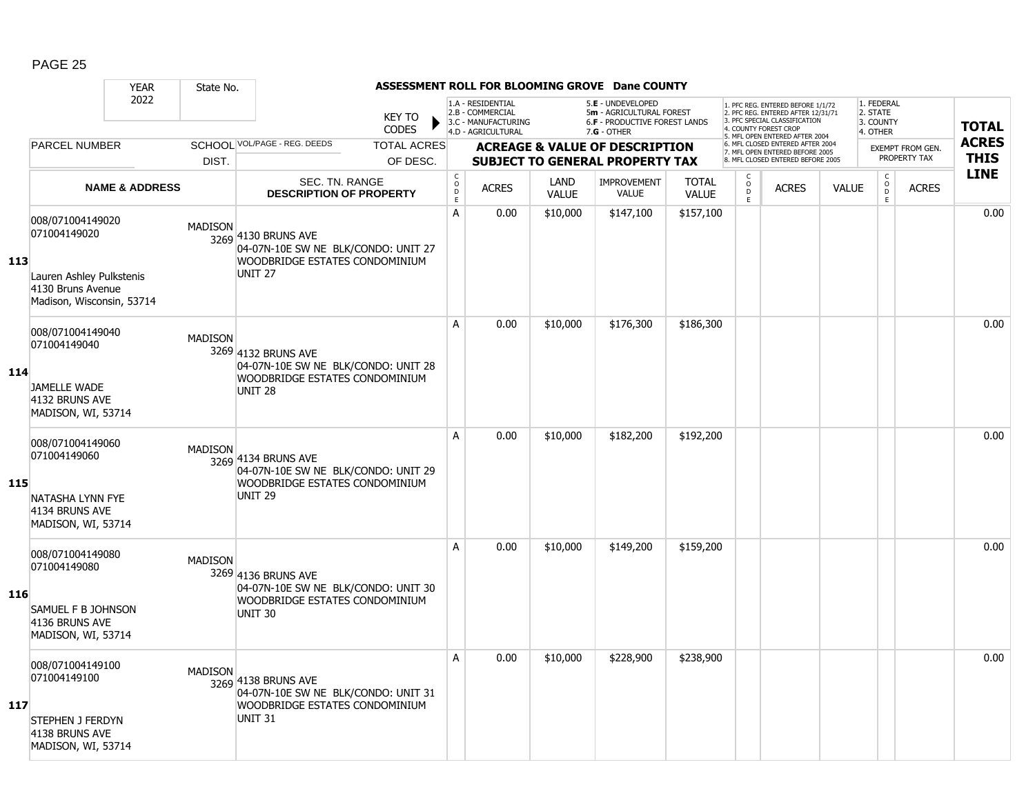**ASSESSMENT ROLL FOR BLOOMING GROVE Dane COUNTY**

| YEAR | State No. | | KEY TO CODES | 1.A - RESIDENTIAL<br>2.B - COMMERCIAL<br>3.C - MANUFACTURING<br>4.D - AGRICULTURAL | | 5.E - UNDEVELOPED<br>5m - AGRICULTURAL FOREST<br>6.F - PRODUCTIVE FOREST LANDS<br>7.G - OTHER | | | 1. PFC REG. ENTERED BEFORE 1/1/72<br>2. PFC REG. ENTERED AFTER 12/31/71<br>3. PFC SPECIAL CLASSIFICATION<br>4. COUNTY FOREST CROP<br>5. MFL OPEN ENTERED AFTER 2004<br>6. MFL CLOSED ENTERED AFTER 2004<br>7. MFL OPEN ENTERED BEFORE 2005<br>8. MFL CLOSED ENTERED BEFORE 2005 | | | 1. FEDERAL<br>2. STATE<br>3. COUNTY<br>4. OTHER | | TOTAL ACRES THIS LINE |
|---|---|---|---|---|---|---|---|---|---|---|---|---|---|---|
| 2022 | | | | | | | | | | | | | | |
| PARCEL NUMBER | SCHOOL DIST. | VOL/PAGE - REG. DEEDS | TOTAL ACRES OF DESC. | ACREAGE & VALUE OF DESCRIPTION SUBJECT TO GENERAL PROPERTY TAX | | | | | | | | EXEMPT FROM GEN. PROPERTY TAX | | |
| NAME & ADDRESS | | SEC. TN. RANGE DESCRIPTION OF PROPERTY | | CODE | ACRES | LAND VALUE | IMPROVEMENT VALUE | TOTAL VALUE | CODE | ACRES | VALUE | CODE | ACRES | |
| **113** 008/071004149020<br>071004149020<br><br>Lauren Ashley Pulkstenis<br>4130 Bruns Avenue<br>Madison, Wisconsin, 53714 | MADISON 3269 | 4130 BRUNS AVE<br>04-07N-10E SW NE BLK/CONDO: UNIT 27<br>WOODBRIDGE ESTATES CONDOMINIUM UNIT 27 | | A | 0.00 | $10,000 | $147,100 | $157,100 | | | | | | 0.00 |
| **114** 008/071004149040<br>071004149040<br><br>JAMELLE WADE<br>4132 BRUNS AVE<br>MADISON, WI, 53714 | MADISON 3269 | 4132 BRUNS AVE<br>04-07N-10E SW NE BLK/CONDO: UNIT 28<br>WOODBRIDGE ESTATES CONDOMINIUM UNIT 28 | | A | 0.00 | $10,000 | $176,300 | $186,300 | | | | | | 0.00 |
| **115** 008/071004149060<br>071004149060<br><br>NATASHA LYNN FYE<br>4134 BRUNS AVE<br>MADISON, WI, 53714 | MADISON 3269 | 4134 BRUNS AVE<br>04-07N-10E SW NE BLK/CONDO: UNIT 29<br>WOODBRIDGE ESTATES CONDOMINIUM UNIT 29 | | A | 0.00 | $10,000 | $182,200 | $192,200 | | | | | | 0.00 |
| **116** 008/071004149080<br>071004149080<br><br>SAMUEL F B JOHNSON<br>4136 BRUNS AVE<br>MADISON, WI, 53714 | MADISON 3269 | 4136 BRUNS AVE<br>04-07N-10E SW NE BLK/CONDO: UNIT 30<br>WOODBRIDGE ESTATES CONDOMINIUM UNIT 30 | | A | 0.00 | $10,000 | $149,200 | $159,200 | | | | | | 0.00 |
| **117** 008/071004149100<br>071004149100<br><br>STEPHEN J FERDYN<br>4138 BRUNS AVE<br>MADISON, WI, 53714 | MADISON 3269 | 4138 BRUNS AVE<br>04-07N-10E SW NE BLK/CONDO: UNIT 31<br>WOODBRIDGE ESTATES CONDOMINIUM UNIT 31 | | A | 0.00 | $10,000 | $228,900 | $238,900 | | | | | | 0.00 |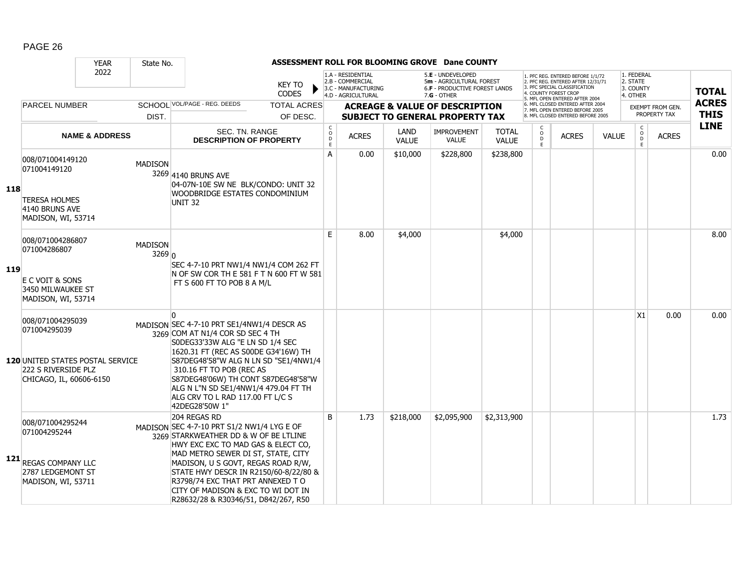ASSESSMENT ROLL FOR BLOOMING GROVE Dane COUNTY

| | YEAR 2022 | State No. | | KEY TO CODES | 1.A - RESIDENTIAL 2.B - COMMERCIAL 3.C - MANUFACTURING 4.D - AGRICULTURAL | | 5.E - UNDEVELOPED 5m - AGRICULTURAL FOREST 6.F - PRODUCTIVE FOREST LANDS 7.G - OTHER | | | 1. PFC REG. ENTERED BEFORE 1/1/72 2. PFC REG. ENTERED AFTER 12/31/71 3. PFC SPECIAL CLASSIFICATION 4. COUNTY FOREST CROP 5. MFL OPEN ENTERED AFTER 2004 6. MFL CLOSED ENTERED AFTER 2004 7. MFL OPEN ENTERED BEFORE 2005 8. MFL CLOSED ENTERED BEFORE 2005 | | | 1. FEDERAL 2. STATE 3. COUNTY 4. OTHER | | TOTAL ACRES THIS LINE |
|---|---|---|---|---|---|---|---|---|---|---|---|---|---|---|---|
| | PARCEL NUMBER | SCHOOL DIST. | VOL/PAGE - REG. DEEDS | TOTAL ACRES OF DESC. | ACREAGE & VALUE OF DESCRIPTION SUBJECT TO GENERAL PROPERTY TAX | | | | | | | | EXEMPT FROM GEN. PROPERTY TAX | | |
| | NAME & ADDRESS | | SEC. TN. RANGE DESCRIPTION OF PROPERTY | | CODE | ACRES | LAND VALUE | IMPROVEMENT VALUE | TOTAL VALUE | CODE | ACRES | VALUE | CODE | ACRES | |
| 118 | 008/071004149120 071004149120 TERESA HOLMES 4140 BRUNS AVE MADISON, WI, 53714 | MADISON 3269 | 4140 BRUNS AVE 04-07N-10E SW NE BLK/CONDO: UNIT 32 WOODBRIDGE ESTATES CONDOMINIUM UNIT 32 | | A | 0.00 | $10,000 | $228,800 | $238,800 | | | | | | 0.00 |
| 119 | 008/071004286807 071004286807 E C VOIT & SONS 3450 MILWAUKEE ST MADISON, WI, 53714 | MADISON 3269 | 0 SEC 4-7-10 PRT NW1/4 NW1/4 COM 262 FT N OF SW COR TH E 581 F T N 600 FT W 581 FT S 600 FT TO POB 8 A M/L | | E | 8.00 | $4,000 | | $4,000 | | | | | | 8.00 |
| 120 | 008/071004295039 071004295039 UNITED STATES POSTAL SERVICE 222 S RIVERSIDE PLZ CHICAGO, IL, 60606-6150 | MADISON 3269 | 0 SEC 4-7-10 PRT SE1/4NW1/4 DESCR AS COM AT N1/4 COR SD SEC 4 TH S0DEG33'33W ALG "E LN SD 1/4 SEC 1620.31 FT (REC AS S00DE G34'16W) TH S87DEG48'58"W ALG N LN SD "SE1/4NW1/4 310.16 FT TO POB (REC AS S87DEG48'06W) TH CONT S87DEG48'58"W ALG N L"N SD SE1/4NW1/4 479.04 FT TH ALG CRV TO L RAD 117.00 FT L/C S 42DEG28'50W 1" | | | | | | | | | | X1 | 0.00 | 0.00 |
| 121 | 008/071004295244 071004295244 REGAS COMPANY LLC 2787 LEDGEMONT ST MADISON, WI, 53711 | MADISON 3269 | 204 REGAS RD SEC 4-7-10 PRT S1/2 NW1/4 LYG E OF STARKWEATHER DD & W OF BE LTLINE HWY EXC EXC TO MAD GAS & ELECT CO, MAD METRO SEWER DI ST, STATE, CITY MADISON, U S GOVT, REGAS ROAD R/W, STATE HWY DESCR IN R2150/60-8/22/80 & R3798/74 EXC THAT PRT ANNEXED T O CITY OF MADISON & EXC TO WI DOT IN R28632/28 & R30346/51, D842/267, R50 | | B | 1.73 | $218,000 | $2,095,900 | $2,313,900 | | | | | | 1.73 |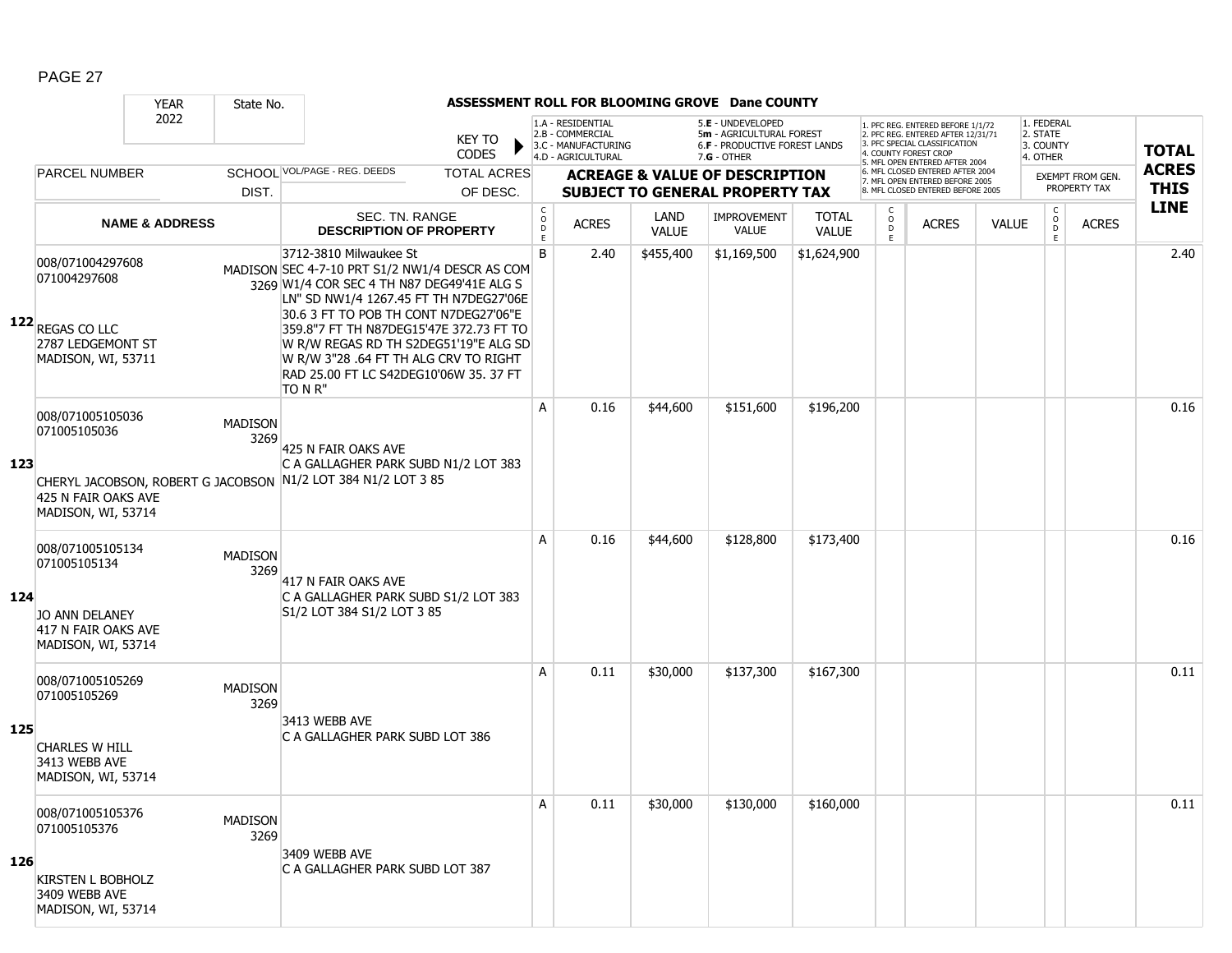# ASSESSMENT ROLL FOR BLOOMING GROVE Dane COUNTY

YEAR 2022 | State No.

KEY TO CODES:
- 1.A - RESIDENTIAL
- 2.B - COMMERCIAL
- 3.C - MANUFACTURING
- 4.D - AGRICULTURAL
- 5.E - UNDEVELOPED
- 5m - AGRICULTURAL FOREST
- 6.F - PRODUCTIVE FOREST LANDS
- 7.G - OTHER

- 1. PFC REG. ENTERED BEFORE 1/1/72
- 2. PFC REG. ENTERED AFTER 12/31/71
- 3. PFC SPECIAL CLASSIFICATION
- 4. COUNTY FOREST CROP
- 5. MFL OPEN ENTERED AFTER 2004
- 6. MFL CLOSED ENTERED AFTER 2004
- 7. MFL OPEN ENTERED BEFORE 2005
- 8. MFL CLOSED ENTERED BEFORE 2005

- 1. FEDERAL
- 2. STATE
- 3. COUNTY
- 4. OTHER

| LINE | PARCEL NUMBER / NAME & ADDRESS | SCHOOL DIST. | VOL/PAGE - REG. DEEDS / SEC. TN. RANGE / DESCRIPTION OF PROPERTY | CODE | ACRES | LAND VALUE | IMPROVEMENT VALUE | TOTAL VALUE | CODE | ACRES | VALUE | CODE | EXEMPT ACRES | TOTAL ACRES THIS LINE |
|---|---|---|---|---|---|---|---|---|---|---|---|---|---|---|
| 122 | 008/071004297608<br>071004297608<br>REGAS CO LLC<br>2787 LEDGEMONT ST<br>MADISON, WI, 53711 | MADISON 3269 | 3712-3810 Milwaukee St<br>SEC 4-7-10 PRT S1/2 NW1/4 DESCR AS COM W1/4 COR SEC 4 TH N87 DEG49'41E ALG S LN" SD NW1/4 1267.45 FT TH N7DEG27'06E 30.6 3 FT TO POB TH CONT N7DEG27'06"E 359.8"7 FT TH N87DEG15'47E 372.73 FT TO W R/W REGAS RD TH S2DEG51'19"E ALG SD W R/W 3"28 .64 FT TH ALG CRV TO RIGHT RAD 25.00 FT LC S42DEG10'06W 35. 37 FT TO N R" | B | 2.40 | $455,400 | $1,169,500 | $1,624,900 | | | | | | 2.40 |
| 123 | 008/071005105036<br>071005105036<br>CHERYL JACOBSON, ROBERT G JACOBSON<br>425 N FAIR OAKS AVE<br>MADISON, WI, 53714 | MADISON 3269 | 425 N FAIR OAKS AVE<br>C A GALLAGHER PARK SUBD N1/2 LOT 383 N1/2 LOT 384 N1/2 LOT 3 85 | A | 0.16 | $44,600 | $151,600 | $196,200 | | | | | | 0.16 |
| 124 | 008/071005105134<br>071005105134<br>JO ANN DELANEY<br>417 N FAIR OAKS AVE<br>MADISON, WI, 53714 | MADISON 3269 | 417 N FAIR OAKS AVE<br>C A GALLAGHER PARK SUBD S1/2 LOT 383 S1/2 LOT 384 S1/2 LOT 3 85 | A | 0.16 | $44,600 | $128,800 | $173,400 | | | | | | 0.16 |
| 125 | 008/071005105269<br>071005105269<br>CHARLES W HILL<br>3413 WEBB AVE<br>MADISON, WI, 53714 | MADISON 3269 | 3413 WEBB AVE<br>C A GALLAGHER PARK SUBD LOT 386 | A | 0.11 | $30,000 | $137,300 | $167,300 | | | | | | 0.11 |
| 126 | 008/071005105376<br>071005105376<br>KIRSTEN L BOBHOLZ<br>3409 WEBB AVE<br>MADISON, WI, 53714 | MADISON 3269 | 3409 WEBB AVE<br>C A GALLAGHER PARK SUBD LOT 387 | A | 0.11 | $30,000 | $130,000 | $160,000 | | | | | | 0.11 |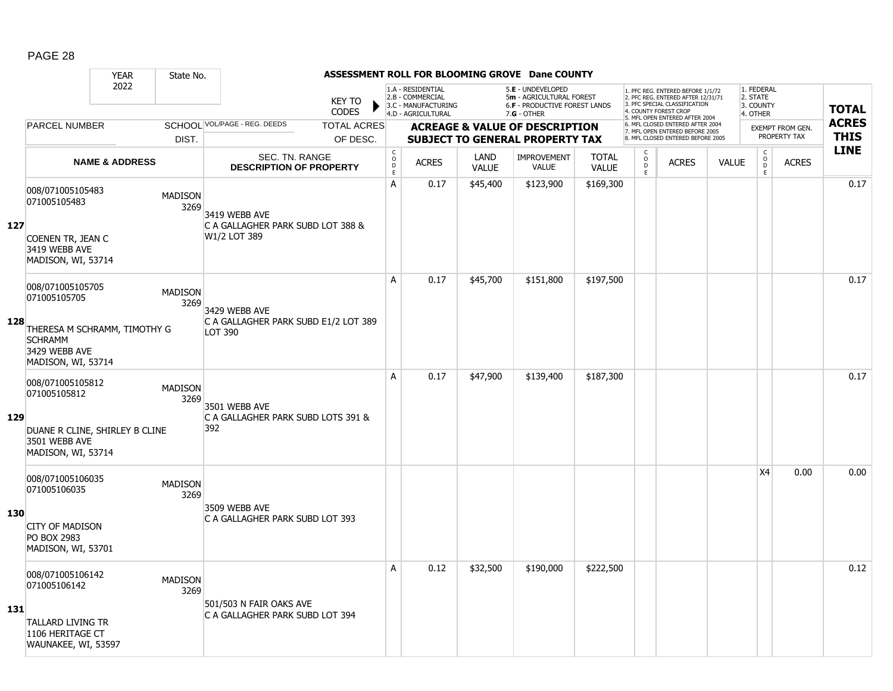# ASSESSMENT ROLL FOR BLOOMING GROVE Dane COUNTY

| YEAR | State No. |
|---|---|
| 2022 | |

KEY TO CODES: 1.A - RESIDENTIAL, 2.B - COMMERCIAL, 3.C - MANUFACTURING, 4.D - AGRICULTURAL, 5.E - UNDEVELOPED, 5m - AGRICULTURAL FOREST, 6.F - PRODUCTIVE FOREST LANDS, 7.G - OTHER

1. PFC REG. ENTERED BEFORE 1/1/72, 2. PFC REG. ENTERED AFTER 12/31/71, 3. PFC SPECIAL CLASSIFICATION, 4. COUNTY FOREST CROP, 5. MFL OPEN ENTERED AFTER 2004, 6. MFL CLOSED ENTERED AFTER 2004, 7. MFL OPEN ENTERED BEFORE 2005, 8. MFL CLOSED ENTERED BEFORE 2005

1. FEDERAL, 2. STATE, 3. COUNTY, 4. OTHER

| LINE | PARCEL NUMBER / NAME & ADDRESS | SCHOOL DIST. | VOL/PAGE - REG. DEEDS / SEC. TN. RANGE / DESCRIPTION OF PROPERTY | TOTAL ACRES OF DESC. | CODE | ACRES | LAND VALUE | IMPROVEMENT VALUE | TOTAL VALUE | CODE | ACRES | VALUE | CODE | EXEMPT FROM GEN. PROPERTY TAX ACRES | TOTAL ACRES THIS LINE |
|---|---|---|---|---|---|---|---|---|---|---|---|---|---|---|---|
| 127 | 008/071005105483<br>071005105483<br>COENEN TR, JEAN C<br>3419 WEBB AVE<br>MADISON, WI, 53714 | MADISON 3269 | 3419 WEBB AVE<br>C A GALLAGHER PARK SUBD LOT 388 & W1/2 LOT 389 | | A | 0.17 | $45,400 | $123,900 | $169,300 | | | | | | 0.17 |
| 128 | 008/071005105705<br>071005105705<br>THERESA M SCHRAMM, TIMOTHY G SCHRAMM<br>3429 WEBB AVE<br>MADISON, WI, 53714 | MADISON 3269 | 3429 WEBB AVE<br>C A GALLAGHER PARK SUBD E1/2 LOT 389 LOT 390 | | A | 0.17 | $45,700 | $151,800 | $197,500 | | | | | | 0.17 |
| 129 | 008/071005105812<br>071005105812<br>DUANE R CLINE, SHIRLEY B CLINE<br>3501 WEBB AVE<br>MADISON, WI, 53714 | MADISON 3269 | 3501 WEBB AVE<br>C A GALLAGHER PARK SUBD LOTS 391 & 392 | | A | 0.17 | $47,900 | $139,400 | $187,300 | | | | | | 0.17 |
| 130 | 008/071005106035<br>071005106035<br>CITY OF MADISON<br>PO BOX 2983<br>MADISON, WI, 53701 | MADISON 3269 | 3509 WEBB AVE<br>C A GALLAGHER PARK SUBD LOT 393 | | | | | | | | | | X4 | 0.00 | 0.00 |
| 131 | 008/071005106142<br>071005106142<br>TALLARD LIVING TR<br>1106 HERITAGE CT<br>WAUNAKEE, WI, 53597 | MADISON 3269 | 501/503 N FAIR OAKS AVE<br>C A GALLAGHER PARK SUBD LOT 394 | | A | 0.12 | $32,500 | $190,000 | $222,500 | | | | | | 0.12 |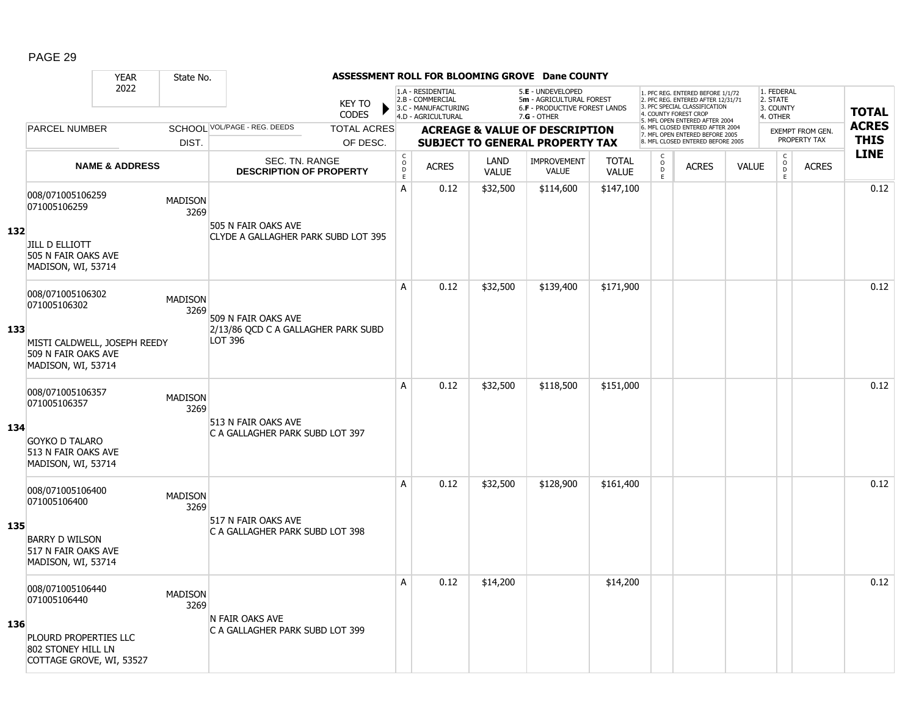## ASSESSMENT ROLL FOR BLOOMING GROVE Dane COUNTY

| YEAR | State No. | | KEY TO CODES | 1.A - RESIDENTIAL 2.B - COMMERCIAL 3.C - MANUFACTURING 4.D - AGRICULTURAL | | 5.E - UNDEVELOPED 5m - AGRICULTURAL FOREST 6.F - PRODUCTIVE FOREST LANDS 7.G - OTHER | | | 1. PFC REG. ENTERED BEFORE 1/1/72 2. PFC REG. ENTERED AFTER 12/31/71 3. PFC SPECIAL CLASSIFICATION 4. COUNTY FOREST CROP 5. MFL OPEN ENTERED AFTER 2004 6. MFL CLOSED ENTERED AFTER 2004 7. MFL OPEN ENTERED BEFORE 2005 8. MFL CLOSED ENTERED BEFORE 2005 | | | 1. FEDERAL 2. STATE 3. COUNTY 4. OTHER | | TOTAL ACRES THIS LINE |
|---|---|---|---|---|---|---|---|---|---|---|---|---|---|---|
| 2022 | | | | | | | | | | | | | | |
| PARCEL NUMBER | SCHOOL DIST. | VOL/PAGE - REG. DEEDS | TOTAL ACRES OF DESC. | ACREAGE & VALUE OF DESCRIPTION SUBJECT TO GENERAL PROPERTY TAX | | | | | | | | EXEMPT FROM GEN. PROPERTY TAX | | |
| NAME & ADDRESS | | SEC. TN. RANGE DESCRIPTION OF PROPERTY | | CODE | ACRES | LAND VALUE | IMPROVEMENT VALUE | TOTAL VALUE | CODE | ACRES | VALUE | CODE | ACRES | |
| **132** 008/071005106259 071005106259 JILL D ELLIOTT 505 N FAIR OAKS AVE MADISON, WI, 53714 | MADISON 3269 | 505 N FAIR OAKS AVE CLYDE A GALLAGHER PARK SUBD LOT 395 | | A | 0.12 | $32,500 | $114,600 | $147,100 | | | | | | 0.12 |
| **133** 008/071005106302 071005106302 MISTI CALDWELL, JOSEPH REEDY 509 N FAIR OAKS AVE MADISON, WI, 53714 | MADISON 3269 | 509 N FAIR OAKS AVE 2/13/86 QCD C A GALLAGHER PARK SUBD LOT 396 | | A | 0.12 | $32,500 | $139,400 | $171,900 | | | | | | 0.12 |
| **134** 008/071005106357 071005106357 GOYKO D TALARO 513 N FAIR OAKS AVE MADISON, WI, 53714 | MADISON 3269 | 513 N FAIR OAKS AVE C A GALLAGHER PARK SUBD LOT 397 | | A | 0.12 | $32,500 | $118,500 | $151,000 | | | | | | 0.12 |
| **135** 008/071005106400 071005106400 BARRY D WILSON 517 N FAIR OAKS AVE MADISON, WI, 53714 | MADISON 3269 | 517 N FAIR OAKS AVE C A GALLAGHER PARK SUBD LOT 398 | | A | 0.12 | $32,500 | $128,900 | $161,400 | | | | | | 0.12 |
| **136** 008/071005106440 071005106440 PLOURD PROPERTIES LLC 802 STONEY HILL LN COTTAGE GROVE, WI, 53527 | MADISON 3269 | N FAIR OAKS AVE C A GALLAGHER PARK SUBD LOT 399 | | A | 0.12 | $14,200 | | $14,200 | | | | | | 0.12 |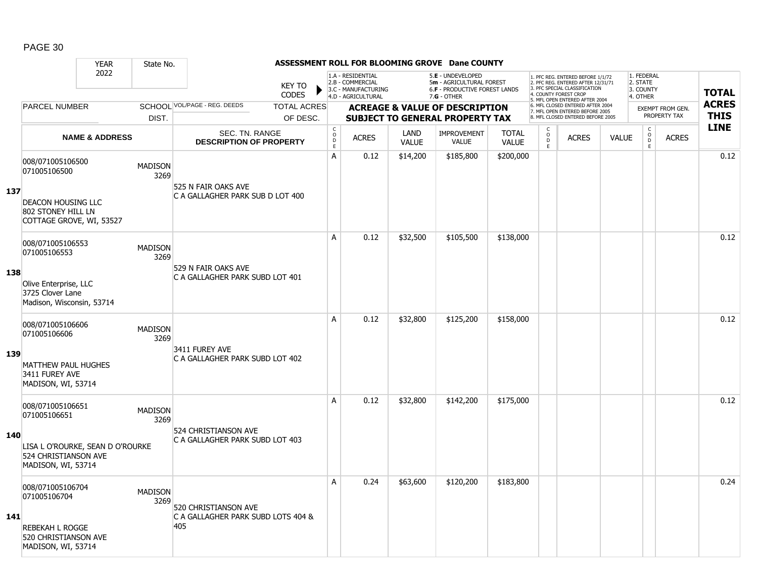# ASSESSMENT ROLL FOR BLOOMING GROVE Dane COUNTY

| YEAR | State No. | | | |
|---|---|---|---|---|
| 2022 | | | | |

**KEY TO CODES**

- 1.A - RESIDENTIAL
- 2.B - COMMERCIAL
- 3.C - MANUFACTURING
- 4.D - AGRICULTURAL
- 5.E - UNDEVELOPED
- 5m - AGRICULTURAL FOREST
- 6.F - PRODUCTIVE FOREST LANDS
- 7.G - OTHER

- 1. PFC REG. ENTERED BEFORE 1/1/72
- 2. PFC REG. ENTERED AFTER 12/31/71
- 3. PFC SPECIAL CLASSIFICATION
- 4. COUNTY FOREST CROP
- 5. MFL OPEN ENTERED AFTER 2004
- 6. MFL CLOSED ENTERED AFTER 2004
- 7. MFL OPEN ENTERED BEFORE 2005
- 8. MFL CLOSED ENTERED BEFORE 2005

- 1. FEDERAL
- 2. STATE
- 3. COUNTY
- 4. OTHER

| LINE | PARCEL NUMBER / NAME & ADDRESS | SCHOOL DIST. | VOL/PAGE - REG. DEEDS / SEC. TN. RANGE / DESCRIPTION OF PROPERTY | TOTAL ACRES OF DESC. | CODE | ACRES | LAND VALUE | IMPROVEMENT VALUE | TOTAL VALUE | CODE | ACRES | VALUE | CODE (EXEMPT) | ACRES (EXEMPT) | TOTAL ACRES THIS LINE |
|---|---|---|---|---|---|---|---|---|---|---|---|---|---|---|---|
| 137 | 008/071005106500<br>071005106500<br><br>DEACON HOUSING LLC<br>802 STONEY HILL LN<br>COTTAGE GROVE, WI, 53527 | MADISON 3269 | 525 N FAIR OAKS AVE<br>C A GALLAGHER PARK SUB D LOT 400 | | A | 0.12 | $14,200 | $185,800 | $200,000 | | | | | | 0.12 |
| 138 | 008/071005106553<br>071005106553<br><br>Olive Enterprise, LLC<br>3725 Clover Lane<br>Madison, Wisconsin, 53714 | MADISON 3269 | 529 N FAIR OAKS AVE<br>C A GALLAGHER PARK SUBD LOT 401 | | A | 0.12 | $32,500 | $105,500 | $138,000 | | | | | | 0.12 |
| 139 | 008/071005106606<br>071005106606<br><br>MATTHEW PAUL HUGHES<br>3411 FUREY AVE<br>MADISON, WI, 53714 | MADISON 3269 | 3411 FUREY AVE<br>C A GALLAGHER PARK SUBD LOT 402 | | A | 0.12 | $32,800 | $125,200 | $158,000 | | | | | | 0.12 |
| 140 | 008/071005106651<br>071005106651<br><br>LISA L O'ROURKE, SEAN D O'ROURKE<br>524 CHRISTIANSON AVE<br>MADISON, WI, 53714 | MADISON 3269 | 524 CHRISTIANSON AVE<br>C A GALLAGHER PARK SUBD LOT 403 | | A | 0.12 | $32,800 | $142,200 | $175,000 | | | | | | 0.12 |
| 141 | 008/071005106704<br>071005106704<br><br>REBEKAH L ROGGE<br>520 CHRISTIANSON AVE<br>MADISON, WI, 53714 | MADISON 3269 | 520 CHRISTIANSON AVE<br>C A GALLAGHER PARK SUBD LOTS 404 & 405 | | A | 0.24 | $63,600 | $120,200 | $183,800 | | | | | | 0.24 |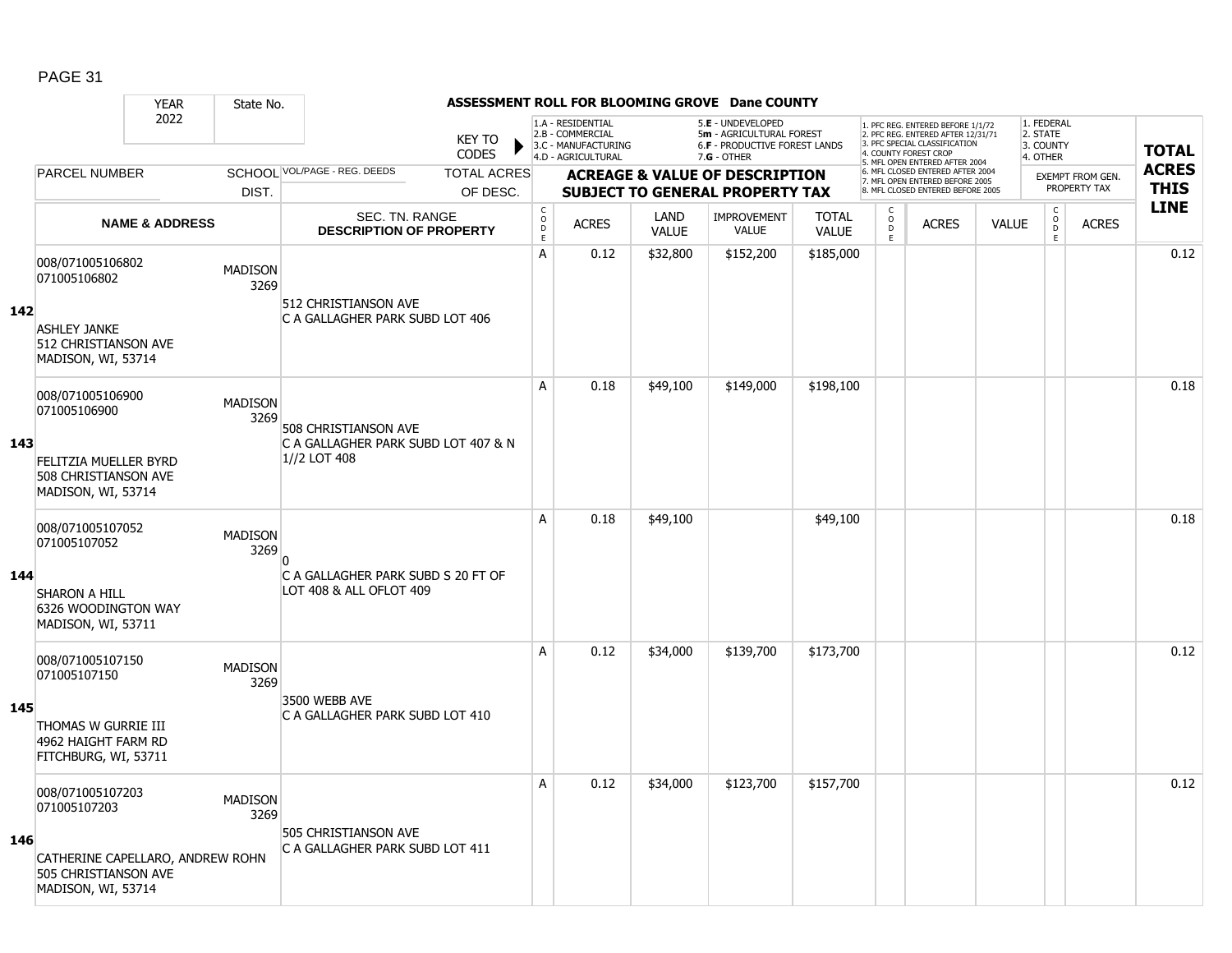**ASSESSMENT ROLL FOR BLOOMING GROVE Dane COUNTY**

| YEAR 2022 | State No. | | KEY TO CODES | 1.A - RESIDENTIAL 2.B - COMMERCIAL 3.C - MANUFACTURING 4.D - AGRICULTURAL | | 5.E - UNDEVELOPED 5m - AGRICULTURAL FOREST 6.F - PRODUCTIVE FOREST LANDS 7.G - OTHER | | | 1. PFC REG. ENTERED BEFORE 1/1/72 2. PFC REG. ENTERED AFTER 12/31/71 3. PFC SPECIAL CLASSIFICATION 4. COUNTY FOREST CROP 5. MFL OPEN ENTERED AFTER 2004 6. MFL CLOSED ENTERED AFTER 2004 7. MFL OPEN ENTERED BEFORE 2005 8. MFL CLOSED ENTERED BEFORE 2005 | | | 1. FEDERAL 2. STATE 3. COUNTY 4. OTHER | | |
|---|---|---|---|---|---|---|---|---|---|---|---|---|---|---|
| PARCEL NUMBER | SCHOOL DIST. | VOL/PAGE - REG. DEEDS | TOTAL ACRES OF DESC. | ACREAGE & VALUE OF DESCRIPTION SUBJECT TO GENERAL PROPERTY TAX | | | | | | | | EXEMPT FROM GEN. PROPERTY TAX | | **TOTAL ACRES THIS LINE** |
| NAME & ADDRESS | | SEC. TN. RANGE DESCRIPTION OF PROPERTY | | CODE | ACRES | LAND VALUE | IMPROVEMENT VALUE | TOTAL VALUE | CODE | ACRES | VALUE | CODE | ACRES | |
| **142** 008/071005106802 071005106802 ASHLEY JANKE 512 CHRISTIANSON AVE MADISON, WI, 53714 | MADISON 3269 | 512 CHRISTIANSON AVE C A GALLAGHER PARK SUBD LOT 406 | | A | 0.12 | $32,800 | $152,200 | $185,000 | | | | | | 0.12 |
| **143** 008/071005106900 071005106900 FELITZIA MUELLER BYRD 508 CHRISTIANSON AVE MADISON, WI, 53714 | MADISON 3269 | 508 CHRISTIANSON AVE C A GALLAGHER PARK SUBD LOT 407 & N 1//2 LOT 408 | | A | 0.18 | $49,100 | $149,000 | $198,100 | | | | | | 0.18 |
| **144** 008/071005107052 071005107052 SHARON A HILL 6326 WOODINGTON WAY MADISON, WI, 53711 | MADISON 3269 | 0 C A GALLAGHER PARK SUBD S 20 FT OF LOT 408 & ALL OFLOT 409 | | A | 0.18 | $49,100 | | $49,100 | | | | | | 0.18 |
| **145** 008/071005107150 071005107150 THOMAS W GURRIE III 4962 HAIGHT FARM RD FITCHBURG, WI, 53711 | MADISON 3269 | 3500 WEBB AVE C A GALLAGHER PARK SUBD LOT 410 | | A | 0.12 | $34,000 | $139,700 | $173,700 | | | | | | 0.12 |
| **146** 008/071005107203 071005107203 CATHERINE CAPELLARO, ANDREW ROHN 505 CHRISTIANSON AVE MADISON, WI, 53714 | MADISON 3269 | 505 CHRISTIANSON AVE C A GALLAGHER PARK SUBD LOT 411 | | A | 0.12 | $34,000 | $123,700 | $157,700 | | | | | | 0.12 |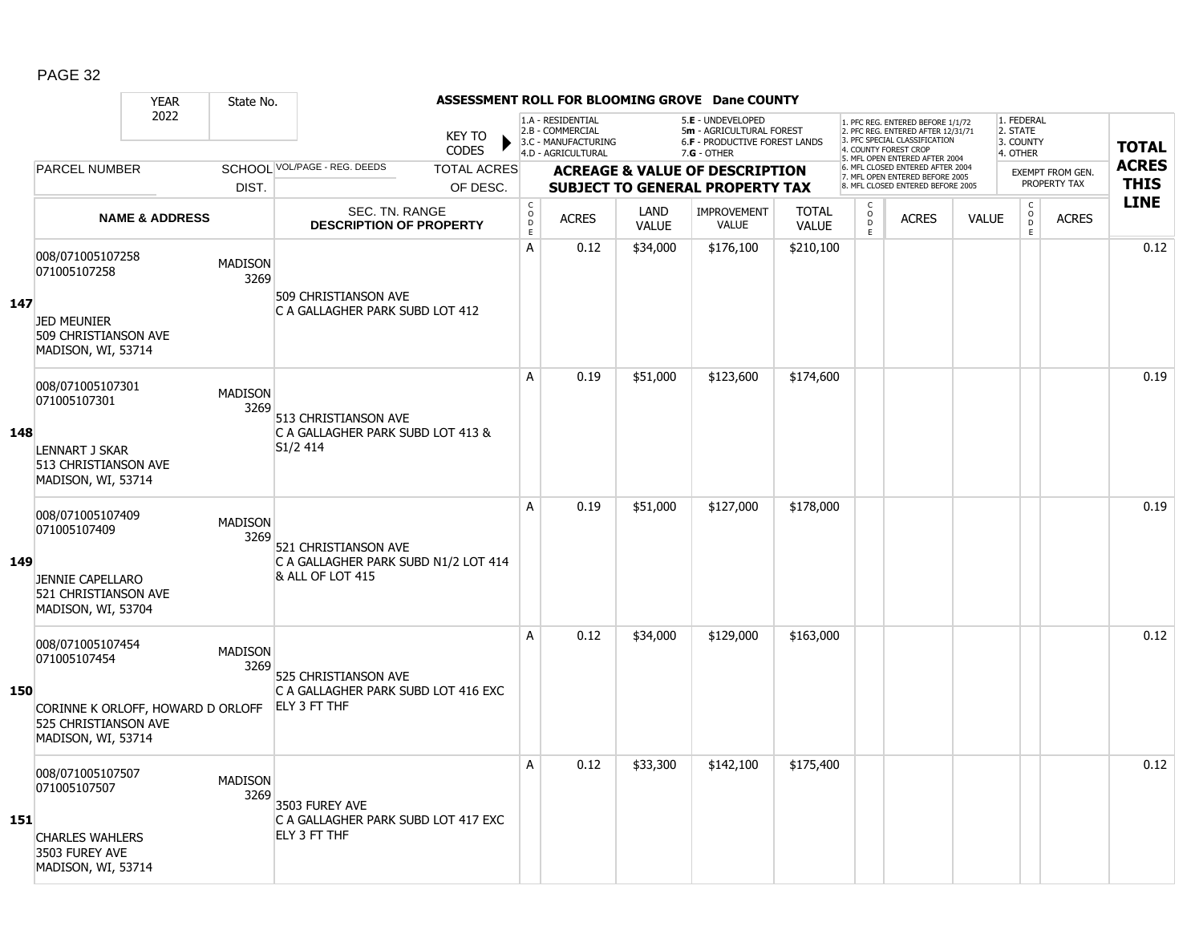# ASSESSMENT ROLL FOR BLOOMING GROVE Dane COUNTY

| YEAR | State No. |
|---|---|
| 2022 | |

KEY TO CODES:
- 1.A - RESIDENTIAL
- 2.B - COMMERCIAL
- 3.C - MANUFACTURING
- 4.D - AGRICULTURAL
- 5.E - UNDEVELOPED
- 5m - AGRICULTURAL FOREST
- 6.F - PRODUCTIVE FOREST LANDS
- 7.G - OTHER

1. PFC REG. ENTERED BEFORE 1/1/72
2. PFC REG. ENTERED AFTER 12/31/71
3. PFC SPECIAL CLASSIFICATION
4. COUNTY FOREST CROP
5. MFL OPEN ENTERED AFTER 2004
6. MFL CLOSED ENTERED AFTER 2004
7. MFL OPEN ENTERED BEFORE 2005
8. MFL CLOSED ENTERED BEFORE 2005

1. FEDERAL
2. STATE
3. COUNTY
4. OTHER

| | PARCEL NUMBER / NAME & ADDRESS | SCHOOL DIST. | VOL/PAGE - REG. DEEDS / SEC. TN. RANGE / DESCRIPTION OF PROPERTY | CODE | ACRES | LAND VALUE | IMPROVEMENT VALUE | TOTAL VALUE | CODE | ACRES | VALUE | CODE | ACRES (EXEMPT FROM GEN. PROPERTY TAX) | TOTAL ACRES THIS LINE |
|---|---|---|---|---|---|---|---|---|---|---|---|---|---|---|
| **147** | 008/071005107258<br>071005107258<br><br>JED MEUNIER<br>509 CHRISTIANSON AVE<br>MADISON, WI, 53714 | MADISON 3269 | 509 CHRISTIANSON AVE<br>C A GALLAGHER PARK SUBD LOT 412 | A | 0.12 | $34,000 | $176,100 | $210,100 | | | | | | 0.12 |
| **148** | 008/071005107301<br>071005107301<br><br>LENNART J SKAR<br>513 CHRISTIANSON AVE<br>MADISON, WI, 53714 | MADISON 3269 | 513 CHRISTIANSON AVE<br>C A GALLAGHER PARK SUBD LOT 413 & S1/2 414 | A | 0.19 | $51,000 | $123,600 | $174,600 | | | | | | 0.19 |
| **149** | 008/071005107409<br>071005107409<br><br>JENNIE CAPELLARO<br>521 CHRISTIANSON AVE<br>MADISON, WI, 53704 | MADISON 3269 | 521 CHRISTIANSON AVE<br>C A GALLAGHER PARK SUBD N1/2 LOT 414 & ALL OF LOT 415 | A | 0.19 | $51,000 | $127,000 | $178,000 | | | | | | 0.19 |
| **150** | 008/071005107454<br>071005107454<br><br>CORINNE K ORLOFF, HOWARD D ORLOFF<br>525 CHRISTIANSON AVE<br>MADISON, WI, 53714 | MADISON 3269 | 525 CHRISTIANSON AVE<br>C A GALLAGHER PARK SUBD LOT 416 EXC ELY 3 FT THF | A | 0.12 | $34,000 | $129,000 | $163,000 | | | | | | 0.12 |
| **151** | 008/071005107507<br>071005107507<br><br>CHARLES WAHLERS<br>3503 FUREY AVE<br>MADISON, WI, 53714 | MADISON 3269 | 3503 FUREY AVE<br>C A GALLAGHER PARK SUBD LOT 417 EXC ELY 3 FT THF | A | 0.12 | $33,300 | $142,100 | $175,400 | | | | | | 0.12 |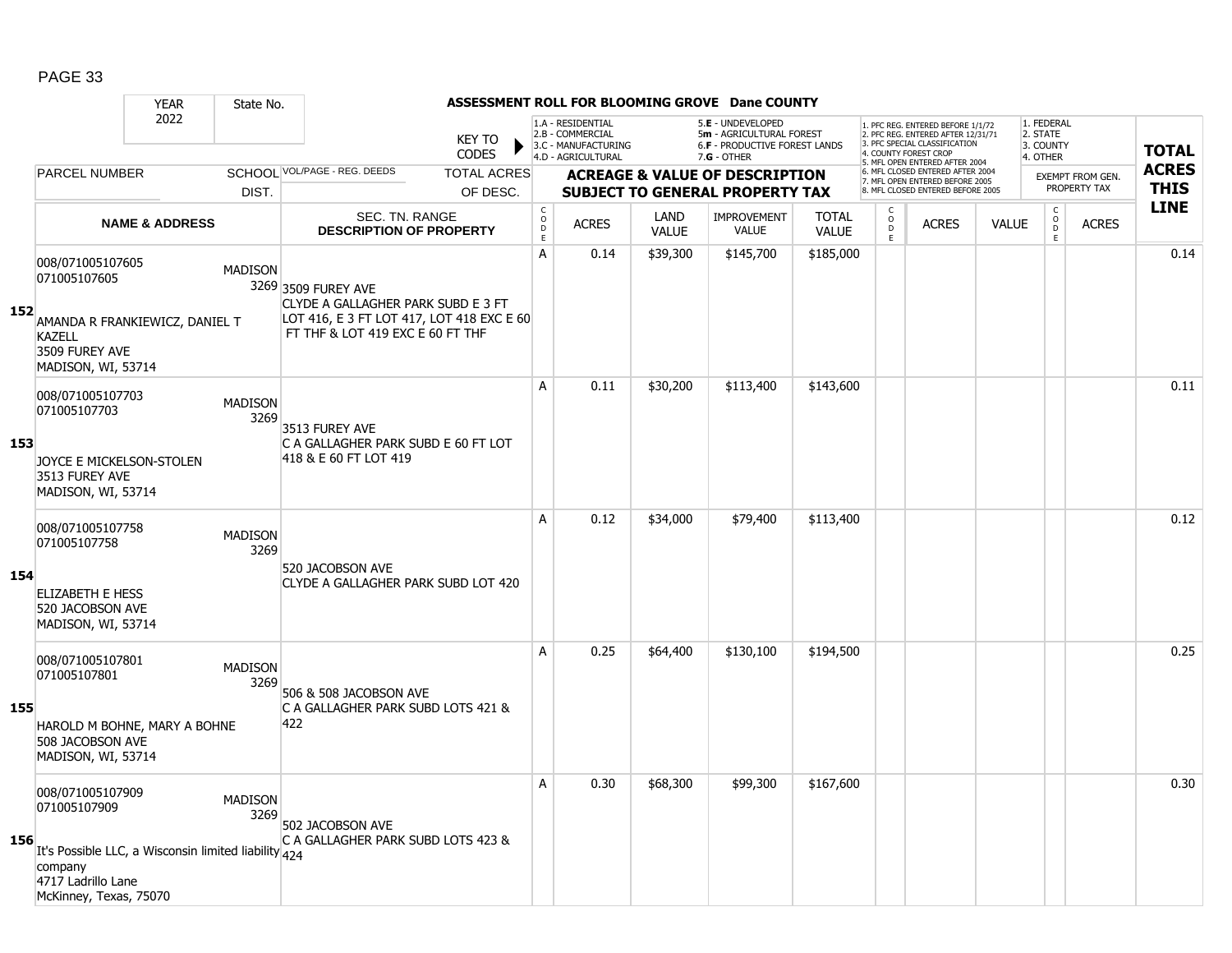PAGE 33

| YEAR 2022 | State No. | ASSESSMENT ROLL FOR BLOOMING GROVE Dane COUNTY | | | | | | | | | | | | |
|---|---|---|---|---|---|---|---|---|---|---|---|---|---|---|
| | | KEY TO CODES | 1.A - RESIDENTIAL 2.B - COMMERCIAL 3.C - MANUFACTURING 4.D - AGRICULTURAL | | 5.E - UNDEVELOPED 5m - AGRICULTURAL FOREST 6.F - PRODUCTIVE FOREST LANDS 7.G - OTHER | | | 1. PFC REG. ENTERED BEFORE 1/1/72 2. PFC REG. ENTERED AFTER 12/31/71 3. PFC SPECIAL CLASSIFICATION 4. COUNTY FOREST CROP 5. MFL OPEN ENTERED AFTER 2004 6. MFL CLOSED ENTERED AFTER 2004 7. MFL OPEN ENTERED BEFORE 2005 8. MFL CLOSED ENTERED BEFORE 2005 | | | 1. FEDERAL 2. STATE 3. COUNTY 4. OTHER | | | **TOTAL ACRES THIS LINE** |
| PARCEL NUMBER | SCHOOL DIST. | VOL/PAGE - REG. DEEDS / TOTAL ACRES OF DESC. | **ACREAGE & VALUE OF DESCRIPTION SUBJECT TO GENERAL PROPERTY TAX** | | | | | | | | EXEMPT FROM GEN. PROPERTY TAX | | | |
| **NAME & ADDRESS** | | SEC. TN. RANGE **DESCRIPTION OF PROPERTY** | CODE | ACRES | LAND VALUE | IMPROVEMENT VALUE | TOTAL VALUE | CODE | ACRES | VALUE | CODE | ACRES | | |
| **152** 008/071005107605 071005107605 AMANDA R FRANKIEWICZ, DANIEL T KAZELL 3509 FUREY AVE MADISON, WI, 53714 | MADISON 3269 | 3509 FUREY AVE CLYDE A GALLAGHER PARK SUBD E 3 FT LOT 416, E 3 FT LOT 417, LOT 418 EXC E 60 FT THF & LOT 419 EXC E 60 FT THF | A | 0.14 | $39,300 | $145,700 | $185,000 | | | | | | | 0.14 |
| **153** 008/071005107703 071005107703 JOYCE E MICKELSON-STOLEN 3513 FUREY AVE MADISON, WI, 53714 | MADISON 3269 | 3513 FUREY AVE C A GALLAGHER PARK SUBD E 60 FT LOT 418 & E 60 FT LOT 419 | A | 0.11 | $30,200 | $113,400 | $143,600 | | | | | | | 0.11 |
| **154** 008/071005107758 071005107758 ELIZABETH E HESS 520 JACOBSON AVE MADISON, WI, 53714 | MADISON 3269 | 520 JACOBSON AVE CLYDE A GALLAGHER PARK SUBD LOT 420 | A | 0.12 | $34,000 | $79,400 | $113,400 | | | | | | | 0.12 |
| **155** 008/071005107801 071005107801 HAROLD M BOHNE, MARY A BOHNE 508 JACOBSON AVE MADISON, WI, 53714 | MADISON 3269 | 506 & 508 JACOBSON AVE C A GALLAGHER PARK SUBD LOTS 421 & 422 | A | 0.25 | $64,400 | $130,100 | $194,500 | | | | | | | 0.25 |
| **156** 008/071005107909 071005107909 It's Possible LLC, a Wisconsin limited liability company 4717 Ladrillo Lane McKinney, Texas, 75070 | MADISON 3269 | 502 JACOBSON AVE C A GALLAGHER PARK SUBD LOTS 423 & 424 | A | 0.30 | $68,300 | $99,300 | $167,600 | | | | | | | 0.30 |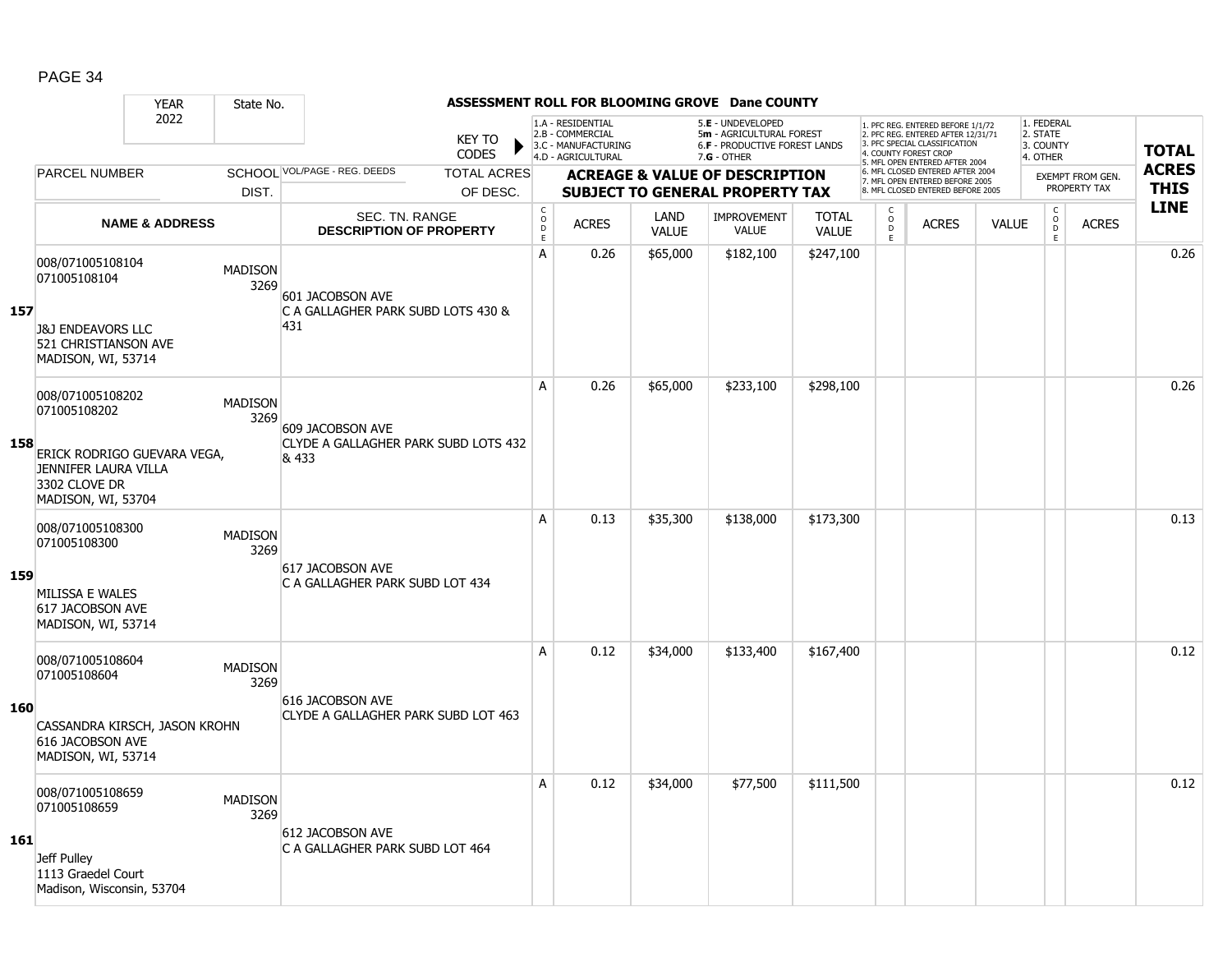## ASSESSMENT ROLL FOR BLOOMING GROVE Dane COUNTY

| YEAR | State No. | | KEY TO CODES | 1.A - RESIDENTIAL 2.B - COMMERCIAL 3.C - MANUFACTURING 4.D - AGRICULTURAL | | 5.E - UNDEVELOPED 5m - AGRICULTURAL FOREST 6.F - PRODUCTIVE FOREST LANDS 7.G - OTHER | | | 1. PFC REG. ENTERED BEFORE 1/1/72 2. PFC REG. ENTERED AFTER 12/31/71 3. PFC SPECIAL CLASSIFICATION 4. COUNTY FOREST CROP 5. MFL OPEN ENTERED AFTER 2004 6. MFL CLOSED ENTERED AFTER 2004 7. MFL OPEN ENTERED BEFORE 2005 8. MFL CLOSED ENTERED BEFORE 2005 | | | 1. FEDERAL 2. STATE 3. COUNTY 4. OTHER | | TOTAL ACRES THIS LINE |
|---|---|---|---|---|---|---|---|---|---|---|---|---|---|---|
| 2022 | | | | | | | | | | | | | | |
| PARCEL NUMBER | SCHOOL DIST. | VOL/PAGE - REG. DEEDS | TOTAL ACRES OF DESC. | ACREAGE & VALUE OF DESCRIPTION SUBJECT TO GENERAL PROPERTY TAX | | | | | | | | EXEMPT FROM GEN. PROPERTY TAX | | |
| NAME & ADDRESS | | SEC. TN. RANGE DESCRIPTION OF PROPERTY | | CODE | ACRES | LAND VALUE | IMPROVEMENT VALUE | TOTAL VALUE | CODE | ACRES | VALUE | CODE | ACRES | |
| **157** 008/071005108104 071005108104 J&J ENDEAVORS LLC 521 CHRISTIANSON AVE MADISON, WI, 53714 | MADISON 3269 | 601 JACOBSON AVE C A GALLAGHER PARK SUBD LOTS 430 & 431 | | A | 0.26 | $65,000 | $182,100 | $247,100 | | | | | | 0.26 |
| **158** 008/071005108202 071005108202 ERICK RODRIGO GUEVARA VEGA, JENNIFER LAURA VILLA 3302 CLOVE DR MADISON, WI, 53704 | MADISON 3269 | 609 JACOBSON AVE CLYDE A GALLAGHER PARK SUBD LOTS 432 & 433 | | A | 0.26 | $65,000 | $233,100 | $298,100 | | | | | | 0.26 |
| **159** 008/071005108300 071005108300 MILISSA E WALES 617 JACOBSON AVE MADISON, WI, 53714 | MADISON 3269 | 617 JACOBSON AVE C A GALLAGHER PARK SUBD LOT 434 | | A | 0.13 | $35,300 | $138,000 | $173,300 | | | | | | 0.13 |
| **160** 008/071005108604 071005108604 CASSANDRA KIRSCH, JASON KROHN 616 JACOBSON AVE MADISON, WI, 53714 | MADISON 3269 | 616 JACOBSON AVE CLYDE A GALLAGHER PARK SUBD LOT 463 | | A | 0.12 | $34,000 | $133,400 | $167,400 | | | | | | 0.12 |
| **161** 008/071005108659 071005108659 Jeff Pulley 1113 Graedel Court Madison, Wisconsin, 53704 | MADISON 3269 | 612 JACOBSON AVE C A GALLAGHER PARK SUBD LOT 464 | | A | 0.12 | $34,000 | $77,500 | $111,500 | | | | | | 0.12 |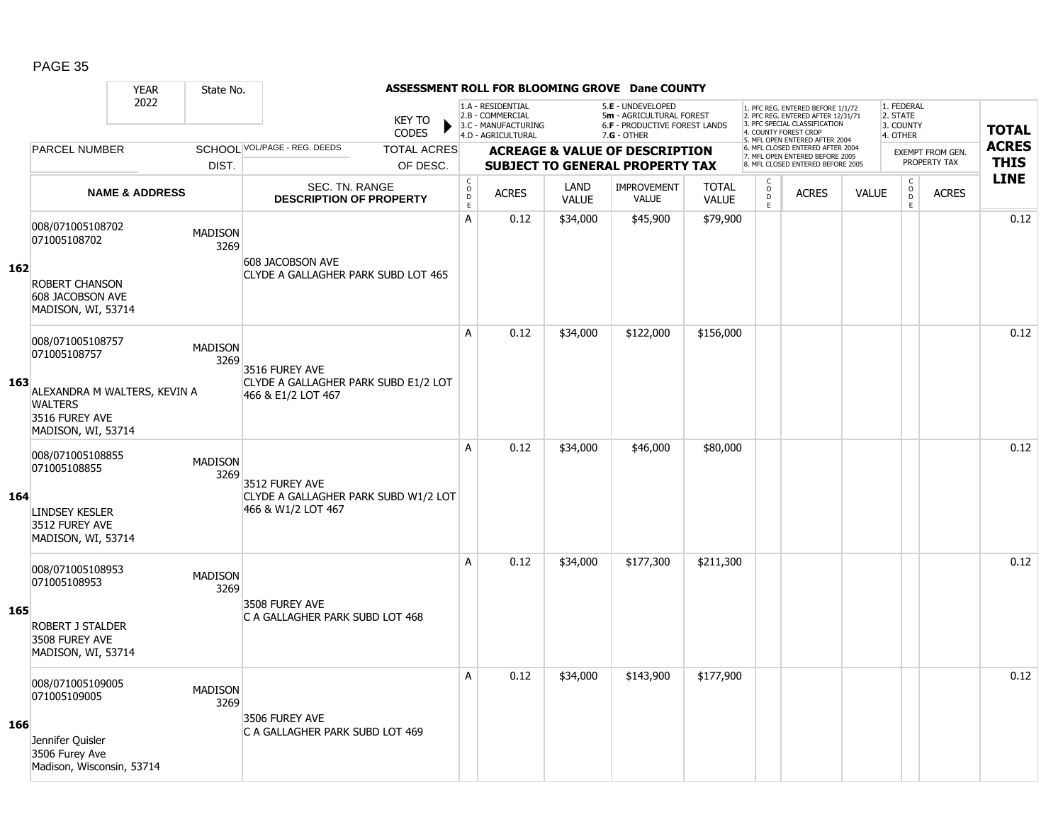# ASSESSMENT ROLL FOR BLOOMING GROVE Dane COUNTY

| YEAR 2022 | State No. | | | | | | | | | | | | | |
|---|---|---|---|---|---|---|---|---|---|---|---|---|---|---|

KEY TO CODES:
1.A - RESIDENTIAL
2.B - COMMERCIAL
3.C - MANUFACTURING
4.D - AGRICULTURAL
5.E - UNDEVELOPED
5m - AGRICULTURAL FOREST
6.F - PRODUCTIVE FOREST LANDS
7.G - OTHER

1. PFC REG. ENTERED BEFORE 1/1/72
2. PFC REG. ENTERED AFTER 12/31/71
3. PFC SPECIAL CLASSIFICATION
4. COUNTY FOREST CROP
5. MFL OPEN ENTERED AFTER 2004
6. MFL CLOSED ENTERED AFTER 2004
7. MFL OPEN ENTERED BEFORE 2005
8. MFL CLOSED ENTERED BEFORE 2005

1. FEDERAL
2. STATE
3. COUNTY
4. OTHER

| LINE | PARCEL NUMBER / NAME & ADDRESS | SCHOOL DIST. | VOL/PAGE - REG. DEEDS / SEC. TN. RANGE / DESCRIPTION OF PROPERTY | CODE | ACRES | LAND VALUE | IMPROVEMENT VALUE | TOTAL VALUE | CODE | ACRES | VALUE | CODE | EXEMPT FROM GEN. PROPERTY TAX ACRES | TOTAL ACRES THIS LINE |
|---|---|---|---|---|---|---|---|---|---|---|---|---|---|---|
| 162 | 008/071005108702<br>071005108702<br>ROBERT CHANSON<br>608 JACOBSON AVE<br>MADISON, WI, 53714 | MADISON 3269 | 608 JACOBSON AVE<br>CLYDE A GALLAGHER PARK SUBD LOT 465 | A | 0.12 | $34,000 | $45,900 | $79,900 | | | | | | 0.12 |
| 163 | 008/071005108757<br>071005108757<br>ALEXANDRA M WALTERS, KEVIN A WALTERS<br>3516 FUREY AVE<br>MADISON, WI, 53714 | MADISON 3269 | 3516 FUREY AVE<br>CLYDE A GALLAGHER PARK SUBD E1/2 LOT 466 & E1/2 LOT 467 | A | 0.12 | $34,000 | $122,000 | $156,000 | | | | | | 0.12 |
| 164 | 008/071005108855<br>071005108855<br>LINDSEY KESLER<br>3512 FUREY AVE<br>MADISON, WI, 53714 | MADISON 3269 | 3512 FUREY AVE<br>CLYDE A GALLAGHER PARK SUBD W1/2 LOT 466 & W1/2 LOT 467 | A | 0.12 | $34,000 | $46,000 | $80,000 | | | | | | 0.12 |
| 165 | 008/071005108953<br>071005108953<br>ROBERT J STALDER<br>3508 FUREY AVE<br>MADISON, WI, 53714 | MADISON 3269 | 3508 FUREY AVE<br>C A GALLAGHER PARK SUBD LOT 468 | A | 0.12 | $34,000 | $177,300 | $211,300 | | | | | | 0.12 |
| 166 | 008/071005109005<br>071005109005<br>Jennifer Quisler<br>3506 Furey Ave<br>Madison, Wisconsin, 53714 | MADISON 3269 | 3506 FUREY AVE<br>C A GALLAGHER PARK SUBD LOT 469 | A | 0.12 | $34,000 | $143,900 | $177,900 | | | | | | 0.12 |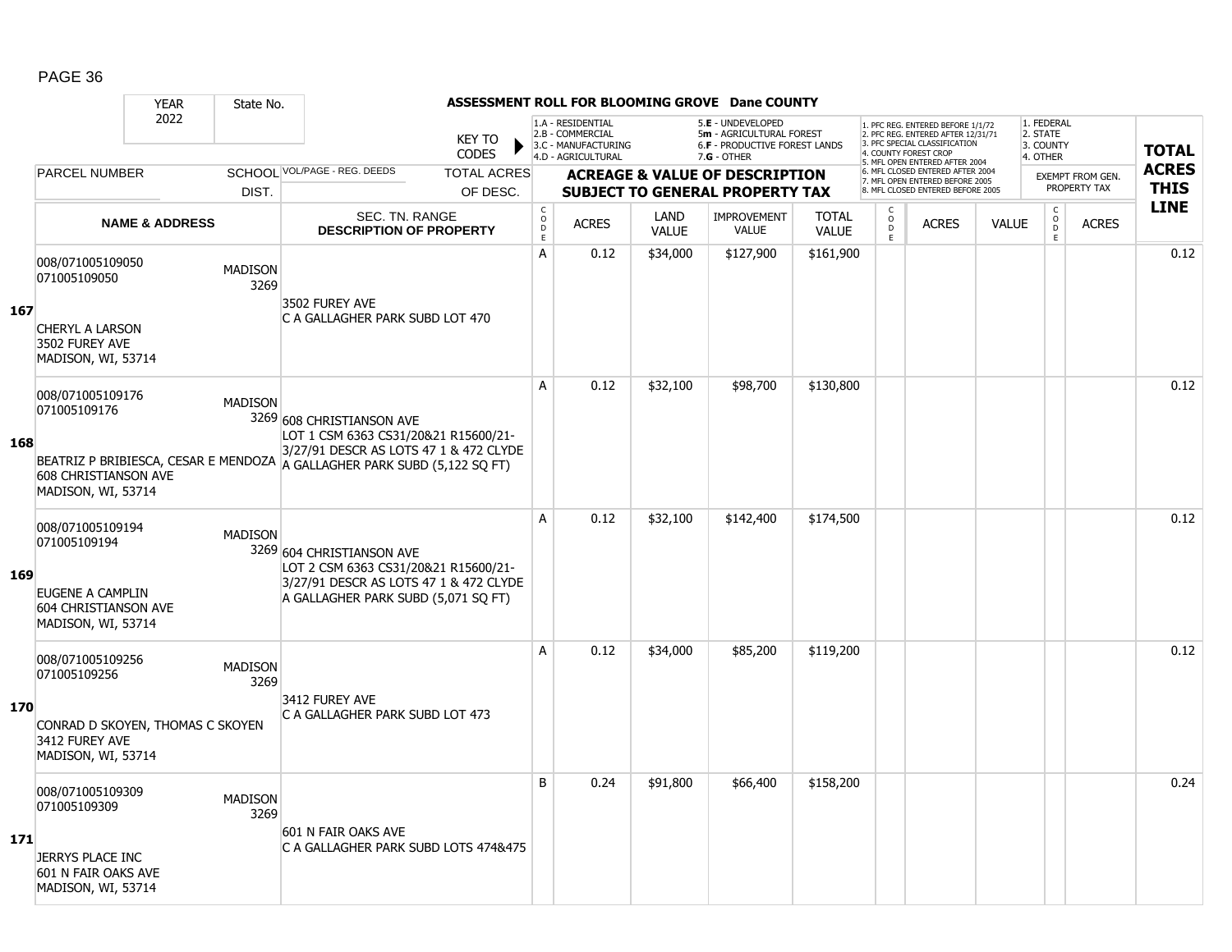| YEAR 2022 | State No. | | ASSESSMENT ROLL FOR BLOOMING GROVE Dane COUNTY | | | | | | | | | | | | | |
|---|---|---|---|---|---|---|---|---|---|---|---|---|---|---|---|---|
| | | | KEY TO CODES | 1.A - RESIDENTIAL 2.B - COMMERCIAL 3.C - MANUFACTURING 4.D - AGRICULTURAL | | | 5.E - UNDEVELOPED 5m - AGRICULTURAL FOREST 6.F - PRODUCTIVE FOREST LANDS 7.G - OTHER | | 1. PFC REG. ENTERED BEFORE 1/1/72 2. PFC REG. ENTERED AFTER 12/31/71 3. PFC SPECIAL CLASSIFICATION 4. COUNTY FOREST CROP 5. MFL OPEN ENTERED AFTER 2004 6. MFL CLOSED ENTERED AFTER 2004 7. MFL OPEN ENTERED BEFORE 2005 8. MFL CLOSED ENTERED BEFORE 2005 | | | | 1. FEDERAL 2. STATE 3. COUNTY 4. OTHER | | TOTAL ACRES THIS LINE |
| PARCEL NUMBER | SCHOOL DIST. | VOL/PAGE - REG. DEEDS | TOTAL ACRES OF DESC. | ACREAGE & VALUE OF DESCRIPTION SUBJECT TO GENERAL PROPERTY TAX | | | | | | | | | EXEMPT FROM GEN. PROPERTY TAX | | |
| | NAME & ADDRESS | | SEC. TN. RANGE DESCRIPTION OF PROPERTY | CODE | ACRES | LAND VALUE | IMPROVEMENT VALUE | TOTAL VALUE | CODE | ACRES | VALUE | CODE | ACRES | | |
| **167** | 008/071005109050 071005109050 CHERYL A LARSON 3502 FUREY AVE MADISON, WI, 53714 | MADISON 3269 | 3502 FUREY AVE C A GALLAGHER PARK SUBD LOT 470 | A | 0.12 | $34,000 | $127,900 | $161,900 | | | | | | | 0.12 |
| **168** | 008/071005109176 071005109176 BEATRIZ P BRIBIESCA, CESAR E MENDOZA 608 CHRISTIANSON AVE MADISON, WI, 53714 | MADISON 3269 | 608 CHRISTIANSON AVE LOT 1 CSM 6363 CS31/20&21 R15600/21-3/27/91 DESCR AS LOTS 47 1 & 472 CLYDE A GALLAGHER PARK SUBD (5,122 SQ FT) | A | 0.12 | $32,100 | $98,700 | $130,800 | | | | | | | 0.12 |
| **169** | 008/071005109194 071005109194 EUGENE A CAMPLIN 604 CHRISTIANSON AVE MADISON, WI, 53714 | MADISON 3269 | 604 CHRISTIANSON AVE LOT 2 CSM 6363 CS31/20&21 R15600/21-3/27/91 DESCR AS LOTS 47 1 & 472 CLYDE A GALLAGHER PARK SUBD (5,071 SQ FT) | A | 0.12 | $32,100 | $142,400 | $174,500 | | | | | | | 0.12 |
| **170** | 008/071005109256 071005109256 CONRAD D SKOYEN, THOMAS C SKOYEN 3412 FUREY AVE MADISON, WI, 53714 | MADISON 3269 | 3412 FUREY AVE C A GALLAGHER PARK SUBD LOT 473 | A | 0.12 | $34,000 | $85,200 | $119,200 | | | | | | | 0.12 |
| **171** | 008/071005109309 071005109309 JERRYS PLACE INC 601 N FAIR OAKS AVE MADISON, WI, 53714 | MADISON 3269 | 601 N FAIR OAKS AVE C A GALLAGHER PARK SUBD LOTS 474&475 | B | 0.24 | $91,800 | $66,400 | $158,200 | | | | | | | 0.24 |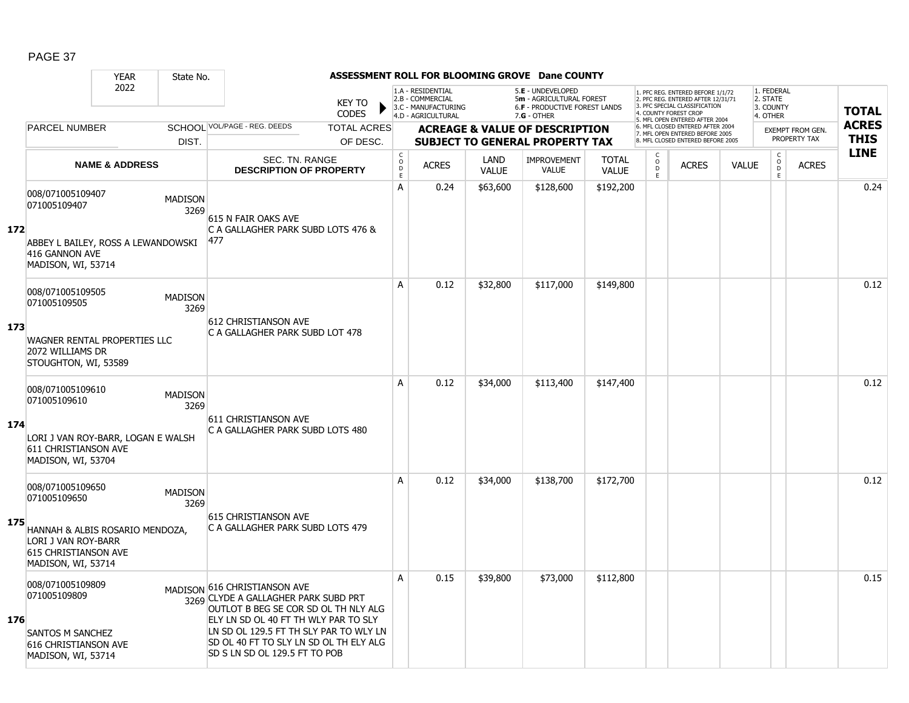**ASSESSMENT ROLL FOR BLOOMING GROVE Dane COUNTY**

| YEAR | State No. | | KEY TO CODES | 1.A - RESIDENTIAL<br>2.B - COMMERCIAL<br>3.C - MANUFACTURING<br>4.D - AGRICULTURAL | | 5.E - UNDEVELOPED<br>5m - AGRICULTURAL FOREST<br>6.F - PRODUCTIVE FOREST LANDS<br>7.G - OTHER | | | 1. PFC REG. ENTERED BEFORE 1/1/72<br>2. PFC REG. ENTERED AFTER 12/31/71<br>3. PFC SPECIAL CLASSIFICATION<br>4. COUNTY FOREST CROP<br>5. MFL OPEN ENTERED AFTER 2004<br>6. MFL CLOSED ENTERED AFTER 2004<br>7. MFL OPEN ENTERED BEFORE 2005<br>8. MFL CLOSED ENTERED BEFORE 2005 | | | 1. FEDERAL<br>2. STATE<br>3. COUNTY<br>4. OTHER | | TOTAL ACRES THIS LINE |
|---|---|---|---|---|---|---|---|---|---|---|---|---|---|---|
| 2022 | | | | | | | | | | | | | | |
| PARCEL NUMBER | SCHOOL DIST. | VOL/PAGE - REG. DEEDS | TOTAL ACRES OF DESC. | ACREAGE & VALUE OF DESCRIPTION SUBJECT TO GENERAL PROPERTY TAX | | | | | | | | EXEMPT FROM GEN. PROPERTY TAX | | |
| NAME & ADDRESS | | SEC. TN. RANGE DESCRIPTION OF PROPERTY | | CODE | ACRES | LAND VALUE | IMPROVEMENT VALUE | TOTAL VALUE | CODE | ACRES | VALUE | CODE | ACRES | |
| **172** 008/071005109407<br>071005109407<br><br>ABBEY L BAILEY, ROSS A LEWANDOWSKI<br>416 GANNON AVE<br>MADISON, WI, 53714 | MADISON 3269 | 615 N FAIR OAKS AVE<br>C A GALLAGHER PARK SUBD LOTS 476 & 477 | | A | 0.24 | $63,600 | $128,600 | $192,200 | | | | | | 0.24 |
| **173** 008/071005109505<br>071005109505<br><br>WAGNER RENTAL PROPERTIES LLC<br>2072 WILLIAMS DR<br>STOUGHTON, WI, 53589 | MADISON 3269 | 612 CHRISTIANSON AVE<br>C A GALLAGHER PARK SUBD LOT 478 | | A | 0.12 | $32,800 | $117,000 | $149,800 | | | | | | 0.12 |
| **174** 008/071005109610<br>071005109610<br><br>LORI J VAN ROY-BARR, LOGAN E WALSH<br>611 CHRISTIANSON AVE<br>MADISON, WI, 53704 | MADISON 3269 | 611 CHRISTIANSON AVE<br>C A GALLAGHER PARK SUBD LOTS 480 | | A | 0.12 | $34,000 | $113,400 | $147,400 | | | | | | 0.12 |
| **175** 008/071005109650<br>071005109650<br><br>HANNAH & ALBIS ROSARIO MENDOZA, LORI J VAN ROY-BARR<br>615 CHRISTIANSON AVE<br>MADISON, WI, 53714 | MADISON 3269 | 615 CHRISTIANSON AVE<br>C A GALLAGHER PARK SUBD LOTS 479 | | A | 0.12 | $34,000 | $138,700 | $172,700 | | | | | | 0.12 |
| **176** 008/071005109809<br>071005109809<br><br>SANTOS M SANCHEZ<br>616 CHRISTIANSON AVE<br>MADISON, WI, 53714 | MADISON 3269 | 616 CHRISTIANSON AVE<br>CLYDE A GALLAGHER PARK SUBD PRT OUTLOT B BEG SE COR SD OL TH NLY ALG ELY LN SD OL 40 FT TH WLY PAR TO SLY LN SD OL 129.5 FT TH SLY PAR TO WLY LN SD OL 40 FT TO SLY LN SD OL TH ELY ALG SD S LN SD OL 129.5 FT TO POB | | A | 0.15 | $39,800 | $73,000 | $112,800 | | | | | | 0.15 |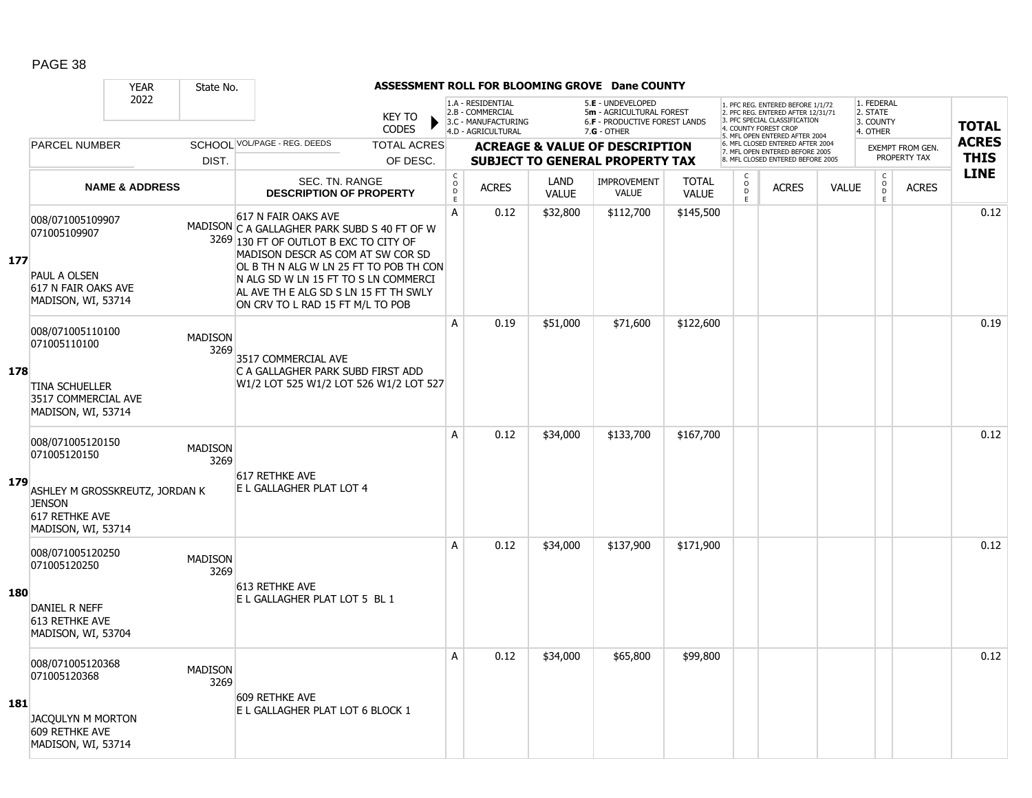# ASSESSMENT ROLL FOR BLOOMING GROVE Dane COUNTY

YEAR: 2022 | State No.

KEY TO CODES: 1.A - RESIDENTIAL, 2.B - COMMERCIAL, 3.C - MANUFACTURING, 4.D - AGRICULTURAL, 5.E - UNDEVELOPED, 5m - AGRICULTURAL FOREST, 6.F - PRODUCTIVE FOREST LANDS, 7.G - OTHER

1. PFC REG. ENTERED BEFORE 1/1/72, 2. PFC REG. ENTERED AFTER 12/31/71, 3. PFC SPECIAL CLASSIFICATION, 4. COUNTY FOREST CROP, 5. MFL OPEN ENTERED AFTER 2004, 6. MFL CLOSED ENTERED AFTER 2004, 7. MFL OPEN ENTERED BEFORE 2005, 8. MFL CLOSED ENTERED BEFORE 2005

1. FEDERAL, 2. STATE, 3. COUNTY, 4. OTHER

| LINE | PARCEL NUMBER / NAME & ADDRESS | SCHOOL DIST. | VOL/PAGE - REG. DEEDS / SEC. TN. RANGE / DESCRIPTION OF PROPERTY | CODE | ACRES | LAND VALUE | IMPROVEMENT VALUE | TOTAL VALUE | CODE | ACRES | VALUE | CODE | EXEMPT ACRES | TOTAL ACRES THIS LINE |
|---|---|---|---|---|---|---|---|---|---|---|---|---|---|---|
| 177 | 008/071005109907<br>071005109907<br>PAUL A OLSEN<br>617 N FAIR OAKS AVE<br>MADISON, WI, 53714 | MADISON 3269 | 617 N FAIR OAKS AVE<br>C A GALLAGHER PARK SUBD S 40 FT OF W 130 FT OF OUTLOT B EXC TO CITY OF MADISON DESCR AS COM AT SW COR SD OL B TH N ALG W LN 25 FT TO POB TH CON N ALG SD W LN 15 FT TO S LN COMMERCI AL AVE TH E ALG SD S LN 15 FT TH SWLY ON CRV TO L RAD 15 FT M/L TO POB | A | 0.12 | $32,800 | $112,700 | $145,500 | | | | | | 0.12 |
| 178 | 008/071005110100<br>071005110100<br>TINA SCHUELLER<br>3517 COMMERCIAL AVE<br>MADISON, WI, 53714 | MADISON 3269 | 3517 COMMERCIAL AVE<br>C A GALLAGHER PARK SUBD FIRST ADD W1/2 LOT 525 W1/2 LOT 526 W1/2 LOT 527 | A | 0.19 | $51,000 | $71,600 | $122,600 | | | | | | 0.19 |
| 179 | 008/071005120150<br>071005120150<br>ASHLEY M GROSSKREUTZ, JORDAN K JENSON<br>617 RETHKE AVE<br>MADISON, WI, 53714 | MADISON 3269 | 617 RETHKE AVE<br>E L GALLAGHER PLAT LOT 4 | A | 0.12 | $34,000 | $133,700 | $167,700 | | | | | | 0.12 |
| 180 | 008/071005120250<br>071005120250<br>DANIEL R NEFF<br>613 RETHKE AVE<br>MADISON, WI, 53704 | MADISON 3269 | 613 RETHKE AVE<br>E L GALLAGHER PLAT LOT 5 BL 1 | A | 0.12 | $34,000 | $137,900 | $171,900 | | | | | | 0.12 |
| 181 | 008/071005120368<br>071005120368<br>JACQULYN M MORTON<br>609 RETHKE AVE<br>MADISON, WI, 53714 | MADISON 3269 | 609 RETHKE AVE<br>E L GALLAGHER PLAT LOT 6 BLOCK 1 | A | 0.12 | $34,000 | $65,800 | $99,800 | | | | | | 0.12 |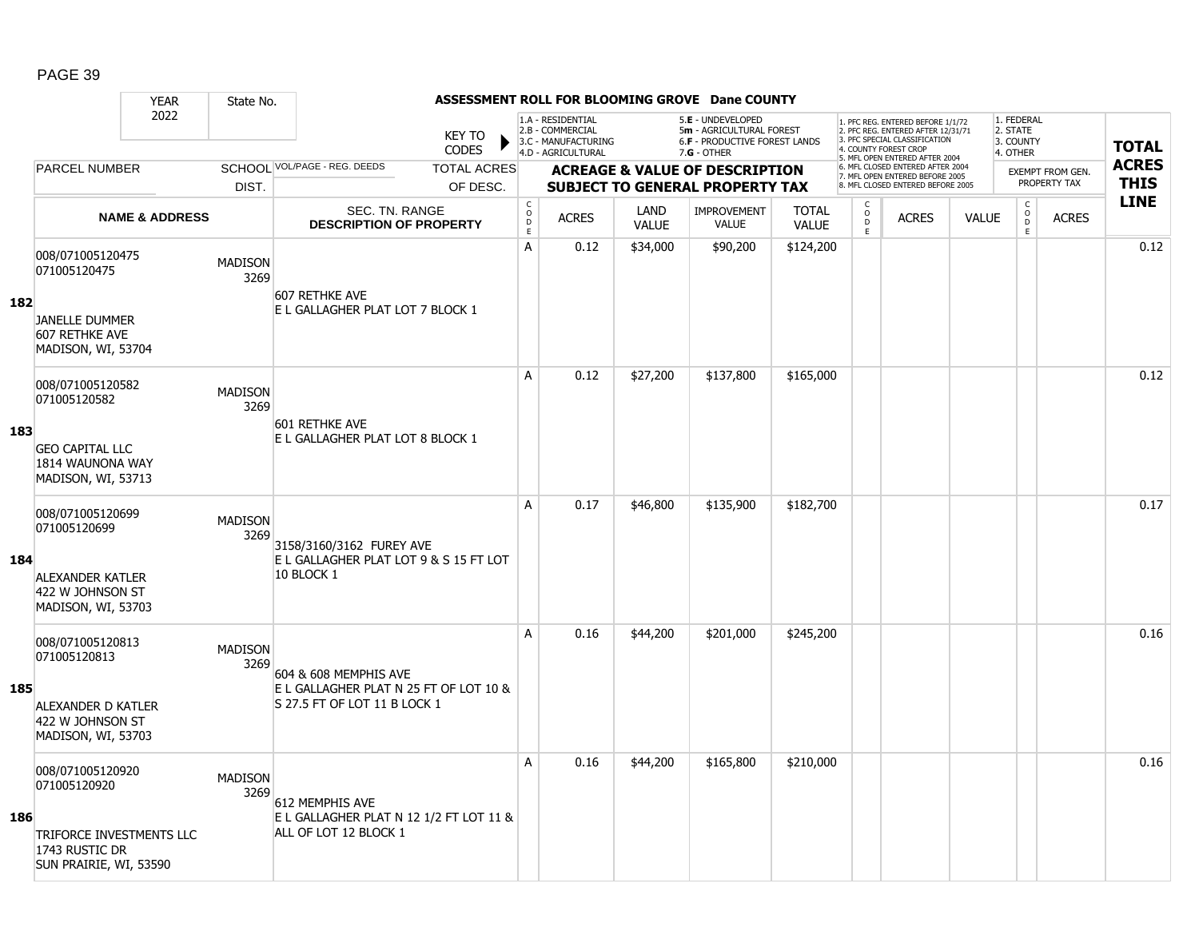| YEAR 2022 | State No. | ASSESSMENT ROLL FOR BLOOMING GROVE Dane COUNTY | | | | | | | | | | | | | |
|---|---|---|---|---|---|---|---|---|---|---|---|---|---|---|---|
| | | KEY TO CODES | | 1.A - RESIDENTIAL 2.B - COMMERCIAL 3.C - MANUFACTURING 4.D - AGRICULTURAL | | 5.E - UNDEVELOPED 5m - AGRICULTURAL FOREST 6.F - PRODUCTIVE FOREST LANDS 7.G - OTHER | | 1. PFC REG. ENTERED BEFORE 1/1/72 2. PFC REG. ENTERED AFTER 12/31/71 3. PFC SPECIAL CLASSIFICATION 4. COUNTY FOREST CROP 5. MFL OPEN ENTERED AFTER 2004 6. MFL CLOSED ENTERED AFTER 2004 7. MFL OPEN ENTERED BEFORE 2005 8. MFL CLOSED ENTERED BEFORE 2005 | | | | 1. FEDERAL 2. STATE 3. COUNTY 4. OTHER | | | **TOTAL ACRES THIS LINE** |
| PARCEL NUMBER | SCHOOL DIST. | VOL/PAGE - REG. DEEDS | TOTAL ACRES OF DESC. | **ACREAGE & VALUE OF DESCRIPTION SUBJECT TO GENERAL PROPERTY TAX** | | | | | | | | EXEMPT FROM GEN. PROPERTY TAX | | | |
| **NAME & ADDRESS** | | SEC. TN. RANGE **DESCRIPTION OF PROPERTY** | | CODE | ACRES | LAND VALUE | IMPROVEMENT VALUE | TOTAL VALUE | CODE | ACRES | VALUE | CODE | ACRES | | |
| **182** 008/071005120475 071005120475 JANELLE DUMMER 607 RETHKE AVE MADISON, WI, 53704 | MADISON 3269 | 607 RETHKE AVE E L GALLAGHER PLAT LOT 7 BLOCK 1 | | A | 0.12 | $34,000 | $90,200 | $124,200 | | | | | | | 0.12 |
| **183** 008/071005120582 071005120582 GEO CAPITAL LLC 1814 WAUNONA WAY MADISON, WI, 53713 | MADISON 3269 | 601 RETHKE AVE E L GALLAGHER PLAT LOT 8 BLOCK 1 | | A | 0.12 | $27,200 | $137,800 | $165,000 | | | | | | | 0.12 |
| **184** 008/071005120699 071005120699 ALEXANDER KATLER 422 W JOHNSON ST MADISON, WI, 53703 | MADISON 3269 | 3158/3160/3162 FUREY AVE E L GALLAGHER PLAT LOT 9 & S 15 FT LOT 10 BLOCK 1 | | A | 0.17 | $46,800 | $135,900 | $182,700 | | | | | | | 0.17 |
| **185** 008/071005120813 071005120813 ALEXANDER D KATLER 422 W JOHNSON ST MADISON, WI, 53703 | MADISON 3269 | 604 & 608 MEMPHIS AVE E L GALLAGHER PLAT N 25 FT OF LOT 10 & S 27.5 FT OF LOT 11 B LOCK 1 | | A | 0.16 | $44,200 | $201,000 | $245,200 | | | | | | | 0.16 |
| **186** 008/071005120920 071005120920 TRIFORCE INVESTMENTS LLC 1743 RUSTIC DR SUN PRAIRIE, WI, 53590 | MADISON 3269 | 612 MEMPHIS AVE E L GALLAGHER PLAT N 12 1/2 FT LOT 11 & ALL OF LOT 12 BLOCK 1 | | A | 0.16 | $44,200 | $165,800 | $210,000 | | | | | | | 0.16 |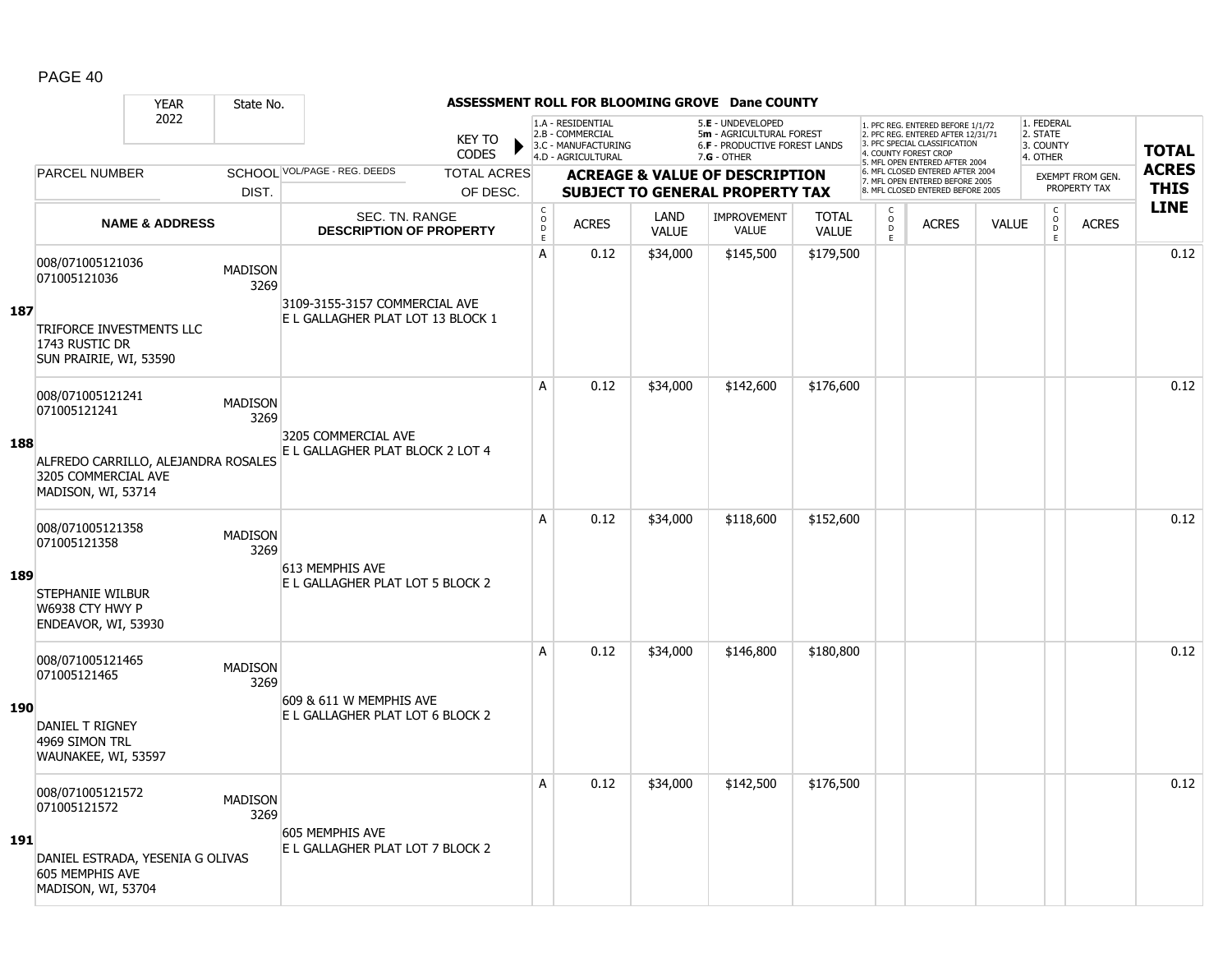# ASSESSMENT ROLL FOR BLOOMING GROVE Dane COUNTY

| YEAR | State No. | | KEY TO CODES | 1.A - RESIDENTIAL<br>2.B - COMMERCIAL<br>3.C - MANUFACTURING<br>4.D - AGRICULTURAL | | 5.E - UNDEVELOPED<br>5m - AGRICULTURAL FOREST<br>6.F - PRODUCTIVE FOREST LANDS<br>7.G - OTHER | | | 1. PFC REG. ENTERED BEFORE 1/1/72<br>2. PFC REG. ENTERED AFTER 12/31/71<br>3. PFC SPECIAL CLASSIFICATION<br>4. COUNTY FOREST CROP<br>5. MFL OPEN ENTERED AFTER 2004<br>6. MFL CLOSED ENTERED AFTER 2004<br>7. MFL OPEN ENTERED BEFORE 2005<br>8. MFL CLOSED ENTERED BEFORE 2005 | | | 1. FEDERAL<br>2. STATE<br>3. COUNTY<br>4. OTHER | | |
|---|---|---|---|---|---|---|---|---|---|---|---|---|---|---|
| 2022 | | | | | | | | | | | | | | |
| PARCEL NUMBER | SCHOOL DIST. | VOL/PAGE - REG. DEEDS | TOTAL ACRES OF DESC. | ACREAGE & VALUE OF DESCRIPTION SUBJECT TO GENERAL PROPERTY TAX | | | | | | | | EXEMPT FROM GEN. PROPERTY TAX | | TOTAL ACRES THIS LINE |
| NAME & ADDRESS | | SEC. TN. RANGE DESCRIPTION OF PROPERTY | | CODE | ACRES | LAND VALUE | IMPROVEMENT VALUE | TOTAL VALUE | CODE | ACRES | VALUE | CODE | ACRES | |
| **187** 008/071005121036<br>071005121036<br><br>TRIFORCE INVESTMENTS LLC<br>1743 RUSTIC DR<br>SUN PRAIRIE, WI, 53590 | MADISON 3269 | 3109-3155-3157 COMMERCIAL AVE<br>E L GALLAGHER PLAT LOT 13 BLOCK 1 | | A | 0.12 | $34,000 | $145,500 | $179,500 | | | | | | 0.12 |
| **188** 008/071005121241<br>071005121241<br><br>ALFREDO CARRILLO, ALEJANDRA ROSALES<br>3205 COMMERCIAL AVE<br>MADISON, WI, 53714 | MADISON 3269 | 3205 COMMERCIAL AVE<br>E L GALLAGHER PLAT BLOCK 2 LOT 4 | | A | 0.12 | $34,000 | $142,600 | $176,600 | | | | | | 0.12 |
| **189** 008/071005121358<br>071005121358<br><br>STEPHANIE WILBUR<br>W6938 CTY HWY P<br>ENDEAVOR, WI, 53930 | MADISON 3269 | 613 MEMPHIS AVE<br>E L GALLAGHER PLAT LOT 5 BLOCK 2 | | A | 0.12 | $34,000 | $118,600 | $152,600 | | | | | | 0.12 |
| **190** 008/071005121465<br>071005121465<br><br>DANIEL T RIGNEY<br>4969 SIMON TRL<br>WAUNAKEE, WI, 53597 | MADISON 3269 | 609 & 611 W MEMPHIS AVE<br>E L GALLAGHER PLAT LOT 6 BLOCK 2 | | A | 0.12 | $34,000 | $146,800 | $180,800 | | | | | | 0.12 |
| **191** 008/071005121572<br>071005121572<br><br>DANIEL ESTRADA, YESENIA G OLIVAS<br>605 MEMPHIS AVE<br>MADISON, WI, 53704 | MADISON 3269 | 605 MEMPHIS AVE<br>E L GALLAGHER PLAT LOT 7 BLOCK 2 | | A | 0.12 | $34,000 | $142,500 | $176,500 | | | | | | 0.12 |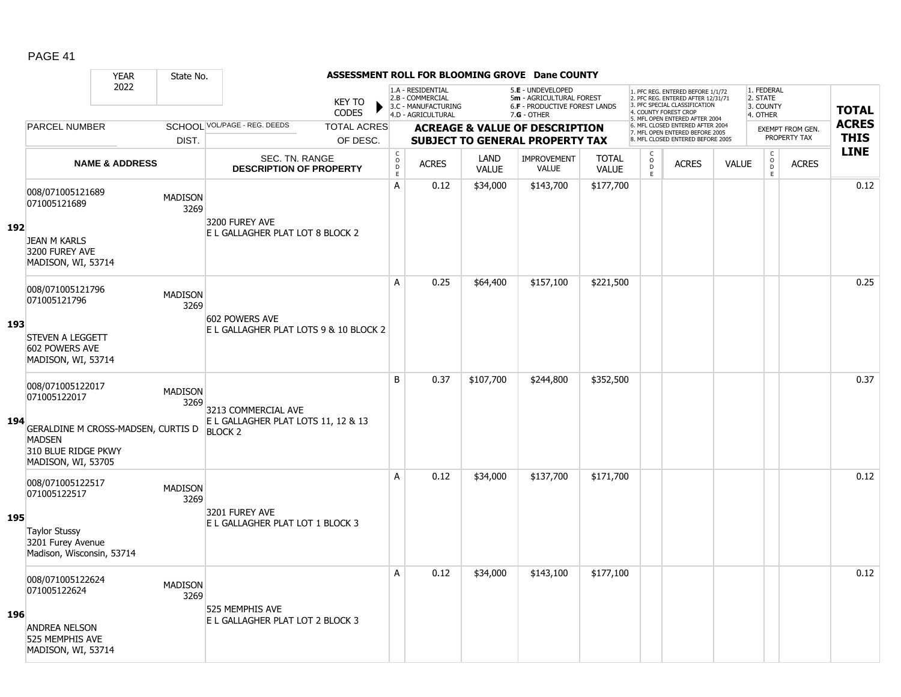PAGE 41

| YEAR | State No. | ASSESSMENT ROLL FOR BLOOMING GROVE Dane COUNTY |
|---|---|---|
| 2022 | | |

KEY TO CODES: 1.A - RESIDENTIAL, 2.B - COMMERCIAL, 3.C - MANUFACTURING, 4.D - AGRICULTURAL, 5.E - UNDEVELOPED, 5m - AGRICULTURAL FOREST, 6.F - PRODUCTIVE FOREST LANDS, 7.G - OTHER

1. PFC REG. ENTERED BEFORE 1/1/72, 2. PFC REG. ENTERED AFTER 12/31/71, 3. PFC SPECIAL CLASSIFICATION, 4. COUNTY FOREST CROP, 5. MFL OPEN ENTERED AFTER 2004, 6. MFL CLOSED ENTERED AFTER 2004, 7. MFL OPEN ENTERED BEFORE 2005, 8. MFL CLOSED ENTERED BEFORE 2005

1. FEDERAL, 2. STATE, 3. COUNTY, 4. OTHER — EXEMPT FROM GEN. PROPERTY TAX

| LINE | PARCEL NUMBER / NAME & ADDRESS | SCHOOL DIST. | VOL/PAGE - REG. DEEDS / SEC. TN. RANGE / DESCRIPTION OF PROPERTY | TOTAL ACRES OF DESC. | CODE | ACRES | LAND VALUE | IMPROVEMENT VALUE | TOTAL VALUE | CODE | ACRES | VALUE | CODE | ACRES | TOTAL ACRES THIS LINE |
|---|---|---|---|---|---|---|---|---|---|---|---|---|---|---|---|
| 192 | 008/071005121689<br>071005121689<br><br>JEAN M KARLS<br>3200 FUREY AVE<br>MADISON, WI, 53714 | MADISON 3269 | 3200 FUREY AVE<br>E L GALLAGHER PLAT LOT 8 BLOCK 2 | | A | 0.12 | $34,000 | $143,700 | $177,700 | | | | | | 0.12 |
| 193 | 008/071005121796<br>071005121796<br><br>STEVEN A LEGGETT<br>602 POWERS AVE<br>MADISON, WI, 53714 | MADISON 3269 | 602 POWERS AVE<br>E L GALLAGHER PLAT LOTS 9 & 10 BLOCK 2 | | A | 0.25 | $64,400 | $157,100 | $221,500 | | | | | | 0.25 |
| 194 | 008/071005122017<br>071005122017<br><br>GERALDINE M CROSS-MADSEN, CURTIS D MADSEN<br>310 BLUE RIDGE PKWY<br>MADISON, WI, 53705 | MADISON 3269 | 3213 COMMERCIAL AVE<br>E L GALLAGHER PLAT LOTS 11, 12 & 13 BLOCK 2 | | B | 0.37 | $107,700 | $244,800 | $352,500 | | | | | | 0.37 |
| 195 | 008/071005122517<br>071005122517<br><br>Taylor Stussy<br>3201 Furey Avenue<br>Madison, Wisconsin, 53714 | MADISON 3269 | 3201 FUREY AVE<br>E L GALLAGHER PLAT LOT 1 BLOCK 3 | | A | 0.12 | $34,000 | $137,700 | $171,700 | | | | | | 0.12 |
| 196 | 008/071005122624<br>071005122624<br><br>ANDREA NELSON<br>525 MEMPHIS AVE<br>MADISON, WI, 53714 | MADISON 3269 | 525 MEMPHIS AVE<br>E L GALLAGHER PLAT LOT 2 BLOCK 3 | | A | 0.12 | $34,000 | $143,100 | $177,100 | | | | | | 0.12 |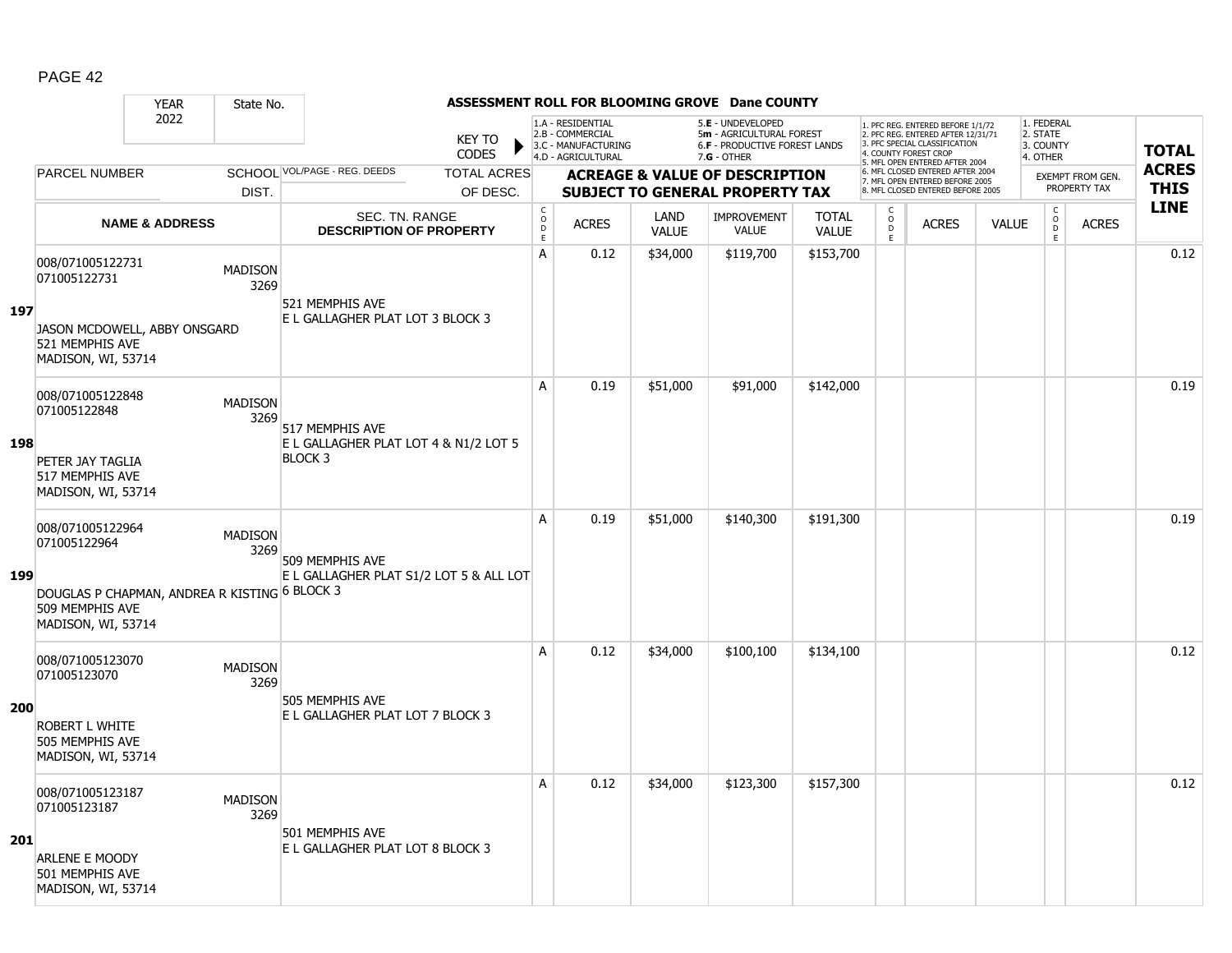# ASSESSMENT ROLL FOR BLOOMING GROVE Dane COUNTY

YEAR 2022 | State No.

KEY TO CODES:
1.A - RESIDENTIAL
2.B - COMMERCIAL
3.C - MANUFACTURING
4.D - AGRICULTURAL
5.E - UNDEVELOPED
5m - AGRICULTURAL FOREST
6.F - PRODUCTIVE FOREST LANDS
7.G - OTHER

1. PFC REG. ENTERED BEFORE 1/1/72
2. PFC REG. ENTERED AFTER 12/31/71
3. PFC SPECIAL CLASSIFICATION
4. COUNTY FOREST CROP
5. MFL OPEN ENTERED AFTER 2004
6. MFL CLOSED ENTERED AFTER 2004
7. MFL OPEN ENTERED BEFORE 2005
8. MFL CLOSED ENTERED BEFORE 2005

1. FEDERAL
2. STATE
3. COUNTY
4. OTHER

| LINE | PARCEL NUMBER / NAME & ADDRESS | SCHOOL DIST. | VOL/PAGE - REG. DEEDS / SEC. TN. RANGE / DESCRIPTION OF PROPERTY | CODE | ACRES | LAND VALUE | IMPROVEMENT VALUE | TOTAL VALUE | CODE | ACRES | VALUE | CODE | ACRES (EXEMPT FROM GEN. PROPERTY TAX) | TOTAL ACRES THIS LINE |
|---|---|---|---|---|---|---|---|---|---|---|---|---|---|---|
| 197 | 008/071005122731<br>071005122731<br>JASON MCDOWELL, ABBY ONSGARD<br>521 MEMPHIS AVE<br>MADISON, WI, 53714 | MADISON 3269 | 521 MEMPHIS AVE<br>E L GALLAGHER PLAT LOT 3 BLOCK 3 | A | 0.12 | $34,000 | $119,700 | $153,700 | | | | | | 0.12 |
| 198 | 008/071005122848<br>071005122848<br>PETER JAY TAGLIA<br>517 MEMPHIS AVE<br>MADISON, WI, 53714 | MADISON 3269 | 517 MEMPHIS AVE<br>E L GALLAGHER PLAT LOT 4 & N1/2 LOT 5 BLOCK 3 | A | 0.19 | $51,000 | $91,000 | $142,000 | | | | | | 0.19 |
| 199 | 008/071005122964<br>071005122964<br>DOUGLAS P CHAPMAN, ANDREA R KISTING<br>509 MEMPHIS AVE<br>MADISON, WI, 53714 | MADISON 3269 | 509 MEMPHIS AVE<br>E L GALLAGHER PLAT S1/2 LOT 5 & ALL LOT 6 BLOCK 3 | A | 0.19 | $51,000 | $140,300 | $191,300 | | | | | | 0.19 |
| 200 | 008/071005123070<br>071005123070<br>ROBERT L WHITE<br>505 MEMPHIS AVE<br>MADISON, WI, 53714 | MADISON 3269 | 505 MEMPHIS AVE<br>E L GALLAGHER PLAT LOT 7 BLOCK 3 | A | 0.12 | $34,000 | $100,100 | $134,100 | | | | | | 0.12 |
| 201 | 008/071005123187<br>071005123187<br>ARLENE E MOODY<br>501 MEMPHIS AVE<br>MADISON, WI, 53714 | MADISON 3269 | 501 MEMPHIS AVE<br>E L GALLAGHER PLAT LOT 8 BLOCK 3 | A | 0.12 | $34,000 | $123,300 | $157,300 | | | | | | 0.12 |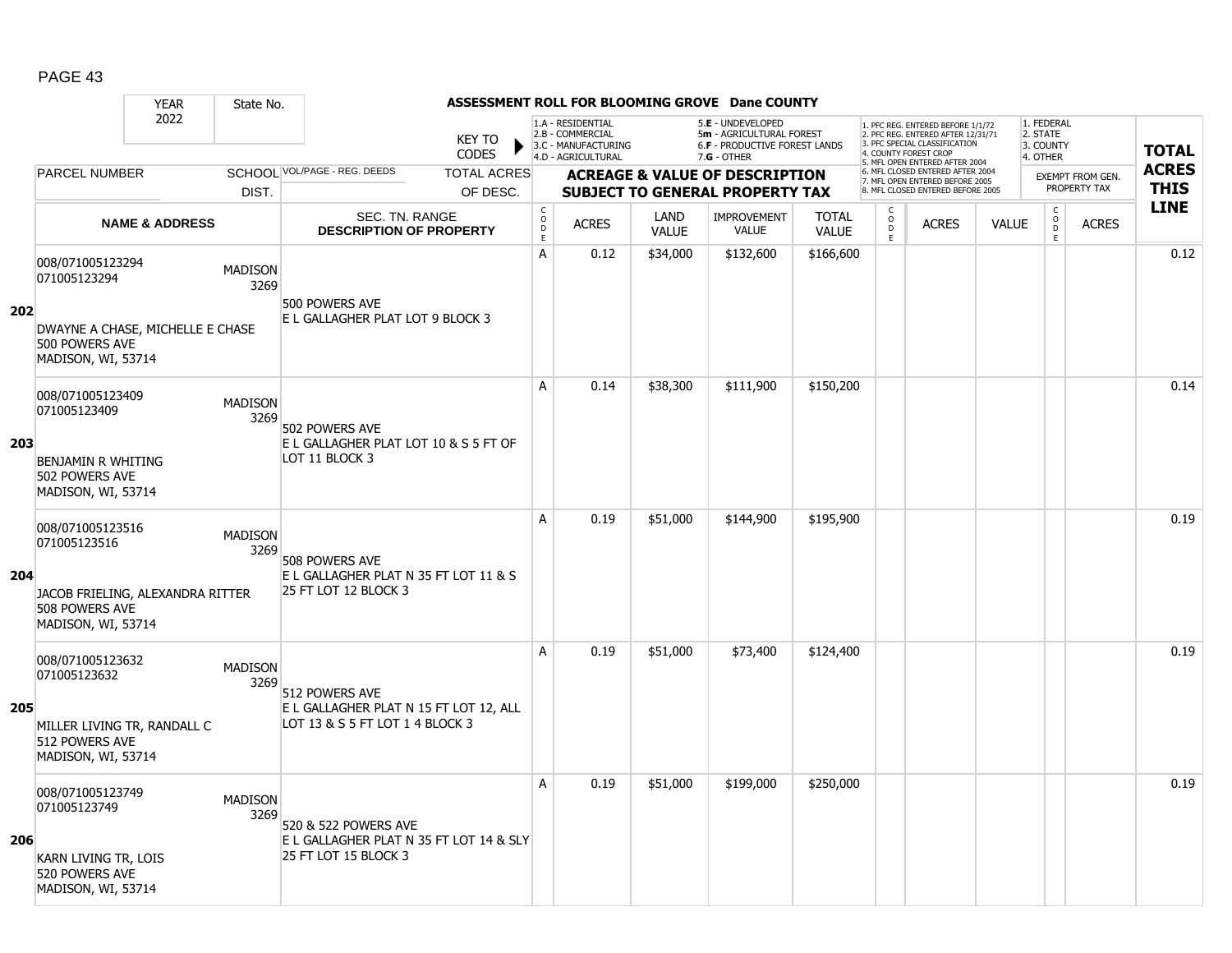# ASSESSMENT ROLL FOR BLOOMING GROVE Dane COUNTY

| YEAR | State No. |
|---|---|
| 2022 | |

KEY TO CODES:
- 1.A - RESIDENTIAL
- 2.B - COMMERCIAL
- 3.C - MANUFACTURING
- 4.D - AGRICULTURAL
- 5.E - UNDEVELOPED
- 5m - AGRICULTURAL FOREST
- 6.F - PRODUCTIVE FOREST LANDS
- 7.G - OTHER

1. PFC REG. ENTERED BEFORE 1/1/72
2. PFC REG. ENTERED AFTER 12/31/71
3. PFC SPECIAL CLASSIFICATION
4. COUNTY FOREST CROP
5. MFL OPEN ENTERED AFTER 2004
6. MFL CLOSED ENTERED AFTER 2004
7. MFL OPEN ENTERED BEFORE 2005
8. MFL CLOSED ENTERED BEFORE 2005

1. FEDERAL
2. STATE
3. COUNTY
4. OTHER

| | PARCEL NUMBER / NAME & ADDRESS | SCHOOL DIST. | VOL/PAGE - REG. DEEDS / SEC. TN. RANGE / DESCRIPTION OF PROPERTY | CODE | ACRES | LAND VALUE | IMPROVEMENT VALUE | TOTAL VALUE | CODE | ACRES | VALUE | CODE | ACRES (EXEMPT FROM GEN. PROPERTY TAX) | TOTAL ACRES THIS LINE |
|---|---|---|---|---|---|---|---|---|---|---|---|---|---|---|
| 202 | 008/071005123294<br>071005123294<br><br>DWAYNE A CHASE, MICHELLE E CHASE<br>500 POWERS AVE<br>MADISON, WI, 53714 | MADISON 3269 | 500 POWERS AVE<br>E L GALLAGHER PLAT LOT 9 BLOCK 3 | A | 0.12 | $34,000 | $132,600 | $166,600 | | | | | | 0.12 |
| 203 | 008/071005123409<br>071005123409<br><br>BENJAMIN R WHITING<br>502 POWERS AVE<br>MADISON, WI, 53714 | MADISON 3269 | 502 POWERS AVE<br>E L GALLAGHER PLAT LOT 10 & S 5 FT OF LOT 11 BLOCK 3 | A | 0.14 | $38,300 | $111,900 | $150,200 | | | | | | 0.14 |
| 204 | 008/071005123516<br>071005123516<br><br>JACOB FRIELING, ALEXANDRA RITTER<br>508 POWERS AVE<br>MADISON, WI, 53714 | MADISON 3269 | 508 POWERS AVE<br>E L GALLAGHER PLAT N 35 FT LOT 11 & S 25 FT LOT 12 BLOCK 3 | A | 0.19 | $51,000 | $144,900 | $195,900 | | | | | | 0.19 |
| 205 | 008/071005123632<br>071005123632<br><br>MILLER LIVING TR, RANDALL C<br>512 POWERS AVE<br>MADISON, WI, 53714 | MADISON 3269 | 512 POWERS AVE<br>E L GALLAGHER PLAT N 15 FT LOT 12, ALL LOT 13 & S 5 FT LOT 1 4 BLOCK 3 | A | 0.19 | $51,000 | $73,400 | $124,400 | | | | | | 0.19 |
| 206 | 008/071005123749<br>071005123749<br><br>KARN LIVING TR, LOIS<br>520 POWERS AVE<br>MADISON, WI, 53714 | MADISON 3269 | 520 & 522 POWERS AVE<br>E L GALLAGHER PLAT N 35 FT LOT 14 & SLY 25 FT LOT 15 BLOCK 3 | A | 0.19 | $51,000 | $199,000 | $250,000 | | | | | | 0.19 |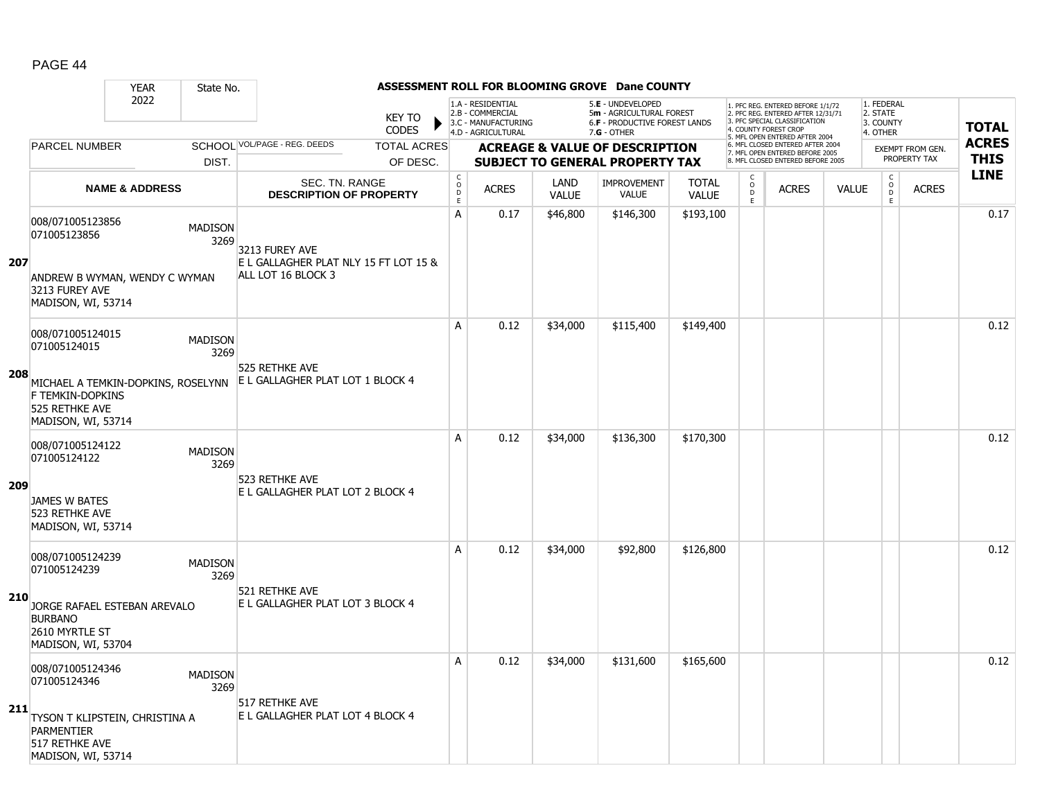ASSESSMENT ROLL FOR BLOOMING GROVE Dane COUNTY

YEAR 2022 | State No.

KEY TO CODES: 1.A - RESIDENTIAL, 2.B - COMMERCIAL, 3.C - MANUFACTURING, 4.D - AGRICULTURAL, 5.E - UNDEVELOPED, 5m - AGRICULTURAL FOREST, 6.F - PRODUCTIVE FOREST LANDS, 7.G - OTHER

1. PFC REG. ENTERED BEFORE 1/1/72, 2. PFC REG. ENTERED AFTER 12/31/71, 3. PFC SPECIAL CLASSIFICATION, 4. COUNTY FOREST CROP, 5. MFL OPEN ENTERED AFTER 2004, 6. MFL CLOSED ENTERED AFTER 2004, 7. MFL OPEN ENTERED BEFORE 2005, 8. MFL CLOSED ENTERED BEFORE 2005

1. FEDERAL, 2. STATE, 3. COUNTY, 4. OTHER — EXEMPT FROM GEN. PROPERTY TAX

| LINE | PARCEL NUMBER / NAME & ADDRESS | SCHOOL DIST. | VOL/PAGE - REG. DEEDS / SEC. TN. RANGE / DESCRIPTION OF PROPERTY | TOTAL ACRES OF DESC. | CODE | ACRES | LAND VALUE | IMPROVEMENT VALUE | TOTAL VALUE | CODE | ACRES | VALUE | CODE | ACRES | TOTAL ACRES THIS LINE |
|---|---|---|---|---|---|---|---|---|---|---|---|---|---|---|---|
| 207 | 008/071005123856<br>071005123856<br>ANDREW B WYMAN, WENDY C WYMAN<br>3213 FUREY AVE<br>MADISON, WI, 53714 | MADISON 3269 | 3213 FUREY AVE<br>E L GALLAGHER PLAT NLY 15 FT LOT 15 & ALL LOT 16 BLOCK 3 | | A | 0.17 | $46,800 | $146,300 | $193,100 | | | | | | 0.17 |
| 208 | 008/071005124015<br>071005124015<br>MICHAEL A TEMKIN-DOPKINS, ROSELYNN F TEMKIN-DOPKINS<br>525 RETHKE AVE<br>MADISON, WI, 53714 | MADISON 3269 | 525 RETHKE AVE<br>E L GALLAGHER PLAT LOT 1 BLOCK 4 | | A | 0.12 | $34,000 | $115,400 | $149,400 | | | | | | 0.12 |
| 209 | 008/071005124122<br>071005124122<br>JAMES W BATES<br>523 RETHKE AVE<br>MADISON, WI, 53714 | MADISON 3269 | 523 RETHKE AVE<br>E L GALLAGHER PLAT LOT 2 BLOCK 4 | | A | 0.12 | $34,000 | $136,300 | $170,300 | | | | | | 0.12 |
| 210 | 008/071005124239<br>071005124239<br>JORGE RAFAEL ESTEBAN AREVALO BURBANO<br>2610 MYRTLE ST<br>MADISON, WI, 53704 | MADISON 3269 | 521 RETHKE AVE<br>E L GALLAGHER PLAT LOT 3 BLOCK 4 | | A | 0.12 | $34,000 | $92,800 | $126,800 | | | | | | 0.12 |
| 211 | 008/071005124346<br>071005124346<br>TYSON T KLIPSTEIN, CHRISTINA A PARMENTIER<br>517 RETHKE AVE<br>MADISON, WI, 53714 | MADISON 3269 | 517 RETHKE AVE<br>E L GALLAGHER PLAT LOT 4 BLOCK 4 | | A | 0.12 | $34,000 | $131,600 | $165,600 | | | | | | 0.12 |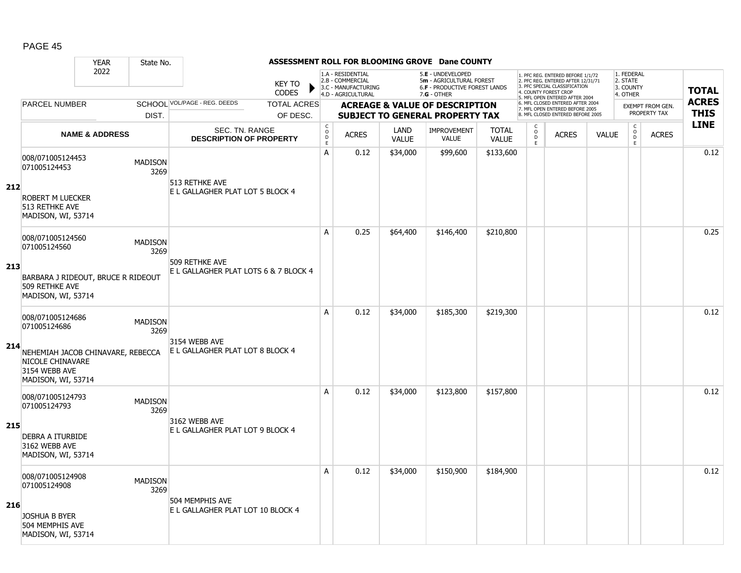**ASSESSMENT ROLL FOR BLOOMING GROVE Dane COUNTY**

| YEAR 2022 | State No. | | KEY TO CODES | 1.A - RESIDENTIAL 2.B - COMMERCIAL 3.C - MANUFACTURING 4.D - AGRICULTURAL | | 5.E - UNDEVELOPED 5m - AGRICULTURAL FOREST 6.F - PRODUCTIVE FOREST LANDS 7.G - OTHER | | | 1. PFC REG. ENTERED BEFORE 1/1/72 2. PFC REG. ENTERED AFTER 12/31/71 3. PFC SPECIAL CLASSIFICATION 4. COUNTY FOREST CROP 5. MFL OPEN ENTERED AFTER 2004 6. MFL CLOSED ENTERED AFTER 2004 7. MFL OPEN ENTERED BEFORE 2005 8. MFL CLOSED ENTERED BEFORE 2005 | | | 1. FEDERAL 2. STATE 3. COUNTY 4. OTHER | | | |
|---|---|---|---|---|---|---|---|---|---|---|---|---|---|---|---|
| PARCEL NUMBER | SCHOOL DIST. | VOL/PAGE - REG. DEEDS | TOTAL ACRES OF DESC. | ACREAGE & VALUE OF DESCRIPTION SUBJECT TO GENERAL PROPERTY TAX | | | | | | | | EXEMPT FROM GEN. PROPERTY TAX | | | TOTAL ACRES THIS LINE |
| | NAME & ADDRESS | SEC. TN. RANGE DESCRIPTION OF PROPERTY | | CODE | ACRES | LAND VALUE | IMPROVEMENT VALUE | TOTAL VALUE | CODE | ACRES | VALUE | CODE | ACRES | | |
| **212** 008/071005124453 071005124453 ROBERT M LUECKER 513 RETHKE AVE MADISON, WI, 53714 | MADISON 3269 | 513 RETHKE AVE E L GALLAGHER PLAT LOT 5 BLOCK 4 | | A | 0.12 | $34,000 | $99,600 | $133,600 | | | | | | | 0.12 |
| **213** 008/071005124560 071005124560 BARBARA J RIDEOUT, BRUCE R RIDEOUT 509 RETHKE AVE MADISON, WI, 53714 | MADISON 3269 | 509 RETHKE AVE E L GALLAGHER PLAT LOTS 6 & 7 BLOCK 4 | | A | 0.25 | $64,400 | $146,400 | $210,800 | | | | | | | 0.25 |
| **214** 008/071005124686 071005124686 NEHEMIAH JACOB CHINAVARE, REBECCA NICOLE CHINAVARE 3154 WEBB AVE MADISON, WI, 53714 | MADISON 3269 | 3154 WEBB AVE E L GALLAGHER PLAT LOT 8 BLOCK 4 | | A | 0.12 | $34,000 | $185,300 | $219,300 | | | | | | | 0.12 |
| **215** 008/071005124793 071005124793 DEBRA A ITURBIDE 3162 WEBB AVE MADISON, WI, 53714 | MADISON 3269 | 3162 WEBB AVE E L GALLAGHER PLAT LOT 9 BLOCK 4 | | A | 0.12 | $34,000 | $123,800 | $157,800 | | | | | | | 0.12 |
| **216** 008/071005124908 071005124908 JOSHUA B BYER 504 MEMPHIS AVE MADISON, WI, 53714 | MADISON 3269 | 504 MEMPHIS AVE E L GALLAGHER PLAT LOT 10 BLOCK 4 | | A | 0.12 | $34,000 | $150,900 | $184,900 | | | | | | | 0.12 |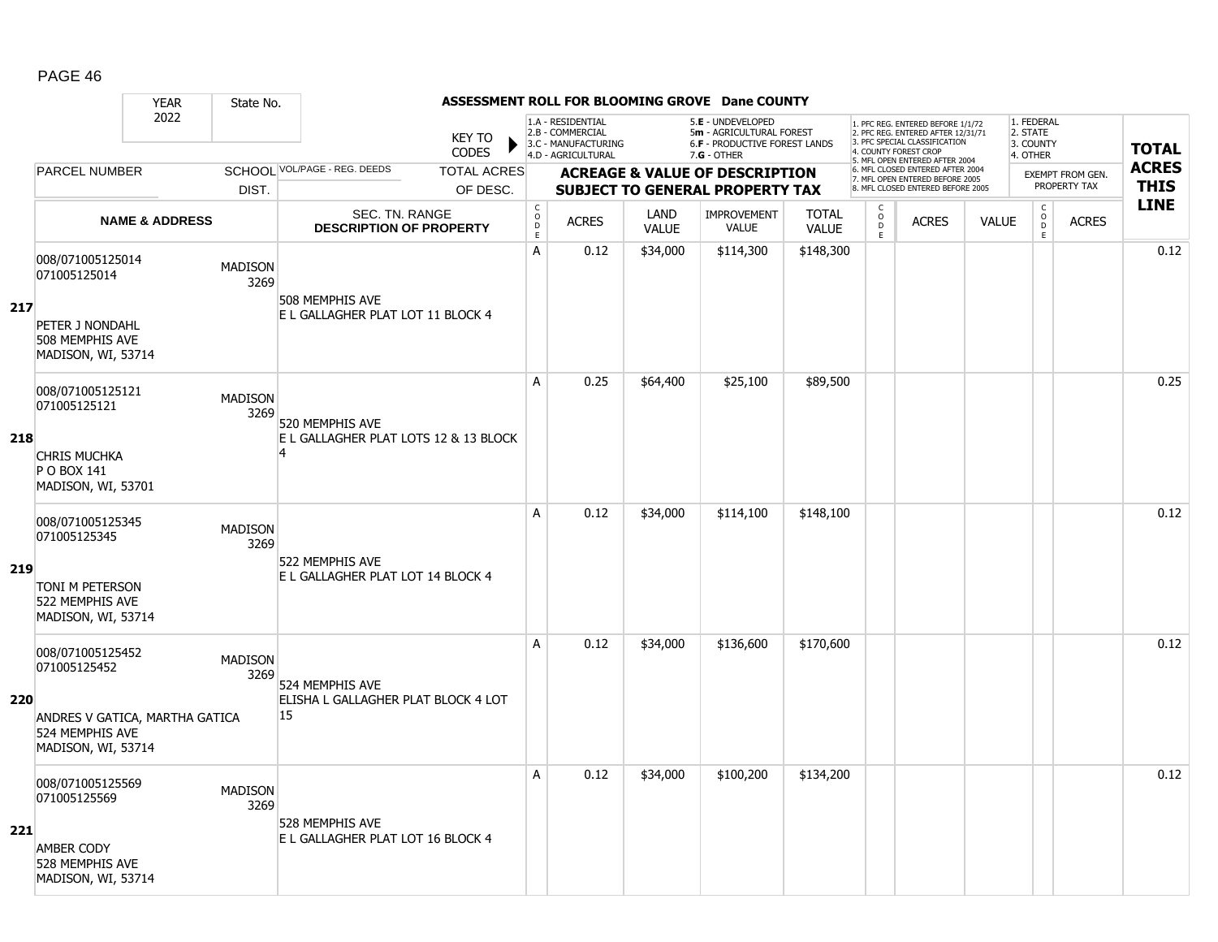## ASSESSMENT ROLL FOR BLOOMING GROVE Dane COUNTY

| | YEAR 2022 | State No. | KEY TO CODES: 1.A - RESIDENTIAL, 2.B - COMMERCIAL, 3.C - MANUFACTURING, 4.D - AGRICULTURAL, 5.E - UNDEVELOPED, 5m - AGRICULTURAL FOREST, 6.F - PRODUCTIVE FOREST LANDS, 7.G - OTHER | | | | | | 1. PFC REG. ENTERED BEFORE 1/1/72, 2. PFC REG. ENTERED AFTER 12/31/71, 3. PFC SPECIAL CLASSIFICATION, 4. COUNTY FOREST CROP, 5. MFL OPEN ENTERED AFTER 2004, 6. MFL CLOSED ENTERED AFTER 2004, 7. MFL OPEN ENTERED BEFORE 2005, 8. MFL CLOSED ENTERED BEFORE 2005 | | | 1. FEDERAL, 2. STATE, 3. COUNTY, 4. OTHER | | |
|---|---|---|---|---|---|---|---|---|---|---|---|---|---|---|
| | PARCEL NUMBER / NAME & ADDRESS | SCHOOL DIST. | VOL/PAGE - REG. DEEDS / TOTAL ACRES OF DESC. / SEC. TN. RANGE / DESCRIPTION OF PROPERTY | CODE | ACRES | LAND VALUE | IMPROVEMENT VALUE | TOTAL VALUE | CODE | ACRES | VALUE | CODE | ACRES (EXEMPT FROM GEN. PROPERTY TAX) | TOTAL ACRES THIS LINE |
| 217 | 008/071005125014<br>071005125014<br><br>PETER J NONDAHL<br>508 MEMPHIS AVE<br>MADISON, WI, 53714 | MADISON 3269 | 508 MEMPHIS AVE<br>E L GALLAGHER PLAT LOT 11 BLOCK 4 | A | 0.12 | $34,000 | $114,300 | $148,300 | | | | | | 0.12 |
| 218 | 008/071005125121<br>071005125121<br><br>CHRIS MUCHKA<br>P O BOX 141<br>MADISON, WI, 53701 | MADISON 3269 | 520 MEMPHIS AVE<br>E L GALLAGHER PLAT LOTS 12 & 13 BLOCK 4 | A | 0.25 | $64,400 | $25,100 | $89,500 | | | | | | 0.25 |
| 219 | 008/071005125345<br>071005125345<br><br>TONI M PETERSON<br>522 MEMPHIS AVE<br>MADISON, WI, 53714 | MADISON 3269 | 522 MEMPHIS AVE<br>E L GALLAGHER PLAT LOT 14 BLOCK 4 | A | 0.12 | $34,000 | $114,100 | $148,100 | | | | | | 0.12 |
| 220 | 008/071005125452<br>071005125452<br><br>ANDRES V GATICA, MARTHA GATICA<br>524 MEMPHIS AVE<br>MADISON, WI, 53714 | MADISON 3269 | 524 MEMPHIS AVE<br>ELISHA L GALLAGHER PLAT BLOCK 4 LOT 15 | A | 0.12 | $34,000 | $136,600 | $170,600 | | | | | | 0.12 |
| 221 | 008/071005125569<br>071005125569<br><br>AMBER CODY<br>528 MEMPHIS AVE<br>MADISON, WI, 53714 | MADISON 3269 | 528 MEMPHIS AVE<br>E L GALLAGHER PLAT LOT 16 BLOCK 4 | A | 0.12 | $34,000 | $100,200 | $134,200 | | | | | | 0.12 |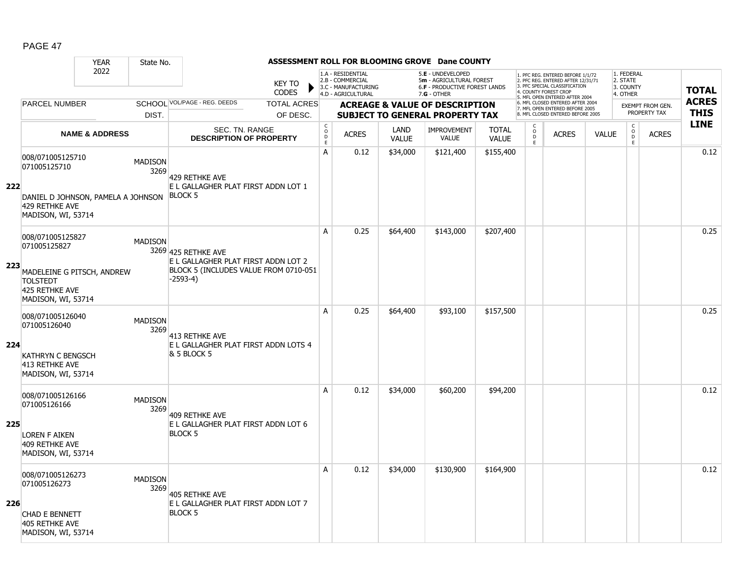**ASSESSMENT ROLL FOR BLOOMING GROVE Dane COUNTY**

YEAR 2022 | State No.

KEY TO CODES: 1.A - RESIDENTIAL, 2.B - COMMERCIAL, 3.C - MANUFACTURING, 4.D - AGRICULTURAL, 5.E - UNDEVELOPED, 5m - AGRICULTURAL FOREST, 6.F - PRODUCTIVE FOREST LANDS, 7.G - OTHER

1. PFC REG. ENTERED BEFORE 1/1/72, 2. PFC REG. ENTERED AFTER 12/31/71, 3. PFC SPECIAL CLASSIFICATION, 4. COUNTY FOREST CROP, 5. MFL OPEN ENTERED AFTER 2004, 6. MFL CLOSED ENTERED AFTER 2004, 7. MFL OPEN ENTERED BEFORE 2005, 8. MFL CLOSED ENTERED BEFORE 2005

EXEMPT FROM GEN. PROPERTY TAX: 1. FEDERAL, 2. STATE, 3. COUNTY, 4. OTHER

| LINE | PARCEL NUMBER / NAME & ADDRESS | SCHOOL DIST. | VOL/PAGE - REG. DEEDS / SEC. TN. RANGE / DESCRIPTION OF PROPERTY | TOTAL ACRES OF DESC. | CODE | ACRES | LAND VALUE | IMPROVEMENT VALUE | TOTAL VALUE | CODE | ACRES | VALUE | CODE | ACRES | TOTAL ACRES THIS LINE |
|---|---|---|---|---|---|---|---|---|---|---|---|---|---|---|---|
| 222 | 008/071005125710<br>071005125710<br>DANIEL D JOHNSON, PAMELA A JOHNSON<br>429 RETHKE AVE<br>MADISON, WI, 53714 | MADISON 3269 | 429 RETHKE AVE<br>E L GALLAGHER PLAT FIRST ADDN LOT 1 BLOCK 5 | | A | 0.12 | $34,000 | $121,400 | $155,400 | | | | | | 0.12 |
| 223 | 008/071005125827<br>071005125827<br>MADELEINE G PITSCH, ANDREW TOLSTEDT<br>425 RETHKE AVE<br>MADISON, WI, 53714 | MADISON 3269 | 425 RETHKE AVE<br>E L GALLAGHER PLAT FIRST ADDN LOT 2 BLOCK 5 (INCLUDES VALUE FROM 0710-051 -2593-4) | | A | 0.25 | $64,400 | $143,000 | $207,400 | | | | | | 0.25 |
| 224 | 008/071005126040<br>071005126040<br>KATHRYN C BENGSCH<br>413 RETHKE AVE<br>MADISON, WI, 53714 | MADISON 3269 | 413 RETHKE AVE<br>E L GALLAGHER PLAT FIRST ADDN LOTS 4 & 5 BLOCK 5 | | A | 0.25 | $64,400 | $93,100 | $157,500 | | | | | | 0.25 |
| 225 | 008/071005126166<br>071005126166<br>LOREN F AIKEN<br>409 RETHKE AVE<br>MADISON, WI, 53714 | MADISON 3269 | 409 RETHKE AVE<br>E L GALLAGHER PLAT FIRST ADDN LOT 6 BLOCK 5 | | A | 0.12 | $34,000 | $60,200 | $94,200 | | | | | | 0.12 |
| 226 | 008/071005126273<br>071005126273<br>CHAD E BENNETT<br>405 RETHKE AVE<br>MADISON, WI, 53714 | MADISON 3269 | 405 RETHKE AVE<br>E L GALLAGHER PLAT FIRST ADDN LOT 7 BLOCK 5 | | A | 0.12 | $34,000 | $130,900 | $164,900 | | | | | | 0.12 |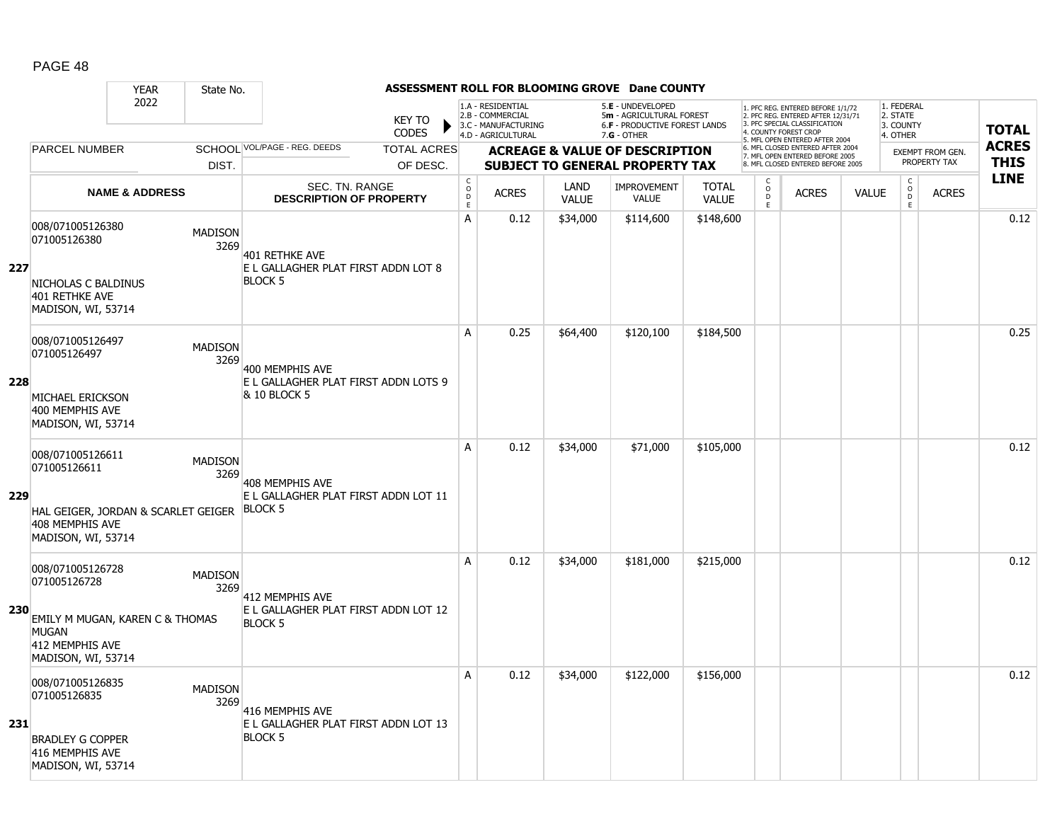# ASSESSMENT ROLL FOR BLOOMING GROVE Dane COUNTY

| YEAR | State No. | | KEY TO CODES | 1.A - RESIDENTIAL 2.B - COMMERCIAL 3.C - MANUFACTURING 4.D - AGRICULTURAL | | 5.E - UNDEVELOPED 5m - AGRICULTURAL FOREST 6.F - PRODUCTIVE FOREST LANDS 7.G - OTHER | | | 1. PFC REG. ENTERED BEFORE 1/1/72 2. PFC REG. ENTERED AFTER 12/31/71 3. PFC SPECIAL CLASSIFICATION 4. COUNTY FOREST CROP 5. MFL OPEN ENTERED AFTER 2004 6. MFL CLOSED ENTERED AFTER 2004 7. MFL OPEN ENTERED BEFORE 2005 8. MFL CLOSED ENTERED BEFORE 2005 | | | 1. FEDERAL 2. STATE 3. COUNTY 4. OTHER | | TOTAL ACRES THIS LINE |
|---|---|---|---|---|---|---|---|---|---|---|---|---|---|---|
| 2022 | | | | | | | | | | | | | | |
| PARCEL NUMBER | SCHOOL DIST. | VOL/PAGE - REG. DEEDS | TOTAL ACRES OF DESC. | ACREAGE & VALUE OF DESCRIPTION SUBJECT TO GENERAL PROPERTY TAX | | | | | | | | EXEMPT FROM GEN. PROPERTY TAX | | |
| NAME & ADDRESS | | SEC. TN. RANGE DESCRIPTION OF PROPERTY | | CODE | ACRES | LAND VALUE | IMPROVEMENT VALUE | TOTAL VALUE | CODE | ACRES | VALUE | CODE | ACRES | |
| **227** 008/071005126380 071005126380 NICHOLAS C BALDINUS 401 RETHKE AVE MADISON, WI, 53714 | MADISON 3269 | 401 RETHKE AVE E L GALLAGHER PLAT FIRST ADDN LOT 8 BLOCK 5 | | A | 0.12 | $34,000 | $114,600 | $148,600 | | | | | | 0.12 |
| **228** 008/071005126497 071005126497 MICHAEL ERICKSON 400 MEMPHIS AVE MADISON, WI, 53714 | MADISON 3269 | 400 MEMPHIS AVE E L GALLAGHER PLAT FIRST ADDN LOTS 9 & 10 BLOCK 5 | | A | 0.25 | $64,400 | $120,100 | $184,500 | | | | | | 0.25 |
| **229** 008/071005126611 071005126611 HAL GEIGER, JORDAN & SCARLET GEIGER 408 MEMPHIS AVE MADISON, WI, 53714 | MADISON 3269 | 408 MEMPHIS AVE E L GALLAGHER PLAT FIRST ADDN LOT 11 BLOCK 5 | | A | 0.12 | $34,000 | $71,000 | $105,000 | | | | | | 0.12 |
| **230** 008/071005126728 071005126728 EMILY M MUGAN, KAREN C & THOMAS MUGAN 412 MEMPHIS AVE MADISON, WI, 53714 | MADISON 3269 | 412 MEMPHIS AVE E L GALLAGHER PLAT FIRST ADDN LOT 12 BLOCK 5 | | A | 0.12 | $34,000 | $181,000 | $215,000 | | | | | | 0.12 |
| **231** 008/071005126835 071005126835 BRADLEY G COPPER 416 MEMPHIS AVE MADISON, WI, 53714 | MADISON 3269 | 416 MEMPHIS AVE E L GALLAGHER PLAT FIRST ADDN LOT 13 BLOCK 5 | | A | 0.12 | $34,000 | $122,000 | $156,000 | | | | | | 0.12 |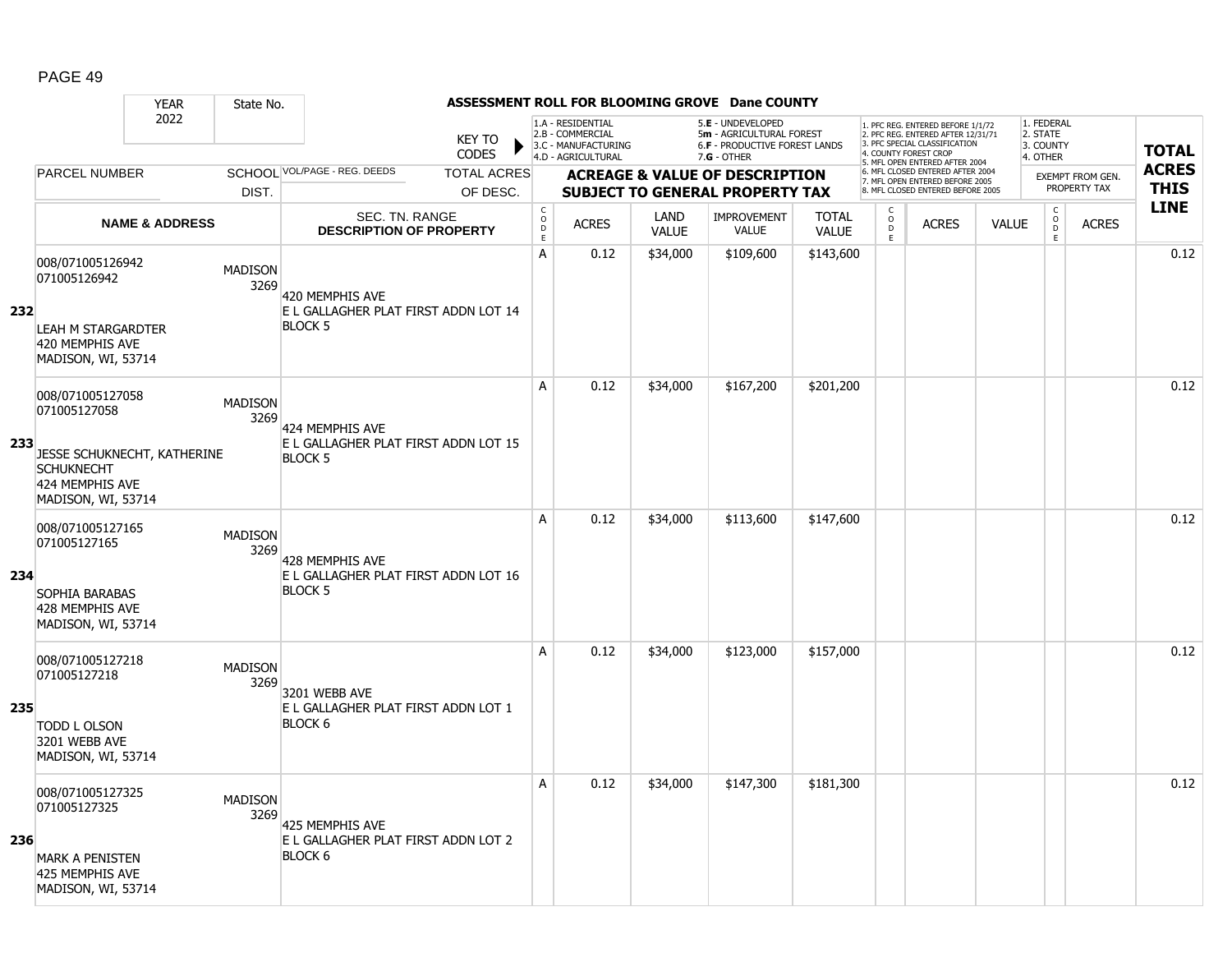| YEAR 2022 | State No. | | ASSESSMENT ROLL FOR BLOOMING GROVE Dane COUNTY | | | | | | | | | | | | |
|---|---|---|---|---|---|---|---|---|---|---|---|---|---|---|---|
| | | KEY TO CODES | 1.A - RESIDENTIAL 2.B - COMMERCIAL 3.C - MANUFACTURING 4.D - AGRICULTURAL | | 5.E - UNDEVELOPED 5m - AGRICULTURAL FOREST 6.F - PRODUCTIVE FOREST LANDS 7.G - OTHER | | | 1. PFC REG. ENTERED BEFORE 1/1/72 2. PFC REG. ENTERED AFTER 12/31/71 3. PFC SPECIAL CLASSIFICATION 4. COUNTY FOREST CROP 5. MFL OPEN ENTERED AFTER 2004 6. MFL CLOSED ENTERED AFTER 2004 7. MFL OPEN ENTERED BEFORE 2005 8. MFL CLOSED ENTERED BEFORE 2005 | | | 1. FEDERAL 2. STATE 3. COUNTY 4. OTHER | | TOTAL ACRES THIS LINE |
| PARCEL NUMBER | SCHOOL DIST. | VOL/PAGE - REG. DEEDS | TOTAL ACRES OF DESC. | ACREAGE & VALUE OF DESCRIPTION SUBJECT TO GENERAL PROPERTY TAX | | | | | | | | EXEMPT FROM GEN. PROPERTY TAX | | |
| NAME & ADDRESS | | SEC. TN. RANGE DESCRIPTION OF PROPERTY | | CODE | ACRES | LAND VALUE | IMPROVEMENT VALUE | TOTAL VALUE | CODE | ACRES | VALUE | CODE | ACRES | |
| **232** 008/071005126942 071005126942 LEAH M STARGARDTER 420 MEMPHIS AVE MADISON, WI, 53714 | MADISON 3269 | 420 MEMPHIS AVE E L GALLAGHER PLAT FIRST ADDN LOT 14 BLOCK 5 | | A | 0.12 | $34,000 | $109,600 | $143,600 | | | | | | 0.12 |
| **233** 008/071005127058 071005127058 JESSE SCHUKNECHT, KATHERINE SCHUKNECHT 424 MEMPHIS AVE MADISON, WI, 53714 | MADISON 3269 | 424 MEMPHIS AVE E L GALLAGHER PLAT FIRST ADDN LOT 15 BLOCK 5 | | A | 0.12 | $34,000 | $167,200 | $201,200 | | | | | | 0.12 |
| **234** 008/071005127165 071005127165 SOPHIA BARABAS 428 MEMPHIS AVE MADISON, WI, 53714 | MADISON 3269 | 428 MEMPHIS AVE E L GALLAGHER PLAT FIRST ADDN LOT 16 BLOCK 5 | | A | 0.12 | $34,000 | $113,600 | $147,600 | | | | | | 0.12 |
| **235** 008/071005127218 071005127218 TODD L OLSON 3201 WEBB AVE MADISON, WI, 53714 | MADISON 3269 | 3201 WEBB AVE E L GALLAGHER PLAT FIRST ADDN LOT 1 BLOCK 6 | | A | 0.12 | $34,000 | $123,000 | $157,000 | | | | | | 0.12 |
| **236** 008/071005127325 071005127325 MARK A PENISTEN 425 MEMPHIS AVE MADISON, WI, 53714 | MADISON 3269 | 425 MEMPHIS AVE E L GALLAGHER PLAT FIRST ADDN LOT 2 BLOCK 6 | | A | 0.12 | $34,000 | $147,300 | $181,300 | | | | | | 0.12 |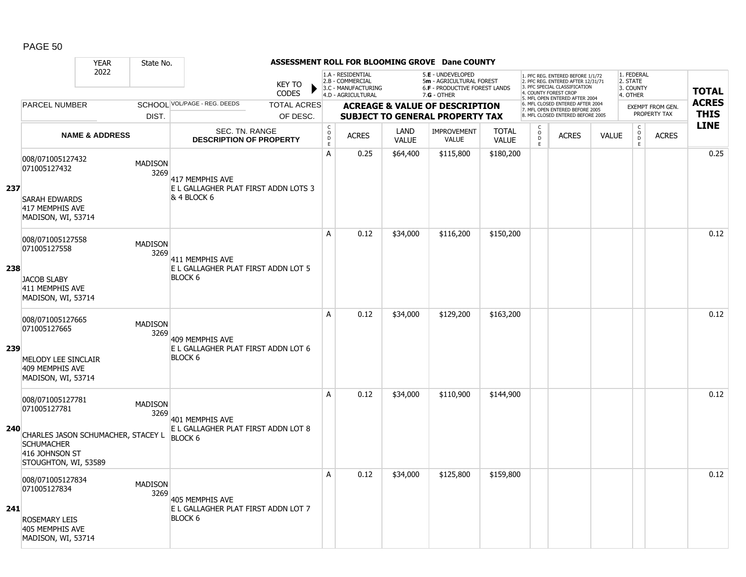# ASSESSMENT ROLL FOR BLOOMING GROVE Dane COUNTY

| YEAR | State No. |
|---|---|
| 2022 | |

KEY TO CODES: 1.A - RESIDENTIAL, 2.B - COMMERCIAL, 3.C - MANUFACTURING, 4.D - AGRICULTURAL, 5.E - UNDEVELOPED, 5m - AGRICULTURAL FOREST, 6.F - PRODUCTIVE FOREST LANDS, 7.G - OTHER

1. PFC REG. ENTERED BEFORE 1/1/72, 2. PFC REG. ENTERED AFTER 12/31/71, 3. PFC SPECIAL CLASSIFICATION, 4. COUNTY FOREST CROP, 5. MFL OPEN ENTERED AFTER 2004, 6. MFL CLOSED ENTERED AFTER 2004, 7. MFL OPEN ENTERED BEFORE 2005, 8. MFL CLOSED ENTERED BEFORE 2005

1. FEDERAL, 2. STATE, 3. COUNTY, 4. OTHER

| LINE | PARCEL NUMBER / NAME & ADDRESS | SCHOOL DIST. | VOL/PAGE - REG. DEEDS / SEC. TN. RANGE / DESCRIPTION OF PROPERTY | TOTAL ACRES OF DESC. | CODE | ACRES | LAND VALUE | IMPROVEMENT VALUE | TOTAL VALUE | CODE | ACRES | VALUE | CODE | EXEMPT FROM GEN. PROPERTY TAX ACRES | TOTAL ACRES THIS LINE |
|---|---|---|---|---|---|---|---|---|---|---|---|---|---|---|---|
| 237 | 008/071005127432<br>071005127432<br><br>SARAH EDWARDS<br>417 MEMPHIS AVE<br>MADISON, WI, 53714 | MADISON 3269 | 417 MEMPHIS AVE<br>E L GALLAGHER PLAT FIRST ADDN LOTS 3 & 4 BLOCK 6 | | A | 0.25 | $64,400 | $115,800 | $180,200 | | | | | | 0.25 |
| 238 | 008/071005127558<br>071005127558<br><br>JACOB SLABY<br>411 MEMPHIS AVE<br>MADISON, WI, 53714 | MADISON 3269 | 411 MEMPHIS AVE<br>E L GALLAGHER PLAT FIRST ADDN LOT 5 BLOCK 6 | | A | 0.12 | $34,000 | $116,200 | $150,200 | | | | | | 0.12 |
| 239 | 008/071005127665<br>071005127665<br><br>MELODY LEE SINCLAIR<br>409 MEMPHIS AVE<br>MADISON, WI, 53714 | MADISON 3269 | 409 MEMPHIS AVE<br>E L GALLAGHER PLAT FIRST ADDN LOT 6 BLOCK 6 | | A | 0.12 | $34,000 | $129,200 | $163,200 | | | | | | 0.12 |
| 240 | 008/071005127781<br>071005127781<br><br>CHARLES JASON SCHUMACHER, STACEY L SCHUMACHER<br>416 JOHNSON ST<br>STOUGHTON, WI, 53589 | MADISON 3269 | 401 MEMPHIS AVE<br>E L GALLAGHER PLAT FIRST ADDN LOT 8 BLOCK 6 | | A | 0.12 | $34,000 | $110,900 | $144,900 | | | | | | 0.12 |
| 241 | 008/071005127834<br>071005127834<br><br>ROSEMARY LEIS<br>405 MEMPHIS AVE<br>MADISON, WI, 53714 | MADISON 3269 | 405 MEMPHIS AVE<br>E L GALLAGHER PLAT FIRST ADDN LOT 7 BLOCK 6 | | A | 0.12 | $34,000 | $125,800 | $159,800 | | | | | | 0.12 |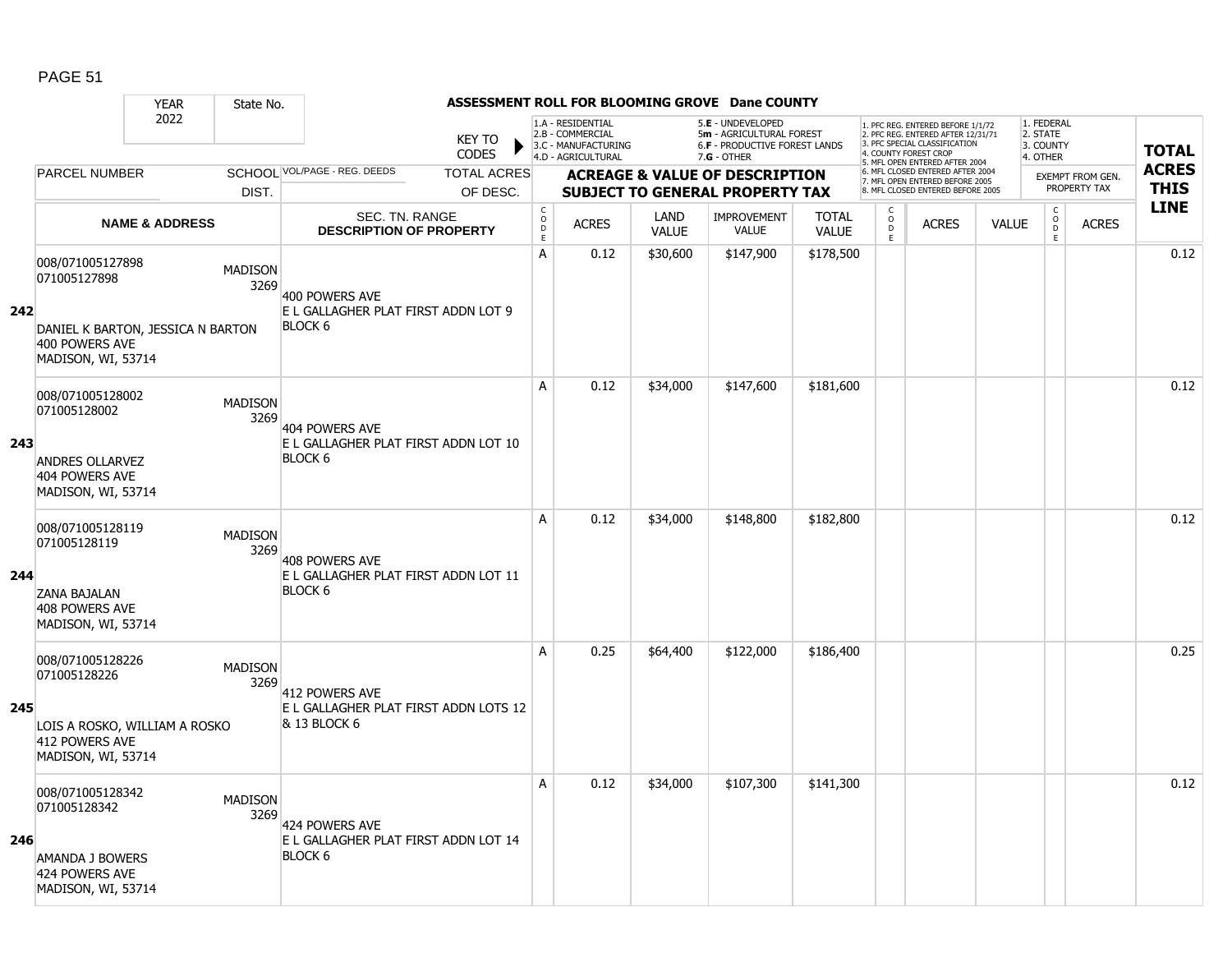PAGE 51

**ASSESSMENT ROLL FOR BLOOMING GROVE Dane COUNTY**

| YEAR | State No. |
|---|---|
| 2022 | |

KEY TO CODES: 1.A - RESIDENTIAL, 2.B - COMMERCIAL, 3.C - MANUFACTURING, 4.D - AGRICULTURAL, 5.E - UNDEVELOPED, 5m - AGRICULTURAL FOREST, 6.F - PRODUCTIVE FOREST LANDS, 7.G - OTHER

1. PFC REG. ENTERED BEFORE 1/1/72, 2. PFC REG. ENTERED AFTER 12/31/71, 3. PFC SPECIAL CLASSIFICATION, 4. COUNTY FOREST CROP, 5. MFL OPEN ENTERED AFTER 2004, 6. MFL CLOSED ENTERED AFTER 2004, 7. MFL OPEN ENTERED BEFORE 2005, 8. MFL CLOSED ENTERED BEFORE 2005

1. FEDERAL, 2. STATE, 3. COUNTY, 4. OTHER

| | PARCEL NUMBER / NAME & ADDRESS | SCHOOL DIST. | VOL/PAGE - REG. DEEDS / SEC. TN. RANGE / DESCRIPTION OF PROPERTY | CODE | ACRES | LAND VALUE | IMPROVEMENT VALUE | TOTAL VALUE | CODE | ACRES | VALUE | CODE | EXEMPT FROM GEN. PROPERTY TAX ACRES | TOTAL ACRES THIS LINE |
|---|---|---|---|---|---|---|---|---|---|---|---|---|---|---|
| 242 | 008/071005127898<br>071005127898<br>DANIEL K BARTON, JESSICA N BARTON<br>400 POWERS AVE<br>MADISON, WI, 53714 | MADISON 3269 | 400 POWERS AVE<br>E L GALLAGHER PLAT FIRST ADDN LOT 9 BLOCK 6 | A | 0.12 | $30,600 | $147,900 | $178,500 | | | | | | 0.12 |
| 243 | 008/071005128002<br>071005128002<br>ANDRES OLLARVEZ<br>404 POWERS AVE<br>MADISON, WI, 53714 | MADISON 3269 | 404 POWERS AVE<br>E L GALLAGHER PLAT FIRST ADDN LOT 10 BLOCK 6 | A | 0.12 | $34,000 | $147,600 | $181,600 | | | | | | 0.12 |
| 244 | 008/071005128119<br>071005128119<br>ZANA BAJALAN<br>408 POWERS AVE<br>MADISON, WI, 53714 | MADISON 3269 | 408 POWERS AVE<br>E L GALLAGHER PLAT FIRST ADDN LOT 11 BLOCK 6 | A | 0.12 | $34,000 | $148,800 | $182,800 | | | | | | 0.12 |
| 245 | 008/071005128226<br>071005128226<br>LOIS A ROSKO, WILLIAM A ROSKO<br>412 POWERS AVE<br>MADISON, WI, 53714 | MADISON 3269 | 412 POWERS AVE<br>E L GALLAGHER PLAT FIRST ADDN LOTS 12 & 13 BLOCK 6 | A | 0.25 | $64,400 | $122,000 | $186,400 | | | | | | 0.25 |
| 246 | 008/071005128342<br>071005128342<br>AMANDA J BOWERS<br>424 POWERS AVE<br>MADISON, WI, 53714 | MADISON 3269 | 424 POWERS AVE<br>E L GALLAGHER PLAT FIRST ADDN LOT 14 BLOCK 6 | A | 0.12 | $34,000 | $107,300 | $141,300 | | | | | | 0.12 |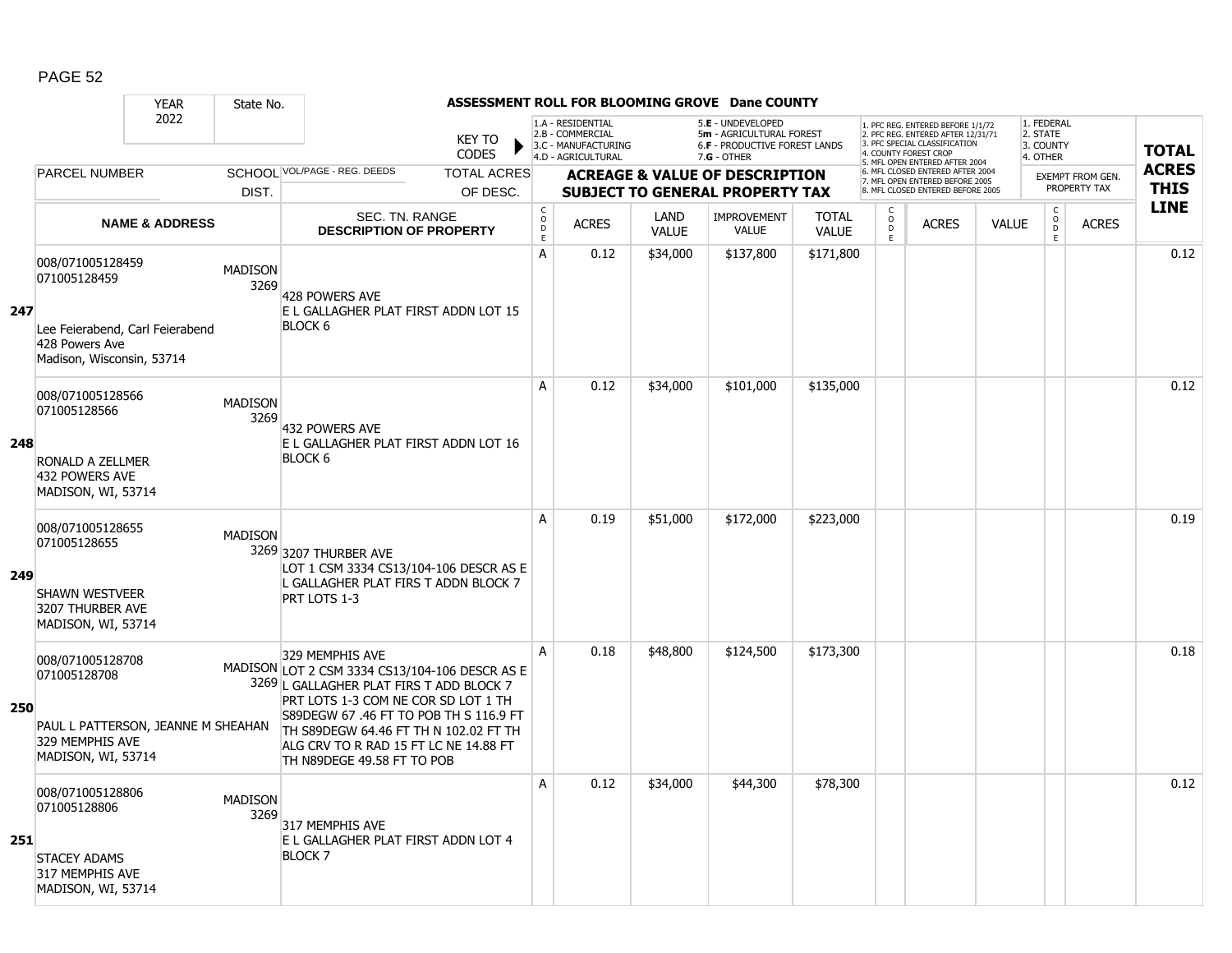| YEAR 2022 | State No. | ASSESSMENT ROLL FOR BLOOMING GROVE Dane COUNTY | | | | | | | | | | | | | |
|---|---|---|---|---|---|---|---|---|---|---|---|---|---|---|---|
| | | KEY TO CODES | | 1.A - RESIDENTIAL 2.B - COMMERCIAL 3.C - MANUFACTURING 4.D - AGRICULTURAL | | 5.E - UNDEVELOPED 5m - AGRICULTURAL FOREST 6.F - PRODUCTIVE FOREST LANDS 7.G - OTHER | | | 1. PFC REG. ENTERED BEFORE 1/1/72 2. PFC REG. ENTERED AFTER 12/31/71 3. PFC SPECIAL CLASSIFICATION 4. COUNTY FOREST CROP 5. MFL OPEN ENTERED AFTER 2004 6. MFL CLOSED ENTERED AFTER 2004 7. MFL OPEN ENTERED BEFORE 2005 8. MFL CLOSED ENTERED BEFORE 2005 | | | 1. FEDERAL 2. STATE 3. COUNTY 4. OTHER | | |
| PARCEL NUMBER | SCHOOL DIST. | VOL/PAGE - REG. DEEDS | TOTAL ACRES OF DESC. | ACREAGE & VALUE OF DESCRIPTION SUBJECT TO GENERAL PROPERTY TAX | | | | | | | | EXEMPT FROM GEN. PROPERTY TAX | | TOTAL ACRES THIS LINE |
| NAME & ADDRESS | | SEC. TN. RANGE DESCRIPTION OF PROPERTY | | CODE | ACRES | LAND VALUE | IMPROVEMENT VALUE | TOTAL VALUE | CODE | ACRES | VALUE | CODE | ACRES | |
| **247** 008/071005128459 071005128459 Lee Feierabend, Carl Feierabend 428 Powers Ave Madison, Wisconsin, 53714 | MADISON 3269 | 428 POWERS AVE E L GALLAGHER PLAT FIRST ADDN LOT 15 BLOCK 6 | | A | 0.12 | $34,000 | $137,800 | $171,800 | | | | | | 0.12 |
| **248** 008/071005128566 071005128566 RONALD A ZELLMER 432 POWERS AVE MADISON, WI, 53714 | MADISON 3269 | 432 POWERS AVE E L GALLAGHER PLAT FIRST ADDN LOT 16 BLOCK 6 | | A | 0.12 | $34,000 | $101,000 | $135,000 | | | | | | 0.12 |
| **249** 008/071005128655 071005128655 SHAWN WESTVEER 3207 THURBER AVE MADISON, WI, 53714 | MADISON 3269 | 3207 THURBER AVE LOT 1 CSM 3334 CS13/104-106 DESCR AS E L GALLAGHER PLAT FIRS T ADDN BLOCK 7 PRT LOTS 1-3 | | A | 0.19 | $51,000 | $172,000 | $223,000 | | | | | | 0.19 |
| **250** 008/071005128708 071005128708 PAUL L PATTERSON, JEANNE M SHEAHAN 329 MEMPHIS AVE MADISON, WI, 53714 | MADISON 3269 | 329 MEMPHIS AVE LOT 2 CSM 3334 CS13/104-106 DESCR AS E L GALLAGHER PLAT FIRS T ADD BLOCK 7 PRT LOTS 1-3 COM NE COR SD LOT 1 TH S89DEGW 67 .46 FT TO POB TH S 116.9 FT TH S89DEGW 64.46 FT TH N 102.02 FT TH ALG CRV TO R RAD 15 FT LC NE 14.88 FT TH N89DEGE 49.58 FT TO POB | | A | 0.18 | $48,800 | $124,500 | $173,300 | | | | | | 0.18 |
| **251** 008/071005128806 071005128806 STACEY ADAMS 317 MEMPHIS AVE MADISON, WI, 53714 | MADISON 3269 | 317 MEMPHIS AVE E L GALLAGHER PLAT FIRST ADDN LOT 4 BLOCK 7 | | A | 0.12 | $34,000 | $44,300 | $78,300 | | | | | | 0.12 |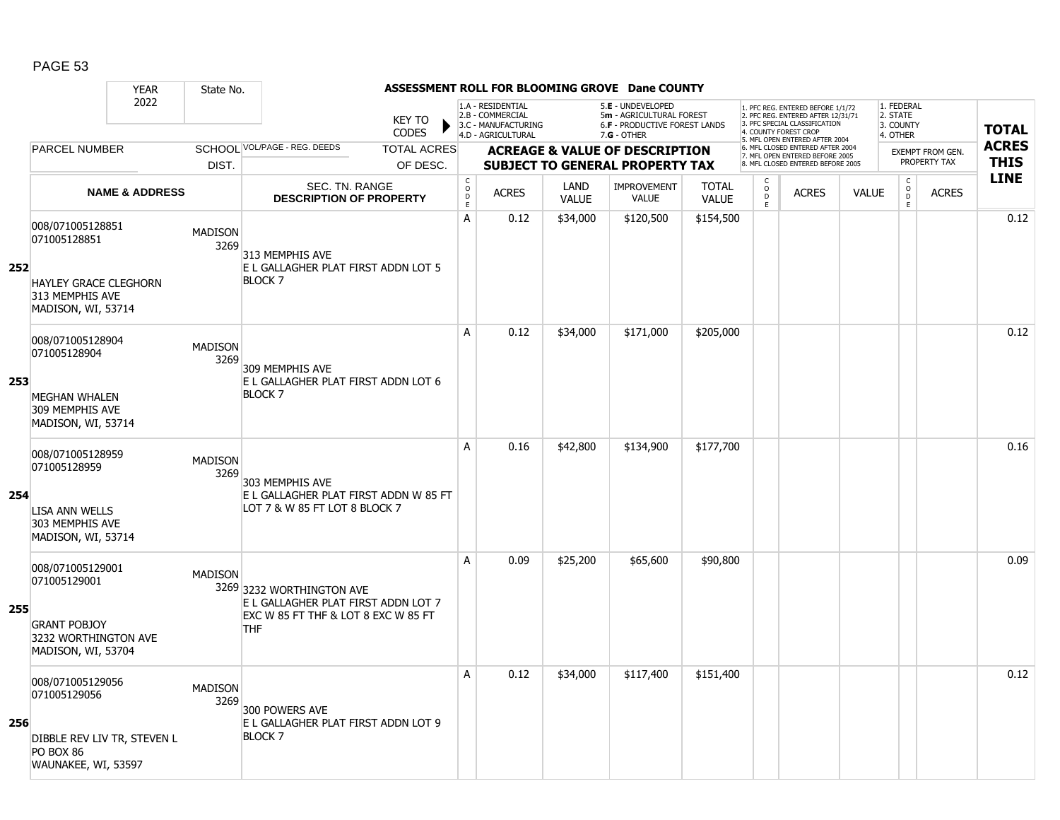ASSESSMENT ROLL FOR BLOOMING GROVE Dane COUNTY

| YEAR 2022 | State No. | | KEY TO CODES | 1.A - RESIDENTIAL 2.B - COMMERCIAL 3.C - MANUFACTURING 4.D - AGRICULTURAL | | 5.E - UNDEVELOPED 5m - AGRICULTURAL FOREST 6.F - PRODUCTIVE FOREST LANDS 7.G - OTHER | | | 1. PFC REG. ENTERED BEFORE 1/1/72 2. PFC REG. ENTERED AFTER 12/31/71 3. PFC SPECIAL CLASSIFICATION 4. COUNTY FOREST CROP 5. MFL OPEN ENTERED AFTER 2004 6. MFL CLOSED ENTERED AFTER 2004 7. MFL OPEN ENTERED BEFORE 2005 8. MFL CLOSED ENTERED BEFORE 2005 | | | 1. FEDERAL 2. STATE 3. COUNTY 4. OTHER | | TOTAL ACRES THIS LINE |
|---|---|---|---|---|---|---|---|---|---|---|---|---|---|---|
| PARCEL NUMBER | SCHOOL DIST. | VOL/PAGE - REG. DEEDS | TOTAL ACRES OF DESC. | ACREAGE & VALUE OF DESCRIPTION SUBJECT TO GENERAL PROPERTY TAX | | | | | | | | EXEMPT FROM GEN. PROPERTY TAX | | |
| NAME & ADDRESS | | SEC. TN. RANGE DESCRIPTION OF PROPERTY | | CODE | ACRES | LAND VALUE | IMPROVEMENT VALUE | TOTAL VALUE | CODE | ACRES | VALUE | CODE | ACRES | |
| **252** 008/071005128851 071005128851 HAYLEY GRACE CLEGHORN 313 MEMPHIS AVE MADISON, WI, 53714 | MADISON 3269 | 313 MEMPHIS AVE E L GALLAGHER PLAT FIRST ADDN LOT 5 BLOCK 7 | | A | 0.12 | $34,000 | $120,500 | $154,500 | | | | | | 0.12 |
| **253** 008/071005128904 071005128904 MEGHAN WHALEN 309 MEMPHIS AVE MADISON, WI, 53714 | MADISON 3269 | 309 MEMPHIS AVE E L GALLAGHER PLAT FIRST ADDN LOT 6 BLOCK 7 | | A | 0.12 | $34,000 | $171,000 | $205,000 | | | | | | 0.12 |
| **254** 008/071005128959 071005128959 LISA ANN WELLS 303 MEMPHIS AVE MADISON, WI, 53714 | MADISON 3269 | 303 MEMPHIS AVE E L GALLAGHER PLAT FIRST ADDN W 85 FT LOT 7 & W 85 FT LOT 8 BLOCK 7 | | A | 0.16 | $42,800 | $134,900 | $177,700 | | | | | | 0.16 |
| **255** 008/071005129001 071005129001 GRANT POBJOY 3232 WORTHINGTON AVE MADISON, WI, 53704 | MADISON 3269 | 3232 WORTHINGTON AVE E L GALLAGHER PLAT FIRST ADDN LOT 7 EXC W 85 FT THF & LOT 8 EXC W 85 FT THF | | A | 0.09 | $25,200 | $65,600 | $90,800 | | | | | | 0.09 |
| **256** 008/071005129056 071005129056 DIBBLE REV LIV TR, STEVEN L PO BOX 86 WAUNAKEE, WI, 53597 | MADISON 3269 | 300 POWERS AVE E L GALLAGHER PLAT FIRST ADDN LOT 9 BLOCK 7 | | A | 0.12 | $34,000 | $117,400 | $151,400 | | | | | | 0.12 |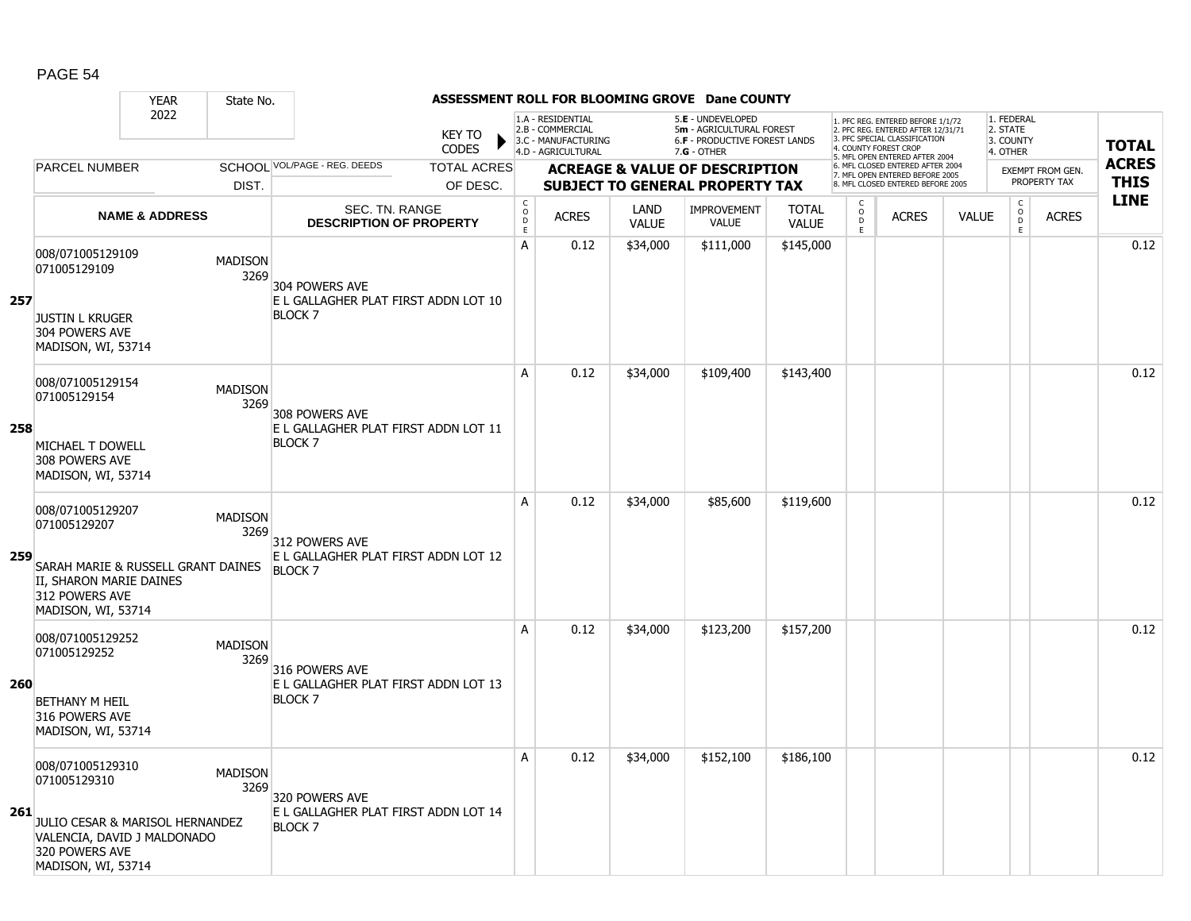## ASSESSMENT ROLL FOR BLOOMING GROVE Dane COUNTY

YEAR 2022 | State No.

KEY TO CODES: 1.A - RESIDENTIAL, 2.B - COMMERCIAL, 3.C - MANUFACTURING, 4.D - AGRICULTURAL, 5.E - UNDEVELOPED, 5m - AGRICULTURAL FOREST, 6.F - PRODUCTIVE FOREST LANDS, 7.G - OTHER

1. PFC REG. ENTERED BEFORE 1/1/72, 2. PFC REG. ENTERED AFTER 12/31/71, 3. PFC SPECIAL CLASSIFICATION, 4. COUNTY FOREST CROP, 5. MFL OPEN ENTERED AFTER 2004, 6. MFL CLOSED ENTERED AFTER 2004, 7. MFL OPEN ENTERED BEFORE 2005, 8. MFL CLOSED ENTERED BEFORE 2005

1. FEDERAL, 2. STATE, 3. COUNTY, 4. OTHER — EXEMPT FROM GEN. PROPERTY TAX

| Line | PARCEL NUMBER / NAME & ADDRESS | SCHOOL DIST. | VOL/PAGE - REG. DEEDS / SEC. TN. RANGE / DESCRIPTION OF PROPERTY | TOTAL ACRES OF DESC. | CODE | ACRES | LAND VALUE | IMPROVEMENT VALUE | TOTAL VALUE | CODE | ACRES | VALUE | CODE | ACRES | TOTAL ACRES THIS LINE |
|---|---|---|---|---|---|---|---|---|---|---|---|---|---|---|---|
| 257 | 008/071005129109<br>071005129109<br>JUSTIN L KRUGER<br>304 POWERS AVE<br>MADISON, WI, 53714 | MADISON 3269 | 304 POWERS AVE<br>E L GALLAGHER PLAT FIRST ADDN LOT 10 BLOCK 7 | | A | 0.12 | $34,000 | $111,000 | $145,000 | | | | | | 0.12 |
| 258 | 008/071005129154<br>071005129154<br>MICHAEL T DOWELL<br>308 POWERS AVE<br>MADISON, WI, 53714 | MADISON 3269 | 308 POWERS AVE<br>E L GALLAGHER PLAT FIRST ADDN LOT 11 BLOCK 7 | | A | 0.12 | $34,000 | $109,400 | $143,400 | | | | | | 0.12 |
| 259 | 008/071005129207<br>071005129207<br>SARAH MARIE & RUSSELL GRANT DAINES II, SHARON MARIE DAINES<br>312 POWERS AVE<br>MADISON, WI, 53714 | MADISON 3269 | 312 POWERS AVE<br>E L GALLAGHER PLAT FIRST ADDN LOT 12 BLOCK 7 | | A | 0.12 | $34,000 | $85,600 | $119,600 | | | | | | 0.12 |
| 260 | 008/071005129252<br>071005129252<br>BETHANY M HEIL<br>316 POWERS AVE<br>MADISON, WI, 53714 | MADISON 3269 | 316 POWERS AVE<br>E L GALLAGHER PLAT FIRST ADDN LOT 13 BLOCK 7 | | A | 0.12 | $34,000 | $123,200 | $157,200 | | | | | | 0.12 |
| 261 | 008/071005129310<br>071005129310<br>JULIO CESAR & MARISOL HERNANDEZ VALENCIA, DAVID J MALDONADO<br>320 POWERS AVE<br>MADISON, WI, 53714 | MADISON 3269 | 320 POWERS AVE<br>E L GALLAGHER PLAT FIRST ADDN LOT 14 BLOCK 7 | | A | 0.12 | $34,000 | $152,100 | $186,100 | | | | | | 0.12 |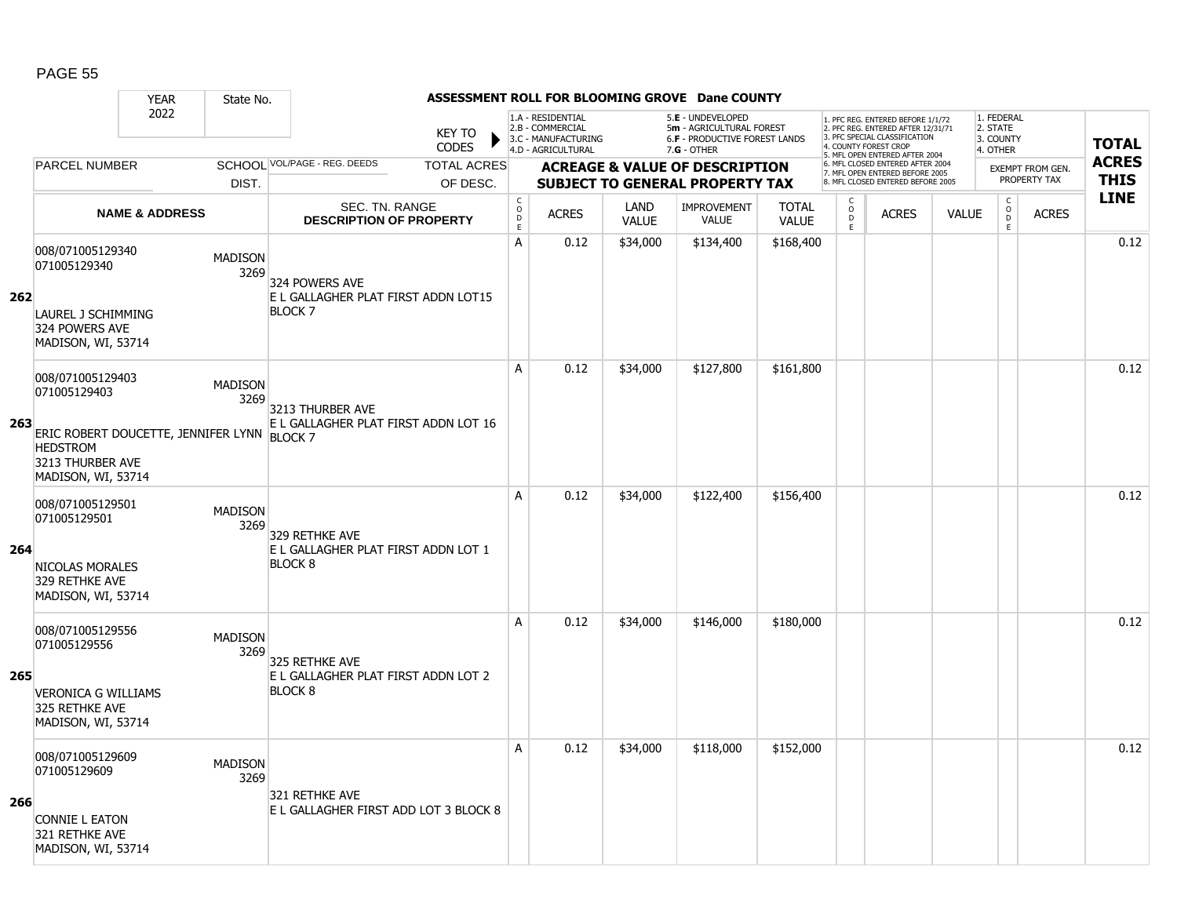# ASSESSMENT ROLL FOR BLOOMING GROVE Dane COUNTY

| YEAR | State No. |
|---|---|
| 2022 | |

KEY TO CODES:
- 1.A - RESIDENTIAL
- 2.B - COMMERCIAL
- 3.C - MANUFACTURING
- 4.D - AGRICULTURAL
- 5.E - UNDEVELOPED
- 5m - AGRICULTURAL FOREST
- 6.F - PRODUCTIVE FOREST LANDS
- 7.G - OTHER

- 1. PFC REG. ENTERED BEFORE 1/1/72
- 2. PFC REG. ENTERED AFTER 12/31/71
- 3. PFC SPECIAL CLASSIFICATION
- 4. COUNTY FOREST CROP
- 5. MFL OPEN ENTERED AFTER 2004
- 6. MFL CLOSED ENTERED AFTER 2004
- 7. MFL OPEN ENTERED BEFORE 2005
- 8. MFL CLOSED ENTERED BEFORE 2005

- 1. FEDERAL
- 2. STATE
- 3. COUNTY
- 4. OTHER

| LINE | PARCEL NUMBER / NAME & ADDRESS | SCHOOL DIST. | VOL/PAGE - REG. DEEDS / SEC. TN. RANGE / DESCRIPTION OF PROPERTY | CODE | ACRES | LAND VALUE | IMPROVEMENT VALUE | TOTAL VALUE | CODE | ACRES | VALUE | CODE | EXEMPT FROM GEN. PROPERTY TAX ACRES | TOTAL ACRES THIS LINE |
|---|---|---|---|---|---|---|---|---|---|---|---|---|---|---|
| 262 | 008/071005129340<br>071005129340<br><br>LAUREL J SCHIMMING<br>324 POWERS AVE<br>MADISON, WI, 53714 | MADISON 3269 | 324 POWERS AVE<br>E L GALLAGHER PLAT FIRST ADDN LOT15 BLOCK 7 | A | 0.12 | $34,000 | $134,400 | $168,400 | | | | | | 0.12 |
| 263 | 008/071005129403<br>071005129403<br><br>ERIC ROBERT DOUCETTE, JENNIFER LYNN HEDSTROM<br>3213 THURBER AVE<br>MADISON, WI, 53714 | MADISON 3269 | 3213 THURBER AVE<br>E L GALLAGHER PLAT FIRST ADDN LOT 16 BLOCK 7 | A | 0.12 | $34,000 | $127,800 | $161,800 | | | | | | 0.12 |
| 264 | 008/071005129501<br>071005129501<br><br>NICOLAS MORALES<br>329 RETHKE AVE<br>MADISON, WI, 53714 | MADISON 3269 | 329 RETHKE AVE<br>E L GALLAGHER PLAT FIRST ADDN LOT 1 BLOCK 8 | A | 0.12 | $34,000 | $122,400 | $156,400 | | | | | | 0.12 |
| 265 | 008/071005129556<br>071005129556<br><br>VERONICA G WILLIAMS<br>325 RETHKE AVE<br>MADISON, WI, 53714 | MADISON 3269 | 325 RETHKE AVE<br>E L GALLAGHER PLAT FIRST ADDN LOT 2 BLOCK 8 | A | 0.12 | $34,000 | $146,000 | $180,000 | | | | | | 0.12 |
| 266 | 008/071005129609<br>071005129609<br><br>CONNIE L EATON<br>321 RETHKE AVE<br>MADISON, WI, 53714 | MADISON 3269 | 321 RETHKE AVE<br>E L GALLAGHER FIRST ADD LOT 3 BLOCK 8 | A | 0.12 | $34,000 | $118,000 | $152,000 | | | | | | 0.12 |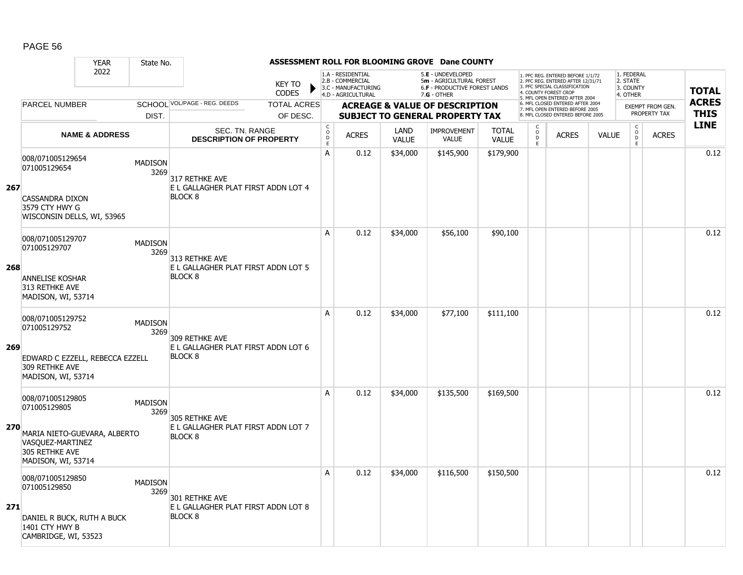# ASSESSMENT ROLL FOR BLOOMING GROVE Dane COUNTY

| YEAR | State No. | | KEY TO CODES | 1.A - RESIDENTIAL 2.B - COMMERCIAL 3.C - MANUFACTURING 4.D - AGRICULTURAL | | 5.E - UNDEVELOPED 5m - AGRICULTURAL FOREST 6.F - PRODUCTIVE FOREST LANDS 7.G - OTHER | | | 1. PFC REG. ENTERED BEFORE 1/1/72 2. PFC REG. ENTERED AFTER 12/31/71 3. PFC SPECIAL CLASSIFICATION 4. COUNTY FOREST CROP 5. MFL OPEN ENTERED AFTER 2004 6. MFL CLOSED ENTERED AFTER 2004 7. MFL OPEN ENTERED BEFORE 2005 8. MFL CLOSED ENTERED BEFORE 2005 | | | 1. FEDERAL 2. STATE 3. COUNTY 4. OTHER | | TOTAL ACRES THIS LINE |
|---|---|---|---|---|---|---|---|---|---|---|---|---|---|---|
| 2022 | | | | | | | | | | | | | | |
| PARCEL NUMBER | SCHOOL DIST. | VOL/PAGE - REG. DEEDS | TOTAL ACRES OF DESC. | ACREAGE & VALUE OF DESCRIPTION SUBJECT TO GENERAL PROPERTY TAX | | | | | | | | EXEMPT FROM GEN. PROPERTY TAX | | |
| NAME & ADDRESS | | SEC. TN. RANGE DESCRIPTION OF PROPERTY | | CODE | ACRES | LAND VALUE | IMPROVEMENT VALUE | TOTAL VALUE | CODE | ACRES | VALUE | CODE | ACRES | |
| **267** 008/071005129654 071005129654 CASSANDRA DIXON 3579 CTY HWY G WISCONSIN DELLS, WI, 53965 | MADISON 3269 | 317 RETHKE AVE E L GALLAGHER PLAT FIRST ADDN LOT 4 BLOCK 8 | | A | 0.12 | $34,000 | $145,900 | $179,900 | | | | | | 0.12 |
| **268** 008/071005129707 071005129707 ANNELISE KOSHAR 313 RETHKE AVE MADISON, WI, 53714 | MADISON 3269 | 313 RETHKE AVE E L GALLAGHER PLAT FIRST ADDN LOT 5 BLOCK 8 | | A | 0.12 | $34,000 | $56,100 | $90,100 | | | | | | 0.12 |
| **269** 008/071005129752 071005129752 EDWARD C EZZELL, REBECCA EZZELL 309 RETHKE AVE MADISON, WI, 53714 | MADISON 3269 | 309 RETHKE AVE E L GALLAGHER PLAT FIRST ADDN LOT 6 BLOCK 8 | | A | 0.12 | $34,000 | $77,100 | $111,100 | | | | | | 0.12 |
| **270** 008/071005129805 071005129805 MARIA NIETO-GUEVARA, ALBERTO VASQUEZ-MARTINEZ 305 RETHKE AVE MADISON, WI, 53714 | MADISON 3269 | 305 RETHKE AVE E L GALLAGHER PLAT FIRST ADDN LOT 7 BLOCK 8 | | A | 0.12 | $34,000 | $135,500 | $169,500 | | | | | | 0.12 |
| **271** 008/071005129850 071005129850 DANIEL R BUCK, RUTH A BUCK 1401 CTY HWY B CAMBRIDGE, WI, 53523 | MADISON 3269 | 301 RETHKE AVE E L GALLAGHER PLAT FIRST ADDN LOT 8 BLOCK 8 | | A | 0.12 | $34,000 | $116,500 | $150,500 | | | | | | 0.12 |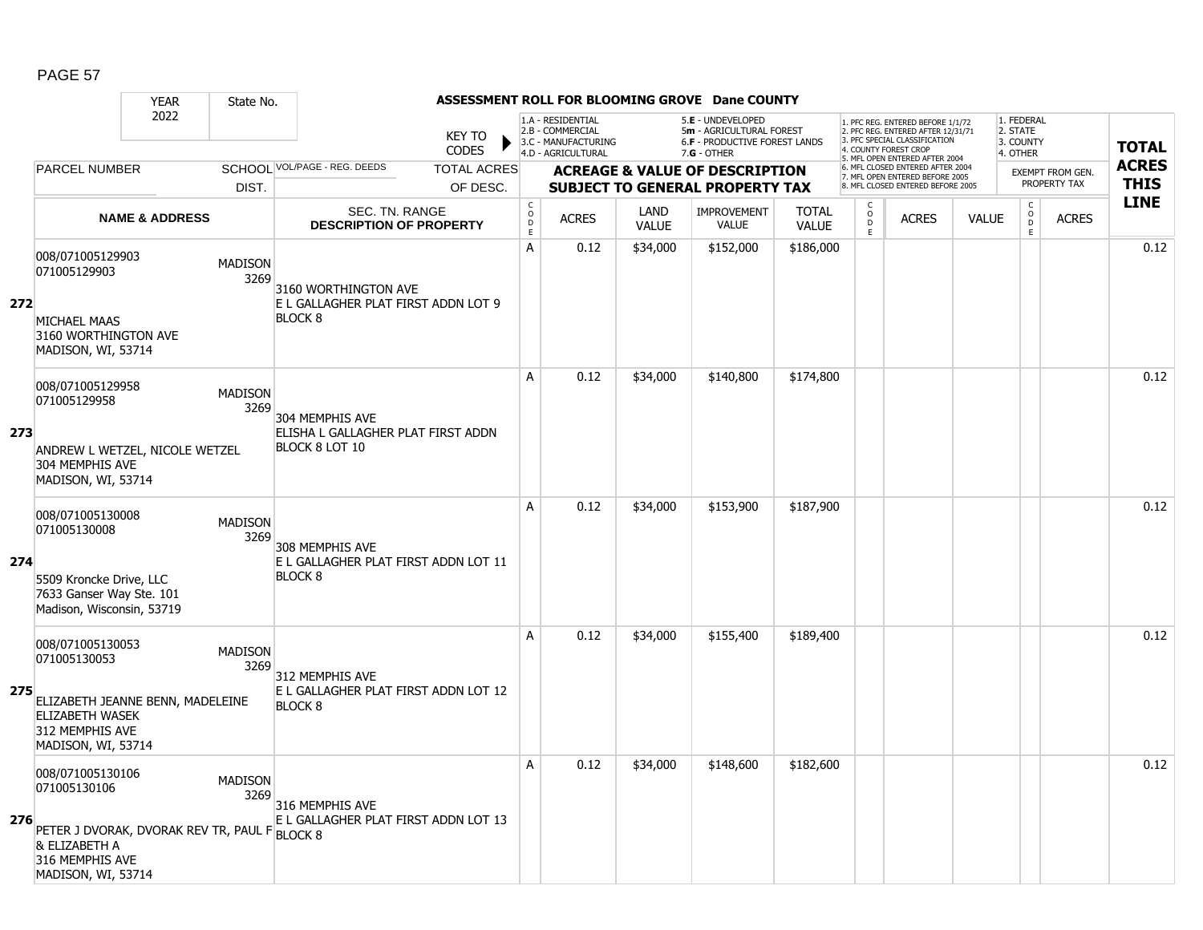# ASSESSMENT ROLL FOR BLOOMING GROVE Dane COUNTY

YEAR 2022 | State No.

KEY TO CODES:
- 1.A - RESIDENTIAL
- 2.B - COMMERCIAL
- 3.C - MANUFACTURING
- 4.D - AGRICULTURAL
- 5.E - UNDEVELOPED
- 5m - AGRICULTURAL FOREST
- 6.F - PRODUCTIVE FOREST LANDS
- 7.G - OTHER

- 1. PFC REG. ENTERED BEFORE 1/1/72
- 2. PFC REG. ENTERED AFTER 12/31/71
- 3. PFC SPECIAL CLASSIFICATION
- 4. COUNTY FOREST CROP
- 5. MFL OPEN ENTERED AFTER 2004
- 6. MFL CLOSED ENTERED AFTER 2004
- 7. MFL OPEN ENTERED BEFORE 2005
- 8. MFL CLOSED ENTERED BEFORE 2005

- 1. FEDERAL
- 2. STATE
- 3. COUNTY
- 4. OTHER

| | PARCEL NUMBER / NAME & ADDRESS | SCHOOL DIST. | VOL/PAGE - REG. DEEDS / SEC. TN. RANGE / DESCRIPTION OF PROPERTY | CODE | ACRES | LAND VALUE | IMPROVEMENT VALUE | TOTAL VALUE | CODE | ACRES | VALUE | CODE | ACRES (EXEMPT FROM GEN. PROPERTY TAX) | TOTAL ACRES THIS LINE |
|---|---|---|---|---|---|---|---|---|---|---|---|---|---|---|
| 272 | 008/071005129903<br>071005129903<br><br>MICHAEL MAAS<br>3160 WORTHINGTON AVE<br>MADISON, WI, 53714 | MADISON 3269 | 3160 WORTHINGTON AVE<br>E L GALLAGHER PLAT FIRST ADDN LOT 9 BLOCK 8 | A | 0.12 | $34,000 | $152,000 | $186,000 | | | | | | 0.12 |
| 273 | 008/071005129958<br>071005129958<br><br>ANDREW L WETZEL, NICOLE WETZEL<br>304 MEMPHIS AVE<br>MADISON, WI, 53714 | MADISON 3269 | 304 MEMPHIS AVE<br>ELISHA L GALLAGHER PLAT FIRST ADDN BLOCK 8 LOT 10 | A | 0.12 | $34,000 | $140,800 | $174,800 | | | | | | 0.12 |
| 274 | 008/071005130008<br>071005130008<br><br>5509 Kroncke Drive, LLC<br>7633 Ganser Way Ste. 101<br>Madison, Wisconsin, 53719 | MADISON 3269 | 308 MEMPHIS AVE<br>E L GALLAGHER PLAT FIRST ADDN LOT 11 BLOCK 8 | A | 0.12 | $34,000 | $153,900 | $187,900 | | | | | | 0.12 |
| 275 | 008/071005130053<br>071005130053<br><br>ELIZABETH JEANNE BENN, MADELEINE ELIZABETH WASEK<br>312 MEMPHIS AVE<br>MADISON, WI, 53714 | MADISON 3269 | 312 MEMPHIS AVE<br>E L GALLAGHER PLAT FIRST ADDN LOT 12 BLOCK 8 | A | 0.12 | $34,000 | $155,400 | $189,400 | | | | | | 0.12 |
| 276 | 008/071005130106<br>071005130106<br><br>PETER J DVORAK, DVORAK REV TR, PAUL F & ELIZABETH A<br>316 MEMPHIS AVE<br>MADISON, WI, 53714 | MADISON 3269 | 316 MEMPHIS AVE<br>E L GALLAGHER PLAT FIRST ADDN LOT 13 BLOCK 8 | A | 0.12 | $34,000 | $148,600 | $182,600 | | | | | | 0.12 |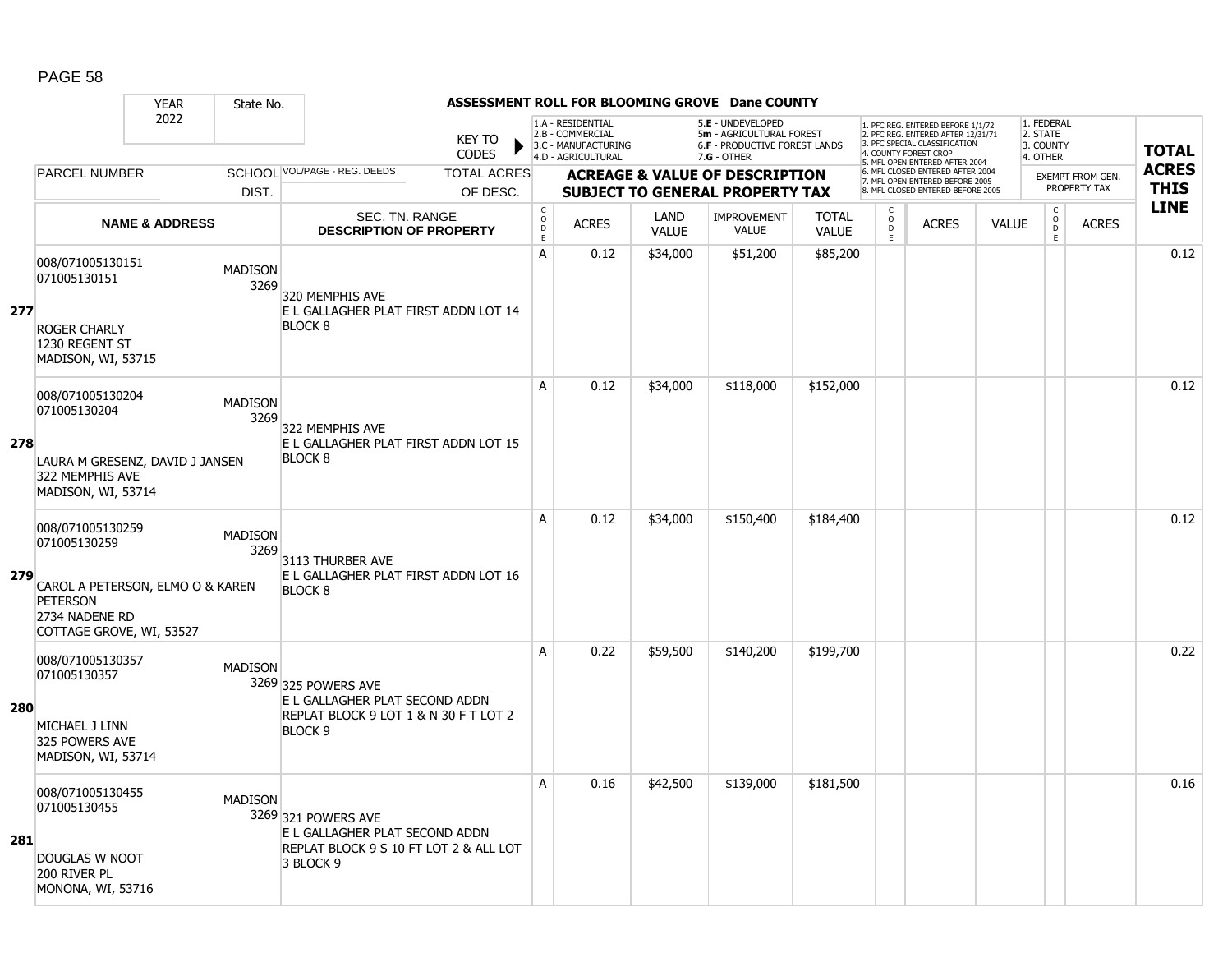# ASSESSMENT ROLL FOR BLOOMING GROVE Dane COUNTY

| YEAR | State No. |
|---|---|
| 2022 | |

KEY TO CODES: 1.A - RESIDENTIAL, 2.B - COMMERCIAL, 3.C - MANUFACTURING, 4.D - AGRICULTURAL, 5.E - UNDEVELOPED, 5m - AGRICULTURAL FOREST, 6.F - PRODUCTIVE FOREST LANDS, 7.G - OTHER

1. PFC REG. ENTERED BEFORE 1/1/72, 2. PFC REG. ENTERED AFTER 12/31/71, 3. PFC SPECIAL CLASSIFICATION, 4. COUNTY FOREST CROP, 5. MFL OPEN ENTERED AFTER 2004, 6. MFL CLOSED ENTERED AFTER 2004, 7. MFL OPEN ENTERED BEFORE 2005, 8. MFL CLOSED ENTERED BEFORE 2005

1. FEDERAL, 2. STATE, 3. COUNTY, 4. OTHER — EXEMPT FROM GEN. PROPERTY TAX

| | PARCEL NUMBER / NAME & ADDRESS | SCHOOL DIST. | VOL/PAGE - REG. DEEDS / SEC. TN. RANGE / DESCRIPTION OF PROPERTY | CODE | ACRES | LAND VALUE | IMPROVEMENT VALUE | TOTAL VALUE | CODE | ACRES | VALUE | CODE | ACRES | TOTAL ACRES THIS LINE |
|---|---|---|---|---|---|---|---|---|---|---|---|---|---|---|
| 277 | 008/071005130151<br>071005130151<br>ROGER CHARLY<br>1230 REGENT ST<br>MADISON, WI, 53715 | MADISON 3269 | 320 MEMPHIS AVE<br>E L GALLAGHER PLAT FIRST ADDN LOT 14 BLOCK 8 | A | 0.12 | $34,000 | $51,200 | $85,200 | | | | | | 0.12 |
| 278 | 008/071005130204<br>071005130204<br>LAURA M GRESENZ, DAVID J JANSEN<br>322 MEMPHIS AVE<br>MADISON, WI, 53714 | MADISON 3269 | 322 MEMPHIS AVE<br>E L GALLAGHER PLAT FIRST ADDN LOT 15 BLOCK 8 | A | 0.12 | $34,000 | $118,000 | $152,000 | | | | | | 0.12 |
| 279 | 008/071005130259<br>071005130259<br>CAROL A PETERSON, ELMO O & KAREN PETERSON<br>2734 NADENE RD<br>COTTAGE GROVE, WI, 53527 | MADISON 3269 | 3113 THURBER AVE<br>E L GALLAGHER PLAT FIRST ADDN LOT 16 BLOCK 8 | A | 0.12 | $34,000 | $150,400 | $184,400 | | | | | | 0.12 |
| 280 | 008/071005130357<br>071005130357<br>MICHAEL J LINN<br>325 POWERS AVE<br>MADISON, WI, 53714 | MADISON 3269 | 325 POWERS AVE<br>E L GALLAGHER PLAT SECOND ADDN REPLAT BLOCK 9 LOT 1 & N 30 F T LOT 2 BLOCK 9 | A | 0.22 | $59,500 | $140,200 | $199,700 | | | | | | 0.22 |
| 281 | 008/071005130455<br>071005130455<br>DOUGLAS W NOOT<br>200 RIVER PL<br>MONONA, WI, 53716 | MADISON 3269 | 321 POWERS AVE<br>E L GALLAGHER PLAT SECOND ADDN REPLAT BLOCK 9 S 10 FT LOT 2 & ALL LOT 3 BLOCK 9 | A | 0.16 | $42,500 | $139,000 | $181,500 | | | | | | 0.16 |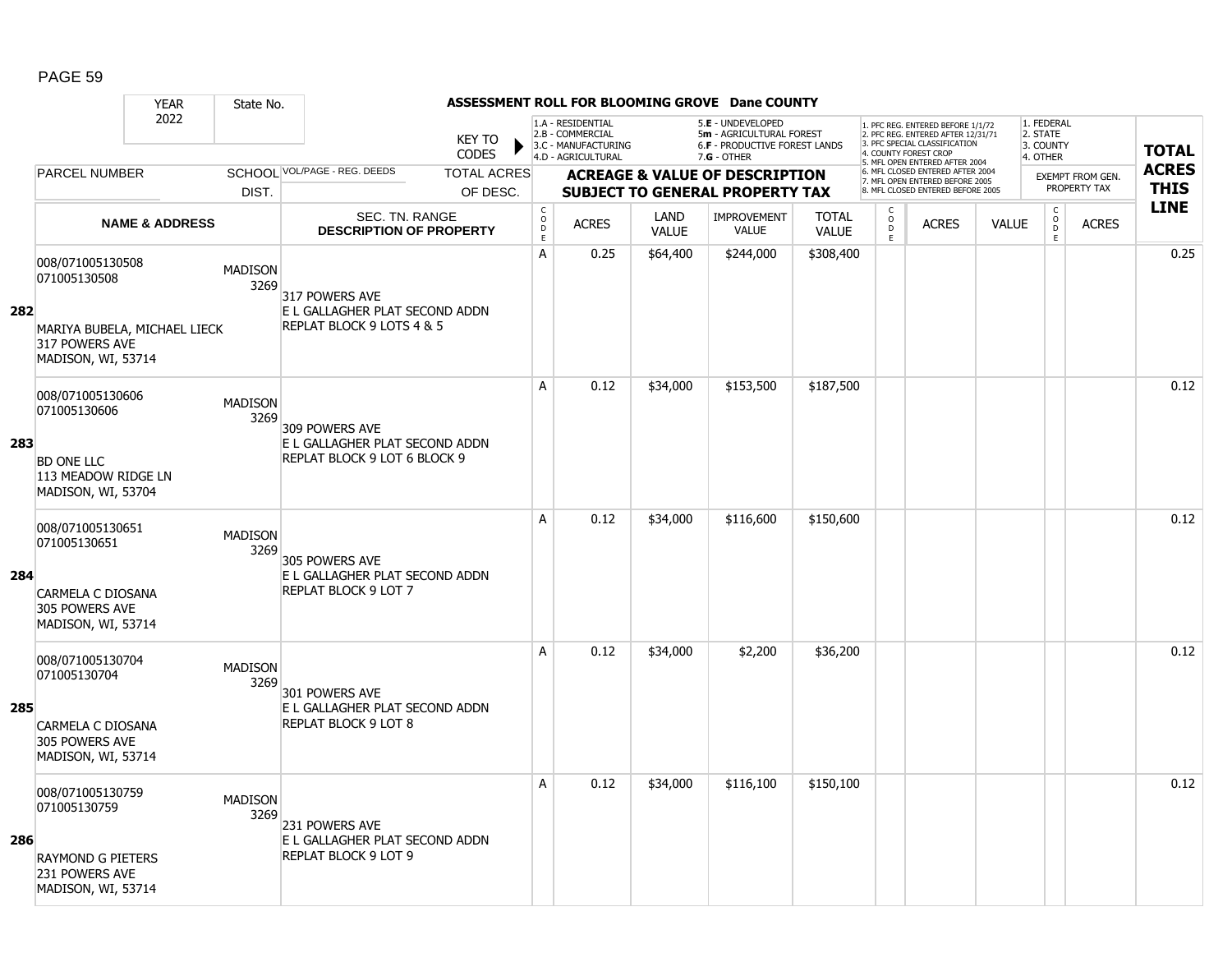# ASSESSMENT ROLL FOR BLOOMING GROVE Dane COUNTY

| YEAR 2022 | State No. | | KEY TO CODES | 1.A - RESIDENTIAL 2.B - COMMERCIAL 3.C - MANUFACTURING 4.D - AGRICULTURAL | | 5.E - UNDEVELOPED 5m - AGRICULTURAL FOREST 6.F - PRODUCTIVE FOREST LANDS 7.G - OTHER | | | 1. PFC REG. ENTERED BEFORE 1/1/72 2. PFC REG. ENTERED AFTER 12/31/71 3. PFC SPECIAL CLASSIFICATION 4. COUNTY FOREST CROP 5. MFL OPEN ENTERED AFTER 2004 6. MFL CLOSED ENTERED AFTER 2004 7. MFL OPEN ENTERED BEFORE 2005 8. MFL CLOSED ENTERED BEFORE 2005 | | | 1. FEDERAL 2. STATE 3. COUNTY 4. OTHER | | | |
|---|---|---|---|---|---|---|---|---|---|---|---|---|---|---|---|
| PARCEL NUMBER | SCHOOL DIST. | VOL/PAGE - REG. DEEDS | TOTAL ACRES OF DESC. | ACREAGE & VALUE OF DESCRIPTION SUBJECT TO GENERAL PROPERTY TAX | | | | | | | | EXEMPT FROM GEN. PROPERTY TAX | | | TOTAL ACRES THIS LINE |
| | NAME & ADDRESS | SEC. TN. RANGE DESCRIPTION OF PROPERTY | | CODE | ACRES | LAND VALUE | IMPROVEMENT VALUE | TOTAL VALUE | CODE | ACRES | VALUE | CODE | ACRES | | |
| 282 | 008/071005130508 071005130508 MARIYA BUBELA, MICHAEL LIECK 317 POWERS AVE MADISON, WI, 53714 | MADISON 3269 | 317 POWERS AVE E L GALLAGHER PLAT SECOND ADDN REPLAT BLOCK 9 LOTS 4 & 5 | A | 0.25 | $64,400 | $244,000 | $308,400 | | | | | | | 0.25 |
| 283 | 008/071005130606 071005130606 BD ONE LLC 113 MEADOW RIDGE LN MADISON, WI, 53704 | MADISON 3269 | 309 POWERS AVE E L GALLAGHER PLAT SECOND ADDN REPLAT BLOCK 9 LOT 6 BLOCK 9 | A | 0.12 | $34,000 | $153,500 | $187,500 | | | | | | | 0.12 |
| 284 | 008/071005130651 071005130651 CARMELA C DIOSANA 305 POWERS AVE MADISON, WI, 53714 | MADISON 3269 | 305 POWERS AVE E L GALLAGHER PLAT SECOND ADDN REPLAT BLOCK 9 LOT 7 | A | 0.12 | $34,000 | $116,600 | $150,600 | | | | | | | 0.12 |
| 285 | 008/071005130704 071005130704 CARMELA C DIOSANA 305 POWERS AVE MADISON, WI, 53714 | MADISON 3269 | 301 POWERS AVE E L GALLAGHER PLAT SECOND ADDN REPLAT BLOCK 9 LOT 8 | A | 0.12 | $34,000 | $2,200 | $36,200 | | | | | | | 0.12 |
| 286 | 008/071005130759 071005130759 RAYMOND G PIETERS 231 POWERS AVE MADISON, WI, 53714 | MADISON 3269 | 231 POWERS AVE E L GALLAGHER PLAT SECOND ADDN REPLAT BLOCK 9 LOT 9 | A | 0.12 | $34,000 | $116,100 | $150,100 | | | | | | | 0.12 |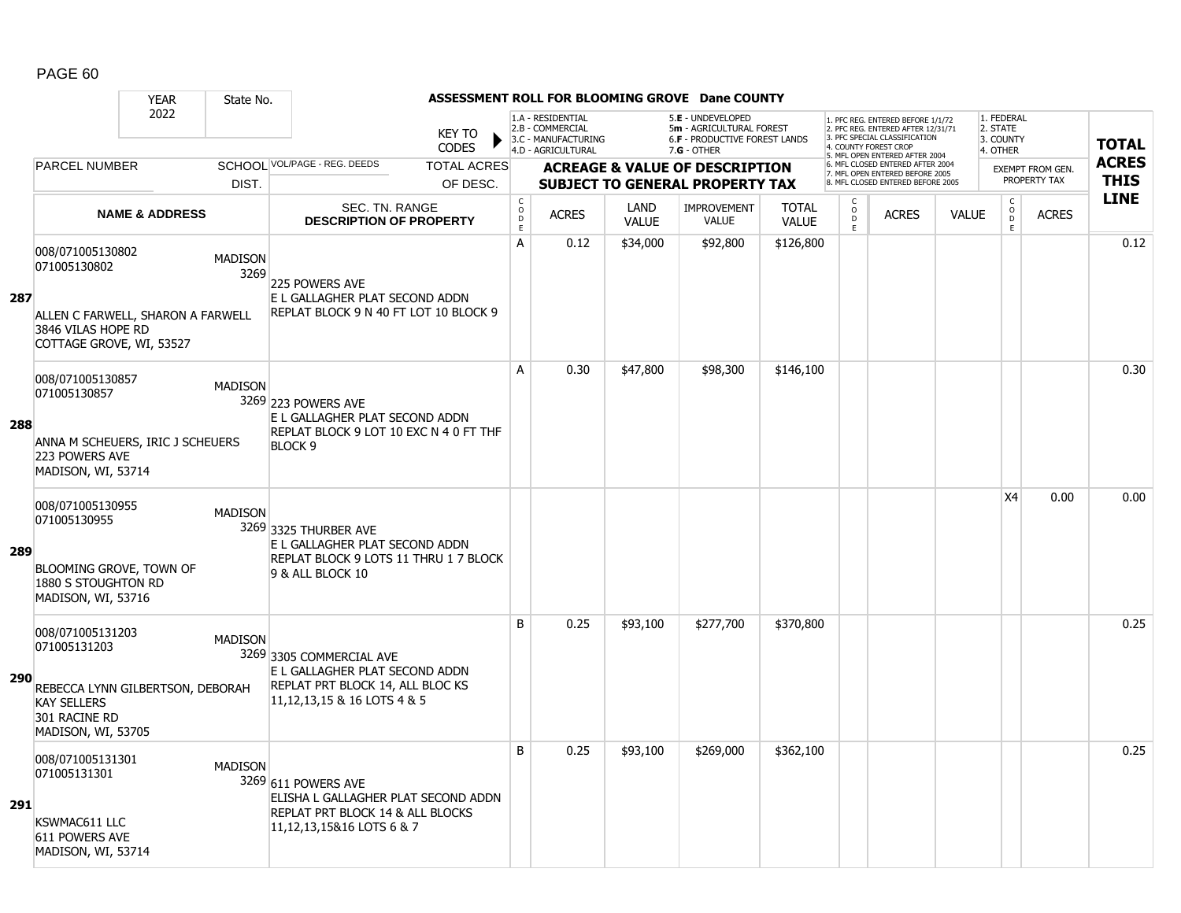# ASSESSMENT ROLL FOR BLOOMING GROVE Dane COUNTY

| YEAR 2022 | State No. | | KEY TO CODES | 1.A - RESIDENTIAL 2.B - COMMERCIAL 3.C - MANUFACTURING 4.D - AGRICULTURAL | | 5.E - UNDEVELOPED 5m - AGRICULTURAL FOREST 6.F - PRODUCTIVE FOREST LANDS 7.G - OTHER | | | 1. PFC REG. ENTERED BEFORE 1/1/72 2. PFC REG. ENTERED AFTER 12/31/71 3. PFC SPECIAL CLASSIFICATION 4. COUNTY FOREST CROP 5. MFL OPEN ENTERED AFTER 2004 6. MFL CLOSED ENTERED AFTER 2004 7. MFL OPEN ENTERED BEFORE 2005 8. MFL CLOSED ENTERED BEFORE 2005 | | | 1. FEDERAL 2. STATE 3. COUNTY 4. OTHER | | TOTAL ACRES THIS LINE |
|---|---|---|---|---|---|---|---|---|---|---|---|---|---|---|
| PARCEL NUMBER | SCHOOL DIST. | VOL/PAGE - REG. DEEDS | TOTAL ACRES OF DESC. | ACREAGE & VALUE OF DESCRIPTION SUBJECT TO GENERAL PROPERTY TAX | | | | | | | | EXEMPT FROM GEN. PROPERTY TAX | | |
| NAME & ADDRESS | | SEC. TN. RANGE DESCRIPTION OF PROPERTY | | CODE | ACRES | LAND VALUE | IMPROVEMENT VALUE | TOTAL VALUE | CODE | ACRES | VALUE | CODE | ACRES | |
| **287** 008/071005130802 071005130802 ALLEN C FARWELL, SHARON A FARWELL 3846 VILAS HOPE RD COTTAGE GROVE, WI, 53527 | MADISON 3269 | 225 POWERS AVE E L GALLAGHER PLAT SECOND ADDN REPLAT BLOCK 9 N 40 FT LOT 10 BLOCK 9 | | A | 0.12 | $34,000 | $92,800 | $126,800 | | | | | | 0.12 |
| **288** 008/071005130857 071005130857 ANNA M SCHEUERS, IRIC J SCHEUERS 223 POWERS AVE MADISON, WI, 53714 | MADISON 3269 | 223 POWERS AVE E L GALLAGHER PLAT SECOND ADDN REPLAT BLOCK 9 LOT 10 EXC N 4 0 FT THF BLOCK 9 | | A | 0.30 | $47,800 | $98,300 | $146,100 | | | | | | 0.30 |
| **289** 008/071005130955 071005130955 BLOOMING GROVE, TOWN OF 1880 S STOUGHTON RD MADISON, WI, 53716 | MADISON 3269 | 3325 THURBER AVE E L GALLAGHER PLAT SECOND ADDN REPLAT BLOCK 9 LOTS 11 THRU 1 7 BLOCK 9 & ALL BLOCK 10 | | | | | | | | | | X4 | 0.00 | 0.00 |
| **290** 008/071005131203 071005131203 REBECCA LYNN GILBERTSON, DEBORAH KAY SELLERS 301 RACINE RD MADISON, WI, 53705 | MADISON 3269 | 3305 COMMERCIAL AVE E L GALLAGHER PLAT SECOND ADDN REPLAT PRT BLOCK 14, ALL BLOC KS 11,12,13,15 & 16 LOTS 4 & 5 | | B | 0.25 | $93,100 | $277,700 | $370,800 | | | | | | 0.25 |
| **291** 008/071005131301 071005131301 KSWMAC611 LLC 611 POWERS AVE MADISON, WI, 53714 | MADISON 3269 | 611 POWERS AVE ELISHA L GALLAGHER PLAT SECOND ADDN REPLAT PRT BLOCK 14 & ALL BLOCKS 11,12,13,15&16 LOTS 6 & 7 | | B | 0.25 | $93,100 | $269,000 | $362,100 | | | | | | 0.25 |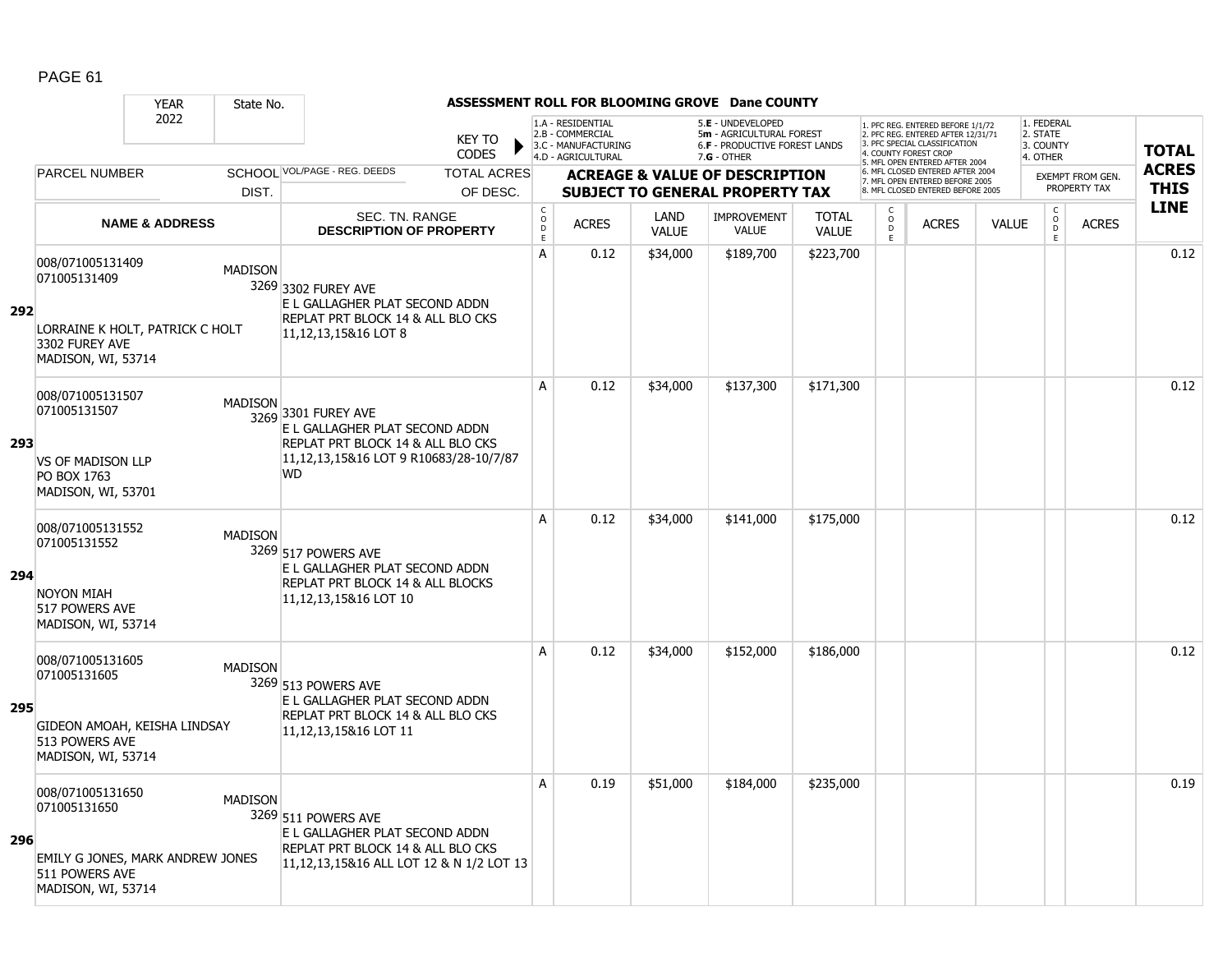| YEAR | State No. | ASSESSMENT ROLL FOR BLOOMING GROVE Dane COUNTY | | | | | | | | | | | | | |
|---|---|---|---|---|---|---|---|---|---|---|---|---|---|---|---|
| 2022 | | KEY TO CODES: 1.A - RESIDENTIAL 2.B - COMMERCIAL 3.C - MANUFACTURING 4.D - AGRICULTURAL 5.E - UNDEVELOPED 5m - AGRICULTURAL FOREST 6.F - PRODUCTIVE FOREST LANDS 7.G - OTHER | | | | | | | 1. PFC REG. ENTERED BEFORE 1/1/72 2. PFC REG. ENTERED AFTER 12/31/71 3. PFC SPECIAL CLASSIFICATION 4. COUNTY FOREST CROP 5. MFL OPEN ENTERED AFTER 2004 6. MFL CLOSED ENTERED AFTER 2004 7. MFL OPEN ENTERED BEFORE 2005 8. MFL CLOSED ENTERED BEFORE 2005 | | | 1. FEDERAL 2. STATE 3. COUNTY 4. OTHER | | |

| LINE | PARCEL NUMBER / NAME & ADDRESS | SCHOOL DIST. | VOL/PAGE - REG. DEEDS / SEC. TN. RANGE / DESCRIPTION OF PROPERTY | CODE | ACRES | LAND VALUE | IMPROVEMENT VALUE | TOTAL VALUE | CODE | ACRES | VALUE | CODE | EXEMPT FROM GEN. PROPERTY TAX ACRES | TOTAL ACRES THIS LINE |
|---|---|---|---|---|---|---|---|---|---|---|---|---|---|---|
| 292 | 008/071005131409 071005131409 LORRAINE K HOLT, PATRICK C HOLT 3302 FUREY AVE MADISON, WI, 53714 | MADISON 3269 | 3302 FUREY AVE E L GALLAGHER PLAT SECOND ADDN REPLAT PRT BLOCK 14 & ALL BLO CKS 11,12,13,15&16 LOT 8 | A | 0.12 | $34,000 | $189,700 | $223,700 | | | | | | 0.12 |
| 293 | 008/071005131507 071005131507 VS OF MADISON LLP PO BOX 1763 MADISON, WI, 53701 | MADISON 3269 | 3301 FUREY AVE E L GALLAGHER PLAT SECOND ADDN REPLAT PRT BLOCK 14 & ALL BLO CKS 11,12,13,15&16 LOT 9 R10683/28-10/7/87 WD | A | 0.12 | $34,000 | $137,300 | $171,300 | | | | | | 0.12 |
| 294 | 008/071005131552 071005131552 NOYON MIAH 517 POWERS AVE MADISON, WI, 53714 | MADISON 3269 | 517 POWERS AVE E L GALLAGHER PLAT SECOND ADDN REPLAT PRT BLOCK 14 & ALL BLOCKS 11,12,13,15&16 LOT 10 | A | 0.12 | $34,000 | $141,000 | $175,000 | | | | | | 0.12 |
| 295 | 008/071005131605 071005131605 GIDEON AMOAH, KEISHA LINDSAY 513 POWERS AVE MADISON, WI, 53714 | MADISON 3269 | 513 POWERS AVE E L GALLAGHER PLAT SECOND ADDN REPLAT PRT BLOCK 14 & ALL BLO CKS 11,12,13,15&16 LOT 11 | A | 0.12 | $34,000 | $152,000 | $186,000 | | | | | | 0.12 |
| 296 | 008/071005131650 071005131650 EMILY G JONES, MARK ANDREW JONES 511 POWERS AVE MADISON, WI, 53714 | MADISON 3269 | 511 POWERS AVE E L GALLAGHER PLAT SECOND ADDN REPLAT PRT BLOCK 14 & ALL BLO CKS 11,12,13,15&16 ALL LOT 12 & N 1/2 LOT 13 | A | 0.19 | $51,000 | $184,000 | $235,000 | | | | | | 0.19 |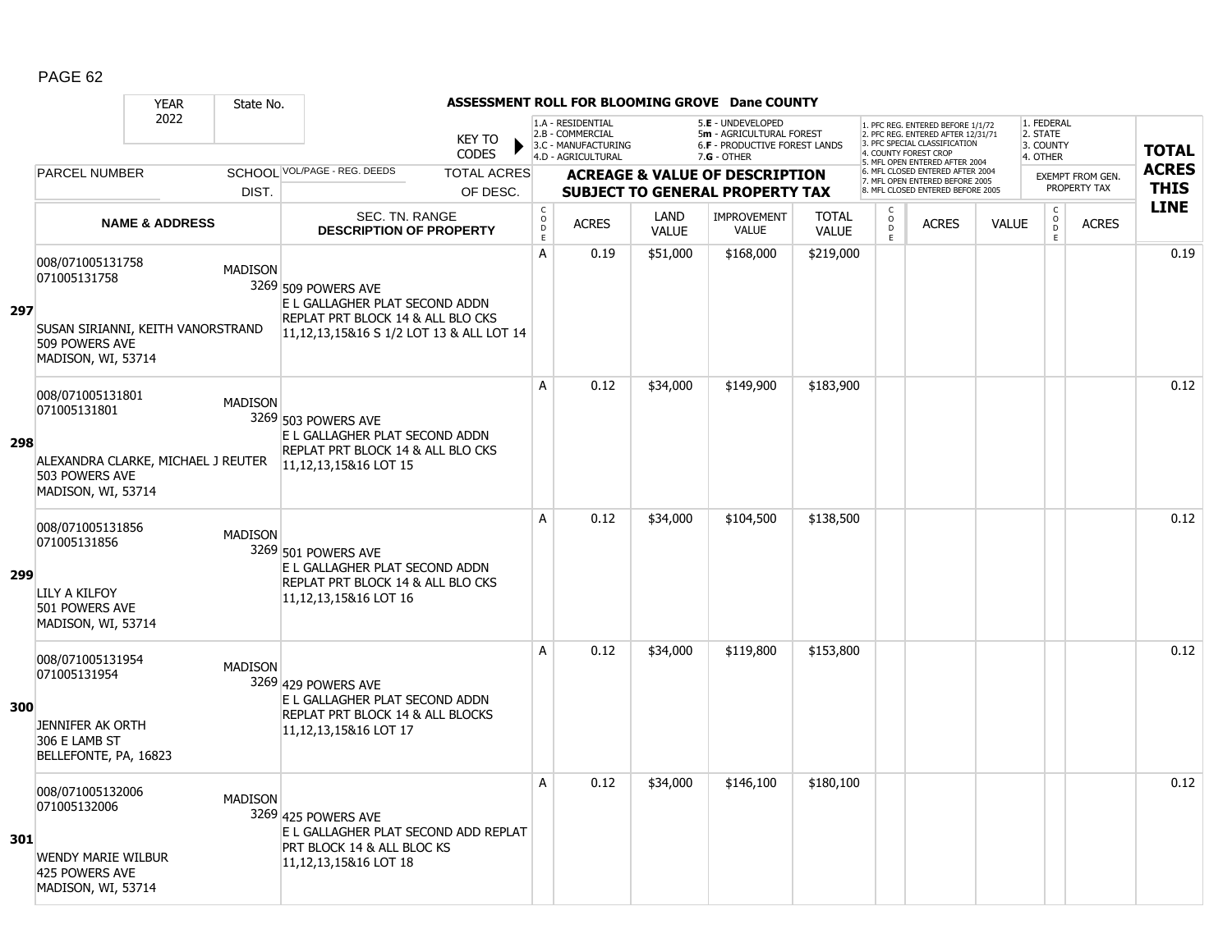## ASSESSMENT ROLL FOR BLOOMING GROVE Dane COUNTY

| YEAR | State No. | | |
|---|---|---|---|
| 2022 | | | |

KEY TO CODES:
- 1.A - RESIDENTIAL
- 2.B - COMMERCIAL
- 3.C - MANUFACTURING
- 4.D - AGRICULTURAL
- 5.E - UNDEVELOPED
- 5m - AGRICULTURAL FOREST
- 6.F - PRODUCTIVE FOREST LANDS
- 7.G - OTHER

1. PFC REG. ENTERED BEFORE 1/1/72
2. PFC REG. ENTERED AFTER 12/31/71
3. PFC SPECIAL CLASSIFICATION
4. COUNTY FOREST CROP
5. MFL OPEN ENTERED AFTER 2004
6. MFL CLOSED ENTERED AFTER 2004
7. MFL OPEN ENTERED BEFORE 2005
8. MFL CLOSED ENTERED BEFORE 2005

1. FEDERAL
2. STATE
3. COUNTY
4. OTHER

| LINE | PARCEL NUMBER / NAME & ADDRESS | SCHOOL DIST. | VOL/PAGE - REG. DEEDS / SEC. TN. RANGE / DESCRIPTION OF PROPERTY | CODE | ACRES | LAND VALUE | IMPROVEMENT VALUE | TOTAL VALUE | CODE | ACRES | VALUE | CODE (EXEMPT) | ACRES (EXEMPT) | TOTAL ACRES THIS LINE |
|---|---|---|---|---|---|---|---|---|---|---|---|---|---|---|
| 297 | 008/071005131758<br>071005131758<br><br>SUSAN SIRIANNI, KEITH VANORSTRAND<br>509 POWERS AVE<br>MADISON, WI, 53714 | MADISON 3269 | 509 POWERS AVE<br>E L GALLAGHER PLAT SECOND ADDN REPLAT PRT BLOCK 14 & ALL BLO CKS 11,12,13,15&16 S 1/2 LOT 13 & ALL LOT 14 | A | 0.19 | $51,000 | $168,000 | $219,000 | | | | | | 0.19 |
| 298 | 008/071005131801<br>071005131801<br><br>ALEXANDRA CLARKE, MICHAEL J REUTER<br>503 POWERS AVE<br>MADISON, WI, 53714 | MADISON 3269 | 503 POWERS AVE<br>E L GALLAGHER PLAT SECOND ADDN REPLAT PRT BLOCK 14 & ALL BLO CKS 11,12,13,15&16 LOT 15 | A | 0.12 | $34,000 | $149,900 | $183,900 | | | | | | 0.12 |
| 299 | 008/071005131856<br>071005131856<br><br>LILY A KILFOY<br>501 POWERS AVE<br>MADISON, WI, 53714 | MADISON 3269 | 501 POWERS AVE<br>E L GALLAGHER PLAT SECOND ADDN REPLAT PRT BLOCK 14 & ALL BLO CKS 11,12,13,15&16 LOT 16 | A | 0.12 | $34,000 | $104,500 | $138,500 | | | | | | 0.12 |
| 300 | 008/071005131954<br>071005131954<br><br>JENNIFER AK ORTH<br>306 E LAMB ST<br>BELLEFONTE, PA, 16823 | MADISON 3269 | 429 POWERS AVE<br>E L GALLAGHER PLAT SECOND ADDN REPLAT PRT BLOCK 14 & ALL BLOCKS 11,12,13,15&16 LOT 17 | A | 0.12 | $34,000 | $119,800 | $153,800 | | | | | | 0.12 |
| 301 | 008/071005132006<br>071005132006<br><br>WENDY MARIE WILBUR<br>425 POWERS AVE<br>MADISON, WI, 53714 | MADISON 3269 | 425 POWERS AVE<br>E L GALLAGHER PLAT SECOND ADD REPLAT PRT BLOCK 14 & ALL BLOC KS 11,12,13,15&16 LOT 18 | A | 0.12 | $34,000 | $146,100 | $180,100 | | | | | | 0.12 |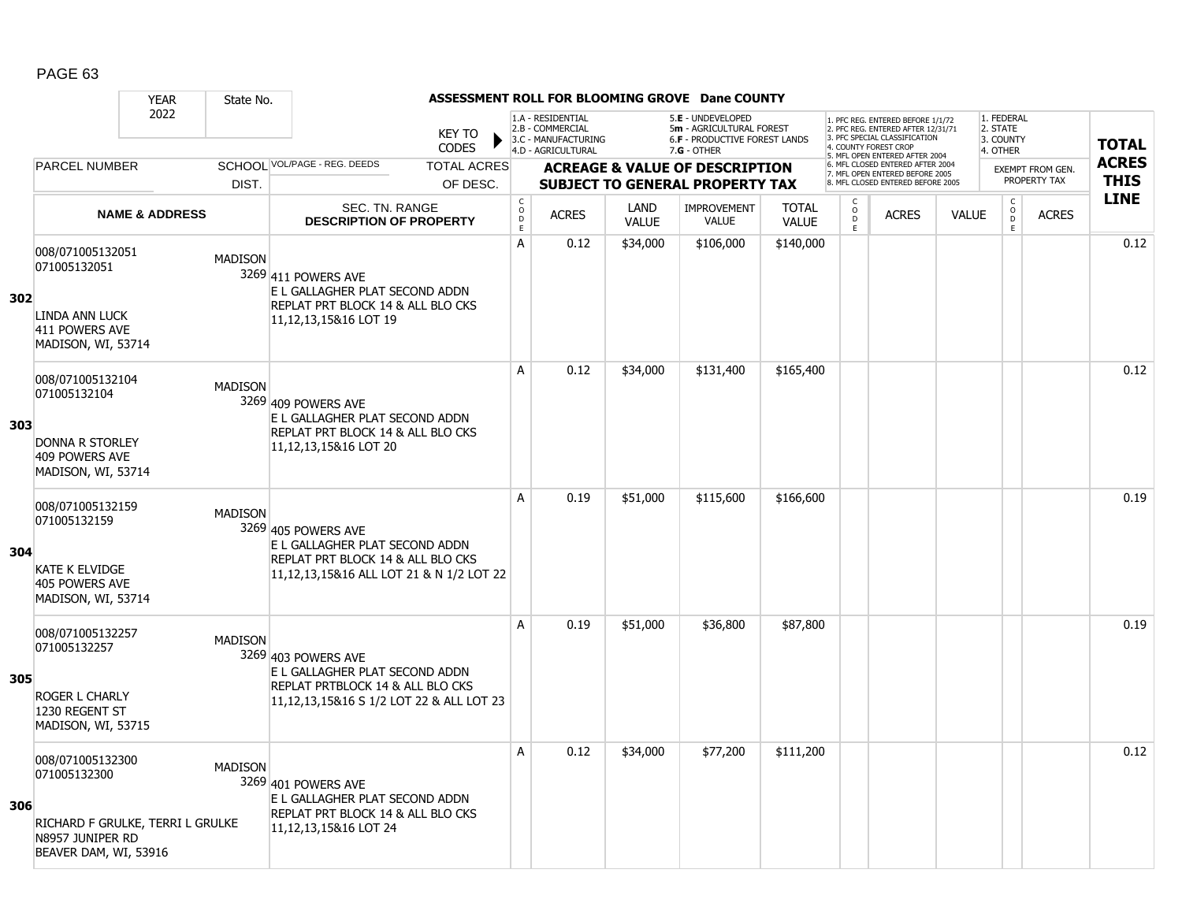## ASSESSMENT ROLL FOR BLOOMING GROVE Dane COUNTY

YEAR 2022 | State No.

KEY TO CODES:
- 1.A - RESIDENTIAL
- 2.B - COMMERCIAL
- 3.C - MANUFACTURING
- 4.D - AGRICULTURAL
- 5.E - UNDEVELOPED
- 5m - AGRICULTURAL FOREST
- 6.F - PRODUCTIVE FOREST LANDS
- 7.G - OTHER

- 1. PFC REG. ENTERED BEFORE 1/1/72
- 2. PFC REG. ENTERED AFTER 12/31/71
- 3. PFC SPECIAL CLASSIFICATION
- 4. COUNTY FOREST CROP
- 5. MFL OPEN ENTERED AFTER 2004
- 6. MFL CLOSED ENTERED AFTER 2004
- 7. MFL OPEN ENTERED BEFORE 2005
- 8. MFL CLOSED ENTERED BEFORE 2005

- 1. FEDERAL
- 2. STATE
- 3. COUNTY
- 4. OTHER

| | PARCEL NUMBER / NAME & ADDRESS | SCHOOL DIST. | VOL/PAGE - REG. DEEDS / SEC. TN. RANGE / DESCRIPTION OF PROPERTY | CODE | ACRES | LAND VALUE | IMPROVEMENT VALUE | TOTAL VALUE | CODE | ACRES | VALUE | CODE | EXEMPT FROM GEN. PROPERTY TAX ACRES | TOTAL ACRES THIS LINE |
|---|---|---|---|---|---|---|---|---|---|---|---|---|---|---|
| 302 | 008/071005132051<br>071005132051<br><br>LINDA ANN LUCK<br>411 POWERS AVE<br>MADISON, WI, 53714 | MADISON 3269 | 411 POWERS AVE<br>E L GALLAGHER PLAT SECOND ADDN REPLAT PRT BLOCK 14 & ALL BLO CKS 11,12,13,15&16 LOT 19 | A | 0.12 | $34,000 | $106,000 | $140,000 | | | | | | 0.12 |
| 303 | 008/071005132104<br>071005132104<br><br>DONNA R STORLEY<br>409 POWERS AVE<br>MADISON, WI, 53714 | MADISON 3269 | 409 POWERS AVE<br>E L GALLAGHER PLAT SECOND ADDN REPLAT PRT BLOCK 14 & ALL BLO CKS 11,12,13,15&16 LOT 20 | A | 0.12 | $34,000 | $131,400 | $165,400 | | | | | | 0.12 |
| 304 | 008/071005132159<br>071005132159<br><br>KATE K ELVIDGE<br>405 POWERS AVE<br>MADISON, WI, 53714 | MADISON 3269 | 405 POWERS AVE<br>E L GALLAGHER PLAT SECOND ADDN REPLAT PRT BLOCK 14 & ALL BLO CKS 11,12,13,15&16 ALL LOT 21 & N 1/2 LOT 22 | A | 0.19 | $51,000 | $115,600 | $166,600 | | | | | | 0.19 |
| 305 | 008/071005132257<br>071005132257<br><br>ROGER L CHARLY<br>1230 REGENT ST<br>MADISON, WI, 53715 | MADISON 3269 | 403 POWERS AVE<br>E L GALLAGHER PLAT SECOND ADDN REPLAT PRTBLOCK 14 & ALL BLO CKS 11,12,13,15&16 S 1/2 LOT 22 & ALL LOT 23 | A | 0.19 | $51,000 | $36,800 | $87,800 | | | | | | 0.19 |
| 306 | 008/071005132300<br>071005132300<br><br>RICHARD F GRULKE, TERRI L GRULKE<br>N8957 JUNIPER RD<br>BEAVER DAM, WI, 53916 | MADISON 3269 | 401 POWERS AVE<br>E L GALLAGHER PLAT SECOND ADDN REPLAT PRT BLOCK 14 & ALL BLO CKS 11,12,13,15&16 LOT 24 | A | 0.12 | $34,000 | $77,200 | $111,200 | | | | | | 0.12 |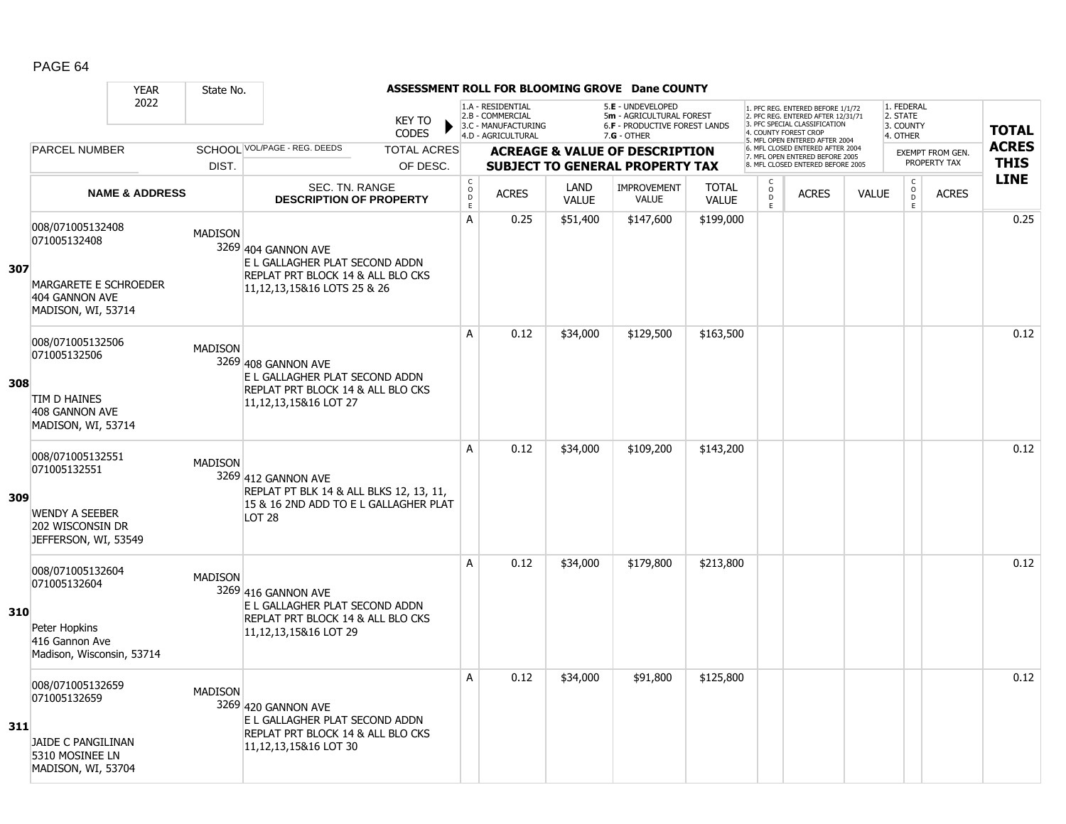# ASSESSMENT ROLL FOR BLOOMING GROVE Dane COUNTY

| YEAR 2022 | State No. | | KEY TO CODES: 1.A - RESIDENTIAL, 2.B - COMMERCIAL, 3.C - MANUFACTURING, 4.D - AGRICULTURAL, 5.E - UNDEVELOPED, 5m - AGRICULTURAL FOREST, 6.F - PRODUCTIVE FOREST LANDS, 7.G - OTHER | | | | | | 1. PFC REG. ENTERED BEFORE 1/1/72, 2. PFC REG. ENTERED AFTER 12/31/71, 3. PFC SPECIAL CLASSIFICATION, 4. COUNTY FOREST CROP, 5. MFL OPEN ENTERED AFTER 2004, 6. MFL CLOSED ENTERED AFTER 2004, 7. MFL OPEN ENTERED BEFORE 2005, 8. MFL CLOSED ENTERED BEFORE 2005 | | | 1. FEDERAL, 2. STATE, 3. COUNTY, 4. OTHER | | |
|---|---|---|---|---|---|---|---|---|---|---|---|---|---|---|
| PARCEL NUMBER | SCHOOL DIST. | VOL/PAGE - REG. DEEDS | TOTAL ACRES OF DESC. | ACREAGE & VALUE OF DESCRIPTION SUBJECT TO GENERAL PROPERTY TAX | | | | | | | | EXEMPT FROM GEN. PROPERTY TAX | | TOTAL ACRES THIS LINE |
| NAME & ADDRESS | | SEC. TN. RANGE DESCRIPTION OF PROPERTY | CODE | ACRES | LAND VALUE | IMPROVEMENT VALUE | TOTAL VALUE | CODE | ACRES | VALUE | CODE | ACRES | | |
| **307** 008/071005132408 071005132408 MARGARETE E SCHROEDER 404 GANNON AVE MADISON, WI, 53714 | MADISON 3269 | 404 GANNON AVE E L GALLAGHER PLAT SECOND ADDN REPLAT PRT BLOCK 14 & ALL BLO CKS 11,12,13,15&16 LOTS 25 & 26 | A | 0.25 | $51,400 | $147,600 | $199,000 | | | | | | | 0.25 |
| **308** 008/071005132506 071005132506 TIM D HAINES 408 GANNON AVE MADISON, WI, 53714 | MADISON 3269 | 408 GANNON AVE E L GALLAGHER PLAT SECOND ADDN REPLAT PRT BLOCK 14 & ALL BLO CKS 11,12,13,15&16 LOT 27 | A | 0.12 | $34,000 | $129,500 | $163,500 | | | | | | | 0.12 |
| **309** 008/071005132551 071005132551 WENDY A SEEBER 202 WISCONSIN DR JEFFERSON, WI, 53549 | MADISON 3269 | 412 GANNON AVE REPLAT PT BLK 14 & ALL BLKS 12, 13, 11, 15 & 16 2ND ADD TO E L GALLAGHER PLAT LOT 28 | A | 0.12 | $34,000 | $109,200 | $143,200 | | | | | | | 0.12 |
| **310** 008/071005132604 071005132604 Peter Hopkins 416 Gannon Ave Madison, Wisconsin, 53714 | MADISON 3269 | 416 GANNON AVE E L GALLAGHER PLAT SECOND ADDN REPLAT PRT BLOCK 14 & ALL BLO CKS 11,12,13,15&16 LOT 29 | A | 0.12 | $34,000 | $179,800 | $213,800 | | | | | | | 0.12 |
| **311** 008/071005132659 071005132659 JAIDE C PANGILINAN 5310 MOSINEE LN MADISON, WI, 53704 | MADISON 3269 | 420 GANNON AVE E L GALLAGHER PLAT SECOND ADDN REPLAT PRT BLOCK 14 & ALL BLO CKS 11,12,13,15&16 LOT 30 | A | 0.12 | $34,000 | $91,800 | $125,800 | | | | | | | 0.12 |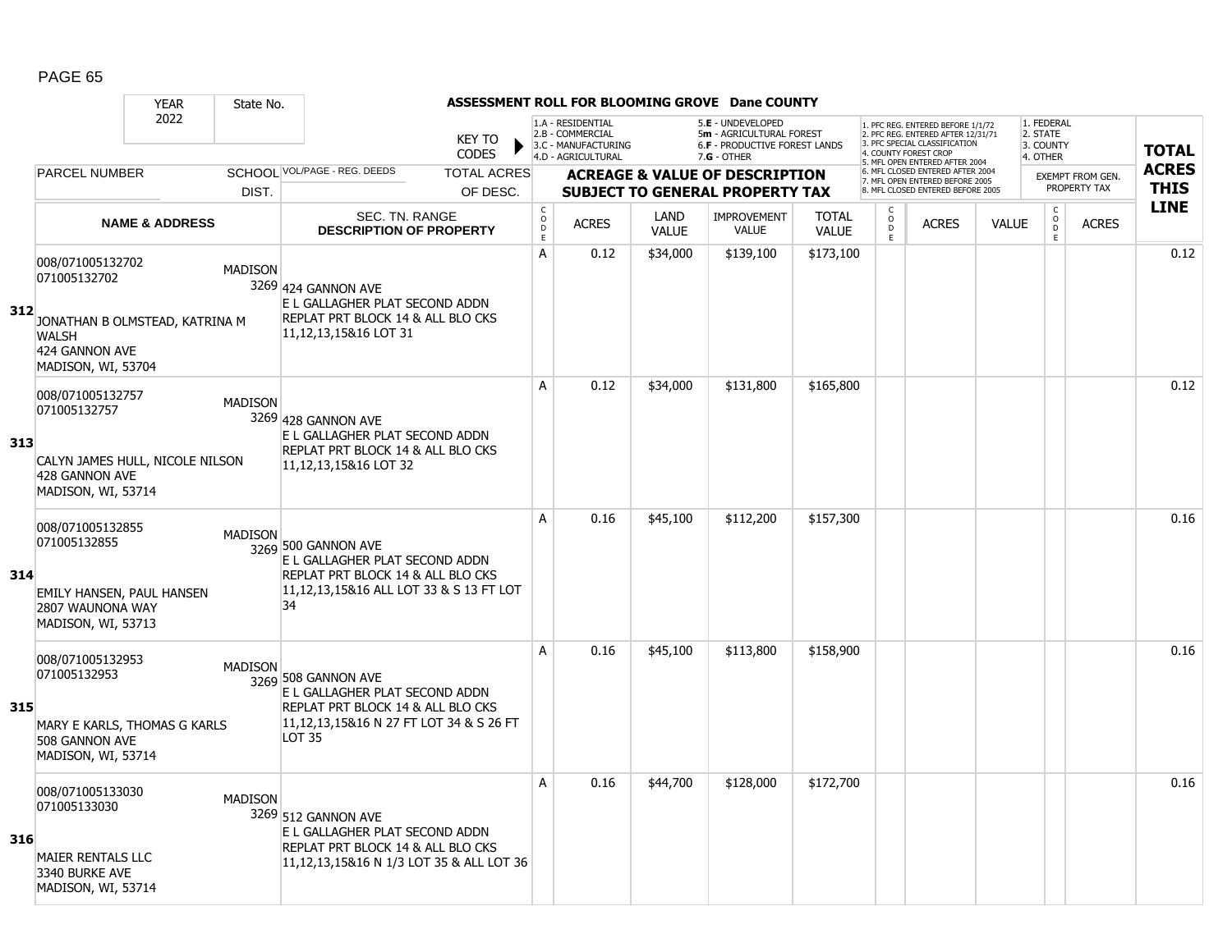# ASSESSMENT ROLL FOR BLOOMING GROVE Dane COUNTY

YEAR 2022 | State No.

KEY TO CODES:
- 1.A - RESIDENTIAL
- 2.B - COMMERCIAL
- 3.C - MANUFACTURING
- 4.D - AGRICULTURAL
- 5.E - UNDEVELOPED
- 5m - AGRICULTURAL FOREST
- 6.F - PRODUCTIVE FOREST LANDS
- 7.G - OTHER

- 1. PFC REG. ENTERED BEFORE 1/1/72
- 2. PFC REG. ENTERED AFTER 12/31/71
- 3. PFC SPECIAL CLASSIFICATION
- 4. COUNTY FOREST CROP
- 5. MFL OPEN ENTERED AFTER 2004
- 6. MFL CLOSED ENTERED AFTER 2004
- 7. MFL OPEN ENTERED BEFORE 2005
- 8. MFL CLOSED ENTERED BEFORE 2005

- 1. FEDERAL
- 2. STATE
- 3. COUNTY
- 4. OTHER

| LINE | PARCEL NUMBER / NAME & ADDRESS | SCHOOL DIST. | VOL/PAGE - REG. DEEDS / SEC. TN. RANGE / DESCRIPTION OF PROPERTY | TOTAL ACRES OF DESC. | CODE | ACRES | LAND VALUE | IMPROVEMENT VALUE | TOTAL VALUE | CODE | ACRES | VALUE | CODE | ACRES (EXEMPT FROM GEN. PROPERTY TAX) | TOTAL ACRES THIS LINE |
|---|---|---|---|---|---|---|---|---|---|---|---|---|---|---|---|
| 312 | 008/071005132702<br>071005132702<br>JONATHAN B OLMSTEAD, KATRINA M WALSH<br>424 GANNON AVE<br>MADISON, WI, 53704 | MADISON 3269 | 424 GANNON AVE<br>E L GALLAGHER PLAT SECOND ADDN REPLAT PRT BLOCK 14 & ALL BLO CKS 11,12,13,15&16 LOT 31 | | A | 0.12 | $34,000 | $139,100 | $173,100 | | | | | | 0.12 |
| 313 | 008/071005132757<br>071005132757<br>CALYN JAMES HULL, NICOLE NILSON<br>428 GANNON AVE<br>MADISON, WI, 53714 | MADISON 3269 | 428 GANNON AVE<br>E L GALLAGHER PLAT SECOND ADDN REPLAT PRT BLOCK 14 & ALL BLO CKS 11,12,13,15&16 LOT 32 | | A | 0.12 | $34,000 | $131,800 | $165,800 | | | | | | 0.12 |
| 314 | 008/071005132855<br>071005132855<br>EMILY HANSEN, PAUL HANSEN<br>2807 WAUNONA WAY<br>MADISON, WI, 53713 | MADISON 3269 | 500 GANNON AVE<br>E L GALLAGHER PLAT SECOND ADDN REPLAT PRT BLOCK 14 & ALL BLO CKS 11,12,13,15&16 ALL LOT 33 & S 13 FT LOT 34 | | A | 0.16 | $45,100 | $112,200 | $157,300 | | | | | | 0.16 |
| 315 | 008/071005132953<br>071005132953<br>MARY E KARLS, THOMAS G KARLS<br>508 GANNON AVE<br>MADISON, WI, 53714 | MADISON 3269 | 508 GANNON AVE<br>E L GALLAGHER PLAT SECOND ADDN REPLAT PRT BLOCK 14 & ALL BLO CKS 11,12,13,15&16 N 27 FT LOT 34 & S 26 FT LOT 35 | | A | 0.16 | $45,100 | $113,800 | $158,900 | | | | | | 0.16 |
| 316 | 008/071005133030<br>071005133030<br>MAIER RENTALS LLC<br>3340 BURKE AVE<br>MADISON, WI, 53714 | MADISON 3269 | 512 GANNON AVE<br>E L GALLAGHER PLAT SECOND ADDN REPLAT PRT BLOCK 14 & ALL BLO CKS 11,12,13,15&16 N 1/3 LOT 35 & ALL LOT 36 | | A | 0.16 | $44,700 | $128,000 | $172,700 | | | | | | 0.16 |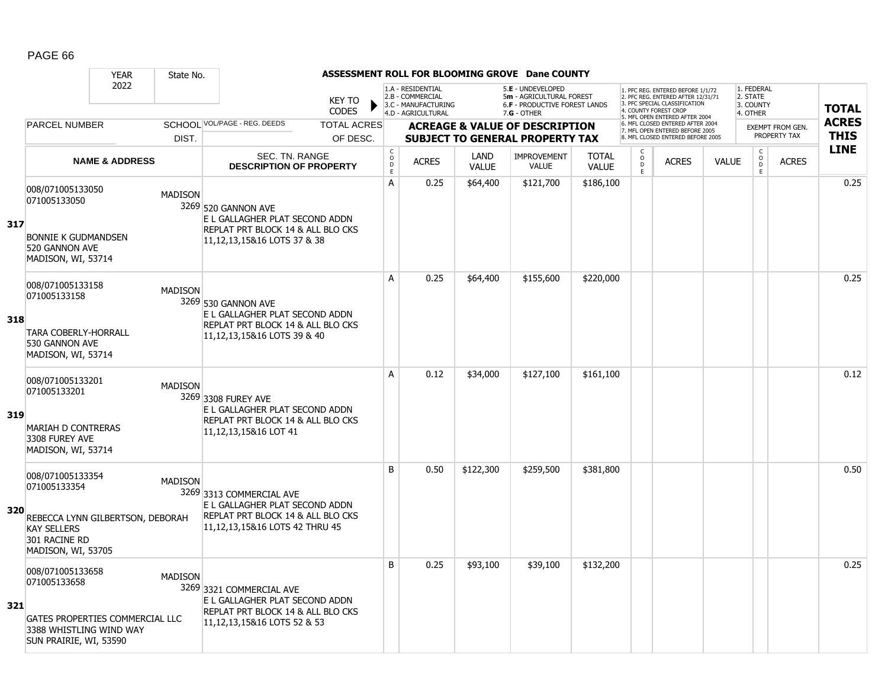## ASSESSMENT ROLL FOR BLOOMING GROVE Dane COUNTY

| YEAR 2022 | State No. | | KEY TO CODES: 1.A - RESIDENTIAL, 2.B - COMMERCIAL, 3.C - MANUFACTURING, 4.D - AGRICULTURAL, 5.E - UNDEVELOPED, 5m - AGRICULTURAL FOREST, 6.F - PRODUCTIVE FOREST LANDS, 7.G - OTHER | | | | | | 1. PFC REG. ENTERED BEFORE 1/1/72, 2. PFC REG. ENTERED AFTER 12/31/71, 3. PFC SPECIAL CLASSIFICATION, 4. COUNTY FOREST CROP, 5. MFL OPEN ENTERED AFTER 2004, 6. MFL CLOSED ENTERED AFTER 2004, 7. MFL OPEN ENTERED BEFORE 2005, 8. MFL CLOSED ENTERED BEFORE 2005 | | | 1. FEDERAL, 2. STATE, 3. COUNTY, 4. OTHER | | |
|---|---|---|---|---|---|---|---|---|---|---|---|---|---|---|
| PARCEL NUMBER | SCHOOL DIST. | VOL/PAGE - REG. DEEDS / TOTAL ACRES OF DESC. | ACREAGE & VALUE OF DESCRIPTION SUBJECT TO GENERAL PROPERTY TAX | | | | | | | | | EXEMPT FROM GEN. PROPERTY TAX | | TOTAL ACRES THIS LINE |
| NAME & ADDRESS | | SEC. TN. RANGE DESCRIPTION OF PROPERTY | CODE | ACRES | LAND VALUE | IMPROVEMENT VALUE | TOTAL VALUE | CODE | ACRES | VALUE | CODE | ACRES | |
| **317** 008/071005133050 071005133050 BONNIE K GUDMANDSEN 520 GANNON AVE MADISON, WI, 53714 | MADISON 3269 | 520 GANNON AVE E L GALLAGHER PLAT SECOND ADDN REPLAT PRT BLOCK 14 & ALL BLO CKS 11,12,13,15&16 LOTS 37 & 38 | A | 0.25 | $64,400 | $121,700 | $186,100 | | | | | | 0.25 |
| **318** 008/071005133158 071005133158 TARA COBERLY-HORRALL 530 GANNON AVE MADISON, WI, 53714 | MADISON 3269 | 530 GANNON AVE E L GALLAGHER PLAT SECOND ADDN REPLAT PRT BLOCK 14 & ALL BLO CKS 11,12,13,15&16 LOTS 39 & 40 | A | 0.25 | $64,400 | $155,600 | $220,000 | | | | | | 0.25 |
| **319** 008/071005133201 071005133201 MARIAH D CONTRERAS 3308 FUREY AVE MADISON, WI, 53714 | MADISON 3269 | 3308 FUREY AVE E L GALLAGHER PLAT SECOND ADDN REPLAT PRT BLOCK 14 & ALL BLO CKS 11,12,13,15&16 LOT 41 | A | 0.12 | $34,000 | $127,100 | $161,100 | | | | | | 0.12 |
| **320** 008/071005133354 071005133354 REBECCA LYNN GILBERTSON, DEBORAH KAY SELLERS 301 RACINE RD MADISON, WI, 53705 | MADISON 3269 | 3313 COMMERCIAL AVE E L GALLAGHER PLAT SECOND ADDN REPLAT PRT BLOCK 14 & ALL BLO CKS 11,12,13,15&16 LOTS 42 THRU 45 | B | 0.50 | $122,300 | $259,500 | $381,800 | | | | | | 0.50 |
| **321** 008/071005133658 071005133658 GATES PROPERTIES COMMERCIAL LLC 3388 WHISTLING WIND WAY SUN PRAIRIE, WI, 53590 | MADISON 3269 | 3321 COMMERCIAL AVE E L GALLAGHER PLAT SECOND ADDN REPLAT PRT BLOCK 14 & ALL BLO CKS 11,12,13,15&16 LOTS 52 & 53 | B | 0.25 | $93,100 | $39,100 | $132,200 | | | | | | 0.25 |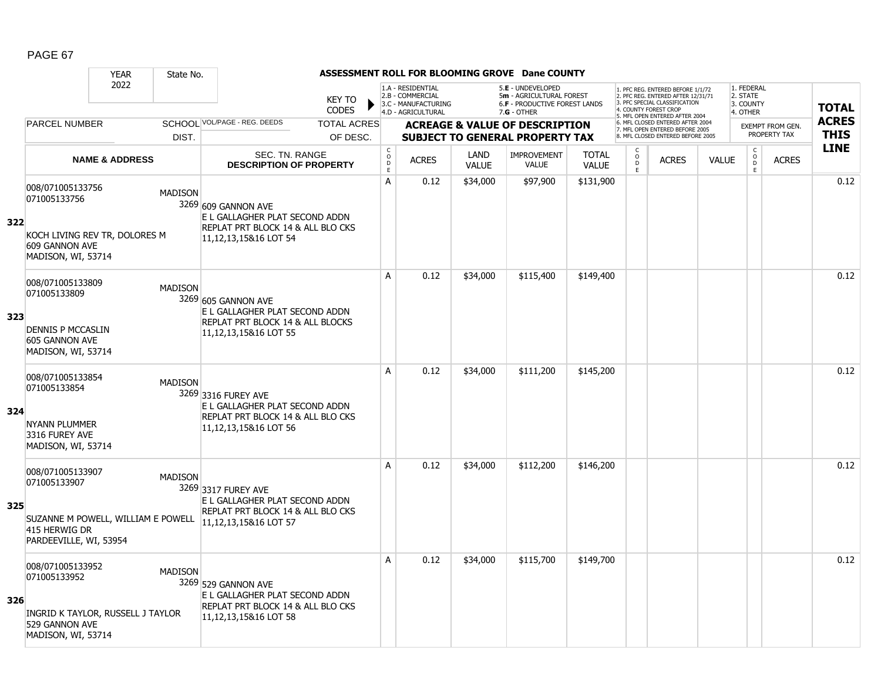# ASSESSMENT ROLL FOR BLOOMING GROVE Dane COUNTY

YEAR 2022 | State No.

KEY TO CODES:
- 1.A - RESIDENTIAL
- 2.B - COMMERCIAL
- 3.C - MANUFACTURING
- 4.D - AGRICULTURAL
- 5.E - UNDEVELOPED
- 5m - AGRICULTURAL FOREST
- 6.F - PRODUCTIVE FOREST LANDS
- 7.G - OTHER

Forest codes:
1. PFC REG. ENTERED BEFORE 1/1/72
2. PFC REG. ENTERED AFTER 12/31/71
3. PFC SPECIAL CLASSIFICATION
4. COUNTY FOREST CROP
5. MFL OPEN ENTERED AFTER 2004
6. MFL CLOSED ENTERED AFTER 2004
7. MFL OPEN ENTERED BEFORE 2005
8. MFL CLOSED ENTERED BEFORE 2005

Exempt codes:
1. FEDERAL
2. STATE
3. COUNTY
4. OTHER

| LINE | PARCEL NUMBER / NAME & ADDRESS | SCHOOL DIST. | VOL/PAGE - REG. DEEDS / SEC. TN. RANGE / DESCRIPTION OF PROPERTY | TOTAL ACRES OF DESC. | CODE | ACRES | LAND VALUE | IMPROVEMENT VALUE | TOTAL VALUE | CODE | ACRES | VALUE | CODE | EXEMPT ACRES | TOTAL ACRES THIS LINE |
|---|---|---|---|---|---|---|---|---|---|---|---|---|---|---|---|
| 322 | 008/071005133756<br>071005133756<br>KOCH LIVING REV TR, DOLORES M<br>609 GANNON AVE<br>MADISON, WI, 53714 | MADISON 3269 | 609 GANNON AVE<br>E L GALLAGHER PLAT SECOND ADDN REPLAT PRT BLOCK 14 & ALL BLO CKS 11,12,13,15&16 LOT 54 | | A | 0.12 | $34,000 | $97,900 | $131,900 | | | | | | 0.12 |
| 323 | 008/071005133809<br>071005133809<br>DENNIS P MCCASLIN<br>605 GANNON AVE<br>MADISON, WI, 53714 | MADISON 3269 | 605 GANNON AVE<br>E L GALLAGHER PLAT SECOND ADDN REPLAT PRT BLOCK 14 & ALL BLOCKS 11,12,13,15&16 LOT 55 | | A | 0.12 | $34,000 | $115,400 | $149,400 | | | | | | 0.12 |
| 324 | 008/071005133854<br>071005133854<br>NYANN PLUMMER<br>3316 FUREY AVE<br>MADISON, WI, 53714 | MADISON 3269 | 3316 FUREY AVE<br>E L GALLAGHER PLAT SECOND ADDN REPLAT PRT BLOCK 14 & ALL BLO CKS 11,12,13,15&16 LOT 56 | | A | 0.12 | $34,000 | $111,200 | $145,200 | | | | | | 0.12 |
| 325 | 008/071005133907<br>071005133907<br>SUZANNE M POWELL, WILLIAM E POWELL<br>415 HERWIG DR<br>PARDEEVILLE, WI, 53954 | MADISON 3269 | 3317 FUREY AVE<br>E L GALLAGHER PLAT SECOND ADDN REPLAT PRT BLOCK 14 & ALL BLO CKS 11,12,13,15&16 LOT 57 | | A | 0.12 | $34,000 | $112,200 | $146,200 | | | | | | 0.12 |
| 326 | 008/071005133952<br>071005133952<br>INGRID K TAYLOR, RUSSELL J TAYLOR<br>529 GANNON AVE<br>MADISON, WI, 53714 | MADISON 3269 | 529 GANNON AVE<br>E L GALLAGHER PLAT SECOND ADDN REPLAT PRT BLOCK 14 & ALL BLO CKS 11,12,13,15&16 LOT 58 | | A | 0.12 | $34,000 | $115,700 | $149,700 | | | | | | 0.12 |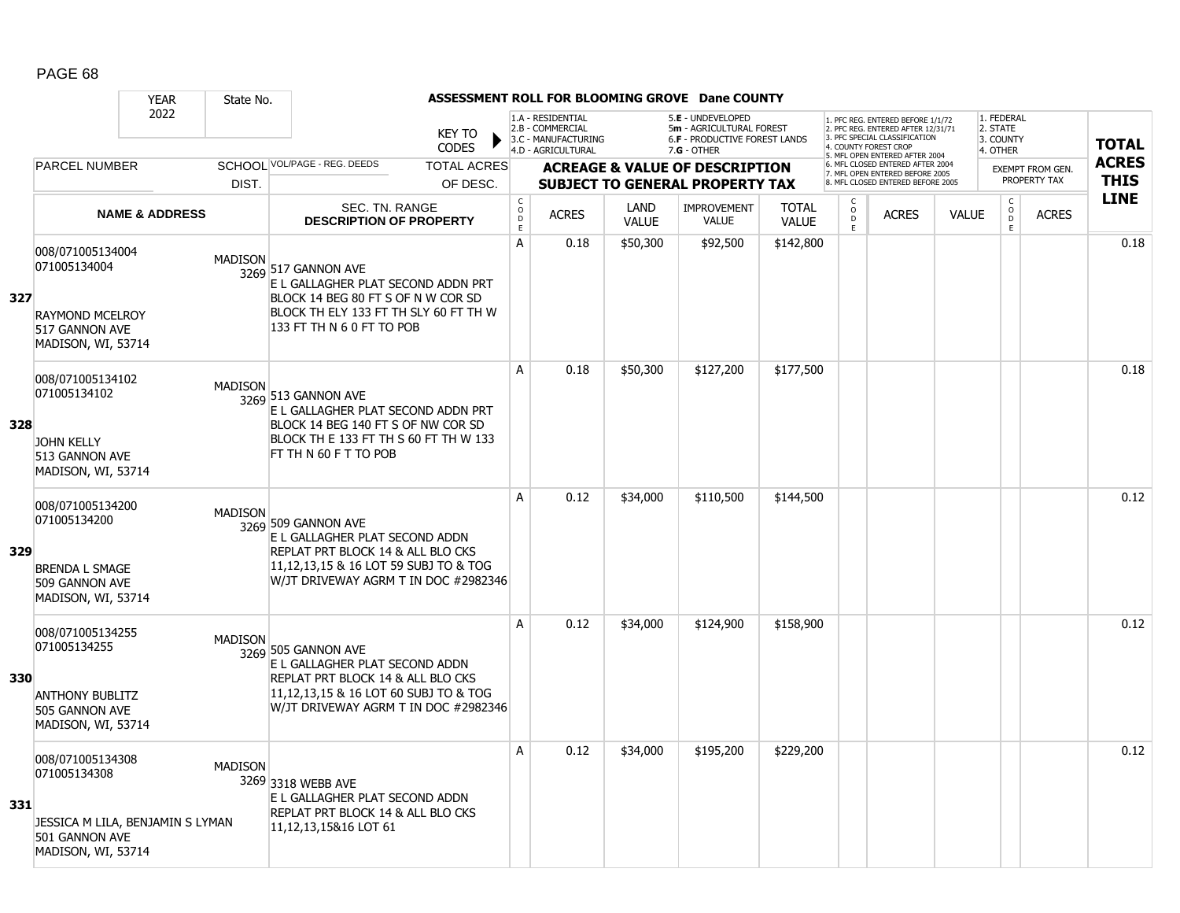# ASSESSMENT ROLL FOR BLOOMING GROVE Dane COUNTY

YEAR 2022 | State No.

KEY TO CODES: 1.A - RESIDENTIAL, 2.B - COMMERCIAL, 3.C - MANUFACTURING, 4.D - AGRICULTURAL, 5.E - UNDEVELOPED, 5m - AGRICULTURAL FOREST, 6.F - PRODUCTIVE FOREST LANDS, 7.G - OTHER

1. PFC REG. ENTERED BEFORE 1/1/72, 2. PFC REG. ENTERED AFTER 12/31/71, 3. PFC SPECIAL CLASSIFICATION, 4. COUNTY FOREST CROP, 5. MFL OPEN ENTERED AFTER 2004, 6. MFL CLOSED ENTERED AFTER 2004, 7. MFL OPEN ENTERED BEFORE 2005, 8. MFL CLOSED ENTERED BEFORE 2005

1. FEDERAL, 2. STATE, 3. COUNTY, 4. OTHER

| LINE | PARCEL NUMBER / NAME & ADDRESS | SCHOOL DIST. | VOL/PAGE - REG. DEEDS / SEC. TN. RANGE / DESCRIPTION OF PROPERTY | TOTAL ACRES OF DESC. | CODE | ACRES | LAND VALUE | IMPROVEMENT VALUE | TOTAL VALUE | CODE | ACRES | VALUE | CODE | EXEMPT FROM GEN. PROPERTY TAX ACRES | TOTAL ACRES THIS LINE |
|---|---|---|---|---|---|---|---|---|---|---|---|---|---|---|---|
| 327 | 008/071005134004<br>071005134004<br><br>RAYMOND MCELROY<br>517 GANNON AVE<br>MADISON, WI, 53714 | MADISON 3269 | 517 GANNON AVE<br>E L GALLAGHER PLAT SECOND ADDN PRT BLOCK 14 BEG 80 FT S OF N W COR SD BLOCK TH ELY 133 FT TH SLY 60 FT TH W 133 FT TH N 6 0 FT TO POB | | A | 0.18 | $50,300 | $92,500 | $142,800 | | | | | | 0.18 |
| 328 | 008/071005134102<br>071005134102<br><br>JOHN KELLY<br>513 GANNON AVE<br>MADISON, WI, 53714 | MADISON 3269 | 513 GANNON AVE<br>E L GALLAGHER PLAT SECOND ADDN PRT BLOCK 14 BEG 140 FT S OF NW COR SD BLOCK TH E 133 FT TH S 60 FT TH W 133 FT TH N 60 F T TO POB | | A | 0.18 | $50,300 | $127,200 | $177,500 | | | | | | 0.18 |
| 329 | 008/071005134200<br>071005134200<br><br>BRENDA L SMAGE<br>509 GANNON AVE<br>MADISON, WI, 53714 | MADISON 3269 | 509 GANNON AVE<br>E L GALLAGHER PLAT SECOND ADDN REPLAT PRT BLOCK 14 & ALL BLO CKS 11,12,13,15 & 16 LOT 59 SUBJ TO & TOG W/JT DRIVEWAY AGRM T IN DOC #2982346 | | A | 0.12 | $34,000 | $110,500 | $144,500 | | | | | | 0.12 |
| 330 | 008/071005134255<br>071005134255<br><br>ANTHONY BUBLITZ<br>505 GANNON AVE<br>MADISON, WI, 53714 | MADISON 3269 | 505 GANNON AVE<br>E L GALLAGHER PLAT SECOND ADDN REPLAT PRT BLOCK 14 & ALL BLO CKS 11,12,13,15 & 16 LOT 60 SUBJ TO & TOG W/JT DRIVEWAY AGRM T IN DOC #2982346 | | A | 0.12 | $34,000 | $124,900 | $158,900 | | | | | | 0.12 |
| 331 | 008/071005134308<br>071005134308<br><br>JESSICA M LILA, BENJAMIN S LYMAN<br>501 GANNON AVE<br>MADISON, WI, 53714 | MADISON 3269 | 3318 WEBB AVE<br>E L GALLAGHER PLAT SECOND ADDN REPLAT PRT BLOCK 14 & ALL BLO CKS 11,12,13,15&16 LOT 61 | | A | 0.12 | $34,000 | $195,200 | $229,200 | | | | | | 0.12 |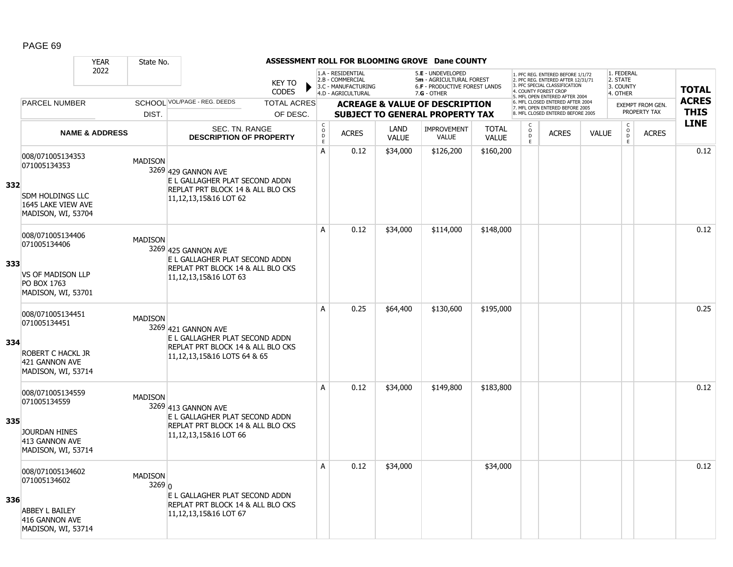# ASSESSMENT ROLL FOR BLOOMING GROVE Dane COUNTY

| YEAR | State No. | | |
|---|---|---|---|
| 2022 | | | |

KEY TO CODES: 1.A - RESIDENTIAL, 2.B - COMMERCIAL, 3.C - MANUFACTURING, 4.D - AGRICULTURAL, 5.E - UNDEVELOPED, 5m - AGRICULTURAL FOREST, 6.F - PRODUCTIVE FOREST LANDS, 7.G - OTHER

1. PFC REG. ENTERED BEFORE 1/1/72, 2. PFC REG. ENTERED AFTER 12/31/71, 3. PFC SPECIAL CLASSIFICATION, 4. COUNTY FOREST CROP, 5. MFL OPEN ENTERED AFTER 2004, 6. MFL CLOSED ENTERED AFTER 2004, 7. MFL OPEN ENTERED BEFORE 2005, 8. MFL CLOSED ENTERED BEFORE 2005

1. FEDERAL, 2. STATE, 3. COUNTY, 4. OTHER

| | PARCEL NUMBER / NAME & ADDRESS | SCHOOL DIST. | VOL/PAGE - REG. DEEDS / SEC. TN. RANGE DESCRIPTION OF PROPERTY | CODE | ACRES | LAND VALUE | IMPROVEMENT VALUE | TOTAL VALUE | CODE | ACRES | VALUE | CODE | ACRES (EXEMPT FROM GEN. PROPERTY TAX) | TOTAL ACRES THIS LINE |
|---|---|---|---|---|---|---|---|---|---|---|---|---|---|---|
| 332 | 008/071005134353<br>071005134353<br><br>SDM HOLDINGS LLC<br>1645 LAKE VIEW AVE<br>MADISON, WI, 53704 | MADISON 3269 | 429 GANNON AVE<br>E L GALLAGHER PLAT SECOND ADDN REPLAT PRT BLOCK 14 & ALL BLO CKS 11,12,13,15&16 LOT 62 | A | 0.12 | $34,000 | $126,200 | $160,200 | | | | | | 0.12 |
| 333 | 008/071005134406<br>071005134406<br><br>VS OF MADISON LLP<br>PO BOX 1763<br>MADISON, WI, 53701 | MADISON 3269 | 425 GANNON AVE<br>E L GALLAGHER PLAT SECOND ADDN REPLAT PRT BLOCK 14 & ALL BLO CKS 11,12,13,15&16 LOT 63 | A | 0.12 | $34,000 | $114,000 | $148,000 | | | | | | 0.12 |
| 334 | 008/071005134451<br>071005134451<br><br>ROBERT C HACKL JR<br>421 GANNON AVE<br>MADISON, WI, 53714 | MADISON 3269 | 421 GANNON AVE<br>E L GALLAGHER PLAT SECOND ADDN REPLAT PRT BLOCK 14 & ALL BLO CKS 11,12,13,15&16 LOTS 64 & 65 | A | 0.25 | $64,400 | $130,600 | $195,000 | | | | | | 0.25 |
| 335 | 008/071005134559<br>071005134559<br><br>JOURDAN HINES<br>413 GANNON AVE<br>MADISON, WI, 53714 | MADISON 3269 | 413 GANNON AVE<br>E L GALLAGHER PLAT SECOND ADDN REPLAT PRT BLOCK 14 & ALL BLO CKS 11,12,13,15&16 LOT 66 | A | 0.12 | $34,000 | $149,800 | $183,800 | | | | | | 0.12 |
| 336 | 008/071005134602<br>071005134602<br><br>ABBEY L BAILEY<br>416 GANNON AVE<br>MADISON, WI, 53714 | MADISON 3269 | 0<br>E L GALLAGHER PLAT SECOND ADDN REPLAT PRT BLOCK 14 & ALL BLO CKS 11,12,13,15&16 LOT 67 | A | 0.12 | $34,000 | | $34,000 | | | | | | 0.12 |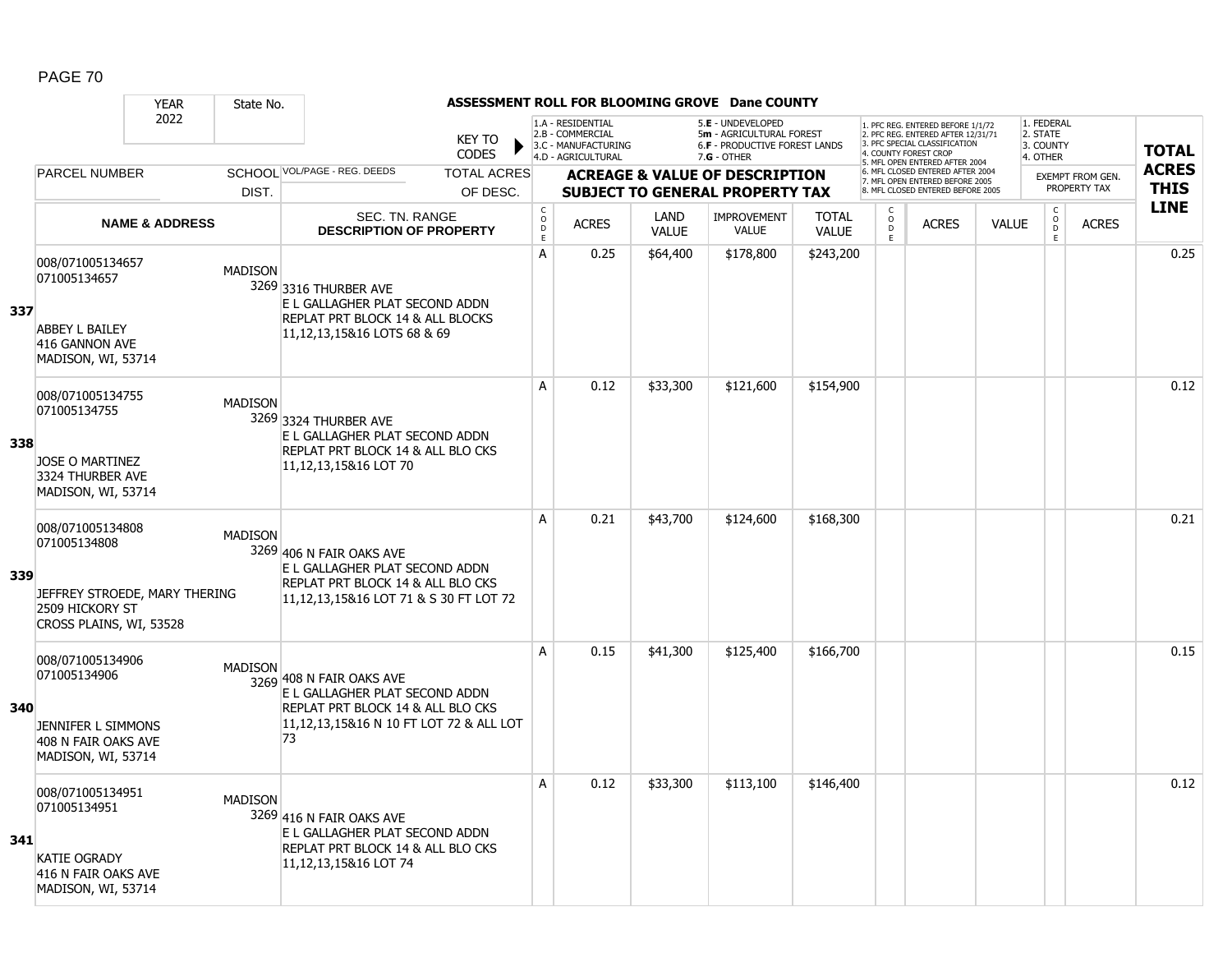**ASSESSMENT ROLL FOR BLOOMING GROVE Dane COUNTY**

| YEAR 2022 | State No. | | KEY TO CODES: 1.A - RESIDENTIAL, 2.B - COMMERCIAL, 3.C - MANUFACTURING, 4.D - AGRICULTURAL, 5.E - UNDEVELOPED, 5m - AGRICULTURAL FOREST, 6.F - PRODUCTIVE FOREST LANDS, 7.G - OTHER | | | | | | | | | | | |
|---|---|---|---|---|---|---|---|---|---|---|---|---|---|---|
| | | | | | | | | | 1. PFC REG. ENTERED BEFORE 1/1/72, 2. PFC REG. ENTERED AFTER 12/31/71, 3. PFC SPECIAL CLASSIFICATION, 4. COUNTY FOREST CROP, 5. MFL OPEN ENTERED AFTER 2004, 6. MFL CLOSED ENTERED AFTER 2004, 7. MFL OPEN ENTERED BEFORE 2005, 8. MFL CLOSED ENTERED BEFORE 2005 | | | 1. FEDERAL, 2. STATE, 3. COUNTY, 4. OTHER — EXEMPT FROM GEN. PROPERTY TAX | | |
| PARCEL NUMBER / NAME & ADDRESS | SCHOOL DIST. | VOL/PAGE - REG. DEEDS / SEC. TN. RANGE DESCRIPTION OF PROPERTY | TOTAL ACRES OF DESC. CODE | ACRES | LAND VALUE | IMPROVEMENT VALUE | TOTAL VALUE | CODE | ACRES | VALUE | CODE | ACRES | TOTAL ACRES THIS LINE | LINE |
| 008/071005134657<br>071005134657<br>ABBEY L BAILEY<br>416 GANNON AVE<br>MADISON, WI, 53714 | MADISON 3269 | 3316 THURBER AVE<br>E L GALLAGHER PLAT SECOND ADDN REPLAT PRT BLOCK 14 & ALL BLOCKS 11,12,13,15&16 LOTS 68 & 69 | A | 0.25 | $64,400 | $178,800 | $243,200 | | | | | | 0.25 | 337 |
| 008/071005134755<br>071005134755<br>JOSE O MARTINEZ<br>3324 THURBER AVE<br>MADISON, WI, 53714 | MADISON 3269 | 3324 THURBER AVE<br>E L GALLAGHER PLAT SECOND ADDN REPLAT PRT BLOCK 14 & ALL BLO CKS 11,12,13,15&16 LOT 70 | A | 0.12 | $33,300 | $121,600 | $154,900 | | | | | | 0.12 | 338 |
| 008/071005134808<br>071005134808<br>JEFFREY STROEDE, MARY THERING<br>2509 HICKORY ST<br>CROSS PLAINS, WI, 53528 | MADISON 3269 | 406 N FAIR OAKS AVE<br>E L GALLAGHER PLAT SECOND ADDN REPLAT PRT BLOCK 14 & ALL BLO CKS 11,12,13,15&16 LOT 71 & S 30 FT LOT 72 | A | 0.21 | $43,700 | $124,600 | $168,300 | | | | | | 0.21 | 339 |
| 008/071005134906<br>071005134906<br>JENNIFER L SIMMONS<br>408 N FAIR OAKS AVE<br>MADISON, WI, 53714 | MADISON 3269 | 408 N FAIR OAKS AVE<br>E L GALLAGHER PLAT SECOND ADDN REPLAT PRT BLOCK 14 & ALL BLO CKS 11,12,13,15&16 N 10 FT LOT 72 & ALL LOT 73 | A | 0.15 | $41,300 | $125,400 | $166,700 | | | | | | 0.15 | 340 |
| 008/071005134951<br>071005134951<br>KATIE OGRADY<br>416 N FAIR OAKS AVE<br>MADISON, WI, 53714 | MADISON 3269 | 416 N FAIR OAKS AVE<br>E L GALLAGHER PLAT SECOND ADDN REPLAT PRT BLOCK 14 & ALL BLO CKS 11,12,13,15&16 LOT 74 | A | 0.12 | $33,300 | $113,100 | $146,400 | | | | | | 0.12 | 341 |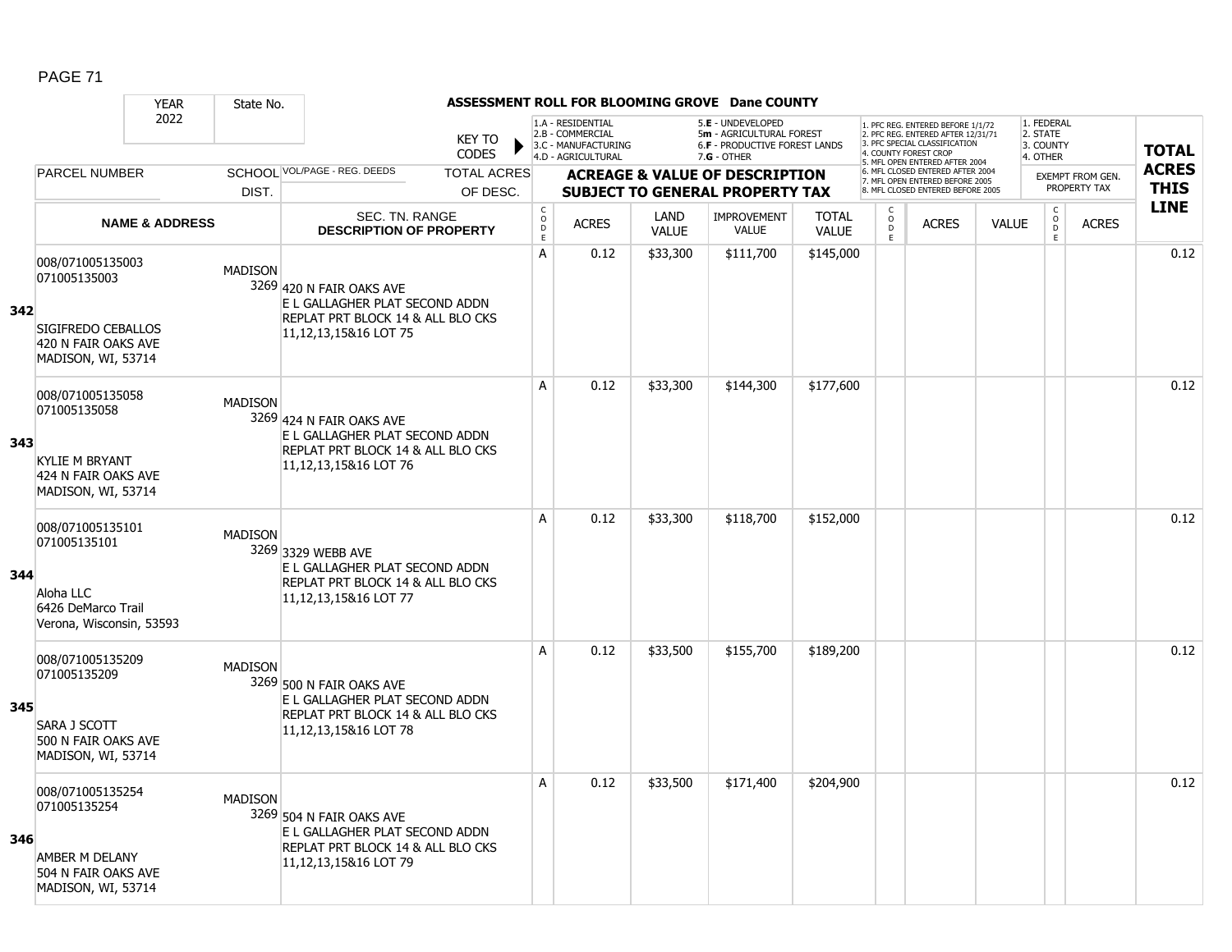## ASSESSMENT ROLL FOR BLOOMING GROVE Dane COUNTY

| YEAR 2022 | State No. | | KEY TO CODES: 1.A - RESIDENTIAL, 2.B - COMMERCIAL, 3.C - MANUFACTURING, 4.D - AGRICULTURAL, 5.E - UNDEVELOPED, 5m - AGRICULTURAL FOREST, 6.F - PRODUCTIVE FOREST LANDS, 7.G - OTHER | | | | | 1. PFC REG. ENTERED BEFORE 1/1/72, 2. PFC REG. ENTERED AFTER 12/31/71, 3. PFC SPECIAL CLASSIFICATION, 4. COUNTY FOREST CROP, 5. MFL OPEN ENTERED AFTER 2004, 6. MFL CLOSED ENTERED AFTER 2004, 7. MFL OPEN ENTERED BEFORE 2005, 8. MFL CLOSED ENTERED BEFORE 2005 | | | 1. FEDERAL, 2. STATE, 3. COUNTY, 4. OTHER | | |
|---|---|---|---|---|---|---|---|---|---|---|---|---|---|
| **PARCEL NUMBER** / **NAME & ADDRESS** | SCHOOL DIST. | VOL/PAGE - REG. DEEDS / TOTAL ACRES OF DESC. / SEC. TN. RANGE **DESCRIPTION OF PROPERTY** | **ACREAGE & VALUE OF DESCRIPTION SUBJECT TO GENERAL PROPERTY TAX** CODE | ACRES | LAND VALUE | IMPROVEMENT VALUE | TOTAL VALUE | CODE | ACRES | VALUE | EXEMPT FROM GEN. PROPERTY TAX CODE | ACRES | **TOTAL ACRES THIS LINE** |
| **342** 008/071005135003 071005135003 SIGIFREDO CEBALLOS 420 N FAIR OAKS AVE MADISON, WI, 53714 | MADISON 3269 | 420 N FAIR OAKS AVE E L GALLAGHER PLAT SECOND ADDN REPLAT PRT BLOCK 14 & ALL BLO CKS 11,12,13,15&16 LOT 75 | A | 0.12 | $33,300 | $111,700 | $145,000 | | | | | | 0.12 |
| **343** 008/071005135058 071005135058 KYLIE M BRYANT 424 N FAIR OAKS AVE MADISON, WI, 53714 | MADISON 3269 | 424 N FAIR OAKS AVE E L GALLAGHER PLAT SECOND ADDN REPLAT PRT BLOCK 14 & ALL BLO CKS 11,12,13,15&16 LOT 76 | A | 0.12 | $33,300 | $144,300 | $177,600 | | | | | | 0.12 |
| **344** 008/071005135101 071005135101 Aloha LLC 6426 DeMarco Trail Verona, Wisconsin, 53593 | MADISON 3269 | 3329 WEBB AVE E L GALLAGHER PLAT SECOND ADDN REPLAT PRT BLOCK 14 & ALL BLO CKS 11,12,13,15&16 LOT 77 | A | 0.12 | $33,300 | $118,700 | $152,000 | | | | | | 0.12 |
| **345** 008/071005135209 071005135209 SARA J SCOTT 500 N FAIR OAKS AVE MADISON, WI, 53714 | MADISON 3269 | 500 N FAIR OAKS AVE E L GALLAGHER PLAT SECOND ADDN REPLAT PRT BLOCK 14 & ALL BLO CKS 11,12,13,15&16 LOT 78 | A | 0.12 | $33,500 | $155,700 | $189,200 | | | | | | 0.12 |
| **346** 008/071005135254 071005135254 AMBER M DELANY 504 N FAIR OAKS AVE MADISON, WI, 53714 | MADISON 3269 | 504 N FAIR OAKS AVE E L GALLAGHER PLAT SECOND ADDN REPLAT PRT BLOCK 14 & ALL BLO CKS 11,12,13,15&16 LOT 79 | A | 0.12 | $33,500 | $171,400 | $204,900 | | | | | | 0.12 |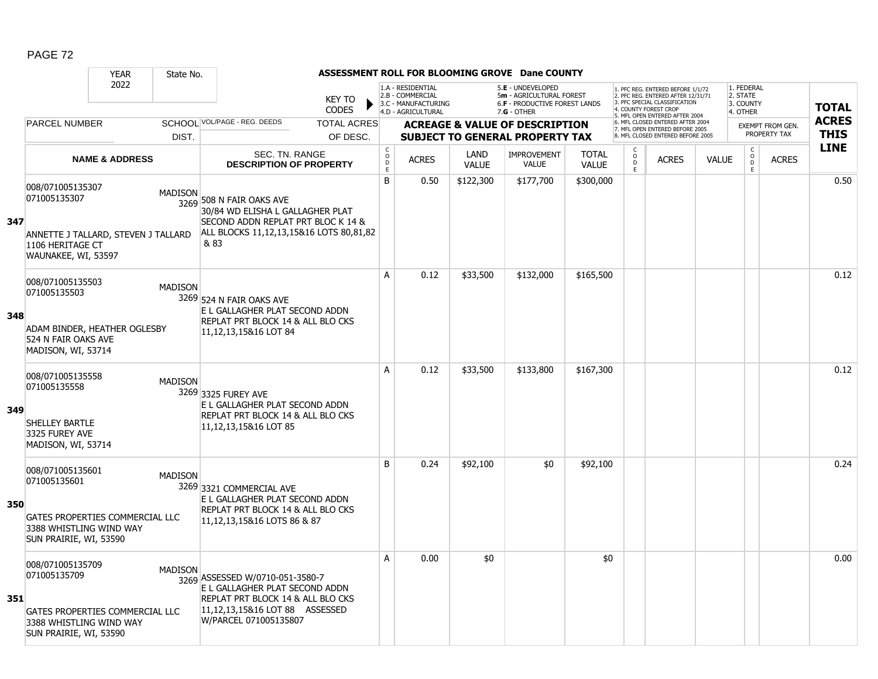| YEAR 2022 | State No. | | ASSESSMENT ROLL FOR BLOOMING GROVE Dane COUNTY | | | | | | | | | | | | | |
|---|---|---|---|---|---|---|---|---|---|---|---|---|---|---|---|---|
| | | | KEY TO CODES | 1.A - RESIDENTIAL<br>2.B - COMMERCIAL<br>3.C - MANUFACTURING<br>4.D - AGRICULTURAL | | 5.E - UNDEVELOPED<br>5m - AGRICULTURAL FOREST<br>6.F - PRODUCTIVE FOREST LANDS<br>7.G - OTHER | | | 1. PFC REG. ENTERED BEFORE 1/1/72<br>2. PFC REG. ENTERED AFTER 12/31/71<br>3. PFC SPECIAL CLASSIFICATION<br>4. COUNTY FOREST CROP<br>5. MFL OPEN ENTERED AFTER 2004<br>6. MFL CLOSED ENTERED AFTER 2004<br>7. MFL OPEN ENTERED BEFORE 2005<br>8. MFL CLOSED ENTERED BEFORE 2005 | | | 1. FEDERAL<br>2. STATE<br>3. COUNTY<br>4. OTHER | | | **TOTAL ACRES THIS LINE** |
| PARCEL NUMBER | SCHOOL DIST. | VOL/PAGE - REG. DEEDS | TOTAL ACRES OF DESC. | **ACREAGE & VALUE OF DESCRIPTION SUBJECT TO GENERAL PROPERTY TAX** | | | | | | | | EXEMPT FROM GEN. PROPERTY TAX | | | |
| | **NAME & ADDRESS** | | SEC. TN. RANGE **DESCRIPTION OF PROPERTY** | CODE | ACRES | LAND VALUE | IMPROVEMENT VALUE | TOTAL VALUE | CODE | ACRES | VALUE | CODE | ACRES | |
| **347** | 008/071005135307<br>071005135307<br><br>ANNETTE J TALLARD, STEVEN J TALLARD<br>1106 HERITAGE CT<br>WAUNAKEE, WI, 53597 | MADISON 3269 | 508 N FAIR OAKS AVE<br>30/84 WD ELISHA L GALLAGHER PLAT SECOND ADDN REPLAT PRT BLOC K 14 & ALL BLOCKS 11,12,13,15&16 LOTS 80,81,82 & 83 | B | 0.50 | $122,300 | $177,700 | $300,000 | | | | | | 0.50 |
| **348** | 008/071005135503<br>071005135503<br><br>ADAM BINDER, HEATHER OGLESBY<br>524 N FAIR OAKS AVE<br>MADISON, WI, 53714 | MADISON 3269 | 524 N FAIR OAKS AVE<br>E L GALLAGHER PLAT SECOND ADDN REPLAT PRT BLOCK 14 & ALL BLO CKS 11,12,13,15&16 LOT 84 | A | 0.12 | $33,500 | $132,000 | $165,500 | | | | | | 0.12 |
| **349** | 008/071005135558<br>071005135558<br><br>SHELLEY BARTLE<br>3325 FUREY AVE<br>MADISON, WI, 53714 | MADISON 3269 | 3325 FUREY AVE<br>E L GALLAGHER PLAT SECOND ADDN REPLAT PRT BLOCK 14 & ALL BLO CKS 11,12,13,15&16 LOT 85 | A | 0.12 | $33,500 | $133,800 | $167,300 | | | | | | 0.12 |
| **350** | 008/071005135601<br>071005135601<br><br>GATES PROPERTIES COMMERCIAL LLC<br>3388 WHISTLING WIND WAY<br>SUN PRAIRIE, WI, 53590 | MADISON 3269 | 3321 COMMERCIAL AVE<br>E L GALLAGHER PLAT SECOND ADDN REPLAT PRT BLOCK 14 & ALL BLO CKS 11,12,13,15&16 LOTS 86 & 87 | B | 0.24 | $92,100 | $0 | $92,100 | | | | | | 0.24 |
| **351** | 008/071005135709<br>071005135709<br><br>GATES PROPERTIES COMMERCIAL LLC<br>3388 WHISTLING WIND WAY<br>SUN PRAIRIE, WI, 53590 | MADISON 3269 | ASSESSED W/0710-051-3580-7<br>E L GALLAGHER PLAT SECOND ADDN REPLAT PRT BLOCK 14 & ALL BLO CKS 11,12,13,15&16 LOT 88 ASSESSED W/PARCEL 071005135807 | A | 0.00 | $0 | | $0 | | | | | | 0.00 |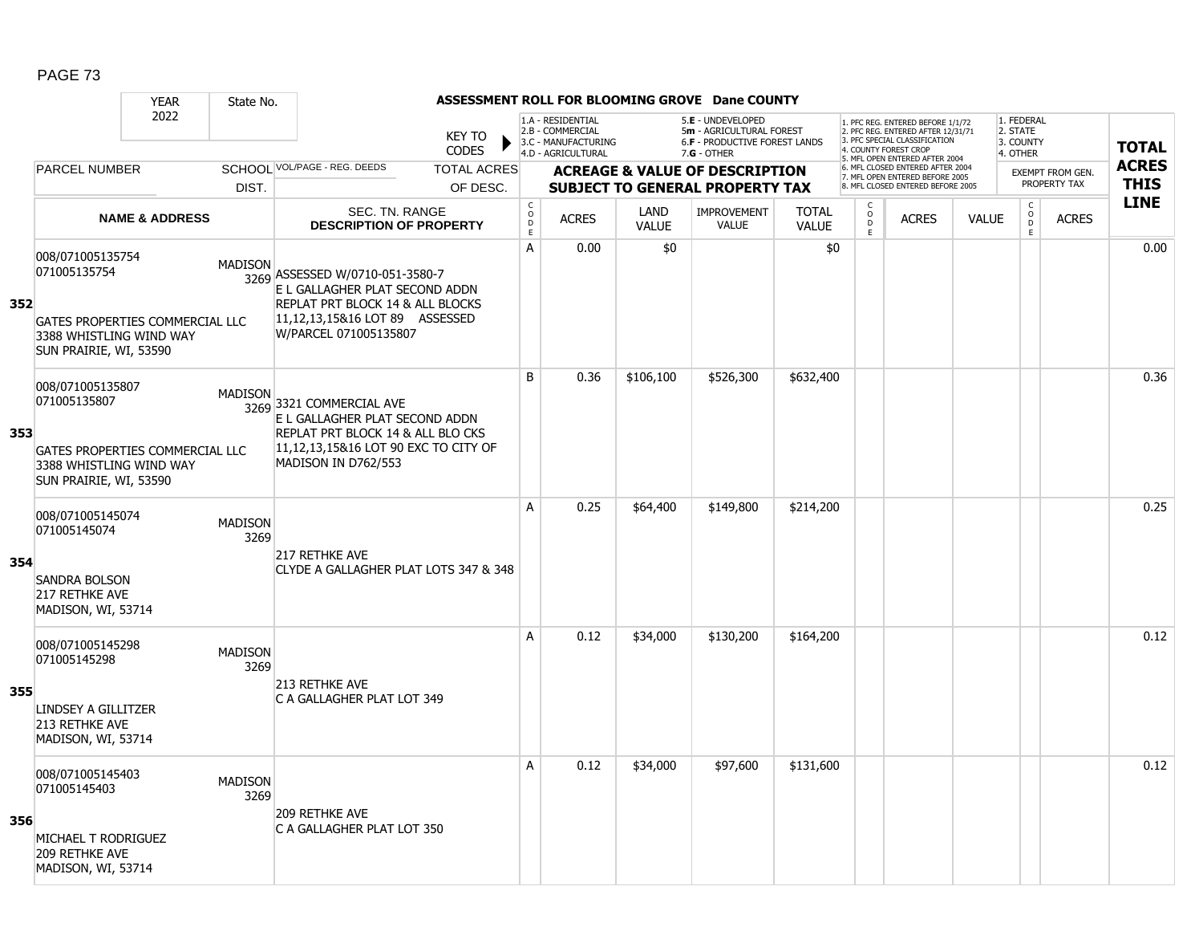# ASSESSMENT ROLL FOR BLOOMING GROVE Dane COUNTY

| YEAR | State No. |
|---|---|
| 2022 | |

KEY TO CODES:
- 1.A - RESIDENTIAL
- 2.B - COMMERCIAL
- 3.C - MANUFACTURING
- 4.D - AGRICULTURAL
- 5.E - UNDEVELOPED
- 5m - AGRICULTURAL FOREST
- 6.F - PRODUCTIVE FOREST LANDS
- 7.G - OTHER

1. PFC REG. ENTERED BEFORE 1/1/72
2. PFC REG. ENTERED AFTER 12/31/71
3. PFC SPECIAL CLASSIFICATION
4. COUNTY FOREST CROP
5. MFL OPEN ENTERED AFTER 2004
6. MFL CLOSED ENTERED AFTER 2004
7. MFL OPEN ENTERED BEFORE 2005
8. MFL CLOSED ENTERED BEFORE 2005

1. FEDERAL
2. STATE
3. COUNTY
4. OTHER

| LINE | PARCEL NUMBER / NAME & ADDRESS | SCHOOL DIST. | VOL/PAGE - REG. DEEDS / SEC. TN. RANGE / DESCRIPTION OF PROPERTY | CODE | ACRES | LAND VALUE | IMPROVEMENT VALUE | TOTAL VALUE | CODE | ACRES | VALUE | CODE | EXEMPT ACRES | TOTAL ACRES THIS LINE |
|---|---|---|---|---|---|---|---|---|---|---|---|---|---|---|
| 352 | 008/071005135754<br>071005135754<br><br>GATES PROPERTIES COMMERCIAL LLC<br>3388 WHISTLING WIND WAY<br>SUN PRAIRIE, WI, 53590 | MADISON 3269 | ASSESSED W/0710-051-3580-7<br>E L GALLAGHER PLAT SECOND ADDN REPLAT PRT BLOCK 14 & ALL BLOCKS 11,12,13,15&16 LOT 89 ASSESSED W/PARCEL 071005135807 | A | 0.00 | $0 | | $0 | | | | | | 0.00 |
| 353 | 008/071005135807<br>071005135807<br><br>GATES PROPERTIES COMMERCIAL LLC<br>3388 WHISTLING WIND WAY<br>SUN PRAIRIE, WI, 53590 | MADISON 3269 | 3321 COMMERCIAL AVE<br>E L GALLAGHER PLAT SECOND ADDN REPLAT PRT BLOCK 14 & ALL BLO CKS 11,12,13,15&16 LOT 90 EXC TO CITY OF MADISON IN D762/553 | B | 0.36 | $106,100 | $526,300 | $632,400 | | | | | | 0.36 |
| 354 | 008/071005145074<br>071005145074<br><br>SANDRA BOLSON<br>217 RETHKE AVE<br>MADISON, WI, 53714 | MADISON 3269 | 217 RETHKE AVE<br>CLYDE A GALLAGHER PLAT LOTS 347 & 348 | A | 0.25 | $64,400 | $149,800 | $214,200 | | | | | | 0.25 |
| 355 | 008/071005145298<br>071005145298<br><br>LINDSEY A GILLITZER<br>213 RETHKE AVE<br>MADISON, WI, 53714 | MADISON 3269 | 213 RETHKE AVE<br>C A GALLAGHER PLAT LOT 349 | A | 0.12 | $34,000 | $130,200 | $164,200 | | | | | | 0.12 |
| 356 | 008/071005145403<br>071005145403<br><br>MICHAEL T RODRIGUEZ<br>209 RETHKE AVE<br>MADISON, WI, 53714 | MADISON 3269 | 209 RETHKE AVE<br>C A GALLAGHER PLAT LOT 350 | A | 0.12 | $34,000 | $97,600 | $131,600 | | | | | | 0.12 |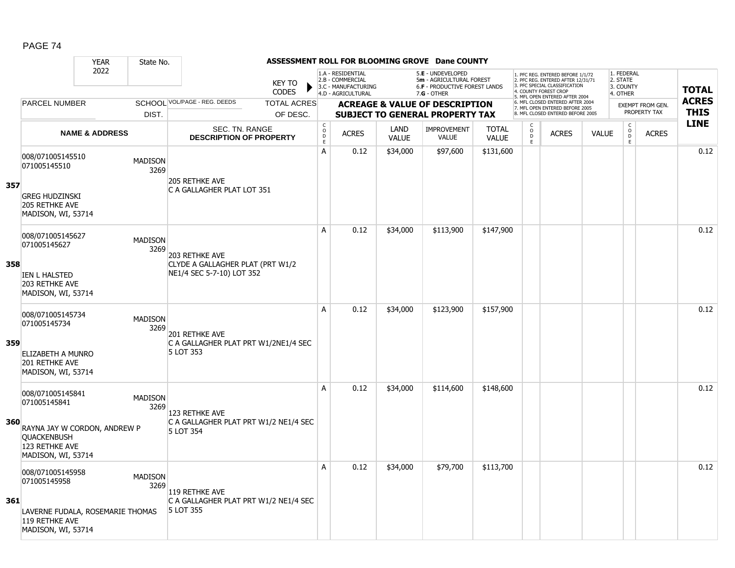# ASSESSMENT ROLL FOR BLOOMING GROVE Dane COUNTY

YEAR: 2022 | State No.

KEY TO CODES: 1.A - RESIDENTIAL, 2.B - COMMERCIAL, 3.C - MANUFACTURING, 4.D - AGRICULTURAL, 5.E - UNDEVELOPED, 5m - AGRICULTURAL FOREST, 6.F - PRODUCTIVE FOREST LANDS, 7.G - OTHER

1. PFC REG. ENTERED BEFORE 1/1/72, 2. PFC REG. ENTERED AFTER 12/31/71, 3. PFC SPECIAL CLASSIFICATION, 4. COUNTY FOREST CROP, 5. MFL OPEN ENTERED AFTER 2004, 6. MFL CLOSED ENTERED AFTER 2004, 7. MFL OPEN ENTERED BEFORE 2005, 8. MFL CLOSED ENTERED BEFORE 2005

1. FEDERAL, 2. STATE, 3. COUNTY, 4. OTHER

| | PARCEL NUMBER / NAME & ADDRESS | SCHOOL DIST. | VOL/PAGE - REG. DEEDS / SEC. TN. RANGE / DESCRIPTION OF PROPERTY | TOTAL ACRES OF DESC. | CODE | ACRES | LAND VALUE | IMPROVEMENT VALUE | TOTAL VALUE | CODE | ACRES | VALUE | CODE | EXEMPT FROM GEN. PROPERTY TAX ACRES | TOTAL ACRES THIS LINE |
|---|---|---|---|---|---|---|---|---|---|---|---|---|---|---|---|
| 357 | 008/071005145510<br>071005145510<br><br>GREG HUDZINSKI<br>205 RETHKE AVE<br>MADISON, WI, 53714 | MADISON 3269 | 205 RETHKE AVE<br>C A GALLAGHER PLAT LOT 351 | | A | 0.12 | $34,000 | $97,600 | $131,600 | | | | | | 0.12 |
| 358 | 008/071005145627<br>071005145627<br><br>IEN L HALSTED<br>203 RETHKE AVE<br>MADISON, WI, 53714 | MADISON 3269 | 203 RETHKE AVE<br>CLYDE A GALLAGHER PLAT (PRT W1/2 NE1/4 SEC 5-7-10) LOT 352 | | A | 0.12 | $34,000 | $113,900 | $147,900 | | | | | | 0.12 |
| 359 | 008/071005145734<br>071005145734<br><br>ELIZABETH A MUNRO<br>201 RETHKE AVE<br>MADISON, WI, 53714 | MADISON 3269 | 201 RETHKE AVE<br>C A GALLAGHER PLAT PRT W1/2NE1/4 SEC 5 LOT 353 | | A | 0.12 | $34,000 | $123,900 | $157,900 | | | | | | 0.12 |
| 360 | 008/071005145841<br>071005145841<br><br>RAYNA JAY W CORDON, ANDREW P QUACKENBUSH<br>123 RETHKE AVE<br>MADISON, WI, 53714 | MADISON 3269 | 123 RETHKE AVE<br>C A GALLAGHER PLAT PRT W1/2 NE1/4 SEC 5 LOT 354 | | A | 0.12 | $34,000 | $114,600 | $148,600 | | | | | | 0.12 |
| 361 | 008/071005145958<br>071005145958<br><br>LAVERNE FUDALA, ROSEMARIE THOMAS<br>119 RETHKE AVE<br>MADISON, WI, 53714 | MADISON 3269 | 119 RETHKE AVE<br>C A GALLAGHER PLAT PRT W1/2 NE1/4 SEC 5 LOT 355 | | A | 0.12 | $34,000 | $79,700 | $113,700 | | | | | | 0.12 |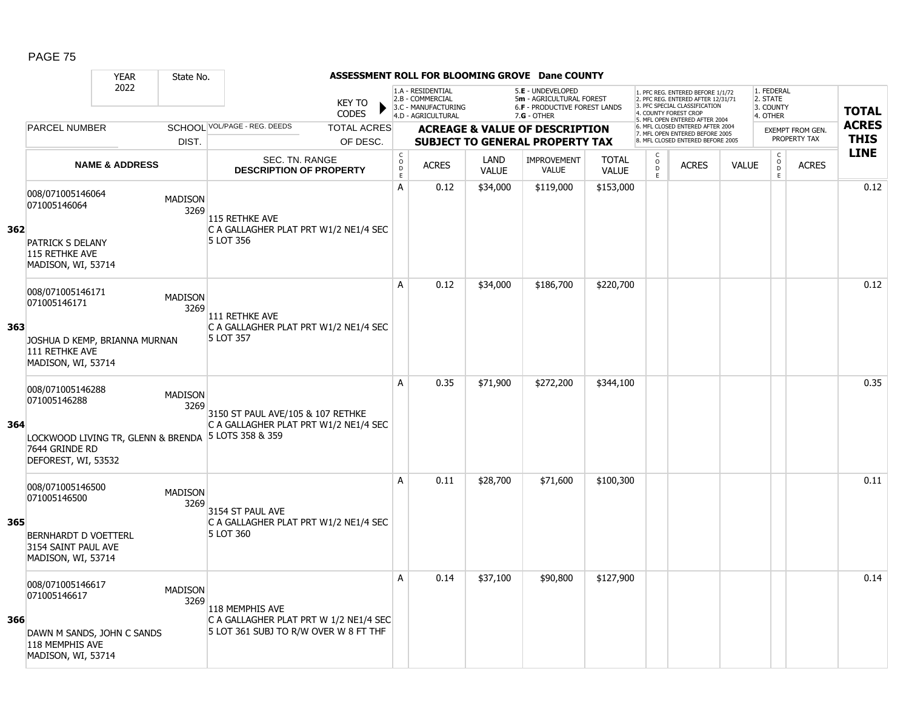# ASSESSMENT ROLL FOR BLOOMING GROVE Dane COUNTY

| YEAR | State No. | | | |
|---|---|---|---|---|
| 2022 | | | | |

KEY TO CODES: 1.A - RESIDENTIAL, 2.B - COMMERCIAL, 3.C - MANUFACTURING, 4.D - AGRICULTURAL, 5.E - UNDEVELOPED, 5m - AGRICULTURAL FOREST, 6.F - PRODUCTIVE FOREST LANDS, 7.G - OTHER

1. PFC REG. ENTERED BEFORE 1/1/72, 2. PFC REG. ENTERED AFTER 12/31/71, 3. PFC SPECIAL CLASSIFICATION, 4. COUNTY FOREST CROP, 5. MFL OPEN ENTERED AFTER 2004, 6. MFL CLOSED ENTERED AFTER 2004, 7. MFL OPEN ENTERED BEFORE 2005, 8. MFL CLOSED ENTERED BEFORE 2005

1. FEDERAL, 2. STATE, 3. COUNTY, 4. OTHER — EXEMPT FROM GEN. PROPERTY TAX

| | PARCEL NUMBER / NAME & ADDRESS | SCHOOL DIST. | VOL/PAGE - REG. DEEDS / SEC. TN. RANGE / DESCRIPTION OF PROPERTY | CODE | ACRES | LAND VALUE | IMPROVEMENT VALUE | TOTAL VALUE | CODE | ACRES | VALUE | CODE | ACRES | TOTAL ACRES THIS LINE |
|---|---|---|---|---|---|---|---|---|---|---|---|---|---|---|
| 362 | 008/071005146064<br>071005146064<br><br>PATRICK S DELANY<br>115 RETHKE AVE<br>MADISON, WI, 53714 | MADISON 3269 | 115 RETHKE AVE<br>C A GALLAGHER PLAT PRT W1/2 NE1/4 SEC 5 LOT 356 | A | 0.12 | $34,000 | $119,000 | $153,000 | | | | | | 0.12 |
| 363 | 008/071005146171<br>071005146171<br><br>JOSHUA D KEMP, BRIANNA MURNAN<br>111 RETHKE AVE<br>MADISON, WI, 53714 | MADISON 3269 | 111 RETHKE AVE<br>C A GALLAGHER PLAT PRT W1/2 NE1/4 SEC 5 LOT 357 | A | 0.12 | $34,000 | $186,700 | $220,700 | | | | | | 0.12 |
| 364 | 008/071005146288<br>071005146288<br><br>LOCKWOOD LIVING TR, GLENN & BRENDA<br>7644 GRINDE RD<br>DEFOREST, WI, 53532 | MADISON 3269 | 3150 ST PAUL AVE/105 & 107 RETHKE<br>C A GALLAGHER PLAT PRT W1/2 NE1/4 SEC 5 LOTS 358 & 359 | A | 0.35 | $71,900 | $272,200 | $344,100 | | | | | | 0.35 |
| 365 | 008/071005146500<br>071005146500<br><br>BERNHARDT D VOETTERL<br>3154 SAINT PAUL AVE<br>MADISON, WI, 53714 | MADISON 3269 | 3154 ST PAUL AVE<br>C A GALLAGHER PLAT PRT W1/2 NE1/4 SEC 5 LOT 360 | A | 0.11 | $28,700 | $71,600 | $100,300 | | | | | | 0.11 |
| 366 | 008/071005146617<br>071005146617<br><br>DAWN M SANDS, JOHN C SANDS<br>118 MEMPHIS AVE<br>MADISON, WI, 53714 | MADISON 3269 | 118 MEMPHIS AVE<br>C A GALLAGHER PLAT PRT W 1/2 NE1/4 SEC 5 LOT 361 SUBJ TO R/W OVER W 8 FT THF | A | 0.14 | $37,100 | $90,800 | $127,900 | | | | | | 0.14 |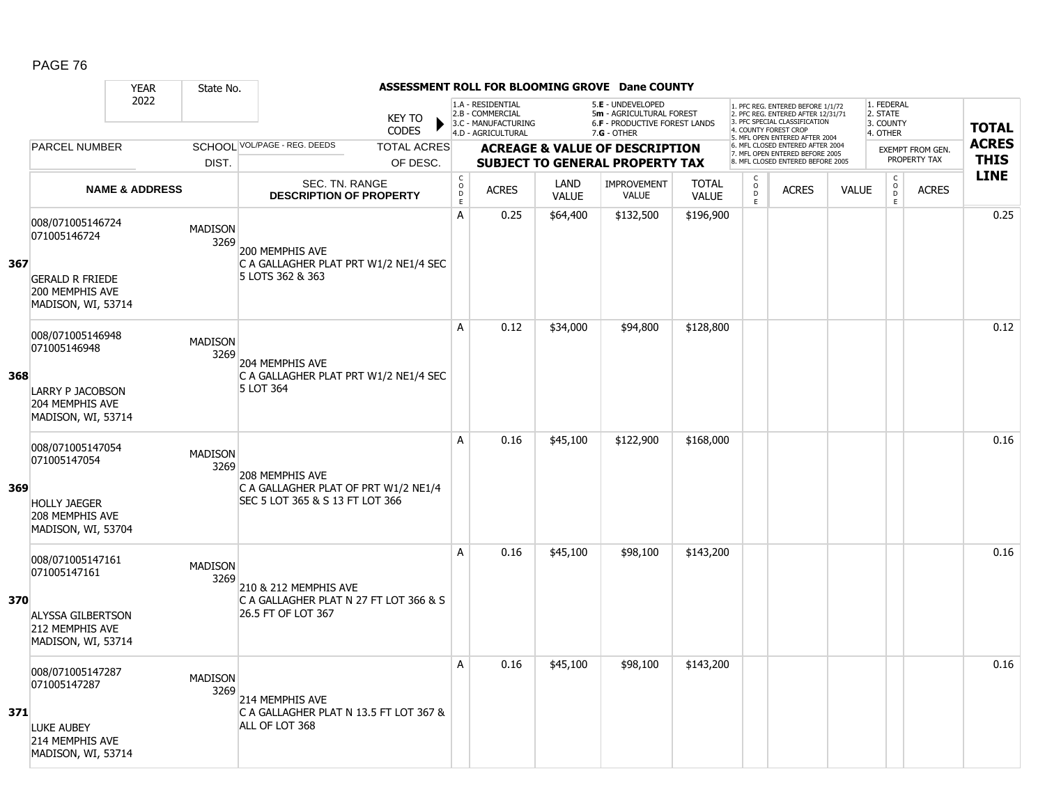# ASSESSMENT ROLL FOR BLOOMING GROVE Dane COUNTY

| YEAR 2022 | State No. | KEY TO CODES | 1.A - RESIDENTIAL 2.B - COMMERCIAL 3.C - MANUFACTURING 4.D - AGRICULTURAL | | 5.E - UNDEVELOPED 5m - AGRICULTURAL FOREST 6.F - PRODUCTIVE FOREST LANDS 7.G - OTHER | | | 1. PFC REG. ENTERED BEFORE 1/1/72 2. PFC REG. ENTERED AFTER 12/31/71 3. PFC SPECIAL CLASSIFICATION 4. COUNTY FOREST CROP 5. MFL OPEN ENTERED AFTER 2004 6. MFL CLOSED ENTERED AFTER 2004 7. MFL OPEN ENTERED BEFORE 2005 8. MFL CLOSED ENTERED BEFORE 2005 | | | 1. FEDERAL 2. STATE 3. COUNTY 4. OTHER | | TOTAL ACRES THIS LINE |
|---|---|---|---|---|---|---|---|---|---|---|---|---|---|
| PARCEL NUMBER | SCHOOL DIST. | VOL/PAGE - REG. DEEDS / TOTAL ACRES OF DESC. | ACREAGE & VALUE OF DESCRIPTION SUBJECT TO GENERAL PROPERTY TAX | | | | | | | | EXEMPT FROM GEN. PROPERTY TAX | | |
| NAME & ADDRESS | | SEC. TN. RANGE DESCRIPTION OF PROPERTY | CODE | ACRES | LAND VALUE | IMPROVEMENT VALUE | TOTAL VALUE | CODE | ACRES | VALUE | CODE | ACRES | |
| **367** 008/071005146724 071005146724 GERALD R FRIEDE 200 MEMPHIS AVE MADISON, WI, 53714 | MADISON 3269 | 200 MEMPHIS AVE C A GALLAGHER PLAT PRT W1/2 NE1/4 SEC 5 LOTS 362 & 363 | A | 0.25 | $64,400 | $132,500 | $196,900 | | | | | | 0.25 |
| **368** 008/071005146948 071005146948 LARRY P JACOBSON 204 MEMPHIS AVE MADISON, WI, 53714 | MADISON 3269 | 204 MEMPHIS AVE C A GALLAGHER PLAT PRT W1/2 NE1/4 SEC 5 LOT 364 | A | 0.12 | $34,000 | $94,800 | $128,800 | | | | | | 0.12 |
| **369** 008/071005147054 071005147054 HOLLY JAEGER 208 MEMPHIS AVE MADISON, WI, 53704 | MADISON 3269 | 208 MEMPHIS AVE C A GALLAGHER PLAT OF PRT W1/2 NE1/4 SEC 5 LOT 365 & S 13 FT LOT 366 | A | 0.16 | $45,100 | $122,900 | $168,000 | | | | | | 0.16 |
| **370** 008/071005147161 071005147161 ALYSSA GILBERTSON 212 MEMPHIS AVE MADISON, WI, 53714 | MADISON 3269 | 210 & 212 MEMPHIS AVE C A GALLAGHER PLAT N 27 FT LOT 366 & S 26.5 FT OF LOT 367 | A | 0.16 | $45,100 | $98,100 | $143,200 | | | | | | 0.16 |
| **371** 008/071005147287 071005147287 LUKE AUBEY 214 MEMPHIS AVE MADISON, WI, 53714 | MADISON 3269 | 214 MEMPHIS AVE C A GALLAGHER PLAT N 13.5 FT LOT 367 & ALL OF LOT 368 | A | 0.16 | $45,100 | $98,100 | $143,200 | | | | | | 0.16 |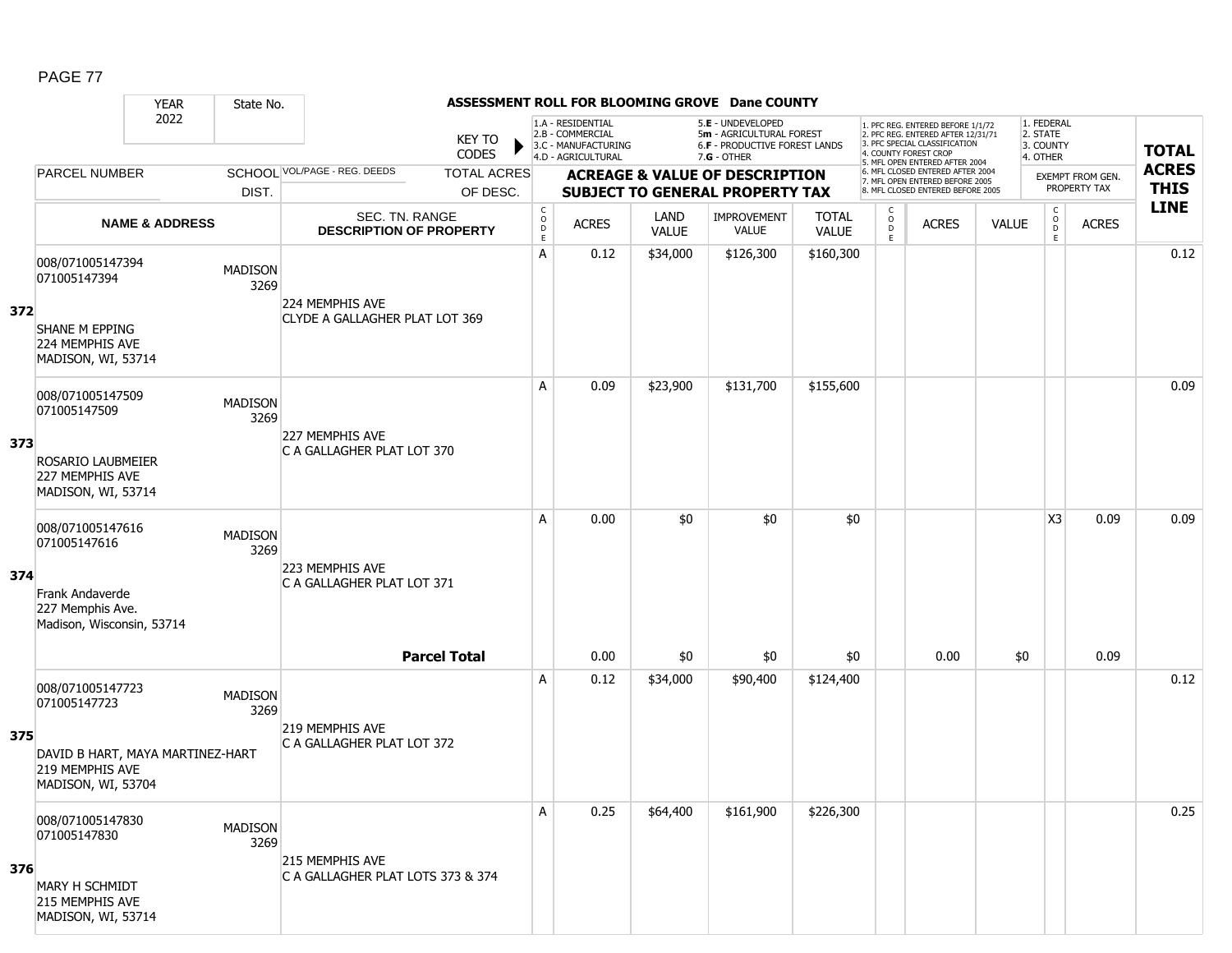# ASSESSMENT ROLL FOR BLOOMING GROVE Dane COUNTY

| YEAR | State No. | | | KEY TO CODES | 1.A - RESIDENTIAL 2.B - COMMERCIAL 3.C - MANUFACTURING 4.D - AGRICULTURAL | | 5.E - UNDEVELOPED 5m - AGRICULTURAL FOREST 6.F - PRODUCTIVE FOREST LANDS 7.G - OTHER | | | 1. PFC REG. ENTERED BEFORE 1/1/72 2. PFC REG. ENTERED AFTER 12/31/71 3. PFC SPECIAL CLASSIFICATION 4. COUNTY FOREST CROP 5. MFL OPEN ENTERED AFTER 2004 6. MFL CLOSED ENTERED AFTER 2004 7. MFL OPEN ENTERED BEFORE 2005 8. MFL CLOSED ENTERED BEFORE 2005 | | | 1. FEDERAL 2. STATE 3. COUNTY 4. OTHER | | TOTAL ACRES THIS LINE |
|---|---|---|---|---|---|---|---|---|---|---|---|---|---|---|---|
| 2022 | | | | | | | | | | | | | | | |
| PARCEL NUMBER | SCHOOL DIST. | VOL/PAGE - REG. DEEDS | | TOTAL ACRES OF DESC. | ACREAGE & VALUE OF DESCRIPTION SUBJECT TO GENERAL PROPERTY TAX | | | | | | | | EXEMPT FROM GEN. PROPERTY TAX | | |
| | NAME & ADDRESS | | SEC. TN. RANGE DESCRIPTION OF PROPERTY | CODE | ACRES | LAND VALUE | IMPROVEMENT VALUE | TOTAL VALUE | CODE | ACRES | VALUE | CODE | ACRES | | |
| 372 | 008/071005147394 071005147394 SHANE M EPPING 224 MEMPHIS AVE MADISON, WI, 53714 | MADISON 3269 | 224 MEMPHIS AVE CLYDE A GALLAGHER PLAT LOT 369 | A | 0.12 | $34,000 | $126,300 | $160,300 | | | | | | | 0.12 |
| 373 | 008/071005147509 071005147509 ROSARIO LAUBMEIER 227 MEMPHIS AVE MADISON, WI, 53714 | MADISON 3269 | 227 MEMPHIS AVE C A GALLAGHER PLAT LOT 370 | A | 0.09 | $23,900 | $131,700 | $155,600 | | | | | | | 0.09 |
| 374 | 008/071005147616 071005147616 Frank Andaverde 227 Memphis Ave. Madison, Wisconsin, 53714 | MADISON 3269 | 223 MEMPHIS AVE C A GALLAGHER PLAT LOT 371 | A | 0.00 | $0 | $0 | $0 | | | | X3 | 0.09 | | 0.09 |
| | | | **Parcel Total** | | 0.00 | $0 | $0 | $0 | | 0.00 | $0 | | 0.09 | | |
| 375 | 008/071005147723 071005147723 DAVID B HART, MAYA MARTINEZ-HART 219 MEMPHIS AVE MADISON, WI, 53704 | MADISON 3269 | 219 MEMPHIS AVE C A GALLAGHER PLAT LOT 372 | A | 0.12 | $34,000 | $90,400 | $124,400 | | | | | | | 0.12 |
| 376 | 008/071005147830 071005147830 MARY H SCHMIDT 215 MEMPHIS AVE MADISON, WI, 53714 | MADISON 3269 | 215 MEMPHIS AVE C A GALLAGHER PLAT LOTS 373 & 374 | A | 0.25 | $64,400 | $161,900 | $226,300 | | | | | | | 0.25 |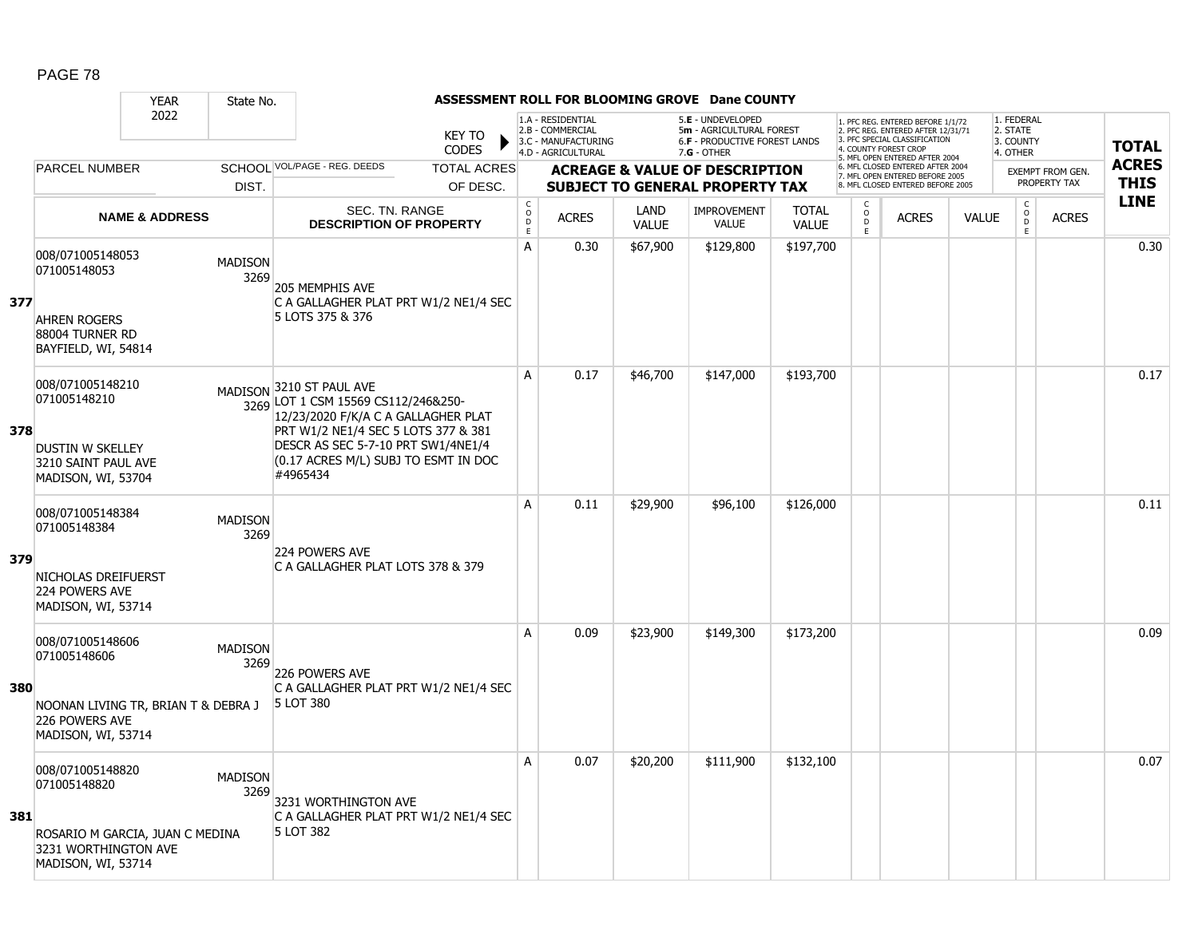# ASSESSMENT ROLL FOR BLOOMING GROVE Dane COUNTY

| YEAR | State No. | | KEY TO CODES | 1.A - RESIDENTIAL 2.B - COMMERCIAL 3.C - MANUFACTURING 4.D - AGRICULTURAL | | 5.E - UNDEVELOPED 5m - AGRICULTURAL FOREST 6.F - PRODUCTIVE FOREST LANDS 7.G - OTHER | | | 1. PFC REG. ENTERED BEFORE 1/1/72 2. PFC REG. ENTERED AFTER 12/31/71 3. PFC SPECIAL CLASSIFICATION 4. COUNTY FOREST CROP 5. MFL OPEN ENTERED AFTER 2004 6. MFL CLOSED ENTERED AFTER 2004 7. MFL OPEN ENTERED BEFORE 2005 8. MFL CLOSED ENTERED BEFORE 2005 | | | 1. FEDERAL 2. STATE 3. COUNTY 4. OTHER | | TOTAL ACRES THIS LINE |
|---|---|---|---|---|---|---|---|---|---|---|---|---|---|---|
| 2022 | | | | | | | | | | | | | | |
| PARCEL NUMBER | SCHOOL DIST. | VOL/PAGE - REG. DEEDS | TOTAL ACRES OF DESC. | ACREAGE & VALUE OF DESCRIPTION SUBJECT TO GENERAL PROPERTY TAX | | | | | | | | EXEMPT FROM GEN. PROPERTY TAX | | |
| NAME & ADDRESS | | SEC. TN. RANGE DESCRIPTION OF PROPERTY | | CODE | ACRES | LAND VALUE | IMPROVEMENT VALUE | TOTAL VALUE | CODE | ACRES | VALUE | CODE | ACRES | |
| **377** 008/071005148053 071005148053 AHREN ROGERS 88004 TURNER RD BAYFIELD, WI, 54814 | MADISON 3269 | 205 MEMPHIS AVE C A GALLAGHER PLAT PRT W1/2 NE1/4 SEC 5 LOTS 375 & 376 | | A | 0.30 | $67,900 | $129,800 | $197,700 | | | | | | 0.30 |
| **378** 008/071005148210 071005148210 DUSTIN W SKELLEY 3210 SAINT PAUL AVE MADISON, WI, 53704 | MADISON 3269 | 3210 ST PAUL AVE LOT 1 CSM 15569 CS112/246&250-12/23/2020 F/K/A C A GALLAGHER PLAT PRT W1/2 NE1/4 SEC 5 LOTS 377 & 381 DESCR AS SEC 5-7-10 PRT SW1/4NE1/4 (0.17 ACRES M/L) SUBJ TO ESMT IN DOC #4965434 | | A | 0.17 | $46,700 | $147,000 | $193,700 | | | | | | 0.17 |
| **379** 008/071005148384 071005148384 NICHOLAS DREIFUERST 224 POWERS AVE MADISON, WI, 53714 | MADISON 3269 | 224 POWERS AVE C A GALLAGHER PLAT LOTS 378 & 379 | | A | 0.11 | $29,900 | $96,100 | $126,000 | | | | | | 0.11 |
| **380** 008/071005148606 071005148606 NOONAN LIVING TR, BRIAN T & DEBRA J 226 POWERS AVE MADISON, WI, 53714 | MADISON 3269 | 226 POWERS AVE C A GALLAGHER PLAT PRT W1/2 NE1/4 SEC 5 LOT 380 | | A | 0.09 | $23,900 | $149,300 | $173,200 | | | | | | 0.09 |
| **381** 008/071005148820 071005148820 ROSARIO M GARCIA, JUAN C MEDINA 3231 WORTHINGTON AVE MADISON, WI, 53714 | MADISON 3269 | 3231 WORTHINGTON AVE C A GALLAGHER PLAT PRT W1/2 NE1/4 SEC 5 LOT 382 | | A | 0.07 | $20,200 | $111,900 | $132,100 | | | | | | 0.07 |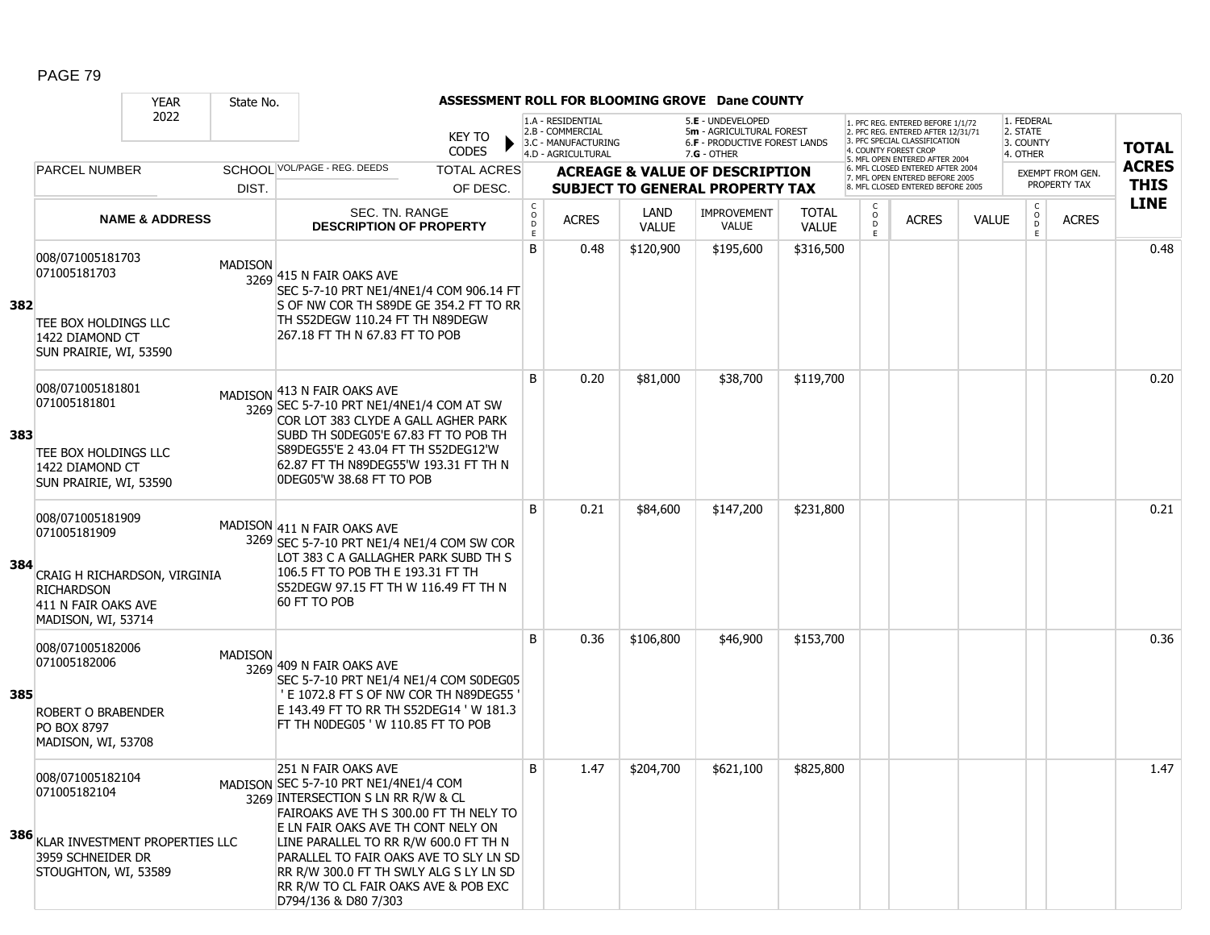# ASSESSMENT ROLL FOR BLOOMING GROVE Dane COUNTY

YEAR 2022 | State No.

KEY TO CODES:
- 1.A - RESIDENTIAL
- 2.B - COMMERCIAL
- 3.C - MANUFACTURING
- 4.D - AGRICULTURAL
- 5.E - UNDEVELOPED
- 5m - AGRICULTURAL FOREST
- 6.F - PRODUCTIVE FOREST LANDS
- 7.G - OTHER

- 1. PFC REG. ENTERED BEFORE 1/1/72
- 2. PFC REG. ENTERED AFTER 12/31/71
- 3. PFC SPECIAL CLASSIFICATION
- 4. COUNTY FOREST CROP
- 5. MFL OPEN ENTERED AFTER 2004
- 6. MFL CLOSED ENTERED AFTER 2004
- 7. MFL OPEN ENTERED BEFORE 2005
- 8. MFL CLOSED ENTERED BEFORE 2005

- 1. FEDERAL
- 2. STATE
- 3. COUNTY
- 4. OTHER

| LINE | PARCEL NUMBER / NAME & ADDRESS | SCHOOL DIST. | VOL/PAGE - REG. DEEDS / SEC. TN. RANGE DESCRIPTION OF PROPERTY | CODE | ACRES | LAND VALUE | IMPROVEMENT VALUE | TOTAL VALUE | CODE | ACRES | VALUE | CODE | ACRES (EXEMPT) | TOTAL ACRES THIS LINE |
|---|---|---|---|---|---|---|---|---|---|---|---|---|---|---|
| 382 | 008/071005181703 071005181703 TEE BOX HOLDINGS LLC 1422 DIAMOND CT SUN PRAIRIE, WI, 53590 | MADISON 3269 | 415 N FAIR OAKS AVE SEC 5-7-10 PRT NE1/4NE1/4 COM 906.14 FT S OF NW COR TH S89DE GE 354.2 FT TO RR TH S52DEGW 110.24 FT TH N89DEGW 267.18 FT TH N 67.83 FT TO POB | B | 0.48 | $120,900 | $195,600 | $316,500 | | | | | | 0.48 |
| 383 | 008/071005181801 071005181801 TEE BOX HOLDINGS LLC 1422 DIAMOND CT SUN PRAIRIE, WI, 53590 | MADISON 3269 | 413 N FAIR OAKS AVE SEC 5-7-10 PRT NE1/4NE1/4 COM AT SW COR LOT 383 CLYDE A GALL AGHER PARK SUBD TH S0DEG05'E 67.83 FT TO POB TH S89DEG55'E 2 43.04 FT TH S52DEG12'W 62.87 FT TH N89DEG55'W 193.31 FT TH N 0DEG05'W 38.68 FT TO POB | B | 0.20 | $81,000 | $38,700 | $119,700 | | | | | | 0.20 |
| 384 | 008/071005181909 071005181909 CRAIG H RICHARDSON, VIRGINIA RICHARDSON 411 N FAIR OAKS AVE MADISON, WI, 53714 | MADISON 3269 | 411 N FAIR OAKS AVE SEC 5-7-10 PRT NE1/4 NE1/4 COM SW COR LOT 383 C A GALLAGHER PARK SUBD TH S 106.5 FT TO POB TH E 193.31 FT TH S52DEGW 97.15 FT TH W 116.49 FT TH N 60 FT TO POB | B | 0.21 | $84,600 | $147,200 | $231,800 | | | | | | 0.21 |
| 385 | 008/071005182006 071005182006 ROBERT O BRABENDER PO BOX 8797 MADISON, WI, 53708 | MADISON 3269 | 409 N FAIR OAKS AVE SEC 5-7-10 PRT NE1/4 NE1/4 COM S0DEG05 ' E 1072.8 FT S OF NW COR TH N89DEG55 ' E 143.49 FT TO RR TH S52DEG14 ' W 181.3 FT TH N0DEG05 ' W 110.85 FT TO POB | B | 0.36 | $106,800 | $46,900 | $153,700 | | | | | | 0.36 |
| 386 | 008/071005182104 071005182104 KLAR INVESTMENT PROPERTIES LLC 3959 SCHNEIDER DR STOUGHTON, WI, 53589 | MADISON 3269 | 251 N FAIR OAKS AVE SEC 5-7-10 PRT NE1/4NE1/4 COM INTERSECTION S LN RR R/W & CL FAIROAKS AVE TH S 300.00 FT TH NELY TO E LN FAIR OAKS AVE TH CONT NELY ON LINE PARALLEL TO RR R/W 600.0 FT TH N PARALLEL TO FAIR OAKS AVE TO SLY LN SD RR R/W 300.0 FT TH SWLY ALG S LY LN SD RR R/W TO CL FAIR OAKS AVE & POB EXC D794/136 & D80 7/303 | B | 1.47 | $204,700 | $621,100 | $825,800 | | | | | | 1.47 |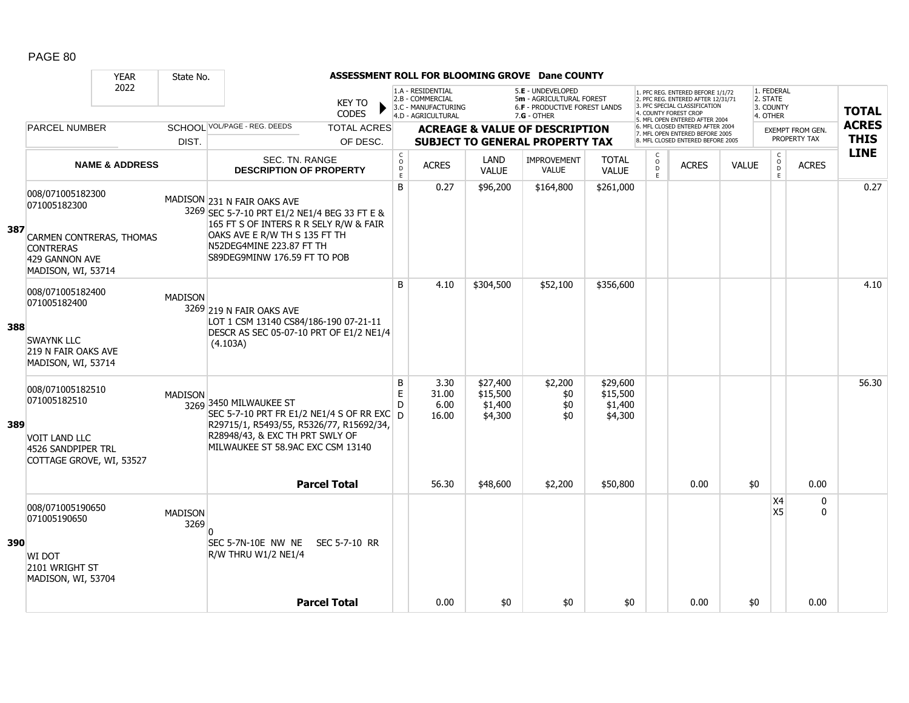# ASSESSMENT ROLL FOR BLOOMING GROVE Dane COUNTY

| YEAR | State No. | | KEY TO CODES | 1.A - RESIDENTIAL, 2.B - COMMERCIAL, 3.C - MANUFACTURING, 4.D - AGRICULTURAL | | 5.E - UNDEVELOPED, 5m - AGRICULTURAL FOREST, 6.F - PRODUCTIVE FOREST LANDS, 7.G - OTHER | | | 1. PFC REG. ENTERED BEFORE 1/1/72, 2. PFC REG. ENTERED AFTER 12/31/71, 3. PFC SPECIAL CLASSIFICATION, 4. COUNTY FOREST CROP, 5. MFL OPEN ENTERED AFTER 2004, 6. MFL CLOSED ENTERED AFTER 2004, 7. MFL OPEN ENTERED BEFORE 2005, 8. MFL CLOSED ENTERED BEFORE 2005 | | | 1. FEDERAL, 2. STATE, 3. COUNTY, 4. OTHER | | |
|---|---|---|---|---|---|---|---|---|---|---|---|---|---|---|
| 2022 | | | | | | | | | | | | | | |
| PARCEL NUMBER | SCHOOL DIST. | VOL/PAGE - REG. DEEDS | TOTAL ACRES OF DESC. | ACREAGE & VALUE OF DESCRIPTION SUBJECT TO GENERAL PROPERTY TAX | | | | | | | | EXEMPT FROM GEN. PROPERTY TAX | | TOTAL ACRES THIS LINE |
| NAME & ADDRESS | | SEC. TN. RANGE DESCRIPTION OF PROPERTY | | CODE | ACRES | LAND VALUE | IMPROVEMENT VALUE | TOTAL VALUE | CODE | ACRES | VALUE | CODE | ACRES | |
| **387** 008/071005182300<br>071005182300<br><br>CARMEN CONTRERAS, THOMAS CONTRERAS<br>429 GANNON AVE<br>MADISON, WI, 53714 | MADISON 3269 | 231 N FAIR OAKS AVE<br>SEC 5-7-10 PRT E1/2 NE1/4 BEG 33 FT E & 165 FT S OF INTERS R R SELY R/W & FAIR OAKS AVE E R/W TH S 135 FT TH N52DEG4MINE 223.87 FT TH S89DEG9MINW 176.59 FT TO POB | | B | 0.27 | $96,200 | $164,800 | $261,000 | | | | | | 0.27 |
| **388** 008/071005182400<br>071005182400<br><br>SWAYNK LLC<br>219 N FAIR OAKS AVE<br>MADISON, WI, 53714 | MADISON 3269 | 219 N FAIR OAKS AVE<br>LOT 1 CSM 13140 CS84/186-190 07-21-11 DESCR AS SEC 05-07-10 PRT OF E1/2 NE1/4 (4.103A) | | B | 4.10 | $304,500 | $52,100 | $356,600 | | | | | | 4.10 |
| **389** 008/071005182510<br>071005182510<br><br>VOIT LAND LLC<br>4526 SANDPIPER TRL<br>COTTAGE GROVE, WI, 53527 | MADISON 3269 | 3450 MILWAUKEE ST<br>SEC 5-7-10 PRT FR E1/2 NE1/4 S OF RR EXC R29715/1, R5493/55, R5326/77, R15692/34, R28948/43, & EXC TH PRT SWLY OF MILWAUKEE ST 58.9AC EXC CSM 13140 | | B<br>E<br>D<br>D | 3.30<br>31.00<br>6.00<br>16.00 | $27,400<br>$15,500<br>$1,400<br>$4,300 | $2,200<br>$0<br>$0<br>$0 | $29,600<br>$15,500<br>$1,400<br>$4,300 | | | | | | 56.30 |
| | | | **Parcel Total** | | 56.30 | $48,600 | $2,200 | $50,800 | | 0.00 | $0 | | 0.00 | |
| **390** 008/071005190650<br>071005190650<br><br>WI DOT<br>2101 WRIGHT ST<br>MADISON, WI, 53704 | MADISON 3269 | 0<br>SEC 5-7N-10E NW NE SEC 5-7-10 RR R/W THRU W1/2 NE1/4 | | | | | | | | | | X4<br>X5 | 0<br>0 | |
| | | | **Parcel Total** | | 0.00 | $0 | $0 | $0 | | 0.00 | $0 | | 0.00 | |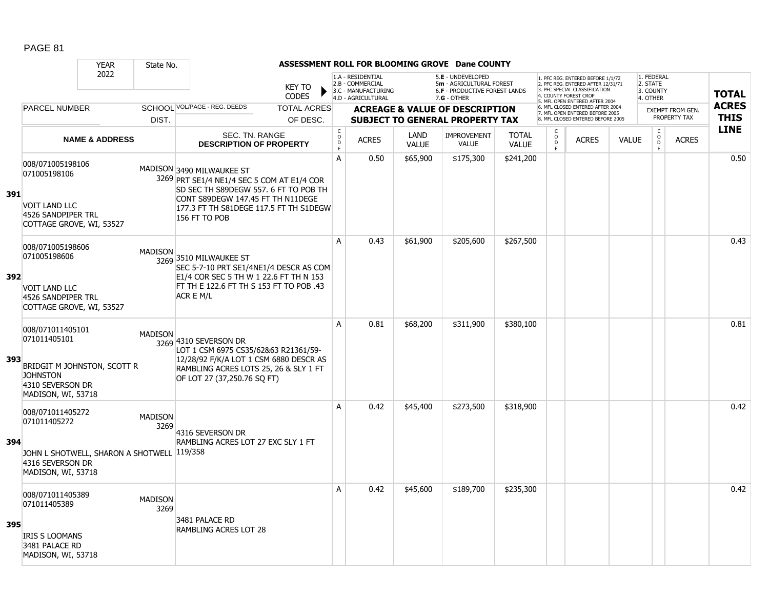# ASSESSMENT ROLL FOR BLOOMING GROVE Dane COUNTY

| YEAR 2022 | State No. | | KEY TO CODES | 1.A - RESIDENTIAL 2.B - COMMERCIAL 3.C - MANUFACTURING 4.D - AGRICULTURAL | | 5.E - UNDEVELOPED 5m - AGRICULTURAL FOREST 6.F - PRODUCTIVE FOREST LANDS 7.G - OTHER | | | 1. PFC REG. ENTERED BEFORE 1/1/72 2. PFC REG. ENTERED AFTER 12/31/71 3. PFC SPECIAL CLASSIFICATION 4. COUNTY FOREST CROP 5. MFL OPEN ENTERED AFTER 2004 6. MFL CLOSED ENTERED AFTER 2004 7. MFL OPEN ENTERED BEFORE 2005 8. MFL CLOSED ENTERED BEFORE 2005 | | | 1. FEDERAL 2. STATE 3. COUNTY 4. OTHER | | TOTAL ACRES THIS LINE |
|---|---|---|---|---|---|---|---|---|---|---|---|---|---|---|
| PARCEL NUMBER | SCHOOL DIST. | VOL/PAGE - REG. DEEDS | TOTAL ACRES OF DESC. | ACREAGE & VALUE OF DESCRIPTION SUBJECT TO GENERAL PROPERTY TAX | | | | | | | | EXEMPT FROM GEN. PROPERTY TAX | | |
| NAME & ADDRESS | | SEC. TN. RANGE DESCRIPTION OF PROPERTY | | CODE | ACRES | LAND VALUE | IMPROVEMENT VALUE | TOTAL VALUE | CODE | ACRES | VALUE | CODE | ACRES | |
| **391** 008/071005198106 071005198106 VOIT LAND LLC 4526 SANDPIPER TRL COTTAGE GROVE, WI, 53527 | MADISON 3269 | 3490 MILWAUKEE ST PRT SE1/4 NE1/4 SEC 5 COM AT E1/4 COR SD SEC TH S89DEGW 557. 6 FT TO POB TH CONT S89DEGW 147.45 FT TH N11DEGE 177.3 FT TH S81DEGE 117.5 FT TH S1DEGW 156 FT TO POB | | A | 0.50 | $65,900 | $175,300 | $241,200 | | | | | | 0.50 |
| **392** 008/071005198606 071005198606 VOIT LAND LLC 4526 SANDPIPER TRL COTTAGE GROVE, WI, 53527 | MADISON 3269 | 3510 MILWAUKEE ST SEC 5-7-10 PRT SE1/4NE1/4 DESCR AS COM E1/4 COR SEC 5 TH W 1 22.6 FT TH N 153 FT TH E 122.6 FT TH S 153 FT TO POB .43 ACR E M/L | | A | 0.43 | $61,900 | $205,600 | $267,500 | | | | | | 0.43 |
| **393** 008/071011405101 071011405101 BRIDGIT M JOHNSTON, SCOTT R JOHNSTON 4310 SEVERSON DR MADISON, WI, 53718 | MADISON 3269 | 4310 SEVERSON DR LOT 1 CSM 6975 CS35/62&63 R21361/59-12/28/92 F/K/A LOT 1 CSM 6880 DESCR AS RAMBLING ACRES LOTS 25, 26 & SLY 1 FT OF LOT 27 (37,250.76 SQ FT) | | A | 0.81 | $68,200 | $311,900 | $380,100 | | | | | | 0.81 |
| **394** 008/071011405272 071011405272 JOHN L SHOTWELL, SHARON A SHOTWELL 4316 SEVERSON DR MADISON, WI, 53718 | MADISON 3269 | 119/358 4316 SEVERSON DR RAMBLING ACRES LOT 27 EXC SLY 1 FT | | A | 0.42 | $45,400 | $273,500 | $318,900 | | | | | | 0.42 |
| **395** 008/071011405389 071011405389 IRIS S LOOMANS 3481 PALACE RD MADISON, WI, 53718 | MADISON 3269 | 3481 PALACE RD RAMBLING ACRES LOT 28 | | A | 0.42 | $45,600 | $189,700 | $235,300 | | | | | | 0.42 |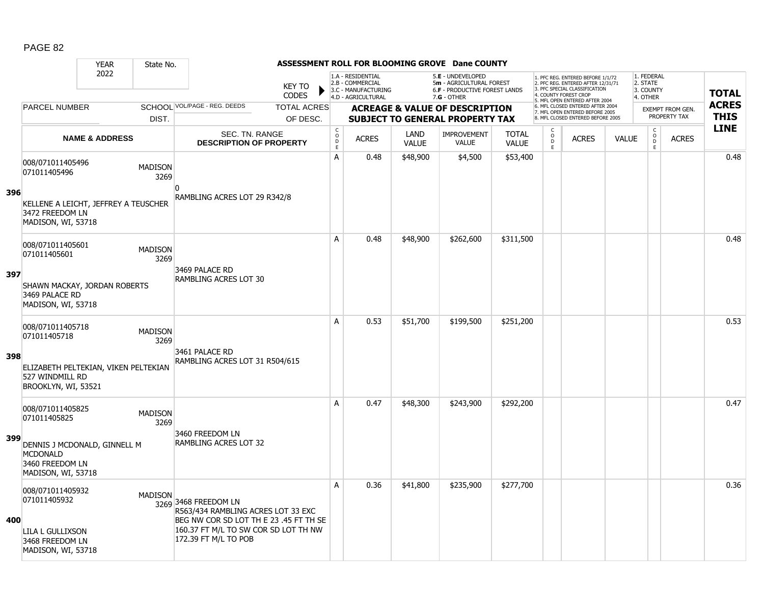## ASSESSMENT ROLL FOR BLOOMING GROVE Dane COUNTY

YEAR: 2022 | State No.

KEY TO CODES:
- 1.A - RESIDENTIAL
- 2.B - COMMERCIAL
- 3.C - MANUFACTURING
- 4.D - AGRICULTURAL
- 5.E - UNDEVELOPED
- 5m - AGRICULTURAL FOREST
- 6.F - PRODUCTIVE FOREST LANDS
- 7.G - OTHER

- 1. PFC REG. ENTERED BEFORE 1/1/72
- 2. PFC REG. ENTERED AFTER 12/31/71
- 3. PFC SPECIAL CLASSIFICATION
- 4. COUNTY FOREST CROP
- 5. MFL OPEN ENTERED AFTER 2004
- 6. MFL CLOSED ENTERED AFTER 2004
- 7. MFL OPEN ENTERED BEFORE 2005
- 8. MFL CLOSED ENTERED BEFORE 2005

- 1. FEDERAL
- 2. STATE
- 3. COUNTY
- 4. OTHER

| | PARCEL NUMBER / NAME & ADDRESS | SCHOOL DIST. | VOL/PAGE - REG. DEEDS / SEC. TN. RANGE / DESCRIPTION OF PROPERTY | CODE | ACRES | LAND VALUE | IMPROVEMENT VALUE | TOTAL VALUE | CODE | ACRES | VALUE | CODE (EXEMPT) | ACRES (EXEMPT) | TOTAL ACRES THIS LINE |
|---|---|---|---|---|---|---|---|---|---|---|---|---|---|---|
| 396 | 008/071011405496<br>071011405496<br>KELLENE A LEICHT, JEFFREY A TEUSCHER<br>3472 FREEDOM LN<br>MADISON, WI, 53718 | MADISON 3269 | 0<br>RAMBLING ACRES LOT 29 R342/8 | A | 0.48 | $48,900 | $4,500 | $53,400 | | | | | | 0.48 |
| 397 | 008/071011405601<br>071011405601<br>SHAWN MACKAY, JORDAN ROBERTS<br>3469 PALACE RD<br>MADISON, WI, 53718 | MADISON 3269 | 3469 PALACE RD<br>RAMBLING ACRES LOT 30 | A | 0.48 | $48,900 | $262,600 | $311,500 | | | | | | 0.48 |
| 398 | 008/071011405718<br>071011405718<br>ELIZABETH PELTEKIAN, VIKEN PELTEKIAN<br>527 WINDMILL RD<br>BROOKLYN, WI, 53521 | MADISON 3269 | 3461 PALACE RD<br>RAMBLING ACRES LOT 31 R504/615 | A | 0.53 | $51,700 | $199,500 | $251,200 | | | | | | 0.53 |
| 399 | 008/071011405825<br>071011405825<br>DENNIS J MCDONALD, GINNELL M MCDONALD<br>3460 FREEDOM LN<br>MADISON, WI, 53718 | MADISON 3269 | 3460 FREEDOM LN<br>RAMBLING ACRES LOT 32 | A | 0.47 | $48,300 | $243,900 | $292,200 | | | | | | 0.47 |
| 400 | 008/071011405932<br>071011405932<br>LILA L GULLIXSON<br>3468 FREEDOM LN<br>MADISON, WI, 53718 | MADISON 3269 | 3468 FREEDOM LN<br>R563/434 RAMBLING ACRES LOT 33 EXC BEG NW COR SD LOT TH E 23 .45 FT TH SE 160.37 FT M/L TO SW COR SD LOT TH NW 172.39 FT M/L TO POB | A | 0.36 | $41,800 | $235,900 | $277,700 | | | | | | 0.36 |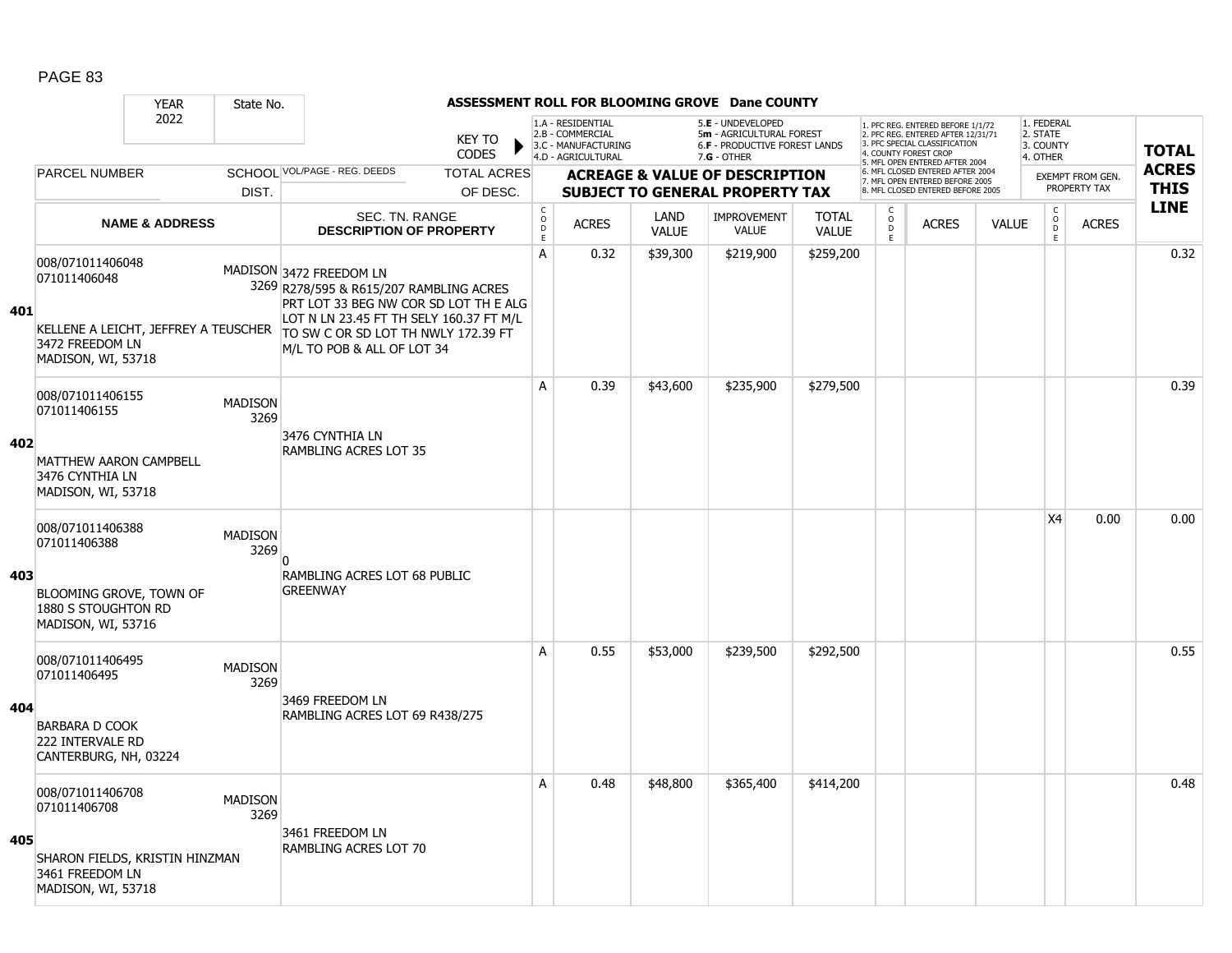**ASSESSMENT ROLL FOR BLOOMING GROVE Dane COUNTY**

| YEAR 2022 | State No. | | KEY TO CODES: 1.A - RESIDENTIAL, 2.B - COMMERCIAL, 3.C - MANUFACTURING, 4.D - AGRICULTURAL, 5.E - UNDEVELOPED, 5m - AGRICULTURAL FOREST, 6.F - PRODUCTIVE FOREST LANDS, 7.G - OTHER | | | | | | 1. PFC REG. ENTERED BEFORE 1/1/72, 2. PFC REG. ENTERED AFTER 12/31/71, 3. PFC SPECIAL CLASSIFICATION, 4. COUNTY FOREST CROP, 5. MFL OPEN ENTERED AFTER 2004, 6. MFL CLOSED ENTERED AFTER 2004, 7. MFL OPEN ENTERED BEFORE 2005, 8. MFL CLOSED ENTERED BEFORE 2005 | | | 1. FEDERAL, 2. STATE, 3. COUNTY, 4. OTHER | | |
|---|---|---|---|---|---|---|---|---|---|---|---|---|---|---|
| PARCEL NUMBER | SCHOOL DIST. | VOL/PAGE - REG. DEEDS / TOTAL ACRES OF DESC. | ACREAGE & VALUE OF DESCRIPTION SUBJECT TO GENERAL PROPERTY TAX | | | | | | | | | EXEMPT FROM GEN. PROPERTY TAX | | TOTAL ACRES THIS LINE |
| NAME & ADDRESS | | SEC. TN. RANGE DESCRIPTION OF PROPERTY | CODE | ACRES | LAND VALUE | IMPROVEMENT VALUE | TOTAL VALUE | CODE | ACRES | VALUE | CODE | ACRES | |
| **401** 008/071011406048 071011406048 KELLENE A LEICHT, JEFFREY A TEUSCHER 3472 FREEDOM LN MADISON, WI, 53718 | MADISON 3269 | 3472 FREEDOM LN R278/595 & R615/207 RAMBLING ACRES PRT LOT 33 BEG NW COR SD LOT TH E ALG LOT N LN 23.45 FT TH SELY 160.37 FT M/L TO SW C OR SD LOT TH NWLY 172.39 FT M/L TO POB & ALL OF LOT 34 | A | 0.32 | $39,300 | $219,900 | $259,200 | | | | | | 0.32 |
| **402** 008/071011406155 071011406155 MATTHEW AARON CAMPBELL 3476 CYNTHIA LN MADISON, WI, 53718 | MADISON 3269 | 3476 CYNTHIA LN RAMBLING ACRES LOT 35 | A | 0.39 | $43,600 | $235,900 | $279,500 | | | | | | 0.39 |
| **403** 008/071011406388 071011406388 BLOOMING GROVE, TOWN OF 1880 S STOUGHTON RD MADISON, WI, 53716 | MADISON 3269 | 0 RAMBLING ACRES LOT 68 PUBLIC GREENWAY | | | | | | | | | X4 | 0.00 | 0.00 |
| **404** 008/071011406495 071011406495 BARBARA D COOK 222 INTERVALE RD CANTERBURG, NH, 03224 | MADISON 3269 | 3469 FREEDOM LN RAMBLING ACRES LOT 69 R438/275 | A | 0.55 | $53,000 | $239,500 | $292,500 | | | | | | 0.55 |
| **405** 008/071011406708 071011406708 SHARON FIELDS, KRISTIN HINZMAN 3461 FREEDOM LN MADISON, WI, 53718 | MADISON 3269 | 3461 FREEDOM LN RAMBLING ACRES LOT 70 | A | 0.48 | $48,800 | $365,400 | $414,200 | | | | | | 0.48 |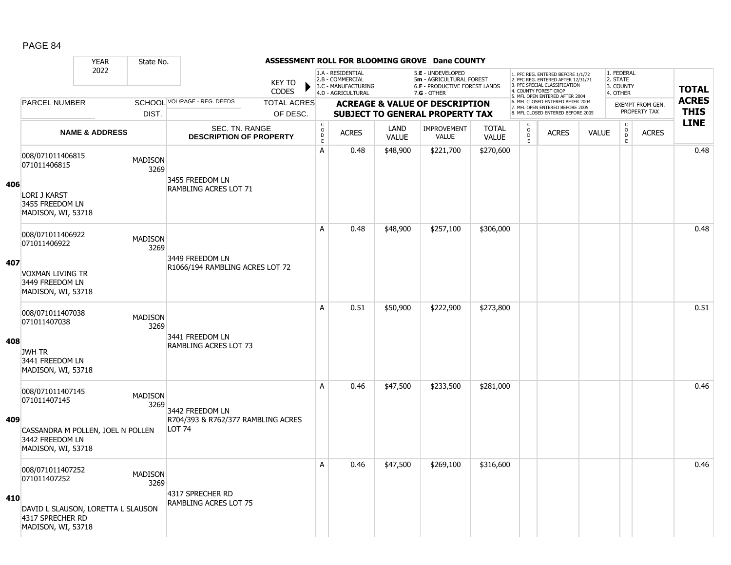ASSESSMENT ROLL FOR BLOOMING GROVE Dane COUNTY

| | YEAR 2022 | State No. | KEY TO CODES | 1.A - RESIDENTIAL 2.B - COMMERCIAL 3.C - MANUFACTURING 4.D - AGRICULTURAL | | 5.E - UNDEVELOPED 5m - AGRICULTURAL FOREST 6.F - PRODUCTIVE FOREST LANDS 7.G - OTHER | | | 1. PFC REG. ENTERED BEFORE 1/1/72 2. PFC REG. ENTERED AFTER 12/31/71 3. PFC SPECIAL CLASSIFICATION 4. COUNTY FOREST CROP 5. MFL OPEN ENTERED AFTER 2004 6. MFL CLOSED ENTERED AFTER 2004 7. MFL OPEN ENTERED BEFORE 2005 8. MFL CLOSED ENTERED BEFORE 2005 | | | 1. FEDERAL 2. STATE 3. COUNTY 4. OTHER | | TOTAL ACRES THIS LINE |
|---|---|---|---|---|---|---|---|---|---|---|---|---|---|---|
| | PARCEL NUMBER / NAME & ADDRESS | SCHOOL DIST. | VOL/PAGE - REG. DEEDS / TOTAL ACRES OF DESC. / SEC. TN. RANGE DESCRIPTION OF PROPERTY | CODE | ACRES | LAND VALUE | IMPROVEMENT VALUE | TOTAL VALUE | CODE | ACRES | VALUE | CODE | ACRES (EXEMPT FROM GEN. PROPERTY TAX) | |
| 406 | 008/071011406815 071011406815 LORI J KARST 3455 FREEDOM LN MADISON, WI, 53718 | MADISON 3269 | 3455 FREEDOM LN RAMBLING ACRES LOT 71 | A | 0.48 | $48,900 | $221,700 | $270,600 | | | | | | 0.48 |
| 407 | 008/071011406922 071011406922 VOXMAN LIVING TR 3449 FREEDOM LN MADISON, WI, 53718 | MADISON 3269 | 3449 FREEDOM LN R1066/194 RAMBLING ACRES LOT 72 | A | 0.48 | $48,900 | $257,100 | $306,000 | | | | | | 0.48 |
| 408 | 008/071011407038 071011407038 JWH TR 3441 FREEDOM LN MADISON, WI, 53718 | MADISON 3269 | 3441 FREEDOM LN RAMBLING ACRES LOT 73 | A | 0.51 | $50,900 | $222,900 | $273,800 | | | | | | 0.51 |
| 409 | 008/071011407145 071011407145 CASSANDRA M POLLEN, JOEL N POLLEN 3442 FREEDOM LN MADISON, WI, 53718 | MADISON 3269 | 3442 FREEDOM LN R704/393 & R762/377 RAMBLING ACRES LOT 74 | A | 0.46 | $47,500 | $233,500 | $281,000 | | | | | | 0.46 |
| 410 | 008/071011407252 071011407252 DAVID L SLAUSON, LORETTA L SLAUSON 4317 SPRECHER RD MADISON, WI, 53718 | MADISON 3269 | 4317 SPRECHER RD RAMBLING ACRES LOT 75 | A | 0.46 | $47,500 | $269,100 | $316,600 | | | | | | 0.46 |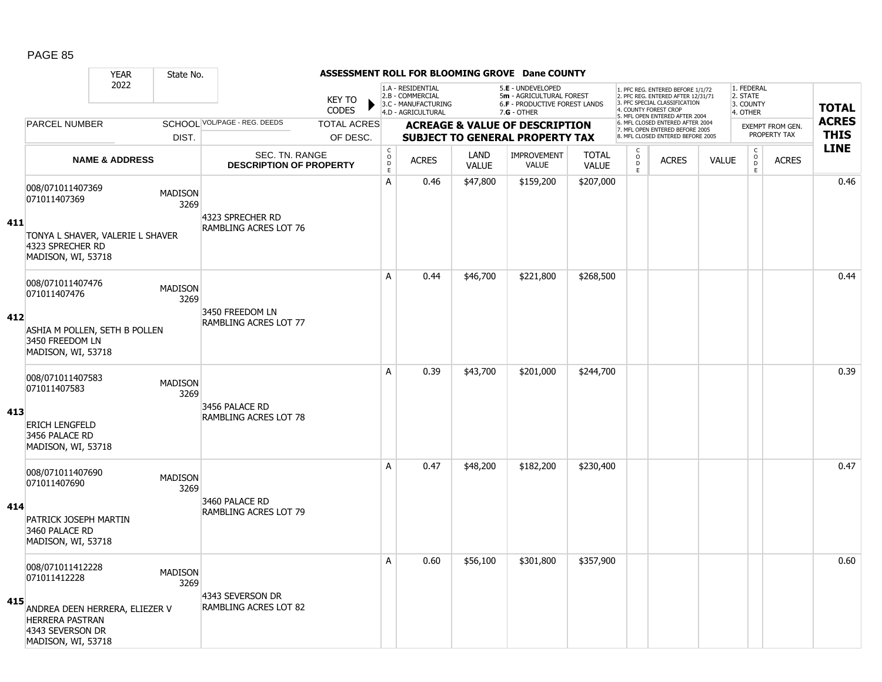## ASSESSMENT ROLL FOR BLOOMING GROVE Dane COUNTY

YEAR 2022 | State No.

KEY TO CODES:
- 1.A - RESIDENTIAL
- 2.B - COMMERCIAL
- 3.C - MANUFACTURING
- 4.D - AGRICULTURAL
- 5.E - UNDEVELOPED
- 5m - AGRICULTURAL FOREST
- 6.F - PRODUCTIVE FOREST LANDS
- 7.G - OTHER

- 1. PFC REG. ENTERED BEFORE 1/1/72
- 2. PFC REG. ENTERED AFTER 12/31/71
- 3. PFC SPECIAL CLASSIFICATION
- 4. COUNTY FOREST CROP
- 5. MFL OPEN ENTERED AFTER 2004
- 6. MFL CLOSED ENTERED AFTER 2004
- 7. MFL OPEN ENTERED BEFORE 2005
- 8. MFL CLOSED ENTERED BEFORE 2005

- 1. FEDERAL
- 2. STATE
- 3. COUNTY
- 4. OTHER

| | PARCEL NUMBER / NAME & ADDRESS | SCHOOL DIST. | VOL/PAGE - REG. DEEDS / SEC. TN. RANGE / DESCRIPTION OF PROPERTY | ACREAGE & VALUE OF DESCRIPTION SUBJECT TO GENERAL PROPERTY TAX | | | | | | | | EXEMPT FROM GEN. PROPERTY TAX | | TOTAL ACRES THIS LINE |
|---|---|---|---|---|---|---|---|---|---|---|---|---|---|---|
| | | | | CODE | ACRES | LAND VALUE | IMPROVEMENT VALUE | TOTAL VALUE | CODE | ACRES | VALUE | CODE | ACRES | |
| 411 | 008/071011407369<br>071011407369<br>TONYA L SHAVER, VALERIE L SHAVER<br>4323 SPRECHER RD<br>MADISON, WI, 53718 | MADISON 3269 | 4323 SPRECHER RD<br>RAMBLING ACRES LOT 76 | A | 0.46 | $47,800 | $159,200 | $207,000 | | | | | | 0.46 |
| 412 | 008/071011407476<br>071011407476<br>ASHIA M POLLEN, SETH B POLLEN<br>3450 FREEDOM LN<br>MADISON, WI, 53718 | MADISON 3269 | 3450 FREEDOM LN<br>RAMBLING ACRES LOT 77 | A | 0.44 | $46,700 | $221,800 | $268,500 | | | | | | 0.44 |
| 413 | 008/071011407583<br>071011407583<br>ERICH LENGFELD<br>3456 PALACE RD<br>MADISON, WI, 53718 | MADISON 3269 | 3456 PALACE RD<br>RAMBLING ACRES LOT 78 | A | 0.39 | $43,700 | $201,000 | $244,700 | | | | | | 0.39 |
| 414 | 008/071011407690<br>071011407690<br>PATRICK JOSEPH MARTIN<br>3460 PALACE RD<br>MADISON, WI, 53718 | MADISON 3269 | 3460 PALACE RD<br>RAMBLING ACRES LOT 79 | A | 0.47 | $48,200 | $182,200 | $230,400 | | | | | | 0.47 |
| 415 | 008/071011412228<br>071011412228<br>ANDREA DEEN HERRERA, ELIEZER V HERRERA PASTRAN<br>4343 SEVERSON DR<br>MADISON, WI, 53718 | MADISON 3269 | 4343 SEVERSON DR<br>RAMBLING ACRES LOT 82 | A | 0.60 | $56,100 | $301,800 | $357,900 | | | | | | 0.60 |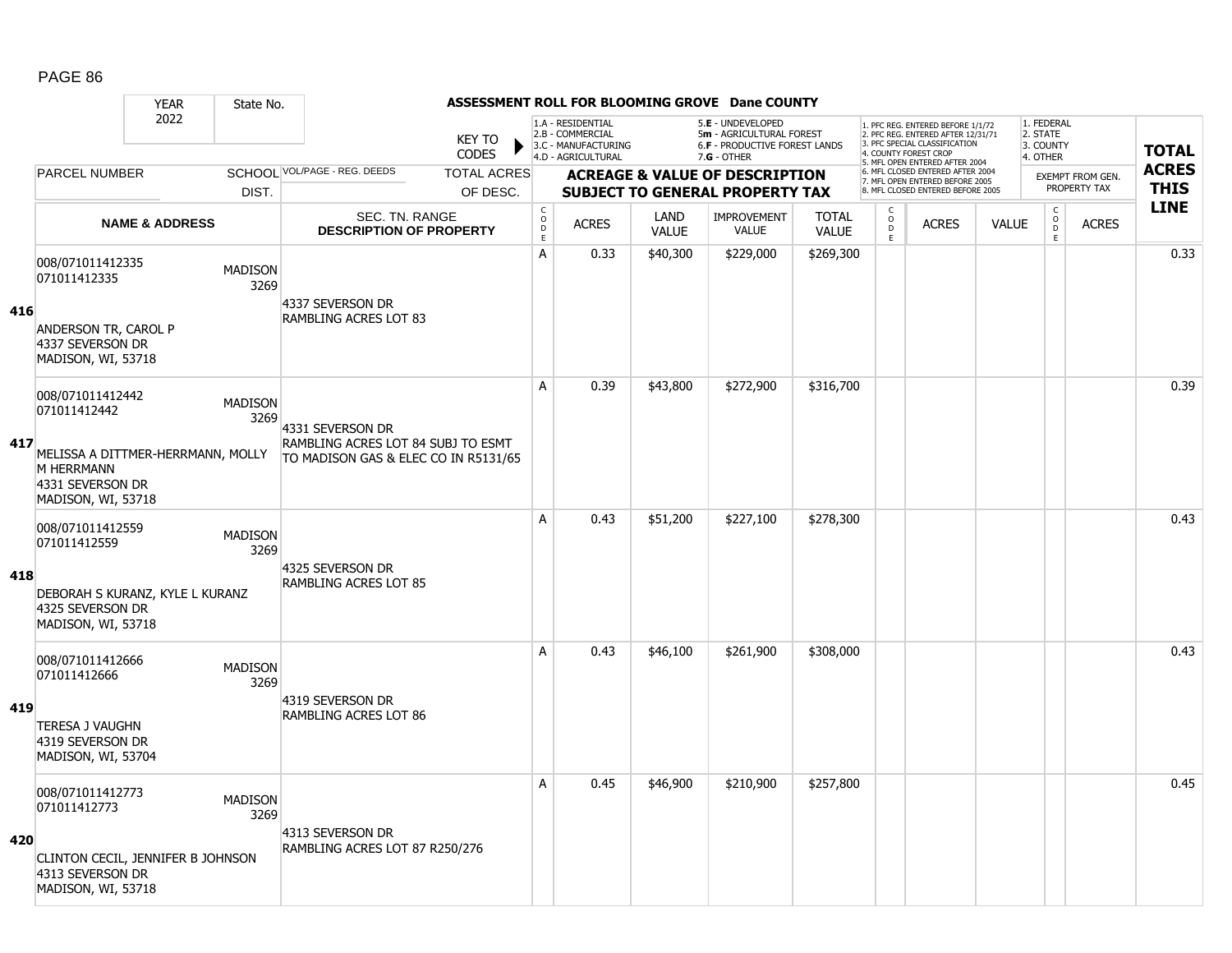# ASSESSMENT ROLL FOR BLOOMING GROVE Dane COUNTY

| YEAR | State No. | | KEY TO CODES | 1.A - RESIDENTIAL 2.B - COMMERCIAL 3.C - MANUFACTURING 4.D - AGRICULTURAL | | 5.E - UNDEVELOPED 5m - AGRICULTURAL FOREST 6.F - PRODUCTIVE FOREST LANDS 7.G - OTHER | | | 1. PFC REG. ENTERED BEFORE 1/1/72 2. PFC REG. ENTERED AFTER 12/31/71 3. PFC SPECIAL CLASSIFICATION 4. COUNTY FOREST CROP 5. MFL OPEN ENTERED AFTER 2004 6. MFL CLOSED ENTERED AFTER 2004 7. MFL OPEN ENTERED BEFORE 2005 8. MFL CLOSED ENTERED BEFORE 2005 | | | 1. FEDERAL 2. STATE 3. COUNTY 4. OTHER | | TOTAL ACRES THIS LINE |
|---|---|---|---|---|---|---|---|---|---|---|---|---|---|---|
| 2022 | | | | | | | | | | | | | | |
| PARCEL NUMBER | SCHOOL DIST. | VOL/PAGE - REG. DEEDS | TOTAL ACRES OF DESC. | ACREAGE & VALUE OF DESCRIPTION SUBJECT TO GENERAL PROPERTY TAX | | | | | | | | EXEMPT FROM GEN. PROPERTY TAX | | |
| NAME & ADDRESS | | SEC. TN. RANGE DESCRIPTION OF PROPERTY | | CODE | ACRES | LAND VALUE | IMPROVEMENT VALUE | TOTAL VALUE | CODE | ACRES | VALUE | CODE | ACRES | |
| **416** 008/071011412335 071011412335 ANDERSON TR, CAROL P 4337 SEVERSON DR MADISON, WI, 53718 | MADISON 3269 | 4337 SEVERSON DR RAMBLING ACRES LOT 83 | | A | 0.33 | $40,300 | $229,000 | $269,300 | | | | | | 0.33 |
| **417** 008/071011412442 071011412442 MELISSA A DITTMER-HERRMANN, MOLLY M HERRMANN 4331 SEVERSON DR MADISON, WI, 53718 | MADISON 3269 | 4331 SEVERSON DR RAMBLING ACRES LOT 84 SUBJ TO ESMT TO MADISON GAS & ELEC CO IN R5131/65 | | A | 0.39 | $43,800 | $272,900 | $316,700 | | | | | | 0.39 |
| **418** 008/071011412559 071011412559 DEBORAH S KURANZ, KYLE L KURANZ 4325 SEVERSON DR MADISON, WI, 53718 | MADISON 3269 | 4325 SEVERSON DR RAMBLING ACRES LOT 85 | | A | 0.43 | $51,200 | $227,100 | $278,300 | | | | | | 0.43 |
| **419** 008/071011412666 071011412666 TERESA J VAUGHN 4319 SEVERSON DR MADISON, WI, 53704 | MADISON 3269 | 4319 SEVERSON DR RAMBLING ACRES LOT 86 | | A | 0.43 | $46,100 | $261,900 | $308,000 | | | | | | 0.43 |
| **420** 008/071011412773 071011412773 CLINTON CECIL, JENNIFER B JOHNSON 4313 SEVERSON DR MADISON, WI, 53718 | MADISON 3269 | 4313 SEVERSON DR RAMBLING ACRES LOT 87 R250/276 | | A | 0.45 | $46,900 | $210,900 | $257,800 | | | | | | 0.45 |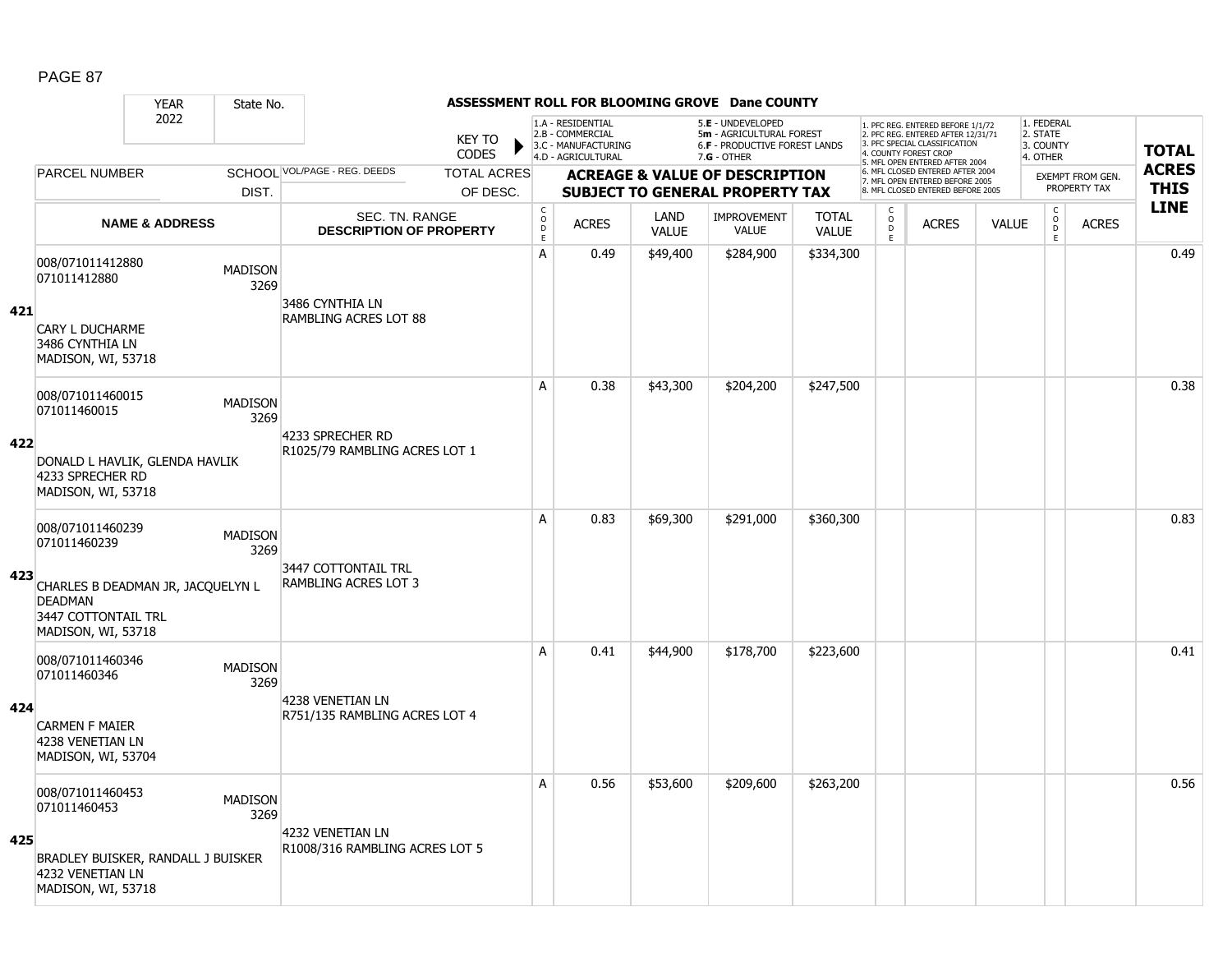**ASSESSMENT ROLL FOR BLOOMING GROVE Dane COUNTY**

| YEAR | State No. |
|---|---|
| 2022 | |

KEY TO CODES: 1.A - RESIDENTIAL, 2.B - COMMERCIAL, 3.C - MANUFACTURING, 4.D - AGRICULTURAL, 5.E - UNDEVELOPED, 5m - AGRICULTURAL FOREST, 6.F - PRODUCTIVE FOREST LANDS, 7.G - OTHER

1. PFC REG. ENTERED BEFORE 1/1/72, 2. PFC REG. ENTERED AFTER 12/31/71, 3. PFC SPECIAL CLASSIFICATION, 4. COUNTY FOREST CROP, 5. MFL OPEN ENTERED AFTER 2004, 6. MFL CLOSED ENTERED AFTER 2004, 7. MFL OPEN ENTERED BEFORE 2005, 8. MFL CLOSED ENTERED BEFORE 2005

1. FEDERAL, 2. STATE, 3. COUNTY, 4. OTHER

| LINE | PARCEL NUMBER / NAME & ADDRESS | SCHOOL DIST. | VOL/PAGE - REG. DEEDS / SEC. TN. RANGE / DESCRIPTION OF PROPERTY | TOTAL ACRES OF DESC. | CODE | ACRES | LAND VALUE | IMPROVEMENT VALUE | TOTAL VALUE | CODE | ACRES | VALUE | CODE | EXEMPT FROM GEN. PROPERTY TAX ACRES | TOTAL ACRES THIS LINE |
|---|---|---|---|---|---|---|---|---|---|---|---|---|---|---|---|
| 421 | 008/071011412880<br>071011412880<br>CARY L DUCHARME<br>3486 CYNTHIA LN<br>MADISON, WI, 53718 | MADISON 3269 | 3486 CYNTHIA LN<br>RAMBLING ACRES LOT 88 | | A | 0.49 | $49,400 | $284,900 | $334,300 | | | | | | 0.49 |
| 422 | 008/071011460015<br>071011460015<br>DONALD L HAVLIK, GLENDA HAVLIK<br>4233 SPRECHER RD<br>MADISON, WI, 53718 | MADISON 3269 | 4233 SPRECHER RD<br>R1025/79 RAMBLING ACRES LOT 1 | | A | 0.38 | $43,300 | $204,200 | $247,500 | | | | | | 0.38 |
| 423 | 008/071011460239<br>071011460239<br>CHARLES B DEADMAN JR, JACQUELYN L DEADMAN<br>3447 COTTONTAIL TRL<br>MADISON, WI, 53718 | MADISON 3269 | 3447 COTTONTAIL TRL<br>RAMBLING ACRES LOT 3 | | A | 0.83 | $69,300 | $291,000 | $360,300 | | | | | | 0.83 |
| 424 | 008/071011460346<br>071011460346<br>CARMEN F MAIER<br>4238 VENETIAN LN<br>MADISON, WI, 53704 | MADISON 3269 | 4238 VENETIAN LN<br>R751/135 RAMBLING ACRES LOT 4 | | A | 0.41 | $44,900 | $178,700 | $223,600 | | | | | | 0.41 |
| 425 | 008/071011460453<br>071011460453<br>BRADLEY BUISKER, RANDALL J BUISKER<br>4232 VENETIAN LN<br>MADISON, WI, 53718 | MADISON 3269 | 4232 VENETIAN LN<br>R1008/316 RAMBLING ACRES LOT 5 | | A | 0.56 | $53,600 | $209,600 | $263,200 | | | | | | 0.56 |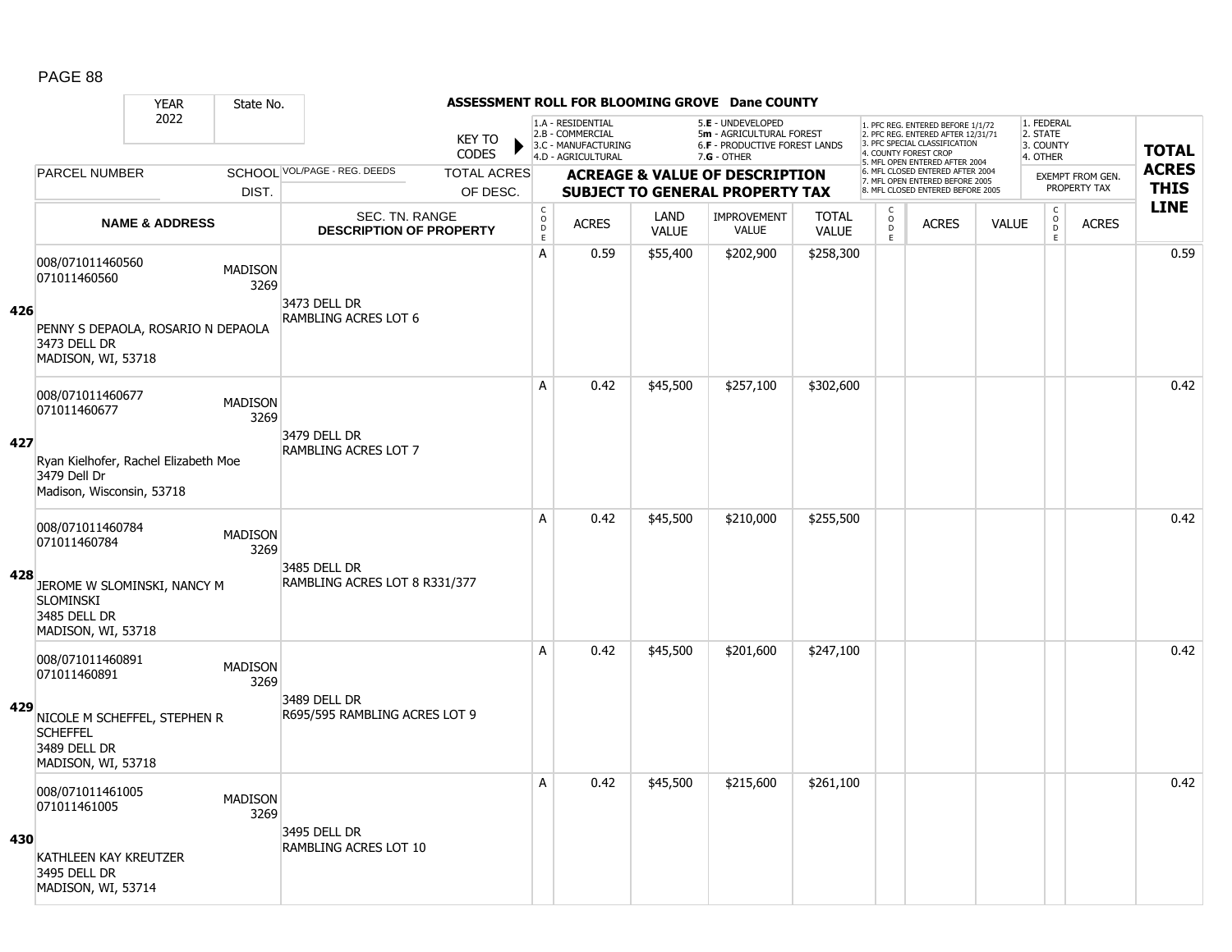PAGE 88

| YEAR | State No. | ASSESSMENT ROLL FOR BLOOMING GROVE Dane COUNTY |
|---|---|---|
| 2022 | | |

KEY TO CODES: 1.A - RESIDENTIAL, 2.B - COMMERCIAL, 3.C - MANUFACTURING, 4.D - AGRICULTURAL, 5.E - UNDEVELOPED, 5m - AGRICULTURAL FOREST, 6.F - PRODUCTIVE FOREST LANDS, 7.G - OTHER

1. PFC REG. ENTERED BEFORE 1/1/72, 2. PFC REG. ENTERED AFTER 12/31/71, 3. PFC SPECIAL CLASSIFICATION, 4. COUNTY FOREST CROP, 5. MFL OPEN ENTERED AFTER 2004, 6. MFL CLOSED ENTERED AFTER 2004, 7. MFL OPEN ENTERED BEFORE 2005, 8. MFL CLOSED ENTERED BEFORE 2005

1. FEDERAL, 2. STATE, 3. COUNTY, 4. OTHER — EXEMPT FROM GEN. PROPERTY TAX

| | PARCEL NUMBER / NAME & ADDRESS | SCHOOL DIST. | VOL/PAGE - REG. DEEDS / SEC. TN. RANGE / DESCRIPTION OF PROPERTY | CODE | ACRES | LAND VALUE | IMPROVEMENT VALUE | TOTAL VALUE | CODE | ACRES | VALUE | CODE | ACRES | TOTAL ACRES THIS LINE |
|---|---|---|---|---|---|---|---|---|---|---|---|---|---|---|
| 426 | 008/071011460560<br>071011460560<br>PENNY S DEPAOLA, ROSARIO N DEPAOLA<br>3473 DELL DR<br>MADISON, WI, 53718 | MADISON 3269 | 3473 DELL DR<br>RAMBLING ACRES LOT 6 | A | 0.59 | $55,400 | $202,900 | $258,300 | | | | | | 0.59 |
| 427 | 008/071011460677<br>071011460677<br>Ryan Kielhofer, Rachel Elizabeth Moe<br>3479 Dell Dr<br>Madison, Wisconsin, 53718 | MADISON 3269 | 3479 DELL DR<br>RAMBLING ACRES LOT 7 | A | 0.42 | $45,500 | $257,100 | $302,600 | | | | | | 0.42 |
| 428 | 008/071011460784<br>071011460784<br>JEROME W SLOMINSKI, NANCY M SLOMINSKI<br>3485 DELL DR<br>MADISON, WI, 53718 | MADISON 3269 | 3485 DELL DR<br>RAMBLING ACRES LOT 8 R331/377 | A | 0.42 | $45,500 | $210,000 | $255,500 | | | | | | 0.42 |
| 429 | 008/071011460891<br>071011460891<br>NICOLE M SCHEFFEL, STEPHEN R SCHEFFEL<br>3489 DELL DR<br>MADISON, WI, 53718 | MADISON 3269 | 3489 DELL DR<br>R695/595 RAMBLING ACRES LOT 9 | A | 0.42 | $45,500 | $201,600 | $247,100 | | | | | | 0.42 |
| 430 | 008/071011461005<br>071011461005<br>KATHLEEN KAY KREUTZER<br>3495 DELL DR<br>MADISON, WI, 53714 | MADISON 3269 | 3495 DELL DR<br>RAMBLING ACRES LOT 10 | A | 0.42 | $45,500 | $215,600 | $261,100 | | | | | | 0.42 |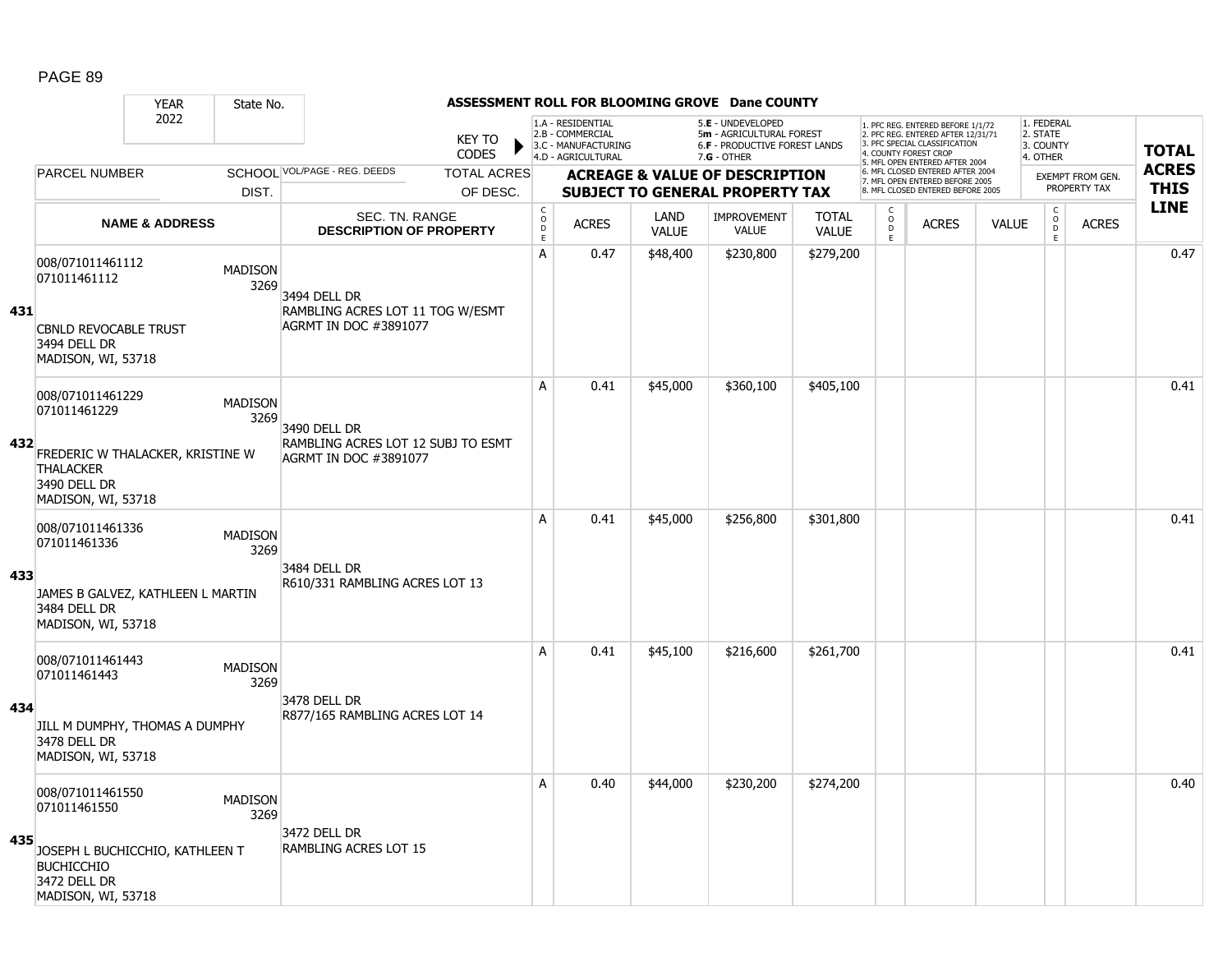# ASSESSMENT ROLL FOR BLOOMING GROVE Dane COUNTY

| YEAR 2022 | State No. | | KEY TO CODES | 1.A - RESIDENTIAL 2.B - COMMERCIAL 3.C - MANUFACTURING 4.D - AGRICULTURAL | | 5.E - UNDEVELOPED 5m - AGRICULTURAL FOREST 6.F - PRODUCTIVE FOREST LANDS 7.G - OTHER | | | 1. PFC REG. ENTERED BEFORE 1/1/72 2. PFC REG. ENTERED AFTER 12/31/71 3. PFC SPECIAL CLASSIFICATION 4. COUNTY FOREST CROP 5. MFL OPEN ENTERED AFTER 2004 6. MFL CLOSED ENTERED AFTER 2004 7. MFL OPEN ENTERED BEFORE 2005 8. MFL CLOSED ENTERED BEFORE 2005 | | | 1. FEDERAL 2. STATE 3. COUNTY 4. OTHER | | TOTAL ACRES THIS LINE |
|---|---|---|---|---|---|---|---|---|---|---|---|---|---|---|
| PARCEL NUMBER | SCHOOL DIST. | VOL/PAGE - REG. DEEDS | TOTAL ACRES OF DESC. | ACREAGE & VALUE OF DESCRIPTION SUBJECT TO GENERAL PROPERTY TAX | | | | | | | | EXEMPT FROM GEN. PROPERTY TAX | | |
| | NAME & ADDRESS | SEC. TN. RANGE DESCRIPTION OF PROPERTY | | CODE | ACRES | LAND VALUE | IMPROVEMENT VALUE | TOTAL VALUE | CODE | ACRES | VALUE | CODE | ACRES | |
| **431** 008/071011461112 071011461112 CBNLD REVOCABLE TRUST 3494 DELL DR MADISON, WI, 53718 | MADISON 3269 | 3494 DELL DR RAMBLING ACRES LOT 11 TOG W/ESMT AGRMT IN DOC #3891077 | | A | 0.47 | $48,400 | $230,800 | $279,200 | | | | | | 0.47 |
| **432** 008/071011461229 071011461229 FREDERIC W THALACKER, KRISTINE W THALACKER 3490 DELL DR MADISON, WI, 53718 | MADISON 3269 | 3490 DELL DR RAMBLING ACRES LOT 12 SUBJ TO ESMT AGRMT IN DOC #3891077 | | A | 0.41 | $45,000 | $360,100 | $405,100 | | | | | | 0.41 |
| **433** 008/071011461336 071011461336 JAMES B GALVEZ, KATHLEEN L MARTIN 3484 DELL DR MADISON, WI, 53718 | MADISON 3269 | 3484 DELL DR R610/331 RAMBLING ACRES LOT 13 | | A | 0.41 | $45,000 | $256,800 | $301,800 | | | | | | 0.41 |
| **434** 008/071011461443 071011461443 JILL M DUMPHY, THOMAS A DUMPHY 3478 DELL DR MADISON, WI, 53718 | MADISON 3269 | 3478 DELL DR R877/165 RAMBLING ACRES LOT 14 | | A | 0.41 | $45,100 | $216,600 | $261,700 | | | | | | 0.41 |
| **435** 008/071011461550 071011461550 JOSEPH L BUCHICCHIO, KATHLEEN T BUCHICCHIO 3472 DELL DR MADISON, WI, 53718 | MADISON 3269 | 3472 DELL DR RAMBLING ACRES LOT 15 | | A | 0.40 | $44,000 | $230,200 | $274,200 | | | | | | 0.40 |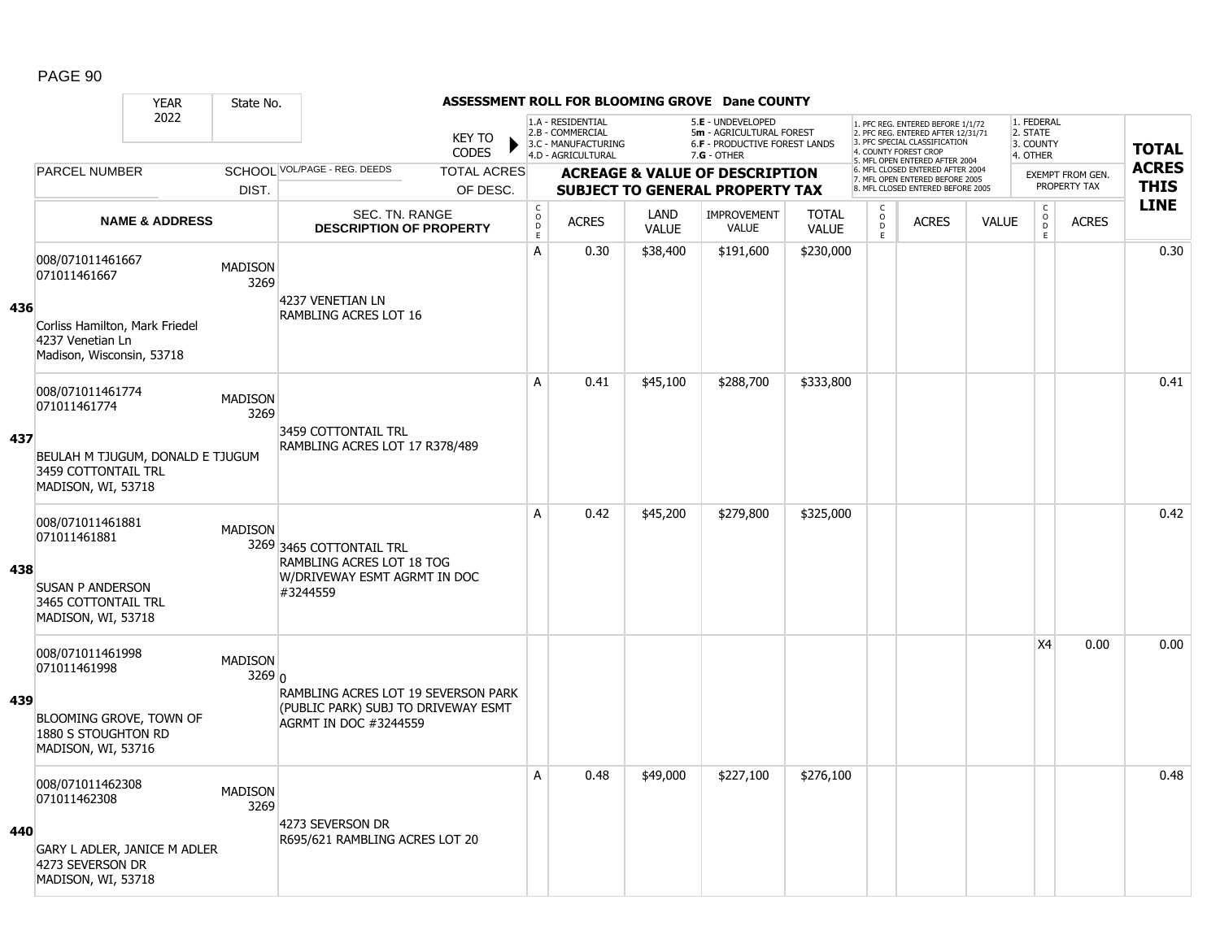# ASSESSMENT ROLL FOR BLOOMING GROVE Dane COUNTY

YEAR 2022 | State No.

KEY TO CODES:
- 1.A - RESIDENTIAL
- 2.B - COMMERCIAL
- 3.C - MANUFACTURING
- 4.D - AGRICULTURAL
- 5.E - UNDEVELOPED
- 5m - AGRICULTURAL FOREST
- 6.F - PRODUCTIVE FOREST LANDS
- 7.G - OTHER

- 1. PFC REG. ENTERED BEFORE 1/1/72
- 2. PFC REG. ENTERED AFTER 12/31/71
- 3. PFC SPECIAL CLASSIFICATION
- 4. COUNTY FOREST CROP
- 5. MFL OPEN ENTERED AFTER 2004
- 6. MFL CLOSED ENTERED AFTER 2004
- 7. MFL OPEN ENTERED BEFORE 2005
- 8. MFL CLOSED ENTERED BEFORE 2005

- 1. FEDERAL
- 2. STATE
- 3. COUNTY
- 4. OTHER

| LINE | PARCEL NUMBER / NAME & ADDRESS | SCHOOL DIST. | VOL/PAGE - REG. DEEDS / SEC. TN. RANGE / DESCRIPTION OF PROPERTY | CODE | ACRES | LAND VALUE | IMPROVEMENT VALUE | TOTAL VALUE | CODE | ACRES | VALUE | CODE | EXEMPT ACRES | TOTAL ACRES THIS LINE |
|---|---|---|---|---|---|---|---|---|---|---|---|---|---|---|
| 436 | 008/071011461667<br>071011461667<br>Corliss Hamilton, Mark Friedel<br>4237 Venetian Ln<br>Madison, Wisconsin, 53718 | MADISON 3269 | 4237 VENETIAN LN<br>RAMBLING ACRES LOT 16 | A | 0.30 | $38,400 | $191,600 | $230,000 | | | | | | 0.30 |
| 437 | 008/071011461774<br>071011461774<br>BEULAH M TJUGUM, DONALD E TJUGUM<br>3459 COTTONTAIL TRL<br>MADISON, WI, 53718 | MADISON 3269 | 3459 COTTONTAIL TRL<br>RAMBLING ACRES LOT 17 R378/489 | A | 0.41 | $45,100 | $288,700 | $333,800 | | | | | | 0.41 |
| 438 | 008/071011461881<br>071011461881<br>SUSAN P ANDERSON<br>3465 COTTONTAIL TRL<br>MADISON, WI, 53718 | MADISON 3269 | 3465 COTTONTAIL TRL<br>RAMBLING ACRES LOT 18 TOG W/DRIVEWAY ESMT AGRMT IN DOC #3244559 | A | 0.42 | $45,200 | $279,800 | $325,000 | | | | | | 0.42 |
| 439 | 008/071011461998<br>071011461998<br>BLOOMING GROVE, TOWN OF<br>1880 S STOUGHTON RD<br>MADISON, WI, 53716 | MADISON 3269 | 0<br>RAMBLING ACRES LOT 19 SEVERSON PARK (PUBLIC PARK) SUBJ TO DRIVEWAY ESMT AGRMT IN DOC #3244559 | | | | | | | | | X4 | 0.00 | 0.00 |
| 440 | 008/071011462308<br>071011462308<br>GARY L ADLER, JANICE M ADLER<br>4273 SEVERSON DR<br>MADISON, WI, 53718 | MADISON 3269 | 4273 SEVERSON DR<br>R695/621 RAMBLING ACRES LOT 20 | A | 0.48 | $49,000 | $227,100 | $276,100 | | | | | | 0.48 |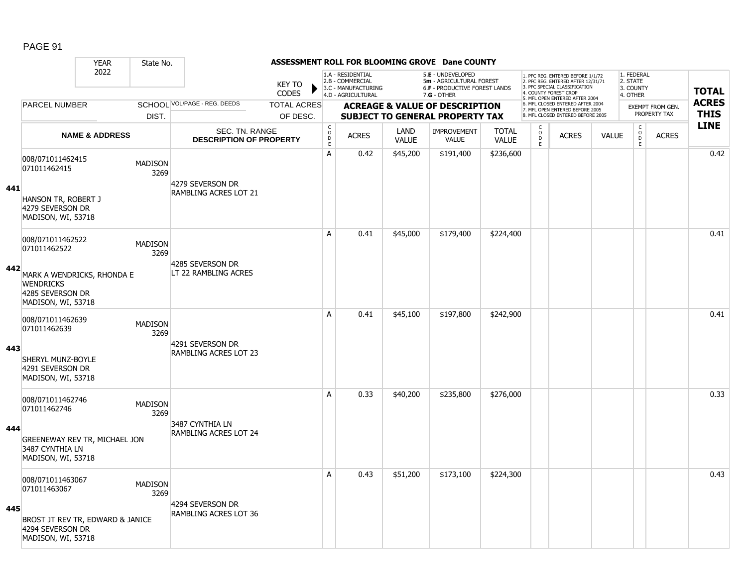# ASSESSMENT ROLL FOR BLOOMING GROVE Dane COUNTY

YEAR 2022 | State No.

KEY TO CODES:
- 1.A - RESIDENTIAL
- 2.B - COMMERCIAL
- 3.C - MANUFACTURING
- 4.D - AGRICULTURAL
- 5.E - UNDEVELOPED
- 5m - AGRICULTURAL FOREST
- 6.F - PRODUCTIVE FOREST LANDS
- 7.G - OTHER

Special classifications:
1. PFC REG. ENTERED BEFORE 1/1/72
2. PFC REG. ENTERED AFTER 12/31/71
3. PFC SPECIAL CLASSIFICATION
4. COUNTY FOREST CROP
5. MFL OPEN ENTERED AFTER 2004
6. MFL CLOSED ENTERED AFTER 2004
7. MFL OPEN ENTERED BEFORE 2005
8. MFL CLOSED ENTERED BEFORE 2005

Exempt:
1. FEDERAL
2. STATE
3. COUNTY
4. OTHER

| Line | PARCEL NUMBER / NAME & ADDRESS | SCHOOL DIST. | VOL/PAGE - REG. DEEDS / SEC. TN. RANGE / DESCRIPTION OF PROPERTY | TOTAL ACRES OF DESC. | CODE | ACRES | LAND VALUE | IMPROVEMENT VALUE | TOTAL VALUE | CODE | ACRES | VALUE | CODE | EXEMPT ACRES | TOTAL ACRES THIS LINE |
|---|---|---|---|---|---|---|---|---|---|---|---|---|---|---|---|
| 441 | 008/071011462415<br>071011462415<br>HANSON TR, ROBERT J<br>4279 SEVERSON DR<br>MADISON, WI, 53718 | MADISON 3269 | 4279 SEVERSON DR<br>RAMBLING ACRES LOT 21 | | A | 0.42 | $45,200 | $191,400 | $236,600 | | | | | | 0.42 |
| 442 | 008/071011462522<br>071011462522<br>MARK A WENDRICKS, RHONDA E WENDRICKS<br>4285 SEVERSON DR<br>MADISON, WI, 53718 | MADISON 3269 | 4285 SEVERSON DR<br>LT 22 RAMBLING ACRES | | A | 0.41 | $45,000 | $179,400 | $224,400 | | | | | | 0.41 |
| 443 | 008/071011462639<br>071011462639<br>SHERYL MUNZ-BOYLE<br>4291 SEVERSON DR<br>MADISON, WI, 53718 | MADISON 3269 | 4291 SEVERSON DR<br>RAMBLING ACRES LOT 23 | | A | 0.41 | $45,100 | $197,800 | $242,900 | | | | | | 0.41 |
| 444 | 008/071011462746<br>071011462746<br>GREENEWAY REV TR, MICHAEL JON<br>3487 CYNTHIA LN<br>MADISON, WI, 53718 | MADISON 3269 | 3487 CYNTHIA LN<br>RAMBLING ACRES LOT 24 | | A | 0.33 | $40,200 | $235,800 | $276,000 | | | | | | 0.33 |
| 445 | 008/071011463067<br>071011463067<br>BROST JT REV TR, EDWARD & JANICE<br>4294 SEVERSON DR<br>MADISON, WI, 53718 | MADISON 3269 | 4294 SEVERSON DR<br>RAMBLING ACRES LOT 36 | | A | 0.43 | $51,200 | $173,100 | $224,300 | | | | | | 0.43 |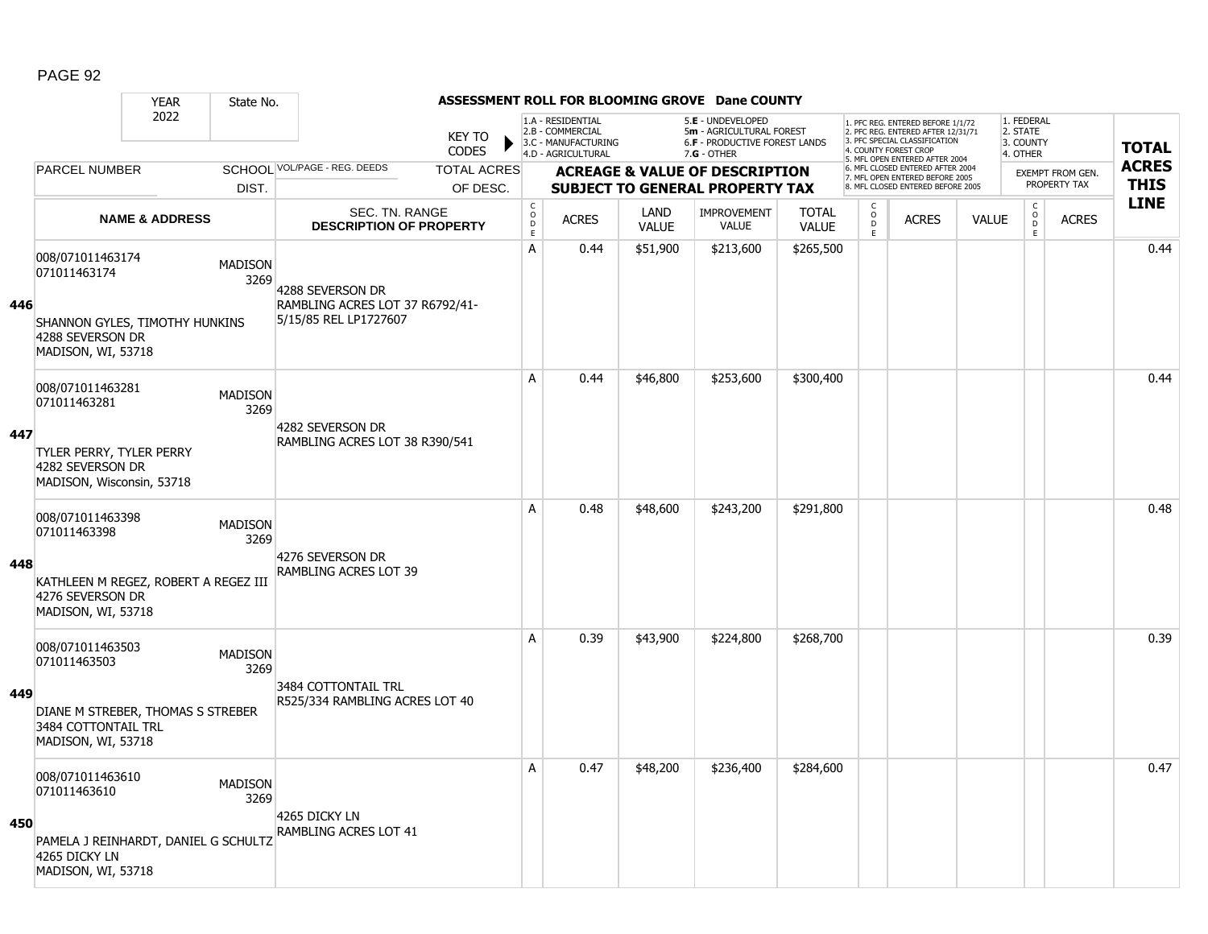# ASSESSMENT ROLL FOR BLOOMING GROVE Dane COUNTY

YEAR: 2022 | State No.

KEY TO CODES:
- 1.A - RESIDENTIAL
- 2.B - COMMERCIAL
- 3.C - MANUFACTURING
- 4.D - AGRICULTURAL
- 5.E - UNDEVELOPED
- 5m - AGRICULTURAL FOREST
- 6.F - PRODUCTIVE FOREST LANDS
- 7.G - OTHER

- 1. PFC REG. ENTERED BEFORE 1/1/72
- 2. PFC REG. ENTERED AFTER 12/31/71
- 3. PFC SPECIAL CLASSIFICATION
- 4. COUNTY FOREST CROP
- 5. MFL OPEN ENTERED AFTER 2004
- 6. MFL CLOSED ENTERED AFTER 2004
- 7. MFL OPEN ENTERED BEFORE 2005
- 8. MFL CLOSED ENTERED BEFORE 2005

- 1. FEDERAL
- 2. STATE
- 3. COUNTY
- 4. OTHER

| Line | PARCEL NUMBER / NAME & ADDRESS | SCHOOL DIST. | VOL/PAGE - REG. DEEDS / SEC. TN. RANGE / DESCRIPTION OF PROPERTY | TOTAL ACRES OF DESC. | CODE | ACRES | LAND VALUE | IMPROVEMENT VALUE | TOTAL VALUE | CODE | ACRES | VALUE | CODE (EXEMPT) | ACRES (EXEMPT) | TOTAL ACRES THIS LINE |
|---|---|---|---|---|---|---|---|---|---|---|---|---|---|---|---|
| 446 | 008/071011463174<br>071011463174<br>SHANNON GYLES, TIMOTHY HUNKINS<br>4288 SEVERSON DR<br>MADISON, WI, 53718 | MADISON 3269 | 4288 SEVERSON DR<br>RAMBLING ACRES LOT 37 R6792/41-5/15/85 REL LP1727607 | | A | 0.44 | $51,900 | $213,600 | $265,500 | | | | | | 0.44 |
| 447 | 008/071011463281<br>071011463281<br>TYLER PERRY, TYLER PERRY<br>4282 SEVERSON DR<br>MADISON, Wisconsin, 53718 | MADISON 3269 | 4282 SEVERSON DR<br>RAMBLING ACRES LOT 38 R390/541 | | A | 0.44 | $46,800 | $253,600 | $300,400 | | | | | | 0.44 |
| 448 | 008/071011463398<br>071011463398<br>KATHLEEN M REGEZ, ROBERT A REGEZ III<br>4276 SEVERSON DR<br>MADISON, WI, 53718 | MADISON 3269 | 4276 SEVERSON DR<br>RAMBLING ACRES LOT 39 | | A | 0.48 | $48,600 | $243,200 | $291,800 | | | | | | 0.48 |
| 449 | 008/071011463503<br>071011463503<br>DIANE M STREBER, THOMAS S STREBER<br>3484 COTTONTAIL TRL<br>MADISON, WI, 53718 | MADISON 3269 | 3484 COTTONTAIL TRL<br>R525/334 RAMBLING ACRES LOT 40 | | A | 0.39 | $43,900 | $224,800 | $268,700 | | | | | | 0.39 |
| 450 | 008/071011463610<br>071011463610<br>PAMELA J REINHARDT, DANIEL G SCHULTZ<br>4265 DICKY LN<br>MADISON, WI, 53718 | MADISON 3269 | 4265 DICKY LN<br>RAMBLING ACRES LOT 41 | | A | 0.47 | $48,200 | $236,400 | $284,600 | | | | | | 0.47 |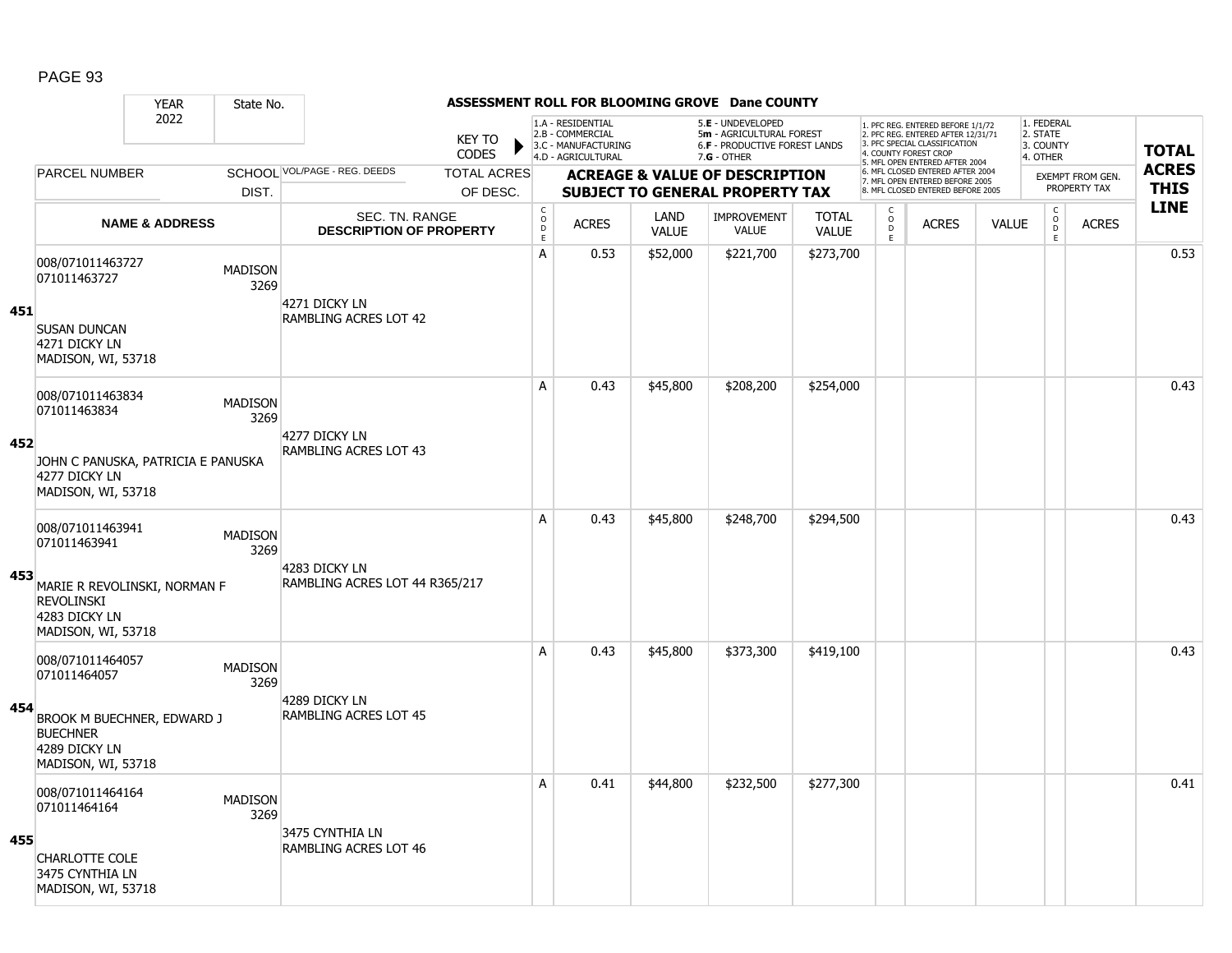PAGE 93

# ASSESSMENT ROLL FOR BLOOMING GROVE Dane COUNTY

YEAR 2022 | State No.

KEY TO CODES: 1.A - RESIDENTIAL, 2.B - COMMERCIAL, 3.C - MANUFACTURING, 4.D - AGRICULTURAL, 5.E - UNDEVELOPED, 5m - AGRICULTURAL FOREST, 6.F - PRODUCTIVE FOREST LANDS, 7.G - OTHER

1. PFC REG. ENTERED BEFORE 1/1/72, 2. PFC REG. ENTERED AFTER 12/31/71, 3. PFC SPECIAL CLASSIFICATION, 4. COUNTY FOREST CROP, 5. MFL OPEN ENTERED AFTER 2004, 6. MFL CLOSED ENTERED AFTER 2004, 7. MFL OPEN ENTERED BEFORE 2005, 8. MFL CLOSED ENTERED BEFORE 2005

1. FEDERAL, 2. STATE, 3. COUNTY, 4. OTHER

| | PARCEL NUMBER / NAME & ADDRESS | SCHOOL DIST. | VOL/PAGE - REG. DEEDS / SEC. TN. RANGE / DESCRIPTION OF PROPERTY | CODE | ACRES | LAND VALUE | IMPROVEMENT VALUE | TOTAL VALUE | CODE | ACRES | VALUE | CODE | EXEMPT FROM GEN. PROPERTY TAX ACRES | TOTAL ACRES THIS LINE |
|---|---|---|---|---|---|---|---|---|---|---|---|---|---|---|
| 451 | 008/071011463727<br>071011463727<br><br>SUSAN DUNCAN<br>4271 DICKY LN<br>MADISON, WI, 53718 | MADISON 3269 | 4271 DICKY LN<br>RAMBLING ACRES LOT 42 | A | 0.53 | $52,000 | $221,700 | $273,700 | | | | | | 0.53 |
| 452 | 008/071011463834<br>071011463834<br><br>JOHN C PANUSKA, PATRICIA E PANUSKA<br>4277 DICKY LN<br>MADISON, WI, 53718 | MADISON 3269 | 4277 DICKY LN<br>RAMBLING ACRES LOT 43 | A | 0.43 | $45,800 | $208,200 | $254,000 | | | | | | 0.43 |
| 453 | 008/071011463941<br>071011463941<br><br>MARIE R REVOLINSKI, NORMAN F REVOLINSKI<br>4283 DICKY LN<br>MADISON, WI, 53718 | MADISON 3269 | 4283 DICKY LN<br>RAMBLING ACRES LOT 44 R365/217 | A | 0.43 | $45,800 | $248,700 | $294,500 | | | | | | 0.43 |
| 454 | 008/071011464057<br>071011464057<br><br>BROOK M BUECHNER, EDWARD J BUECHNER<br>4289 DICKY LN<br>MADISON, WI, 53718 | MADISON 3269 | 4289 DICKY LN<br>RAMBLING ACRES LOT 45 | A | 0.43 | $45,800 | $373,300 | $419,100 | | | | | | 0.43 |
| 455 | 008/071011464164<br>071011464164<br><br>CHARLOTTE COLE<br>3475 CYNTHIA LN<br>MADISON, WI, 53718 | MADISON 3269 | 3475 CYNTHIA LN<br>RAMBLING ACRES LOT 46 | A | 0.41 | $44,800 | $232,500 | $277,300 | | | | | | 0.41 |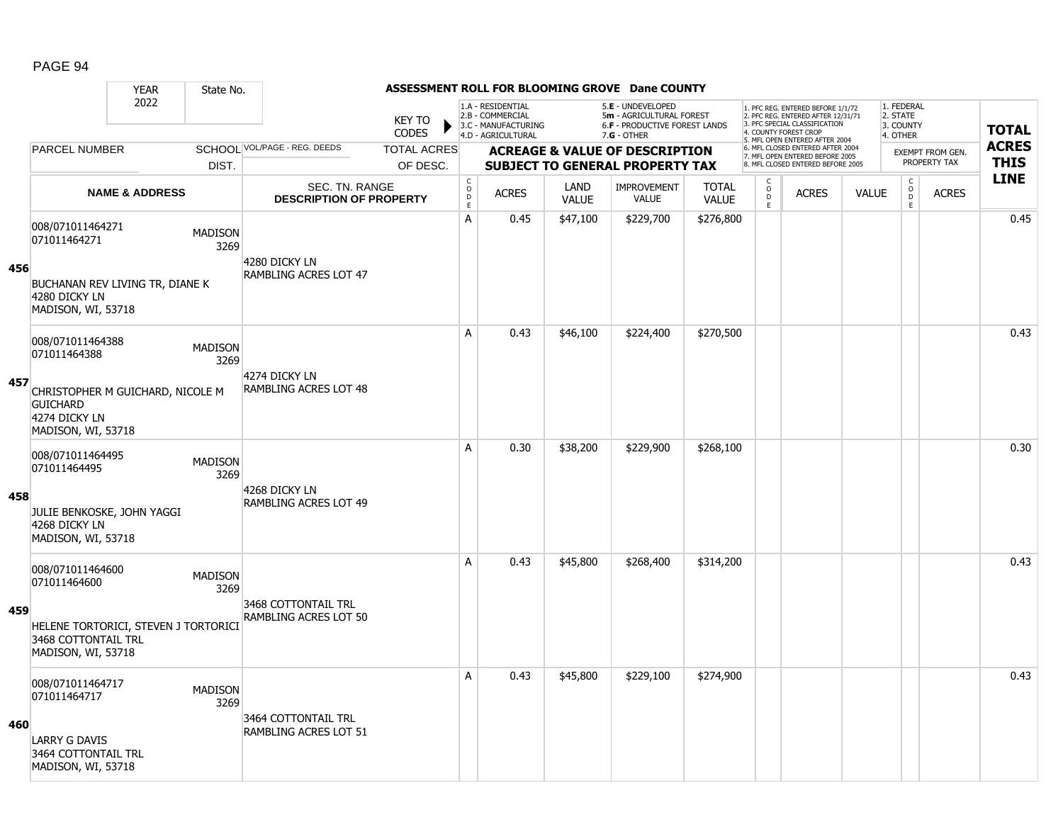# ASSESSMENT ROLL FOR BLOOMING GROVE Dane COUNTY

| YEAR | State No. | | | | | | | | | | | | | | |
|---|---|---|---|---|---|---|---|---|---|---|---|---|---|---|---|
| 2022 | | | | | | | | | | | | | | | |

KEY TO CODES: 1.A - RESIDENTIAL, 2.B - COMMERCIAL, 3.C - MANUFACTURING, 4.D - AGRICULTURAL, 5.E - UNDEVELOPED, 5m - AGRICULTURAL FOREST, 6.F - PRODUCTIVE FOREST LANDS, 7.G - OTHER

1. PFC REG. ENTERED BEFORE 1/1/72, 2. PFC REG. ENTERED AFTER 12/31/71, 3. PFC SPECIAL CLASSIFICATION, 4. COUNTY FOREST CROP, 5. MFL OPEN ENTERED AFTER 2004, 6. MFL CLOSED ENTERED AFTER 2004, 7. MFL OPEN ENTERED BEFORE 2005, 8. MFL CLOSED ENTERED BEFORE 2005

EXEMPT FROM GEN. PROPERTY TAX: 1. FEDERAL, 2. STATE, 3. COUNTY, 4. OTHER

| LINE | PARCEL NUMBER / NAME & ADDRESS | SCHOOL DIST. | VOL/PAGE - REG. DEEDS / SEC. TN. RANGE / DESCRIPTION OF PROPERTY | TOTAL ACRES OF DESC. | CODE | ACRES | LAND VALUE | IMPROVEMENT VALUE | TOTAL VALUE | CODE | ACRES | VALUE | CODE | ACRES | TOTAL ACRES THIS LINE |
|---|---|---|---|---|---|---|---|---|---|---|---|---|---|---|---|
| 456 | 008/071011464271<br>071011464271<br>BUCHANAN REV LIVING TR, DIANE K<br>4280 DICKY LN<br>MADISON, WI, 53718 | MADISON 3269 | 4280 DICKY LN<br>RAMBLING ACRES LOT 47 | | A | 0.45 | $47,100 | $229,700 | $276,800 | | | | | | 0.45 |
| 457 | 008/071011464388<br>071011464388<br>CHRISTOPHER M GUICHARD, NICOLE M GUICHARD<br>4274 DICKY LN<br>MADISON, WI, 53718 | MADISON 3269 | 4274 DICKY LN<br>RAMBLING ACRES LOT 48 | | A | 0.43 | $46,100 | $224,400 | $270,500 | | | | | | 0.43 |
| 458 | 008/071011464495<br>071011464495<br>JULIE BENKOSKE, JOHN YAGGI<br>4268 DICKY LN<br>MADISON, WI, 53718 | MADISON 3269 | 4268 DICKY LN<br>RAMBLING ACRES LOT 49 | | A | 0.30 | $38,200 | $229,900 | $268,100 | | | | | | 0.30 |
| 459 | 008/071011464600<br>071011464600<br>HELENE TORTORICI, STEVEN J TORTORICI<br>3468 COTTONTAIL TRL<br>MADISON, WI, 53718 | MADISON 3269 | 3468 COTTONTAIL TRL<br>RAMBLING ACRES LOT 50 | | A | 0.43 | $45,800 | $268,400 | $314,200 | | | | | | 0.43 |
| 460 | 008/071011464717<br>071011464717<br>LARRY G DAVIS<br>3464 COTTONTAIL TRL<br>MADISON, WI, 53718 | MADISON 3269 | 3464 COTTONTAIL TRL<br>RAMBLING ACRES LOT 51 | | A | 0.43 | $45,800 | $229,100 | $274,900 | | | | | | 0.43 |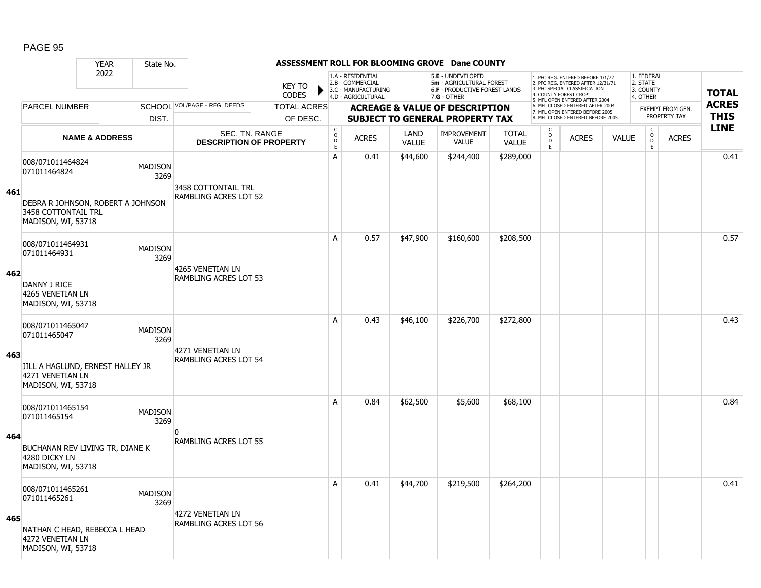# ASSESSMENT ROLL FOR BLOOMING GROVE Dane COUNTY

YEAR 2022 | State No.

KEY TO CODES:
- 1.A - RESIDENTIAL
- 2.B - COMMERCIAL
- 3.C - MANUFACTURING
- 4.D - AGRICULTURAL
- 5.E - UNDEVELOPED
- 5m - AGRICULTURAL FOREST
- 6.F - PRODUCTIVE FOREST LANDS
- 7.G - OTHER

PFC/MFL CODES:
1. PFC REG. ENTERED BEFORE 1/1/72
2. PFC REG. ENTERED AFTER 12/31/71
3. PFC SPECIAL CLASSIFICATION
4. COUNTY FOREST CROP
5. MFL OPEN ENTERED AFTER 2004
6. MFL CLOSED ENTERED AFTER 2004
7. MFL OPEN ENTERED BEFORE 2005
8. MFL CLOSED ENTERED BEFORE 2005

EXEMPT FROM GEN. PROPERTY TAX:
1. FEDERAL
2. STATE
3. COUNTY
4. OTHER

| LINE | PARCEL NUMBER / NAME & ADDRESS | SCHOOL DIST. | VOL/PAGE - REG. DEEDS / SEC. TN. RANGE / DESCRIPTION OF PROPERTY | TOTAL ACRES OF DESC. | CODE | ACRES | LAND VALUE | IMPROVEMENT VALUE | TOTAL VALUE | CODE | ACRES | VALUE | CODE | ACRES | TOTAL ACRES THIS LINE |
|---|---|---|---|---|---|---|---|---|---|---|---|---|---|---|---|
| 461 | 008/071011464824<br>071011464824<br>DEBRA R JOHNSON, ROBERT A JOHNSON<br>3458 COTTONTAIL TRL<br>MADISON, WI, 53718 | MADISON 3269 | 3458 COTTONTAIL TRL<br>RAMBLING ACRES LOT 52 | | A | 0.41 | $44,600 | $244,400 | $289,000 | | | | | | 0.41 |
| 462 | 008/071011464931<br>071011464931<br>DANNY J RICE<br>4265 VENETIAN LN<br>MADISON, WI, 53718 | MADISON 3269 | 4265 VENETIAN LN<br>RAMBLING ACRES LOT 53 | | A | 0.57 | $47,900 | $160,600 | $208,500 | | | | | | 0.57 |
| 463 | 008/071011465047<br>071011465047<br>JILL A HAGLUND, ERNEST HALLEY JR<br>4271 VENETIAN LN<br>MADISON, WI, 53718 | MADISON 3269 | 4271 VENETIAN LN<br>RAMBLING ACRES LOT 54 | | A | 0.43 | $46,100 | $226,700 | $272,800 | | | | | | 0.43 |
| 464 | 008/071011465154<br>071011465154<br>BUCHANAN REV LIVING TR, DIANE K<br>4280 DICKY LN<br>MADISON, WI, 53718 | MADISON 3269 | 0<br>RAMBLING ACRES LOT 55 | | A | 0.84 | $62,500 | $5,600 | $68,100 | | | | | | 0.84 |
| 465 | 008/071011465261<br>071011465261<br>NATHAN C HEAD, REBECCA L HEAD<br>4272 VENETIAN LN<br>MADISON, WI, 53718 | MADISON 3269 | 4272 VENETIAN LN<br>RAMBLING ACRES LOT 56 | | A | 0.41 | $44,700 | $219,500 | $264,200 | | | | | | 0.41 |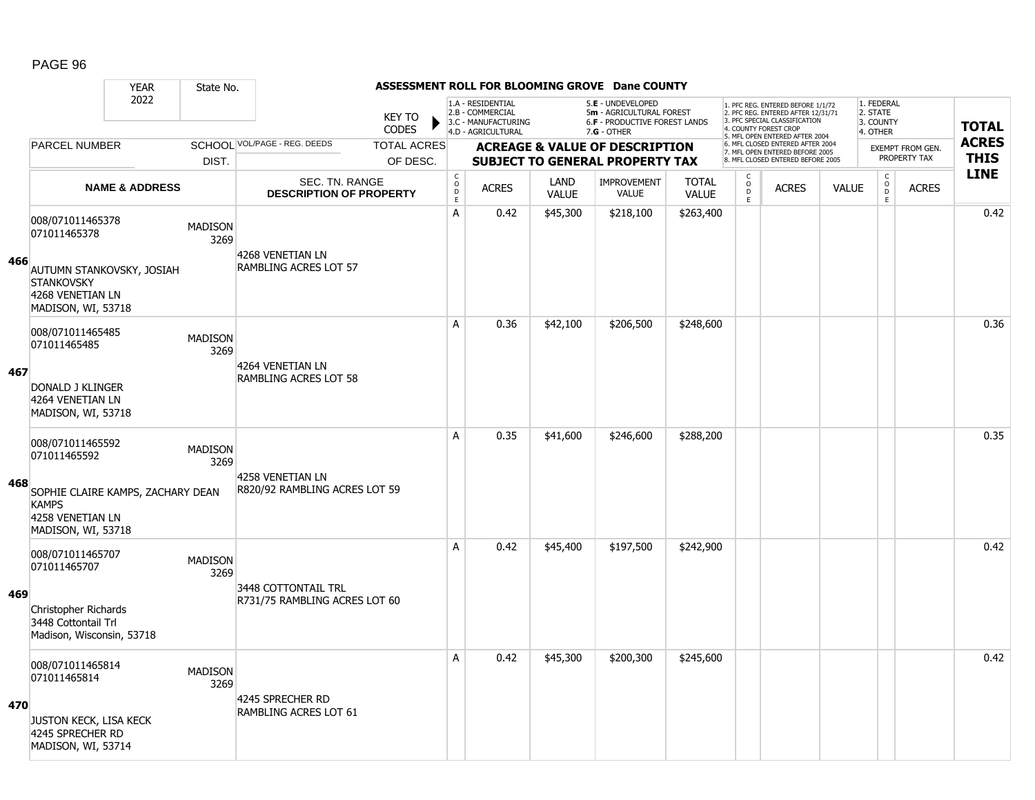## ASSESSMENT ROLL FOR BLOOMING GROVE Dane COUNTY

| YEAR 2022 | State No. | | | | | | | | | | | | | | |
|---|---|---|---|---|---|---|---|---|---|---|---|---|---|---|---|

**KEY TO CODES:** 1.A - RESIDENTIAL, 2.B - COMMERCIAL, 3.C - MANUFACTURING, 4.D - AGRICULTURAL, 5.E - UNDEVELOPED, 5m - AGRICULTURAL FOREST, 6.F - PRODUCTIVE FOREST LANDS, 7.G - OTHER

1. PFC REG. ENTERED BEFORE 1/1/72, 2. PFC REG. ENTERED AFTER 12/31/71, 3. PFC SPECIAL CLASSIFICATION, 4. COUNTY FOREST CROP, 5. MFL OPEN ENTERED AFTER 2004, 6. MFL CLOSED ENTERED AFTER 2004, 7. MFL OPEN ENTERED BEFORE 2005, 8. MFL CLOSED ENTERED BEFORE 2005

1. FEDERAL, 2. STATE, 3. COUNTY, 4. OTHER

| LINE | PARCEL NUMBER / NAME & ADDRESS | SCHOOL DIST. | VOL/PAGE - REG. DEEDS / SEC. TN. RANGE / DESCRIPTION OF PROPERTY | TOTAL ACRES OF DESC. | CODE | ACRES | LAND VALUE | IMPROVEMENT VALUE | TOTAL VALUE | CODE | ACRES | VALUE | CODE (EXEMPT) | ACRES (EXEMPT FROM GEN. PROPERTY TAX) | TOTAL ACRES THIS LINE |
|---|---|---|---|---|---|---|---|---|---|---|---|---|---|---|---|
| 466 | 008/071011465378<br>071011465378<br>AUTUMN STANKOVSKY, JOSIAH STANKOVSKY<br>4268 VENETIAN LN<br>MADISON, WI, 53718 | MADISON 3269 | 4268 VENETIAN LN<br>RAMBLING ACRES LOT 57 | | A | 0.42 | $45,300 | $218,100 | $263,400 | | | | | | 0.42 |
| 467 | 008/071011465485<br>071011465485<br>DONALD J KLINGER<br>4264 VENETIAN LN<br>MADISON, WI, 53718 | MADISON 3269 | 4264 VENETIAN LN<br>RAMBLING ACRES LOT 58 | | A | 0.36 | $42,100 | $206,500 | $248,600 | | | | | | 0.36 |
| 468 | 008/071011465592<br>071011465592<br>SOPHIE CLAIRE KAMPS, ZACHARY DEAN KAMPS<br>4258 VENETIAN LN<br>MADISON, WI, 53718 | MADISON 3269 | 4258 VENETIAN LN<br>R820/92 RAMBLING ACRES LOT 59 | | A | 0.35 | $41,600 | $246,600 | $288,200 | | | | | | 0.35 |
| 469 | 008/071011465707<br>071011465707<br>Christopher Richards<br>3448 Cottontail Trl<br>Madison, Wisconsin, 53718 | MADISON 3269 | 3448 COTTONTAIL TRL<br>R731/75 RAMBLING ACRES LOT 60 | | A | 0.42 | $45,400 | $197,500 | $242,900 | | | | | | 0.42 |
| 470 | 008/071011465814<br>071011465814<br>JUSTON KECK, LISA KECK<br>4245 SPRECHER RD<br>MADISON, WI, 53714 | MADISON 3269 | 4245 SPRECHER RD<br>RAMBLING ACRES LOT 61 | | A | 0.42 | $45,300 | $200,300 | $245,600 | | | | | | 0.42 |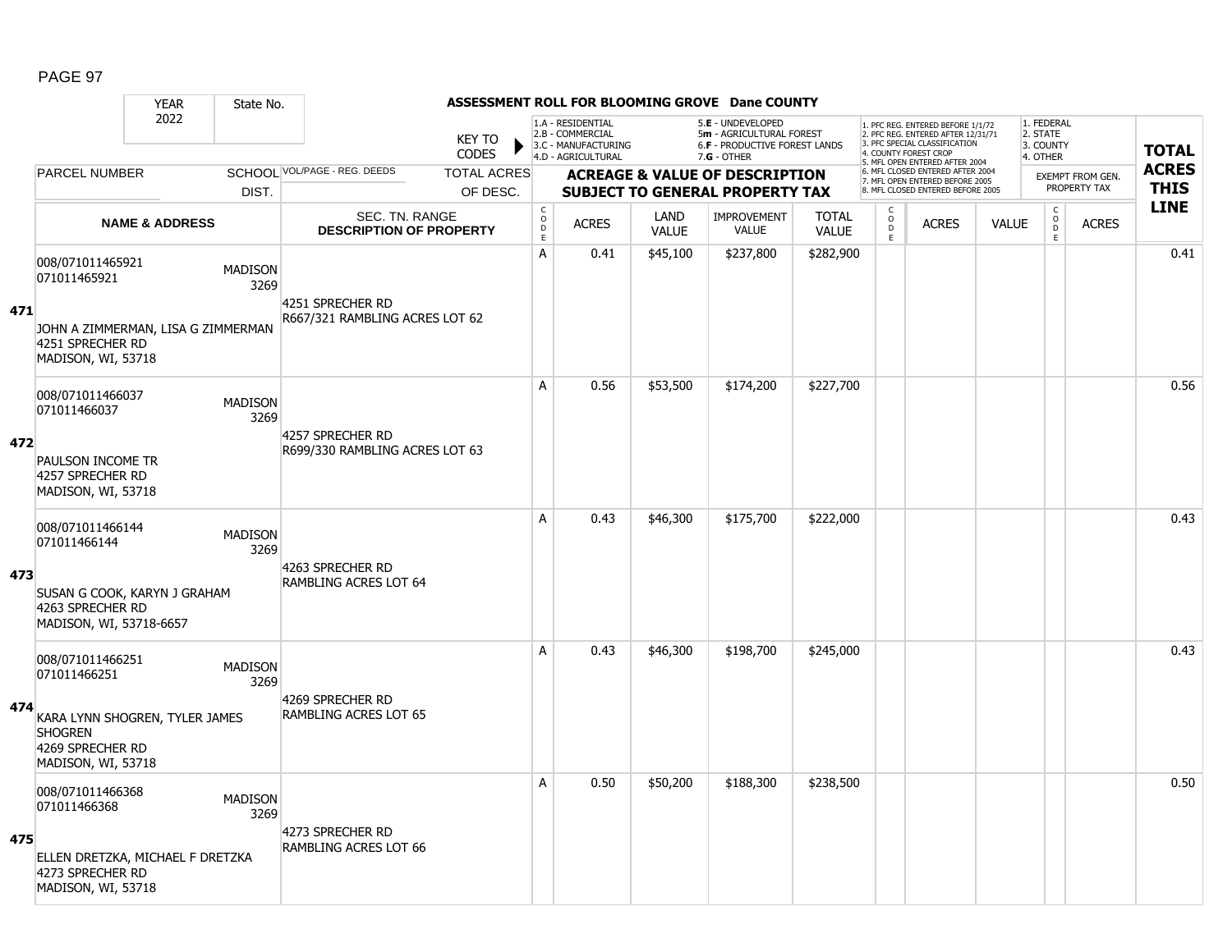# ASSESSMENT ROLL FOR BLOOMING GROVE Dane COUNTY

| YEAR | State No. |
|---|---|
| 2022 | |

KEY TO CODES:
- 1.A - RESIDENTIAL
- 2.B - COMMERCIAL
- 3.C - MANUFACTURING
- 4.D - AGRICULTURAL
- 5.E - UNDEVELOPED
- 5m - AGRICULTURAL FOREST
- 6.F - PRODUCTIVE FOREST LANDS
- 7.G - OTHER

- 1. PFC REG. ENTERED BEFORE 1/1/72
- 2. PFC REG. ENTERED AFTER 12/31/71
- 3. PFC SPECIAL CLASSIFICATION
- 4. COUNTY FOREST CROP
- 5. MFL OPEN ENTERED AFTER 2004
- 6. MFL CLOSED ENTERED AFTER 2004
- 7. MFL OPEN ENTERED BEFORE 2005
- 8. MFL CLOSED ENTERED BEFORE 2005

- 1. FEDERAL
- 2. STATE
- 3. COUNTY
- 4. OTHER

| | PARCEL NUMBER / NAME & ADDRESS | SCHOOL DIST. | VOL/PAGE - REG. DEEDS / SEC. TN. RANGE / DESCRIPTION OF PROPERTY | CODE | ACRES | LAND VALUE | IMPROVEMENT VALUE | TOTAL VALUE | CODE | ACRES | VALUE | CODE | EXEMPT ACRES | TOTAL ACRES THIS LINE |
|---|---|---|---|---|---|---|---|---|---|---|---|---|---|---|
| 471 | 008/071011465921<br>071011465921<br><br>JOHN A ZIMMERMAN, LISA G ZIMMERMAN<br>4251 SPRECHER RD<br>MADISON, WI, 53718 | MADISON 3269 | 4251 SPRECHER RD<br>R667/321 RAMBLING ACRES LOT 62 | A | 0.41 | $45,100 | $237,800 | $282,900 | | | | | | 0.41 |
| 472 | 008/071011466037<br>071011466037<br><br>PAULSON INCOME TR<br>4257 SPRECHER RD<br>MADISON, WI, 53718 | MADISON 3269 | 4257 SPRECHER RD<br>R699/330 RAMBLING ACRES LOT 63 | A | 0.56 | $53,500 | $174,200 | $227,700 | | | | | | 0.56 |
| 473 | 008/071011466144<br>071011466144<br><br>SUSAN G COOK, KARYN J GRAHAM<br>4263 SPRECHER RD<br>MADISON, WI, 53718-6657 | MADISON 3269 | 4263 SPRECHER RD<br>RAMBLING ACRES LOT 64 | A | 0.43 | $46,300 | $175,700 | $222,000 | | | | | | 0.43 |
| 474 | 008/071011466251<br>071011466251<br><br>KARA LYNN SHOGREN, TYLER JAMES SHOGREN<br>4269 SPRECHER RD<br>MADISON, WI, 53718 | MADISON 3269 | 4269 SPRECHER RD<br>RAMBLING ACRES LOT 65 | A | 0.43 | $46,300 | $198,700 | $245,000 | | | | | | 0.43 |
| 475 | 008/071011466368<br>071011466368<br><br>ELLEN DRETZKA, MICHAEL F DRETZKA<br>4273 SPRECHER RD<br>MADISON, WI, 53718 | MADISON 3269 | 4273 SPRECHER RD<br>RAMBLING ACRES LOT 66 | A | 0.50 | $50,200 | $188,300 | $238,500 | | | | | | 0.50 |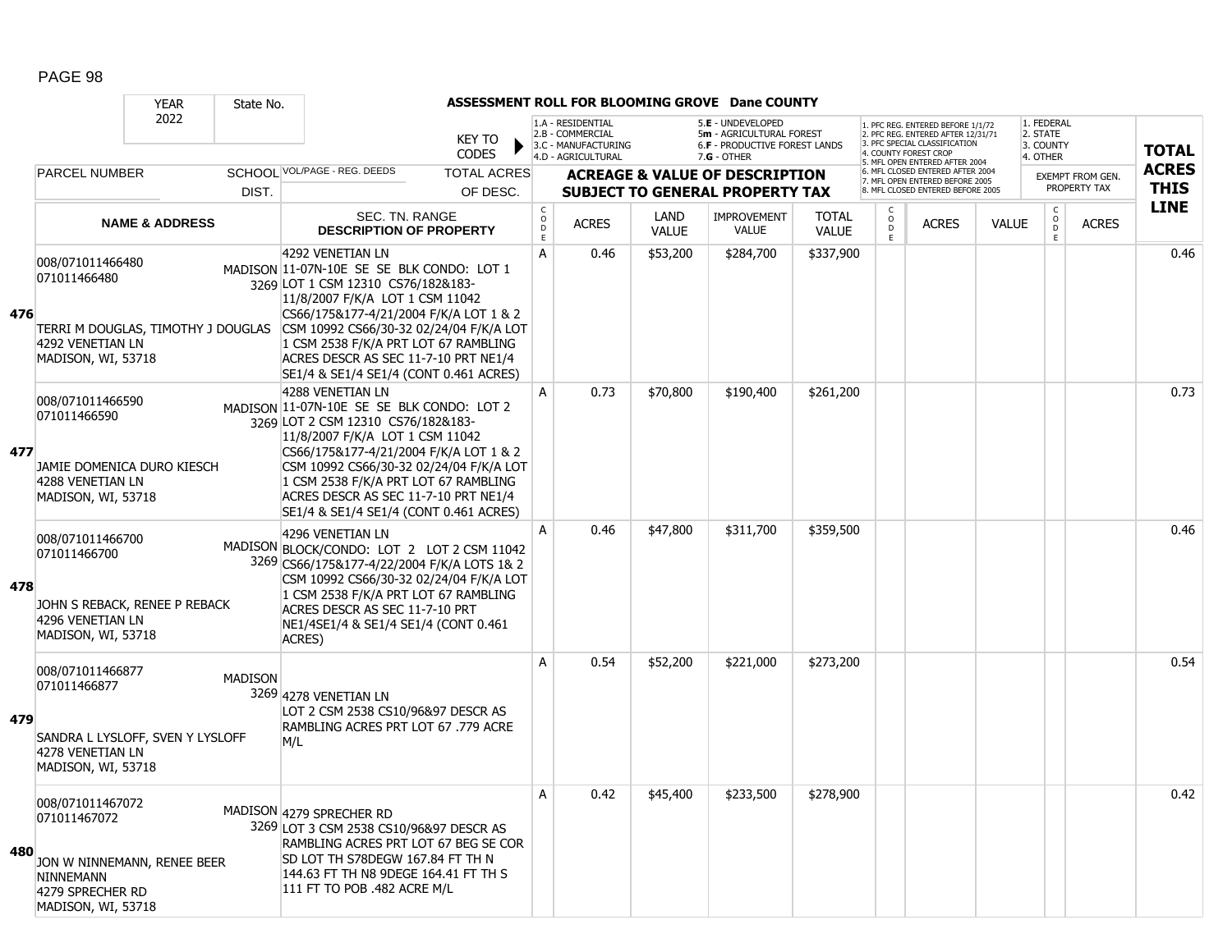# ASSESSMENT ROLL FOR BLOOMING GROVE Dane COUNTY

YEAR 2022 | State No.

KEY TO CODES:
- 1.A - RESIDENTIAL
- 2.B - COMMERCIAL
- 3.C - MANUFACTURING
- 4.D - AGRICULTURAL
- 5.E - UNDEVELOPED
- 5m - AGRICULTURAL FOREST
- 6.F - PRODUCTIVE FOREST LANDS
- 7.G - OTHER

1. PFC REG. ENTERED BEFORE 1/1/72
2. PFC REG. ENTERED AFTER 12/31/71
3. PFC SPECIAL CLASSIFICATION
4. COUNTY FOREST CROP
5. MFL OPEN ENTERED AFTER 2004
6. MFL CLOSED ENTERED AFTER 2004
7. MFL OPEN ENTERED BEFORE 2005
8. MFL CLOSED ENTERED BEFORE 2005

1. FEDERAL
2. STATE
3. COUNTY
4. OTHER

| LINE | PARCEL NUMBER / NAME & ADDRESS | SCHOOL DIST. | VOL/PAGE - REG. DEEDS / SEC. TN. RANGE / DESCRIPTION OF PROPERTY | CODE | ACRES | LAND VALUE | IMPROVEMENT VALUE | TOTAL VALUE | CODE | ACRES | VALUE | CODE | EXEMPT ACRES | TOTAL ACRES THIS LINE |
|---|---|---|---|---|---|---|---|---|---|---|---|---|---|---|
| 476 | 008/071011466480 071011466480 TERRI M DOUGLAS, TIMOTHY J DOUGLAS 4292 VENETIAN LN MADISON, WI, 53718 | MADISON 3269 | 4292 VENETIAN LN 11-07N-10E SE SE BLK CONDO: LOT 1 LOT 1 CSM 12310 CS76/182&183-11/8/2007 F/K/A LOT 1 CSM 11042 CS66/175&177-4/21/2004 F/K/A LOT 1 & 2 CSM 10992 CS66/30-32 02/24/04 F/K/A LOT 1 CSM 2538 F/K/A PRT LOT 67 RAMBLING ACRES DESCR AS SEC 11-7-10 PRT NE1/4 SE1/4 & SE1/4 SE1/4 (CONT 0.461 ACRES) | A | 0.46 | $53,200 | $284,700 | $337,900 | | | | | | 0.46 |
| 477 | 008/071011466590 071011466590 JAMIE DOMENICA DURO KIESCH 4288 VENETIAN LN MADISON, WI, 53718 | MADISON 3269 | 4288 VENETIAN LN 11-07N-10E SE SE BLK CONDO: LOT 2 LOT 2 CSM 12310 CS76/182&183-11/8/2007 F/K/A LOT 1 CSM 11042 CS66/175&177-4/21/2004 F/K/A LOT 1 & 2 CSM 10992 CS66/30-32 02/24/04 F/K/A LOT 1 CSM 2538 F/K/A PRT LOT 67 RAMBLING ACRES DESCR AS SEC 11-7-10 PRT NE1/4 SE1/4 & SE1/4 SE1/4 (CONT 0.461 ACRES) | A | 0.73 | $70,800 | $190,400 | $261,200 | | | | | | 0.73 |
| 478 | 008/071011466700 071011466700 JOHN S REBACK, RENEE P REBACK 4296 VENETIAN LN MADISON, WI, 53718 | MADISON 3269 | 4296 VENETIAN LN BLOCK/CONDO: LOT 2 LOT 2 CSM 11042 CS66/175&177-4/22/2004 F/K/A LOTS 1& 2 CSM 10992 CS66/30-32 02/24/04 F/K/A LOT 1 CSM 2538 F/K/A PRT LOT 67 RAMBLING ACRES DESCR AS SEC 11-7-10 PRT NE1/4SE1/4 & SE1/4 SE1/4 (CONT 0.461 ACRES) | A | 0.46 | $47,800 | $311,700 | $359,500 | | | | | | 0.46 |
| 479 | 008/071011466877 071011466877 SANDRA L LYSLOFF, SVEN Y LYSLOFF 4278 VENETIAN LN MADISON, WI, 53718 | MADISON 3269 | 4278 VENETIAN LN LOT 2 CSM 2538 CS10/96&97 DESCR AS RAMBLING ACRES PRT LOT 67 .779 ACRE M/L | A | 0.54 | $52,200 | $221,000 | $273,200 | | | | | | 0.54 |
| 480 | 008/071011467072 071011467072 JON W NINNEMANN, RENEE BEER NINNEMANN 4279 SPRECHER RD MADISON, WI, 53718 | MADISON 3269 | 4279 SPRECHER RD LOT 3 CSM 2538 CS10/96&97 DESCR AS RAMBLING ACRES PRT LOT 67 BEG SE COR SD LOT TH S78DEGW 167.84 FT TH N 144.63 FT TH N8 9DEGE 164.41 FT TH S 111 FT TO POB .482 ACRE M/L | A | 0.42 | $45,400 | $233,500 | $278,900 | | | | | | 0.42 |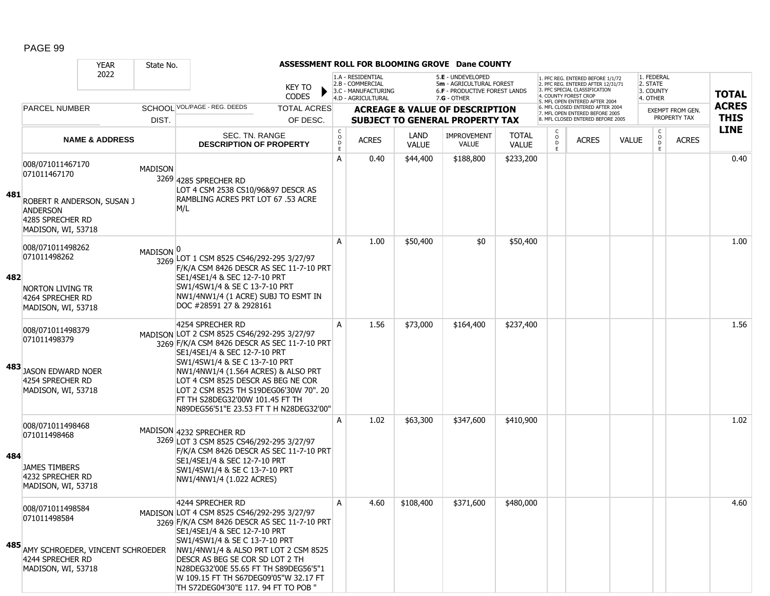**ASSESSMENT ROLL FOR BLOOMING GROVE Dane COUNTY**

| YEAR 2022 | State No. | | KEY TO CODES | 1.A - RESIDENTIAL 2.B - COMMERCIAL 3.C - MANUFACTURING 4.D - AGRICULTURAL | | 5.E - UNDEVELOPED 5m - AGRICULTURAL FOREST 6.F - PRODUCTIVE FOREST LANDS 7.G - OTHER | | | 1. PFC REG. ENTERED BEFORE 1/1/72 2. PFC REG. ENTERED AFTER 12/31/71 3. PFC SPECIAL CLASSIFICATION 4. COUNTY FOREST CROP 5. MFL OPEN ENTERED AFTER 2004 6. MFL CLOSED ENTERED AFTER 2004 7. MFL OPEN ENTERED BEFORE 2005 8. MFL CLOSED ENTERED BEFORE 2005 | | | 1. FEDERAL 2. STATE 3. COUNTY 4. OTHER | | TOTAL ACRES THIS LINE |
|---|---|---|---|---|---|---|---|---|---|---|---|---|---|---|
| PARCEL NUMBER | SCHOOL DIST. | VOL/PAGE - REG. DEEDS | TOTAL ACRES OF DESC. | ACREAGE & VALUE OF DESCRIPTION SUBJECT TO GENERAL PROPERTY TAX | | | | | | | | EXEMPT FROM GEN. PROPERTY TAX | | |
| NAME & ADDRESS | | SEC. TN. RANGE DESCRIPTION OF PROPERTY | CODE | ACRES | LAND VALUE | IMPROVEMENT VALUE | TOTAL VALUE | CODE | ACRES | VALUE | CODE | ACRES | |
| **481** 008/071011467170 071011467170 ROBERT R ANDERSON, SUSAN J ANDERSON 4285 SPRECHER RD MADISON, WI, 53718 | MADISON 3269 | 4285 SPRECHER RD LOT 4 CSM 2538 CS10/96&97 DESCR AS RAMBLING ACRES PRT LOT 67 .53 ACRE M/L | A | 0.40 | $44,400 | $188,800 | $233,200 | | | | | | 0.40 |
| **482** 008/071011498262 071011498262 NORTON LIVING TR 4264 SPRECHER RD MADISON, WI, 53718 | MADISON 3269 | 0 LOT 1 CSM 8525 CS46/292-295 3/27/97 F/K/A CSM 8426 DESCR AS SEC 11-7-10 PRT SE1/4SE1/4 & SEC 12-7-10 PRT SW1/4SW1/4 & SE C 13-7-10 PRT NW1/4NW1/4 (1 ACRE) SUBJ TO ESMT IN DOC #28591 27 & 2928161 | A | 1.00 | $50,400 | $0 | $50,400 | | | | | | 1.00 |
| **483** 008/071011498379 071011498379 JASON EDWARD NOER 4254 SPRECHER RD MADISON, WI, 53718 | MADISON 3269 | 4254 SPRECHER RD LOT 2 CSM 8525 CS46/292-295 3/27/97 F/K/A CSM 8426 DESCR AS SEC 11-7-10 PRT SE1/4SE1/4 & SEC 12-7-10 PRT SW1/4SW1/4 & SE C 13-7-10 PRT NW1/4NW1/4 (1.564 ACRES) & ALSO PRT LOT 4 CSM 8525 DESCR AS BEG NE COR LOT 2 CSM 8525 TH S19DEG06'30W 70". 20 FT TH S28DEG32'00W 101.45 FT TH N89DEG56'51"E 23.53 FT T H N28DEG32'00" | A | 1.56 | $73,000 | $164,400 | $237,400 | | | | | | 1.56 |
| **484** 008/071011498468 071011498468 JAMES TIMBERS 4232 SPRECHER RD MADISON, WI, 53718 | MADISON 3269 | 4232 SPRECHER RD LOT 3 CSM 8525 CS46/292-295 3/27/97 F/K/A CSM 8426 DESCR AS SEC 11-7-10 PRT SE1/4SE1/4 & SEC 12-7-10 PRT SW1/4SW1/4 & SE C 13-7-10 PRT NW1/4NW1/4 (1.022 ACRES) | A | 1.02 | $63,300 | $347,600 | $410,900 | | | | | | 1.02 |
| **485** 008/071011498584 071011498584 AMY SCHROEDER, VINCENT SCHROEDER 4244 SPRECHER RD MADISON, WI, 53718 | MADISON 3269 | 4244 SPRECHER RD LOT 4 CSM 8525 CS46/292-295 3/27/97 F/K/A CSM 8426 DESCR AS SEC 11-7-10 PRT SE1/4SE1/4 & SEC 12-7-10 PRT SW1/4SW1/4 & SE C 13-7-10 PRT NW1/4NW1/4 & ALSO PRT LOT 2 CSM 8525 DESCR AS BEG SE COR SD LOT 2 TH N28DEG32'00E 55.65 FT TH S89DEG56'5"1 W 109.15 FT TH S67DEG09'05"W 32.17 FT TH S72DEG04'30"E 117. 94 FT TO POB " | A | 4.60 | $108,400 | $371,600 | $480,000 | | | | | | 4.60 |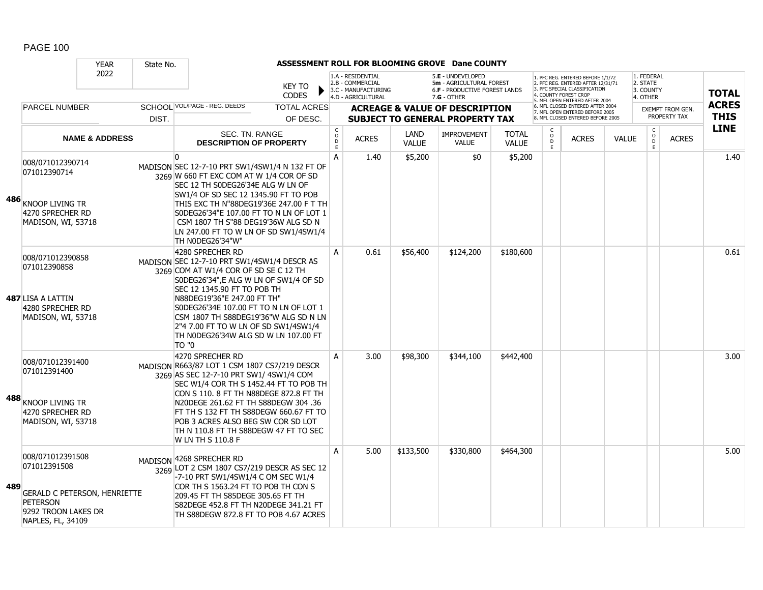# ASSESSMENT ROLL FOR BLOOMING GROVE Dane COUNTY

YEAR 2022 | State No.

KEY TO CODES: 1.A - RESIDENTIAL, 2.B - COMMERCIAL, 3.C - MANUFACTURING, 4.D - AGRICULTURAL, 5.E - UNDEVELOPED, 5m - AGRICULTURAL FOREST, 6.F - PRODUCTIVE FOREST LANDS, 7.G - OTHER

1. PFC REG. ENTERED BEFORE 1/1/72, 2. PFC REG. ENTERED AFTER 12/31/71, 3. PFC SPECIAL CLASSIFICATION, 4. COUNTY FOREST CROP, 5. MFL OPEN ENTERED AFTER 2004, 6. MFL CLOSED ENTERED AFTER 2004, 7. MFL OPEN ENTERED BEFORE 2005, 8. MFL CLOSED ENTERED BEFORE 2005

1. FEDERAL, 2. STATE, 3. COUNTY, 4. OTHER

| LINE | PARCEL NUMBER / NAME & ADDRESS | SCHOOL DIST. | VOL/PAGE - REG. DEEDS / SEC. TN. RANGE / DESCRIPTION OF PROPERTY | CODE | ACRES | LAND VALUE | IMPROVEMENT VALUE | TOTAL VALUE | CODE | ACRES | VALUE | CODE | ACRES (EXEMPT FROM GEN. PROPERTY TAX) | TOTAL ACRES THIS LINE |
|---|---|---|---|---|---|---|---|---|---|---|---|---|---|---|
| 486 | 008/071012390714<br>071012390714<br>KNOOP LIVING TR<br>4270 SPRECHER RD<br>MADISON, WI, 53718 | MADISON 3269 | 0<br>SEC 12-7-10 PRT SW1/4SW1/4 N 132 FT OF W 660 FT EXC COM AT W 1/4 COR OF SD SEC 12 TH S0DEG26'34E ALG W LN OF SW1/4 OF SD SEC 12 1345.90 FT TO POB THIS EXC TH N"88DEG19'36E 247.00 F T TH S0DEG26'34"E 107.00 FT TO N LN OF LOT 1 CSM 1807 TH S"88 DEG19'36W ALG SD N LN 247.00 FT TO W LN OF SD SW1/4SW1/4 TH N0DEG26'34"W" | A | 1.40 | $5,200 | $0 | $5,200 | | | | | | 1.40 |
| 487 | 008/071012390858<br>071012390858<br>LISA A LATTIN<br>4280 SPRECHER RD<br>MADISON, WI, 53718 | MADISON 3269 | 4280 SPRECHER RD<br>SEC 12-7-10 PRT SW1/4SW1/4 DESCR AS COM AT W1/4 COR OF SD SE C 12 TH S0DEG26'34",E ALG W LN OF SW1/4 OF SD SEC 12 1345.90 FT TO POB TH N88DEG19'36"E 247.00 FT TH" S0DEG26'34E 107.00 FT TO N LN OF LOT 1 CSM 1807 TH S88DEG19'36"W ALG SD N LN 2"4 7.00 FT TO W LN OF SD SW1/4SW1/4 TH N0DEG26'34W ALG SD W LN 107.00 FT TO "0 | A | 0.61 | $56,400 | $124,200 | $180,600 | | | | | | 0.61 |
| 488 | 008/071012391400<br>071012391400<br>KNOOP LIVING TR<br>4270 SPRECHER RD<br>MADISON, WI, 53718 | MADISON 3269 | 4270 SPRECHER RD<br>R663/87 LOT 1 CSM 1807 CS7/219 DESCR AS SEC 12-7-10 PRT SW1/ 4SW1/4 COM SEC W1/4 COR TH S 1452.44 FT TO POB TH CON S 110. 8 FT TH N88DEGE 872.8 FT TH N20DEGE 261.62 FT TH S88DEGW 304 .36 FT TH S 132 FT TH S88DEGW 660.67 FT TO POB 3 ACRES ALSO BEG SW COR SD LOT TH N 110.8 FT TH S88DEGW 47 FT TO SEC W LN TH S 110.8 F | A | 3.00 | $98,300 | $344,100 | $442,400 | | | | | | 3.00 |
| 489 | 008/071012391508<br>071012391508<br>GERALD C PETERSON, HENRIETTE PETERSON<br>9292 TROON LAKES DR<br>NAPLES, FL, 34109 | MADISON 3269 | 4268 SPRECHER RD<br>LOT 2 CSM 1807 CS7/219 DESCR AS SEC 12 -7-10 PRT SW1/4SW1/4 C OM SEC W1/4 COR TH S 1563.24 FT TO POB TH CON S 209.45 FT TH S85DEGE 305.65 FT TH S82DEGE 452.8 FT TH N20DEGE 341.21 FT TH S88DEGW 872.8 FT TO POB 4.67 ACRES | A | 5.00 | $133,500 | $330,800 | $464,300 | | | | | | 5.00 |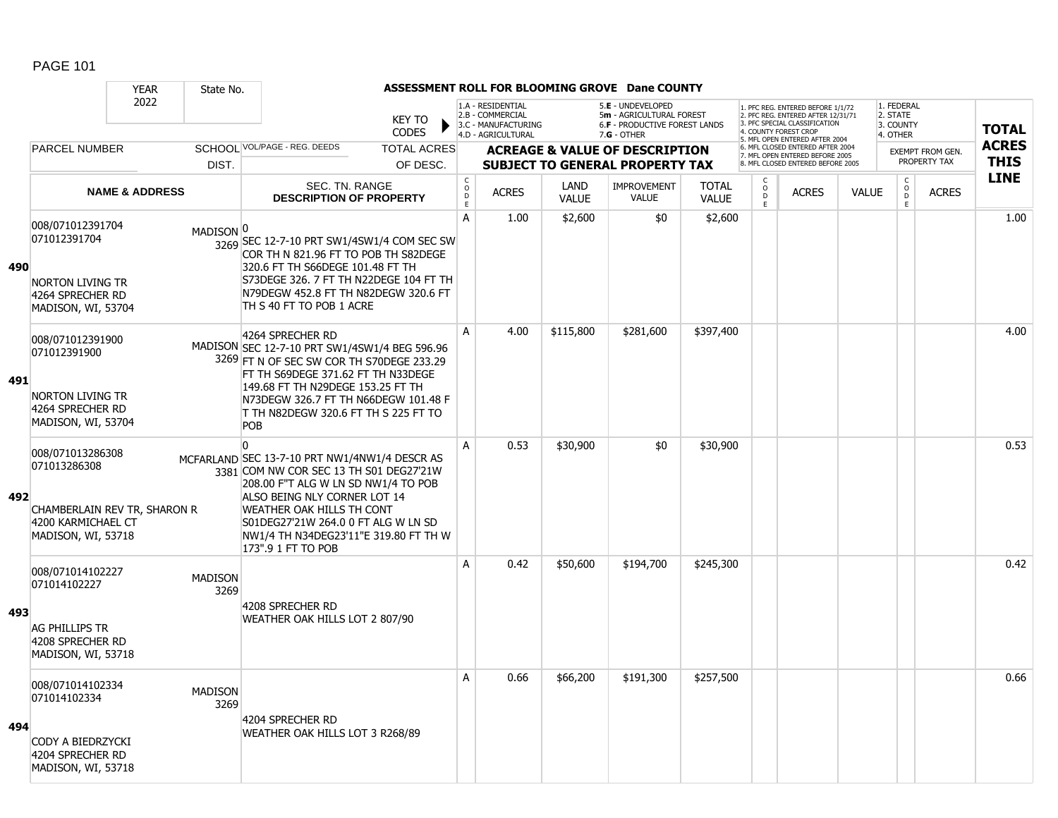# ASSESSMENT ROLL FOR BLOOMING GROVE Dane COUNTY

| YEAR 2022 | State No. | | KEY TO CODES | 1.A - RESIDENTIAL 2.B - COMMERCIAL 3.C - MANUFACTURING 4.D - AGRICULTURAL | | 5.E - UNDEVELOPED 5m - AGRICULTURAL FOREST 6.F - PRODUCTIVE FOREST LANDS 7.G - OTHER | | | 1. PFC REG. ENTERED BEFORE 1/1/72 2. PFC REG. ENTERED AFTER 12/31/71 3. PFC SPECIAL CLASSIFICATION 4. COUNTY FOREST CROP 5. MFL OPEN ENTERED AFTER 2004 6. MFL CLOSED ENTERED AFTER 2004 7. MFL OPEN ENTERED BEFORE 2005 8. MFL CLOSED ENTERED BEFORE 2005 | | | 1. FEDERAL 2. STATE 3. COUNTY 4. OTHER | | TOTAL ACRES THIS LINE |
|---|---|---|---|---|---|---|---|---|---|---|---|---|---|---|
| PARCEL NUMBER | SCHOOL DIST. | VOL/PAGE - REG. DEEDS | TOTAL ACRES OF DESC. | ACREAGE & VALUE OF DESCRIPTION SUBJECT TO GENERAL PROPERTY TAX | | | | | | | | EXEMPT FROM GEN. PROPERTY TAX | | |
| NAME & ADDRESS | | SEC. TN. RANGE DESCRIPTION OF PROPERTY | | CODE | ACRES | LAND VALUE | IMPROVEMENT VALUE | TOTAL VALUE | CODE | ACRES | VALUE | CODE | ACRES | |
| **490** 008/071012391704 071012391704 NORTON LIVING TR 4264 SPRECHER RD MADISON, WI, 53704 | MADISON 3269 | 0 SEC 12-7-10 PRT SW1/4SW1/4 COM SEC SW COR TH N 821.96 FT TO POB TH S82DEGE 320.6 FT TH S66DEGE 101.48 FT TH S73DEGE 326. 7 FT TH N22DEGE 104 FT TH N79DEGW 452.8 FT TH N82DEGW 320.6 FT TH S 40 FT TO POB 1 ACRE | | A | 1.00 | $2,600 | $0 | $2,600 | | | | | | 1.00 |
| **491** 008/071012391900 071012391900 NORTON LIVING TR 4264 SPRECHER RD MADISON, WI, 53704 | MADISON 3269 | 4264 SPRECHER RD SEC 12-7-10 PRT SW1/4SW1/4 BEG 596.96 FT N OF SEC SW COR TH S70DEGE 233.29 FT TH S69DEGE 371.62 FT TH N33DEGE 149.68 FT TH N29DEGE 153.25 FT TH N73DEGW 326.7 FT TH N66DEGW 101.48 F T TH N82DEGW 320.6 FT TH S 225 FT TO POB | | A | 4.00 | $115,800 | $281,600 | $397,400 | | | | | | 4.00 |
| **492** 008/071013286308 071013286308 CHAMBERLAIN REV TR, SHARON R 4200 KARMICHAEL CT MADISON, WI, 53718 | MCFARLAND 3381 | 0 SEC 13-7-10 PRT NW1/4NW1/4 DESCR AS COM NW COR SEC 13 TH S01 DEG27'21W 208.00 F"T ALG W LN SD NW1/4 TO POB ALSO BEING NLY CORNER LOT 14 WEATHER OAK HILLS TH CONT S01DEG27'21W 264.0 0 FT ALG W LN SD NW1/4 TH N34DEG23'11"E 319.80 FT TH W 173".9 1 FT TO POB | | A | 0.53 | $30,900 | $0 | $30,900 | | | | | | 0.53 |
| **493** 008/071014102227 071014102227 AG PHILLIPS TR 4208 SPRECHER RD MADISON, WI, 53718 | MADISON 3269 | 4208 SPRECHER RD WEATHER OAK HILLS LOT 2 807/90 | | A | 0.42 | $50,600 | $194,700 | $245,300 | | | | | | 0.42 |
| **494** 008/071014102334 071014102334 CODY A BIEDRZYCKI 4204 SPRECHER RD MADISON, WI, 53718 | MADISON 3269 | 4204 SPRECHER RD WEATHER OAK HILLS LOT 3 R268/89 | | A | 0.66 | $66,200 | $191,300 | $257,500 | | | | | | 0.66 |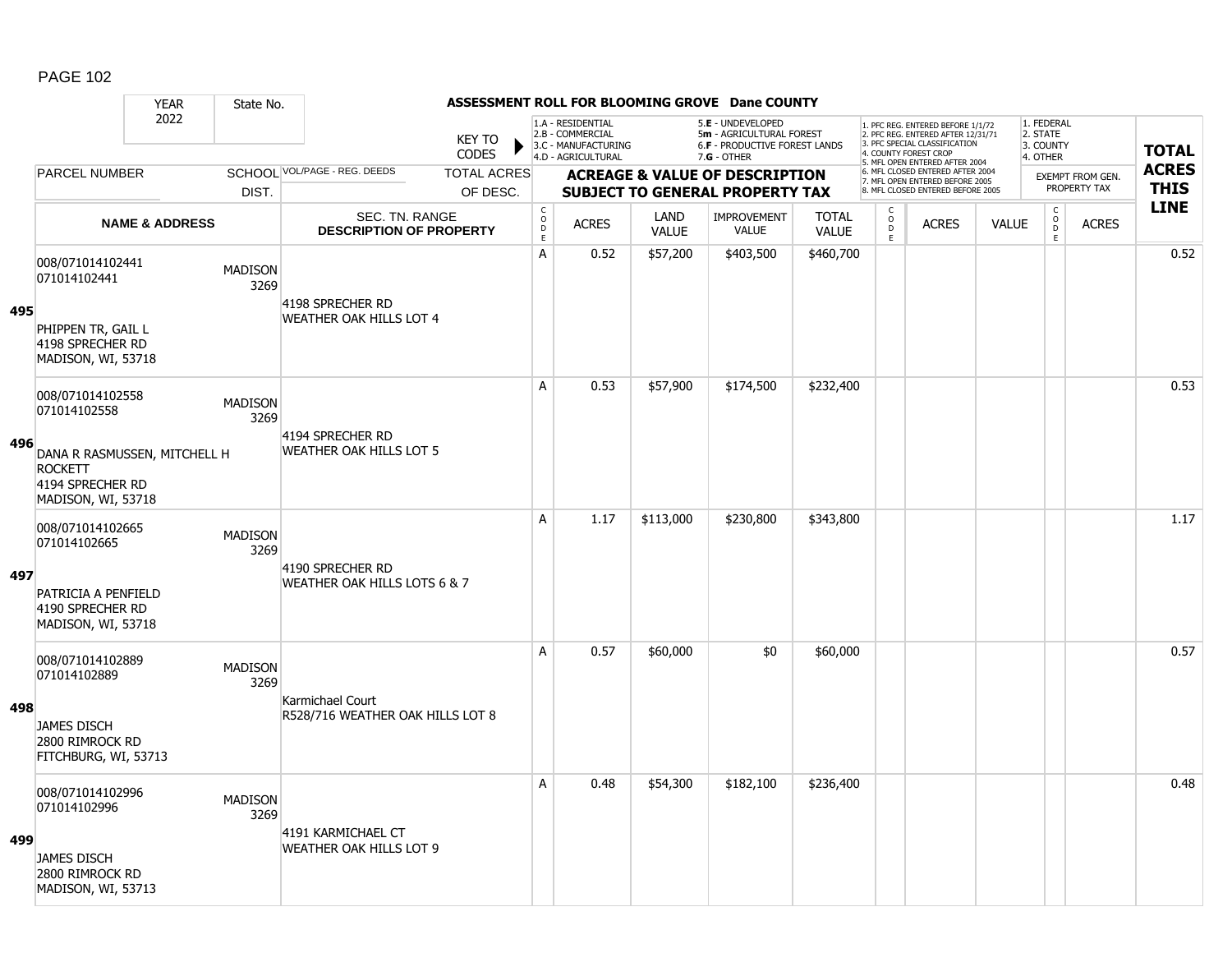# ASSESSMENT ROLL FOR BLOOMING GROVE Dane COUNTY

YEAR 2022 | State No.

KEY TO CODES:
- 1.A - RESIDENTIAL
- 2.B - COMMERCIAL
- 3.C - MANUFACTURING
- 4.D - AGRICULTURAL
- 5.E - UNDEVELOPED
- 5m - AGRICULTURAL FOREST
- 6.F - PRODUCTIVE FOREST LANDS
- 7.G - OTHER

1. PFC REG. ENTERED BEFORE 1/1/72
2. PFC REG. ENTERED AFTER 12/31/71
3. PFC SPECIAL CLASSIFICATION
4. COUNTY FOREST CROP
5. MFL OPEN ENTERED AFTER 2004
6. MFL CLOSED ENTERED AFTER 2004
7. MFL OPEN ENTERED BEFORE 2005
8. MFL CLOSED ENTERED BEFORE 2005

1. FEDERAL
2. STATE
3. COUNTY
4. OTHER

| | PARCEL NUMBER / NAME & ADDRESS | SCHOOL DIST. | VOL/PAGE - REG. DEEDS / SEC. TN. RANGE / DESCRIPTION OF PROPERTY | TOTAL ACRES OF DESC. | CODE | ACRES | LAND VALUE | IMPROVEMENT VALUE | TOTAL VALUE | CODE | ACRES | VALUE | CODE | ACRES (EXEMPT FROM GEN. PROPERTY TAX) | TOTAL ACRES THIS LINE |
|---|---|---|---|---|---|---|---|---|---|---|---|---|---|---|---|
| 495 | 008/071014102441<br>071014102441<br><br>PHIPPEN TR, GAIL L<br>4198 SPRECHER RD<br>MADISON, WI, 53718 | MADISON 3269 | 4198 SPRECHER RD<br>WEATHER OAK HILLS LOT 4 | | A | 0.52 | $57,200 | $403,500 | $460,700 | | | | | | 0.52 |
| 496 | 008/071014102558<br>071014102558<br><br>DANA R RASMUSSEN, MITCHELL H ROCKETT<br>4194 SPRECHER RD<br>MADISON, WI, 53718 | MADISON 3269 | 4194 SPRECHER RD<br>WEATHER OAK HILLS LOT 5 | | A | 0.53 | $57,900 | $174,500 | $232,400 | | | | | | 0.53 |
| 497 | 008/071014102665<br>071014102665<br><br>PATRICIA A PENFIELD<br>4190 SPRECHER RD<br>MADISON, WI, 53718 | MADISON 3269 | 4190 SPRECHER RD<br>WEATHER OAK HILLS LOTS 6 & 7 | | A | 1.17 | $113,000 | $230,800 | $343,800 | | | | | | 1.17 |
| 498 | 008/071014102889<br>071014102889<br><br>JAMES DISCH<br>2800 RIMROCK RD<br>FITCHBURG, WI, 53713 | MADISON 3269 | Karmichael Court<br>R528/716 WEATHER OAK HILLS LOT 8 | | A | 0.57 | $60,000 | $0 | $60,000 | | | | | | 0.57 |
| 499 | 008/071014102996<br>071014102996<br><br>JAMES DISCH<br>2800 RIMROCK RD<br>MADISON, WI, 53713 | MADISON 3269 | 4191 KARMICHAEL CT<br>WEATHER OAK HILLS LOT 9 | | A | 0.48 | $54,300 | $182,100 | $236,400 | | | | | | 0.48 |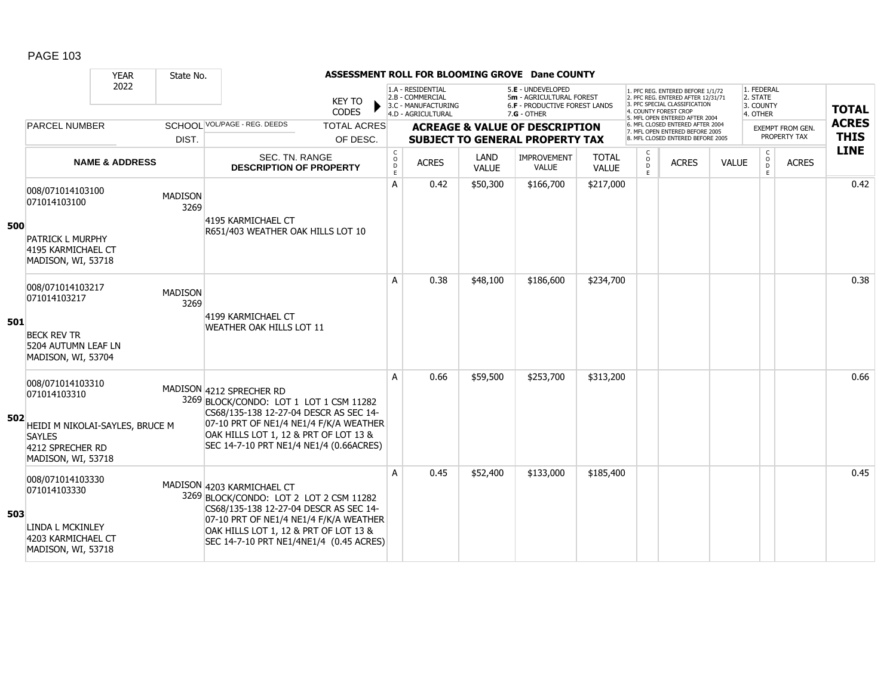| YEAR 2022 | State No. | | ASSESSMENT ROLL FOR BLOOMING GROVE Dane COUNTY | | | | | | | | | | | | |
|---|---|---|---|---|---|---|---|---|---|---|---|---|---|---|---|
| | | KEY TO CODES | 1.A - RESIDENTIAL 2.B - COMMERCIAL 3.C - MANUFACTURING 4.D - AGRICULTURAL | | 5.E - UNDEVELOPED 5m - AGRICULTURAL FOREST 6.F - PRODUCTIVE FOREST LANDS 7.G - OTHER | | | 1. PFC REG. ENTERED BEFORE 1/1/72 2. PFC REG. ENTERED AFTER 12/31/71 3. PFC SPECIAL CLASSIFICATION 4. COUNTY FOREST CROP 5. MFL OPEN ENTERED AFTER 2004 6. MFL CLOSED ENTERED AFTER 2004 7. MFL OPEN ENTERED BEFORE 2005 8. MFL CLOSED ENTERED BEFORE 2005 | | | 1. FEDERAL 2. STATE 3. COUNTY 4. OTHER | | **TOTAL ACRES THIS LINE** |
| PARCEL NUMBER | SCHOOL DIST. | VOL/PAGE - REG. DEEDS / TOTAL ACRES OF DESC. | **ACREAGE & VALUE OF DESCRIPTION SUBJECT TO GENERAL PROPERTY TAX** | | | | | | | | | EXEMPT FROM GEN. PROPERTY TAX | | | |
| **NAME & ADDRESS** | | SEC. TN. RANGE **DESCRIPTION OF PROPERTY** | CODE | ACRES | LAND VALUE | IMPROVEMENT VALUE | TOTAL VALUE | CODE | ACRES | VALUE | CODE | ACRES | |
| **500** 008/071014103100 071014103100 PATRICK L MURPHY 4195 KARMICHAEL CT MADISON, WI, 53718 | MADISON 3269 | 4195 KARMICHAEL CT R651/403 WEATHER OAK HILLS LOT 10 | A | 0.42 | $50,300 | $166,700 | $217,000 | | | | | | 0.42 |
| **501** 008/071014103217 071014103217 BECK REV TR 5204 AUTUMN LEAF LN MADISON, WI, 53704 | MADISON 3269 | 4199 KARMICHAEL CT WEATHER OAK HILLS LOT 11 | A | 0.38 | $48,100 | $186,600 | $234,700 | | | | | | 0.38 |
| **502** 008/071014103310 071014103310 HEIDI M NIKOLAI-SAYLES, BRUCE M SAYLES 4212 SPRECHER RD MADISON, WI, 53718 | MADISON 3269 | 4212 SPRECHER RD BLOCK/CONDO: LOT 1 LOT 1 CSM 11282 CS68/135-138 12-27-04 DESCR AS SEC 14-07-10 PRT OF NE1/4 NE1/4 F/K/A WEATHER OAK HILLS LOT 1, 12 & PRT OF LOT 13 & SEC 14-7-10 PRT NE1/4 NE1/4 (0.66ACRES) | A | 0.66 | $59,500 | $253,700 | $313,200 | | | | | | 0.66 |
| **503** 008/071014103330 071014103330 LINDA L MCKINLEY 4203 KARMICHAEL CT MADISON, WI, 53718 | MADISON 3269 | 4203 KARMICHAEL CT BLOCK/CONDO: LOT 2 LOT 2 CSM 11282 CS68/135-138 12-27-04 DESCR AS SEC 14-07-10 PRT OF NE1/4 NE1/4 F/K/A WEATHER OAK HILLS LOT 1, 12 & PRT OF LOT 13 & SEC 14-7-10 PRT NE1/4NE1/4 (0.45 ACRES) | A | 0.45 | $52,400 | $133,000 | $185,400 | | | | | | 0.45 |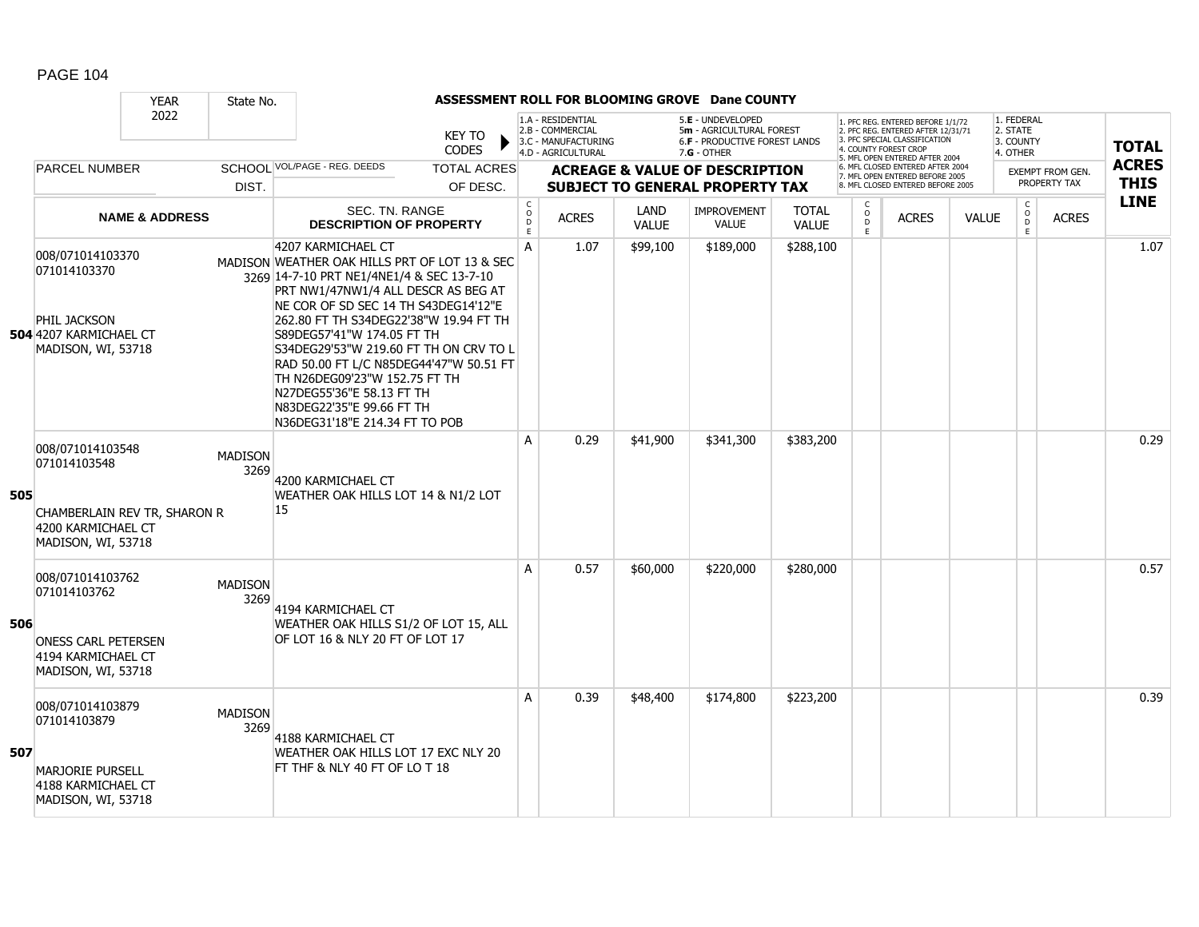# ASSESSMENT ROLL FOR BLOOMING GROVE Dane COUNTY

| YEAR | State No. | | | | | | | | | | | | | | |
|---|---|---|---|---|---|---|---|---|---|---|---|---|---|---|---|
| 2022 | | | | | | | | | | | | | | | |

KEY TO CODES: 1.A - RESIDENTIAL, 2.B - COMMERCIAL, 3.C - MANUFACTURING, 4.D - AGRICULTURAL, 5.E - UNDEVELOPED, 5m - AGRICULTURAL FOREST, 6.F - PRODUCTIVE FOREST LANDS, 7.G - OTHER

1. PFC REG. ENTERED BEFORE 1/1/72, 2. PFC REG. ENTERED AFTER 12/31/71, 3. PFC SPECIAL CLASSIFICATION, 4. COUNTY FOREST CROP, 5. MFL OPEN ENTERED AFTER 2004, 6. MFL CLOSED ENTERED AFTER 2004, 7. MFL OPEN ENTERED BEFORE 2005, 8. MFL CLOSED ENTERED BEFORE 2005

1. FEDERAL, 2. STATE, 3. COUNTY, 4. OTHER

| LINE | PARCEL NUMBER / NAME & ADDRESS | SCHOOL DIST. | VOL/PAGE - REG. DEEDS / SEC. TN. RANGE / DESCRIPTION OF PROPERTY | CODE | ACRES | LAND VALUE | IMPROVEMENT VALUE | TOTAL VALUE | CODE | ACRES | VALUE | CODE | EXEMPT ACRES | TOTAL ACRES THIS LINE |
|---|---|---|---|---|---|---|---|---|---|---|---|---|---|---|
| 504 | 008/071014103370<br>071014103370<br>PHIL JACKSON<br>4207 KARMICHAEL CT<br>MADISON, WI, 53718 | MADISON 3269 | 4207 KARMICHAEL CT<br>WEATHER OAK HILLS PRT OF LOT 13 & SEC 14-7-10 PRT NE1/4NE1/4 & SEC 13-7-10 PRT NW1/47NW1/4 ALL DESCR AS BEG AT NE COR OF SD SEC 14 TH S43DEG14'12"E 262.80 FT TH S34DEG22'38"W 19.94 FT TH S89DEG57'41"W 174.05 FT TH S34DEG29'53"W 219.60 FT TH ON CRV TO L RAD 50.00 FT L/C N85DEG44'47"W 50.51 FT TH N26DEG09'23"W 152.75 FT TH N27DEG55'36"E 58.13 FT TH N83DEG22'35"E 99.66 FT TH N36DEG31'18"E 214.34 FT TO POB | A | 1.07 | $99,100 | $189,000 | $288,100 | | | | | | 1.07 |
| 505 | 008/071014103548<br>071014103548<br>CHAMBERLAIN REV TR, SHARON R<br>4200 KARMICHAEL CT<br>MADISON, WI, 53718 | MADISON 3269 | 4200 KARMICHAEL CT<br>WEATHER OAK HILLS LOT 14 & N1/2 LOT 15 | A | 0.29 | $41,900 | $341,300 | $383,200 | | | | | | 0.29 |
| 506 | 008/071014103762<br>071014103762<br>ONESS CARL PETERSEN<br>4194 KARMICHAEL CT<br>MADISON, WI, 53718 | MADISON 3269 | 4194 KARMICHAEL CT<br>WEATHER OAK HILLS S1/2 OF LOT 15, ALL OF LOT 16 & NLY 20 FT OF LOT 17 | A | 0.57 | $60,000 | $220,000 | $280,000 | | | | | | 0.57 |
| 507 | 008/071014103879<br>071014103879<br>MARJORIE PURSELL<br>4188 KARMICHAEL CT<br>MADISON, WI, 53718 | MADISON 3269 | 4188 KARMICHAEL CT<br>WEATHER OAK HILLS LOT 17 EXC NLY 20 FT THF & NLY 40 FT OF LO T 18 | A | 0.39 | $48,400 | $174,800 | $223,200 | | | | | | 0.39 |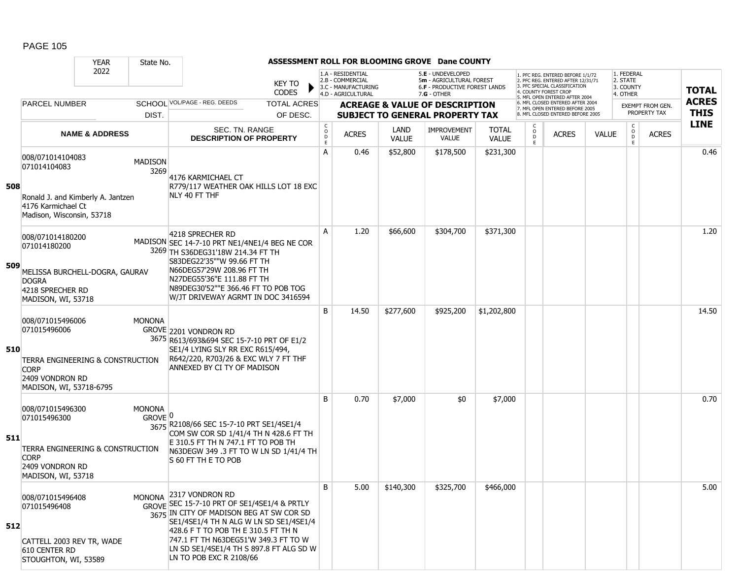## ASSESSMENT ROLL FOR BLOOMING GROVE Dane COUNTY

| YEAR | State No. |
|---|---|
| 2022 | |

KEY TO CODES: 1.A - RESIDENTIAL, 2.B - COMMERCIAL, 3.C - MANUFACTURING, 4.D - AGRICULTURAL, 5.E - UNDEVELOPED, 5m - AGRICULTURAL FOREST, 6.F - PRODUCTIVE FOREST LANDS, 7.G - OTHER

1. PFC REG. ENTERED BEFORE 1/1/72, 2. PFC REG. ENTERED AFTER 12/31/71, 3. PFC SPECIAL CLASSIFICATION, 4. COUNTY FOREST CROP, 5. MFL OPEN ENTERED AFTER 2004, 6. MFL CLOSED ENTERED AFTER 2004, 7. MFL OPEN ENTERED BEFORE 2005, 8. MFL CLOSED ENTERED BEFORE 2005

1. FEDERAL, 2. STATE, 3. COUNTY, 4. OTHER

| LINE | PARCEL NUMBER / NAME & ADDRESS | SCHOOL DIST. | VOL/PAGE - REG. DEEDS / SEC. TN. RANGE DESCRIPTION OF PROPERTY | CODE | ACRES | LAND VALUE | IMPROVEMENT VALUE | TOTAL VALUE | CODE | ACRES | VALUE | CODE | ACRES (EXEMPT) | TOTAL ACRES THIS LINE |
|---|---|---|---|---|---|---|---|---|---|---|---|---|---|---|
| 508 | 008/071014104083<br>071014104083<br><br>Ronald J. and Kimberly A. Jantzen<br>4176 Karmichael Ct<br>Madison, Wisconsin, 53718 | MADISON 3269 | 4176 KARMICHAEL CT<br>R779/117 WEATHER OAK HILLS LOT 18 EXC NLY 40 FT THF | A | 0.46 | $52,800 | $178,500 | $231,300 | | | | | | 0.46 |
| 509 | 008/071014180200<br>071014180200<br><br>MELISSA BURCHELL-DOGRA, GAURAV DOGRA<br>4218 SPRECHER RD<br>MADISON, WI, 53718 | MADISON 3269 | 4218 SPRECHER RD<br>SEC 14-7-10 PRT NE1/4NE1/4 BEG NE COR TH S36DEG31'18W 214.34 FT TH S83DEG22'35""W 99.66 FT TH N66DEG57'29W 208.96 FT TH N27DEG55'36"E 111.88 FT TH N89DEG30'52""E 366.46 FT TO POB TOG W/JT DRIVEWAY AGRMT IN DOC 3416594 | A | 1.20 | $66,600 | $304,700 | $371,300 | | | | | | 1.20 |
| 510 | 008/071015496006<br>071015496006<br><br>TERRA ENGINEERING & CONSTRUCTION CORP<br>2409 VONDRON RD<br>MADISON, WI, 53718-6795 | MONONA GROVE 3675 | 2201 VONDRON RD<br>R613/693&694 SEC 15-7-10 PRT OF E1/2 SE1/4 LYING SLY RR EXC R615/494, R642/220, R703/26 & EXC WLY 7 FT THF ANNEXED BY CI TY OF MADISON | B | 14.50 | $277,600 | $925,200 | $1,202,800 | | | | | | 14.50 |
| 511 | 008/071015496300<br>071015496300<br><br>TERRA ENGINEERING & CONSTRUCTION CORP<br>2409 VONDRON RD<br>MADISON, WI, 53718 | MONONA GROVE 3675 | 0<br>R2108/66 SEC 15-7-10 PRT SE1/4SE1/4 COM SW COR SD 1/41/4 TH N 428.6 FT TH E 310.5 FT TH N 747.1 FT TO POB TH N63DEGW 349 .3 FT TO W LN SD 1/41/4 TH S 60 FT TH E TO POB | B | 0.70 | $7,000 | $0 | $7,000 | | | | | | 0.70 |
| 512 | 008/071015496408<br>071015496408<br><br>CATTELL 2003 REV TR, WADE<br>610 CENTER RD<br>STOUGHTON, WI, 53589 | MONONA GROVE 3675 | 2317 VONDRON RD<br>SEC 15-7-10 PRT OF SE1/4SE1/4 & PRTLY IN CITY OF MADISON BEG AT SW COR SD SE1/4SE1/4 TH N ALG W LN SD SE1/4SE1/4 428.6 F T TO POB TH E 310.5 FT TH N 747.1 FT TH N63DEG51'W 349.3 FT TO W LN SD SE1/4SE1/4 TH S 897.8 FT ALG SD W LN TO POB EXC R 2108/66 | B | 5.00 | $140,300 | $325,700 | $466,000 | | | | | | 5.00 |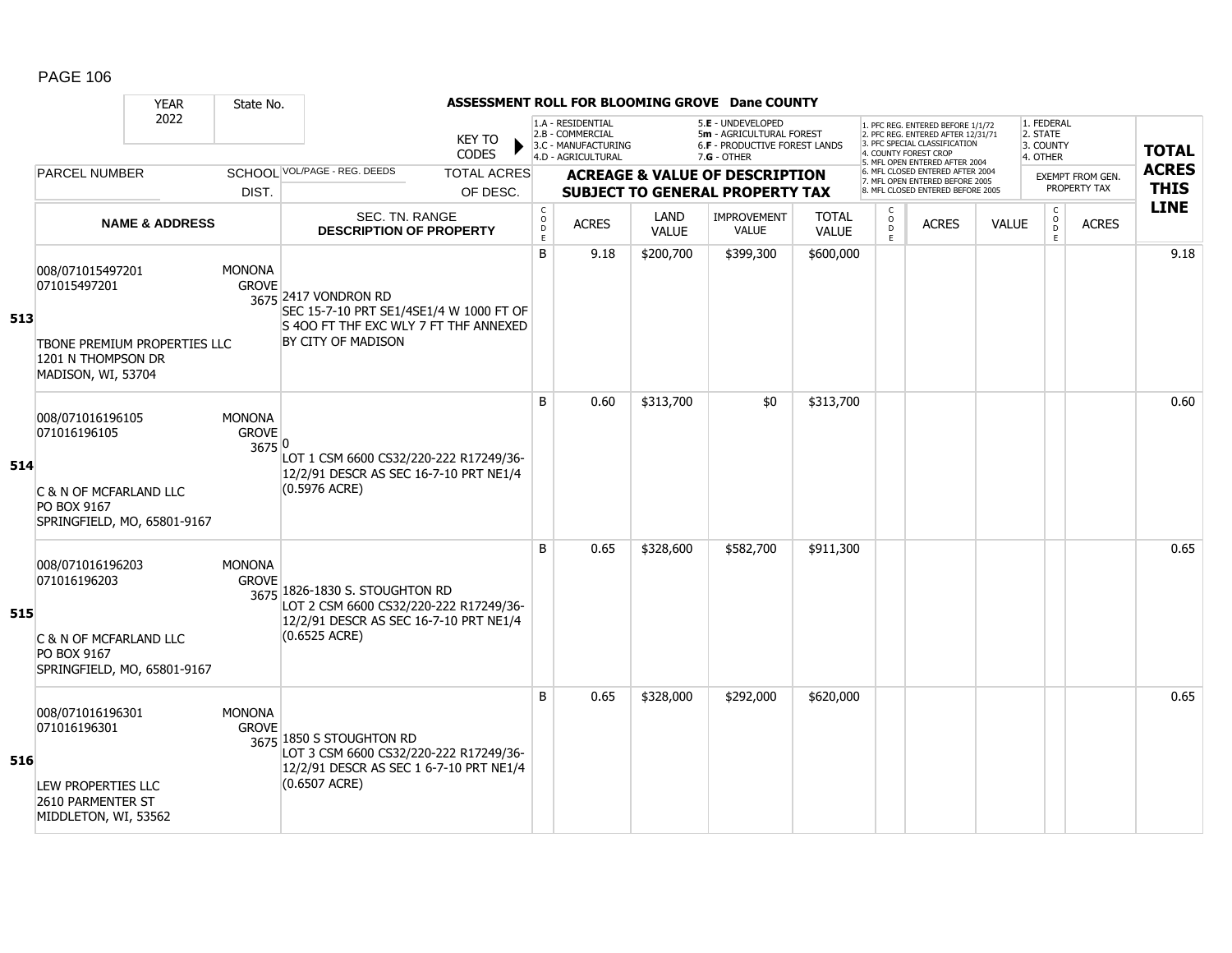## ASSESSMENT ROLL FOR BLOOMING GROVE Dane COUNTY

| YEAR 2022 | State No. | | KEY TO CODES: 1.A - RESIDENTIAL, 2.B - COMMERCIAL, 3.C - MANUFACTURING, 4.D - AGRICULTURAL, 5.E - UNDEVELOPED, 5m - AGRICULTURAL FOREST, 6.F - PRODUCTIVE FOREST LANDS, 7.G - OTHER | | | | | 1. PFC REG. ENTERED BEFORE 1/1/72, 2. PFC REG. ENTERED AFTER 12/31/71, 3. PFC SPECIAL CLASSIFICATION, 4. COUNTY FOREST CROP, 5. MFL OPEN ENTERED AFTER 2004, 6. MFL CLOSED ENTERED AFTER 2004, 7. MFL OPEN ENTERED BEFORE 2005, 8. MFL CLOSED ENTERED BEFORE 2005 | | | 1. FEDERAL, 2. STATE, 3. COUNTY, 4. OTHER | | TOTAL ACRES THIS LINE |
|---|---|---|---|---|---|---|---|---|---|---|---|---|---|
| PARCEL NUMBER | SCHOOL DIST. | VOL/PAGE - REG. DEEDS / TOTAL ACRES OF DESC. | ACREAGE & VALUE OF DESCRIPTION SUBJECT TO GENERAL PROPERTY TAX | | | | | | | | EXEMPT FROM GEN. PROPERTY TAX | | |
| NAME & ADDRESS | | SEC. TN. RANGE DESCRIPTION OF PROPERTY | CODE | ACRES | LAND VALUE | IMPROVEMENT VALUE | TOTAL VALUE | CODE | ACRES | VALUE | CODE | ACRES | |
| **513** 008/071015497201 071015497201 TBONE PREMIUM PROPERTIES LLC 1201 N THOMPSON DR MADISON, WI, 53704 | MONONA GROVE 3675 | 2417 VONDRON RD SEC 15-7-10 PRT SE1/4SE1/4 W 1000 FT OF S 4OO FT THF EXC WLY 7 FT THF ANNEXED BY CITY OF MADISON | B | 9.18 | $200,700 | $399,300 | $600,000 | | | | | | 9.18 |
| **514** 008/071016196105 071016196105 C & N OF MCFARLAND LLC PO BOX 9167 SPRINGFIELD, MO, 65801-9167 | MONONA GROVE 3675 | 0 LOT 1 CSM 6600 CS32/220-222 R17249/36-12/2/91 DESCR AS SEC 16-7-10 PRT NE1/4 (0.5976 ACRE) | B | 0.60 | $313,700 | $0 | $313,700 | | | | | | 0.60 |
| **515** 008/071016196203 071016196203 C & N OF MCFARLAND LLC PO BOX 9167 SPRINGFIELD, MO, 65801-9167 | MONONA GROVE 3675 | 1826-1830 S. STOUGHTON RD LOT 2 CSM 6600 CS32/220-222 R17249/36-12/2/91 DESCR AS SEC 16-7-10 PRT NE1/4 (0.6525 ACRE) | B | 0.65 | $328,600 | $582,700 | $911,300 | | | | | | 0.65 |
| **516** 008/071016196301 071016196301 LEW PROPERTIES LLC 2610 PARMENTER ST MIDDLETON, WI, 53562 | MONONA GROVE 3675 | 1850 S STOUGHTON RD LOT 3 CSM 6600 CS32/220-222 R17249/36-12/2/91 DESCR AS SEC 1 6-7-10 PRT NE1/4 (0.6507 ACRE) | B | 0.65 | $328,000 | $292,000 | $620,000 | | | | | | 0.65 |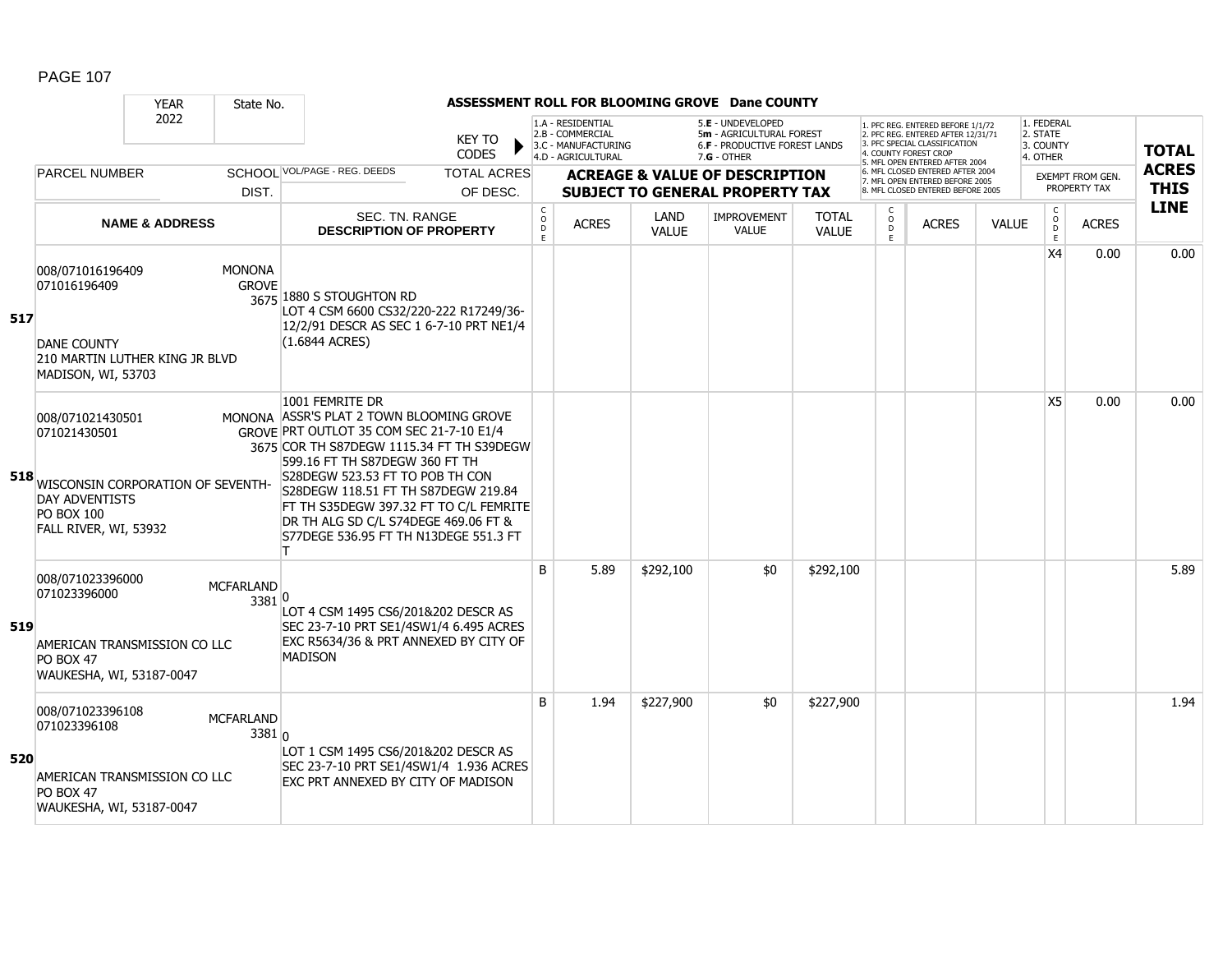PAGE 107

| YEAR | State No. | ASSESSMENT ROLL FOR BLOOMING GROVE Dane COUNTY | | | | | | | | | | | | | | |
|---|---|---|---|---|---|---|---|---|---|---|---|---|---|---|---|---|
| 2022 | | KEY TO CODES | 1.A - RESIDENTIAL 2.B - COMMERCIAL 3.C - MANUFACTURING 4.D - AGRICULTURAL | | | 5.E - UNDEVELOPED 5m - AGRICULTURAL FOREST 6.F - PRODUCTIVE FOREST LANDS 7.G - OTHER | | 1. PFC REG. ENTERED BEFORE 1/1/72 2. PFC REG. ENTERED AFTER 12/31/71 3. PFC SPECIAL CLASSIFICATION 4. COUNTY FOREST CROP 5. MFL OPEN ENTERED AFTER 2004 6. MFL CLOSED ENTERED AFTER 2004 7. MFL OPEN ENTERED BEFORE 2005 8. MFL CLOSED ENTERED BEFORE 2005 | | | | 1. FEDERAL 2. STATE 3. COUNTY 4. OTHER | | TOTAL ACRES THIS LINE |
| PARCEL NUMBER | SCHOOL DIST. | VOL/PAGE - REG. DEEDS / TOTAL ACRES OF DESC. | ACREAGE & VALUE OF DESCRIPTION SUBJECT TO GENERAL PROPERTY TAX | | | | | | | | | | EXEMPT FROM GEN. PROPERTY TAX | | | |
| NAME & ADDRESS | | SEC. TN. RANGE DESCRIPTION OF PROPERTY | CODE | ACRES | LAND VALUE | IMPROVEMENT VALUE | TOTAL VALUE | CODE | ACRES | VALUE | | CODE | ACRES | | | |
| **517** 008/071016196409 071016196409 DANE COUNTY 210 MARTIN LUTHER KING JR BLVD MADISON, WI, 53703 | MONONA GROVE 3675 | 1880 S STOUGHTON RD LOT 4 CSM 6600 CS32/220-222 R17249/36-12/2/91 DESCR AS SEC 1 6-7-10 PRT NE1/4 (1.6844 ACRES) | | | | | | | | | | X4 | 0.00 | 0.00 | | |
| **518** 008/071021430501 071021430501 WISCONSIN CORPORATION OF SEVENTH-DAY ADVENTISTS PO BOX 100 FALL RIVER, WI, 53932 | MONONA GROVE 3675 | 1001 FEMRITE DR ASSR'S PLAT 2 TOWN BLOOMING GROVE PRT OUTLOT 35 COM SEC 21-7-10 E1/4 COR TH S87DEGW 1115.34 FT TH S39DEGW 599.16 FT TH S87DEGW 360 FT TH S28DEGW 523.53 FT TO POB TH CON S28DEGW 118.51 FT TH S87DEGW 219.84 FT TH S35DEGW 397.32 FT TO C/L FEMRITE DR TH ALG SD C/L S74DEGE 469.06 FT & S77DEGE 536.95 FT TH N13DEGE 551.3 FT T | | | | | | | | | | X5 | 0.00 | 0.00 | | |
| **519** 008/071023396000 071023396000 AMERICAN TRANSMISSION CO LLC PO BOX 47 WAUKESHA, WI, 53187-0047 | MCFARLAND 3381 | 0 LOT 4 CSM 1495 CS6/201&202 DESCR AS SEC 23-7-10 PRT SE1/4SW1/4 6.495 ACRES EXC R5634/36 & PRT ANNEXED BY CITY OF MADISON | B | 5.89 | $292,100 | $0 | $292,100 | | | | | | | 5.89 | | |
| **520** 008/071023396108 071023396108 AMERICAN TRANSMISSION CO LLC PO BOX 47 WAUKESHA, WI, 53187-0047 | MCFARLAND 3381 | 0 LOT 1 CSM 1495 CS6/201&202 DESCR AS SEC 23-7-10 PRT SE1/4SW1/4 1.936 ACRES EXC PRT ANNEXED BY CITY OF MADISON | B | 1.94 | $227,900 | $0 | $227,900 | | | | | | | 1.94 | | |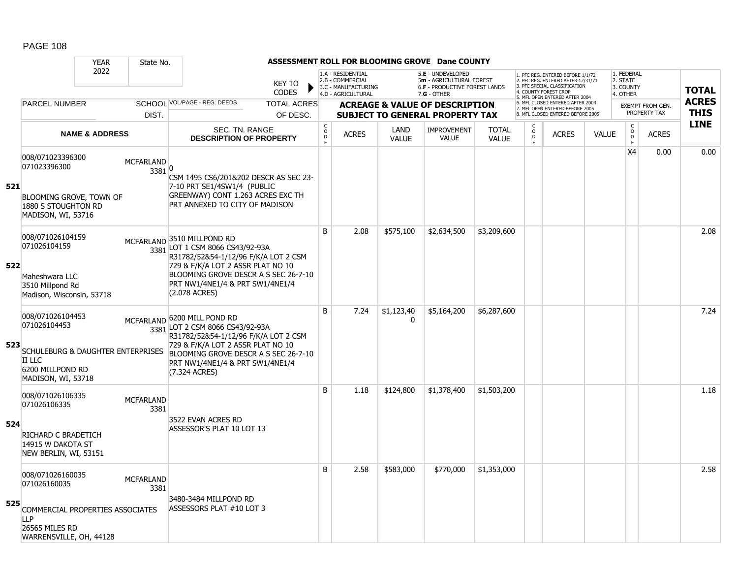# ASSESSMENT ROLL FOR BLOOMING GROVE Dane COUNTY

YEAR 2022 | State No.

KEY TO CODES: 1.A - RESIDENTIAL, 2.B - COMMERCIAL, 3.C - MANUFACTURING, 4.D - AGRICULTURAL, 5.E - UNDEVELOPED, 5m - AGRICULTURAL FOREST, 6.F - PRODUCTIVE FOREST LANDS, 7.G - OTHER

1. PFC REG. ENTERED BEFORE 1/1/72, 2. PFC REG. ENTERED AFTER 12/31/71, 3. PFC SPECIAL CLASSIFICATION, 4. COUNTY FOREST CROP, 5. MFL OPEN ENTERED AFTER 2004, 6. MFL CLOSED ENTERED AFTER 2004, 7. MFL OPEN ENTERED BEFORE 2005, 8. MFL CLOSED ENTERED BEFORE 2005

1. FEDERAL, 2. STATE, 3. COUNTY, 4. OTHER

| LINE | PARCEL NUMBER / NAME & ADDRESS | SCHOOL DIST. | VOL/PAGE - REG. DEEDS / SEC. TN. RANGE / DESCRIPTION OF PROPERTY | CODE | ACRES | LAND VALUE | IMPROVEMENT VALUE | TOTAL VALUE | CODE | ACRES | VALUE | CODE | EXEMPT ACRES | TOTAL ACRES THIS LINE |
|---|---|---|---|---|---|---|---|---|---|---|---|---|---|---|
| 521 | 008/071023396300 071023396300 BLOOMING GROVE, TOWN OF 1880 S STOUGHTON RD MADISON, WI, 53716 | MCFARLAND 3381 | 0 CSM 1495 CS6/201&202 DESCR AS SEC 23-7-10 PRT SE1/4SW1/4 (PUBLIC GREENWAY) CONT 1.263 ACRES EXC TH PRT ANNEXED TO CITY OF MADISON | | | | | | | | | X4 | 0.00 | 0.00 |
| 522 | 008/071026104159 071026104159 Maheshwara LLC 3510 Millpond Rd Madison, Wisconsin, 53718 | MCFARLAND 3381 | 3510 MILLPOND RD LOT 1 CSM 8066 CS43/92-93A R31782/52&54-1/12/96 F/K/A LOT 2 CSM 729 & F/K/A LOT 2 ASSR PLAT NO 10 BLOOMING GROVE DESCR A S SEC 26-7-10 PRT NW1/4NE1/4 & PRT SW1/4NE1/4 (2.078 ACRES) | B | 2.08 | $575,100 | $2,634,500 | $3,209,600 | | | | | | 2.08 |
| 523 | 008/071026104453 071026104453 SCHULEBURG & DAUGHTER ENTERPRISES II LLC 6200 MILLPOND RD MADISON, WI, 53718 | MCFARLAND 3381 | 6200 MILL POND RD LOT 2 CSM 8066 CS43/92-93A R31782/52&54-1/12/96 F/K/A LOT 2 CSM 729 & F/K/A LOT 2 ASSR PLAT NO 10 BLOOMING GROVE DESCR A S SEC 26-7-10 PRT NW1/4NE1/4 & PRT SW1/4NE1/4 (7.324 ACRES) | B | 7.24 | $1,123,400 | $5,164,200 | $6,287,600 | | | | | | 7.24 |
| 524 | 008/071026106335 071026106335 RICHARD C BRADETICH 14915 W DAKOTA ST NEW BERLIN, WI, 53151 | MCFARLAND 3381 | 3522 EVAN ACRES RD ASSESSOR'S PLAT 10 LOT 13 | B | 1.18 | $124,800 | $1,378,400 | $1,503,200 | | | | | | 1.18 |
| 525 | 008/071026160035 071026160035 COMMERCIAL PROPERTIES ASSOCIATES LLP 26565 MILES RD WARRENSVILLE, OH, 44128 | MCFARLAND 3381 | 3480-3484 MILLPOND RD ASSESSORS PLAT #10 LOT 3 | B | 2.58 | $583,000 | $770,000 | $1,353,000 | | | | | | 2.58 |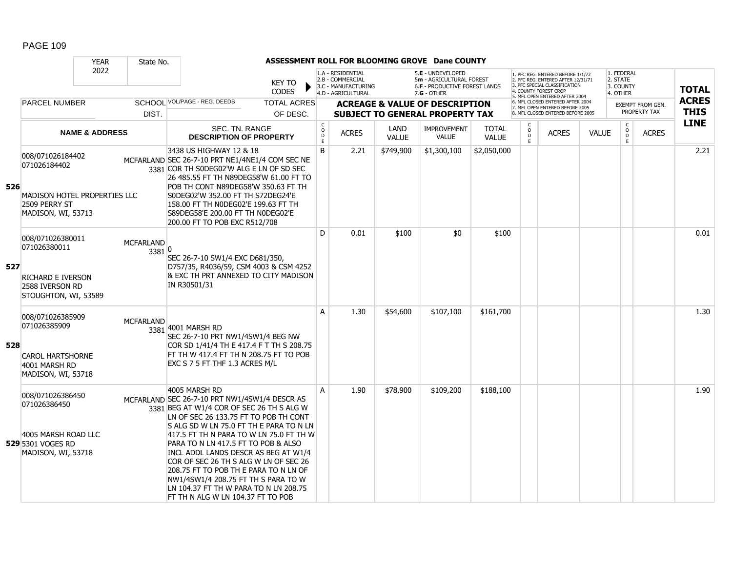## ASSESSMENT ROLL FOR BLOOMING GROVE Dane COUNTY

YEAR 2022 | State No.

KEY TO CODES:
- 1.A - RESIDENTIAL
- 2.B - COMMERCIAL
- 3.C - MANUFACTURING
- 4.D - AGRICULTURAL
- 5.E - UNDEVELOPED
- 5m - AGRICULTURAL FOREST
- 6.F - PRODUCTIVE FOREST LANDS
- 7.G - OTHER

1. PFC REG. ENTERED BEFORE 1/1/72
2. PFC REG. ENTERED AFTER 12/31/71
3. PFC SPECIAL CLASSIFICATION
4. COUNTY FOREST CROP
5. MFL OPEN ENTERED AFTER 2004
6. MFL CLOSED ENTERED AFTER 2004
7. MFL OPEN ENTERED BEFORE 2005
8. MFL CLOSED ENTERED BEFORE 2005

1. FEDERAL
2. STATE
3. COUNTY
4. OTHER

| LINE | PARCEL NUMBER / NAME & ADDRESS | SCHOOL DIST. | VOL/PAGE - REG. DEEDS / TOTAL ACRES OF DESC. / SEC. TN. RANGE DESCRIPTION OF PROPERTY | CODE | ACRES | LAND VALUE | IMPROVEMENT VALUE | TOTAL VALUE | CODE | ACRES | VALUE | CODE | EXEMPT ACRES | TOTAL ACRES THIS LINE |
|---|---|---|---|---|---|---|---|---|---|---|---|---|---|---|
| 526 | 008/071026184402<br>071026184402<br><br>MADISON HOTEL PROPERTIES LLC<br>2509 PERRY ST<br>MADISON, WI, 53713 | MCFARLAND 3381 | 3438 US HIGHWAY 12 & 18<br>SEC 26-7-10 PRT NE1/4NE1/4 COM SEC NE COR TH S0DEG02'W ALG E LN OF SD SEC 26 485.55 FT TH N89DEG58'W 61.00 FT TO POB TH CONT N89DEG58'W 350.63 FT TH S0DEG02'W 352.00 FT TH S72DEG24'E 158.00 FT TH N0DEG02'E 199.63 FT TH S89DEG58'E 200.00 FT TH N0DEG02'E 200.00 FT TO POB EXC R512/708 | B | 2.21 | $749,900 | $1,300,100 | $2,050,000 | | | | | | 2.21 |
| 527 | 008/071026380011<br>071026380011<br><br>RICHARD E IVERSON<br>2588 IVERSON RD<br>STOUGHTON, WI, 53589 | MCFARLAND 3381 | 0<br>SEC 26-7-10 SW1/4 EXC D681/350, D757/35, R4036/59, CSM 4003 & CSM 4252 & EXC TH PRT ANNEXED TO CITY MADISON IN R30501/31 | D | 0.01 | $100 | $0 | $100 | | | | | | 0.01 |
| 528 | 008/071026385909<br>071026385909<br><br>CAROL HARTSHORNE<br>4001 MARSH RD<br>MADISON, WI, 53718 | MCFARLAND 3381 | 4001 MARSH RD<br>SEC 26-7-10 PRT NW1/4SW1/4 BEG NW COR SD 1/41/4 TH E 417.4 F T TH S 208.75 FT TH W 417.4 FT TH N 208.75 FT TO POB EXC S 7 5 FT THF 1.3 ACRES M/L | A | 1.30 | $54,600 | $107,100 | $161,700 | | | | | | 1.30 |
| 529 | 008/071026386450<br>071026386450<br><br>4005 MARSH ROAD LLC<br>5301 VOGES RD<br>MADISON, WI, 53718 | MCFARLAND 3381 | 4005 MARSH RD<br>SEC 26-7-10 PRT NW1/4SW1/4 DESCR AS BEG AT W1/4 COR OF SEC 26 TH S ALG W LN OF SEC 26 133.75 FT TO POB TH CONT S ALG SD W LN 75.0 FT TH E PARA TO N LN 417.5 FT TH N PARA TO W LN 75.0 FT TH W PARA TO N LN 417.5 FT TO POB & ALSO INCL ADDL LANDS DESCR AS BEG AT W1/4 COR OF SEC 26 TH S ALG W LN OF SEC 26 208.75 FT TO POB TH E PARA TO N LN OF NW1/4SW1/4 208.75 FT TH S PARA TO W LN 104.37 FT TH W PARA TO N LN 208.75 FT TH N ALG W LN 104.37 FT TO POB | A | 1.90 | $78,900 | $109,200 | $188,100 | | | | | | 1.90 |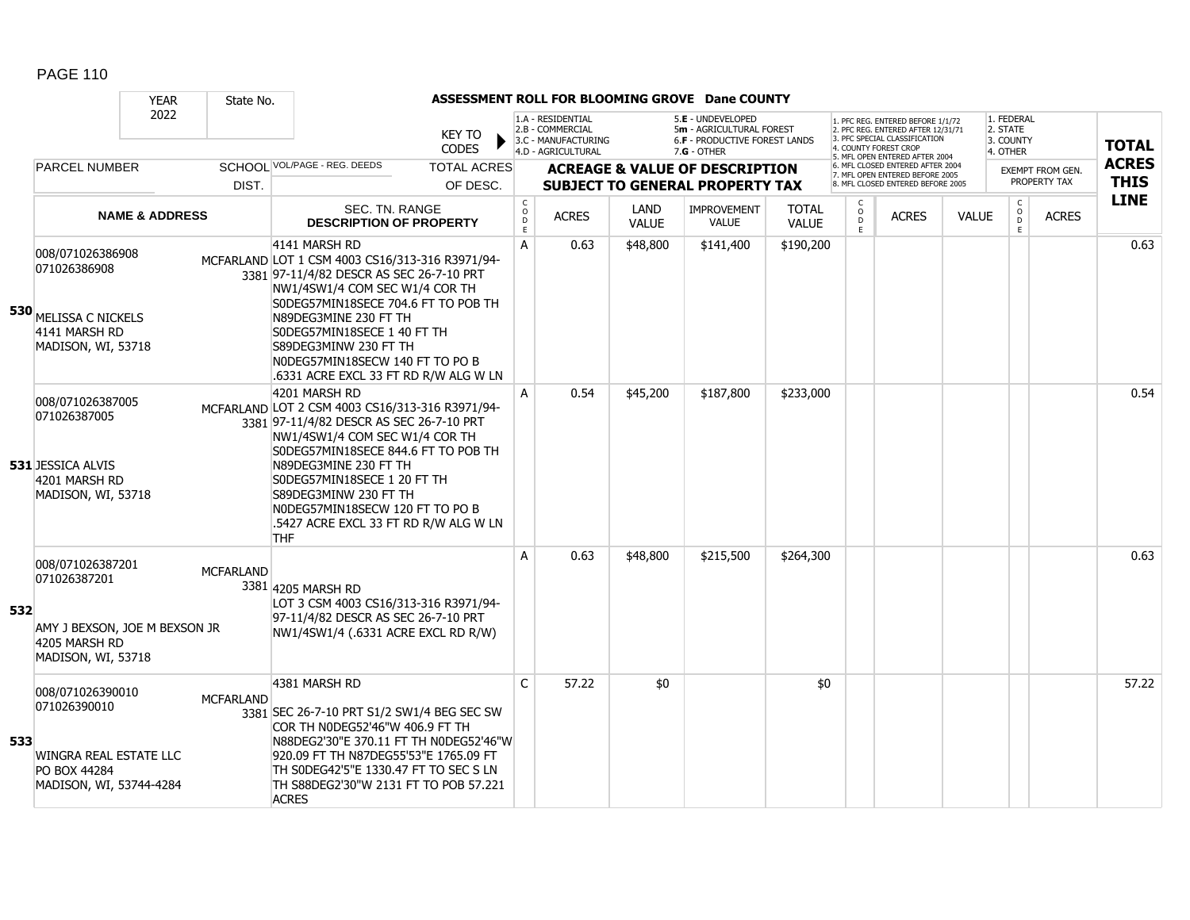## ASSESSMENT ROLL FOR BLOOMING GROVE Dane COUNTY

YEAR 2022 State No.

KEY TO CODES: 1.A - RESIDENTIAL, 2.B - COMMERCIAL, 3.C - MANUFACTURING, 4.D - AGRICULTURAL, 5.E - UNDEVELOPED, 5m - AGRICULTURAL FOREST, 6.F - PRODUCTIVE FOREST LANDS, 7.G - OTHER

1. PFC REG. ENTERED BEFORE 1/1/72, 2. PFC REG. ENTERED AFTER 12/31/71, 3. PFC SPECIAL CLASSIFICATION, 4. COUNTY FOREST CROP, 5. MFL OPEN ENTERED AFTER 2004, 6. MFL CLOSED ENTERED AFTER 2004, 7. MFL OPEN ENTERED BEFORE 2005, 8. MFL CLOSED ENTERED BEFORE 2005

1. FEDERAL, 2. STATE, 3. COUNTY, 4. OTHER

| LINE | PARCEL NUMBER / NAME & ADDRESS | SCHOOL DIST. | VOL/PAGE - REG. DEEDS / SEC. TN. RANGE / DESCRIPTION OF PROPERTY | CODE | ACRES | LAND VALUE | IMPROVEMENT VALUE | TOTAL VALUE | CODE | ACRES | VALUE | CODE | ACRES | TOTAL ACRES THIS LINE |
|---|---|---|---|---|---|---|---|---|---|---|---|---|---|---|
| 530 | 008/071026386908 071026386908 MELISSA C NICKELS 4141 MARSH RD MADISON, WI, 53718 | MCFARLAND 3381 | 4141 MARSH RD LOT 1 CSM 4003 CS16/313-316 R3971/94-97-11/4/82 DESCR AS SEC 26-7-10 PRT NW1/4SW1/4 COM SEC W1/4 COR TH S0DEG57MIN18SECE 704.6 FT TO POB TH N89DEG3MINE 230 FT TH S0DEG57MIN18SECE 1 40 FT TH S89DEG3MINW 230 FT TH N0DEG57MIN18SECW 140 FT TO PO B .6331 ACRE EXCL 33 FT RD R/W ALG W LN | A | 0.63 | $48,800 | $141,400 | $190,200 | | | | | | 0.63 |
| 531 | 008/071026387005 071026387005 JESSICA ALVIS 4201 MARSH RD MADISON, WI, 53718 | MCFARLAND 3381 | 4201 MARSH RD LOT 2 CSM 4003 CS16/313-316 R3971/94-97-11/4/82 DESCR AS SEC 26-7-10 PRT NW1/4SW1/4 COM SEC W1/4 COR TH S0DEG57MIN18SECE 844.6 FT TO POB TH N89DEG3MINE 230 FT TH S0DEG57MIN18SECE 1 20 FT TH S89DEG3MINW 230 FT TH N0DEG57MIN18SECW 120 FT TO PO B .5427 ACRE EXCL 33 FT RD R/W ALG W LN THF | A | 0.54 | $45,200 | $187,800 | $233,000 | | | | | | 0.54 |
| 532 | 008/071026387201 071026387201 AMY J BEXSON, JOE M BEXSON JR 4205 MARSH RD MADISON, WI, 53718 | MCFARLAND 3381 | 4205 MARSH RD LOT 3 CSM 4003 CS16/313-316 R3971/94-97-11/4/82 DESCR AS SEC 26-7-10 PRT NW1/4SW1/4 (.6331 ACRE EXCL RD R/W) | A | 0.63 | $48,800 | $215,500 | $264,300 | | | | | | 0.63 |
| 533 | 008/071026390010 071026390010 WINGRA REAL ESTATE LLC PO BOX 44284 MADISON, WI, 53744-4284 | MCFARLAND 3381 | 4381 MARSH RD SEC 26-7-10 PRT S1/2 SW1/4 BEG SEC SW COR TH N0DEG52'46"W 406.9 FT TH N88DEG2'30"E 370.11 FT TH N0DEG52'46"W 920.09 FT TH N87DEG55'53"E 1765.09 FT TH S0DEG42'5"E 1330.47 FT TO SEC S LN TH S88DEG2'30"W 2131 FT TO POB 57.221 ACRES | C | 57.22 | $0 | | $0 | | | | | | 57.22 |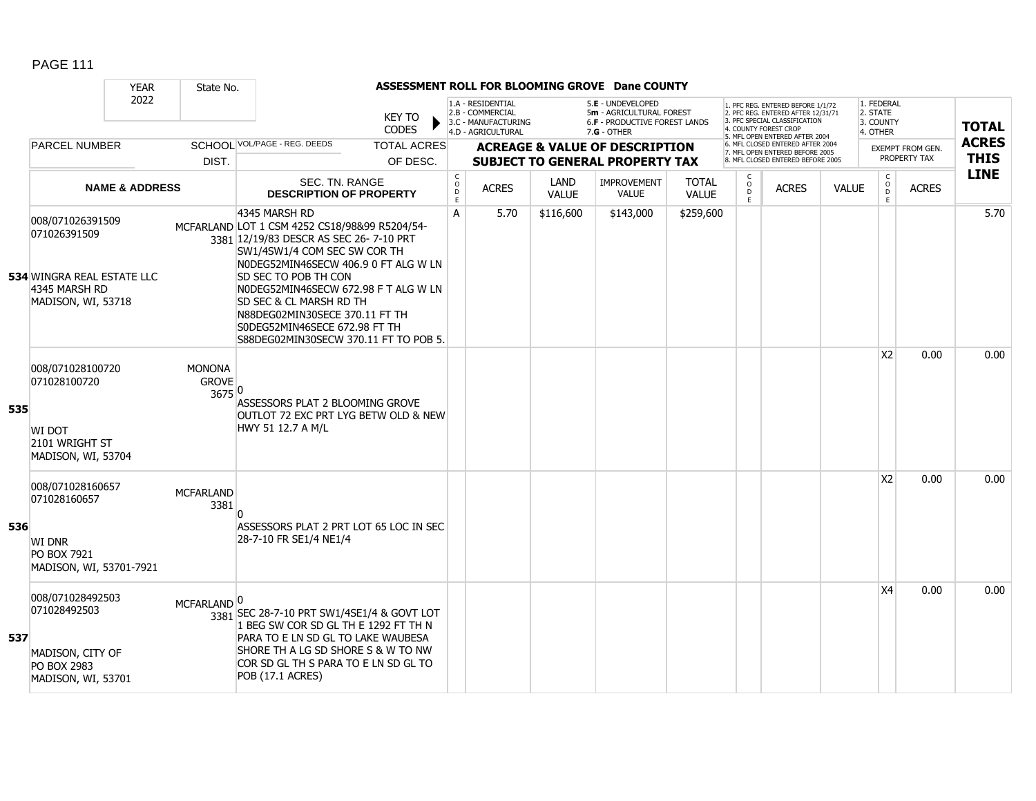## ASSESSMENT ROLL FOR BLOOMING GROVE Dane COUNTY

YEAR 2022 | State No.

KEY TO CODES:
- 1.A - RESIDENTIAL
- 2.B - COMMERCIAL
- 3.C - MANUFACTURING
- 4.D - AGRICULTURAL
- 5.E - UNDEVELOPED
- 5m - AGRICULTURAL FOREST
- 6.F - PRODUCTIVE FOREST LANDS
- 7.G - OTHER

- 1. PFC REG. ENTERED BEFORE 1/1/72
- 2. PFC REG. ENTERED AFTER 12/31/71
- 3. PFC SPECIAL CLASSIFICATION
- 4. COUNTY FOREST CROP
- 5. MFL OPEN ENTERED AFTER 2004
- 6. MFL CLOSED ENTERED AFTER 2004
- 7. MFL OPEN ENTERED BEFORE 2005
- 8. MFL CLOSED ENTERED BEFORE 2005

- 1. FEDERAL
- 2. STATE
- 3. COUNTY
- 4. OTHER

| LINE | PARCEL NUMBER / NAME & ADDRESS | SCHOOL DIST. | VOL/PAGE - REG. DEEDS / SEC. TN. RANGE / DESCRIPTION OF PROPERTY | CODE | ACRES | LAND VALUE | IMPROVEMENT VALUE | TOTAL VALUE | CODE | ACRES | VALUE | CODE | ACRES (EXEMPT FROM GEN. PROPERTY TAX) | TOTAL ACRES THIS LINE |
|---|---|---|---|---|---|---|---|---|---|---|---|---|---|---|
| 534 | 008/071026391509<br>071026391509<br>WINGRA REAL ESTATE LLC<br>4345 MARSH RD<br>MADISON, WI, 53718 | MCFARLAND 3381 | 4345 MARSH RD<br>LOT 1 CSM 4252 CS18/98&99 R5204/54-12/19/83 DESCR AS SEC 26- 7-10 PRT SW1/4SW1/4 COM SEC SW COR TH N0DEG52MIN46SECW 406.9 0 FT ALG W LN SD SEC TO POB TH CON N0DEG52MIN46SECW 672.98 F T ALG W LN SD SEC & CL MARSH RD TH N88DEG02MIN30SECE 370.11 FT TH S0DEG52MIN46SECE 672.98 FT TH S88DEG02MIN30SECW 370.11 FT TO POB 5. | A | 5.70 | $116,600 | $143,000 | $259,600 | | | | | | 5.70 |
| 535 | 008/071028100720<br>071028100720<br>WI DOT<br>2101 WRIGHT ST<br>MADISON, WI, 53704 | MONONA GROVE 3675 | 0<br>ASSESSORS PLAT 2 BLOOMING GROVE OUTLOT 72 EXC PRT LYG BETW OLD & NEW HWY 51 12.7 A M/L | | | | | | | | | X2 | 0.00 | 0.00 |
| 536 | 008/071028160657<br>071028160657<br>WI DNR<br>PO BOX 7921<br>MADISON, WI, 53701-7921 | MCFARLAND 3381 | 0<br>ASSESSORS PLAT 2 PRT LOT 65 LOC IN SEC 28-7-10 FR SE1/4 NE1/4 | | | | | | | | | X2 | 0.00 | 0.00 |
| 537 | 008/071028492503<br>071028492503<br>MADISON, CITY OF<br>PO BOX 2983<br>MADISON, WI, 53701 | MCFARLAND 3381 | 0<br>SEC 28-7-10 PRT SW1/4SE1/4 & GOVT LOT 1 BEG SW COR SD GL TH E 1292 FT TH N PARA TO E LN SD GL TO LAKE WAUBESA SHORE TH A LG SD SHORE S & W TO NW COR SD GL TH S PARA TO E LN SD GL TO POB (17.1 ACRES) | | | | | | | | | X4 | 0.00 | 0.00 |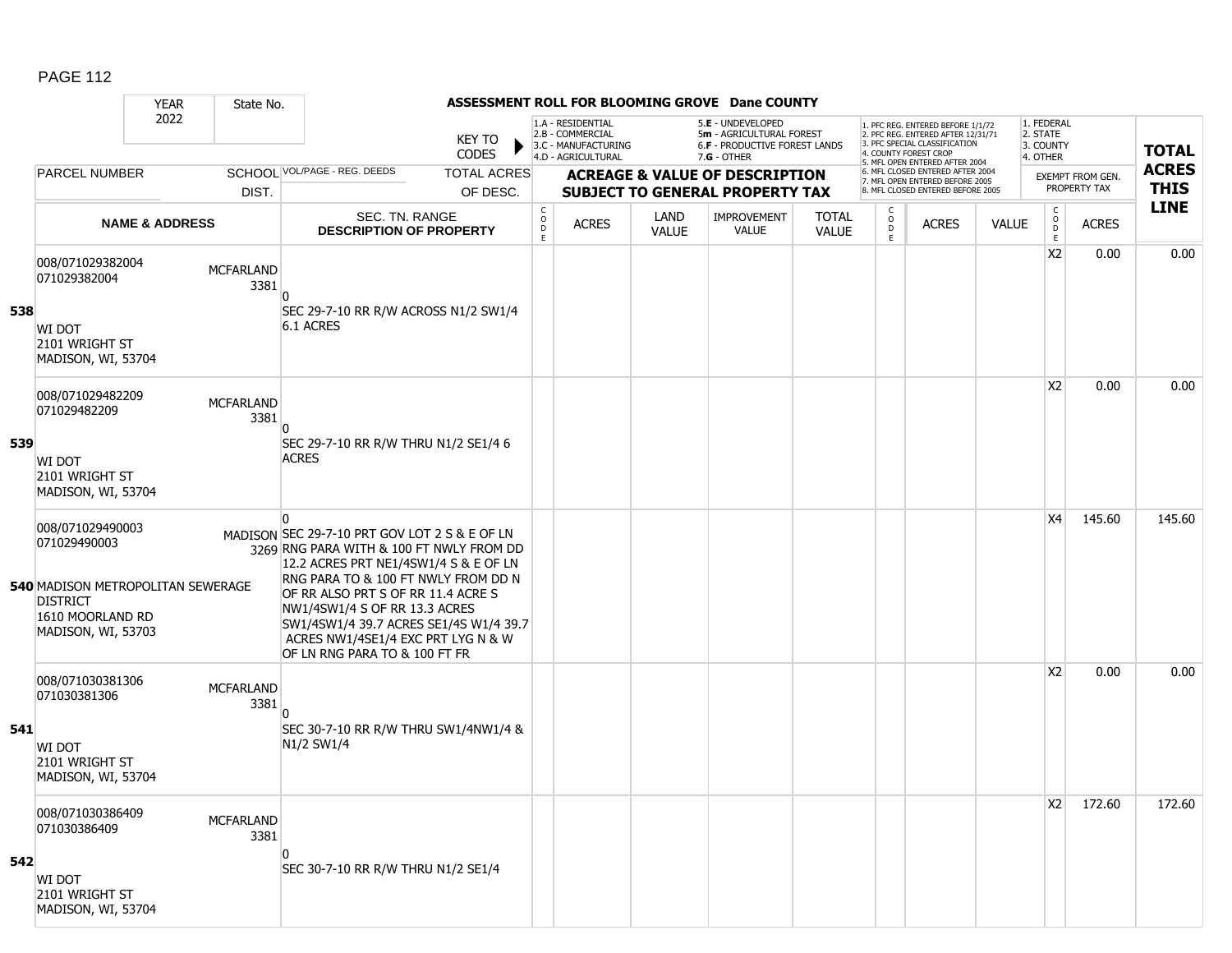## ASSESSMENT ROLL FOR BLOOMING GROVE Dane COUNTY

| YEAR 2022 | State No. | | | | | | | | | | | | | |
|---|---|---|---|---|---|---|---|---|---|---|---|---|---|---|

KEY TO CODES: 1.A - RESIDENTIAL, 2.B - COMMERCIAL, 3.C - MANUFACTURING, 4.D - AGRICULTURAL, 5.E - UNDEVELOPED, 5m - AGRICULTURAL FOREST, 6.F - PRODUCTIVE FOREST LANDS, 7.G - OTHER

1. PFC REG. ENTERED BEFORE 1/1/72, 2. PFC REG. ENTERED AFTER 12/31/71, 3. PFC SPECIAL CLASSIFICATION, 4. COUNTY FOREST CROP, 5. MFL OPEN ENTERED AFTER 2004, 6. MFL CLOSED ENTERED AFTER 2004, 7. MFL OPEN ENTERED BEFORE 2005, 8. MFL CLOSED ENTERED BEFORE 2005

1. FEDERAL, 2. STATE, 3. COUNTY, 4. OTHER

| Line | PARCEL NUMBER / NAME & ADDRESS | SCHOOL DIST. | VOL/PAGE - REG. DEEDS / SEC. TN. RANGE / DESCRIPTION OF PROPERTY | TOTAL ACRES OF DESC. | CODE | ACRES | LAND VALUE | IMPROVEMENT VALUE | TOTAL VALUE | CODE | ACRES | VALUE | CODE (EXEMPT) | ACRES (EXEMPT FROM GEN. PROPERTY TAX) | TOTAL ACRES THIS LINE |
|---|---|---|---|---|---|---|---|---|---|---|---|---|---|---|---|
| 538 | 008/071029382004<br>071029382004<br>WI DOT<br>2101 WRIGHT ST<br>MADISON, WI, 53704 | MCFARLAND 3381 | 0<br>SEC 29-7-10 RR R/W ACROSS N1/2 SW1/4 6.1 ACRES | | | | | | | | | | X2 | 0.00 | 0.00 |
| 539 | 008/071029482209<br>071029482209<br>WI DOT<br>2101 WRIGHT ST<br>MADISON, WI, 53704 | MCFARLAND 3381 | 0<br>SEC 29-7-10 RR R/W THRU N1/2 SE1/4 6 ACRES | | | | | | | | | | X2 | 0.00 | 0.00 |
| 540 | 008/071029490003<br>071029490003<br>MADISON METROPOLITAN SEWERAGE DISTRICT<br>1610 MOORLAND RD<br>MADISON, WI, 53703 | MADISON 3269 | 0<br>SEC 29-7-10 PRT GOV LOT 2 S & E OF LN RNG PARA WITH & 100 FT NWLY FROM DD 12.2 ACRES PRT NE1/4SW1/4 S & E OF LN RNG PARA TO & 100 FT NWLY FROM DD N OF RR ALSO PRT S OF RR 11.4 ACRE S NW1/4SW1/4 S OF RR 13.3 ACRES SW1/4SW1/4 39.7 ACRES SE1/4S W1/4 39.7 ACRES NW1/4SE1/4 EXC PRT LYG N & W OF LN RNG PARA TO & 100 FT FR | | | | | | | | | | X4 | 145.60 | 145.60 |
| 541 | 008/071030381306<br>071030381306<br>WI DOT<br>2101 WRIGHT ST<br>MADISON, WI, 53704 | MCFARLAND 3381 | 0<br>SEC 30-7-10 RR R/W THRU SW1/4NW1/4 & N1/2 SW1/4 | | | | | | | | | | X2 | 0.00 | 0.00 |
| 542 | 008/071030386409<br>071030386409<br>WI DOT<br>2101 WRIGHT ST<br>MADISON, WI, 53704 | MCFARLAND 3381 | 0<br>SEC 30-7-10 RR R/W THRU N1/2 SE1/4 | | | | | | | | | | X2 | 172.60 | 172.60 |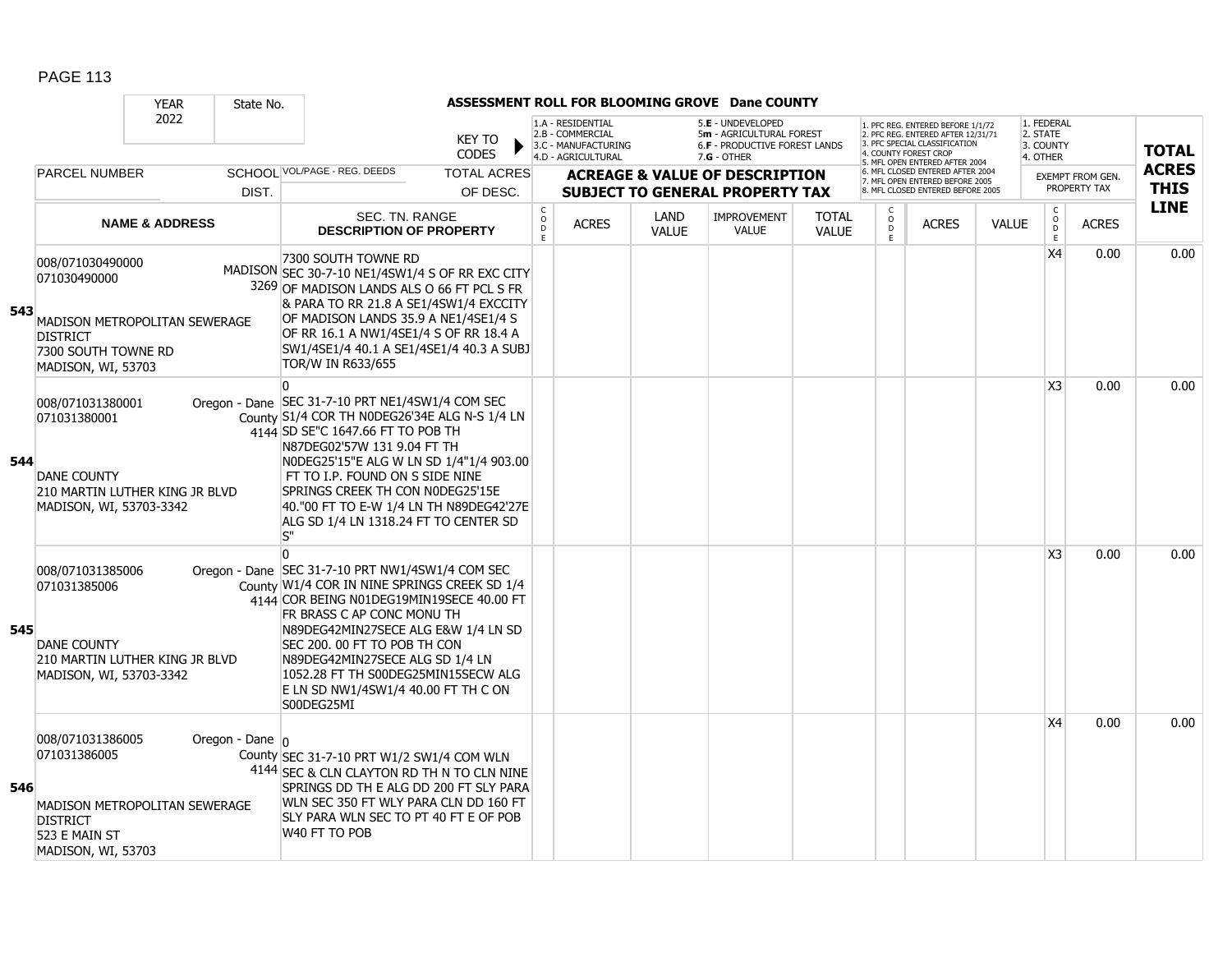## ASSESSMENT ROLL FOR BLOOMING GROVE Dane COUNTY

| | YEAR 2022 | State No. | KEY TO CODES | 1.A - RESIDENTIAL 2.B - COMMERCIAL 3.C - MANUFACTURING 4.D - AGRICULTURAL | | 5.E - UNDEVELOPED 5m - AGRICULTURAL FOREST 6.F - PRODUCTIVE FOREST LANDS 7.G - OTHER | | | 1. PFC REG. ENTERED BEFORE 1/1/72 2. PFC REG. ENTERED AFTER 12/31/71 3. PFC SPECIAL CLASSIFICATION 4. COUNTY FOREST CROP 5. MFL OPEN ENTERED AFTER 2004 6. MFL CLOSED ENTERED AFTER 2004 7. MFL OPEN ENTERED BEFORE 2005 8. MFL CLOSED ENTERED BEFORE 2005 | | | 1. FEDERAL 2. STATE 3. COUNTY 4. OTHER | | TOTAL ACRES THIS LINE |
|---|---|---|---|---|---|---|---|---|---|---|---|---|---|---|
| | PARCEL NUMBER | SCHOOL DIST. | VOL/PAGE - REG. DEEDS / TOTAL ACRES OF DESC. | ACREAGE & VALUE OF DESCRIPTION SUBJECT TO GENERAL PROPERTY TAX | | | | | | | | EXEMPT FROM GEN. PROPERTY TAX | | |
| | NAME & ADDRESS | | SEC. TN. RANGE DESCRIPTION OF PROPERTY | CODE | ACRES | LAND VALUE | IMPROVEMENT VALUE | TOTAL VALUE | CODE | ACRES | VALUE | CODE | ACRES | |
| 543 | 008/071030490000<br>071030490000<br><br>MADISON METROPOLITAN SEWERAGE DISTRICT<br>7300 SOUTH TOWNE RD<br>MADISON, WI, 53703 | MADISON 3269 | 7300 SOUTH TOWNE RD<br>SEC 30-7-10 NE1/4SW1/4 S OF RR EXC CITY OF MADISON LANDS ALS O 66 FT PCL S FR & PARA TO RR 21.8 A SE1/4SW1/4 EXCCITY OF MADISON LANDS 35.9 A NE1/4SE1/4 S OF RR 16.1 A NW1/4SE1/4 S OF RR 18.4 A SW1/4SE1/4 40.1 A SE1/4SE1/4 40.3 A SUBJ TOR/W IN R633/655 | | | | | | | | | X4 | 0.00 | 0.00 |
| 544 | 008/071031380001<br>071031380001<br><br>DANE COUNTY<br>210 MARTIN LUTHER KING JR BLVD<br>MADISON, WI, 53703-3342 | Oregon - Dane County 4144 | 0<br>SEC 31-7-10 PRT NE1/4SW1/4 COM SEC S1/4 COR TH N0DEG26'34E ALG N-S 1/4 LN SD SE"C 1647.66 FT TO POB TH N87DEG02'57W 131 9.04 FT TH N0DEG25'15"E ALG W LN SD 1/4"1/4 903.00 FT TO I.P. FOUND ON S SIDE NINE SPRINGS CREEK TH CON N0DEG25'15E 40."00 FT TO E-W 1/4 LN TH N89DEG42'27E ALG SD 1/4 LN 1318.24 FT TO CENTER SD S" | | | | | | | | | X3 | 0.00 | 0.00 |
| 545 | 008/071031385006<br>071031385006<br><br>DANE COUNTY<br>210 MARTIN LUTHER KING JR BLVD<br>MADISON, WI, 53703-3342 | Oregon - Dane County 4144 | 0<br>SEC 31-7-10 PRT NW1/4SW1/4 COM SEC W1/4 COR IN NINE SPRINGS CREEK SD 1/4 COR BEING N01DEG19MIN19SECE 40.00 FT FR BRASS C AP CONC MONU TH N89DEG42MIN27SECE ALG E&W 1/4 LN SD SEC 200. 00 FT TO POB TH CON N89DEG42MIN27SECE ALG SD 1/4 LN 1052.28 FT TH S00DEG25MIN15SECW ALG E LN SD NW1/4SW1/4 40.00 FT TH C ON S00DEG25MI | | | | | | | | | X3 | 0.00 | 0.00 |
| 546 | 008/071031386005<br>071031386005<br><br>MADISON METROPOLITAN SEWERAGE DISTRICT<br>523 E MAIN ST<br>MADISON, WI, 53703 | Oregon - Dane County 4144 | 0<br>SEC 31-7-10 PRT W1/2 SW1/4 COM WLN SEC & CLN CLAYTON RD TH N TO CLN NINE SPRINGS DD TH E ALG DD 200 FT SLY PARA WLN SEC 350 FT WLY PARA CLN DD 160 FT SLY PARA WLN SEC TO PT 40 FT E OF POB W40 FT TO POB | | | | | | | | | X4 | 0.00 | 0.00 |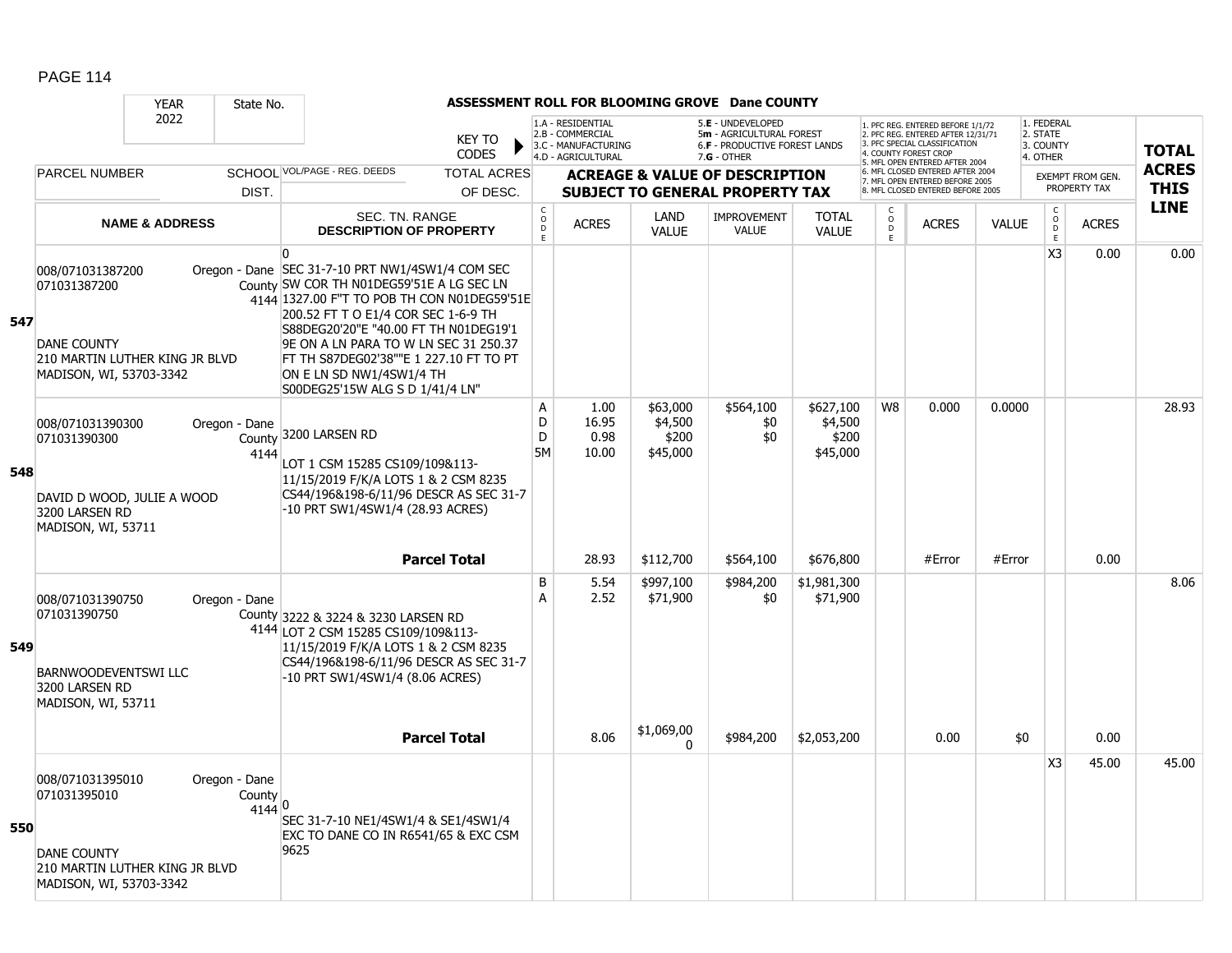# ASSESSMENT ROLL FOR BLOOMING GROVE Dane COUNTY

YEAR 2022 | State No.

KEY TO CODES:
- 1.A - RESIDENTIAL
- 2.B - COMMERCIAL
- 3.C - MANUFACTURING
- 4.D - AGRICULTURAL
- 5.E - UNDEVELOPED
- 5m - AGRICULTURAL FOREST
- 6.F - PRODUCTIVE FOREST LANDS
- 7.G - OTHER

- 1. PFC REG. ENTERED BEFORE 1/1/72
- 2. PFC REG. ENTERED AFTER 12/31/71
- 3. PFC SPECIAL CLASSIFICATION
- 4. COUNTY FOREST CROP
- 5. MFL OPEN ENTERED AFTER 2004
- 6. MFL CLOSED ENTERED AFTER 2004
- 7. MFL OPEN ENTERED BEFORE 2005
- 8. MFL CLOSED ENTERED BEFORE 2005

- 1. FEDERAL
- 2. STATE
- 3. COUNTY
- 4. OTHER

| LINE | PARCEL NUMBER / NAME & ADDRESS | SCHOOL DIST. | VOL/PAGE - REG. DEEDS / SEC. TN. RANGE / DESCRIPTION OF PROPERTY | CODE | ACRES | LAND VALUE | IMPROVEMENT VALUE | TOTAL VALUE | CODE | ACRES | VALUE | CODE | EXEMPT ACRES | TOTAL ACRES THIS LINE |
|---|---|---|---|---|---|---|---|---|---|---|---|---|---|---|
| 547 | 008/071031387200<br>071031387200<br><br>DANE COUNTY<br>210 MARTIN LUTHER KING JR BLVD<br>MADISON, WI, 53703-3342 | Oregon - Dane County 4144 | 0<br>SEC 31-7-10 PRT NW1/4SW1/4 COM SEC SW COR TH N01DEG59'51E A LG SEC LN 1327.00 F"T TO POB TH CON N01DEG59'51E 200.52 FT T O E1/4 COR SEC 1-6-9 TH S88DEG20'20"E "40.00 FT TH N01DEG19'1 9E ON A LN PARA TO W LN SEC 31 250.37 FT TH S87DEG02'38""E 1 227.10 FT TO PT ON E LN SD NW1/4SW1/4 TH S00DEG25'15W ALG S D 1/41/4 LN" | | | | | | | | | X3 | 0.00 | 0.00 |
| 548 | 008/071031390300<br>071031390300<br><br>DAVID D WOOD, JULIE A WOOD<br>3200 LARSEN RD<br>MADISON, WI, 53711 | Oregon - Dane County 4144 | 3200 LARSEN RD<br><br>LOT 1 CSM 15285 CS109/109&113-11/15/2019 F/K/A LOTS 1 & 2 CSM 8235 CS44/196&198-6/11/96 DESCR AS SEC 31-7 -10 PRT SW1/4SW1/4 (28.93 ACRES) | A<br>D<br>D<br>5M | 1.00<br>16.95<br>0.98<br>10.00 | $63,000<br>$4,500<br>$200<br>$45,000 | $564,100<br>$0<br>$0 | $627,100<br>$4,500<br>$200<br>$45,000 | W8 | 0.000 | 0.0000 | | | 28.93 |
| | | | **Parcel Total** | | 28.93 | $112,700 | $564,100 | $676,800 | | #Error | #Error | | 0.00 | |
| 549 | 008/071031390750<br>071031390750<br><br>BARNWOODEVENTSWI LLC<br>3200 LARSEN RD<br>MADISON, WI, 53711 | Oregon - Dane County 4144 | 3222 & 3224 & 3230 LARSEN RD<br>LOT 2 CSM 15285 CS109/109&113-11/15/2019 F/K/A LOTS 1 & 2 CSM 8235 CS44/196&198-6/11/96 DESCR AS SEC 31-7 -10 PRT SW1/4SW1/4 (8.06 ACRES) | B<br>A | 5.54<br>2.52 | $997,100<br>$71,900 | $984,200<br>$0 | $1,981,300<br>$71,900 | | | | | | 8.06 |
| | | | **Parcel Total** | | 8.06 | $1,069,000 | $984,200 | $2,053,200 | | 0.00 | $0 | | 0.00 | |
| 550 | 008/071031395010<br>071031395010<br><br>DANE COUNTY<br>210 MARTIN LUTHER KING JR BLVD<br>MADISON, WI, 53703-3342 | Oregon - Dane County 4144 | 0<br>SEC 31-7-10 NE1/4SW1/4 & SE1/4SW1/4 EXC TO DANE CO IN R6541/65 & EXC CSM 9625 | | | | | | | | | X3 | 45.00 | 45.00 |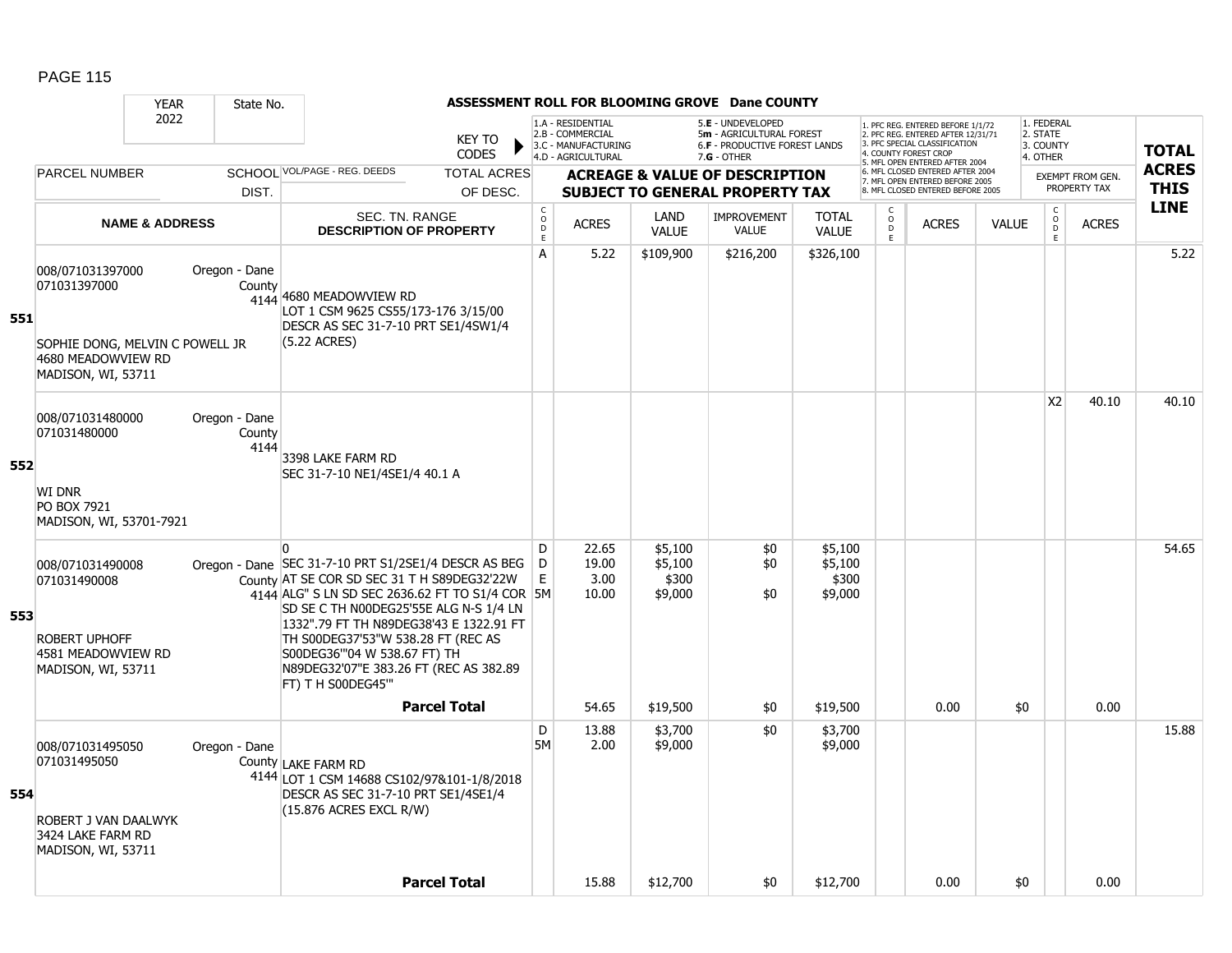# ASSESSMENT ROLL FOR BLOOMING GROVE Dane COUNTY

YEAR 2022 | State No.

KEY TO CODES:
- 1.A - RESIDENTIAL
- 2.B - COMMERCIAL
- 3.C - MANUFACTURING
- 4.D - AGRICULTURAL
- 5.E - UNDEVELOPED
- 5m - AGRICULTURAL FOREST
- 6.F - PRODUCTIVE FOREST LANDS
- 7.G - OTHER

1. PFC REG. ENTERED BEFORE 1/1/72
2. PFC REG. ENTERED AFTER 12/31/71
3. PFC SPECIAL CLASSIFICATION
4. COUNTY FOREST CROP
5. MFL OPEN ENTERED AFTER 2004
6. MFL CLOSED ENTERED AFTER 2004
7. MFL OPEN ENTERED BEFORE 2005
8. MFL CLOSED ENTERED BEFORE 2005

1. FEDERAL
2. STATE
3. COUNTY
4. OTHER

| LINE | PARCEL NUMBER / NAME & ADDRESS | SCHOOL DIST. | VOL/PAGE - REG. DEEDS / SEC. TN. RANGE / DESCRIPTION OF PROPERTY | CODE | ACRES | LAND VALUE | IMPROVEMENT VALUE | TOTAL VALUE | CODE | ACRES | VALUE | CODE | EXEMPT ACRES | TOTAL ACRES THIS LINE |
|---|---|---|---|---|---|---|---|---|---|---|---|---|---|---|
| 551 | 008/071031397000<br>071031397000<br><br>SOPHIE DONG, MELVIN C POWELL JR<br>4680 MEADOWVIEW RD<br>MADISON, WI, 53711 | Oregon - Dane County 4144 | 4680 MEADOWVIEW RD<br>LOT 1 CSM 9625 CS55/173-176 3/15/00 DESCR AS SEC 31-7-10 PRT SE1/4SW1/4 (5.22 ACRES) | A | 5.22 | $109,900 | $216,200 | $326,100 | | | | | | 5.22 |
| 552 | 008/071031480000<br>071031480000<br><br>WI DNR<br>PO BOX 7921<br>MADISON, WI, 53701-7921 | Oregon - Dane County 4144 | 3398 LAKE FARM RD<br>SEC 31-7-10 NE1/4SE1/4 40.1 A | | | | | | | | | X2 | 40.10 | 40.10 |
| 553 | 008/071031490008<br>071031490008<br><br>ROBERT UPHOFF<br>4581 MEADOWVIEW RD<br>MADISON, WI, 53711 | Oregon - Dane County 4144 | 0<br>SEC 31-7-10 PRT S1/2SE1/4 DESCR AS BEG AT SE COR SD SEC 31 T H S89DEG32'22W ALG" S LN SD SEC 2636.62 FT TO S1/4 COR SD SE C TH N00DEG25'55E ALG N-S 1/4 LN 1332".79 FT TH N89DEG38'43 E 1322.91 FT TH S00DEG37'53"W 538.28 FT (REC AS S00DEG36'"04 W 538.67 FT) TH N89DEG32'07"E 383.26 FT (REC AS 382.89 FT) T H S00DEG45'" | D<br>D<br>E<br>5M | 22.65<br>19.00<br>3.00<br>10.00 | $5,100<br>$5,100<br>$300<br>$9,000 | $0<br>$0<br>$0 | $5,100<br>$5,100<br>$300<br>$9,000 | | | | | | 54.65 |
| | | | **Parcel Total** | | 54.65 | $19,500 | $0 | $19,500 | | 0.00 | $0 | | 0.00 | |
| 554 | 008/071031495050<br>071031495050<br><br>ROBERT J VAN DAALWYK<br>3424 LAKE FARM RD<br>MADISON, WI, 53711 | Oregon - Dane County 4144 | LAKE FARM RD<br>LOT 1 CSM 14688 CS102/97&101-1/8/2018 DESCR AS SEC 31-7-10 PRT SE1/4SE1/4 (15.876 ACRES EXCL R/W) | D<br>5M | 13.88<br>2.00 | $3,700<br>$9,000 | $0 | $3,700<br>$9,000 | | | | | | 15.88 |
| | | | **Parcel Total** | | 15.88 | $12,700 | $0 | $12,700 | | 0.00 | $0 | | 0.00 | |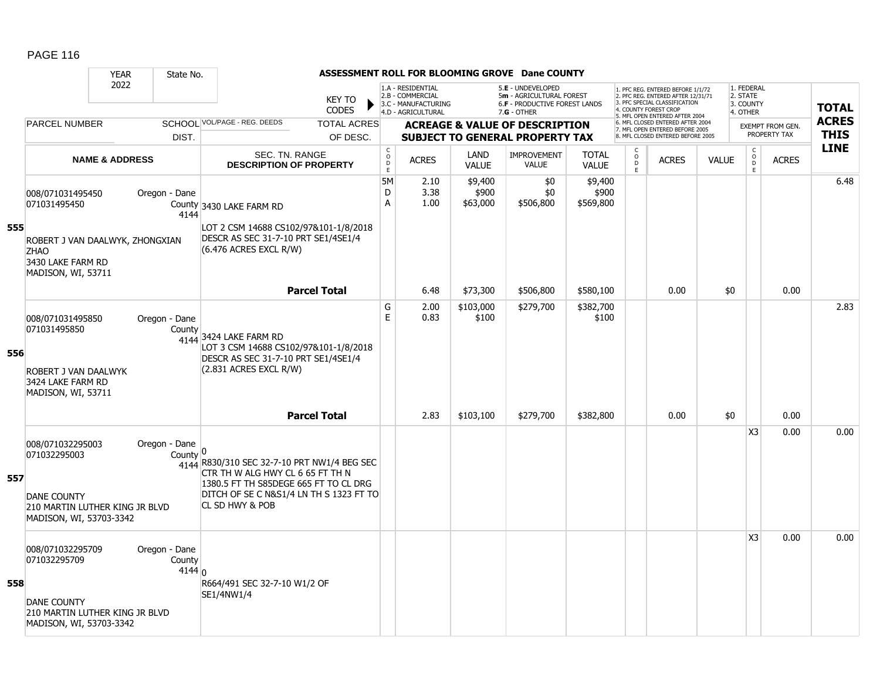## ASSESSMENT ROLL FOR BLOOMING GROVE Dane COUNTY

| YEAR | State No. |
|---|---|
| 2022 | |

KEY TO CODES:
- 1.A - RESIDENTIAL
- 2.B - COMMERCIAL
- 3.C - MANUFACTURING
- 4.D - AGRICULTURAL
- 5.E - UNDEVELOPED
- 5m - AGRICULTURAL FOREST
- 6.F - PRODUCTIVE FOREST LANDS
- 7.G - OTHER

1. PFC REG. ENTERED BEFORE 1/1/72
2. PFC REG. ENTERED AFTER 12/31/71
3. PFC SPECIAL CLASSIFICATION
4. COUNTY FOREST CROP
5. MFL OPEN ENTERED AFTER 2004
6. MFL CLOSED ENTERED AFTER 2004
7. MFL OPEN ENTERED BEFORE 2005
8. MFL CLOSED ENTERED BEFORE 2005

1. FEDERAL
2. STATE
3. COUNTY
4. OTHER

| Line | PARCEL NUMBER / NAME & ADDRESS | SCHOOL DIST. | VOL/PAGE - REG. DEEDS / SEC. TN. RANGE / DESCRIPTION OF PROPERTY | CODE | ACRES | LAND VALUE | IMPROVEMENT VALUE | TOTAL VALUE | CODE | ACRES | VALUE | CODE | EXEMPT FROM GEN. PROPERTY TAX ACRES | TOTAL ACRES THIS LINE |
|---|---|---|---|---|---|---|---|---|---|---|---|---|---|---|
| 555 | 008/071031495450<br>071031495450<br><br>ROBERT J VAN DAALWYK, ZHONGXIAN ZHAO<br>3430 LAKE FARM RD<br>MADISON, WI, 53711 | Oregon - Dane County 4144 | 3430 LAKE FARM RD<br>LOT 2 CSM 14688 CS102/97&101-1/8/2018 DESCR AS SEC 31-7-10 PRT SE1/4SE1/4 (6.476 ACRES EXCL R/W) | 5M<br>D<br>A | 2.10<br>3.38<br>1.00 | $9,400<br>$900<br>$63,000 | $0<br>$0<br>$506,800 | $9,400<br>$900<br>$569,800 | | | | | | 6.48 |
| | | | **Parcel Total** | | 6.48 | $73,300 | $506,800 | $580,100 | | 0.00 | $0 | | 0.00 | |
| 556 | 008/071031495850<br>071031495850<br><br>ROBERT J VAN DAALWYK<br>3424 LAKE FARM RD<br>MADISON, WI, 53711 | Oregon - Dane County 4144 | 3424 LAKE FARM RD<br>LOT 3 CSM 14688 CS102/97&101-1/8/2018 DESCR AS SEC 31-7-10 PRT SE1/4SE1/4 (2.831 ACRES EXCL R/W) | G<br>E | 2.00<br>0.83 | $103,000<br>$100 | $279,700 | $382,700<br>$100 | | | | | | 2.83 |
| | | | **Parcel Total** | | 2.83 | $103,100 | $279,700 | $382,800 | | 0.00 | $0 | | 0.00 | |
| 557 | 008/071032295003<br>071032295003<br><br>DANE COUNTY<br>210 MARTIN LUTHER KING JR BLVD<br>MADISON, WI, 53703-3342 | Oregon - Dane County 4144 | 0<br>R830/310 SEC 32-7-10 PRT NW1/4 BEG SEC CTR TH W ALG HWY CL 6 65 FT TH N 1380.5 FT TH S85DEGE 665 FT TO CL DRG DITCH OF SE C N&S1/4 LN TH S 1323 FT TO CL SD HWY & POB | | | | | | | | | X3 | 0.00 | 0.00 |
| 558 | 008/071032295709<br>071032295709<br><br>DANE COUNTY<br>210 MARTIN LUTHER KING JR BLVD<br>MADISON, WI, 53703-3342 | Oregon - Dane County 4144 | 0<br>R664/491 SEC 32-7-10 W1/2 OF SE1/4NW1/4 | | | | | | | | | X3 | 0.00 | 0.00 |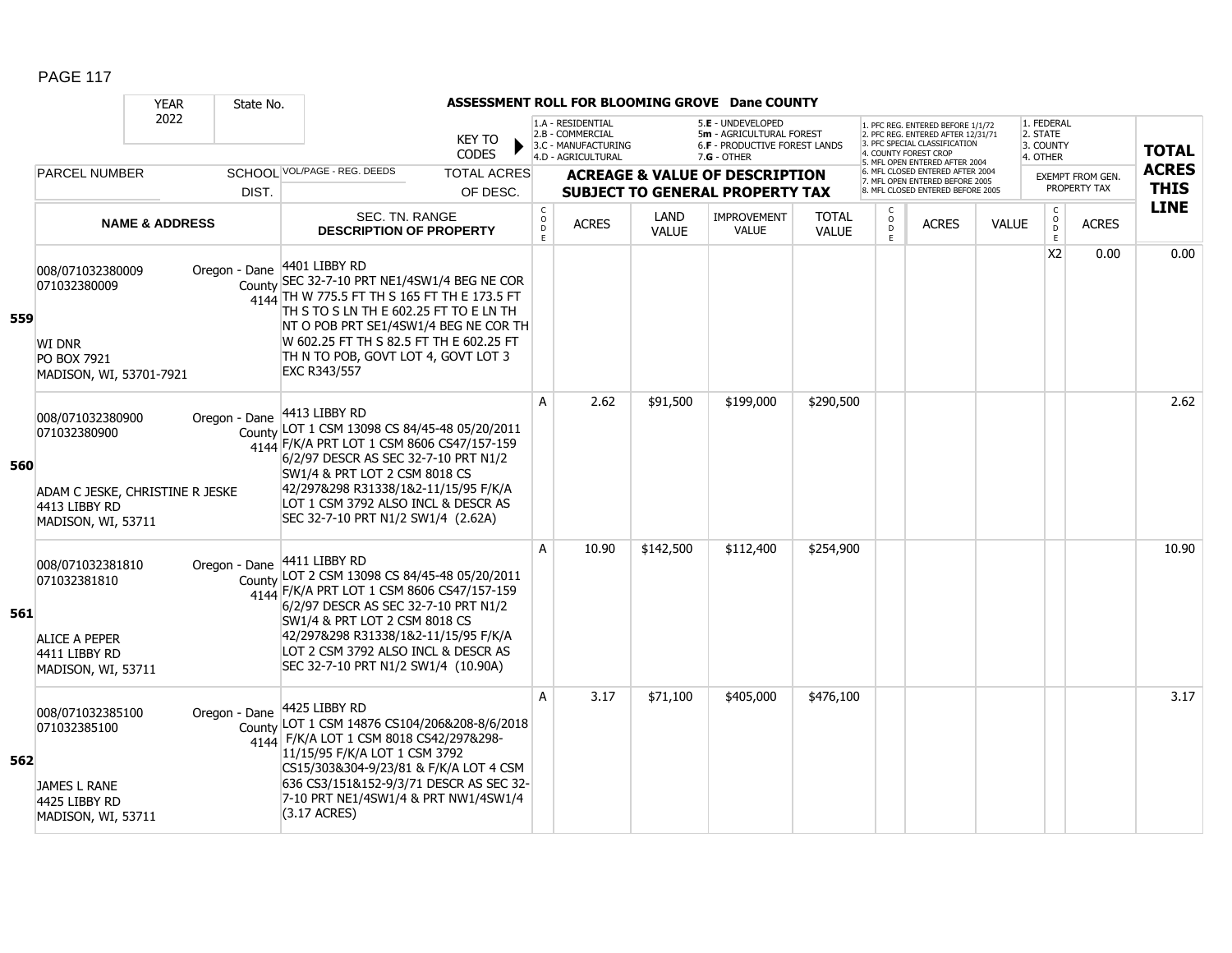# ASSESSMENT ROLL FOR BLOOMING GROVE Dane COUNTY

| YEAR | State No. | | KEY TO CODES | | | | | | | | | | | | |
|---|---|---|---|---|---|---|---|---|---|---|---|---|---|---|---|
| 2022 | | | 1.A - RESIDENTIAL 2.B - COMMERCIAL 3.C - MANUFACTURING 4.D - AGRICULTURAL 5.E - UNDEVELOPED 5m - AGRICULTURAL FOREST 6.F - PRODUCTIVE FOREST LANDS 7.G - OTHER | | | | | | 1. PFC REG. ENTERED BEFORE 1/1/72 2. PFC REG. ENTERED AFTER 12/31/71 3. PFC SPECIAL CLASSIFICATION 4. COUNTY FOREST CROP 5. MFL OPEN ENTERED AFTER 2004 6. MFL CLOSED ENTERED AFTER 2004 7. MFL OPEN ENTERED BEFORE 2005 8. MFL CLOSED ENTERED BEFORE 2005 | | | 1. FEDERAL 2. STATE 3. COUNTY 4. OTHER | | | |

| LINE | PARCEL NUMBER / NAME & ADDRESS | SCHOOL DIST. | VOL/PAGE - REG. DEEDS / SEC. TN. RANGE / DESCRIPTION OF PROPERTY | CODE | ACRES | LAND VALUE | IMPROVEMENT VALUE | TOTAL VALUE | CODE | ACRES | VALUE | CODE (EXEMPT) | ACRES (EXEMPT) | TOTAL ACRES THIS LINE |
|---|---|---|---|---|---|---|---|---|---|---|---|---|---|---|
| 559 | 008/071032380009 071032380009 WI DNR PO BOX 7921 MADISON, WI, 53701-7921 | Oregon - Dane County 4144 | 4401 LIBBY RD SEC 32-7-10 PRT NE1/4SW1/4 BEG NE COR TH W 775.5 FT TH S 165 FT TH E 173.5 FT TH S TO S LN TH E 602.25 FT TO E LN TH NT O POB PRT SE1/4SW1/4 BEG NE COR TH W 602.25 FT TH S 82.5 FT TH E 602.25 FT TH N TO POB, GOVT LOT 4, GOVT LOT 3 EXC R343/557 | | | | | | | | | X2 | 0.00 | 0.00 |
| 560 | 008/071032380900 071032380900 ADAM C JESKE, CHRISTINE R JESKE 4413 LIBBY RD MADISON, WI, 53711 | Oregon - Dane County 4144 | 4413 LIBBY RD LOT 1 CSM 13098 CS 84/45-48 05/20/2011 F/K/A PRT LOT 1 CSM 8606 CS47/157-159 6/2/97 DESCR AS SEC 32-7-10 PRT N1/2 SW1/4 & PRT LOT 2 CSM 8018 CS 42/297&298 R31338/1&2-11/15/95 F/K/A LOT 1 CSM 3792 ALSO INCL & DESCR AS SEC 32-7-10 PRT N1/2 SW1/4 (2.62A) | A | 2.62 | $91,500 | $199,000 | $290,500 | | | | | | 2.62 |
| 561 | 008/071032381810 071032381810 ALICE A PEPER 4411 LIBBY RD MADISON, WI, 53711 | Oregon - Dane County 4144 | 4411 LIBBY RD LOT 2 CSM 13098 CS 84/45-48 05/20/2011 F/K/A PRT LOT 1 CSM 8606 CS47/157-159 6/2/97 DESCR AS SEC 32-7-10 PRT N1/2 SW1/4 & PRT LOT 2 CSM 8018 CS 42/297&298 R31338/1&2-11/15/95 F/K/A LOT 2 CSM 3792 ALSO INCL & DESCR AS SEC 32-7-10 PRT N1/2 SW1/4 (10.90A) | A | 10.90 | $142,500 | $112,400 | $254,900 | | | | | | 10.90 |
| 562 | 008/071032385100 071032385100 JAMES L RANE 4425 LIBBY RD MADISON, WI, 53711 | Oregon - Dane County 4144 | 4425 LIBBY RD LOT 1 CSM 14876 CS104/206&208-8/6/2018 F/K/A LOT 1 CSM 8018 CS42/297&298-11/15/95 F/K/A LOT 1 CSM 3792 CS15/303&304-9/23/81 & F/K/A LOT 4 CSM 636 CS3/151&152-9/3/71 DESCR AS SEC 32-7-10 PRT NE1/4SW1/4 & PRT NW1/4SW1/4 (3.17 ACRES) | A | 3.17 | $71,100 | $405,000 | $476,100 | | | | | | 3.17 |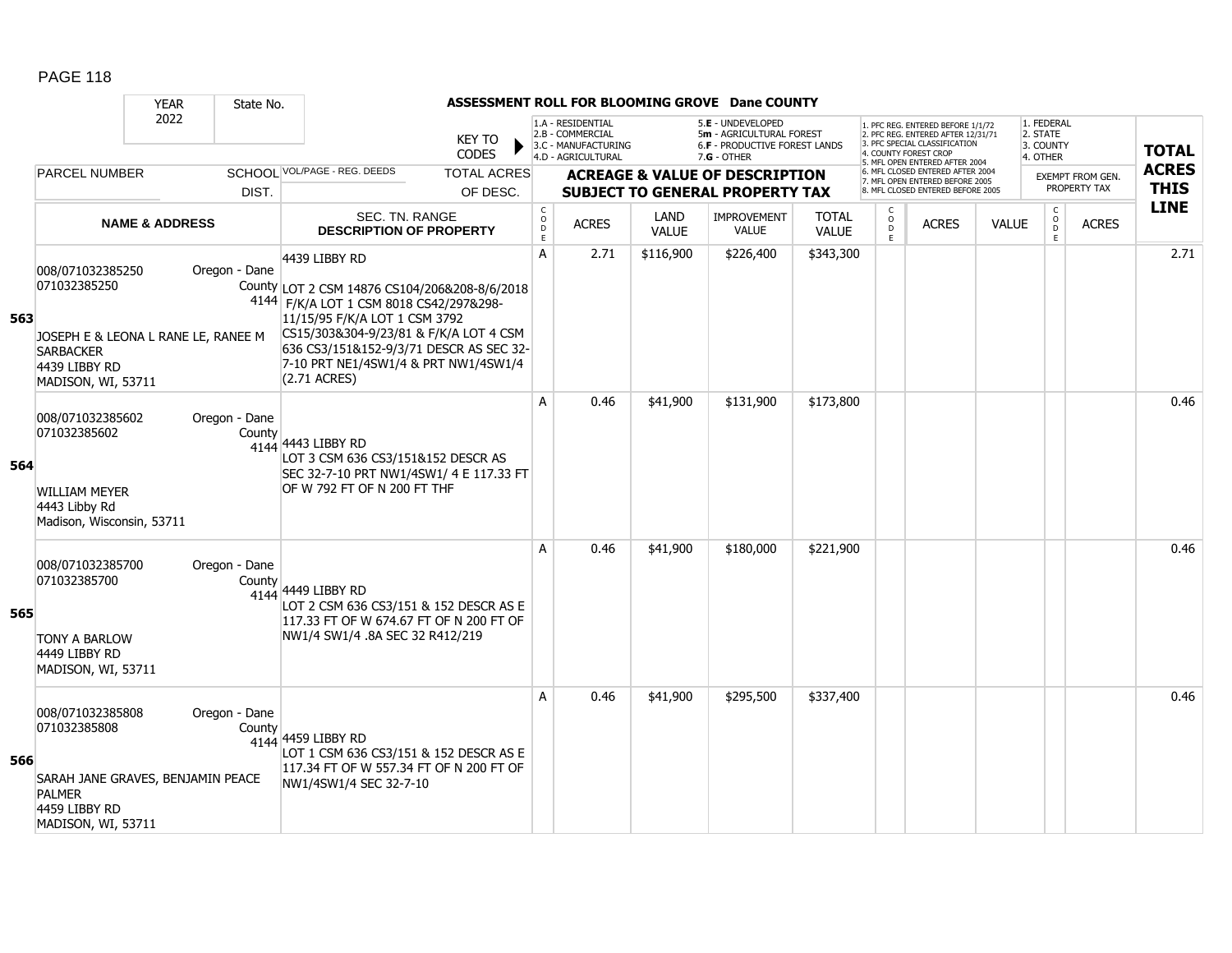# ASSESSMENT ROLL FOR BLOOMING GROVE Dane COUNTY

YEAR 2022 | State No.

KEY TO CODES:
1.A - RESIDENTIAL
2.B - COMMERCIAL
3.C - MANUFACTURING
4.D - AGRICULTURAL
5.E - UNDEVELOPED
5m - AGRICULTURAL FOREST
6.F - PRODUCTIVE FOREST LANDS
7.G - OTHER

1. PFC REG. ENTERED BEFORE 1/1/72
2. PFC REG. ENTERED AFTER 12/31/71
3. PFC SPECIAL CLASSIFICATION
4. COUNTY FOREST CROP
5. MFL OPEN ENTERED AFTER 2004
6. MFL CLOSED ENTERED AFTER 2004
7. MFL OPEN ENTERED BEFORE 2005
8. MFL CLOSED ENTERED BEFORE 2005

1. FEDERAL
2. STATE
3. COUNTY
4. OTHER

| LINE | PARCEL NUMBER / NAME & ADDRESS | SCHOOL DIST. | VOL/PAGE - REG. DEEDS / SEC. TN. RANGE / DESCRIPTION OF PROPERTY | CODE | ACRES | LAND VALUE | IMPROVEMENT VALUE | TOTAL VALUE | CODE | ACRES | VALUE | CODE | EXEMPT FROM GEN. PROPERTY TAX ACRES | TOTAL ACRES THIS LINE |
|---|---|---|---|---|---|---|---|---|---|---|---|---|---|---|
| 563 | 008/071032385250<br>071032385250<br>JOSEPH E & LEONA L RANE LE, RANEE M SARBACKER<br>4439 LIBBY RD<br>MADISON, WI, 53711 | Oregon - Dane County 4144 | 4439 LIBBY RD<br>LOT 2 CSM 14876 CS104/206&208-8/6/2018 F/K/A LOT 1 CSM 8018 CS42/297&298-11/15/95 F/K/A LOT 1 CSM 3792 CS15/303&304-9/23/81 & F/K/A LOT 4 CSM 636 CS3/151&152-9/3/71 DESCR AS SEC 32-7-10 PRT NE1/4SW1/4 & PRT NW1/4SW1/4 (2.71 ACRES) | A | 2.71 | $116,900 | $226,400 | $343,300 | | | | | | 2.71 |
| 564 | 008/071032385602<br>071032385602<br>WILLIAM MEYER<br>4443 Libby Rd<br>Madison, Wisconsin, 53711 | Oregon - Dane County 4144 | 4443 LIBBY RD<br>LOT 3 CSM 636 CS3/151&152 DESCR AS SEC 32-7-10 PRT NW1/4SW1/ 4 E 117.33 FT OF W 792 FT OF N 200 FT THF | A | 0.46 | $41,900 | $131,900 | $173,800 | | | | | | 0.46 |
| 565 | 008/071032385700<br>071032385700<br>TONY A BARLOW<br>4449 LIBBY RD<br>MADISON, WI, 53711 | Oregon - Dane County 4144 | 4449 LIBBY RD<br>LOT 2 CSM 636 CS3/151 & 152 DESCR AS E 117.33 FT OF W 674.67 FT OF N 200 FT OF NW1/4 SW1/4 .8A SEC 32 R412/219 | A | 0.46 | $41,900 | $180,000 | $221,900 | | | | | | 0.46 |
| 566 | 008/071032385808<br>071032385808<br>SARAH JANE GRAVES, BENJAMIN PEACE PALMER<br>4459 LIBBY RD<br>MADISON, WI, 53711 | Oregon - Dane County 4144 | 4459 LIBBY RD<br>LOT 1 CSM 636 CS3/151 & 152 DESCR AS E 117.34 FT OF W 557.34 FT OF N 200 FT OF NW1/4SW1/4 SEC 32-7-10 | A | 0.46 | $41,900 | $295,500 | $337,400 | | | | | | 0.46 |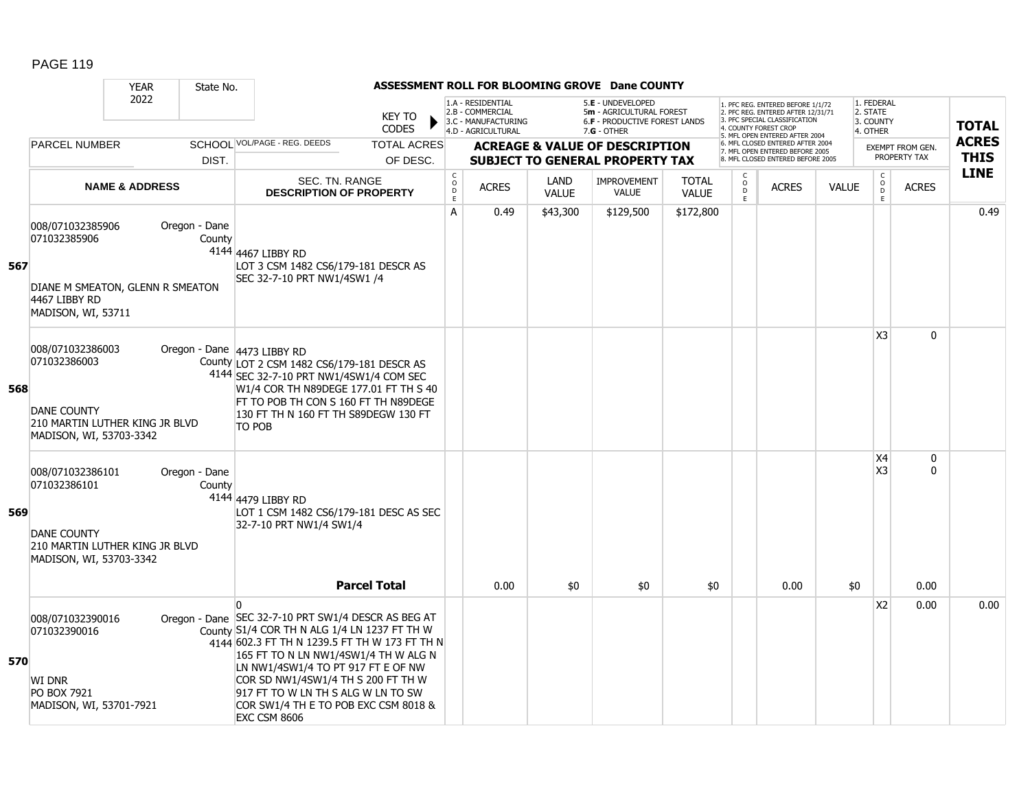## ASSESSMENT ROLL FOR BLOOMING GROVE Dane COUNTY

| YEAR 2022 | State No. | | KEY TO CODES: 1.A - RESIDENTIAL, 2.B - COMMERCIAL, 3.C - MANUFACTURING, 4.D - AGRICULTURAL, 5.E - UNDEVELOPED, 5m - AGRICULTURAL FOREST, 6.F - PRODUCTIVE FOREST LANDS, 7.G - OTHER | | | | | 1. PFC REG. ENTERED BEFORE 1/1/72, 2. PFC REG. ENTERED AFTER 12/31/71, 3. PFC SPECIAL CLASSIFICATION, 4. COUNTY FOREST CROP, 5. MFL OPEN ENTERED AFTER 2004, 6. MFL CLOSED ENTERED AFTER 2004, 7. MFL OPEN ENTERED BEFORE 2005, 8. MFL CLOSED ENTERED BEFORE 2005 | | | 1. FEDERAL, 2. STATE, 3. COUNTY, 4. OTHER | | |
|---|---|---|---|---|---|---|---|---|---|---|---|---|---|
| PARCEL NUMBER / NAME & ADDRESS | SCHOOL DIST. | VOL/PAGE - REG. DEEDS / SEC. TN. RANGE / DESCRIPTION OF PROPERTY (TOTAL ACRES OF DESC.) | ACREAGE & VALUE OF DESCRIPTION SUBJECT TO GENERAL PROPERTY TAX | | | | | | | | EXEMPT FROM GEN. PROPERTY TAX | | TOTAL ACRES THIS LINE |
| | | | CODE | ACRES | LAND VALUE | IMPROVEMENT VALUE | TOTAL VALUE | CODE | ACRES | VALUE | CODE | ACRES | |
| **567** 008/071032385906 071032385906 DIANE M SMEATON, GLENN R SMEATON 4467 LIBBY RD MADISON, WI, 53711 | Oregon - Dane County 4144 | 4467 LIBBY RD LOT 3 CSM 1482 CS6/179-181 DESCR AS SEC 32-7-10 PRT NW1/4SW1 /4 | A | 0.49 | $43,300 | $129,500 | $172,800 | | | | | | 0.49 |
| **568** 008/071032386003 071032386003 DANE COUNTY 210 MARTIN LUTHER KING JR BLVD MADISON, WI, 53703-3342 | Oregon - Dane County 4144 | 4473 LIBBY RD LOT 2 CSM 1482 CS6/179-181 DESCR AS SEC 32-7-10 PRT NW1/4SW1/4 COM SEC W1/4 COR TH N89DEGE 177.01 FT TH S 40 FT TO POB TH CON S 160 FT TH N89DEGE 130 FT TH N 160 FT TH S89DEGW 130 FT TO POB | | | | | | | | | X3 | 0 | |
| **569** 008/071032386101 071032386101 DANE COUNTY 210 MARTIN LUTHER KING JR BLVD MADISON, WI, 53703-3342 | Oregon - Dane County 4144 | 4479 LIBBY RD LOT 1 CSM 1482 CS6/179-181 DESC AS SEC 32-7-10 PRT NW1/4 SW1/4 | | | | | | | | | X4<br>X3 | 0<br>0 | |
| | | **Parcel Total** | | 0.00 | $0 | $0 | $0 | | 0.00 | $0 | | 0.00 | |
| **570** 008/071032390016 071032390016 WI DNR PO BOX 7921 MADISON, WI, 53701-7921 | Oregon - Dane County 4144 | 0 SEC 32-7-10 PRT SW1/4 DESCR AS BEG AT S1/4 COR TH N ALG 1/4 LN 1237 FT TH W 602.3 FT TH N 1239.5 FT TH W 173 FT TH N 165 FT TO N LN NW1/4SW1/4 TH W ALG N LN NW1/4SW1/4 TO PT 917 FT E OF NW COR SD NW1/4SW1/4 TH S 200 FT TH W 917 FT TO W LN TH S ALG W LN TO SW COR SW1/4 TH E TO POB EXC CSM 8018 & EXC CSM 8606 | | | | | | | | | X2 | 0.00 | 0.00 |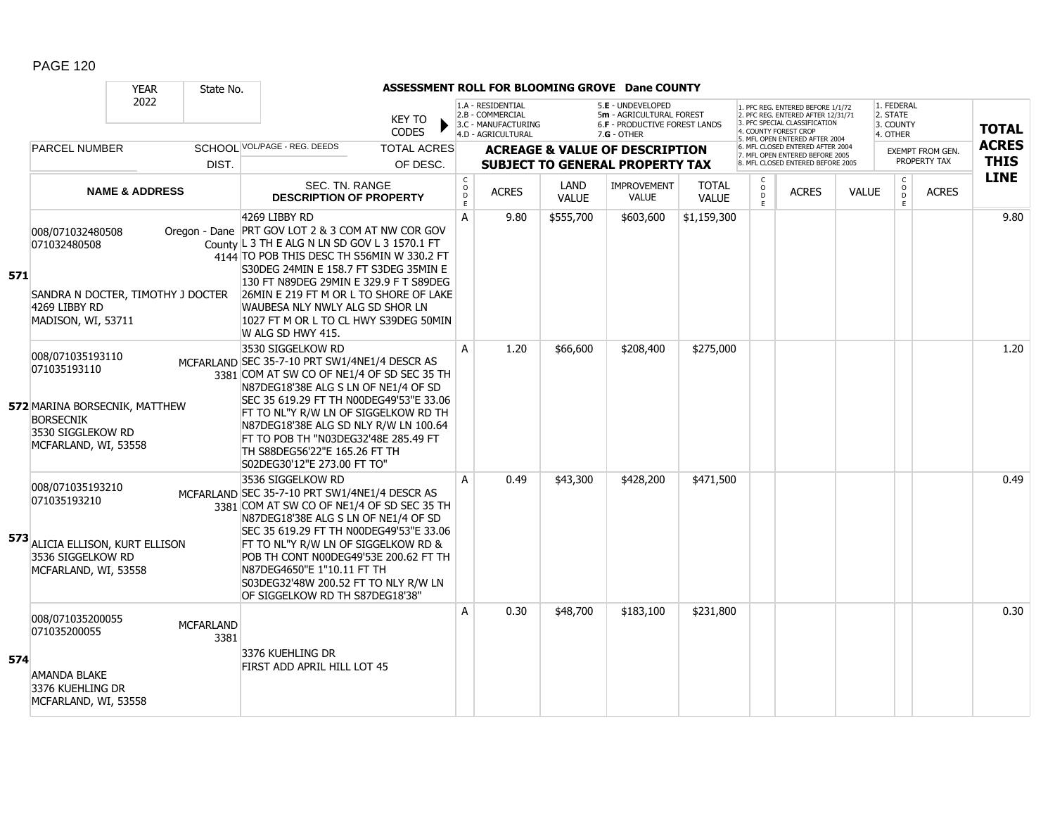## ASSESSMENT ROLL FOR BLOOMING GROVE Dane COUNTY

YEAR 2022 | State No.

KEY TO CODES: 1.A - RESIDENTIAL, 2.B - COMMERCIAL, 3.C - MANUFACTURING, 4.D - AGRICULTURAL, 5.E - UNDEVELOPED, 5m - AGRICULTURAL FOREST, 6.F - PRODUCTIVE FOREST LANDS, 7.G - OTHER

1. PFC REG. ENTERED BEFORE 1/1/72, 2. PFC REG. ENTERED AFTER 12/31/71, 3. PFC SPECIAL CLASSIFICATION, 4. COUNTY FOREST CROP, 5. MFL OPEN ENTERED AFTER 2004, 6. MFL CLOSED ENTERED AFTER 2004, 7. MFL OPEN ENTERED BEFORE 2005, 8. MFL CLOSED ENTERED BEFORE 2005

1. FEDERAL, 2. STATE, 3. COUNTY, 4. OTHER

| LINE | PARCEL NUMBER / NAME & ADDRESS | SCHOOL DIST. | VOL/PAGE - REG. DEEDS / SEC. TN. RANGE / DESCRIPTION OF PROPERTY | CODE | ACRES | LAND VALUE | IMPROVEMENT VALUE | TOTAL VALUE | CODE | ACRES | VALUE | CODE | EXEMPT ACRES | TOTAL ACRES THIS LINE |
|---|---|---|---|---|---|---|---|---|---|---|---|---|---|---|
| 571 | 008/071032480508<br>071032480508<br>SANDRA N DOCTER, TIMOTHY J DOCTER<br>4269 LIBBY RD<br>MADISON, WI, 53711 | Oregon - Dane County 4144 | 4269 LIBBY RD<br>PRT GOV LOT 2 & 3 COM AT NW COR GOV L 3 TH E ALG N LN SD GOV L 3 1570.1 FT TO POB THIS DESC TH S56MIN W 330.2 FT S30DEG 24MIN E 158.7 FT S3DEG 35MIN E 130 FT N89DEG 29MIN E 329.9 F T S89DEG 26MIN E 219 FT M OR L TO SHORE OF LAKE WAUBESA NLY NWLY ALG SD SHOR LN 1027 FT M OR L TO CL HWY S39DEG 50MIN W ALG SD HWY 415. | A | 9.80 | $555,700 | $603,600 | $1,159,300 | | | | | | 9.80 |
| 572 | 008/071035193110<br>071035193110<br>MARINA BORSECNIK, MATTHEW BORSECNIK<br>3530 SIGGLEKOW RD<br>MCFARLAND, WI, 53558 | MCFARLAND 3381 | 3530 SIGGELKOW RD<br>SEC 35-7-10 PRT SW1/4NE1/4 DESCR AS COM AT SW CO OF NE1/4 OF SD SEC 35 TH N87DEG18'38E ALG S LN OF NE1/4 OF SD SEC 35 619.29 FT TH N00DEG49'53"E 33.06 FT TO NL"Y R/W LN OF SIGGELKOW RD TH N87DEG18'38E ALG SD NLY R/W LN 100.64 FT TO POB TH "N03DEG32'48E 285.49 FT TH S88DEG56'22"E 165.26 FT TH S02DEG30'12"E 273.00 FT TO" | A | 1.20 | $66,600 | $208,400 | $275,000 | | | | | | 1.20 |
| 573 | 008/071035193210<br>071035193210<br>ALICIA ELLISON, KURT ELLISON<br>3536 SIGGELKOW RD<br>MCFARLAND, WI, 53558 | MCFARLAND 3381 | 3536 SIGGELKOW RD<br>SEC 35-7-10 PRT SW1/4NE1/4 DESCR AS COM AT SW CO OF NE1/4 OF SD SEC 35 TH N87DEG18'38E ALG S LN OF NE1/4 OF SD SEC 35 619.29 FT TH N00DEG49'53"E 33.06 FT TO NL"Y R/W LN OF SIGGELKOW RD & POB TH CONT N00DEG49'53E 200.62 FT TH N87DEG4650"E 1"10.11 FT TH S03DEG32'48W 200.52 FT TO NLY R/W LN OF SIGGELKOW RD TH S87DEG18'38" | A | 0.49 | $43,300 | $428,200 | $471,500 | | | | | | 0.49 |
| 574 | 008/071035200055<br>071035200055<br>AMANDA BLAKE<br>3376 KUEHLING DR<br>MCFARLAND, WI, 53558 | MCFARLAND 3381 | 3376 KUEHLING DR<br>FIRST ADD APRIL HILL LOT 45 | A | 0.30 | $48,700 | $183,100 | $231,800 | | | | | | 0.30 |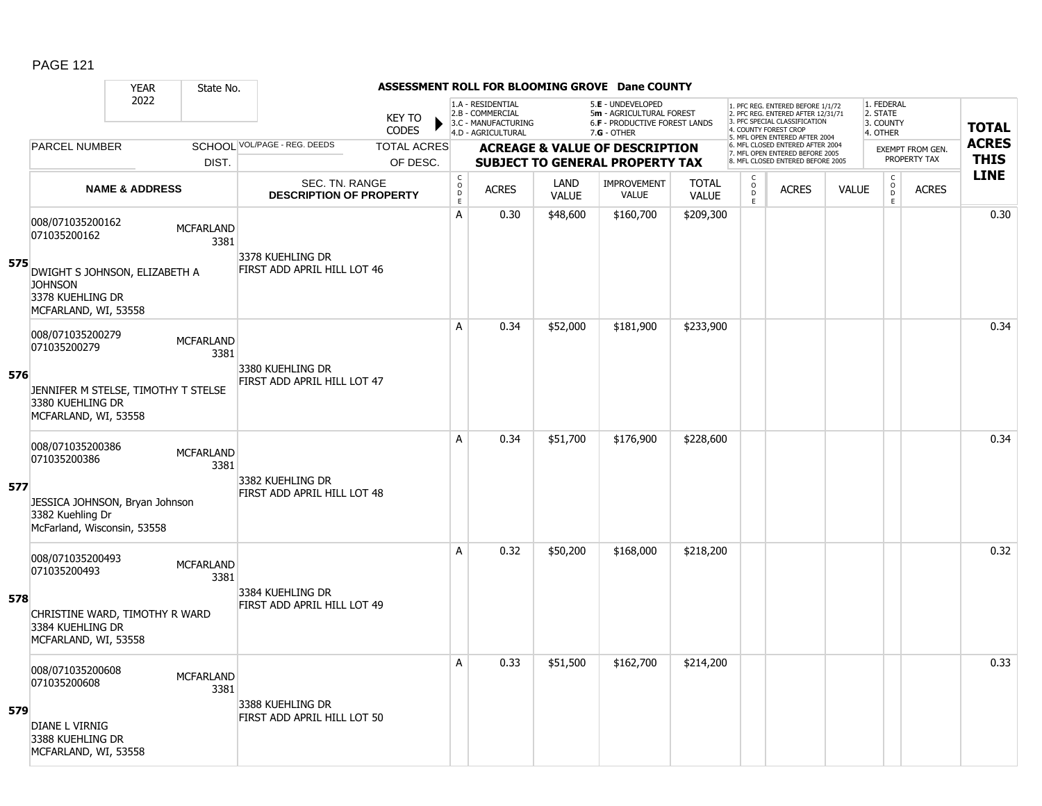## ASSESSMENT ROLL FOR BLOOMING GROVE Dane COUNTY

| YEAR | State No. |
|---|---|
| 2022 | |

KEY TO CODES:
- 1.A - RESIDENTIAL
- 2.B - COMMERCIAL
- 3.C - MANUFACTURING
- 4.D - AGRICULTURAL
- 5.E - UNDEVELOPED
- 5m - AGRICULTURAL FOREST
- 6.F - PRODUCTIVE FOREST LANDS
- 7.G - OTHER

1. PFC REG. ENTERED BEFORE 1/1/72
2. PFC REG. ENTERED AFTER 12/31/71
3. PFC SPECIAL CLASSIFICATION
4. COUNTY FOREST CROP
5. MFL OPEN ENTERED AFTER 2004
6. MFL CLOSED ENTERED AFTER 2004
7. MFL OPEN ENTERED BEFORE 2005
8. MFL CLOSED ENTERED BEFORE 2005

1. FEDERAL
2. STATE
3. COUNTY
4. OTHER

| LINE | PARCEL NUMBER / NAME & ADDRESS | SCHOOL DIST. | VOL/PAGE - REG. DEEDS / SEC. TN. RANGE / DESCRIPTION OF PROPERTY | TOTAL ACRES OF DESC. | CODE | ACRES | LAND VALUE | IMPROVEMENT VALUE | TOTAL VALUE | CODE | ACRES | VALUE | CODE | EXEMPT FROM GEN. PROPERTY TAX ACRES | TOTAL ACRES THIS LINE |
|---|---|---|---|---|---|---|---|---|---|---|---|---|---|---|---|
| 575 | 008/071035200162<br>071035200162<br>DWIGHT S JOHNSON, ELIZABETH A JOHNSON<br>3378 KUEHLING DR<br>MCFARLAND, WI, 53558 | MCFARLAND 3381 | 3378 KUEHLING DR<br>FIRST ADD APRIL HILL LOT 46 | | A | 0.30 | $48,600 | $160,700 | $209,300 | | | | | | 0.30 |
| 576 | 008/071035200279<br>071035200279<br>JENNIFER M STELSE, TIMOTHY T STELSE<br>3380 KUEHLING DR<br>MCFARLAND, WI, 53558 | MCFARLAND 3381 | 3380 KUEHLING DR<br>FIRST ADD APRIL HILL LOT 47 | | A | 0.34 | $52,000 | $181,900 | $233,900 | | | | | | 0.34 |
| 577 | 008/071035200386<br>071035200386<br>JESSICA JOHNSON, Bryan Johnson<br>3382 Kuehling Dr<br>McFarland, Wisconsin, 53558 | MCFARLAND 3381 | 3382 KUEHLING DR<br>FIRST ADD APRIL HILL LOT 48 | | A | 0.34 | $51,700 | $176,900 | $228,600 | | | | | | 0.34 |
| 578 | 008/071035200493<br>071035200493<br>CHRISTINE WARD, TIMOTHY R WARD<br>3384 KUEHLING DR<br>MCFARLAND, WI, 53558 | MCFARLAND 3381 | 3384 KUEHLING DR<br>FIRST ADD APRIL HILL LOT 49 | | A | 0.32 | $50,200 | $168,000 | $218,200 | | | | | | 0.32 |
| 579 | 008/071035200608<br>071035200608<br>DIANE L VIRNIG<br>3388 KUEHLING DR<br>MCFARLAND, WI, 53558 | MCFARLAND 3381 | 3388 KUEHLING DR<br>FIRST ADD APRIL HILL LOT 50 | | A | 0.33 | $51,500 | $162,700 | $214,200 | | | | | | 0.33 |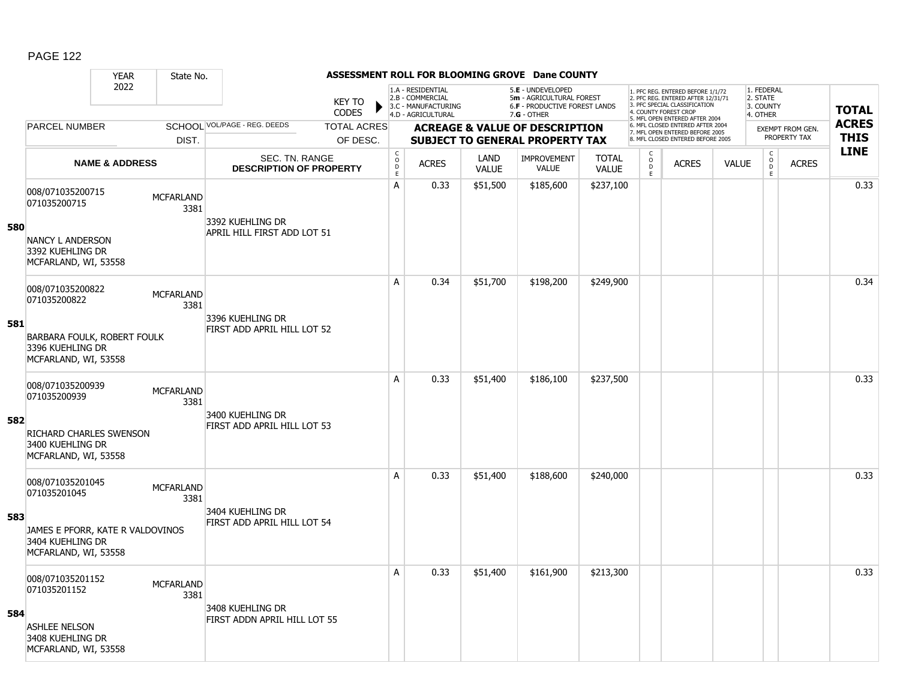# ASSESSMENT ROLL FOR BLOOMING GROVE Dane COUNTY

| YEAR | State No. |
|---|---|
| 2022 | |

KEY TO CODES:
1.A - RESIDENTIAL
2.B - COMMERCIAL
3.C - MANUFACTURING
4.D - AGRICULTURAL
5.E - UNDEVELOPED
5m - AGRICULTURAL FOREST
6.F - PRODUCTIVE FOREST LANDS
7.G - OTHER

1. PFC REG. ENTERED BEFORE 1/1/72
2. PFC REG. ENTERED AFTER 12/31/71
3. PFC SPECIAL CLASSIFICATION
4. COUNTY FOREST CROP
5. MFL OPEN ENTERED AFTER 2004
6. MFL CLOSED ENTERED AFTER 2004
7. MFL OPEN ENTERED BEFORE 2005
8. MFL CLOSED ENTERED BEFORE 2005

1. FEDERAL
2. STATE
3. COUNTY
4. OTHER

| | PARCEL NUMBER / NAME & ADDRESS | SCHOOL DIST. | VOL/PAGE - REG. DEEDS / SEC. TN. RANGE / DESCRIPTION OF PROPERTY | TOTAL ACRES OF DESC. | CODE | ACRES | LAND VALUE | IMPROVEMENT VALUE | TOTAL VALUE | CODE | ACRES | VALUE | CODE | EXEMPT FROM GEN. PROPERTY TAX ACRES | TOTAL ACRES THIS LINE |
|---|---|---|---|---|---|---|---|---|---|---|---|---|---|---|---|
| 580 | 008/071035200715<br>071035200715<br><br>NANCY L ANDERSON<br>3392 KUEHLING DR<br>MCFARLAND, WI, 53558 | MCFARLAND 3381 | 3392 KUEHLING DR<br>APRIL HILL FIRST ADD LOT 51 | | A | 0.33 | $51,500 | $185,600 | $237,100 | | | | | | 0.33 |
| 581 | 008/071035200822<br>071035200822<br><br>BARBARA FOULK, ROBERT FOULK<br>3396 KUEHLING DR<br>MCFARLAND, WI, 53558 | MCFARLAND 3381 | 3396 KUEHLING DR<br>FIRST ADD APRIL HILL LOT 52 | | A | 0.34 | $51,700 | $198,200 | $249,900 | | | | | | 0.34 |
| 582 | 008/071035200939<br>071035200939<br><br>RICHARD CHARLES SWENSON<br>3400 KUEHLING DR<br>MCFARLAND, WI, 53558 | MCFARLAND 3381 | 3400 KUEHLING DR<br>FIRST ADD APRIL HILL LOT 53 | | A | 0.33 | $51,400 | $186,100 | $237,500 | | | | | | 0.33 |
| 583 | 008/071035201045<br>071035201045<br><br>JAMES E PFORR, KATE R VALDOVINOS<br>3404 KUEHLING DR<br>MCFARLAND, WI, 53558 | MCFARLAND 3381 | 3404 KUEHLING DR<br>FIRST ADD APRIL HILL LOT 54 | | A | 0.33 | $51,400 | $188,600 | $240,000 | | | | | | 0.33 |
| 584 | 008/071035201152<br>071035201152<br><br>ASHLEE NELSON<br>3408 KUEHLING DR<br>MCFARLAND, WI, 53558 | MCFARLAND 3381 | 3408 KUEHLING DR<br>FIRST ADDN APRIL HILL LOT 55 | | A | 0.33 | $51,400 | $161,900 | $213,300 | | | | | | 0.33 |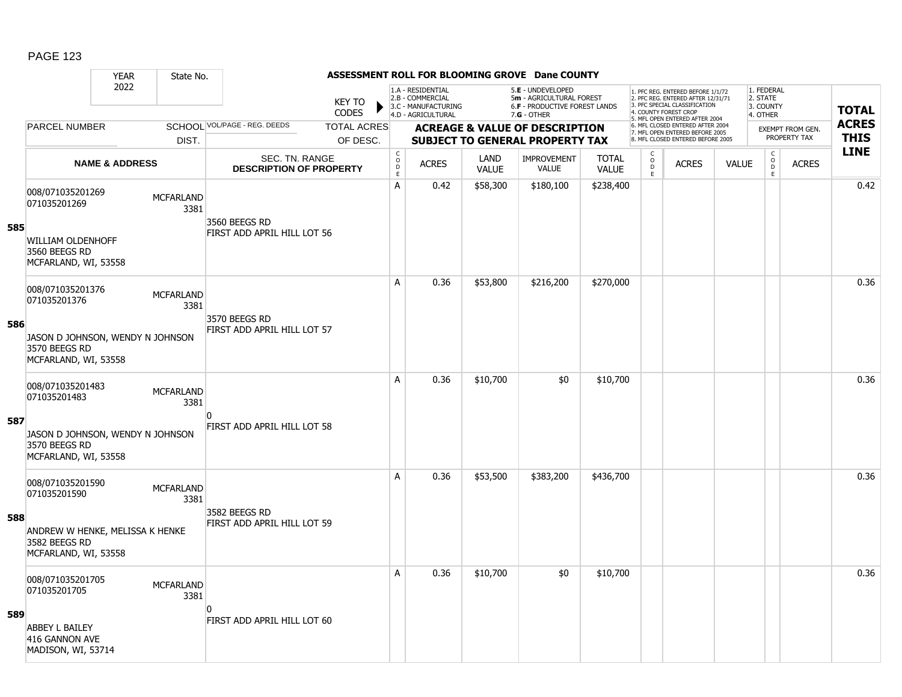**ASSESSMENT ROLL FOR BLOOMING GROVE Dane COUNTY**

| YEAR | State No. | | KEY TO CODES | 1.A - RESIDENTIAL<br>2.B - COMMERCIAL<br>3.C - MANUFACTURING<br>4.D - AGRICULTURAL | | 5.E - UNDEVELOPED<br>5m - AGRICULTURAL FOREST<br>6.F - PRODUCTIVE FOREST LANDS<br>7.G - OTHER | | | 1. PFC REG. ENTERED BEFORE 1/1/72<br>2. PFC REG. ENTERED AFTER 12/31/71<br>3. PFC SPECIAL CLASSIFICATION<br>4. COUNTY FOREST CROP<br>5. MFL OPEN ENTERED AFTER 2004<br>6. MFL CLOSED ENTERED AFTER 2004<br>7. MFL OPEN ENTERED BEFORE 2005<br>8. MFL CLOSED ENTERED BEFORE 2005 | | | 1. FEDERAL<br>2. STATE<br>3. COUNTY<br>4. OTHER | | TOTAL ACRES THIS LINE |
|---|---|---|---|---|---|---|---|---|---|---|---|---|---|---|
| 2022 | | | | | | | | | | | | | | |
| PARCEL NUMBER | SCHOOL DIST. | VOL/PAGE - REG. DEEDS | TOTAL ACRES OF DESC. | ACREAGE & VALUE OF DESCRIPTION SUBJECT TO GENERAL PROPERTY TAX | | | | | | | | EXEMPT FROM GEN. PROPERTY TAX | | |
| NAME & ADDRESS | | SEC. TN. RANGE DESCRIPTION OF PROPERTY | | CODE | ACRES | LAND VALUE | IMPROVEMENT VALUE | TOTAL VALUE | CODE | ACRES | VALUE | CODE | ACRES | |
| **585** 008/071035201269<br>071035201269<br><br>WILLIAM OLDENHOFF<br>3560 BEEGS RD<br>MCFARLAND, WI, 53558 | MCFARLAND 3381 | 3560 BEEGS RD<br>FIRST ADD APRIL HILL LOT 56 | | A | 0.42 | $58,300 | $180,100 | $238,400 | | | | | | 0.42 |
| **586** 008/071035201376<br>071035201376<br><br>JASON D JOHNSON, WENDY N JOHNSON<br>3570 BEEGS RD<br>MCFARLAND, WI, 53558 | MCFARLAND 3381 | 3570 BEEGS RD<br>FIRST ADD APRIL HILL LOT 57 | | A | 0.36 | $53,800 | $216,200 | $270,000 | | | | | | 0.36 |
| **587** 008/071035201483<br>071035201483<br><br>JASON D JOHNSON, WENDY N JOHNSON<br>3570 BEEGS RD<br>MCFARLAND, WI, 53558 | MCFARLAND 3381 | 0<br>FIRST ADD APRIL HILL LOT 58 | | A | 0.36 | $10,700 | $0 | $10,700 | | | | | | 0.36 |
| **588** 008/071035201590<br>071035201590<br><br>ANDREW W HENKE, MELISSA K HENKE<br>3582 BEEGS RD<br>MCFARLAND, WI, 53558 | MCFARLAND 3381 | 3582 BEEGS RD<br>FIRST ADD APRIL HILL LOT 59 | | A | 0.36 | $53,500 | $383,200 | $436,700 | | | | | | 0.36 |
| **589** 008/071035201705<br>071035201705<br><br>ABBEY L BAILEY<br>416 GANNON AVE<br>MADISON, WI, 53714 | MCFARLAND 3381 | 0<br>FIRST ADD APRIL HILL LOT 60 | | A | 0.36 | $10,700 | $0 | $10,700 | | | | | | 0.36 |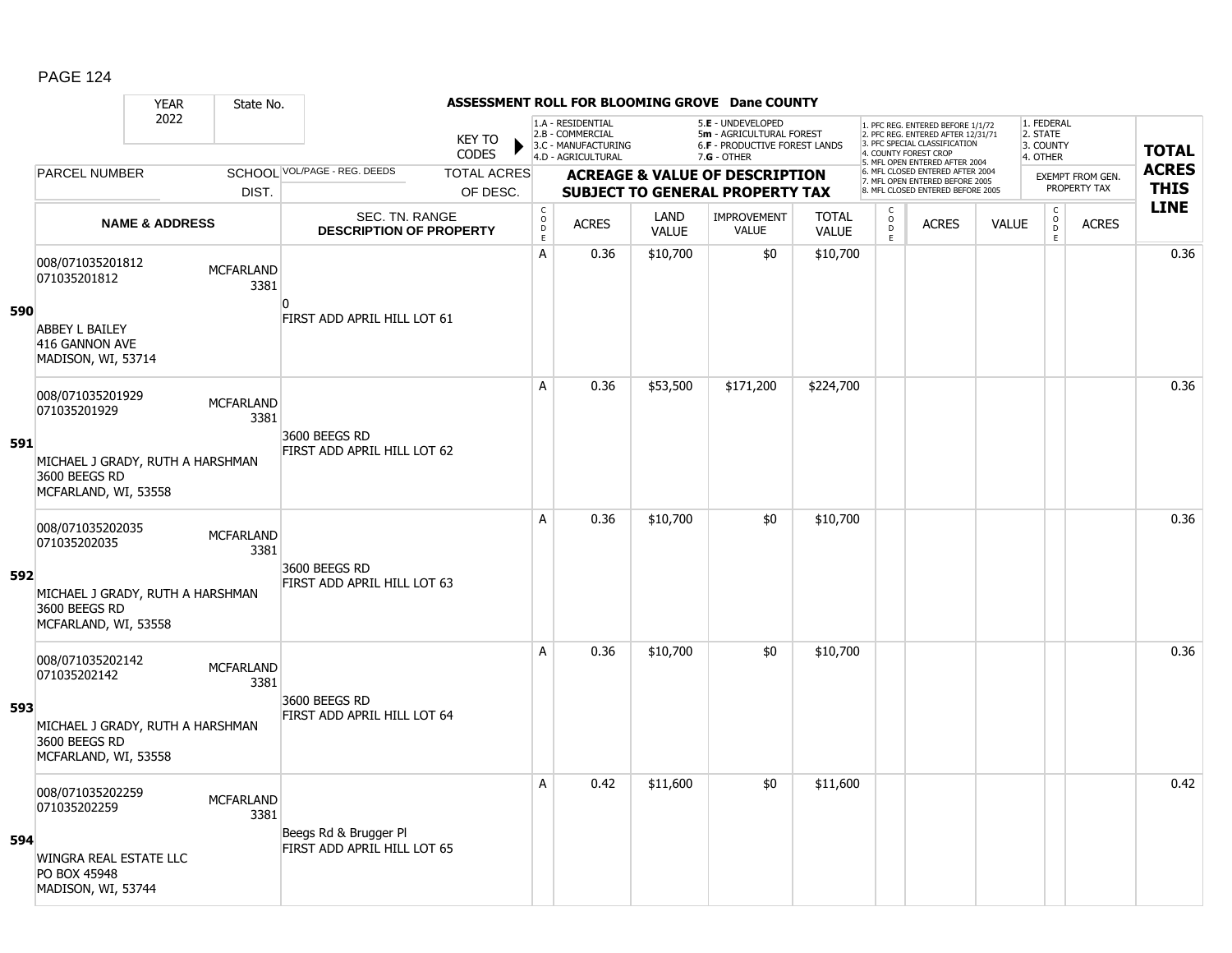# ASSESSMENT ROLL FOR BLOOMING GROVE Dane COUNTY

| YEAR | State No. | | KEY TO CODES | 1.A - RESIDENTIAL<br>2.B - COMMERCIAL<br>3.C - MANUFACTURING<br>4.D - AGRICULTURAL | | 5.E - UNDEVELOPED<br>5m - AGRICULTURAL FOREST<br>6.F - PRODUCTIVE FOREST LANDS<br>7.G - OTHER | | | 1. PFC REG. ENTERED BEFORE 1/1/72<br>2. PFC REG. ENTERED AFTER 12/31/71<br>3. PFC SPECIAL CLASSIFICATION<br>4. COUNTY FOREST CROP<br>5. MFL OPEN ENTERED AFTER 2004<br>6. MFL CLOSED ENTERED AFTER 2004<br>7. MFL OPEN ENTERED BEFORE 2005<br>8. MFL CLOSED ENTERED BEFORE 2005 | | | 1. FEDERAL<br>2. STATE<br>3. COUNTY<br>4. OTHER | | TOTAL ACRES THIS LINE |
|---|---|---|---|---|---|---|---|---|---|---|---|---|---|---|
| 2022 | | | | | | | | | | | | | | |
| PARCEL NUMBER | SCHOOL DIST. | VOL/PAGE - REG. DEEDS | TOTAL ACRES OF DESC. | ACREAGE & VALUE OF DESCRIPTION SUBJECT TO GENERAL PROPERTY TAX | | | | | | | | EXEMPT FROM GEN. PROPERTY TAX | | |
| NAME & ADDRESS | | SEC. TN. RANGE DESCRIPTION OF PROPERTY | | CODE | ACRES | LAND VALUE | IMPROVEMENT VALUE | TOTAL VALUE | CODE | ACRES | VALUE | CODE | ACRES | |
| **590** 008/071035201812<br>071035201812<br><br>ABBEY L BAILEY<br>416 GANNON AVE<br>MADISON, WI, 53714 | MCFARLAND 3381 | 0<br>FIRST ADD APRIL HILL LOT 61 | | A | 0.36 | $10,700 | $0 | $10,700 | | | | | | 0.36 |
| **591** 008/071035201929<br>071035201929<br><br>MICHAEL J GRADY, RUTH A HARSHMAN<br>3600 BEEGS RD<br>MCFARLAND, WI, 53558 | MCFARLAND 3381 | 3600 BEEGS RD<br>FIRST ADD APRIL HILL LOT 62 | | A | 0.36 | $53,500 | $171,200 | $224,700 | | | | | | 0.36 |
| **592** 008/071035202035<br>071035202035<br><br>MICHAEL J GRADY, RUTH A HARSHMAN<br>3600 BEEGS RD<br>MCFARLAND, WI, 53558 | MCFARLAND 3381 | 3600 BEEGS RD<br>FIRST ADD APRIL HILL LOT 63 | | A | 0.36 | $10,700 | $0 | $10,700 | | | | | | 0.36 |
| **593** 008/071035202142<br>071035202142<br><br>MICHAEL J GRADY, RUTH A HARSHMAN<br>3600 BEEGS RD<br>MCFARLAND, WI, 53558 | MCFARLAND 3381 | 3600 BEEGS RD<br>FIRST ADD APRIL HILL LOT 64 | | A | 0.36 | $10,700 | $0 | $10,700 | | | | | | 0.36 |
| **594** 008/071035202259<br>071035202259<br><br>WINGRA REAL ESTATE LLC<br>PO BOX 45948<br>MADISON, WI, 53744 | MCFARLAND 3381 | Beegs Rd & Brugger Pl<br>FIRST ADD APRIL HILL LOT 65 | | A | 0.42 | $11,600 | $0 | $11,600 | | | | | | 0.42 |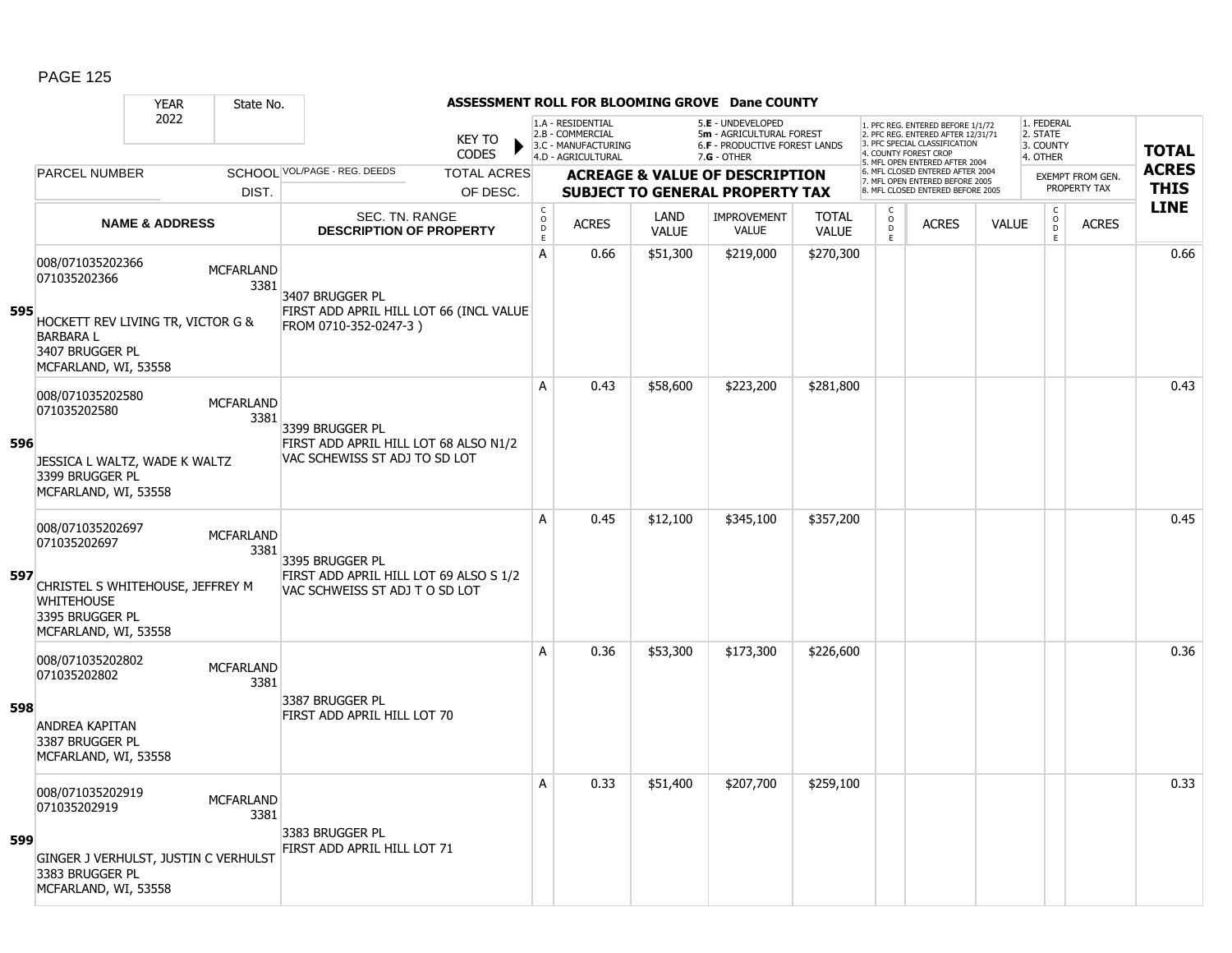# ASSESSMENT ROLL FOR BLOOMING GROVE Dane COUNTY

YEAR 2022 | State No.

KEY TO CODES:
- 1.A - RESIDENTIAL
- 2.B - COMMERCIAL
- 3.C - MANUFACTURING
- 4.D - AGRICULTURAL
- 5.E - UNDEVELOPED
- 5m - AGRICULTURAL FOREST
- 6.F - PRODUCTIVE FOREST LANDS
- 7.G - OTHER

- 1. PFC REG. ENTERED BEFORE 1/1/72
- 2. PFC REG. ENTERED AFTER 12/31/71
- 3. PFC SPECIAL CLASSIFICATION
- 4. COUNTY FOREST CROP
- 5. MFL OPEN ENTERED AFTER 2004
- 6. MFL CLOSED ENTERED AFTER 2004
- 7. MFL OPEN ENTERED BEFORE 2005
- 8. MFL CLOSED ENTERED BEFORE 2005

- 1. FEDERAL
- 2. STATE
- 3. COUNTY
- 4. OTHER

| LINE | PARCEL NUMBER / NAME & ADDRESS | SCHOOL DIST. | VOL/PAGE - REG. DEEDS / SEC. TN. RANGE / DESCRIPTION OF PROPERTY | CODE | ACRES | LAND VALUE | IMPROVEMENT VALUE | TOTAL VALUE | CODE | ACRES | VALUE | CODE | EXEMPT ACRES | TOTAL ACRES THIS LINE |
|---|---|---|---|---|---|---|---|---|---|---|---|---|---|---|
| 595 | 008/071035202366<br>071035202366<br>HOCKETT REV LIVING TR, VICTOR G & BARBARA L<br>3407 BRUGGER PL<br>MCFARLAND, WI, 53558 | MCFARLAND 3381 | 3407 BRUGGER PL<br>FIRST ADD APRIL HILL LOT 66 (INCL VALUE FROM 0710-352-0247-3 ) | A | 0.66 | $51,300 | $219,000 | $270,300 | | | | | | 0.66 |
| 596 | 008/071035202580<br>071035202580<br>JESSICA L WALTZ, WADE K WALTZ<br>3399 BRUGGER PL<br>MCFARLAND, WI, 53558 | MCFARLAND 3381 | 3399 BRUGGER PL<br>FIRST ADD APRIL HILL LOT 68 ALSO N1/2 VAC SCHEWISS ST ADJ TO SD LOT | A | 0.43 | $58,600 | $223,200 | $281,800 | | | | | | 0.43 |
| 597 | 008/071035202697<br>071035202697<br>CHRISTEL S WHITEHOUSE, JEFFREY M WHITEHOUSE<br>3395 BRUGGER PL<br>MCFARLAND, WI, 53558 | MCFARLAND 3381 | 3395 BRUGGER PL<br>FIRST ADD APRIL HILL LOT 69 ALSO S 1/2 VAC SCHWEISS ST ADJ T O SD LOT | A | 0.45 | $12,100 | $345,100 | $357,200 | | | | | | 0.45 |
| 598 | 008/071035202802<br>071035202802<br>ANDREA KAPITAN<br>3387 BRUGGER PL<br>MCFARLAND, WI, 53558 | MCFARLAND 3381 | 3387 BRUGGER PL<br>FIRST ADD APRIL HILL LOT 70 | A | 0.36 | $53,300 | $173,300 | $226,600 | | | | | | 0.36 |
| 599 | 008/071035202919<br>071035202919<br>GINGER J VERHULST, JUSTIN C VERHULST<br>3383 BRUGGER PL<br>MCFARLAND, WI, 53558 | MCFARLAND 3381 | 3383 BRUGGER PL<br>FIRST ADD APRIL HILL LOT 71 | A | 0.33 | $51,400 | $207,700 | $259,100 | | | | | | 0.33 |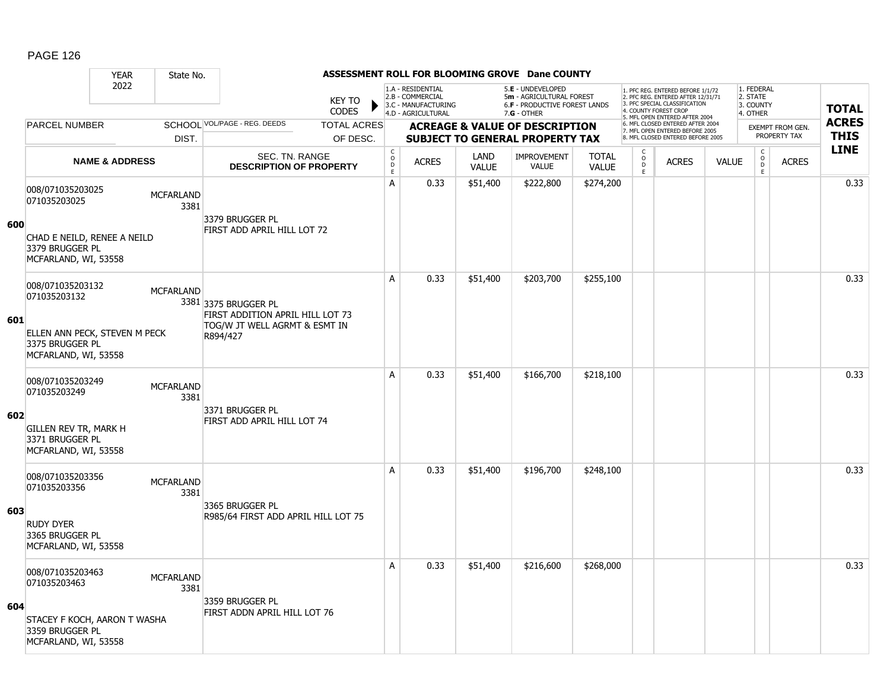# ASSESSMENT ROLL FOR BLOOMING GROVE Dane COUNTY

| YEAR | State No. | | KEY TO CODES | 1.A - RESIDENTIAL<br>2.B - COMMERCIAL<br>3.C - MANUFACTURING<br>4.D - AGRICULTURAL | | 5.E - UNDEVELOPED<br>5m - AGRICULTURAL FOREST<br>6.F - PRODUCTIVE FOREST LANDS<br>7.G - OTHER | | | 1. PFC REG. ENTERED BEFORE 1/1/72<br>2. PFC REG. ENTERED AFTER 12/31/71<br>3. PFC SPECIAL CLASSIFICATION<br>4. COUNTY FOREST CROP<br>5. MFL OPEN ENTERED AFTER 2004<br>6. MFL CLOSED ENTERED AFTER 2004<br>7. MFL OPEN ENTERED BEFORE 2005<br>8. MFL CLOSED ENTERED BEFORE 2005 | | | 1. FEDERAL<br>2. STATE<br>3. COUNTY<br>4. OTHER | | TOTAL ACRES THIS LINE |
|---|---|---|---|---|---|---|---|---|---|---|---|---|---|---|
| 2022 | | | | | | | | | | | | | | |
| PARCEL NUMBER | SCHOOL DIST. | VOL/PAGE - REG. DEEDS | TOTAL ACRES OF DESC. | ACREAGE & VALUE OF DESCRIPTION SUBJECT TO GENERAL PROPERTY TAX | | | | | | | | EXEMPT FROM GEN. PROPERTY TAX | | |
| NAME & ADDRESS | | SEC. TN. RANGE DESCRIPTION OF PROPERTY | | CODE | ACRES | LAND VALUE | IMPROVEMENT VALUE | TOTAL VALUE | CODE | ACRES | VALUE | CODE | ACRES | |
| **600** 008/071035203025<br>071035203025<br>CHAD E NEILD, RENEE A NEILD<br>3379 BRUGGER PL<br>MCFARLAND, WI, 53558 | MCFARLAND 3381 | 3379 BRUGGER PL<br>FIRST ADD APRIL HILL LOT 72 | | A | 0.33 | $51,400 | $222,800 | $274,200 | | | | | | 0.33 |
| **601** 008/071035203132<br>071035203132<br>ELLEN ANN PECK, STEVEN M PECK<br>3375 BRUGGER PL<br>MCFARLAND, WI, 53558 | MCFARLAND 3381 | 3375 BRUGGER PL<br>FIRST ADDITION APRIL HILL LOT 73 TOG/W JT WELL AGRMT & ESMT IN R894/427 | | A | 0.33 | $51,400 | $203,700 | $255,100 | | | | | | 0.33 |
| **602** 008/071035203249<br>071035203249<br>GILLEN REV TR, MARK H<br>3371 BRUGGER PL<br>MCFARLAND, WI, 53558 | MCFARLAND 3381 | 3371 BRUGGER PL<br>FIRST ADD APRIL HILL LOT 74 | | A | 0.33 | $51,400 | $166,700 | $218,100 | | | | | | 0.33 |
| **603** 008/071035203356<br>071035203356<br>RUDY DYER<br>3365 BRUGGER PL<br>MCFARLAND, WI, 53558 | MCFARLAND 3381 | 3365 BRUGGER PL<br>R985/64 FIRST ADD APRIL HILL LOT 75 | | A | 0.33 | $51,400 | $196,700 | $248,100 | | | | | | 0.33 |
| **604** 008/071035203463<br>071035203463<br>STACEY F KOCH, AARON T WASHA<br>3359 BRUGGER PL<br>MCFARLAND, WI, 53558 | MCFARLAND 3381 | 3359 BRUGGER PL<br>FIRST ADDN APRIL HILL LOT 76 | | A | 0.33 | $51,400 | $216,600 | $268,000 | | | | | | 0.33 |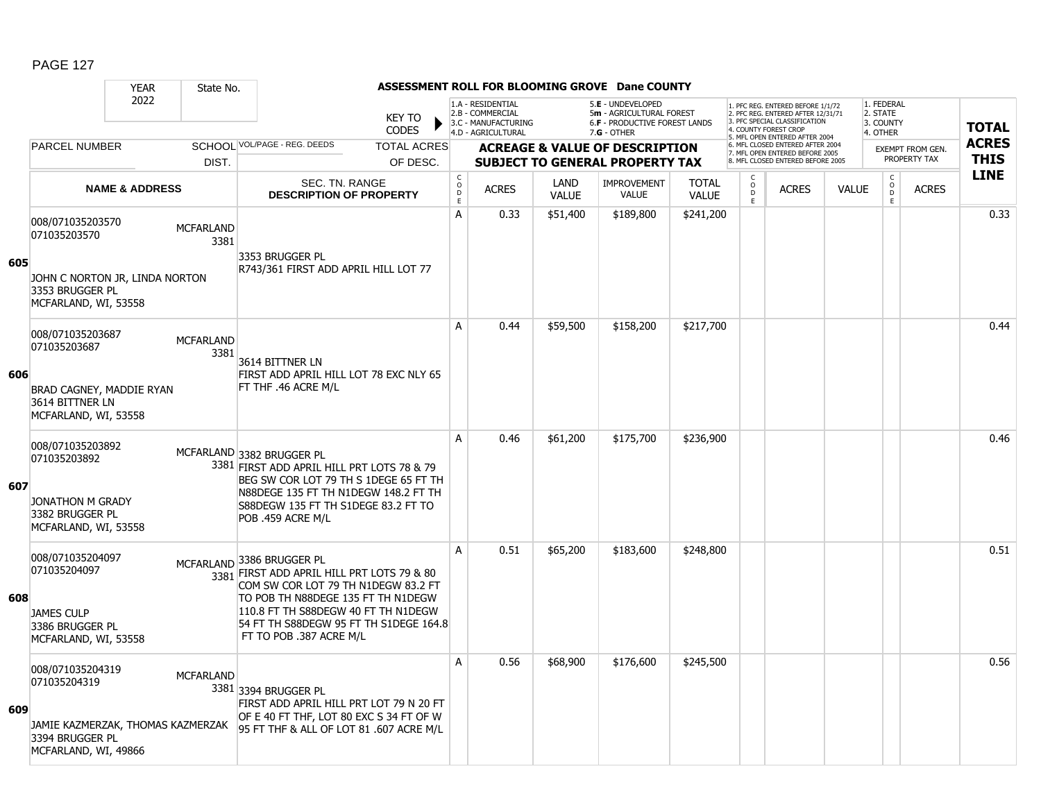**ASSESSMENT ROLL FOR BLOOMING GROVE Dane COUNTY**

YEAR 2022 | State No.

KEY TO CODES: 1.A - RESIDENTIAL, 2.B - COMMERCIAL, 3.C - MANUFACTURING, 4.D - AGRICULTURAL, 5.E - UNDEVELOPED, 5m - AGRICULTURAL FOREST, 6.F - PRODUCTIVE FOREST LANDS, 7.G - OTHER

1. PFC REG. ENTERED BEFORE 1/1/72, 2. PFC REG. ENTERED AFTER 12/31/71, 3. PFC SPECIAL CLASSIFICATION, 4. COUNTY FOREST CROP, 5. MFL OPEN ENTERED AFTER 2004, 6. MFL CLOSED ENTERED AFTER 2004, 7. MFL OPEN ENTERED BEFORE 2005, 8. MFL CLOSED ENTERED BEFORE 2005

1. FEDERAL, 2. STATE, 3. COUNTY, 4. OTHER — EXEMPT FROM GEN. PROPERTY TAX

| LINE | PARCEL NUMBER / NAME & ADDRESS | SCHOOL DIST. | VOL/PAGE - REG. DEEDS / SEC. TN. RANGE / DESCRIPTION OF PROPERTY | CODE | ACRES | LAND VALUE | IMPROVEMENT VALUE | TOTAL VALUE | CODE | ACRES | VALUE | CODE | ACRES | TOTAL ACRES THIS LINE |
|---|---|---|---|---|---|---|---|---|---|---|---|---|---|---|
| 605 | 008/071035203570<br>071035203570<br>JOHN C NORTON JR, LINDA NORTON<br>3353 BRUGGER PL<br>MCFARLAND, WI, 53558 | MCFARLAND 3381 | 3353 BRUGGER PL<br>R743/361 FIRST ADD APRIL HILL LOT 77 | A | 0.33 | $51,400 | $189,800 | $241,200 | | | | | | 0.33 |
| 606 | 008/071035203687<br>071035203687<br>BRAD CAGNEY, MADDIE RYAN<br>3614 BITTNER LN<br>MCFARLAND, WI, 53558 | MCFARLAND 3381 | 3614 BITTNER LN<br>FIRST ADD APRIL HILL LOT 78 EXC NLY 65 FT THF .46 ACRE M/L | A | 0.44 | $59,500 | $158,200 | $217,700 | | | | | | 0.44 |
| 607 | 008/071035203892<br>071035203892<br>JONATHON M GRADY<br>3382 BRUGGER PL<br>MCFARLAND, WI, 53558 | MCFARLAND 3381 | 3382 BRUGGER PL<br>FIRST ADD APRIL HILL PRT LOTS 78 & 79 BEG SW COR LOT 79 TH S 1DEGE 65 FT TH N88DEGE 135 FT TH N1DEGW 148.2 FT TH S88DEGW 135 FT TH S1DEGE 83.2 FT TO POB .459 ACRE M/L | A | 0.46 | $61,200 | $175,700 | $236,900 | | | | | | 0.46 |
| 608 | 008/071035204097<br>071035204097<br>JAMES CULP<br>3386 BRUGGER PL<br>MCFARLAND, WI, 53558 | MCFARLAND 3381 | 3386 BRUGGER PL<br>FIRST ADD APRIL HILL PRT LOTS 79 & 80 COM SW COR LOT 79 TH N1DEGW 83.2 FT TO POB TH N88DEGE 135 FT TH N1DEGW 110.8 FT TH S88DEGW 40 FT TH N1DEGW 54 FT TH S88DEGW 95 FT TH S1DEGE 164.8 FT TO POB .387 ACRE M/L | A | 0.51 | $65,200 | $183,600 | $248,800 | | | | | | 0.51 |
| 609 | 008/071035204319<br>071035204319<br>JAMIE KAZMERZAK, THOMAS KAZMERZAK<br>3394 BRUGGER PL<br>MCFARLAND, WI, 49866 | MCFARLAND 3381 | 3394 BRUGGER PL<br>FIRST ADD APRIL HILL PRT LOT 79 N 20 FT OF E 40 FT THF, LOT 80 EXC S 34 FT OF W 95 FT THF & ALL OF LOT 81 .607 ACRE M/L | A | 0.56 | $68,900 | $176,600 | $245,500 | | | | | | 0.56 |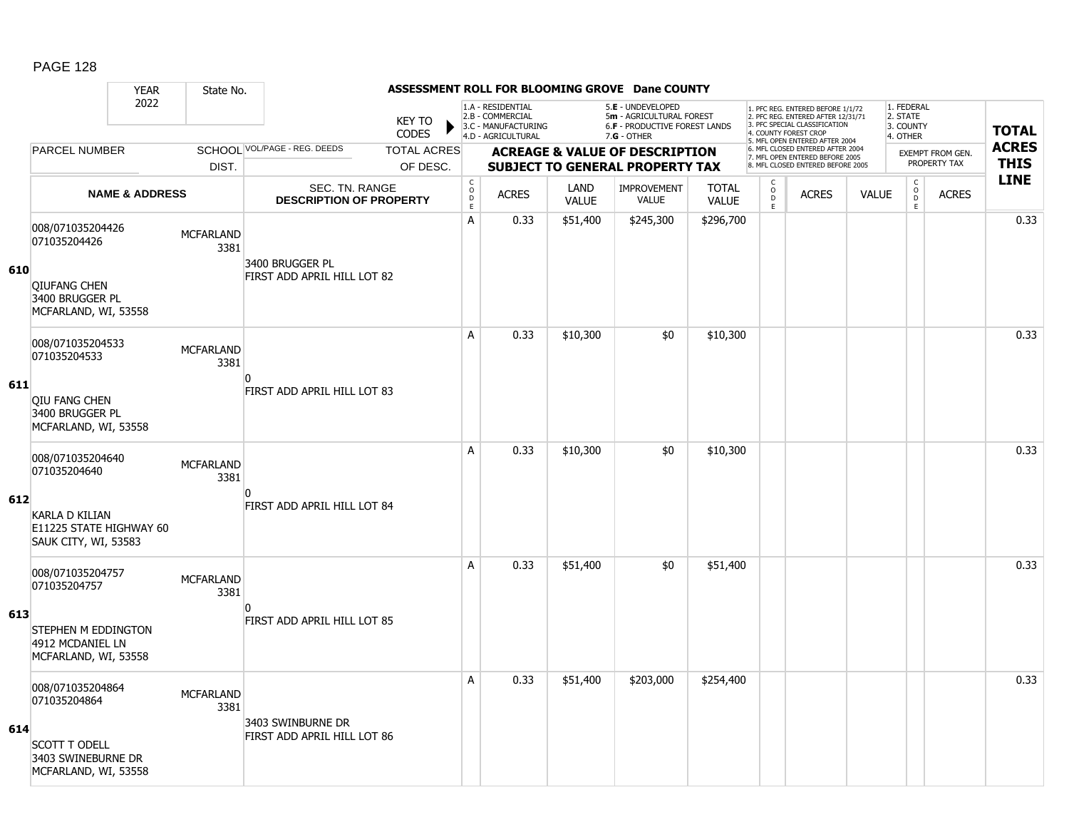**ASSESSMENT ROLL FOR BLOOMING GROVE Dane COUNTY**

YEAR 2022 | State No.

KEY TO CODES:
- 1.A - RESIDENTIAL
- 2.B - COMMERCIAL
- 3.C - MANUFACTURING
- 4.D - AGRICULTURAL
- 5.E - UNDEVELOPED
- 5m - AGRICULTURAL FOREST
- 6.F - PRODUCTIVE FOREST LANDS
- 7.G - OTHER

- 1. PFC REG. ENTERED BEFORE 1/1/72
- 2. PFC REG. ENTERED AFTER 12/31/71
- 3. PFC SPECIAL CLASSIFICATION
- 4. COUNTY FOREST CROP
- 5. MFL OPEN ENTERED AFTER 2004
- 6. MFL CLOSED ENTERED AFTER 2004
- 7. MFL OPEN ENTERED BEFORE 2005
- 8. MFL CLOSED ENTERED BEFORE 2005

- 1. FEDERAL
- 2. STATE
- 3. COUNTY
- 4. OTHER

| LINE | PARCEL NUMBER / NAME & ADDRESS | SCHOOL DIST. | VOL/PAGE - REG. DEEDS / SEC. TN. RANGE / DESCRIPTION OF PROPERTY | TOTAL ACRES OF DESC. | CODE | ACRES | LAND VALUE | IMPROVEMENT VALUE | TOTAL VALUE | CODE | ACRES | VALUE | CODE | ACRES (EXEMPT FROM GEN. PROPERTY TAX) | TOTAL ACRES THIS LINE |
|---|---|---|---|---|---|---|---|---|---|---|---|---|---|---|---|
| 610 | 008/071035204426<br>071035204426<br>QIUFANG CHEN<br>3400 BRUGGER PL<br>MCFARLAND, WI, 53558 | MCFARLAND 3381 | 3400 BRUGGER PL<br>FIRST ADD APRIL HILL LOT 82 | | A | 0.33 | $51,400 | $245,300 | $296,700 | | | | | | 0.33 |
| 611 | 008/071035204533<br>071035204533<br>QIU FANG CHEN<br>3400 BRUGGER PL<br>MCFARLAND, WI, 53558 | MCFARLAND 3381 | 0<br>FIRST ADD APRIL HILL LOT 83 | | A | 0.33 | $10,300 | $0 | $10,300 | | | | | | 0.33 |
| 612 | 008/071035204640<br>071035204640<br>KARLA D KILIAN<br>E11225 STATE HIGHWAY 60<br>SAUK CITY, WI, 53583 | MCFARLAND 3381 | 0<br>FIRST ADD APRIL HILL LOT 84 | | A | 0.33 | $10,300 | $0 | $10,300 | | | | | | 0.33 |
| 613 | 008/071035204757<br>071035204757<br>STEPHEN M EDDINGTON<br>4912 MCDANIEL LN<br>MCFARLAND, WI, 53558 | MCFARLAND 3381 | 0<br>FIRST ADD APRIL HILL LOT 85 | | A | 0.33 | $51,400 | $0 | $51,400 | | | | | | 0.33 |
| 614 | 008/071035204864<br>071035204864<br>SCOTT T ODELL<br>3403 SWINEBURNE DR<br>MCFARLAND, WI, 53558 | MCFARLAND 3381 | 3403 SWINBURNE DR<br>FIRST ADD APRIL HILL LOT 86 | | A | 0.33 | $51,400 | $203,000 | $254,400 | | | | | | 0.33 |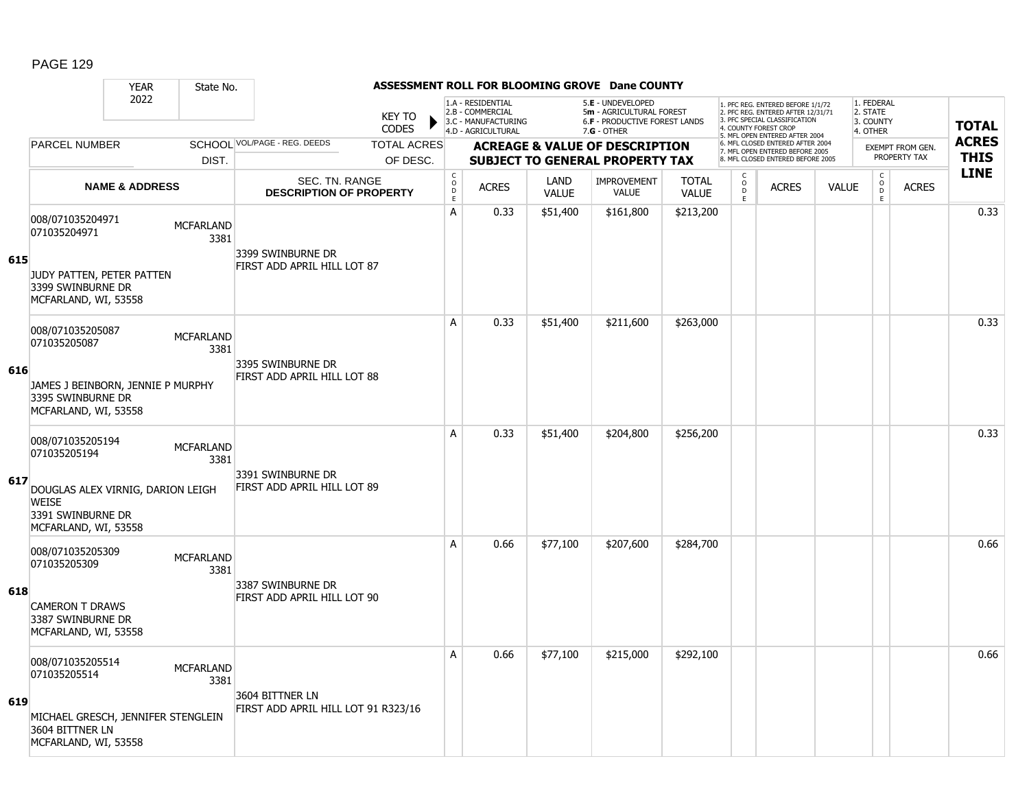# ASSESSMENT ROLL FOR BLOOMING GROVE Dane COUNTY

YEAR 2022 | State No.

KEY TO CODES:
- 1.A - RESIDENTIAL
- 2.B - COMMERCIAL
- 3.C - MANUFACTURING
- 4.D - AGRICULTURAL
- 5.E - UNDEVELOPED
- 5m - AGRICULTURAL FOREST
- 6.F - PRODUCTIVE FOREST LANDS
- 7.G - OTHER

- 1. PFC REG. ENTERED BEFORE 1/1/72
- 2. PFC REG. ENTERED AFTER 12/31/71
- 3. PFC SPECIAL CLASSIFICATION
- 4. COUNTY FOREST CROP
- 5. MFL OPEN ENTERED AFTER 2004
- 6. MFL CLOSED ENTERED AFTER 2004
- 7. MFL OPEN ENTERED BEFORE 2005
- 8. MFL CLOSED ENTERED BEFORE 2005

- 1. FEDERAL
- 2. STATE
- 3. COUNTY
- 4. OTHER

| LINE | PARCEL NUMBER / NAME & ADDRESS | SCHOOL DIST. | VOL/PAGE - REG. DEEDS / SEC. TN. RANGE / DESCRIPTION OF PROPERTY | TOTAL ACRES OF DESC. | CODE | ACRES | LAND VALUE | IMPROVEMENT VALUE | TOTAL VALUE | CODE | ACRES | VALUE | CODE | ACRES (EXEMPT FROM GEN. PROPERTY TAX) | TOTAL ACRES THIS LINE |
|---|---|---|---|---|---|---|---|---|---|---|---|---|---|---|---|
| 615 | 008/071035204971<br>071035204971<br><br>JUDY PATTEN, PETER PATTEN<br>3399 SWINBURNE DR<br>MCFARLAND, WI, 53558 | MCFARLAND 3381 | 3399 SWINBURNE DR<br>FIRST ADD APRIL HILL LOT 87 | | A | 0.33 | $51,400 | $161,800 | $213,200 | | | | | | 0.33 |
| 616 | 008/071035205087<br>071035205087<br><br>JAMES J BEINBORN, JENNIE P MURPHY<br>3395 SWINBURNE DR<br>MCFARLAND, WI, 53558 | MCFARLAND 3381 | 3395 SWINBURNE DR<br>FIRST ADD APRIL HILL LOT 88 | | A | 0.33 | $51,400 | $211,600 | $263,000 | | | | | | 0.33 |
| 617 | 008/071035205194<br>071035205194<br><br>DOUGLAS ALEX VIRNIG, DARION LEIGH WEISE<br>3391 SWINBURNE DR<br>MCFARLAND, WI, 53558 | MCFARLAND 3381 | 3391 SWINBURNE DR<br>FIRST ADD APRIL HILL LOT 89 | | A | 0.33 | $51,400 | $204,800 | $256,200 | | | | | | 0.33 |
| 618 | 008/071035205309<br>071035205309<br><br>CAMERON T DRAWS<br>3387 SWINBURNE DR<br>MCFARLAND, WI, 53558 | MCFARLAND 3381 | 3387 SWINBURNE DR<br>FIRST ADD APRIL HILL LOT 90 | | A | 0.66 | $77,100 | $207,600 | $284,700 | | | | | | 0.66 |
| 619 | 008/071035205514<br>071035205514<br><br>MICHAEL GRESCH, JENNIFER STENGLEIN<br>3604 BITTNER LN<br>MCFARLAND, WI, 53558 | MCFARLAND 3381 | 3604 BITTNER LN<br>FIRST ADD APRIL HILL LOT 91 R323/16 | | A | 0.66 | $77,100 | $215,000 | $292,100 | | | | | | 0.66 |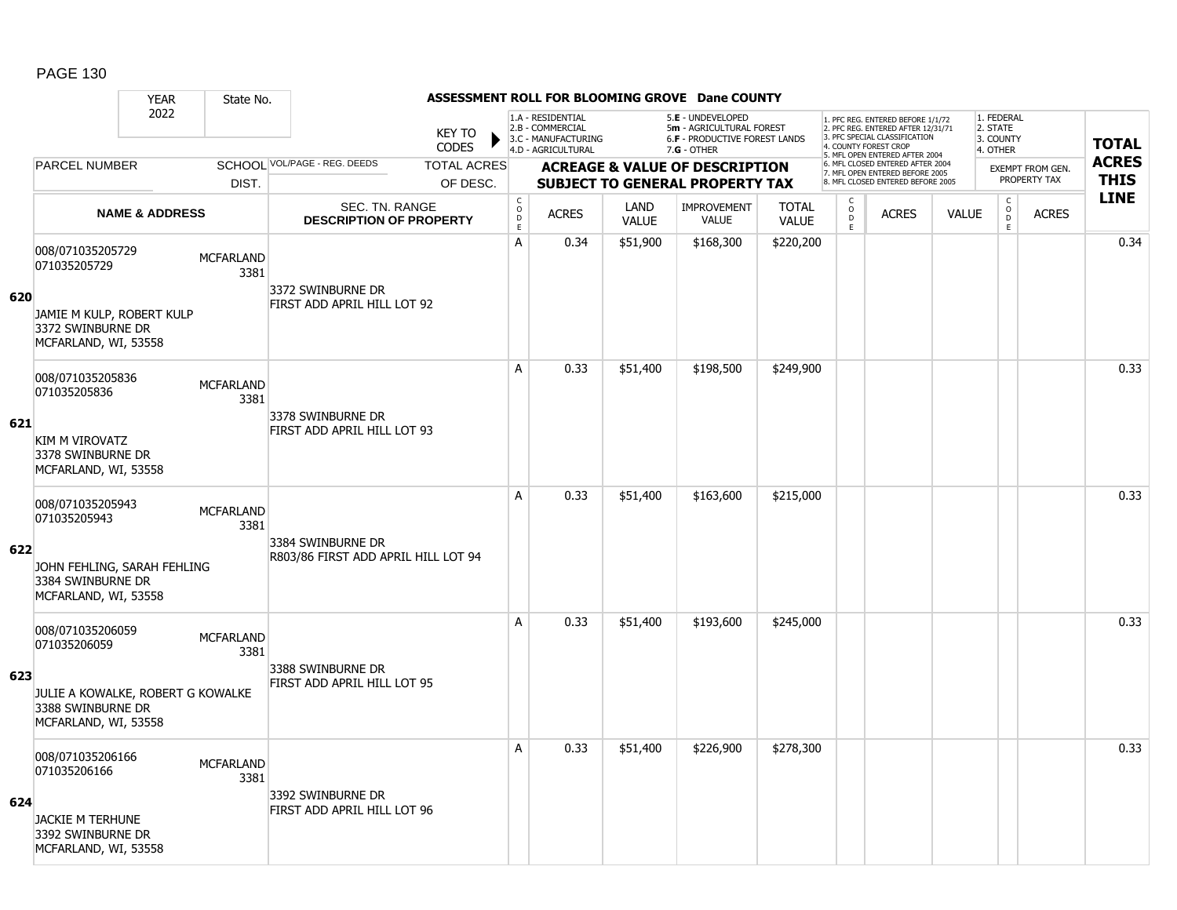# ASSESSMENT ROLL FOR BLOOMING GROVE Dane COUNTY

| YEAR | State No. |
|---|---|
| 2022 | |

KEY TO CODES:
- 1.A - RESIDENTIAL
- 2.B - COMMERCIAL
- 3.C - MANUFACTURING
- 4.D - AGRICULTURAL
- 5.E - UNDEVELOPED
- 5m - AGRICULTURAL FOREST
- 6.F - PRODUCTIVE FOREST LANDS
- 7.G - OTHER

- 1. PFC REG. ENTERED BEFORE 1/1/72
- 2. PFC REG. ENTERED AFTER 12/31/71
- 3. PFC SPECIAL CLASSIFICATION
- 4. COUNTY FOREST CROP
- 5. MFL OPEN ENTERED AFTER 2004
- 6. MFL CLOSED ENTERED AFTER 2004
- 7. MFL OPEN ENTERED BEFORE 2005
- 8. MFL CLOSED ENTERED BEFORE 2005

- 1. FEDERAL
- 2. STATE
- 3. COUNTY
- 4. OTHER

| | PARCEL NUMBER / NAME & ADDRESS | SCHOOL DIST. | VOL/PAGE - REG. DEEDS / SEC. TN. RANGE / DESCRIPTION OF PROPERTY | TOTAL ACRES OF DESC. | CODE | ACRES | LAND VALUE | IMPROVEMENT VALUE | TOTAL VALUE | CODE | ACRES | VALUE | CODE | EXEMPT FROM GEN. PROPERTY TAX ACRES | TOTAL ACRES THIS LINE |
|---|---|---|---|---|---|---|---|---|---|---|---|---|---|---|---|
| 620 | 008/071035205729<br>071035205729<br>JAMIE M KULP, ROBERT KULP<br>3372 SWINBURNE DR<br>MCFARLAND, WI, 53558 | MCFARLAND 3381 | 3372 SWINBURNE DR<br>FIRST ADD APRIL HILL LOT 92 | | A | 0.34 | $51,900 | $168,300 | $220,200 | | | | | | 0.34 |
| 621 | 008/071035205836<br>071035205836<br>KIM M VIROVATZ<br>3378 SWINBURNE DR<br>MCFARLAND, WI, 53558 | MCFARLAND 3381 | 3378 SWINBURNE DR<br>FIRST ADD APRIL HILL LOT 93 | | A | 0.33 | $51,400 | $198,500 | $249,900 | | | | | | 0.33 |
| 622 | 008/071035205943<br>071035205943<br>JOHN FEHLING, SARAH FEHLING<br>3384 SWINBURNE DR<br>MCFARLAND, WI, 53558 | MCFARLAND 3381 | 3384 SWINBURNE DR<br>R803/86 FIRST ADD APRIL HILL LOT 94 | | A | 0.33 | $51,400 | $163,600 | $215,000 | | | | | | 0.33 |
| 623 | 008/071035206059<br>071035206059<br>JULIE A KOWALKE, ROBERT G KOWALKE<br>3388 SWINBURNE DR<br>MCFARLAND, WI, 53558 | MCFARLAND 3381 | 3388 SWINBURNE DR<br>FIRST ADD APRIL HILL LOT 95 | | A | 0.33 | $51,400 | $193,600 | $245,000 | | | | | | 0.33 |
| 624 | 008/071035206166<br>071035206166<br>JACKIE M TERHUNE<br>3392 SWINBURNE DR<br>MCFARLAND, WI, 53558 | MCFARLAND 3381 | 3392 SWINBURNE DR<br>FIRST ADD APRIL HILL LOT 96 | | A | 0.33 | $51,400 | $226,900 | $278,300 | | | | | | 0.33 |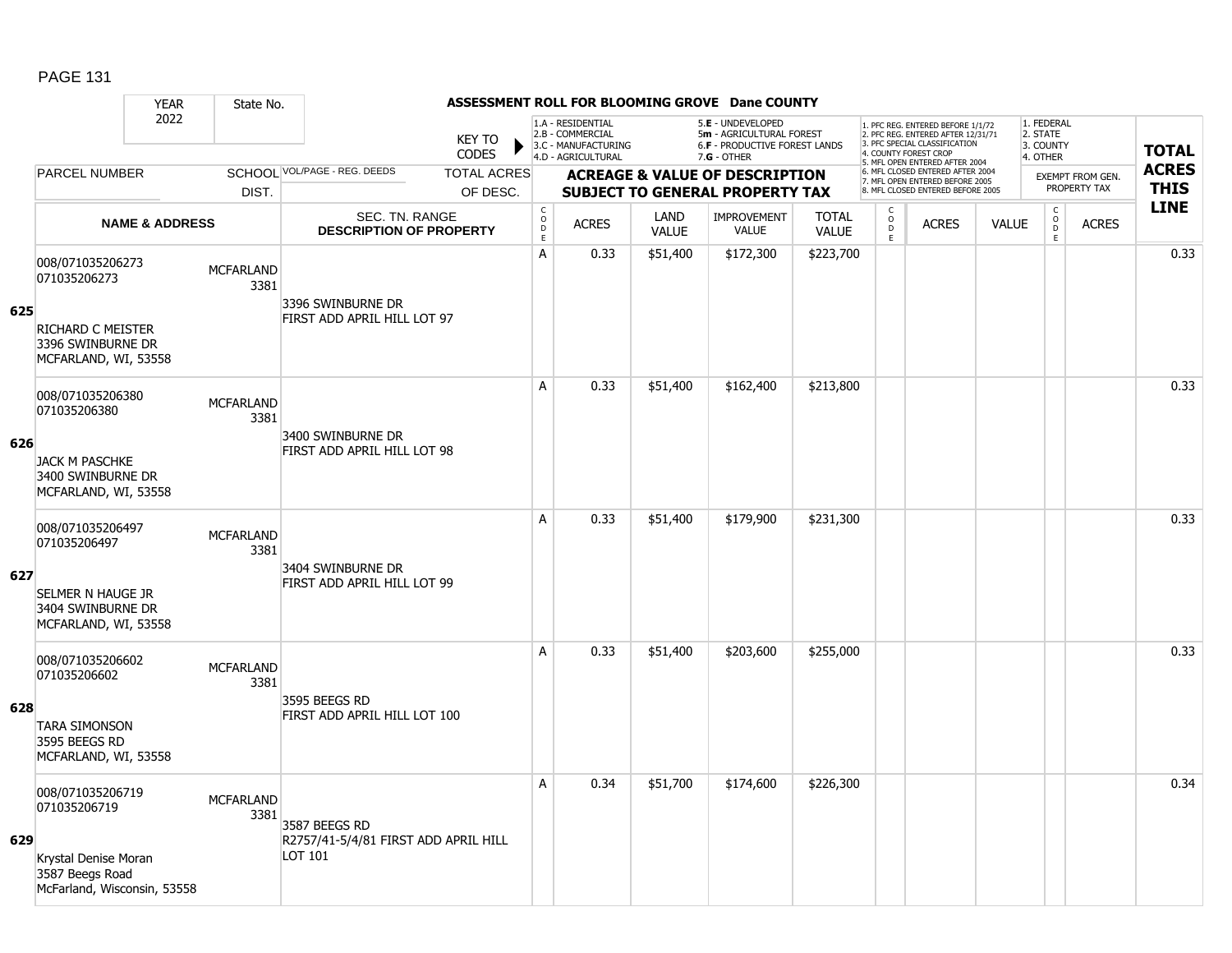## ASSESSMENT ROLL FOR BLOOMING GROVE Dane COUNTY

YEAR 2022 | State No.

KEY TO CODES:
- 1.A - RESIDENTIAL
- 2.B - COMMERCIAL
- 3.C - MANUFACTURING
- 4.D - AGRICULTURAL
- 5.E - UNDEVELOPED
- 5m - AGRICULTURAL FOREST
- 6.F - PRODUCTIVE FOREST LANDS
- 7.G - OTHER

Forest crop codes:
1. PFC REG. ENTERED BEFORE 1/1/72
2. PFC REG. ENTERED AFTER 12/31/71
3. PFC SPECIAL CLASSIFICATION
4. COUNTY FOREST CROP
5. MFL OPEN ENTERED AFTER 2004
6. MFL CLOSED ENTERED AFTER 2004
7. MFL OPEN ENTERED BEFORE 2005
8. MFL CLOSED ENTERED BEFORE 2005

Exempt codes:
1. FEDERAL
2. STATE
3. COUNTY
4. OTHER

| LINE | PARCEL NUMBER / NAME & ADDRESS | SCHOOL DIST. | VOL/PAGE - REG. DEEDS / SEC. TN. RANGE / DESCRIPTION OF PROPERTY | CODE | ACRES | LAND VALUE | IMPROVEMENT VALUE | TOTAL VALUE | CODE | ACRES | VALUE | CODE | EXEMPT ACRES | TOTAL ACRES THIS LINE |
|---|---|---|---|---|---|---|---|---|---|---|---|---|---|---|
| 625 | 008/071035206273<br>071035206273<br>RICHARD C MEISTER<br>3396 SWINBURNE DR<br>MCFARLAND, WI, 53558 | MCFARLAND 3381 | 3396 SWINBURNE DR<br>FIRST ADD APRIL HILL LOT 97 | A | 0.33 | $51,400 | $172,300 | $223,700 | | | | | | 0.33 |
| 626 | 008/071035206380<br>071035206380<br>JACK M PASCHKE<br>3400 SWINBURNE DR<br>MCFARLAND, WI, 53558 | MCFARLAND 3381 | 3400 SWINBURNE DR<br>FIRST ADD APRIL HILL LOT 98 | A | 0.33 | $51,400 | $162,400 | $213,800 | | | | | | 0.33 |
| 627 | 008/071035206497<br>071035206497<br>SELMER N HAUGE JR<br>3404 SWINBURNE DR<br>MCFARLAND, WI, 53558 | MCFARLAND 3381 | 3404 SWINBURNE DR<br>FIRST ADD APRIL HILL LOT 99 | A | 0.33 | $51,400 | $179,900 | $231,300 | | | | | | 0.33 |
| 628 | 008/071035206602<br>071035206602<br>TARA SIMONSON<br>3595 BEEGS RD<br>MCFARLAND, WI, 53558 | MCFARLAND 3381 | 3595 BEEGS RD<br>FIRST ADD APRIL HILL LOT 100 | A | 0.33 | $51,400 | $203,600 | $255,000 | | | | | | 0.33 |
| 629 | 008/071035206719<br>071035206719<br>Krystal Denise Moran<br>3587 Beegs Road<br>McFarland, Wisconsin, 53558 | MCFARLAND 3381 | 3587 BEEGS RD<br>R2757/41-5/4/81 FIRST ADD APRIL HILL LOT 101 | A | 0.34 | $51,700 | $174,600 | $226,300 | | | | | | 0.34 |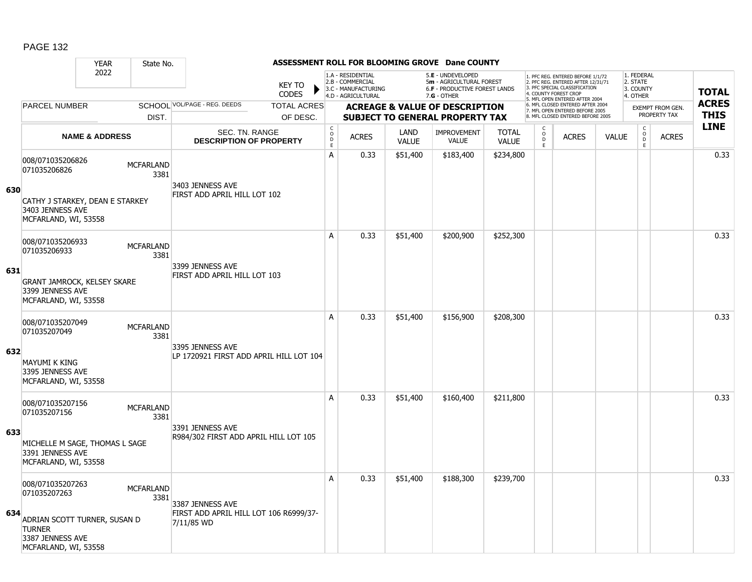# ASSESSMENT ROLL FOR BLOOMING GROVE Dane COUNTY

| YEAR | State No. |
|---|---|
| 2022 | |

KEY TO CODES:
- 1.A - RESIDENTIAL
- 2.B - COMMERCIAL
- 3.C - MANUFACTURING
- 4.D - AGRICULTURAL
- 5.E - UNDEVELOPED
- 5m - AGRICULTURAL FOREST
- 6.F - PRODUCTIVE FOREST LANDS
- 7.G - OTHER

1. PFC REG. ENTERED BEFORE 1/1/72
2. PFC REG. ENTERED AFTER 12/31/71
3. PFC SPECIAL CLASSIFICATION
4. COUNTY FOREST CROP
5. MFL OPEN ENTERED AFTER 2004
6. MFL CLOSED ENTERED AFTER 2004
7. MFL OPEN ENTERED BEFORE 2005
8. MFL CLOSED ENTERED BEFORE 2005

1. FEDERAL
2. STATE
3. COUNTY
4. OTHER

| Line | PARCEL NUMBER / NAME & ADDRESS | SCHOOL DIST. | VOL/PAGE - REG. DEEDS / SEC. TN. RANGE / DESCRIPTION OF PROPERTY | TOTAL ACRES OF DESC. | CODE | ACRES | LAND VALUE | IMPROVEMENT VALUE | TOTAL VALUE | CODE | ACRES | VALUE | CODE | EXEMPT FROM GEN. PROPERTY TAX ACRES | TOTAL ACRES THIS LINE |
|---|---|---|---|---|---|---|---|---|---|---|---|---|---|---|---|
| 630 | 008/071035206826<br>071035206826<br>CATHY J STARKEY, DEAN E STARKEY<br>3403 JENNESS AVE<br>MCFARLAND, WI, 53558 | MCFARLAND 3381 | 3403 JENNESS AVE<br>FIRST ADD APRIL HILL LOT 102 | | A | 0.33 | $51,400 | $183,400 | $234,800 | | | | | | 0.33 |
| 631 | 008/071035206933<br>071035206933<br>GRANT JAMROCK, KELSEY SKARE<br>3399 JENNESS AVE<br>MCFARLAND, WI, 53558 | MCFARLAND 3381 | 3399 JENNESS AVE<br>FIRST ADD APRIL HILL LOT 103 | | A | 0.33 | $51,400 | $200,900 | $252,300 | | | | | | 0.33 |
| 632 | 008/071035207049<br>071035207049<br>MAYUMI K KING<br>3395 JENNESS AVE<br>MCFARLAND, WI, 53558 | MCFARLAND 3381 | 3395 JENNESS AVE<br>LP 1720921 FIRST ADD APRIL HILL LOT 104 | | A | 0.33 | $51,400 | $156,900 | $208,300 | | | | | | 0.33 |
| 633 | 008/071035207156<br>071035207156<br>MICHELLE M SAGE, THOMAS L SAGE<br>3391 JENNESS AVE<br>MCFARLAND, WI, 53558 | MCFARLAND 3381 | 3391 JENNESS AVE<br>R984/302 FIRST ADD APRIL HILL LOT 105 | | A | 0.33 | $51,400 | $160,400 | $211,800 | | | | | | 0.33 |
| 634 | 008/071035207263<br>071035207263<br>ADRIAN SCOTT TURNER, SUSAN D TURNER<br>3387 JENNESS AVE<br>MCFARLAND, WI, 53558 | MCFARLAND 3381 | 3387 JENNESS AVE<br>FIRST ADD APRIL HILL LOT 106 R6999/37-7/11/85 WD | | A | 0.33 | $51,400 | $188,300 | $239,700 | | | | | | 0.33 |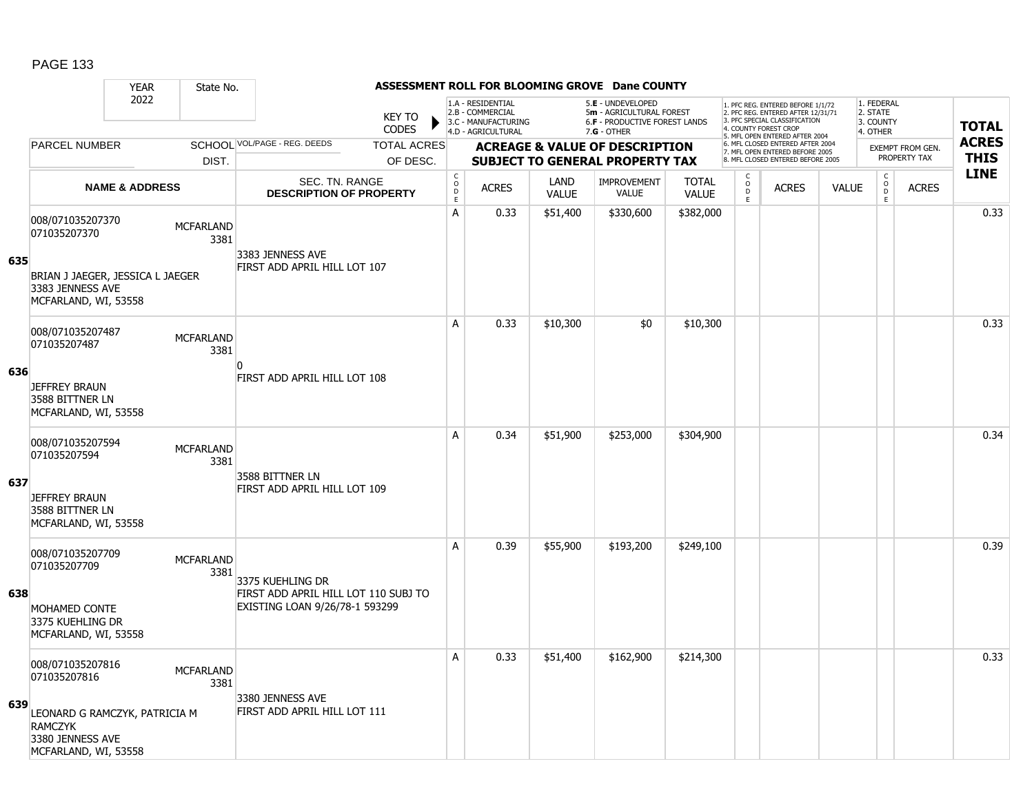# ASSESSMENT ROLL FOR BLOOMING GROVE Dane COUNTY

| YEAR | State No. | | | |
|---|---|---|---|---|
| 2022 | | | | |

KEY TO CODES:
- 1.A - RESIDENTIAL
- 2.B - COMMERCIAL
- 3.C - MANUFACTURING
- 4.D - AGRICULTURAL
- 5.E - UNDEVELOPED
- 5m - AGRICULTURAL FOREST
- 6.F - PRODUCTIVE FOREST LANDS
- 7.G - OTHER

- 1. PFC REG. ENTERED BEFORE 1/1/72
- 2. PFC REG. ENTERED AFTER 12/31/71
- 3. PFC SPECIAL CLASSIFICATION
- 4. COUNTY FOREST CROP
- 5. MFL OPEN ENTERED AFTER 2004
- 6. MFL CLOSED ENTERED AFTER 2004
- 7. MFL OPEN ENTERED BEFORE 2005
- 8. MFL CLOSED ENTERED BEFORE 2005

- 1. FEDERAL
- 2. STATE
- 3. COUNTY
- 4. OTHER

| LINE | PARCEL NUMBER / NAME & ADDRESS | SCHOOL DIST. | VOL/PAGE - REG. DEEDS / SEC. TN. RANGE / DESCRIPTION OF PROPERTY | TOTAL ACRES OF DESC. | CODE | ACRES | LAND VALUE | IMPROVEMENT VALUE | TOTAL VALUE | CODE | ACRES | VALUE | CODE | EXEMPT ACRES | TOTAL ACRES THIS LINE |
|---|---|---|---|---|---|---|---|---|---|---|---|---|---|---|---|
| 635 | 008/071035207370<br>071035207370<br><br>BRIAN J JAEGER, JESSICA L JAEGER<br>3383 JENNESS AVE<br>MCFARLAND, WI, 53558 | MCFARLAND 3381 | 3383 JENNESS AVE<br>FIRST ADD APRIL HILL LOT 107 | | A | 0.33 | $51,400 | $330,600 | $382,000 | | | | | | 0.33 |
| 636 | 008/071035207487<br>071035207487<br><br>JEFFREY BRAUN<br>3588 BITTNER LN<br>MCFARLAND, WI, 53558 | MCFARLAND 3381 | 0<br>FIRST ADD APRIL HILL LOT 108 | | A | 0.33 | $10,300 | $0 | $10,300 | | | | | | 0.33 |
| 637 | 008/071035207594<br>071035207594<br><br>JEFFREY BRAUN<br>3588 BITTNER LN<br>MCFARLAND, WI, 53558 | MCFARLAND 3381 | 3588 BITTNER LN<br>FIRST ADD APRIL HILL LOT 109 | | A | 0.34 | $51,900 | $253,000 | $304,900 | | | | | | 0.34 |
| 638 | 008/071035207709<br>071035207709<br><br>MOHAMED CONTE<br>3375 KUEHLING DR<br>MCFARLAND, WI, 53558 | MCFARLAND 3381 | 3375 KUEHLING DR<br>FIRST ADD APRIL HILL LOT 110 SUBJ TO EXISTING LOAN 9/26/78-1 593299 | | A | 0.39 | $55,900 | $193,200 | $249,100 | | | | | | 0.39 |
| 639 | 008/071035207816<br>071035207816<br><br>LEONARD G RAMCZYK, PATRICIA M RAMCZYK<br>3380 JENNESS AVE<br>MCFARLAND, WI, 53558 | MCFARLAND 3381 | 3380 JENNESS AVE<br>FIRST ADD APRIL HILL LOT 111 | | A | 0.33 | $51,400 | $162,900 | $214,300 | | | | | | 0.33 |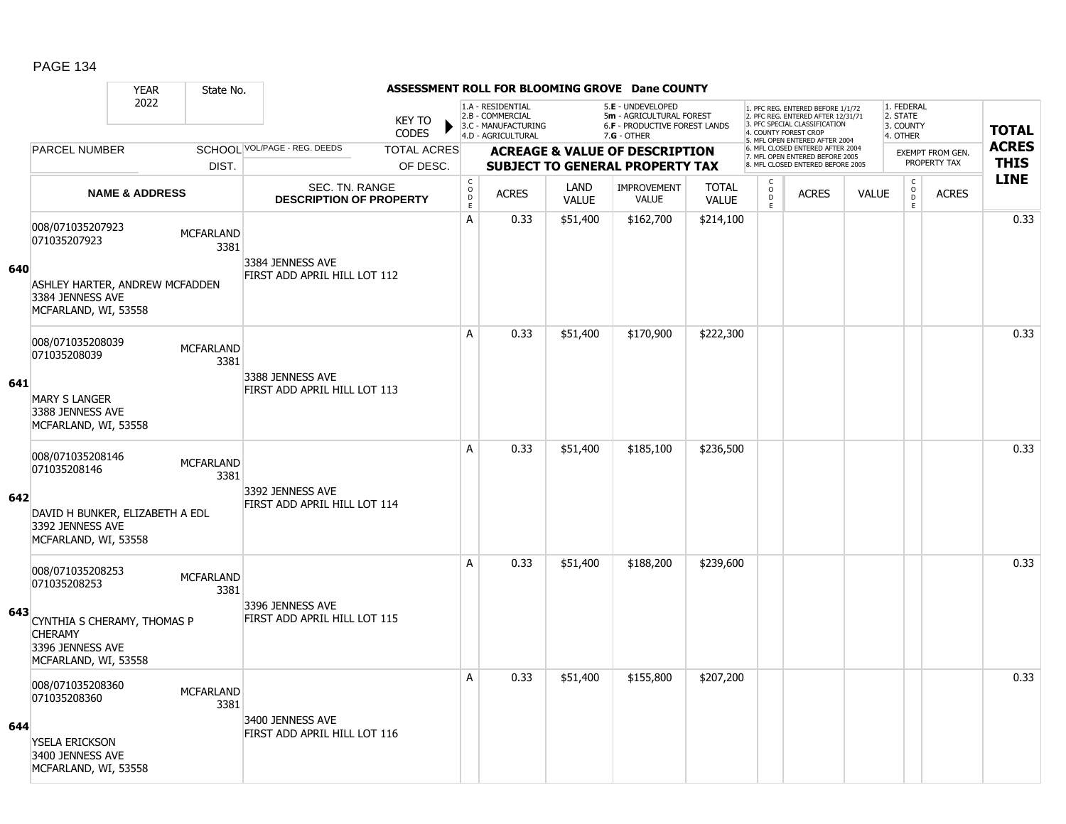# ASSESSMENT ROLL FOR BLOOMING GROVE Dane COUNTY

| YEAR | State No. | | KEY TO CODES | 1.A - RESIDENTIAL 2.B - COMMERCIAL 3.C - MANUFACTURING 4.D - AGRICULTURAL | | 5.E - UNDEVELOPED 5m - AGRICULTURAL FOREST 6.F - PRODUCTIVE FOREST LANDS 7.G - OTHER | | | 1. PFC REG. ENTERED BEFORE 1/1/72 2. PFC REG. ENTERED AFTER 12/31/71 3. PFC SPECIAL CLASSIFICATION 4. COUNTY FOREST CROP 5. MFL OPEN ENTERED AFTER 2004 6. MFL CLOSED ENTERED AFTER 2004 7. MFL OPEN ENTERED BEFORE 2005 8. MFL CLOSED ENTERED BEFORE 2005 | | | 1. FEDERAL 2. STATE 3. COUNTY 4. OTHER | | |
|---|---|---|---|---|---|---|---|---|---|---|---|---|---|---|
| 2022 | | | | | | | | | | | | | | |
| PARCEL NUMBER | SCHOOL DIST. | VOL/PAGE - REG. DEEDS | TOTAL ACRES OF DESC. | ACREAGE & VALUE OF DESCRIPTION SUBJECT TO GENERAL PROPERTY TAX | | | | | | | | EXEMPT FROM GEN. PROPERTY TAX | | TOTAL ACRES THIS LINE |
| NAME & ADDRESS | | SEC. TN. RANGE DESCRIPTION OF PROPERTY | | CODE | ACRES | LAND VALUE | IMPROVEMENT VALUE | TOTAL VALUE | CODE | ACRES | VALUE | CODE | ACRES | |
| **640** 008/071035207923 071035207923 ASHLEY HARTER, ANDREW MCFADDEN 3384 JENNESS AVE MCFARLAND, WI, 53558 | MCFARLAND 3381 | 3384 JENNESS AVE FIRST ADD APRIL HILL LOT 112 | | A | 0.33 | $51,400 | $162,700 | $214,100 | | | | | | 0.33 |
| **641** 008/071035208039 071035208039 MARY S LANGER 3388 JENNESS AVE MCFARLAND, WI, 53558 | MCFARLAND 3381 | 3388 JENNESS AVE FIRST ADD APRIL HILL LOT 113 | | A | 0.33 | $51,400 | $170,900 | $222,300 | | | | | | 0.33 |
| **642** 008/071035208146 071035208146 DAVID H BUNKER, ELIZABETH A EDL 3392 JENNESS AVE MCFARLAND, WI, 53558 | MCFARLAND 3381 | 3392 JENNESS AVE FIRST ADD APRIL HILL LOT 114 | | A | 0.33 | $51,400 | $185,100 | $236,500 | | | | | | 0.33 |
| **643** 008/071035208253 071035208253 CYNTHIA S CHERAMY, THOMAS P CHERAMY 3396 JENNESS AVE MCFARLAND, WI, 53558 | MCFARLAND 3381 | 3396 JENNESS AVE FIRST ADD APRIL HILL LOT 115 | | A | 0.33 | $51,400 | $188,200 | $239,600 | | | | | | 0.33 |
| **644** 008/071035208360 071035208360 YSELA ERICKSON 3400 JENNESS AVE MCFARLAND, WI, 53558 | MCFARLAND 3381 | 3400 JENNESS AVE FIRST ADD APRIL HILL LOT 116 | | A | 0.33 | $51,400 | $155,800 | $207,200 | | | | | | 0.33 |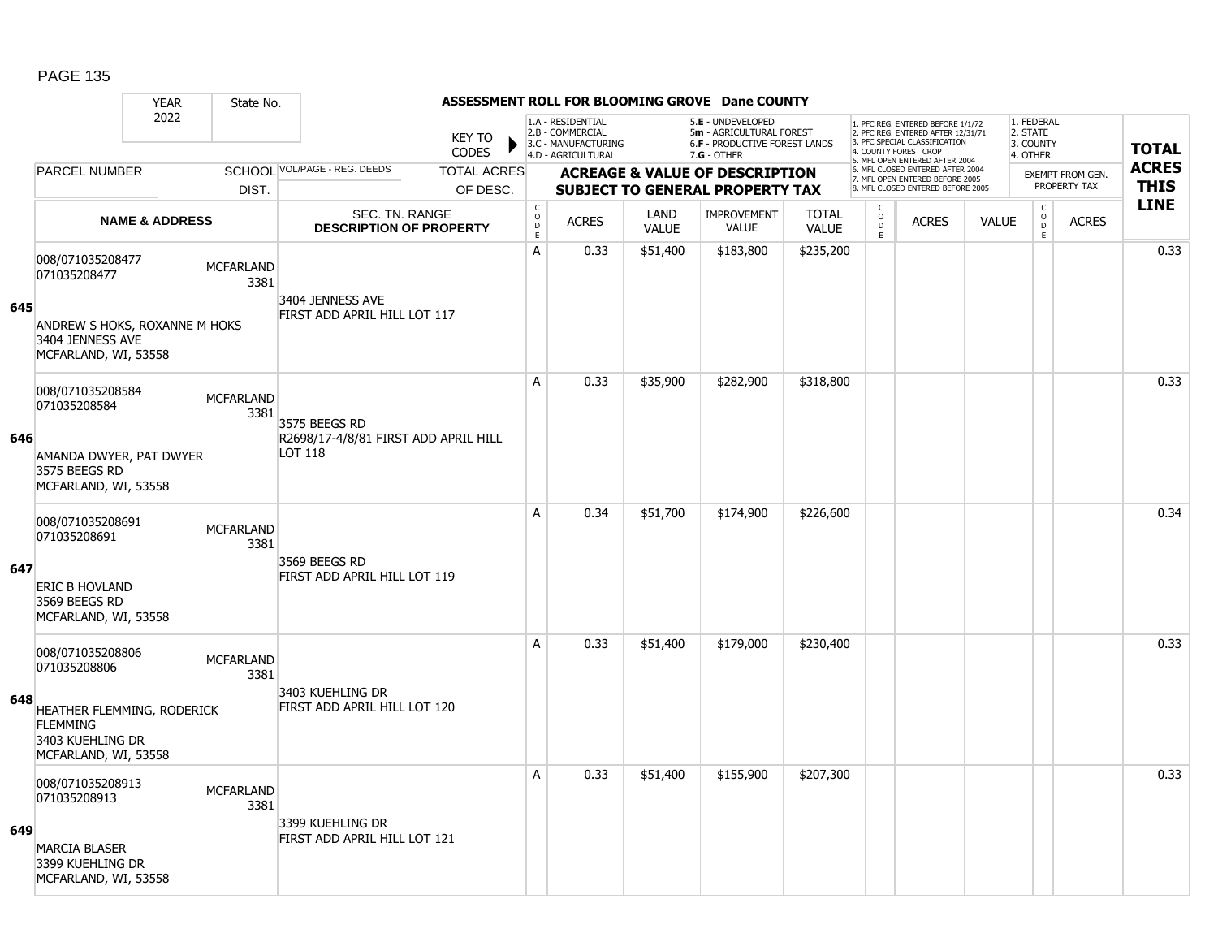## ASSESSMENT ROLL FOR BLOOMING GROVE Dane COUNTY

| YEAR | State No. | | KEY TO CODES | 1.A - RESIDENTIAL 2.B - COMMERCIAL 3.C - MANUFACTURING 4.D - AGRICULTURAL | | 5.E - UNDEVELOPED 5m - AGRICULTURAL FOREST 6.F - PRODUCTIVE FOREST LANDS 7.G - OTHER | | | 1. PFC REG. ENTERED BEFORE 1/1/72 2. PFC REG. ENTERED AFTER 12/31/71 3. PFC SPECIAL CLASSIFICATION 4. COUNTY FOREST CROP 5. MFL OPEN ENTERED AFTER 2004 6. MFL CLOSED ENTERED AFTER 2004 7. MFL OPEN ENTERED BEFORE 2005 8. MFL CLOSED ENTERED BEFORE 2005 | | | 1. FEDERAL 2. STATE 3. COUNTY 4. OTHER | | TOTAL ACRES THIS LINE |
|---|---|---|---|---|---|---|---|---|---|---|---|---|---|---|
| 2022 | | | | | | | | | | | | | | |
| PARCEL NUMBER | SCHOOL DIST. | VOL/PAGE - REG. DEEDS | TOTAL ACRES OF DESC. | ACREAGE & VALUE OF DESCRIPTION SUBJECT TO GENERAL PROPERTY TAX | | | | | | | | EXEMPT FROM GEN. PROPERTY TAX | | |
| NAME & ADDRESS | | SEC. TN. RANGE DESCRIPTION OF PROPERTY | CODE | ACRES | LAND VALUE | IMPROVEMENT VALUE | TOTAL VALUE | CODE | ACRES | VALUE | CODE | ACRES | | |
| **645** 008/071035208477 071035208477 ANDREW S HOKS, ROXANNE M HOKS 3404 JENNESS AVE MCFARLAND, WI, 53558 | MCFARLAND 3381 | 3404 JENNESS AVE FIRST ADD APRIL HILL LOT 117 | A | 0.33 | $51,400 | $183,800 | $235,200 | | | | | | | 0.33 |
| **646** 008/071035208584 071035208584 AMANDA DWYER, PAT DWYER 3575 BEEGS RD MCFARLAND, WI, 53558 | MCFARLAND 3381 | 3575 BEEGS RD R2698/17-4/8/81 FIRST ADD APRIL HILL LOT 118 | A | 0.33 | $35,900 | $282,900 | $318,800 | | | | | | | 0.33 |
| **647** 008/071035208691 071035208691 ERIC B HOVLAND 3569 BEEGS RD MCFARLAND, WI, 53558 | MCFARLAND 3381 | 3569 BEEGS RD FIRST ADD APRIL HILL LOT 119 | A | 0.34 | $51,700 | $174,900 | $226,600 | | | | | | | 0.34 |
| **648** 008/071035208806 071035208806 HEATHER FLEMMING, RODERICK FLEMMING 3403 KUEHLING DR MCFARLAND, WI, 53558 | MCFARLAND 3381 | 3403 KUEHLING DR FIRST ADD APRIL HILL LOT 120 | A | 0.33 | $51,400 | $179,000 | $230,400 | | | | | | | 0.33 |
| **649** 008/071035208913 071035208913 MARCIA BLASER 3399 KUEHLING DR MCFARLAND, WI, 53558 | MCFARLAND 3381 | 3399 KUEHLING DR FIRST ADD APRIL HILL LOT 121 | A | 0.33 | $51,400 | $155,900 | $207,300 | | | | | | | 0.33 |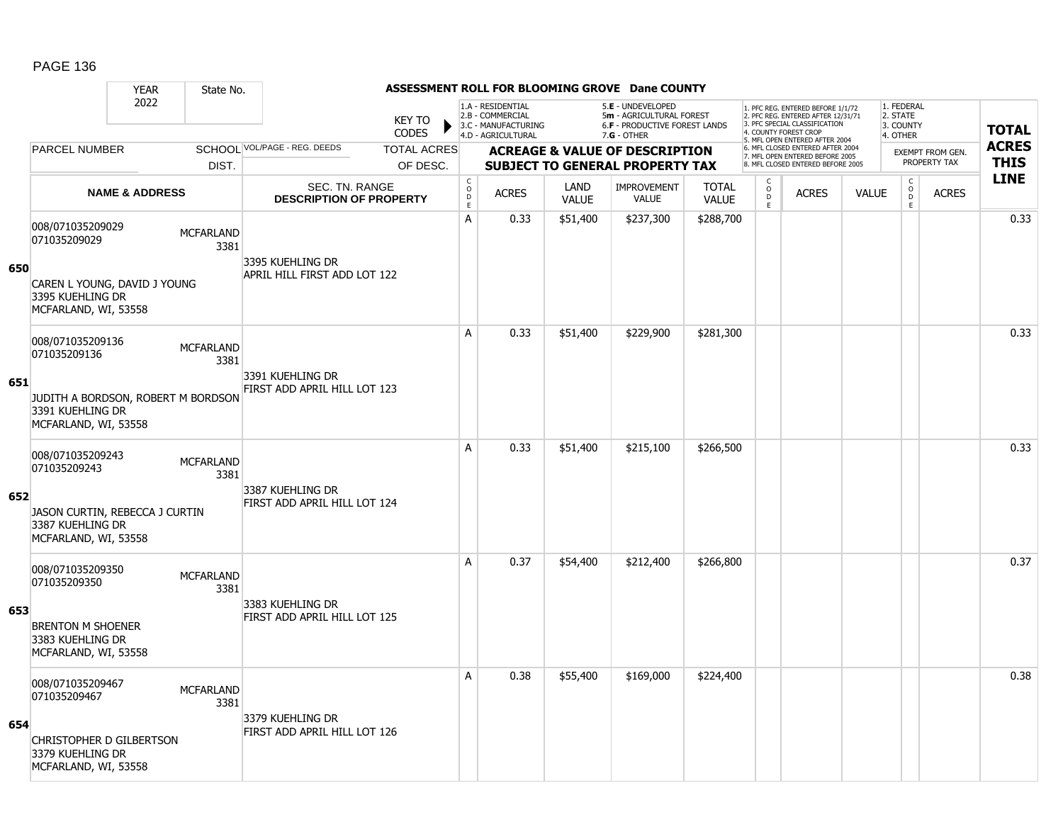## ASSESSMENT ROLL FOR BLOOMING GROVE Dane COUNTY

| YEAR 2022 | State No. | | KEY TO CODES | 1.A - RESIDENTIAL 2.B - COMMERCIAL 3.C - MANUFACTURING 4.D - AGRICULTURAL | | 5.E - UNDEVELOPED 5m - AGRICULTURAL FOREST 6.F - PRODUCTIVE FOREST LANDS 7.G - OTHER | | | 1. PFC REG. ENTERED BEFORE 1/1/72 2. PFC REG. ENTERED AFTER 12/31/71 3. PFC SPECIAL CLASSIFICATION 4. COUNTY FOREST CROP 5. MFL OPEN ENTERED AFTER 2004 6. MFL CLOSED ENTERED AFTER 2004 7. MFL OPEN ENTERED BEFORE 2005 8. MFL CLOSED ENTERED BEFORE 2005 | | | 1. FEDERAL 2. STATE 3. COUNTY 4. OTHER | | |
|---|---|---|---|---|---|---|---|---|---|---|---|---|---|---|
| PARCEL NUMBER | SCHOOL DIST. | VOL/PAGE - REG. DEEDS | TOTAL ACRES OF DESC. | ACREAGE & VALUE OF DESCRIPTION SUBJECT TO GENERAL PROPERTY TAX | | | | | | | | EXEMPT FROM GEN. PROPERTY TAX | | TOTAL ACRES THIS LINE |
| NAME & ADDRESS | | SEC. TN. RANGE DESCRIPTION OF PROPERTY | | CODE | ACRES | LAND VALUE | IMPROVEMENT VALUE | TOTAL VALUE | CODE | ACRES | VALUE | CODE | ACRES | |
| **650** 008/071035209029 071035209029 CAREN L YOUNG, DAVID J YOUNG 3395 KUEHLING DR MCFARLAND, WI, 53558 | MCFARLAND 3381 | 3395 KUEHLING DR APRIL HILL FIRST ADD LOT 122 | | A | 0.33 | $51,400 | $237,300 | $288,700 | | | | | | 0.33 |
| **651** 008/071035209136 071035209136 JUDITH A BORDSON, ROBERT M BORDSON 3391 KUEHLING DR MCFARLAND, WI, 53558 | MCFARLAND 3381 | 3391 KUEHLING DR FIRST ADD APRIL HILL LOT 123 | | A | 0.33 | $51,400 | $229,900 | $281,300 | | | | | | 0.33 |
| **652** 008/071035209243 071035209243 JASON CURTIN, REBECCA J CURTIN 3387 KUEHLING DR MCFARLAND, WI, 53558 | MCFARLAND 3381 | 3387 KUEHLING DR FIRST ADD APRIL HILL LOT 124 | | A | 0.33 | $51,400 | $215,100 | $266,500 | | | | | | 0.33 |
| **653** 008/071035209350 071035209350 BRENTON M SHOENER 3383 KUEHLING DR MCFARLAND, WI, 53558 | MCFARLAND 3381 | 3383 KUEHLING DR FIRST ADD APRIL HILL LOT 125 | | A | 0.37 | $54,400 | $212,400 | $266,800 | | | | | | 0.37 |
| **654** 008/071035209467 071035209467 CHRISTOPHER D GILBERTSON 3379 KUEHLING DR MCFARLAND, WI, 53558 | MCFARLAND 3381 | 3379 KUEHLING DR FIRST ADD APRIL HILL LOT 126 | | A | 0.38 | $55,400 | $169,000 | $224,400 | | | | | | 0.38 |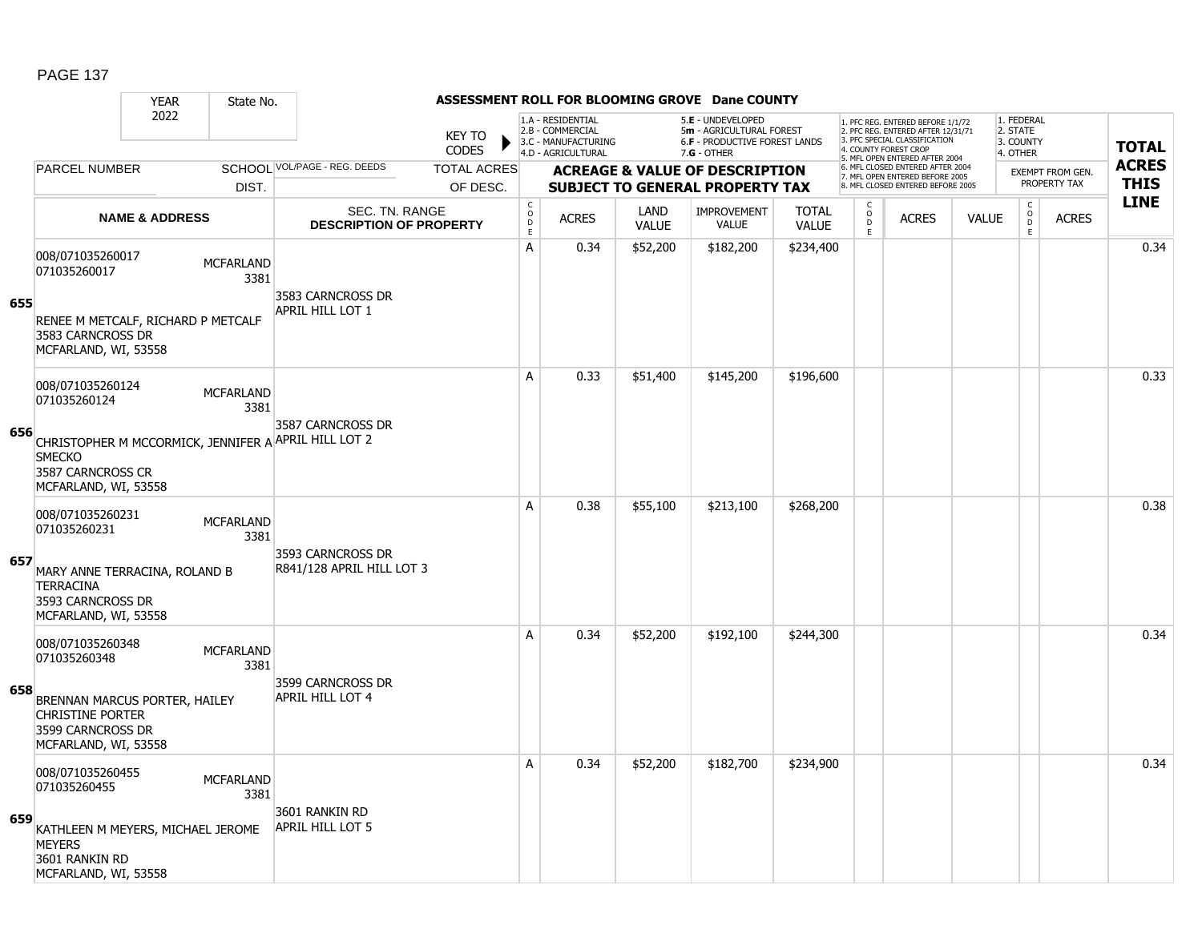## ASSESSMENT ROLL FOR BLOOMING GROVE Dane COUNTY

| YEAR | State No. | | |
|---|---|---|---|
| 2022 | | | |

KEY TO CODES:
- 1.A - RESIDENTIAL
- 2.B - COMMERCIAL
- 3.C - MANUFACTURING
- 4.D - AGRICULTURAL
- 5.E - UNDEVELOPED
- 5m - AGRICULTURAL FOREST
- 6.F - PRODUCTIVE FOREST LANDS
- 7.G - OTHER

- 1. PFC REG. ENTERED BEFORE 1/1/72
- 2. PFC REG. ENTERED AFTER 12/31/71
- 3. PFC SPECIAL CLASSIFICATION
- 4. COUNTY FOREST CROP
- 5. MFL OPEN ENTERED AFTER 2004
- 6. MFL CLOSED ENTERED AFTER 2004
- 7. MFL OPEN ENTERED BEFORE 2005
- 8. MFL CLOSED ENTERED BEFORE 2005

- 1. FEDERAL
- 2. STATE
- 3. COUNTY
- 4. OTHER

| | PARCEL NUMBER / NAME & ADDRESS | SCHOOL DIST. | VOL/PAGE - REG. DEEDS / SEC. TN. RANGE / DESCRIPTION OF PROPERTY | CODE | ACRES | LAND VALUE | IMPROVEMENT VALUE | TOTAL VALUE | CODE | ACRES | VALUE | CODE | ACRES | TOTAL ACRES THIS LINE |
|---|---|---|---|---|---|---|---|---|---|---|---|---|---|---|
| 655 | 008/071035260017<br>071035260017<br>RENEE M METCALF, RICHARD P METCALF<br>3583 CARNCROSS DR<br>MCFARLAND, WI, 53558 | MCFARLAND 3381 | 3583 CARNCROSS DR<br>APRIL HILL LOT 1 | A | 0.34 | $52,200 | $182,200 | $234,400 | | | | | | 0.34 |
| 656 | 008/071035260124<br>071035260124<br>CHRISTOPHER M MCCORMICK, JENNIFER A SMECKO<br>3587 CARNCROSS CR<br>MCFARLAND, WI, 53558 | MCFARLAND 3381 | 3587 CARNCROSS DR<br>APRIL HILL LOT 2 | A | 0.33 | $51,400 | $145,200 | $196,600 | | | | | | 0.33 |
| 657 | 008/071035260231<br>071035260231<br>MARY ANNE TERRACINA, ROLAND B TERRACINA<br>3593 CARNCROSS DR<br>MCFARLAND, WI, 53558 | MCFARLAND 3381 | 3593 CARNCROSS DR<br>R841/128 APRIL HILL LOT 3 | A | 0.38 | $55,100 | $213,100 | $268,200 | | | | | | 0.38 |
| 658 | 008/071035260348<br>071035260348<br>BRENNAN MARCUS PORTER, HAILEY CHRISTINE PORTER<br>3599 CARNCROSS DR<br>MCFARLAND, WI, 53558 | MCFARLAND 3381 | 3599 CARNCROSS DR<br>APRIL HILL LOT 4 | A | 0.34 | $52,200 | $192,100 | $244,300 | | | | | | 0.34 |
| 659 | 008/071035260455<br>071035260455<br>KATHLEEN M MEYERS, MICHAEL JEROME MEYERS<br>3601 RANKIN RD<br>MCFARLAND, WI, 53558 | MCFARLAND 3381 | 3601 RANKIN RD<br>APRIL HILL LOT 5 | A | 0.34 | $52,200 | $182,700 | $234,900 | | | | | | 0.34 |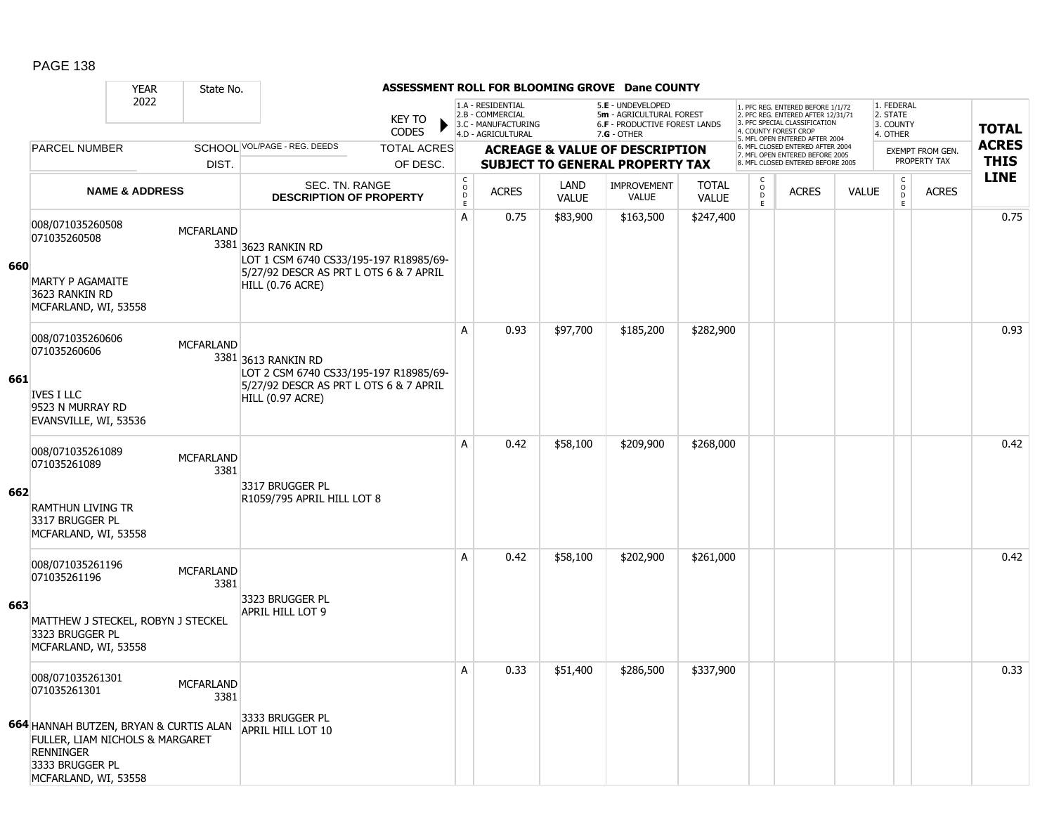## ASSESSMENT ROLL FOR BLOOMING GROVE Dane COUNTY

| YEAR | State No. |
|---|---|
| 2022 | |

KEY TO CODES:
1.A - RESIDENTIAL
2.B - COMMERCIAL
3.C - MANUFACTURING
4.D - AGRICULTURAL
5.E - UNDEVELOPED
5m - AGRICULTURAL FOREST
6.F - PRODUCTIVE FOREST LANDS
7.G - OTHER

1. PFC REG. ENTERED BEFORE 1/1/72
2. PFC REG. ENTERED AFTER 12/31/71
3. PFC SPECIAL CLASSIFICATION
4. COUNTY FOREST CROP
5. MFL OPEN ENTERED AFTER 2004
6. MFL CLOSED ENTERED AFTER 2004
7. MFL OPEN ENTERED BEFORE 2005
8. MFL CLOSED ENTERED BEFORE 2005

1. FEDERAL
2. STATE
3. COUNTY
4. OTHER

| | PARCEL NUMBER / NAME & ADDRESS | SCHOOL DIST. | VOL/PAGE - REG. DEEDS / SEC. TN. RANGE / DESCRIPTION OF PROPERTY | CODE | ACRES | LAND VALUE | IMPROVEMENT VALUE | TOTAL VALUE | CODE | ACRES | VALUE | CODE | ACRES (EXEMPT FROM GEN. PROPERTY TAX) | TOTAL ACRES THIS LINE |
|---|---|---|---|---|---|---|---|---|---|---|---|---|---|---|
| 660 | 008/071035260508<br>071035260508<br><br>MARTY P AGAMAITE<br>3623 RANKIN RD<br>MCFARLAND, WI, 53558 | MCFARLAND 3381 | 3623 RANKIN RD<br>LOT 1 CSM 6740 CS33/195-197 R18985/69-5/27/92 DESCR AS PRT L OTS 6 & 7 APRIL HILL (0.76 ACRE) | A | 0.75 | $83,900 | $163,500 | $247,400 | | | | | | 0.75 |
| 661 | 008/071035260606<br>071035260606<br><br>IVES I LLC<br>9523 N MURRAY RD<br>EVANSVILLE, WI, 53536 | MCFARLAND 3381 | 3613 RANKIN RD<br>LOT 2 CSM 6740 CS33/195-197 R18985/69-5/27/92 DESCR AS PRT L OTS 6 & 7 APRIL HILL (0.97 ACRE) | A | 0.93 | $97,700 | $185,200 | $282,900 | | | | | | 0.93 |
| 662 | 008/071035261089<br>071035261089<br><br>RAMTHUN LIVING TR<br>3317 BRUGGER PL<br>MCFARLAND, WI, 53558 | MCFARLAND 3381 | 3317 BRUGGER PL<br>R1059/795 APRIL HILL LOT 8 | A | 0.42 | $58,100 | $209,900 | $268,000 | | | | | | 0.42 |
| 663 | 008/071035261196<br>071035261196<br><br>MATTHEW J STECKEL, ROBYN J STECKEL<br>3323 BRUGGER PL<br>MCFARLAND, WI, 53558 | MCFARLAND 3381 | 3323 BRUGGER PL<br>APRIL HILL LOT 9 | A | 0.42 | $58,100 | $202,900 | $261,000 | | | | | | 0.42 |
| 664 | 008/071035261301<br>071035261301<br><br>HANNAH BUTZEN, BRYAN & CURTIS ALAN FULLER, LIAM NICHOLS & MARGARET RENNINGER<br>3333 BRUGGER PL<br>MCFARLAND, WI, 53558 | MCFARLAND 3381 | 3333 BRUGGER PL<br>APRIL HILL LOT 10 | A | 0.33 | $51,400 | $286,500 | $337,900 | | | | | | 0.33 |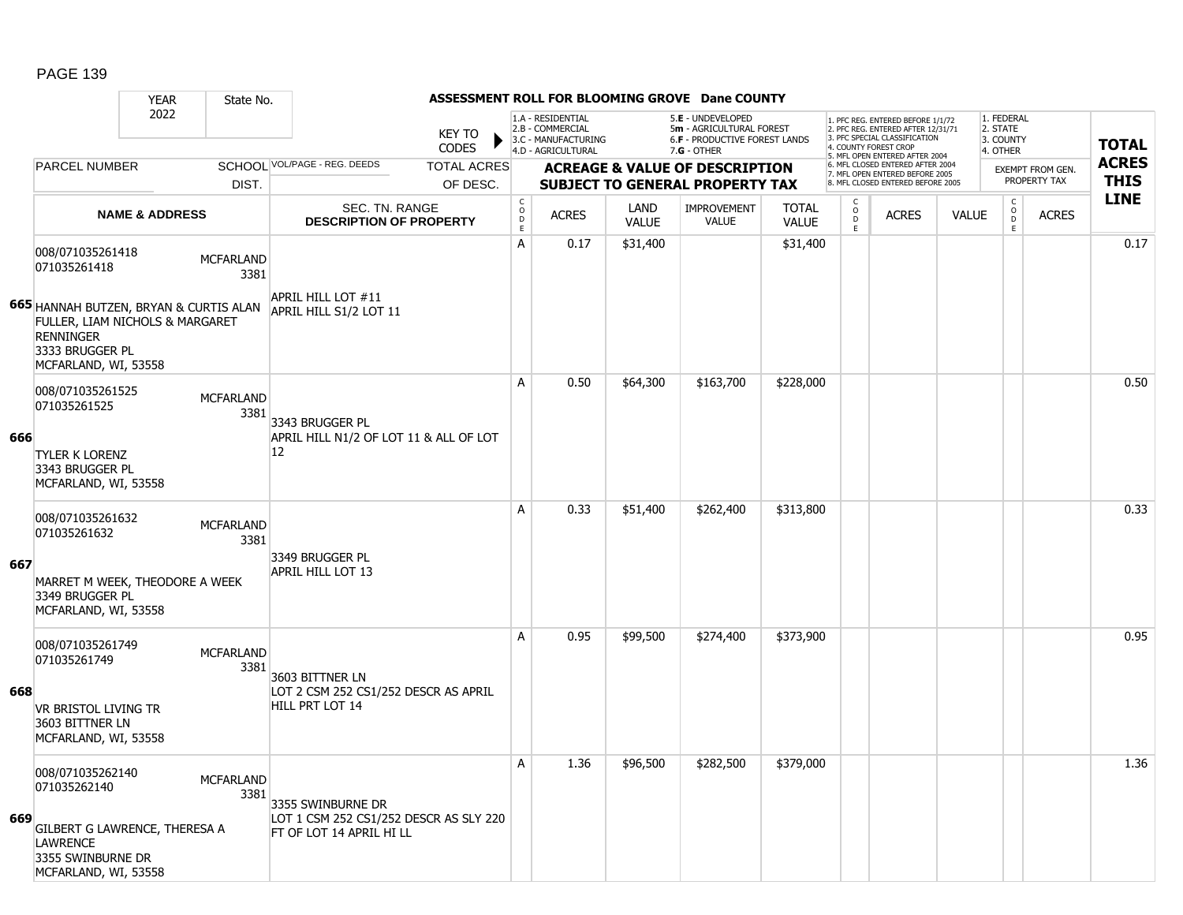**ASSESSMENT ROLL FOR BLOOMING GROVE Dane COUNTY**

YEAR 2022 | State No.

KEY TO CODES:
- 1.A - RESIDENTIAL
- 2.B - COMMERCIAL
- 3.C - MANUFACTURING
- 4.D - AGRICULTURAL
- 5.E - UNDEVELOPED
- 5m - AGRICULTURAL FOREST
- 6.F - PRODUCTIVE FOREST LANDS
- 7.G - OTHER

1. PFC REG. ENTERED BEFORE 1/1/72
2. PFC REG. ENTERED AFTER 12/31/71
3. PFC SPECIAL CLASSIFICATION
4. COUNTY FOREST CROP
5. MFL OPEN ENTERED AFTER 2004
6. MFL CLOSED ENTERED AFTER 2004
7. MFL OPEN ENTERED BEFORE 2005
8. MFL CLOSED ENTERED BEFORE 2005

1. FEDERAL
2. STATE
3. COUNTY
4. OTHER

| LINE | PARCEL NUMBER / NAME & ADDRESS | SCHOOL DIST. | VOL/PAGE - REG. DEEDS / SEC. TN. RANGE / DESCRIPTION OF PROPERTY | CODE | ACRES | LAND VALUE | IMPROVEMENT VALUE | TOTAL VALUE | CODE | ACRES | VALUE | CODE (EXEMPT) | ACRES (EXEMPT) | TOTAL ACRES THIS LINE |
|---|---|---|---|---|---|---|---|---|---|---|---|---|---|---|
| 665 | 008/071035261418<br>071035261418<br>HANNAH BUTZEN, BRYAN & CURTIS ALAN FULLER, LIAM NICHOLS & MARGARET RENNINGER<br>3333 BRUGGER PL<br>MCFARLAND, WI, 53558 | MCFARLAND 3381 | APRIL HILL LOT #11<br>APRIL HILL S1/2 LOT 11 | A | 0.17 | $31,400 | | $31,400 | | | | | | 0.17 |
| 666 | 008/071035261525<br>071035261525<br>TYLER K LORENZ<br>3343 BRUGGER PL<br>MCFARLAND, WI, 53558 | MCFARLAND 3381 | 3343 BRUGGER PL<br>APRIL HILL N1/2 OF LOT 11 & ALL OF LOT 12 | A | 0.50 | $64,300 | $163,700 | $228,000 | | | | | | 0.50 |
| 667 | 008/071035261632<br>071035261632<br>MARRET M WEEK, THEODORE A WEEK<br>3349 BRUGGER PL<br>MCFARLAND, WI, 53558 | MCFARLAND 3381 | 3349 BRUGGER PL<br>APRIL HILL LOT 13 | A | 0.33 | $51,400 | $262,400 | $313,800 | | | | | | 0.33 |
| 668 | 008/071035261749<br>071035261749<br>VR BRISTOL LIVING TR<br>3603 BITTNER LN<br>MCFARLAND, WI, 53558 | MCFARLAND 3381 | 3603 BITTNER LN<br>LOT 2 CSM 252 CS1/252 DESCR AS APRIL HILL PRT LOT 14 | A | 0.95 | $99,500 | $274,400 | $373,900 | | | | | | 0.95 |
| 669 | 008/071035262140<br>071035262140<br>GILBERT G LAWRENCE, THERESA A LAWRENCE<br>3355 SWINBURNE DR<br>MCFARLAND, WI, 53558 | MCFARLAND 3381 | 3355 SWINBURNE DR<br>LOT 1 CSM 252 CS1/252 DESCR AS SLY 220 FT OF LOT 14 APRIL HI LL | A | 1.36 | $96,500 | $282,500 | $379,000 | | | | | | 1.36 |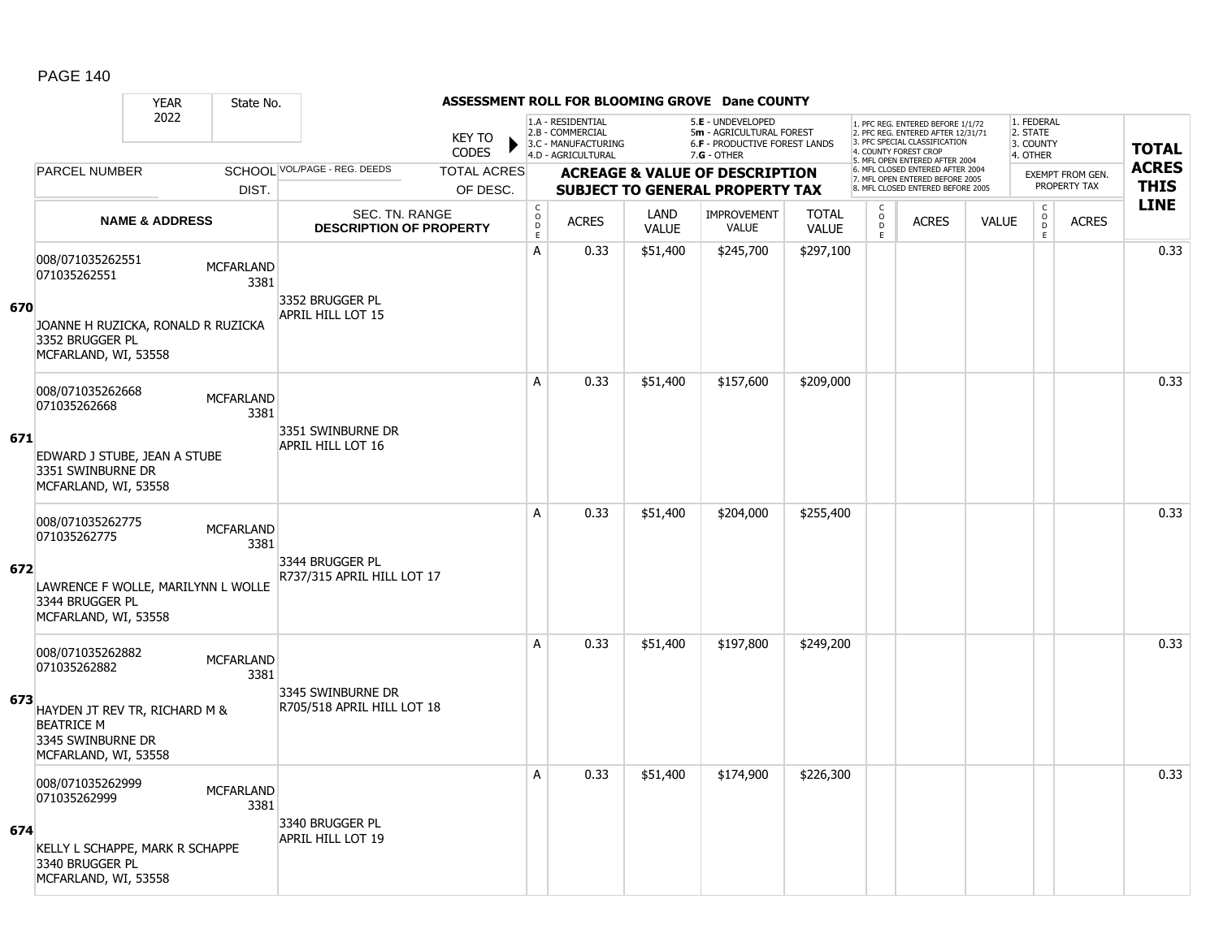## ASSESSMENT ROLL FOR BLOOMING GROVE Dane COUNTY

| YEAR | State No. |
|---|---|
| 2022 | |

KEY TO CODES:
- 1.A - RESIDENTIAL
- 2.B - COMMERCIAL
- 3.C - MANUFACTURING
- 4.D - AGRICULTURAL
- 5.E - UNDEVELOPED
- 5m - AGRICULTURAL FOREST
- 6.F - PRODUCTIVE FOREST LANDS
- 7.G - OTHER

Forest codes:
1. PFC REG. ENTERED BEFORE 1/1/72
2. PFC REG. ENTERED AFTER 12/31/71
3. PFC SPECIAL CLASSIFICATION
4. COUNTY FOREST CROP
5. MFL OPEN ENTERED AFTER 2004
6. MFL CLOSED ENTERED AFTER 2004
7. MFL OPEN ENTERED BEFORE 2005
8. MFL CLOSED ENTERED BEFORE 2005

Exempt codes:
1. FEDERAL
2. STATE
3. COUNTY
4. OTHER

| | PARCEL NUMBER / NAME & ADDRESS | SCHOOL DIST. | VOL/PAGE - REG. DEEDS / SEC. TN. RANGE / DESCRIPTION OF PROPERTY | TOTAL ACRES OF DESC. | CODE | ACRES | LAND VALUE | IMPROVEMENT VALUE | TOTAL VALUE | CODE | ACRES | VALUE | CODE | EXEMPT ACRES | TOTAL ACRES THIS LINE |
|---|---|---|---|---|---|---|---|---|---|---|---|---|---|---|---|
| 670 | 008/071035262551<br>071035262551<br>JOANNE H RUZICKA, RONALD R RUZICKA<br>3352 BRUGGER PL<br>MCFARLAND, WI, 53558 | MCFARLAND 3381 | 3352 BRUGGER PL<br>APRIL HILL LOT 15 | | A | 0.33 | $51,400 | $245,700 | $297,100 | | | | | | 0.33 |
| 671 | 008/071035262668<br>071035262668<br>EDWARD J STUBE, JEAN A STUBE<br>3351 SWINBURNE DR<br>MCFARLAND, WI, 53558 | MCFARLAND 3381 | 3351 SWINBURNE DR<br>APRIL HILL LOT 16 | | A | 0.33 | $51,400 | $157,600 | $209,000 | | | | | | 0.33 |
| 672 | 008/071035262775<br>071035262775<br>LAWRENCE F WOLLE, MARILYNN L WOLLE<br>3344 BRUGGER PL<br>MCFARLAND, WI, 53558 | MCFARLAND 3381 | 3344 BRUGGER PL<br>R737/315 APRIL HILL LOT 17 | | A | 0.33 | $51,400 | $204,000 | $255,400 | | | | | | 0.33 |
| 673 | 008/071035262882<br>071035262882<br>HAYDEN JT REV TR, RICHARD M & BEATRICE M<br>3345 SWINBURNE DR<br>MCFARLAND, WI, 53558 | MCFARLAND 3381 | 3345 SWINBURNE DR<br>R705/518 APRIL HILL LOT 18 | | A | 0.33 | $51,400 | $197,800 | $249,200 | | | | | | 0.33 |
| 674 | 008/071035262999<br>071035262999<br>KELLY L SCHAPPE, MARK R SCHAPPE<br>3340 BRUGGER PL<br>MCFARLAND, WI, 53558 | MCFARLAND 3381 | 3340 BRUGGER PL<br>APRIL HILL LOT 19 | | A | 0.33 | $51,400 | $174,900 | $226,300 | | | | | | 0.33 |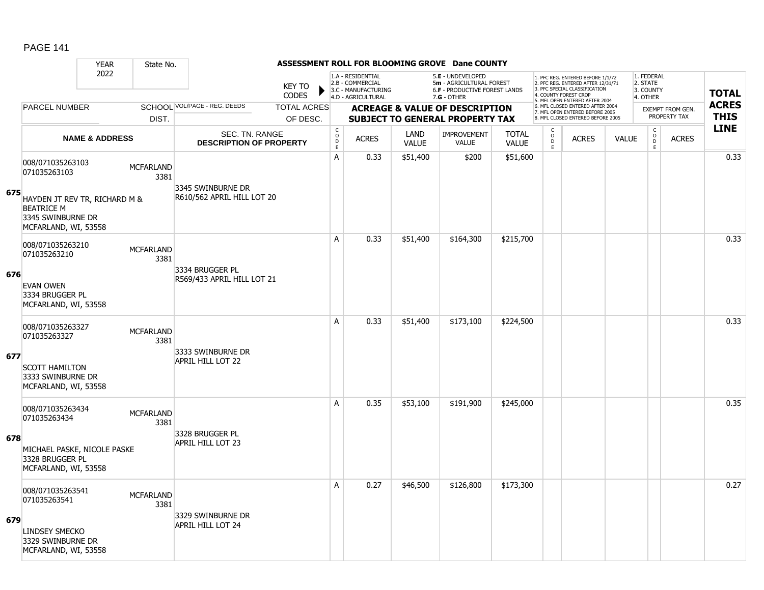**ASSESSMENT ROLL FOR BLOOMING GROVE Dane COUNTY**

YEAR 2022 | State No.

KEY TO CODES: 1.A - RESIDENTIAL, 2.B - COMMERCIAL, 3.C - MANUFACTURING, 4.D - AGRICULTURAL, 5.E - UNDEVELOPED, 5m - AGRICULTURAL FOREST, 6.F - PRODUCTIVE FOREST LANDS, 7.G - OTHER

1. PFC REG. ENTERED BEFORE 1/1/72, 2. PFC REG. ENTERED AFTER 12/31/71, 3. PFC SPECIAL CLASSIFICATION, 4. COUNTY FOREST CROP, 5. MFL OPEN ENTERED AFTER 2004, 6. MFL CLOSED ENTERED AFTER 2004, 7. MFL OPEN ENTERED BEFORE 2005, 8. MFL CLOSED ENTERED BEFORE 2005

1. FEDERAL, 2. STATE, 3. COUNTY, 4. OTHER — EXEMPT FROM GEN. PROPERTY TAX

| Line | PARCEL NUMBER / NAME & ADDRESS | SCHOOL DIST. | VOL/PAGE - REG. DEEDS / SEC. TN. RANGE / DESCRIPTION OF PROPERTY | TOTAL ACRES OF DESC. | CODE | ACRES | LAND VALUE | IMPROVEMENT VALUE | TOTAL VALUE | CODE | ACRES | VALUE | CODE | ACRES | TOTAL ACRES THIS LINE |
|---|---|---|---|---|---|---|---|---|---|---|---|---|---|---|---|
| 675 | 008/071035263103<br>071035263103<br>HAYDEN JT REV TR, RICHARD M & BEATRICE M<br>3345 SWINBURNE DR<br>MCFARLAND, WI, 53558 | MCFARLAND 3381 | 3345 SWINBURNE DR<br>R610/562 APRIL HILL LOT 20 | | A | 0.33 | $51,400 | $200 | $51,600 | | | | | | 0.33 |
| 676 | 008/071035263210<br>071035263210<br>EVAN OWEN<br>3334 BRUGGER PL<br>MCFARLAND, WI, 53558 | MCFARLAND 3381 | 3334 BRUGGER PL<br>R569/433 APRIL HILL LOT 21 | | A | 0.33 | $51,400 | $164,300 | $215,700 | | | | | | 0.33 |
| 677 | 008/071035263327<br>071035263327<br>SCOTT HAMILTON<br>3333 SWINBURNE DR<br>MCFARLAND, WI, 53558 | MCFARLAND 3381 | 3333 SWINBURNE DR<br>APRIL HILL LOT 22 | | A | 0.33 | $51,400 | $173,100 | $224,500 | | | | | | 0.33 |
| 678 | 008/071035263434<br>071035263434<br>MICHAEL PASKE, NICOLE PASKE<br>3328 BRUGGER PL<br>MCFARLAND, WI, 53558 | MCFARLAND 3381 | 3328 BRUGGER PL<br>APRIL HILL LOT 23 | | A | 0.35 | $53,100 | $191,900 | $245,000 | | | | | | 0.35 |
| 679 | 008/071035263541<br>071035263541<br>LINDSEY SMECKO<br>3329 SWINBURNE DR<br>MCFARLAND, WI, 53558 | MCFARLAND 3381 | 3329 SWINBURNE DR<br>APRIL HILL LOT 24 | | A | 0.27 | $46,500 | $126,800 | $173,300 | | | | | | 0.27 |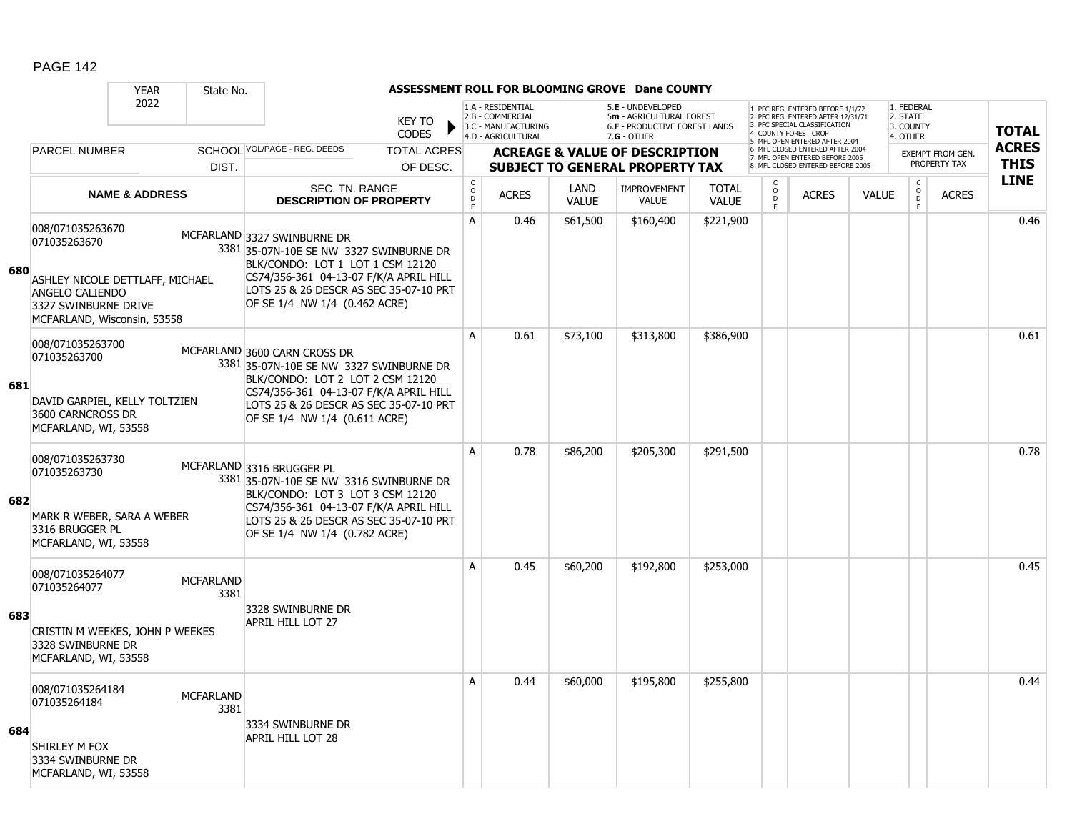# ASSESSMENT ROLL FOR BLOOMING GROVE Dane COUNTY

| YEAR 2022 | State No. | KEY TO CODES | 1.A - RESIDENTIAL 2.B - COMMERCIAL 3.C - MANUFACTURING 4.D - AGRICULTURAL | | 5.E - UNDEVELOPED 5m - AGRICULTURAL FOREST 6.F - PRODUCTIVE FOREST LANDS 7.G - OTHER | | | 1. PFC REG. ENTERED BEFORE 1/1/72 2. PFC REG. ENTERED AFTER 12/31/71 3. PFC SPECIAL CLASSIFICATION 4. COUNTY FOREST CROP 5. MFL OPEN ENTERED AFTER 2004 6. MFL CLOSED ENTERED AFTER 2004 7. MFL OPEN ENTERED BEFORE 2005 8. MFL CLOSED ENTERED BEFORE 2005 | | | 1. FEDERAL 2. STATE 3. COUNTY 4. OTHER | | TOTAL ACRES THIS LINE |
|---|---|---|---|---|---|---|---|---|---|---|---|---|---|
| PARCEL NUMBER | SCHOOL DIST. | VOL/PAGE - REG. DEEDS / TOTAL ACRES OF DESC. | ACREAGE & VALUE OF DESCRIPTION SUBJECT TO GENERAL PROPERTY TAX | | | | | | | | EXEMPT FROM GEN. PROPERTY TAX | | |
| NAME & ADDRESS | | SEC. TN. RANGE DESCRIPTION OF PROPERTY | CODE | ACRES | LAND VALUE | IMPROVEMENT VALUE | TOTAL VALUE | CODE | ACRES | VALUE | CODE | ACRES | |
| **680** 008/071035263670 071035263670 ASHLEY NICOLE DETTLAFF, MICHAEL ANGELO CALIENDO 3327 SWINBURNE DRIVE MCFARLAND, Wisconsin, 53558 | MCFARLAND 3381 | 3327 SWINBURNE DR 35-07N-10E SE NW 3327 SWINBURNE DR BLK/CONDO: LOT 1 LOT 1 CSM 12120 CS74/356-361 04-13-07 F/K/A APRIL HILL LOTS 25 & 26 DESCR AS SEC 35-07-10 PRT OF SE 1/4 NW 1/4 (0.462 ACRE) | A | 0.46 | $61,500 | $160,400 | $221,900 | | | | | | 0.46 |
| **681** 008/071035263700 071035263700 DAVID GARPIEL, KELLY TOLTZIEN 3600 CARNCROSS DR MCFARLAND, WI, 53558 | MCFARLAND 3381 | 3600 CARN CROSS DR 35-07N-10E SE NW 3327 SWINBURNE DR BLK/CONDO: LOT 2 LOT 2 CSM 12120 CS74/356-361 04-13-07 F/K/A APRIL HILL LOTS 25 & 26 DESCR AS SEC 35-07-10 PRT OF SE 1/4 NW 1/4 (0.611 ACRE) | A | 0.61 | $73,100 | $313,800 | $386,900 | | | | | | 0.61 |
| **682** 008/071035263730 071035263730 MARK R WEBER, SARA A WEBER 3316 BRUGGER PL MCFARLAND, WI, 53558 | MCFARLAND 3381 | 3316 BRUGGER PL 35-07N-10E SE NW 3316 SWINBURNE DR BLK/CONDO: LOT 3 LOT 3 CSM 12120 CS74/356-361 04-13-07 F/K/A APRIL HILL LOTS 25 & 26 DESCR AS SEC 35-07-10 PRT OF SE 1/4 NW 1/4 (0.782 ACRE) | A | 0.78 | $86,200 | $205,300 | $291,500 | | | | | | 0.78 |
| **683** 008/071035264077 071035264077 CRISTIN M WEEKES, JOHN P WEEKES 3328 SWINBURNE DR MCFARLAND, WI, 53558 | MCFARLAND 3381 | 3328 SWINBURNE DR APRIL HILL LOT 27 | A | 0.45 | $60,200 | $192,800 | $253,000 | | | | | | 0.45 |
| **684** 008/071035264184 071035264184 SHIRLEY M FOX 3334 SWINBURNE DR MCFARLAND, WI, 53558 | MCFARLAND 3381 | 3334 SWINBURNE DR APRIL HILL LOT 28 | A | 0.44 | $60,000 | $195,800 | $255,800 | | | | | | 0.44 |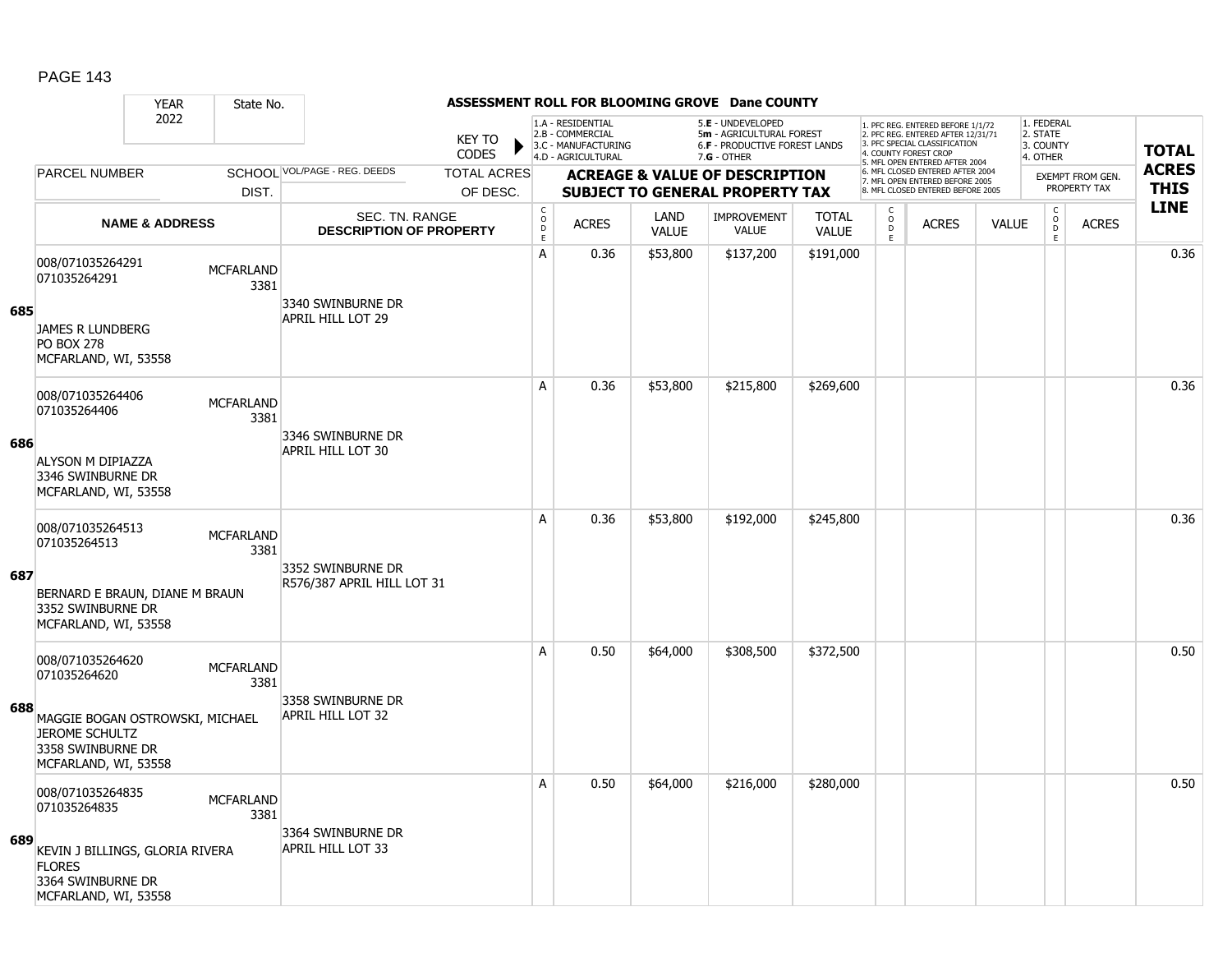# ASSESSMENT ROLL FOR BLOOMING GROVE Dane COUNTY

YEAR 2022 | State No.

KEY TO CODES:
1.A - RESIDENTIAL, 2.B - COMMERCIAL, 3.C - MANUFACTURING, 4.D - AGRICULTURAL, 5.E - UNDEVELOPED, 5m - AGRICULTURAL FOREST, 6.F - PRODUCTIVE FOREST LANDS, 7.G - OTHER

1. PFC REG. ENTERED BEFORE 1/1/72, 2. PFC REG. ENTERED AFTER 12/31/71, 3. PFC SPECIAL CLASSIFICATION, 4. COUNTY FOREST CROP, 5. MFL OPEN ENTERED AFTER 2004, 6. MFL CLOSED ENTERED AFTER 2004, 7. MFL OPEN ENTERED BEFORE 2005, 8. MFL CLOSED ENTERED BEFORE 2005

1. FEDERAL, 2. STATE, 3. COUNTY, 4. OTHER

| LINE | PARCEL NUMBER / NAME & ADDRESS | SCHOOL DIST. | VOL/PAGE - REG. DEEDS / SEC. TN. RANGE / DESCRIPTION OF PROPERTY | TOTAL ACRES OF DESC. | CODE | ACRES | LAND VALUE | IMPROVEMENT VALUE | TOTAL VALUE | CODE | ACRES | VALUE | CODE | ACRES (EXEMPT FROM GEN. PROPERTY TAX) | TOTAL ACRES THIS LINE |
|---|---|---|---|---|---|---|---|---|---|---|---|---|---|---|---|
| 685 | 008/071035264291<br>071035264291<br>JAMES R LUNDBERG<br>PO BOX 278<br>MCFARLAND, WI, 53558 | MCFARLAND 3381 | 3340 SWINBURNE DR<br>APRIL HILL LOT 29 | | A | 0.36 | $53,800 | $137,200 | $191,000 | | | | | | 0.36 |
| 686 | 008/071035264406<br>071035264406<br>ALYSON M DIPIAZZA<br>3346 SWINBURNE DR<br>MCFARLAND, WI, 53558 | MCFARLAND 3381 | 3346 SWINBURNE DR<br>APRIL HILL LOT 30 | | A | 0.36 | $53,800 | $215,800 | $269,600 | | | | | | 0.36 |
| 687 | 008/071035264513<br>071035264513<br>BERNARD E BRAUN, DIANE M BRAUN<br>3352 SWINBURNE DR<br>MCFARLAND, WI, 53558 | MCFARLAND 3381 | 3352 SWINBURNE DR<br>R576/387 APRIL HILL LOT 31 | | A | 0.36 | $53,800 | $192,000 | $245,800 | | | | | | 0.36 |
| 688 | 008/071035264620<br>071035264620<br>MAGGIE BOGAN OSTROWSKI, MICHAEL JEROME SCHULTZ<br>3358 SWINBURNE DR<br>MCFARLAND, WI, 53558 | MCFARLAND 3381 | 3358 SWINBURNE DR<br>APRIL HILL LOT 32 | | A | 0.50 | $64,000 | $308,500 | $372,500 | | | | | | 0.50 |
| 689 | 008/071035264835<br>071035264835<br>KEVIN J BILLINGS, GLORIA RIVERA FLORES<br>3364 SWINBURNE DR<br>MCFARLAND, WI, 53558 | MCFARLAND 3381 | 3364 SWINBURNE DR<br>APRIL HILL LOT 33 | | A | 0.50 | $64,000 | $216,000 | $280,000 | | | | | | 0.50 |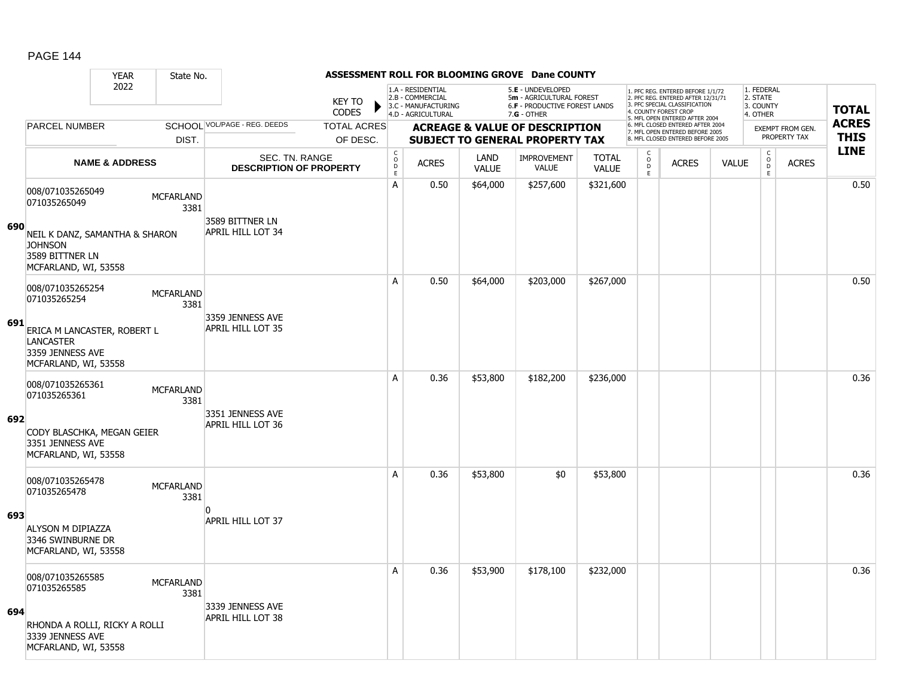# ASSESSMENT ROLL FOR BLOOMING GROVE Dane COUNTY

| YEAR | State No. | | | | | | | | | | | | | | | |
|---|---|---|---|---|---|---|---|---|---|---|---|---|---|---|---|---|
| 2022 | | | | | | | | | | | | | | | | |

KEY TO CODES: 1.A - RESIDENTIAL, 2.B - COMMERCIAL, 3.C - MANUFACTURING, 4.D - AGRICULTURAL, 5.E - UNDEVELOPED, 5m - AGRICULTURAL FOREST, 6.F - PRODUCTIVE FOREST LANDS, 7.G - OTHER

1. PFC REG. ENTERED BEFORE 1/1/72, 2. PFC REG. ENTERED AFTER 12/31/71, 3. PFC SPECIAL CLASSIFICATION, 4. COUNTY FOREST CROP, 5. MFL OPEN ENTERED AFTER 2004, 6. MFL CLOSED ENTERED AFTER 2004, 7. MFL OPEN ENTERED BEFORE 2005, 8. MFL CLOSED ENTERED BEFORE 2005

1. FEDERAL, 2. STATE, 3. COUNTY, 4. OTHER

| | PARCEL NUMBER / NAME & ADDRESS | SCHOOL DIST. | VOL/PAGE - REG. DEEDS / SEC. TN. RANGE / DESCRIPTION OF PROPERTY | TOTAL ACRES OF DESC. | CODE | ACRES | LAND VALUE | IMPROVEMENT VALUE | TOTAL VALUE | CODE | ACRES | VALUE | CODE | ACRES (EXEMPT FROM GEN. PROPERTY TAX) | TOTAL ACRES THIS LINE |
|---|---|---|---|---|---|---|---|---|---|---|---|---|---|---|---|
| 690 | 008/071035265049<br>071035265049<br>NEIL K DANZ, SAMANTHA & SHARON JOHNSON<br>3589 BITTNER LN<br>MCFARLAND, WI, 53558 | MCFARLAND 3381 | 3589 BITTNER LN<br>APRIL HILL LOT 34 | | A | 0.50 | $64,000 | $257,600 | $321,600 | | | | | | 0.50 |
| 691 | 008/071035265254<br>071035265254<br>ERICA M LANCASTER, ROBERT L LANCASTER<br>3359 JENNESS AVE<br>MCFARLAND, WI, 53558 | MCFARLAND 3381 | 3359 JENNESS AVE<br>APRIL HILL LOT 35 | | A | 0.50 | $64,000 | $203,000 | $267,000 | | | | | | 0.50 |
| 692 | 008/071035265361<br>071035265361<br>CODY BLASCHKA, MEGAN GEIER<br>3351 JENNESS AVE<br>MCFARLAND, WI, 53558 | MCFARLAND 3381 | 3351 JENNESS AVE<br>APRIL HILL LOT 36 | | A | 0.36 | $53,800 | $182,200 | $236,000 | | | | | | 0.36 |
| 693 | 008/071035265478<br>071035265478<br>ALYSON M DIPIAZZA<br>3346 SWINBURNE DR<br>MCFARLAND, WI, 53558 | MCFARLAND 3381 | 0<br>APRIL HILL LOT 37 | | A | 0.36 | $53,800 | $0 | $53,800 | | | | | | 0.36 |
| 694 | 008/071035265585<br>071035265585<br>RHONDA A ROLLI, RICKY A ROLLI<br>3339 JENNESS AVE<br>MCFARLAND, WI, 53558 | MCFARLAND 3381 | 3339 JENNESS AVE<br>APRIL HILL LOT 38 | | A | 0.36 | $53,900 | $178,100 | $232,000 | | | | | | 0.36 |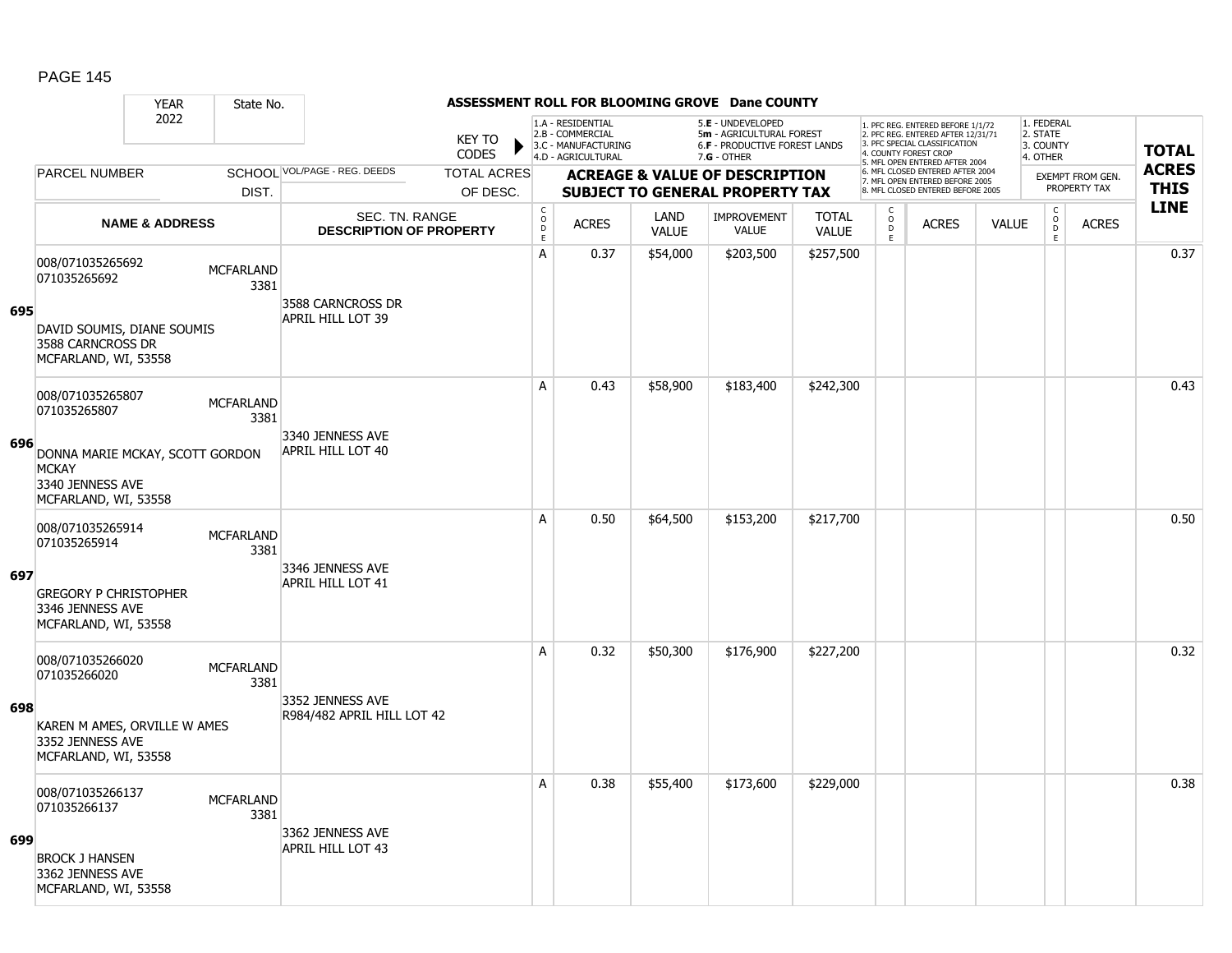# ASSESSMENT ROLL FOR BLOOMING GROVE Dane COUNTY

| YEAR 2022 | State No. | | | | | | | | | | | | | | |
|---|---|---|---|---|---|---|---|---|---|---|---|---|---|---|---|

KEY TO CODES: 1.A - RESIDENTIAL, 2.B - COMMERCIAL, 3.C - MANUFACTURING, 4.D - AGRICULTURAL, 5.E - UNDEVELOPED, 5m - AGRICULTURAL FOREST, 6.F - PRODUCTIVE FOREST LANDS, 7.G - OTHER

1. PFC REG. ENTERED BEFORE 1/1/72, 2. PFC REG. ENTERED AFTER 12/31/71, 3. PFC SPECIAL CLASSIFICATION, 4. COUNTY FOREST CROP, 5. MFL OPEN ENTERED AFTER 2004, 6. MFL CLOSED ENTERED AFTER 2004, 7. MFL OPEN ENTERED BEFORE 2005, 8. MFL CLOSED ENTERED BEFORE 2005

1. FEDERAL, 2. STATE, 3. COUNTY, 4. OTHER

| LINE | PARCEL NUMBER / NAME & ADDRESS | SCHOOL DIST. | VOL/PAGE - REG. DEEDS / SEC. TN. RANGE / DESCRIPTION OF PROPERTY | CODE | ACRES | LAND VALUE | IMPROVEMENT VALUE | TOTAL VALUE | CODE | ACRES | VALUE | CODE | EXEMPT FROM GEN. PROPERTY TAX ACRES | TOTAL ACRES THIS LINE |
|---|---|---|---|---|---|---|---|---|---|---|---|---|---|---|
| 695 | 008/071035265692<br>071035265692<br>DAVID SOUMIS, DIANE SOUMIS<br>3588 CARNCROSS DR<br>MCFARLAND, WI, 53558 | MCFARLAND 3381 | 3588 CARNCROSS DR<br>APRIL HILL LOT 39 | A | 0.37 | $54,000 | $203,500 | $257,500 | | | | | | 0.37 |
| 696 | 008/071035265807<br>071035265807<br>DONNA MARIE MCKAY, SCOTT GORDON MCKAY<br>3340 JENNESS AVE<br>MCFARLAND, WI, 53558 | MCFARLAND 3381 | 3340 JENNESS AVE<br>APRIL HILL LOT 40 | A | 0.43 | $58,900 | $183,400 | $242,300 | | | | | | 0.43 |
| 697 | 008/071035265914<br>071035265914<br>GREGORY P CHRISTOPHER<br>3346 JENNESS AVE<br>MCFARLAND, WI, 53558 | MCFARLAND 3381 | 3346 JENNESS AVE<br>APRIL HILL LOT 41 | A | 0.50 | $64,500 | $153,200 | $217,700 | | | | | | 0.50 |
| 698 | 008/071035266020<br>071035266020<br>KAREN M AMES, ORVILLE W AMES<br>3352 JENNESS AVE<br>MCFARLAND, WI, 53558 | MCFARLAND 3381 | 3352 JENNESS AVE<br>R984/482 APRIL HILL LOT 42 | A | 0.32 | $50,300 | $176,900 | $227,200 | | | | | | 0.32 |
| 699 | 008/071035266137<br>071035266137<br>BROCK J HANSEN<br>3362 JENNESS AVE<br>MCFARLAND, WI, 53558 | MCFARLAND 3381 | 3362 JENNESS AVE<br>APRIL HILL LOT 43 | A | 0.38 | $55,400 | $173,600 | $229,000 | | | | | | 0.38 |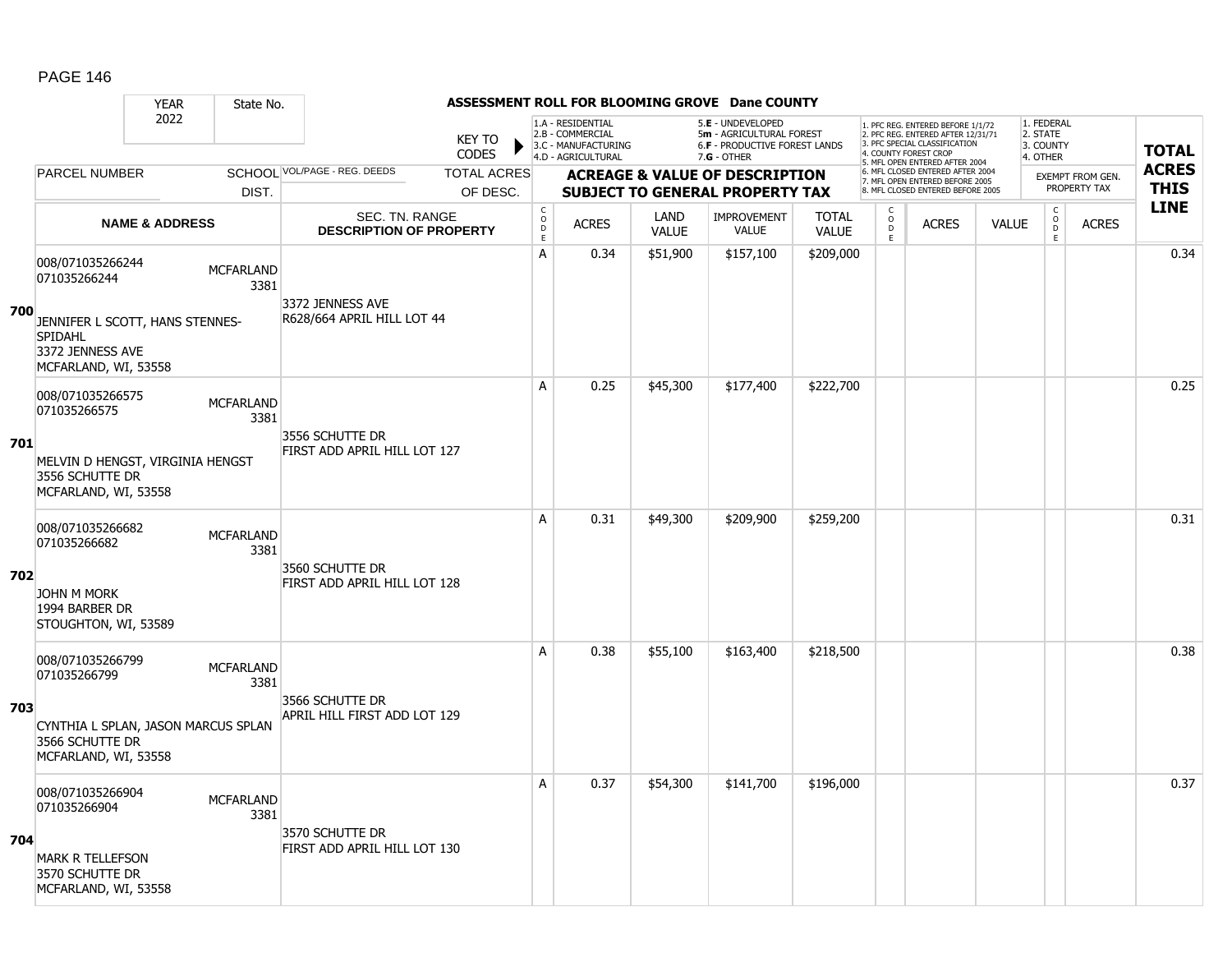**ASSESSMENT ROLL FOR BLOOMING GROVE Dane COUNTY**

| YEAR 2022 | State No. | | KEY TO CODES | 1.A - RESIDENTIAL 2.B - COMMERCIAL 3.C - MANUFACTURING 4.D - AGRICULTURAL | | 5.E - UNDEVELOPED 5m - AGRICULTURAL FOREST 6.F - PRODUCTIVE FOREST LANDS 7.G - OTHER | | | 1. PFC REG. ENTERED BEFORE 1/1/72 2. PFC REG. ENTERED AFTER 12/31/71 3. PFC SPECIAL CLASSIFICATION 4. COUNTY FOREST CROP 5. MFL OPEN ENTERED AFTER 2004 6. MFL CLOSED ENTERED AFTER 2004 7. MFL OPEN ENTERED BEFORE 2005 8. MFL CLOSED ENTERED BEFORE 2005 | | | 1. FEDERAL 2. STATE 3. COUNTY 4. OTHER | | |
|---|---|---|---|---|---|---|---|---|---|---|---|---|---|---|
| PARCEL NUMBER | SCHOOL DIST. | VOL/PAGE - REG. DEEDS | TOTAL ACRES OF DESC. | ACREAGE & VALUE OF DESCRIPTION SUBJECT TO GENERAL PROPERTY TAX | | | | | | | | EXEMPT FROM GEN. PROPERTY TAX | | TOTAL ACRES THIS LINE |
| NAME & ADDRESS | | SEC. TN. RANGE DESCRIPTION OF PROPERTY | | CODE | ACRES | LAND VALUE | IMPROVEMENT VALUE | TOTAL VALUE | CODE | ACRES | VALUE | CODE | ACRES | |
| **700** 008/071035266244 071035266244 JENNIFER L SCOTT, HANS STENNES-SPIDAHL 3372 JENNESS AVE MCFARLAND, WI, 53558 | MCFARLAND 3381 | 3372 JENNESS AVE R628/664 APRIL HILL LOT 44 | | A | 0.34 | $51,900 | $157,100 | $209,000 | | | | | | 0.34 |
| **701** 008/071035266575 071035266575 MELVIN D HENGST, VIRGINIA HENGST 3556 SCHUTTE DR MCFARLAND, WI, 53558 | MCFARLAND 3381 | 3556 SCHUTTE DR FIRST ADD APRIL HILL LOT 127 | | A | 0.25 | $45,300 | $177,400 | $222,700 | | | | | | 0.25 |
| **702** 008/071035266682 071035266682 JOHN M MORK 1994 BARBER DR STOUGHTON, WI, 53589 | MCFARLAND 3381 | 3560 SCHUTTE DR FIRST ADD APRIL HILL LOT 128 | | A | 0.31 | $49,300 | $209,900 | $259,200 | | | | | | 0.31 |
| **703** 008/071035266799 071035266799 CYNTHIA L SPLAN, JASON MARCUS SPLAN 3566 SCHUTTE DR MCFARLAND, WI, 53558 | MCFARLAND 3381 | 3566 SCHUTTE DR APRIL HILL FIRST ADD LOT 129 | | A | 0.38 | $55,100 | $163,400 | $218,500 | | | | | | 0.38 |
| **704** 008/071035266904 071035266904 MARK R TELLEFSON 3570 SCHUTTE DR MCFARLAND, WI, 53558 | MCFARLAND 3381 | 3570 SCHUTTE DR FIRST ADD APRIL HILL LOT 130 | | A | 0.37 | $54,300 | $141,700 | $196,000 | | | | | | 0.37 |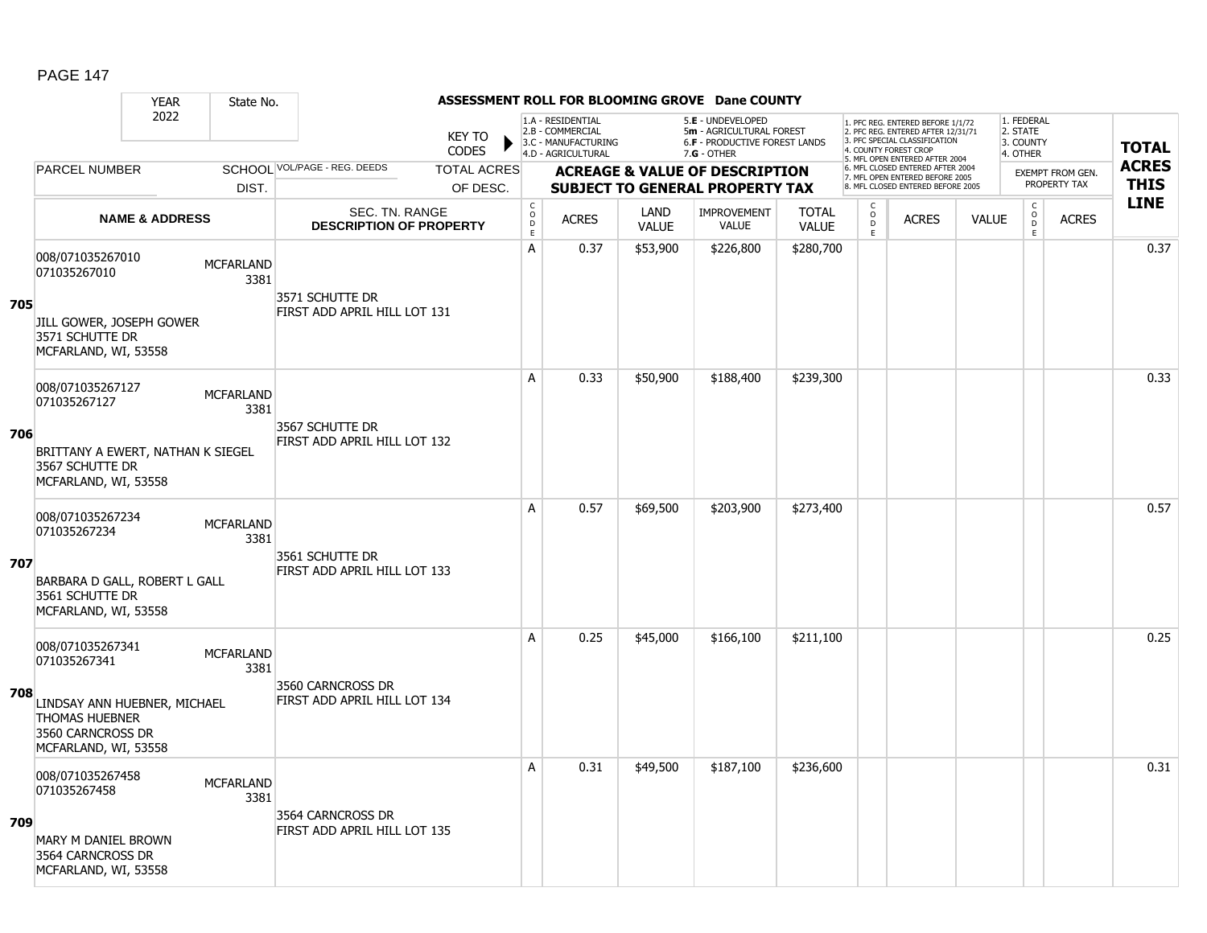# ASSESSMENT ROLL FOR BLOOMING GROVE Dane COUNTY

YEAR 2022 | State No.

KEY TO CODES:
- 1.A - RESIDENTIAL
- 2.B - COMMERCIAL
- 3.C - MANUFACTURING
- 4.D - AGRICULTURAL
- 5.E - UNDEVELOPED
- 5m - AGRICULTURAL FOREST
- 6.F - PRODUCTIVE FOREST LANDS
- 7.G - OTHER

1. PFC REG. ENTERED BEFORE 1/1/72
2. PFC REG. ENTERED AFTER 12/31/71
3. PFC SPECIAL CLASSIFICATION
4. COUNTY FOREST CROP
5. MFL OPEN ENTERED AFTER 2004
6. MFL CLOSED ENTERED AFTER 2004
7. MFL OPEN ENTERED BEFORE 2005
8. MFL CLOSED ENTERED BEFORE 2005

1. FEDERAL
2. STATE
3. COUNTY
4. OTHER

| | PARCEL NUMBER / NAME & ADDRESS | SCHOOL DIST. | VOL/PAGE - REG. DEEDS / SEC. TN. RANGE / DESCRIPTION OF PROPERTY | TOTAL ACRES OF DESC. | CODE | ACRES | LAND VALUE | IMPROVEMENT VALUE | TOTAL VALUE | CODE | ACRES | VALUE | CODE (EXEMPT) | ACRES (EXEMPT) | TOTAL ACRES THIS LINE |
|---|---|---|---|---|---|---|---|---|---|---|---|---|---|---|---|
| 705 | 008/071035267010<br>071035267010<br>JILL GOWER, JOSEPH GOWER<br>3571 SCHUTTE DR<br>MCFARLAND, WI, 53558 | MCFARLAND 3381 | 3571 SCHUTTE DR<br>FIRST ADD APRIL HILL LOT 131 | | A | 0.37 | $53,900 | $226,800 | $280,700 | | | | | | 0.37 |
| 706 | 008/071035267127<br>071035267127<br>BRITTANY A EWERT, NATHAN K SIEGEL<br>3567 SCHUTTE DR<br>MCFARLAND, WI, 53558 | MCFARLAND 3381 | 3567 SCHUTTE DR<br>FIRST ADD APRIL HILL LOT 132 | | A | 0.33 | $50,900 | $188,400 | $239,300 | | | | | | 0.33 |
| 707 | 008/071035267234<br>071035267234<br>BARBARA D GALL, ROBERT L GALL<br>3561 SCHUTTE DR<br>MCFARLAND, WI, 53558 | MCFARLAND 3381 | 3561 SCHUTTE DR<br>FIRST ADD APRIL HILL LOT 133 | | A | 0.57 | $69,500 | $203,900 | $273,400 | | | | | | 0.57 |
| 708 | 008/071035267341<br>071035267341<br>LINDSAY ANN HUEBNER, MICHAEL THOMAS HUEBNER<br>3560 CARNCROSS DR<br>MCFARLAND, WI, 53558 | MCFARLAND 3381 | 3560 CARNCROSS DR<br>FIRST ADD APRIL HILL LOT 134 | | A | 0.25 | $45,000 | $166,100 | $211,100 | | | | | | 0.25 |
| 709 | 008/071035267458<br>071035267458<br>MARY M DANIEL BROWN<br>3564 CARNCROSS DR<br>MCFARLAND, WI, 53558 | MCFARLAND 3381 | 3564 CARNCROSS DR<br>FIRST ADD APRIL HILL LOT 135 | | A | 0.31 | $49,500 | $187,100 | $236,600 | | | | | | 0.31 |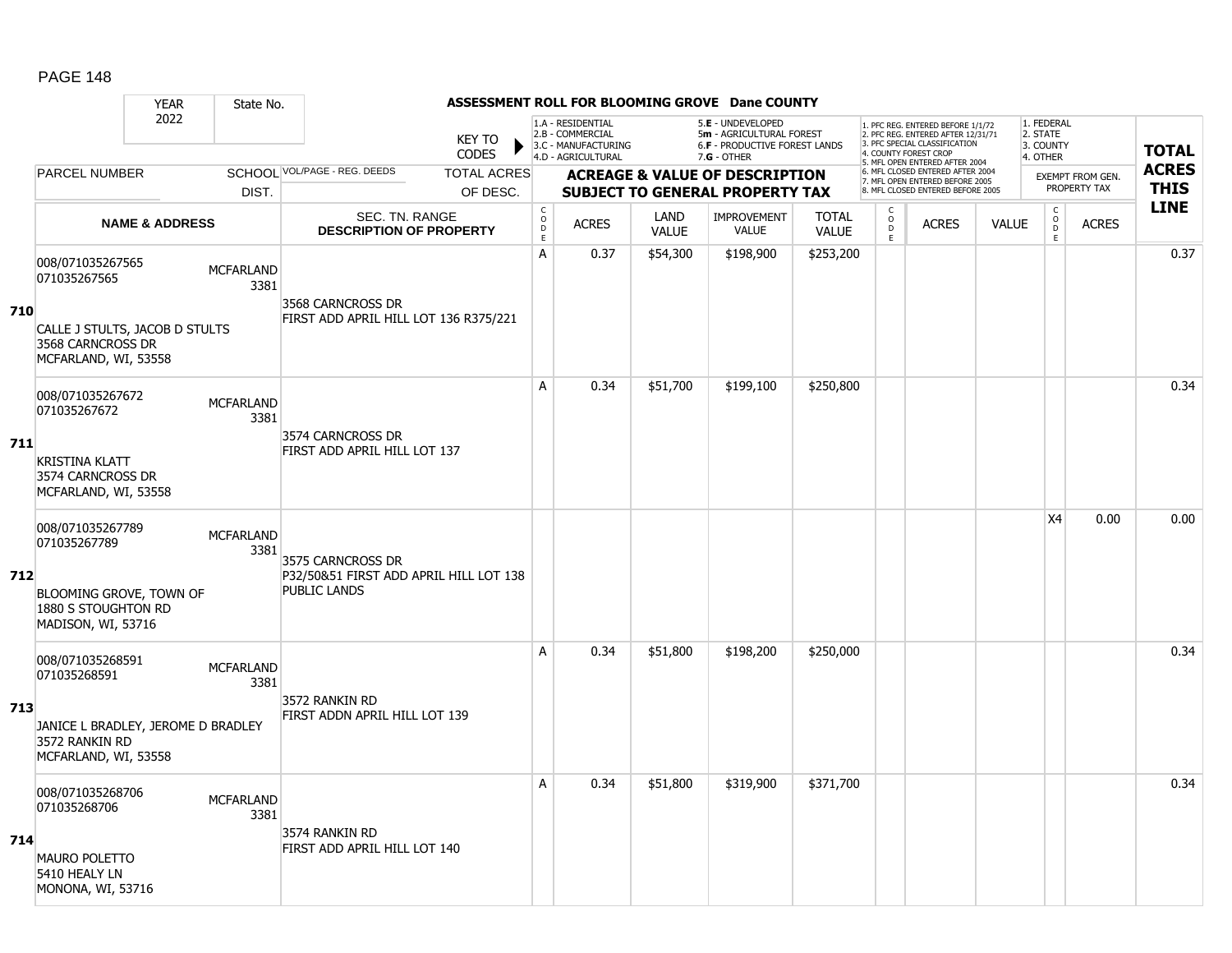# ASSESSMENT ROLL FOR BLOOMING GROVE Dane COUNTY

| YEAR | State No. | | | | | | | | | | | | | | |
|---|---|---|---|---|---|---|---|---|---|---|---|---|---|---|---|
| 2022 | | | | | | | | | | | | | | | |

KEY TO CODES:
- 1.A - RESIDENTIAL
- 2.B - COMMERCIAL
- 3.C - MANUFACTURING
- 4.D - AGRICULTURAL
- 5.E - UNDEVELOPED
- 5m - AGRICULTURAL FOREST
- 6.F - PRODUCTIVE FOREST LANDS
- 7.G - OTHER

- 1. PFC REG. ENTERED BEFORE 1/1/72
- 2. PFC REG. ENTERED AFTER 12/31/71
- 3. PFC SPECIAL CLASSIFICATION
- 4. COUNTY FOREST CROP
- 5. MFL OPEN ENTERED AFTER 2004
- 6. MFL CLOSED ENTERED AFTER 2004
- 7. MFL OPEN ENTERED BEFORE 2005
- 8. MFL CLOSED ENTERED BEFORE 2005

- 1. FEDERAL
- 2. STATE
- 3. COUNTY
- 4. OTHER

| LINE | PARCEL NUMBER / NAME & ADDRESS | SCHOOL DIST. | VOL/PAGE - REG. DEEDS / SEC. TN. RANGE / DESCRIPTION OF PROPERTY | TOTAL ACRES OF DESC. | CODE | ACRES | LAND VALUE | IMPROVEMENT VALUE | TOTAL VALUE | CODE | ACRES | VALUE | CODE | EXEMPT ACRES | TOTAL ACRES THIS LINE |
|---|---|---|---|---|---|---|---|---|---|---|---|---|---|---|---|
| 710 | 008/071035267565<br>071035267565<br><br>CALLE J STULTS, JACOB D STULTS<br>3568 CARNCROSS DR<br>MCFARLAND, WI, 53558 | MCFARLAND 3381 | 3568 CARNCROSS DR<br>FIRST ADD APRIL HILL LOT 136 R375/221 | | A | 0.37 | $54,300 | $198,900 | $253,200 | | | | | | 0.37 |
| 711 | 008/071035267672<br>071035267672<br><br>KRISTINA KLATT<br>3574 CARNCROSS DR<br>MCFARLAND, WI, 53558 | MCFARLAND 3381 | 3574 CARNCROSS DR<br>FIRST ADD APRIL HILL LOT 137 | | A | 0.34 | $51,700 | $199,100 | $250,800 | | | | | | 0.34 |
| 712 | 008/071035267789<br>071035267789<br><br>BLOOMING GROVE, TOWN OF<br>1880 S STOUGHTON RD<br>MADISON, WI, 53716 | MCFARLAND 3381 | 3575 CARNCROSS DR<br>P32/50&51 FIRST ADD APRIL HILL LOT 138<br>PUBLIC LANDS | | | | | | | | | | X4 | 0.00 | 0.00 |
| 713 | 008/071035268591<br>071035268591<br><br>JANICE L BRADLEY, JEROME D BRADLEY<br>3572 RANKIN RD<br>MCFARLAND, WI, 53558 | MCFARLAND 3381 | 3572 RANKIN RD<br>FIRST ADDN APRIL HILL LOT 139 | | A | 0.34 | $51,800 | $198,200 | $250,000 | | | | | | 0.34 |
| 714 | 008/071035268706<br>071035268706<br><br>MAURO POLETTO<br>5410 HEALY LN<br>MONONA, WI, 53716 | MCFARLAND 3381 | 3574 RANKIN RD<br>FIRST ADD APRIL HILL LOT 140 | | A | 0.34 | $51,800 | $319,900 | $371,700 | | | | | | 0.34 |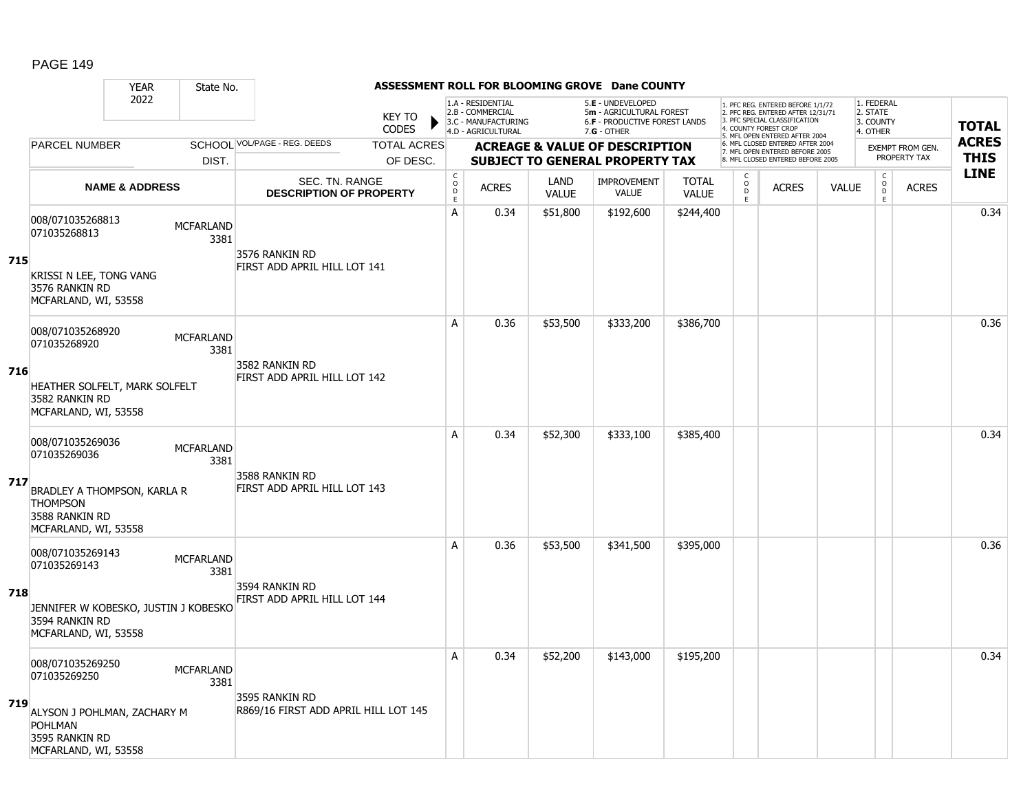**ASSESSMENT ROLL FOR BLOOMING GROVE Dane COUNTY**

| YEAR 2022 | State No. | KEY TO CODES: 1.A - RESIDENTIAL, 2.B - COMMERCIAL, 3.C - MANUFACTURING, 4.D - AGRICULTURAL, 5.E - UNDEVELOPED, 5m - AGRICULTURAL FOREST, 6.F - PRODUCTIVE FOREST LANDS, 7.G - OTHER | | | | | | | 1. PFC REG. ENTERED BEFORE 1/1/72, 2. PFC REG. ENTERED AFTER 12/31/71, 3. PFC SPECIAL CLASSIFICATION, 4. COUNTY FOREST CROP, 5. MFL OPEN ENTERED AFTER 2004, 6. MFL CLOSED ENTERED AFTER 2004, 7. MFL OPEN ENTERED BEFORE 2005, 8. MFL CLOSED ENTERED BEFORE 2005 | | | 1. FEDERAL, 2. STATE, 3. COUNTY, 4. OTHER | | |
|---|---|---|---|---|---|---|---|---|---|---|---|---|---|---|
| PARCEL NUMBER | SCHOOL DIST. | VOL/PAGE - REG. DEEDS / TOTAL ACRES OF DESC. | ACREAGE & VALUE OF DESCRIPTION SUBJECT TO GENERAL PROPERTY TAX | | | | | | | | | EXEMPT FROM GEN. PROPERTY TAX | | TOTAL ACRES THIS LINE |
| NAME & ADDRESS | | SEC. TN. RANGE DESCRIPTION OF PROPERTY | CODE | ACRES | LAND VALUE | IMPROVEMENT VALUE | TOTAL VALUE | CODE | ACRES | VALUE | CODE | ACRES | | |
| **715** 008/071035268813 071035268813 KRISSI N LEE, TONG VANG 3576 RANKIN RD MCFARLAND, WI, 53558 | MCFARLAND 3381 | 3576 RANKIN RD FIRST ADD APRIL HILL LOT 141 | A | 0.34 | $51,800 | $192,600 | $244,400 | | | | | | | 0.34 |
| **716** 008/071035268920 071035268920 HEATHER SOLFELT, MARK SOLFELT 3582 RANKIN RD MCFARLAND, WI, 53558 | MCFARLAND 3381 | 3582 RANKIN RD FIRST ADD APRIL HILL LOT 142 | A | 0.36 | $53,500 | $333,200 | $386,700 | | | | | | | 0.36 |
| **717** 008/071035269036 071035269036 BRADLEY A THOMPSON, KARLA R THOMPSON 3588 RANKIN RD MCFARLAND, WI, 53558 | MCFARLAND 3381 | 3588 RANKIN RD FIRST ADD APRIL HILL LOT 143 | A | 0.34 | $52,300 | $333,100 | $385,400 | | | | | | | 0.34 |
| **718** 008/071035269143 071035269143 JENNIFER W KOBESKO, JUSTIN J KOBESKO 3594 RANKIN RD MCFARLAND, WI, 53558 | MCFARLAND 3381 | 3594 RANKIN RD FIRST ADD APRIL HILL LOT 144 | A | 0.36 | $53,500 | $341,500 | $395,000 | | | | | | | 0.36 |
| **719** 008/071035269250 071035269250 ALYSON J POHLMAN, ZACHARY M POHLMAN 3595 RANKIN RD MCFARLAND, WI, 53558 | MCFARLAND 3381 | 3595 RANKIN RD R869/16 FIRST ADD APRIL HILL LOT 145 | A | 0.34 | $52,200 | $143,000 | $195,200 | | | | | | | 0.34 |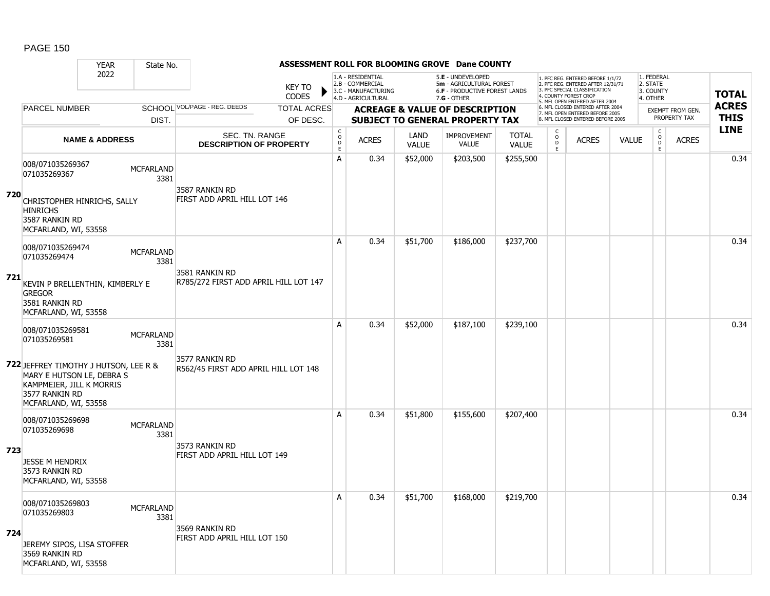# ASSESSMENT ROLL FOR BLOOMING GROVE Dane COUNTY

YEAR 2022 | State No.

KEY TO CODES:
- 1.A - RESIDENTIAL
- 2.B - COMMERCIAL
- 3.C - MANUFACTURING
- 4.D - AGRICULTURAL
- 5.E - UNDEVELOPED
- 5m - AGRICULTURAL FOREST
- 6.F - PRODUCTIVE FOREST LANDS
- 7.G - OTHER

- 1. PFC REG. ENTERED BEFORE 1/1/72
- 2. PFC REG. ENTERED AFTER 12/31/71
- 3. PFC SPECIAL CLASSIFICATION
- 4. COUNTY FOREST CROP
- 5. MFL OPEN ENTERED AFTER 2004
- 6. MFL CLOSED ENTERED AFTER 2004
- 7. MFL OPEN ENTERED BEFORE 2005
- 8. MFL CLOSED ENTERED BEFORE 2005

- 1. FEDERAL
- 2. STATE
- 3. COUNTY
- 4. OTHER

| | PARCEL NUMBER / NAME & ADDRESS | SCHOOL DIST. | VOL/PAGE - REG. DEEDS / SEC. TN. RANGE / DESCRIPTION OF PROPERTY | CODE | ACRES | LAND VALUE | IMPROVEMENT VALUE | TOTAL VALUE | CODE | ACRES | VALUE | CODE | ACRES (EXEMPT FROM GEN. PROPERTY TAX) | TOTAL ACRES THIS LINE |
|---|---|---|---|---|---|---|---|---|---|---|---|---|---|---|
| 720 | 008/071035269367<br>071035269367<br>CHRISTOPHER HINRICHS, SALLY HINRICHS<br>3587 RANKIN RD<br>MCFARLAND, WI, 53558 | MCFARLAND 3381 | 3587 RANKIN RD<br>FIRST ADD APRIL HILL LOT 146 | A | 0.34 | $52,000 | $203,500 | $255,500 | | | | | | 0.34 |
| 721 | 008/071035269474<br>071035269474<br>KEVIN P BRELLENTHIN, KIMBERLY E GREGOR<br>3581 RANKIN RD<br>MCFARLAND, WI, 53558 | MCFARLAND 3381 | 3581 RANKIN RD<br>R785/272 FIRST ADD APRIL HILL LOT 147 | A | 0.34 | $51,700 | $186,000 | $237,700 | | | | | | 0.34 |
| 722 | 008/071035269581<br>071035269581<br>JEFFREY TIMOTHY J HUTSON, LEE R & MARY E HUTSON LE, DEBRA S KAMPMEIER, JILL K MORRIS<br>3577 RANKIN RD<br>MCFARLAND, WI, 53558 | MCFARLAND 3381 | 3577 RANKIN RD<br>R562/45 FIRST ADD APRIL HILL LOT 148 | A | 0.34 | $52,000 | $187,100 | $239,100 | | | | | | 0.34 |
| 723 | 008/071035269698<br>071035269698<br>JESSE M HENDRIX<br>3573 RANKIN RD<br>MCFARLAND, WI, 53558 | MCFARLAND 3381 | 3573 RANKIN RD<br>FIRST ADD APRIL HILL LOT 149 | A | 0.34 | $51,800 | $155,600 | $207,400 | | | | | | 0.34 |
| 724 | 008/071035269803<br>071035269803<br>JEREMY SIPOS, LISA STOFFER<br>3569 RANKIN RD<br>MCFARLAND, WI, 53558 | MCFARLAND 3381 | 3569 RANKIN RD<br>FIRST ADD APRIL HILL LOT 150 | A | 0.34 | $51,700 | $168,000 | $219,700 | | | | | | 0.34 |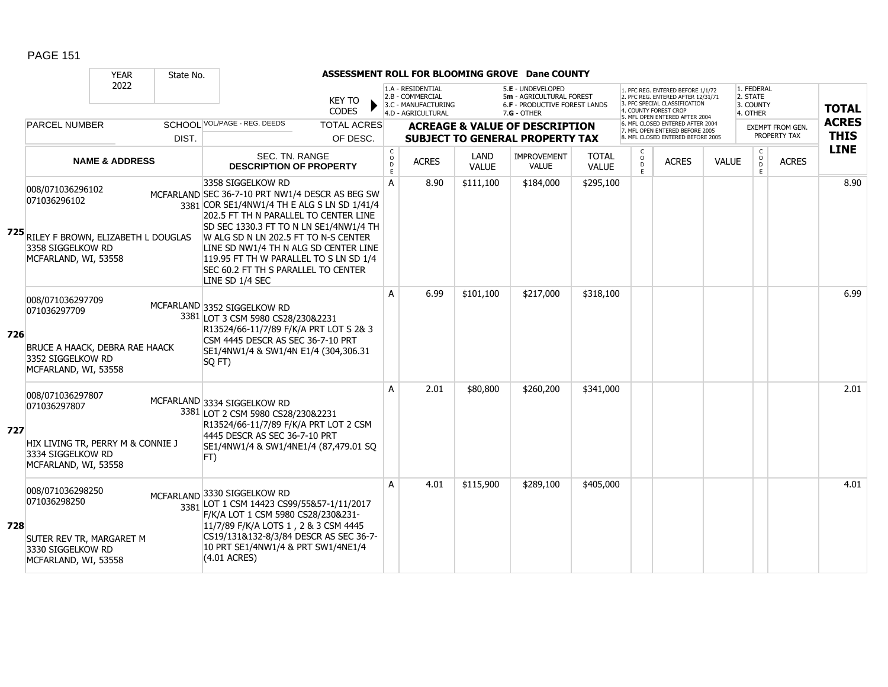## ASSESSMENT ROLL FOR BLOOMING GROVE Dane COUNTY

YEAR 2022 | State No.

KEY TO CODES: 1.A - RESIDENTIAL, 2.B - COMMERCIAL, 3.C - MANUFACTURING, 4.D - AGRICULTURAL, 5.E - UNDEVELOPED, 5m - AGRICULTURAL FOREST, 6.F - PRODUCTIVE FOREST LANDS, 7.G - OTHER

1. PFC REG. ENTERED BEFORE 1/1/72, 2. PFC REG. ENTERED AFTER 12/31/71, 3. PFC SPECIAL CLASSIFICATION, 4. COUNTY FOREST CROP, 5. MFL OPEN ENTERED AFTER 2004, 6. MFL CLOSED ENTERED AFTER 2004, 7. MFL OPEN ENTERED BEFORE 2005, 8. MFL CLOSED ENTERED BEFORE 2005

1. FEDERAL, 2. STATE, 3. COUNTY, 4. OTHER

| LINE | PARCEL NUMBER / NAME & ADDRESS | SCHOOL DIST. | VOL/PAGE - REG. DEEDS / SEC. TN. RANGE / DESCRIPTION OF PROPERTY | CODE | ACRES | LAND VALUE | IMPROVEMENT VALUE | TOTAL VALUE | CODE | ACRES | VALUE | CODE | ACRES (EXEMPT FROM GEN. PROPERTY TAX) | TOTAL ACRES THIS LINE |
|---|---|---|---|---|---|---|---|---|---|---|---|---|---|---|
| 725 | 008/071036296102<br>071036296102<br><br>RILEY F BROWN, ELIZABETH L DOUGLAS<br>3358 SIGGELKOW RD<br>MCFARLAND, WI, 53558 | MCFARLAND 3381 | 3358 SIGGELKOW RD<br>SEC 36-7-10 PRT NW1/4 DESCR AS BEG SW COR SE1/4NW1/4 TH E ALG S LN SD 1/41/4 202.5 FT TH N PARALLEL TO CENTER LINE SD SEC 1330.3 FT TO N LN SE1/4NW1/4 TH W ALG SD N LN 202.5 FT TO N-S CENTER LINE SD NW1/4 TH N ALG SD CENTER LINE 119.95 FT TH W PARALLEL TO S LN SD 1/4 SEC 60.2 FT TH S PARALLEL TO CENTER LINE SD 1/4 SEC | A | 8.90 | $111,100 | $184,000 | $295,100 | | | | | | 8.90 |
| 726 | 008/071036297709<br>071036297709<br><br>BRUCE A HAACK, DEBRA RAE HAACK<br>3352 SIGGELKOW RD<br>MCFARLAND, WI, 53558 | MCFARLAND 3381 | 3352 SIGGELKOW RD<br>LOT 3 CSM 5980 CS28/230&2231 R13524/66-11/7/89 F/K/A PRT LOT S 2& 3 CSM 4445 DESCR AS SEC 36-7-10 PRT SE1/4NW1/4 & SW1/4N E1/4 (304,306.31 SQ FT) | A | 6.99 | $101,100 | $217,000 | $318,100 | | | | | | 6.99 |
| 727 | 008/071036297807<br>071036297807<br><br>HIX LIVING TR, PERRY M & CONNIE J<br>3334 SIGGELKOW RD<br>MCFARLAND, WI, 53558 | MCFARLAND 3381 | 3334 SIGGELKOW RD<br>LOT 2 CSM 5980 CS28/230&2231 R13524/66-11/7/89 F/K/A PRT LOT 2 CSM 4445 DESCR AS SEC 36-7-10 PRT SE1/4NW1/4 & SW1/4NE1/4 (87,479.01 SQ FT) | A | 2.01 | $80,800 | $260,200 | $341,000 | | | | | | 2.01 |
| 728 | 008/071036298250<br>071036298250<br><br>SUTER REV TR, MARGARET M<br>3330 SIGGELKOW RD<br>MCFARLAND, WI, 53558 | MCFARLAND 3381 | 3330 SIGGELKOW RD<br>LOT 1 CSM 14423 CS99/55&57-1/11/2017 F/K/A LOT 1 CSM 5980 CS28/230&231- 11/7/89 F/K/A LOTS 1 , 2 & 3 CSM 4445 CS19/131&132-8/3/84 DESCR AS SEC 36-7-10 PRT SE1/4NW1/4 & PRT SW1/4NE1/4 (4.01 ACRES) | A | 4.01 | $115,900 | $289,100 | $405,000 | | | | | | 4.01 |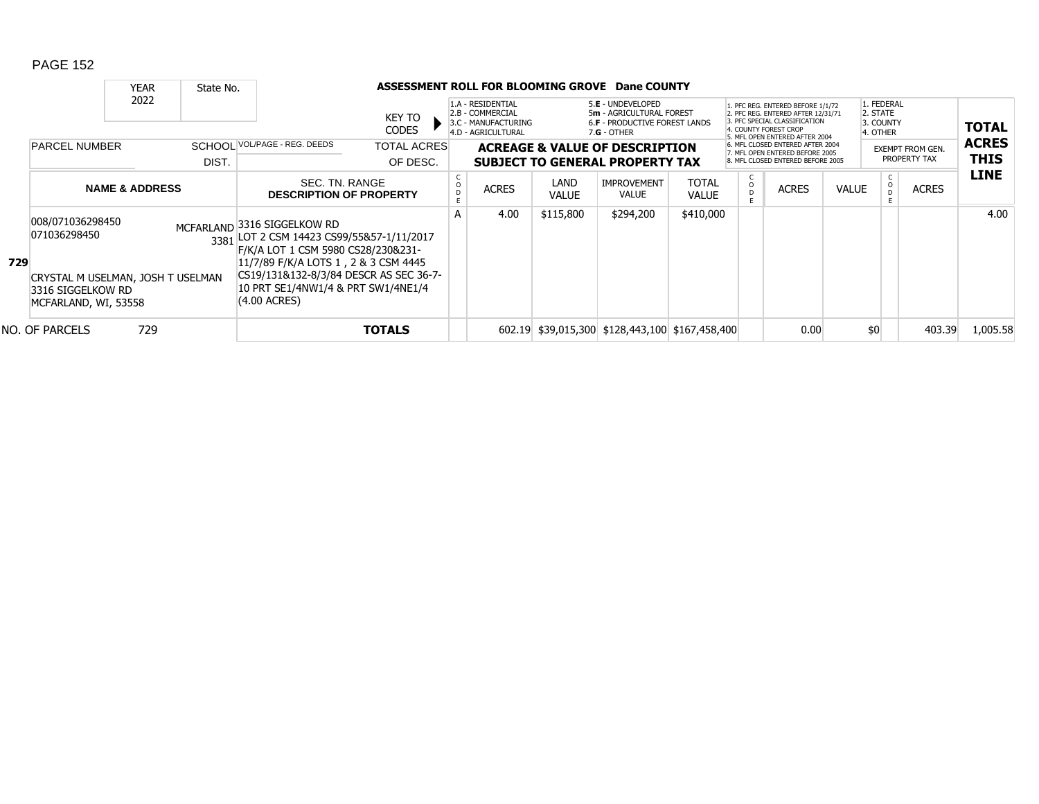| YEAR | State No. | | **ASSESSMENT ROLL FOR BLOOMING GROVE Dane COUNTY** | | | | | | | | | | | | |
|---|---|---|---|---|---|---|---|---|---|---|---|---|---|---|---|
| 2022 | | | KEY TO CODES | 1.A - RESIDENTIAL 2.B - COMMERCIAL 3.C - MANUFACTURING 4.D - AGRICULTURAL | | | 5.E - UNDEVELOPED 5m - AGRICULTURAL FOREST 6.F - PRODUCTIVE FOREST LANDS 7.G - OTHER | | 1. PFC REG. ENTERED BEFORE 1/1/72 2. PFC REG. ENTERED AFTER 12/31/71 3. PFC SPECIAL CLASSIFICATION 4. COUNTY FOREST CROP 5. MFL OPEN ENTERED AFTER 2004 6. MFL CLOSED ENTERED AFTER 2004 7. MFL OPEN ENTERED BEFORE 2005 8. MFL CLOSED ENTERED BEFORE 2005 | | | 1. FEDERAL 2. STATE 3. COUNTY 4. OTHER | | **TOTAL ACRES THIS LINE** |
| PARCEL NUMBER | | SCHOOL DIST. | VOL/PAGE - REG. DEEDS | TOTAL ACRES OF DESC. | **ACREAGE & VALUE OF DESCRIPTION SUBJECT TO GENERAL PROPERTY TAX** | | | | | | | | EXEMPT FROM GEN. PROPERTY TAX | | |
| **NAME & ADDRESS** | | | SEC. TN. RANGE **DESCRIPTION OF PROPERTY** | | CODE | ACRES | LAND VALUE | IMPROVEMENT VALUE | TOTAL VALUE | CODE | ACRES | VALUE | CODE | ACRES | |
| **729** 008/071036298450 071036298450 CRYSTAL M USELMAN, JOSH T USELMAN 3316 SIGGELKOW RD MCFARLAND, WI, 53558 | | MCFARLAND 3381 | 3316 SIGGELKOW RD LOT 2 CSM 14423 CS99/55&57-1/11/2017 F/K/A LOT 1 CSM 5980 CS28/230&231-11/7/89 F/K/A LOTS 1 , 2 & 3 CSM 4445 CS19/131&132-8/3/84 DESCR AS SEC 36-7-10 PRT SE1/4NW1/4 & PRT SW1/4NE1/4 (4.00 ACRES) | | A | 4.00 | $115,800 | $294,200 | $410,000 | | | | | | 4.00 |
| NO. OF PARCELS | 729 | | | **TOTALS** | | 602.19 | $39,015,300 | $128,443,100 | $167,458,400 | | 0.00 | $0 | | 403.39 | 1,005.58 |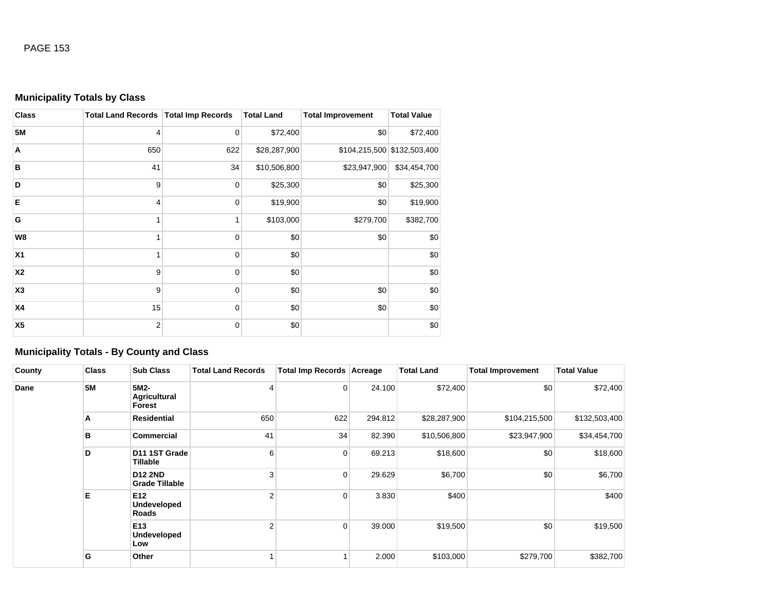## Municipality Totals by Class

| Class | Total Land Records | Total Imp Records | Total Land | Total Improvement | Total Value |
|---|---|---|---|---|---|
| **5M** | 4 | 0 | $72,400 | $0 | $72,400 |
| **A** | 650 | 622 | $28,287,900 | $104,215,500 | $132,503,400 |
| **B** | 41 | 34 | $10,506,800 | $23,947,900 | $34,454,700 |
| **D** | 9 | 0 | $25,300 | $0 | $25,300 |
| **E** | 4 | 0 | $19,900 | $0 | $19,900 |
| **G** | 1 | 1 | $103,000 | $279,700 | $382,700 |
| **W8** | 1 | 0 | $0 | $0 | $0 |
| **X1** | 1 | 0 | $0 | | $0 |
| **X2** | 9 | 0 | $0 | | $0 |
| **X3** | 9 | 0 | $0 | $0 | $0 |
| **X4** | 15 | 0 | $0 | $0 | $0 |
| **X5** | 2 | 0 | $0 | | $0 |

## Municipality Totals - By County and Class

| County | Class | Sub Class | Total Land Records | Total Imp Records | Acreage | Total Land | Total Improvement | Total Value |
|---|---|---|---|---|---|---|---|---|
| **Dane** | **5M** | **5M2-Agricultural Forest** | 4 | 0 | 24.100 | $72,400 | $0 | $72,400 |
| | **A** | **Residential** | 650 | 622 | 294.812 | $28,287,900 | $104,215,500 | $132,503,400 |
| | **B** | **Commercial** | 41 | 34 | 82.390 | $10,506,800 | $23,947,900 | $34,454,700 |
| | **D** | **D11 1ST Grade Tillable** | 6 | 0 | 69.213 | $18,600 | $0 | $18,600 |
| | | **D12 2ND Grade Tillable** | 3 | 0 | 29.629 | $6,700 | $0 | $6,700 |
| | **E** | **E12 Undeveloped Roads** | 2 | 0 | 3.830 | $400 | | $400 |
| | | **E13 Undeveloped Low** | 2 | 0 | 39.000 | $19,500 | $0 | $19,500 |
| | **G** | **Other** | 1 | 1 | 2.000 | $103,000 | $279,700 | $382,700 |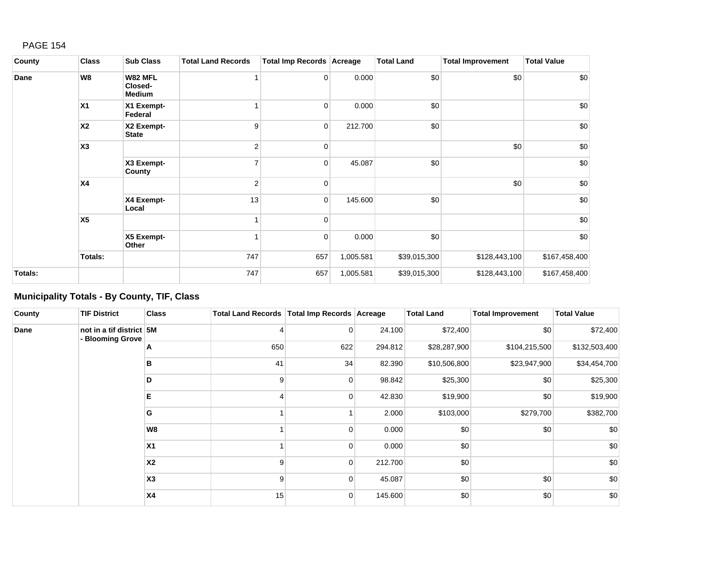| County | Class | Sub Class | Total Land Records | Total Imp Records | Acreage | Total Land | Total Improvement | Total Value |
|---|---|---|---|---|---|---|---|---|
| Dane | W8 | W82 MFL Closed-Medium | 1 | 0 | 0.000 | $0 | $0 | $0 |
| | X1 | X1 Exempt-Federal | 1 | 0 | 0.000 | $0 | | $0 |
| | X2 | X2 Exempt-State | 9 | 0 | 212.700 | $0 | | $0 |
| | X3 | | 2 | 0 | | | $0 | $0 |
| | | X3 Exempt-County | 7 | 0 | 45.087 | $0 | | $0 |
| | X4 | | 2 | 0 | | | $0 | $0 |
| | | X4 Exempt-Local | 13 | 0 | 145.600 | $0 | | $0 |
| | X5 | | 1 | 0 | | | | $0 |
| | | X5 Exempt-Other | 1 | 0 | 0.000 | $0 | | $0 |
| | Totals: | | 747 | 657 | 1,005.581 | $39,015,300 | $128,443,100 | $167,458,400 |
| Totals: | | | 747 | 657 | 1,005.581 | $39,015,300 | $128,443,100 | $167,458,400 |

## Municipality Totals - By County, TIF, Class

| County | TIF District | Class | Total Land Records | Total Imp Records | Acreage | Total Land | Total Improvement | Total Value |
|---|---|---|---|---|---|---|---|---|
| Dane | not in a tif district - Blooming Grove | 5M | 4 | 0 | 24.100 | $72,400 | $0 | $72,400 |
| | | A | 650 | 622 | 294.812 | $28,287,900 | $104,215,500 | $132,503,400 |
| | | B | 41 | 34 | 82.390 | $10,506,800 | $23,947,900 | $34,454,700 |
| | | D | 9 | 0 | 98.842 | $25,300 | $0 | $25,300 |
| | | E | 4 | 0 | 42.830 | $19,900 | $0 | $19,900 |
| | | G | 1 | 1 | 2.000 | $103,000 | $279,700 | $382,700 |
| | | W8 | 1 | 0 | 0.000 | $0 | $0 | $0 |
| | | X1 | 1 | 0 | 0.000 | $0 | | $0 |
| | | X2 | 9 | 0 | 212.700 | $0 | | $0 |
| | | X3 | 9 | 0 | 45.087 | $0 | $0 | $0 |
| | | X4 | 15 | 0 | 145.600 | $0 | $0 | $0 |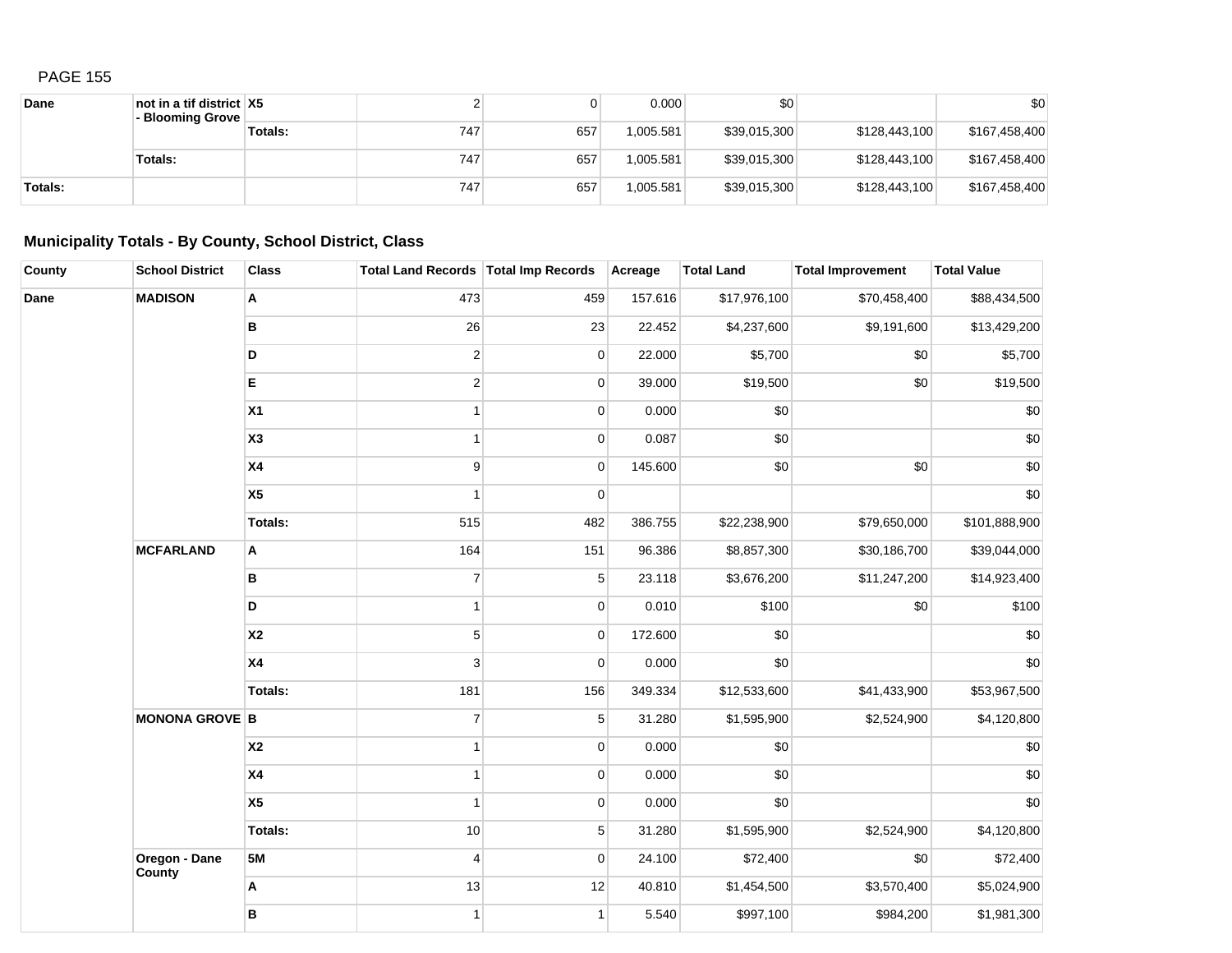| Dane | not in a tif district - Blooming Grove | X5 | 2 | 0 | 0.000 | $0 | | $0 |
|---|---|---|---|---|---|---|---|---|
| | | Totals: | 747 | 657 | 1,005.581 | $39,015,300 | $128,443,100 | $167,458,400 |
| | Totals: | | 747 | 657 | 1,005.581 | $39,015,300 | $128,443,100 | $167,458,400 |
| Totals: | | | 747 | 657 | 1,005.581 | $39,015,300 | $128,443,100 | $167,458,400 |

## Municipality Totals - By County, School District, Class

| County | School District | Class | Total Land Records | Total Imp Records | Acreage | Total Land | Total Improvement | Total Value |
|---|---|---|---|---|---|---|---|---|
| Dane | MADISON | A | 473 | 459 | 157.616 | $17,976,100 | $70,458,400 | $88,434,500 |
| | | B | 26 | 23 | 22.452 | $4,237,600 | $9,191,600 | $13,429,200 |
| | | D | 2 | 0 | 22.000 | $5,700 | $0 | $5,700 |
| | | E | 2 | 0 | 39.000 | $19,500 | $0 | $19,500 |
| | | X1 | 1 | 0 | 0.000 | $0 | | $0 |
| | | X3 | 1 | 0 | 0.087 | $0 | | $0 |
| | | X4 | 9 | 0 | 145.600 | $0 | $0 | $0 |
| | | X5 | 1 | 0 | | | | $0 |
| | | Totals: | 515 | 482 | 386.755 | $22,238,900 | $79,650,000 | $101,888,900 |
| | MCFARLAND | A | 164 | 151 | 96.386 | $8,857,300 | $30,186,700 | $39,044,000 |
| | | B | 7 | 5 | 23.118 | $3,676,200 | $11,247,200 | $14,923,400 |
| | | D | 1 | 0 | 0.010 | $100 | $0 | $100 |
| | | X2 | 5 | 0 | 172.600 | $0 | | $0 |
| | | X4 | 3 | 0 | 0.000 | $0 | | $0 |
| | | Totals: | 181 | 156 | 349.334 | $12,533,600 | $41,433,900 | $53,967,500 |
| | MONONA GROVE | B | 7 | 5 | 31.280 | $1,595,900 | $2,524,900 | $4,120,800 |
| | | X2 | 1 | 0 | 0.000 | $0 | | $0 |
| | | X4 | 1 | 0 | 0.000 | $0 | | $0 |
| | | X5 | 1 | 0 | 0.000 | $0 | | $0 |
| | | Totals: | 10 | 5 | 31.280 | $1,595,900 | $2,524,900 | $4,120,800 |
| | Oregon - Dane County | 5M | 4 | 0 | 24.100 | $72,400 | $0 | $72,400 |
| | | A | 13 | 12 | 40.810 | $1,454,500 | $3,570,400 | $5,024,900 |
| | | B | 1 | 1 | 5.540 | $997,100 | $984,200 | $1,981,300 |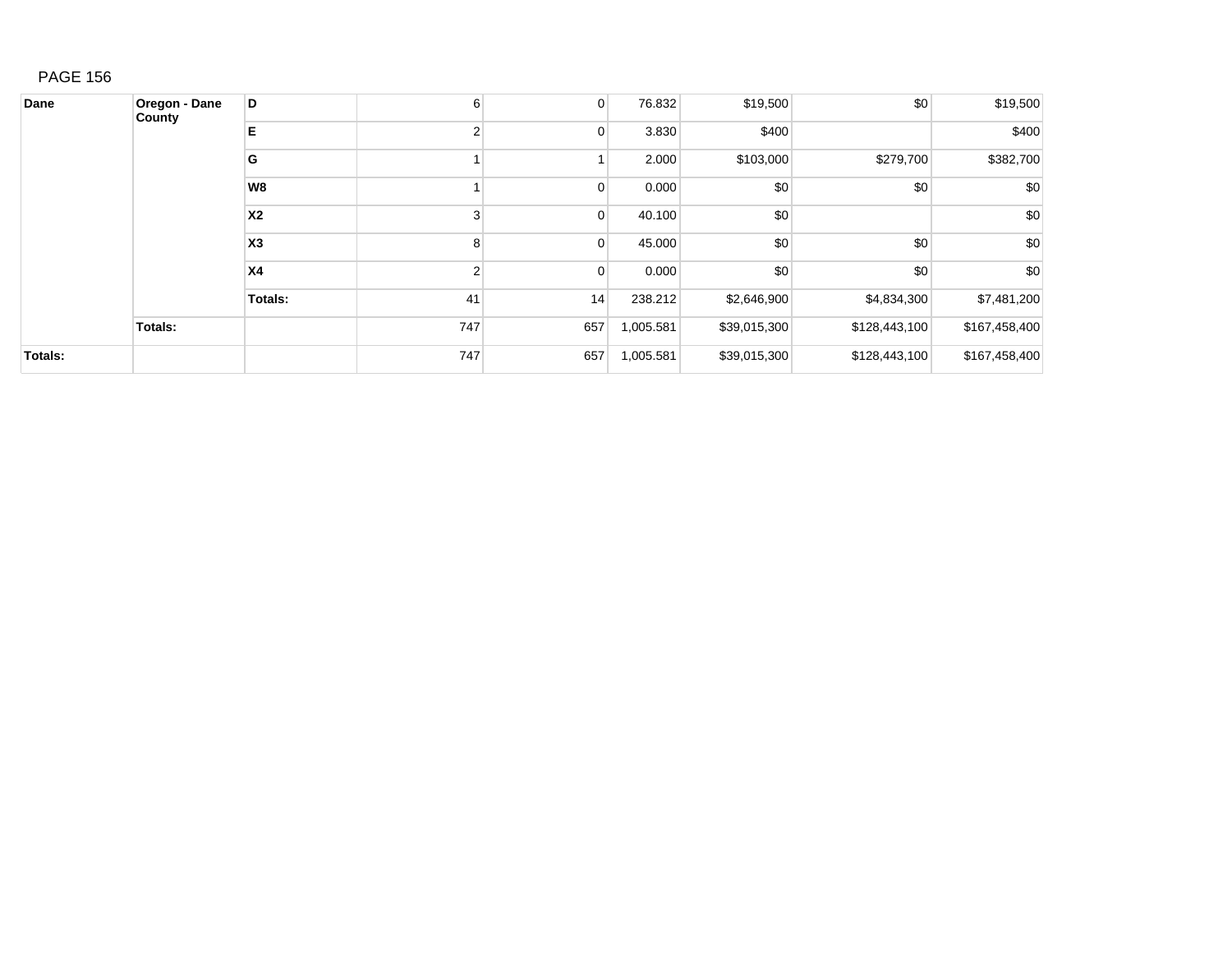| | | | | | | | | |
|---|---|---|---|---|---|---|---|---|
| Dane | Oregon - Dane County | D | 6 | 0 | 76.832 | $19,500 | $0 | $19,500 |
| | | E | 2 | 0 | 3.830 | $400 | | $400 |
| | | G | 1 | 1 | 2.000 | $103,000 | $279,700 | $382,700 |
| | | W8 | 1 | 0 | 0.000 | $0 | $0 | $0 |
| | | X2 | 3 | 0 | 40.100 | $0 | | $0 |
| | | X3 | 8 | 0 | 45.000 | $0 | $0 | $0 |
| | | X4 | 2 | 0 | 0.000 | $0 | $0 | $0 |
| | | **Totals:** | 41 | 14 | 238.212 | $2,646,900 | $4,834,300 | $7,481,200 |
| | **Totals:** | | 747 | 657 | 1,005.581 | $39,015,300 | $128,443,100 | $167,458,400 |
| **Totals:** | | | 747 | 657 | 1,005.581 | $39,015,300 | $128,443,100 | $167,458,400 |